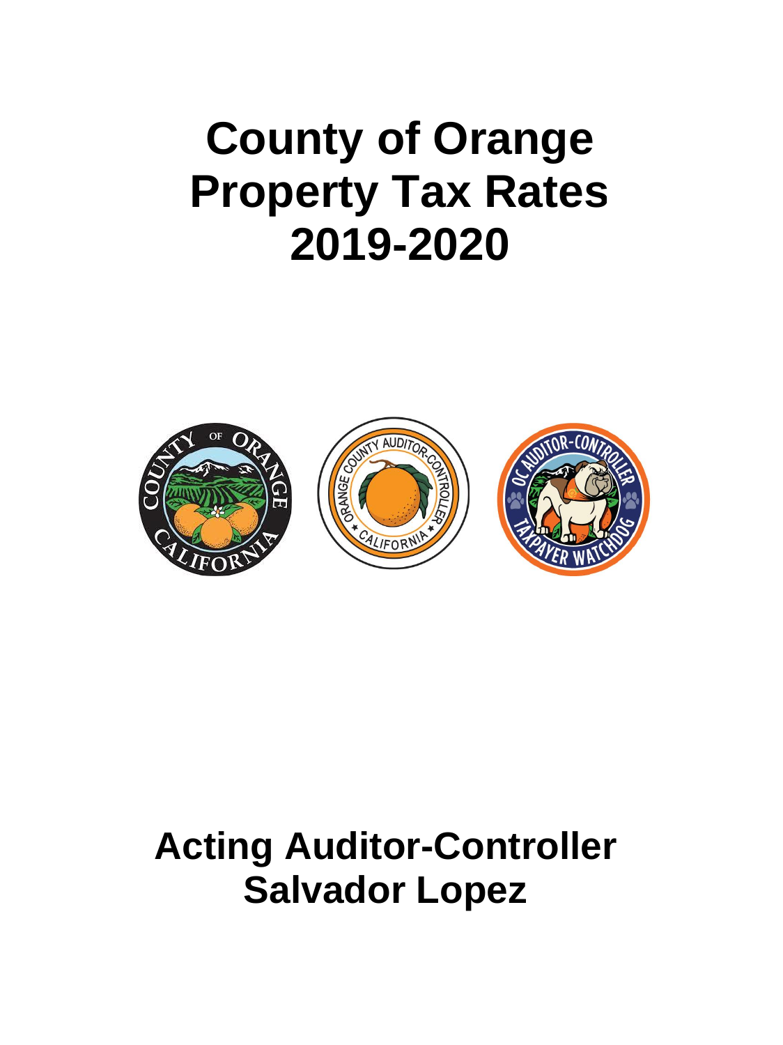# County of Orange Property Tax Rates 2019-2020

## Acting Auditor-Controller Salvador Lopez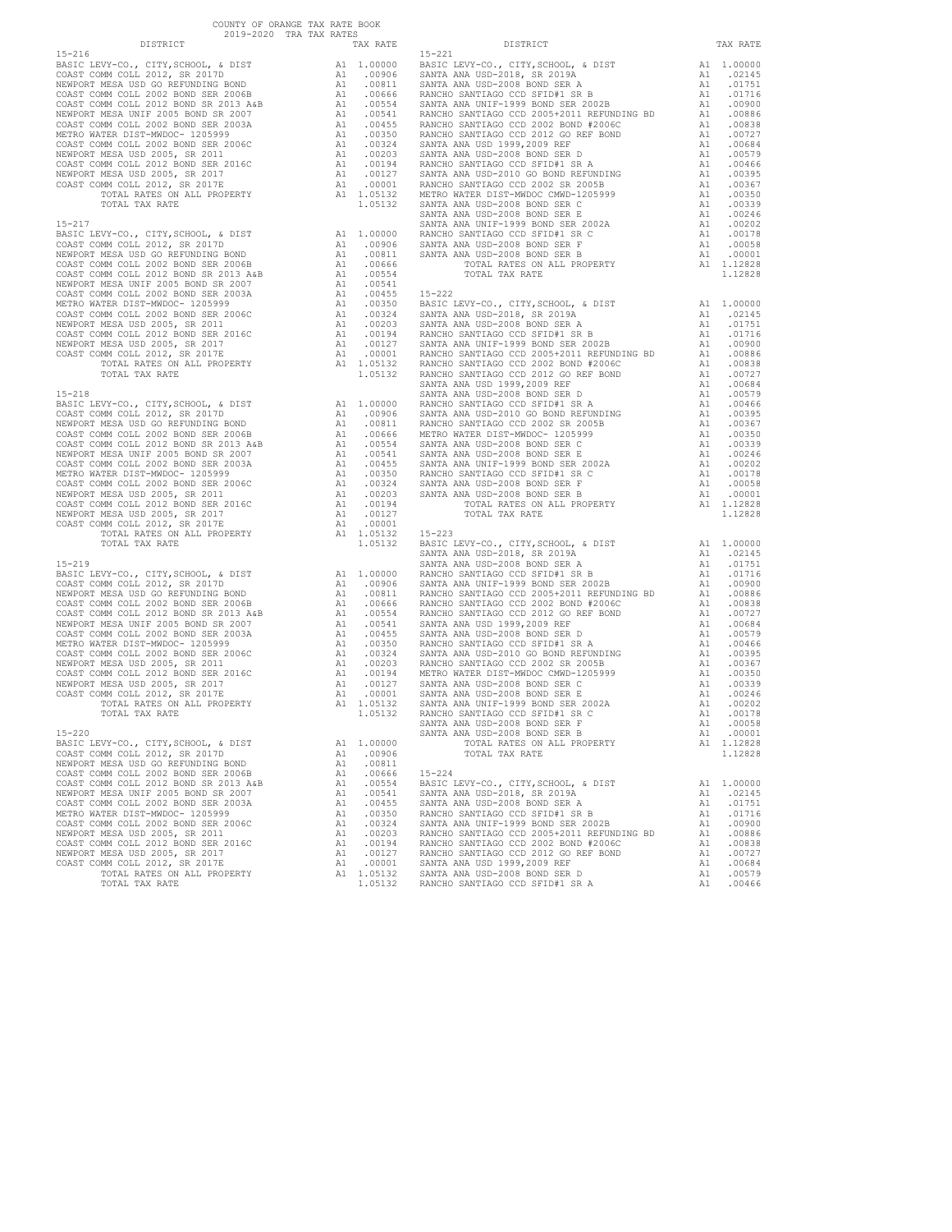COUNTY OF ORANGE TAX RATE BOOK
2019-2020 TRA TAX RATES

| DISTRICT | | TAX RATE |
|---|---|---|
| 15-216 | | |
| BASIC LEVY-CO., CITY,SCHOOL, & DIST | A1 | 1.00000 |
| COAST COMM COLL 2012, SR 2017D | A1 | .00906 |
| NEWPORT MESA USD GO REFUNDING BOND | A1 | .00811 |
| COAST COMM COLL 2002 BOND SER 2006B | A1 | .00666 |
| COAST COMM COLL 2012 BOND SR 2013 A&B | A1 | .00554 |
| NEWPORT MESA UNIF 2005 BOND SR 2007 | A1 | .00541 |
| COAST COMM COLL 2002 BOND SER 2003A | A1 | .00455 |
| METRO WATER DIST-MWDOC- 1205999 | A1 | .00350 |
| COAST COMM COLL 2002 BOND SER 2006C | A1 | .00324 |
| NEWPORT MESA USD 2005, SR 2011 | A1 | .00203 |
| COAST COMM COLL 2012 BOND SER 2016C | A1 | .00194 |
| NEWPORT MESA USD 2005, SR 2017 | A1 | .00127 |
| COAST COMM COLL 2012, SR 2017E | A1 | .00001 |
| TOTAL RATES ON ALL PROPERTY | A1 | 1.05132 |
| TOTAL TAX RATE | | 1.05132 |
| 15-217 | | |
| BASIC LEVY-CO., CITY,SCHOOL, & DIST | A1 | 1.00000 |
| COAST COMM COLL 2012, SR 2017D | A1 | .00906 |
| NEWPORT MESA USD GO REFUNDING BOND | A1 | .00811 |
| COAST COMM COLL 2002 BOND SER 2006B | A1 | .00666 |
| COAST COMM COLL 2012 BOND SR 2013 A&B | A1 | .00554 |
| NEWPORT MESA UNIF 2005 BOND SR 2007 | A1 | .00541 |
| COAST COMM COLL 2002 BOND SER 2003A | A1 | .00455 |
| METRO WATER DIST-MWDOC- 1205999 | A1 | .00350 |
| COAST COMM COLL 2002 BOND SER 2006C | A1 | .00324 |
| NEWPORT MESA USD 2005, SR 2011 | A1 | .00203 |
| COAST COMM COLL 2012 BOND SER 2016C | A1 | .00194 |
| NEWPORT MESA USD 2005, SR 2017 | A1 | .00127 |
| COAST COMM COLL 2012, SR 2017E | A1 | .00001 |
| TOTAL RATES ON ALL PROPERTY | A1 | 1.05132 |
| TOTAL TAX RATE | | 1.05132 |
| 15-218 | | |
| BASIC LEVY-CO., CITY,SCHOOL, & DIST | A1 | 1.00000 |
| COAST COMM COLL 2012, SR 2017D | A1 | .00906 |
| NEWPORT MESA USD GO REFUNDING BOND | A1 | .00811 |
| COAST COMM COLL 2002 BOND SER 2006B | A1 | .00666 |
| COAST COMM COLL 2012 BOND SR 2013 A&B | A1 | .00554 |
| NEWPORT MESA UNIF 2005 BOND SR 2007 | A1 | .00541 |
| COAST COMM COLL 2002 BOND SER 2003A | A1 | .00455 |
| METRO WATER DIST-MWDOC- 1205999 | A1 | .00350 |
| COAST COMM COLL 2002 BOND SER 2006C | A1 | .00324 |
| NEWPORT MESA USD 2005, SR 2011 | A1 | .00203 |
| COAST COMM COLL 2012 BOND SER 2016C | A1 | .00194 |
| NEWPORT MESA USD 2005, SR 2017 | A1 | .00127 |
| COAST COMM COLL 2012, SR 2017E | A1 | .00001 |
| TOTAL RATES ON ALL PROPERTY | A1 | 1.05132 |
| TOTAL TAX RATE | | 1.05132 |
| 15-219 | | |
| BASIC LEVY-CO., CITY,SCHOOL, & DIST | A1 | 1.00000 |
| COAST COMM COLL 2012, SR 2017D | A1 | .00906 |
| NEWPORT MESA USD GO REFUNDING BOND | A1 | .00811 |
| COAST COMM COLL 2002 BOND SER 2006B | A1 | .00666 |
| COAST COMM COLL 2012 BOND SR 2013 A&B | A1 | .00554 |
| NEWPORT MESA UNIF 2005 BOND SR 2007 | A1 | .00541 |
| COAST COMM COLL 2002 BOND SER 2003A | A1 | .00455 |
| METRO WATER DIST-MWDOC- 1205999 | A1 | .00350 |
| COAST COMM COLL 2002 BOND SER 2006C | A1 | .00324 |
| NEWPORT MESA USD 2005, SR 2011 | A1 | .00203 |
| COAST COMM COLL 2012 BOND SER 2016C | A1 | .00194 |
| NEWPORT MESA USD 2005, SR 2017 | A1 | .00127 |
| COAST COMM COLL 2012, SR 2017E | A1 | .00001 |
| TOTAL RATES ON ALL PROPERTY | A1 | 1.05132 |
| TOTAL TAX RATE | | 1.05132 |
| 15-220 | | |
| BASIC LEVY-CO., CITY,SCHOOL, & DIST | A1 | 1.00000 |
| COAST COMM COLL 2012, SR 2017D | A1 | .00906 |
| NEWPORT MESA USD GO REFUNDING BOND | A1 | .00811 |
| COAST COMM COLL 2002 BOND SER 2006B | A1 | .00666 |
| COAST COMM COLL 2012 BOND SR 2013 A&B | A1 | .00554 |
| NEWPORT MESA UNIF 2005 BOND SR 2007 | A1 | .00541 |
| COAST COMM COLL 2002 BOND SER 2003A | A1 | .00455 |
| METRO WATER DIST-MWDOC- 1205999 | A1 | .00350 |
| COAST COMM COLL 2002 BOND SER 2006C | A1 | .00324 |
| NEWPORT MESA USD 2005, SR 2011 | A1 | .00203 |
| COAST COMM COLL 2012 BOND SER 2016C | A1 | .00194 |
| NEWPORT MESA USD 2005, SR 2017 | A1 | .00127 |
| COAST COMM COLL 2012, SR 2017E | A1 | .00001 |
| TOTAL RATES ON ALL PROPERTY | A1 | 1.05132 |
| TOTAL TAX RATE | | 1.05132 |
| 15-221 | | |
| BASIC LEVY-CO., CITY,SCHOOL, & DIST | A1 | 1.00000 |
| SANTA ANA USD-2018, SR 2019A | A1 | .02145 |
| SANTA ANA USD-2008 BOND SER A | A1 | .01751 |
| RANCHO SANTIAGO CCD SFID#1 SR B | A1 | .01716 |
| SANTA ANA UNIF-1999 BOND SER 2002B | A1 | .00900 |
| RANCHO SANTIAGO CCD 2005+2011 REFUNDING BD | A1 | .00886 |
| RANCHO SANTIAGO CCD 2002 BOND #2006C | A1 | .00838 |
| RANCHO SANTIAGO CCD 2012 GO REF BOND | A1 | .00727 |
| SANTA ANA USD 1999,2009 REF | A1 | .00684 |
| SANTA ANA USD-2008 BOND SER D | A1 | .00579 |
| RANCHO SANTIAGO CCD SFID#1 SR A | A1 | .00466 |
| SANTA ANA USD-2010 GO BOND REFUNDING | A1 | .00395 |
| RANCHO SANTIAGO CCD 2002 SR 2005B | A1 | .00367 |
| METRO WATER DIST-MWDOC CMWD-1205999 | A1 | .00350 |
| SANTA ANA USD-2008 BOND SER C | A1 | .00339 |
| SANTA ANA USD-2008 BOND SER E | A1 | .00246 |
| SANTA ANA UNIF-1999 BOND SER 2002A | A1 | .00202 |
| RANCHO SANTIAGO CCD SFID#1 SR C | A1 | .00178 |
| SANTA ANA USD-2008 BOND SER F | A1 | .00058 |
| SANTA ANA USD-2008 BOND SER B | A1 | .00001 |
| TOTAL RATES ON ALL PROPERTY | A1 | 1.12828 |
| TOTAL TAX RATE | | 1.12828 |
| 15-222 | | |
| BASIC LEVY-CO., CITY,SCHOOL, & DIST | A1 | 1.00000 |
| SANTA ANA USD-2018, SR 2019A | A1 | .02145 |
| SANTA ANA USD-2008 BOND SER A | A1 | .01751 |
| RANCHO SANTIAGO CCD SFID#1 SR B | A1 | .01716 |
| SANTA ANA UNIF-1999 BOND SER 2002B | A1 | .00900 |
| RANCHO SANTIAGO CCD 2005+2011 REFUNDING BD | A1 | .00886 |
| RANCHO SANTIAGO CCD 2002 BOND #2006C | A1 | .00838 |
| RANCHO SANTIAGO CCD 2012 GO REF BOND | A1 | .00727 |
| SANTA ANA USD 1999,2009 REF | A1 | .00684 |
| SANTA ANA USD-2008 BOND SER D | A1 | .00579 |
| RANCHO SANTIAGO CCD SFID#1 SR A | A1 | .00466 |
| SANTA ANA USD-2010 GO BOND REFUNDING | A1 | .00395 |
| RANCHO SANTIAGO CCD 2002 SR 2005B | A1 | .00367 |
| METRO WATER DIST-MWDOC- 1205999 | A1 | .00350 |
| SANTA ANA USD-2008 BOND SER C | A1 | .00339 |
| SANTA ANA USD-2008 BOND SER E | A1 | .00246 |
| SANTA ANA UNIF-1999 BOND SER 2002A | A1 | .00202 |
| RANCHO SANTIAGO CCD SFID#1 SR C | A1 | .00178 |
| SANTA ANA USD-2008 BOND SER F | A1 | .00058 |
| SANTA ANA USD-2008 BOND SER B | A1 | .00001 |
| TOTAL RATES ON ALL PROPERTY | A1 | 1.12828 |
| TOTAL TAX RATE | | 1.12828 |
| 15-223 | | |
| BASIC LEVY-CO., CITY,SCHOOL, & DIST | A1 | 1.00000 |
| SANTA ANA USD-2018, SR 2019A | A1 | .02145 |
| SANTA ANA USD-2008 BOND SER A | A1 | .01751 |
| RANCHO SANTIAGO CCD SFID#1 SR B | A1 | .01716 |
| SANTA ANA UNIF-1999 BOND SER 2002B | A1 | .00900 |
| RANCHO SANTIAGO CCD 2005+2011 REFUNDING BD | A1 | .00886 |
| RANCHO SANTIAGO CCD 2002 BOND #2006C | A1 | .00838 |
| RANCHO SANTIAGO CCD 2012 GO REF BOND | A1 | .00727 |
| SANTA ANA USD 1999,2009 REF | A1 | .00684 |
| SANTA ANA USD-2008 BOND SER D | A1 | .00579 |
| RANCHO SANTIAGO CCD SFID#1 SR A | A1 | .00466 |
| SANTA ANA USD-2010 GO BOND REFUNDING | A1 | .00395 |
| RANCHO SANTIAGO CCD 2002 SR 2005B | A1 | .00367 |
| METRO WATER DIST-MWDOC CMWD-1205999 | A1 | .00350 |
| SANTA ANA USD-2008 BOND SER C | A1 | .00339 |
| SANTA ANA USD-2008 BOND SER E | A1 | .00246 |
| SANTA ANA UNIF-1999 BOND SER 2002A | A1 | .00202 |
| RANCHO SANTIAGO CCD SFID#1 SR C | A1 | .00178 |
| SANTA ANA USD-2008 BOND SER F | A1 | .00058 |
| SANTA ANA USD-2008 BOND SER B | A1 | .00001 |
| TOTAL RATES ON ALL PROPERTY | A1 | 1.12828 |
| TOTAL TAX RATE | | 1.12828 |
| 15-224 | | |
| BASIC LEVY-CO., CITY,SCHOOL, & DIST | A1 | 1.00000 |
| SANTA ANA USD-2018, SR 2019A | A1 | .02145 |
| SANTA ANA USD-2008 BOND SER A | A1 | .01751 |
| RANCHO SANTIAGO CCD SFID#1 SR B | A1 | .01716 |
| SANTA ANA UNIF-1999 BOND SER 2002B | A1 | .00900 |
| RANCHO SANTIAGO CCD 2005+2011 REFUNDING BD | A1 | .00886 |
| RANCHO SANTIAGO CCD 2002 BOND #2006C | A1 | .00838 |
| RANCHO SANTIAGO CCD 2012 GO REF BOND | A1 | .00727 |
| SANTA ANA USD 1999,2009 REF | A1 | .00684 |
| SANTA ANA USD-2008 BOND SER D | A1 | .00579 |
| RANCHO SANTIAGO CCD SFID#1 SR A | A1 | .00466 |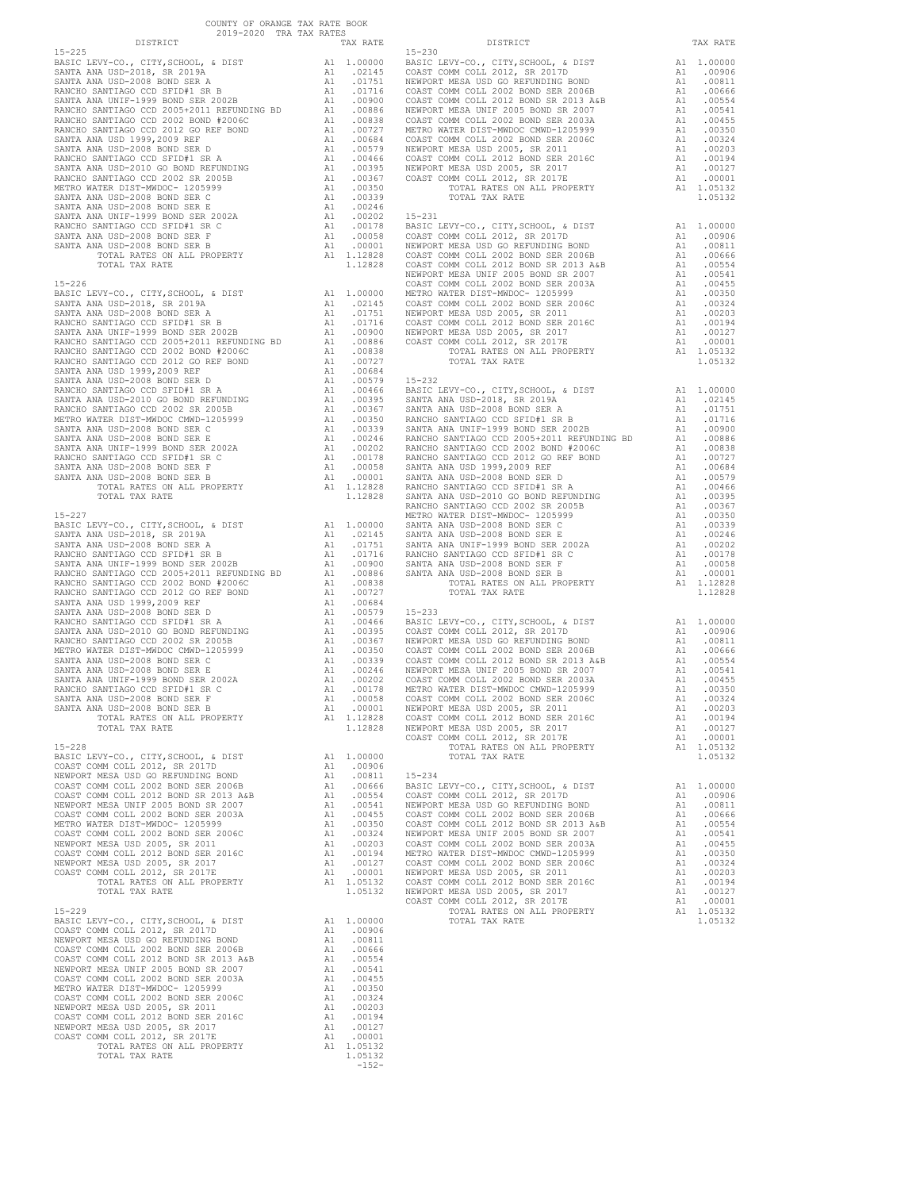# COUNTY OF ORANGE TAX RATE BOOK
## 2019-2020 TRA TAX RATES

### 15-225

| DISTRICT | | TAX RATE |
|---|---|---|
| BASIC LEVY-CO., CITY,SCHOOL, & DIST | A1 | 1.00000 |
| SANTA ANA USD-2018, SR 2019A | A1 | .02145 |
| SANTA ANA USD-2008 BOND SER A | A1 | .01751 |
| RANCHO SANTIAGO CCD SFID#1 SR B | A1 | .01716 |
| SANTA ANA UNIF-1999 BOND SER 2002B | A1 | .00900 |
| RANCHO SANTIAGO CCD 2005+2011 REFUNDING BD | A1 | .00886 |
| RANCHO SANTIAGO CCD 2002 BOND #2006C | A1 | .00838 |
| RANCHO SANTIAGO CCD 2012 GO REF BOND | A1 | .00727 |
| SANTA ANA USD 1999,2009 REF | A1 | .00684 |
| SANTA ANA USD-2008 BOND SER D | A1 | .00579 |
| RANCHO SANTIAGO CCD SFID#1 SR A | A1 | .00466 |
| SANTA ANA USD-2010 GO BOND REFUNDING | A1 | .00395 |
| RANCHO SANTIAGO CCD 2002 SR 2005B | A1 | .00367 |
| METRO WATER DIST-MWDOC- 1205999 | A1 | .00350 |
| SANTA ANA USD-2008 BOND SER C | A1 | .00339 |
| SANTA ANA USD-2008 BOND SER E | A1 | .00246 |
| SANTA ANA UNIF-1999 BOND SER 2002A | A1 | .00202 |
| RANCHO SANTIAGO CCD SFID#1 SR C | A1 | .00178 |
| SANTA ANA USD-2008 BOND SER F | A1 | .00058 |
| SANTA ANA USD-2008 BOND SER B | A1 | .00001 |
| TOTAL RATES ON ALL PROPERTY | A1 | 1.12828 |
| TOTAL TAX RATE | | 1.12828 |

### 15-226

| DISTRICT | | TAX RATE |
|---|---|---|
| BASIC LEVY-CO., CITY,SCHOOL, & DIST | A1 | 1.00000 |
| SANTA ANA USD-2018, SR 2019A | A1 | .02145 |
| SANTA ANA USD-2008 BOND SER A | A1 | .01751 |
| RANCHO SANTIAGO CCD SFID#1 SR B | A1 | .01716 |
| SANTA ANA UNIF-1999 BOND SER 2002B | A1 | .00900 |
| RANCHO SANTIAGO CCD 2005+2011 REFUNDING BD | A1 | .00886 |
| RANCHO SANTIAGO CCD 2002 BOND #2006C | A1 | .00838 |
| RANCHO SANTIAGO CCD 2012 GO REF BOND | A1 | .00727 |
| SANTA ANA USD 1999,2009 REF | A1 | .00684 |
| SANTA ANA USD-2008 BOND SER D | A1 | .00579 |
| RANCHO SANTIAGO CCD SFID#1 SR A | A1 | .00466 |
| SANTA ANA USD-2010 GO BOND REFUNDING | A1 | .00395 |
| RANCHO SANTIAGO CCD 2002 SR 2005B | A1 | .00367 |
| METRO WATER DIST-MWDOC CMWD-1205999 | A1 | .00350 |
| SANTA ANA USD-2008 BOND SER C | A1 | .00339 |
| SANTA ANA USD-2008 BOND SER E | A1 | .00246 |
| SANTA ANA UNIF-1999 BOND SER 2002A | A1 | .00202 |
| RANCHO SANTIAGO CCD SFID#1 SR C | A1 | .00178 |
| SANTA ANA USD-2008 BOND SER F | A1 | .00058 |
| SANTA ANA USD-2008 BOND SER B | A1 | .00001 |
| TOTAL RATES ON ALL PROPERTY | A1 | 1.12828 |
| TOTAL TAX RATE | | 1.12828 |

### 15-227

| DISTRICT | | TAX RATE |
|---|---|---|
| BASIC LEVY-CO., CITY,SCHOOL, & DIST | A1 | 1.00000 |
| SANTA ANA USD-2018, SR 2019A | A1 | .02145 |
| SANTA ANA USD-2008 BOND SER A | A1 | .01751 |
| RANCHO SANTIAGO CCD SFID#1 SR B | A1 | .01716 |
| SANTA ANA UNIF-1999 BOND SER 2002B | A1 | .00900 |
| RANCHO SANTIAGO CCD 2005+2011 REFUNDING BD | A1 | .00886 |
| RANCHO SANTIAGO CCD 2002 BOND #2006C | A1 | .00838 |
| RANCHO SANTIAGO CCD 2012 GO REF BOND | A1 | .00727 |
| SANTA ANA USD 1999,2009 REF | A1 | .00684 |
| SANTA ANA USD-2008 BOND SER D | A1 | .00579 |
| RANCHO SANTIAGO CCD SFID#1 SR A | A1 | .00466 |
| SANTA ANA USD-2010 GO BOND REFUNDING | A1 | .00395 |
| RANCHO SANTIAGO CCD 2002 SR 2005B | A1 | .00367 |
| METRO WATER DIST-MWDOC CMWD-1205999 | A1 | .00350 |
| SANTA ANA USD-2008 BOND SER C | A1 | .00339 |
| SANTA ANA USD-2008 BOND SER E | A1 | .00246 |
| SANTA ANA UNIF-1999 BOND SER 2002A | A1 | .00202 |
| RANCHO SANTIAGO CCD SFID#1 SR C | A1 | .00178 |
| SANTA ANA USD-2008 BOND SER F | A1 | .00058 |
| SANTA ANA USD-2008 BOND SER B | A1 | .00001 |
| TOTAL RATES ON ALL PROPERTY | A1 | 1.12828 |
| TOTAL TAX RATE | | 1.12828 |

### 15-228

| DISTRICT | | TAX RATE |
|---|---|---|
| BASIC LEVY-CO., CITY,SCHOOL, & DIST | A1 | 1.00000 |
| COAST COMM COLL 2012, SR 2017D | A1 | .00906 |
| NEWPORT MESA USD GO REFUNDING BOND | A1 | .00811 |
| COAST COMM COLL 2002 BOND SER 2006B | A1 | .00666 |
| COAST COMM COLL 2012 BOND SR 2013 A&B | A1 | .00554 |
| NEWPORT MESA UNIF 2005 BOND SR 2007 | A1 | .00541 |
| COAST COMM COLL 2002 BOND SER 2003A | A1 | .00455 |
| METRO WATER DIST-MWDOC- 1205999 | A1 | .00350 |
| COAST COMM COLL 2002 BOND SER 2006C | A1 | .00324 |
| NEWPORT MESA USD 2005, SR 2011 | A1 | .00203 |
| COAST COMM COLL 2012 BOND SER 2016C | A1 | .00194 |
| NEWPORT MESA USD 2005, SR 2017 | A1 | .00127 |
| COAST COMM COLL 2012, SR 2017E | A1 | .00001 |
| TOTAL RATES ON ALL PROPERTY | A1 | 1.05132 |
| TOTAL TAX RATE | | 1.05132 |

### 15-229

| DISTRICT | | TAX RATE |
|---|---|---|
| BASIC LEVY-CO., CITY,SCHOOL, & DIST | A1 | 1.00000 |
| COAST COMM COLL 2012, SR 2017D | A1 | .00906 |
| NEWPORT MESA USD GO REFUNDING BOND | A1 | .00811 |
| COAST COMM COLL 2002 BOND SER 2006B | A1 | .00666 |
| COAST COMM COLL 2012 BOND SR 2013 A&B | A1 | .00554 |
| NEWPORT MESA UNIF 2005 BOND SR 2007 | A1 | .00541 |
| COAST COMM COLL 2002 BOND SER 2003A | A1 | .00455 |
| METRO WATER DIST-MWDOC- 1205999 | A1 | .00350 |
| COAST COMM COLL 2002 BOND SER 2006C | A1 | .00324 |
| NEWPORT MESA USD 2005, SR 2011 | A1 | .00203 |
| COAST COMM COLL 2012 BOND SER 2016C | A1 | .00194 |
| NEWPORT MESA USD 2005, SR 2017 | A1 | .00127 |
| COAST COMM COLL 2012, SR 2017E | A1 | .00001 |
| TOTAL RATES ON ALL PROPERTY | A1 | 1.05132 |
| TOTAL TAX RATE | | 1.05132 |

### 15-230

| DISTRICT | | TAX RATE |
|---|---|---|
| BASIC LEVY-CO., CITY,SCHOOL, & DIST | A1 | 1.00000 |
| COAST COMM COLL 2012, SR 2017D | A1 | .00906 |
| NEWPORT MESA USD GO REFUNDING BOND | A1 | .00811 |
| COAST COMM COLL 2002 BOND SER 2006B | A1 | .00666 |
| COAST COMM COLL 2012 BOND SR 2013 A&B | A1 | .00554 |
| NEWPORT MESA UNIF 2005 BOND SR 2007 | A1 | .00541 |
| COAST COMM COLL 2002 BOND SER 2003A | A1 | .00455 |
| METRO WATER DIST-MWDOC CMWD-1205999 | A1 | .00350 |
| COAST COMM COLL 2002 BOND SER 2006C | A1 | .00324 |
| NEWPORT MESA USD 2005, SR 2011 | A1 | .00203 |
| COAST COMM COLL 2012 BOND SER 2016C | A1 | .00194 |
| NEWPORT MESA USD 2005, SR 2017 | A1 | .00127 |
| COAST COMM COLL 2012, SR 2017E | A1 | .00001 |
| TOTAL RATES ON ALL PROPERTY | A1 | 1.05132 |
| TOTAL TAX RATE | | 1.05132 |

### 15-231

| DISTRICT | | TAX RATE |
|---|---|---|
| BASIC LEVY-CO., CITY,SCHOOL, & DIST | A1 | 1.00000 |
| COAST COMM COLL 2012, SR 2017D | A1 | .00906 |
| NEWPORT MESA USD GO REFUNDING BOND | A1 | .00811 |
| COAST COMM COLL 2002 BOND SER 2006B | A1 | .00666 |
| COAST COMM COLL 2012 BOND SR 2013 A&B | A1 | .00554 |
| NEWPORT MESA UNIF 2005 BOND SR 2007 | A1 | .00541 |
| COAST COMM COLL 2002 BOND SER 2003A | A1 | .00455 |
| METRO WATER DIST-MWDOC- 1205999 | A1 | .00350 |
| COAST COMM COLL 2002 BOND SER 2006C | A1 | .00324 |
| NEWPORT MESA USD 2005, SR 2011 | A1 | .00203 |
| COAST COMM COLL 2012 BOND SER 2016C | A1 | .00194 |
| NEWPORT MESA USD 2005, SR 2017 | A1 | .00127 |
| COAST COMM COLL 2012, SR 2017E | A1 | .00001 |
| TOTAL RATES ON ALL PROPERTY | A1 | 1.05132 |
| TOTAL TAX RATE | | 1.05132 |

### 15-232

| DISTRICT | | TAX RATE |
|---|---|---|
| BASIC LEVY-CO., CITY,SCHOOL, & DIST | A1 | 1.00000 |
| SANTA ANA USD-2018, SR 2019A | A1 | .02145 |
| SANTA ANA USD-2008 BOND SER A | A1 | .01751 |
| RANCHO SANTIAGO CCD SFID#1 SR B | A1 | .01716 |
| SANTA ANA UNIF-1999 BOND SER 2002B | A1 | .00900 |
| RANCHO SANTIAGO CCD 2005+2011 REFUNDING BD | A1 | .00886 |
| RANCHO SANTIAGO CCD 2002 BOND #2006C | A1 | .00838 |
| RANCHO SANTIAGO CCD 2012 GO REF BOND | A1 | .00727 |
| SANTA ANA USD 1999,2009 REF | A1 | .00684 |
| SANTA ANA USD-2008 BOND SER D | A1 | .00579 |
| RANCHO SANTIAGO CCD SFID#1 SR A | A1 | .00466 |
| SANTA ANA USD-2010 GO BOND REFUNDING | A1 | .00395 |
| RANCHO SANTIAGO CCD 2002 SR 2005B | A1 | .00367 |
| METRO WATER DIST-MWDOC- 1205999 | A1 | .00350 |
| SANTA ANA USD-2008 BOND SER C | A1 | .00339 |
| SANTA ANA USD-2008 BOND SER E | A1 | .00246 |
| SANTA ANA UNIF-1999 BOND SER 2002A | A1 | .00202 |
| RANCHO SANTIAGO CCD SFID#1 SR C | A1 | .00178 |
| SANTA ANA USD-2008 BOND SER F | A1 | .00058 |
| SANTA ANA USD-2008 BOND SER B | A1 | .00001 |
| TOTAL RATES ON ALL PROPERTY | A1 | 1.12828 |
| TOTAL TAX RATE | | 1.12828 |

### 15-233

| DISTRICT | | TAX RATE |
|---|---|---|
| BASIC LEVY-CO., CITY,SCHOOL, & DIST | A1 | 1.00000 |
| COAST COMM COLL 2012, SR 2017D | A1 | .00906 |
| NEWPORT MESA USD GO REFUNDING BOND | A1 | .00811 |
| COAST COMM COLL 2002 BOND SER 2006B | A1 | .00666 |
| COAST COMM COLL 2012 BOND SR 2013 A&B | A1 | .00554 |
| NEWPORT MESA UNIF 2005 BOND SR 2007 | A1 | .00541 |
| COAST COMM COLL 2002 BOND SER 2003A | A1 | .00455 |
| METRO WATER DIST-MWDOC CMWD-1205999 | A1 | .00350 |
| COAST COMM COLL 2002 BOND SER 2006C | A1 | .00324 |
| NEWPORT MESA USD 2005, SR 2011 | A1 | .00203 |
| COAST COMM COLL 2012 BOND SER 2016C | A1 | .00194 |
| NEWPORT MESA USD 2005, SR 2017 | A1 | .00127 |
| COAST COMM COLL 2012, SR 2017E | A1 | .00001 |
| TOTAL RATES ON ALL PROPERTY | A1 | 1.05132 |
| TOTAL TAX RATE | | 1.05132 |

### 15-234

| DISTRICT | | TAX RATE |
|---|---|---|
| BASIC LEVY-CO., CITY,SCHOOL, & DIST | A1 | 1.00000 |
| COAST COMM COLL 2012, SR 2017D | A1 | .00906 |
| NEWPORT MESA USD GO REFUNDING BOND | A1 | .00811 |
| COAST COMM COLL 2002 BOND SER 2006B | A1 | .00666 |
| COAST COMM COLL 2012 BOND SR 2013 A&B | A1 | .00554 |
| NEWPORT MESA UNIF 2005 BOND SR 2007 | A1 | .00541 |
| COAST COMM COLL 2002 BOND SER 2003A | A1 | .00455 |
| METRO WATER DIST-MWDOC CMWD-1205999 | A1 | .00350 |
| COAST COMM COLL 2002 BOND SER 2006C | A1 | .00324 |
| NEWPORT MESA USD 2005, SR 2011 | A1 | .00203 |
| COAST COMM COLL 2012 BOND SER 2016C | A1 | .00194 |
| NEWPORT MESA USD 2005, SR 2017 | A1 | .00127 |
| COAST COMM COLL 2012, SR 2017E | A1 | .00001 |
| TOTAL RATES ON ALL PROPERTY | A1 | 1.05132 |
| TOTAL TAX RATE | | 1.05132 |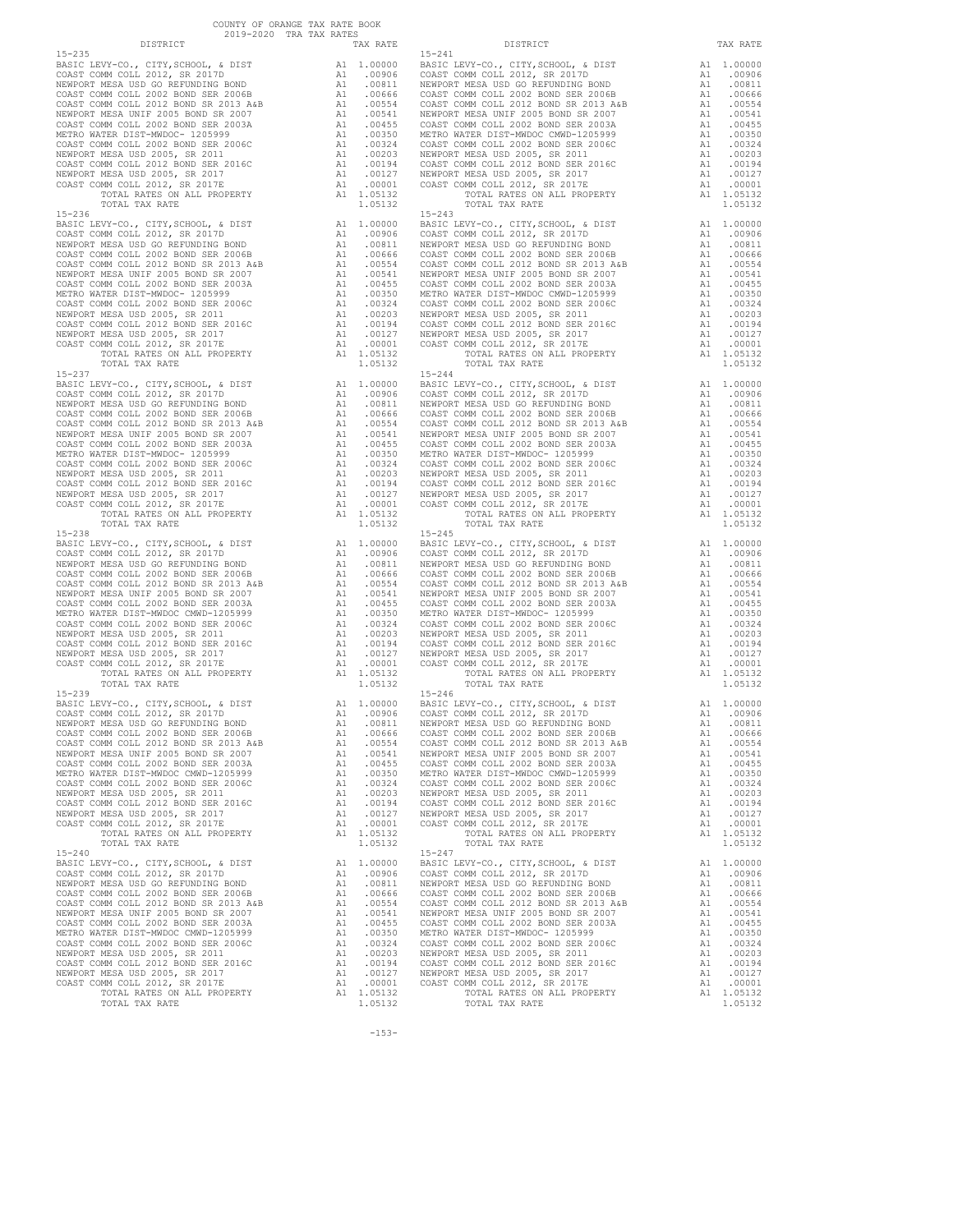COUNTY OF ORANGE TAX RATE BOOK
2019-2020 TRA TAX RATES

| DISTRICT | | TAX RATE | DISTRICT | | TAX RATE |
|---|---|---|---|---|---|
| 15-235 | | | 15-241 | | |
| BASIC LEVY-CO., CITY,SCHOOL, & DIST | A1 | 1.00000 | BASIC LEVY-CO., CITY,SCHOOL, & DIST | A1 | 1.00000 |
| COAST COMM COLL 2012, SR 2017D | A1 | .00906 | COAST COMM COLL 2012, SR 2017D | A1 | .00906 |
| NEWPORT MESA USD GO REFUNDING BOND | A1 | .00811 | NEWPORT MESA USD GO REFUNDING BOND | A1 | .00811 |
| COAST COMM COLL 2002 BOND SER 2006B | A1 | .00666 | COAST COMM COLL 2002 BOND SER 2006B | A1 | .00666 |
| COAST COMM COLL 2012 BOND SR 2013 A&B | A1 | .00554 | COAST COMM COLL 2012 BOND SR 2013 A&B | A1 | .00554 |
| NEWPORT MESA UNIF 2005 BOND SR 2007 | A1 | .00541 | NEWPORT MESA UNIF 2005 BOND SR 2007 | A1 | .00541 |
| COAST COMM COLL 2002 BOND SER 2003A | A1 | .00455 | COAST COMM COLL 2002 BOND SER 2003A | A1 | .00455 |
| METRO WATER DIST-MWDOC- 1205999 | A1 | .00350 | METRO WATER DIST-MWDOC CMWD-1205999 | A1 | .00350 |
| COAST COMM COLL 2002 BOND SER 2006C | A1 | .00324 | COAST COMM COLL 2002 BOND SER 2006C | A1 | .00324 |
| NEWPORT MESA USD 2005, SR 2011 | A1 | .00203 | NEWPORT MESA USD 2005, SR 2011 | A1 | .00203 |
| COAST COMM COLL 2012 BOND SER 2016C | A1 | .00194 | COAST COMM COLL 2012 BOND SER 2016C | A1 | .00194 |
| NEWPORT MESA USD 2005, SR 2017 | A1 | .00127 | NEWPORT MESA USD 2005, SR 2017 | A1 | .00127 |
| COAST COMM COLL 2012, SR 2017E | A1 | .00001 | COAST COMM COLL 2012, SR 2017E | A1 | .00001 |
| TOTAL RATES ON ALL PROPERTY | A1 | 1.05132 | TOTAL RATES ON ALL PROPERTY | A1 | 1.05132 |
| TOTAL TAX RATE | | 1.05132 | TOTAL TAX RATE | | 1.05132 |
| 15-236 | | | 15-243 | | |
| BASIC LEVY-CO., CITY,SCHOOL, & DIST | A1 | 1.00000 | BASIC LEVY-CO., CITY,SCHOOL, & DIST | A1 | 1.00000 |
| COAST COMM COLL 2012, SR 2017D | A1 | .00906 | COAST COMM COLL 2012, SR 2017D | A1 | .00906 |
| NEWPORT MESA USD GO REFUNDING BOND | A1 | .00811 | NEWPORT MESA USD GO REFUNDING BOND | A1 | .00811 |
| COAST COMM COLL 2002 BOND SER 2006B | A1 | .00666 | COAST COMM COLL 2002 BOND SER 2006B | A1 | .00666 |
| COAST COMM COLL 2012 BOND SR 2013 A&B | A1 | .00554 | COAST COMM COLL 2012 BOND SR 2013 A&B | A1 | .00554 |
| NEWPORT MESA UNIF 2005 BOND SR 2007 | A1 | .00541 | NEWPORT MESA UNIF 2005 BOND SR 2007 | A1 | .00541 |
| COAST COMM COLL 2002 BOND SER 2003A | A1 | .00455 | COAST COMM COLL 2002 BOND SER 2003A | A1 | .00455 |
| METRO WATER DIST-MWDOC- 1205999 | A1 | .00350 | METRO WATER DIST-MWDOC CMWD-1205999 | A1 | .00350 |
| COAST COMM COLL 2002 BOND SER 2006C | A1 | .00324 | COAST COMM COLL 2002 BOND SER 2006C | A1 | .00324 |
| NEWPORT MESA USD 2005, SR 2011 | A1 | .00203 | NEWPORT MESA USD 2005, SR 2011 | A1 | .00203 |
| COAST COMM COLL 2012 BOND SER 2016C | A1 | .00194 | COAST COMM COLL 2012 BOND SER 2016C | A1 | .00194 |
| NEWPORT MESA USD 2005, SR 2017 | A1 | .00127 | NEWPORT MESA USD 2005, SR 2017 | A1 | .00127 |
| COAST COMM COLL 2012, SR 2017E | A1 | .00001 | COAST COMM COLL 2012, SR 2017E | A1 | .00001 |
| TOTAL RATES ON ALL PROPERTY | A1 | 1.05132 | TOTAL RATES ON ALL PROPERTY | A1 | 1.05132 |
| TOTAL TAX RATE | | 1.05132 | TOTAL TAX RATE | | 1.05132 |
| 15-237 | | | 15-244 | | |
| BASIC LEVY-CO., CITY,SCHOOL, & DIST | A1 | 1.00000 | BASIC LEVY-CO., CITY,SCHOOL, & DIST | A1 | 1.00000 |
| COAST COMM COLL 2012, SR 2017D | A1 | .00906 | COAST COMM COLL 2012, SR 2017D | A1 | .00906 |
| NEWPORT MESA USD GO REFUNDING BOND | A1 | .00811 | NEWPORT MESA USD GO REFUNDING BOND | A1 | .00811 |
| COAST COMM COLL 2002 BOND SER 2006B | A1 | .00666 | COAST COMM COLL 2002 BOND SER 2006B | A1 | .00666 |
| COAST COMM COLL 2012 BOND SR 2013 A&B | A1 | .00554 | COAST COMM COLL 2012 BOND SR 2013 A&B | A1 | .00554 |
| NEWPORT MESA UNIF 2005 BOND SR 2007 | A1 | .00541 | NEWPORT MESA UNIF 2005 BOND SR 2007 | A1 | .00541 |
| COAST COMM COLL 2002 BOND SER 2003A | A1 | .00455 | COAST COMM COLL 2002 BOND SER 2003A | A1 | .00455 |
| METRO WATER DIST-MWDOC- 1205999 | A1 | .00350 | METRO WATER DIST-MWDOC CMWD-1205999 | A1 | .00350 |
| COAST COMM COLL 2002 BOND SER 2006C | A1 | .00324 | COAST COMM COLL 2002 BOND SER 2006C | A1 | .00324 |
| NEWPORT MESA USD 2005, SR 2011 | A1 | .00203 | NEWPORT MESA USD 2005, SR 2011 | A1 | .00203 |
| COAST COMM COLL 2012 BOND SER 2016C | A1 | .00194 | COAST COMM COLL 2012 BOND SER 2016C | A1 | .00194 |
| NEWPORT MESA USD 2005, SR 2017 | A1 | .00127 | NEWPORT MESA USD 2005, SR 2017 | A1 | .00127 |
| COAST COMM COLL 2012, SR 2017E | A1 | .00001 | COAST COMM COLL 2012, SR 2017E | A1 | .00001 |
| TOTAL RATES ON ALL PROPERTY | A1 | 1.05132 | TOTAL RATES ON ALL PROPERTY | A1 | 1.05132 |
| TOTAL TAX RATE | | 1.05132 | TOTAL TAX RATE | | 1.05132 |
| 15-238 | | | 15-245 | | |
| BASIC LEVY-CO., CITY,SCHOOL, & DIST | A1 | 1.00000 | BASIC LEVY-CO., CITY,SCHOOL, & DIST | A1 | 1.00000 |
| COAST COMM COLL 2012, SR 2017D | A1 | .00906 | COAST COMM COLL 2012, SR 2017D | A1 | .00906 |
| NEWPORT MESA USD GO REFUNDING BOND | A1 | .00811 | NEWPORT MESA USD GO REFUNDING BOND | A1 | .00811 |
| COAST COMM COLL 2002 BOND SER 2006B | A1 | .00666 | COAST COMM COLL 2002 BOND SER 2006B | A1 | .00666 |
| COAST COMM COLL 2012 BOND SR 2013 A&B | A1 | .00554 | COAST COMM COLL 2012 BOND SR 2013 A&B | A1 | .00554 |
| NEWPORT MESA UNIF 2005 BOND SR 2007 | A1 | .00541 | NEWPORT MESA UNIF 2005 BOND SR 2007 | A1 | .00541 |
| COAST COMM COLL 2002 BOND SER 2003A | A1 | .00455 | COAST COMM COLL 2002 BOND SER 2003A | A1 | .00455 |
| METRO WATER DIST-MWDOC CMWD-1205999 | A1 | .00350 | METRO WATER DIST-MWDOC- 1205999 | A1 | .00350 |
| COAST COMM COLL 2002 BOND SER 2006C | A1 | .00324 | COAST COMM COLL 2002 BOND SER 2006C | A1 | .00324 |
| NEWPORT MESA USD 2005, SR 2011 | A1 | .00203 | NEWPORT MESA USD 2005, SR 2011 | A1 | .00203 |
| COAST COMM COLL 2012 BOND SER 2016C | A1 | .00194 | COAST COMM COLL 2012 BOND SER 2016C | A1 | .00194 |
| NEWPORT MESA USD 2005, SR 2017 | A1 | .00127 | NEWPORT MESA USD 2005, SR 2017 | A1 | .00127 |
| COAST COMM COLL 2012, SR 2017E | A1 | .00001 | COAST COMM COLL 2012, SR 2017E | A1 | .00001 |
| TOTAL RATES ON ALL PROPERTY | A1 | 1.05132 | TOTAL RATES ON ALL PROPERTY | A1 | 1.05132 |
| TOTAL TAX RATE | | 1.05132 | TOTAL TAX RATE | | 1.05132 |
| 15-239 | | | 15-246 | | |
| BASIC LEVY-CO., CITY,SCHOOL, & DIST | A1 | 1.00000 | BASIC LEVY-CO., CITY,SCHOOL, & DIST | A1 | 1.00000 |
| COAST COMM COLL 2012, SR 2017D | A1 | .00906 | COAST COMM COLL 2012, SR 2017D | A1 | .00906 |
| NEWPORT MESA USD GO REFUNDING BOND | A1 | .00811 | NEWPORT MESA USD GO REFUNDING BOND | A1 | .00811 |
| COAST COMM COLL 2002 BOND SER 2006B | A1 | .00666 | COAST COMM COLL 2002 BOND SER 2006B | A1 | .00666 |
| COAST COMM COLL 2012 BOND SR 2013 A&B | A1 | .00554 | COAST COMM COLL 2012 BOND SR 2013 A&B | A1 | .00554 |
| NEWPORT MESA UNIF 2005 BOND SR 2007 | A1 | .00541 | NEWPORT MESA UNIF 2005 BOND SR 2007 | A1 | .00541 |
| COAST COMM COLL 2002 BOND SER 2003A | A1 | .00455 | COAST COMM COLL 2002 BOND SER 2003A | A1 | .00455 |
| METRO WATER DIST-MWDOC CMWD-1205999 | A1 | .00350 | METRO WATER DIST-MWDOC CMWD-1205999 | A1 | .00350 |
| COAST COMM COLL 2002 BOND SER 2006C | A1 | .00324 | COAST COMM COLL 2002 BOND SER 2006C | A1 | .00324 |
| NEWPORT MESA USD 2005, SR 2011 | A1 | .00203 | NEWPORT MESA USD 2005, SR 2011 | A1 | .00203 |
| COAST COMM COLL 2012 BOND SER 2016C | A1 | .00194 | COAST COMM COLL 2012 BOND SER 2016C | A1 | .00194 |
| NEWPORT MESA USD 2005, SR 2017 | A1 | .00127 | NEWPORT MESA USD 2005, SR 2017 | A1 | .00127 |
| COAST COMM COLL 2012, SR 2017E | A1 | .00001 | COAST COMM COLL 2012, SR 2017E | A1 | .00001 |
| TOTAL RATES ON ALL PROPERTY | A1 | 1.05132 | TOTAL RATES ON ALL PROPERTY | A1 | 1.05132 |
| TOTAL TAX RATE | | 1.05132 | TOTAL TAX RATE | | 1.05132 |
| 15-240 | | | 15-247 | | |
| BASIC LEVY-CO., CITY,SCHOOL, & DIST | A1 | 1.00000 | BASIC LEVY-CO., CITY,SCHOOL, & DIST | A1 | 1.00000 |
| COAST COMM COLL 2012, SR 2017D | A1 | .00906 | COAST COMM COLL 2012, SR 2017D | A1 | .00906 |
| NEWPORT MESA USD GO REFUNDING BOND | A1 | .00811 | NEWPORT MESA USD GO REFUNDING BOND | A1 | .00811 |
| COAST COMM COLL 2002 BOND SER 2006B | A1 | .00666 | COAST COMM COLL 2002 BOND SER 2006B | A1 | .00666 |
| COAST COMM COLL 2012 BOND SR 2013 A&B | A1 | .00554 | COAST COMM COLL 2012 BOND SR 2013 A&B | A1 | .00554 |
| NEWPORT MESA UNIF 2005 BOND SR 2007 | A1 | .00541 | NEWPORT MESA UNIF 2005 BOND SR 2007 | A1 | .00541 |
| COAST COMM COLL 2002 BOND SER 2003A | A1 | .00455 | COAST COMM COLL 2002 BOND SER 2003A | A1 | .00455 |
| METRO WATER DIST-MWDOC- 1205999 | A1 | .00350 | METRO WATER DIST-MWDOC- 1205999 | A1 | .00350 |
| COAST COMM COLL 2002 BOND SER 2006C | A1 | .00324 | COAST COMM COLL 2002 BOND SER 2006C | A1 | .00324 |
| NEWPORT MESA USD 2005, SR 2011 | A1 | .00203 | NEWPORT MESA USD 2005, SR 2011 | A1 | .00203 |
| COAST COMM COLL 2012 BOND SER 2016C | A1 | .00194 | COAST COMM COLL 2012 BOND SER 2016C | A1 | .00194 |
| NEWPORT MESA USD 2005, SR 2017 | A1 | .00127 | NEWPORT MESA USD 2005, SR 2017 | A1 | .00127 |
| COAST COMM COLL 2012, SR 2017E | A1 | .00001 | COAST COMM COLL 2012, SR 2017E | A1 | .00001 |
| TOTAL RATES ON ALL PROPERTY | A1 | 1.05132 | TOTAL RATES ON ALL PROPERTY | A1 | 1.05132 |
| TOTAL TAX RATE | | 1.05132 | TOTAL TAX RATE | | 1.05132 |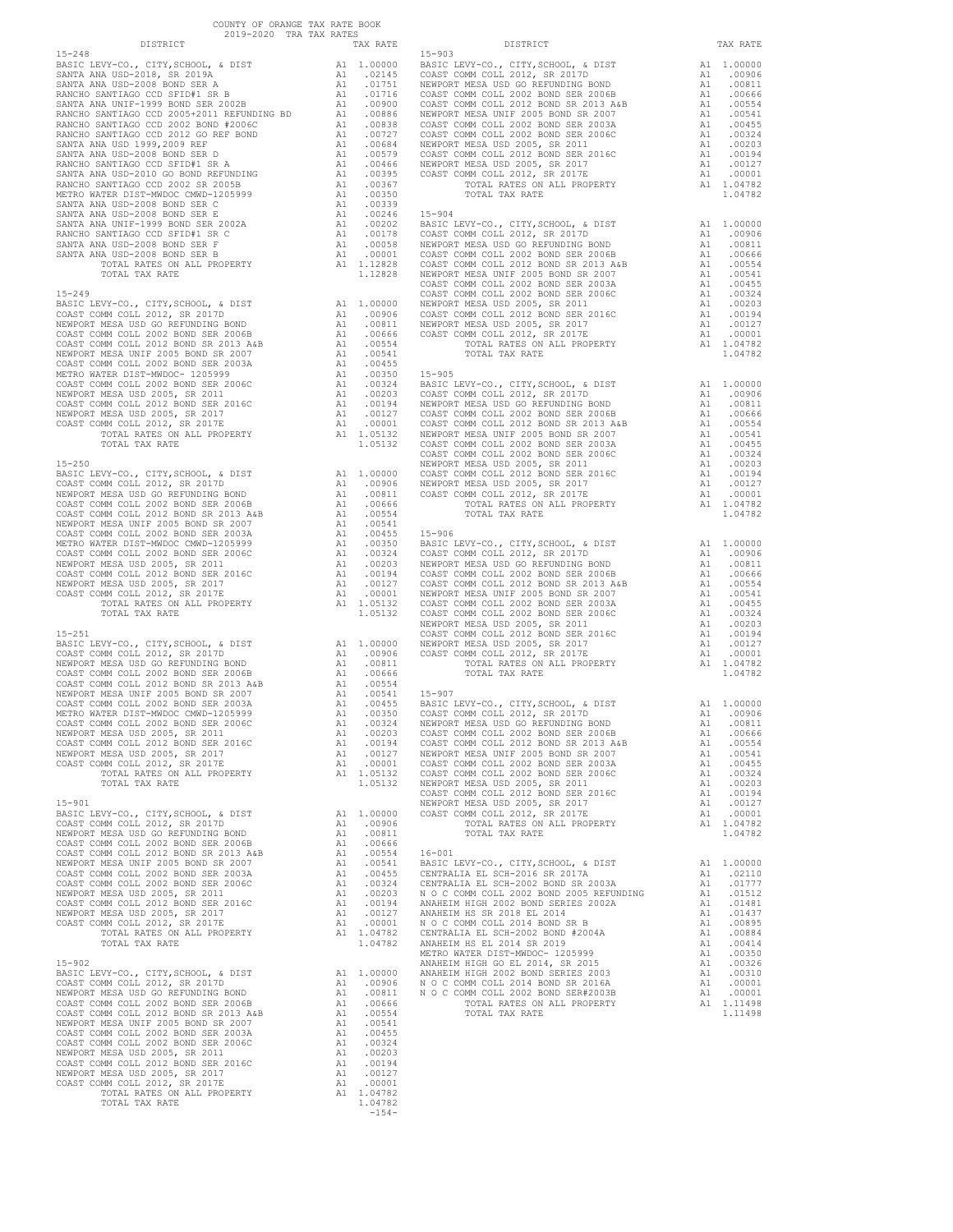COUNTY OF ORANGE TAX RATE BOOK
2019-2020 TRA TAX RATES

| DISTRICT | | TAX RATE |
|---|---|---|
| **15-248** | | |
| BASIC LEVY-CO., CITY,SCHOOL, & DIST | A1 | 1.00000 |
| SANTA ANA USD-2018, SR 2019A | A1 | .02145 |
| SANTA ANA USD-2008 BOND SER A | A1 | .01751 |
| RANCHO SANTIAGO CCD SFID#1 SR B | A1 | .01716 |
| SANTA ANA UNIF-1999 BOND SER 2002B | A1 | .00900 |
| RANCHO SANTIAGO CCD 2005+2011 REFUNDING BD | A1 | .00886 |
| RANCHO SANTIAGO CCD 2002 BOND #2006C | A1 | .00838 |
| RANCHO SANTIAGO CCD 2012 GO REF BOND | A1 | .00727 |
| SANTA ANA USD 1999,2009 REF | A1 | .00684 |
| SANTA ANA USD-2008 BOND SER D | A1 | .00579 |
| RANCHO SANTIAGO CCD SFID#1 SR A | A1 | .00466 |
| SANTA ANA USD-2010 GO BOND REFUNDING | A1 | .00395 |
| RANCHO SANTIAGO CCD 2002 SR 2005B | A1 | .00367 |
| METRO WATER DIST-MWDOC CMWD-1205999 | A1 | .00350 |
| SANTA ANA USD-2008 BOND SER C | A1 | .00339 |
| SANTA ANA USD-2008 BOND SER E | A1 | .00246 |
| SANTA ANA UNIF-1999 BOND SER 2002A | A1 | .00202 |
| RANCHO SANTIAGO CCD SFID#1 SR C | A1 | .00178 |
| SANTA ANA USD-2008 BOND SER F | A1 | .00058 |
| SANTA ANA USD-2008 BOND SER B | A1 | .00001 |
| TOTAL RATES ON ALL PROPERTY | A1 | 1.12828 |
| TOTAL TAX RATE | | 1.12828 |
| **15-249** | | |
| BASIC LEVY-CO., CITY,SCHOOL, & DIST | A1 | 1.00000 |
| COAST COMM COLL 2012, SR 2017D | A1 | .00906 |
| NEWPORT MESA USD GO REFUNDING BOND | A1 | .00811 |
| COAST COMM COLL 2002 BOND SER 2006B | A1 | .00666 |
| COAST COMM COLL 2012 BOND SR 2013 A&B | A1 | .00554 |
| NEWPORT MESA UNIF 2005 BOND SR 2007 | A1 | .00541 |
| COAST COMM COLL 2002 BOND SER 2003A | A1 | .00455 |
| METRO WATER DIST-MWDOC- 1205999 | A1 | .00350 |
| COAST COMM COLL 2002 BOND SER 2006C | A1 | .00324 |
| NEWPORT MESA USD 2005, SR 2011 | A1 | .00203 |
| COAST COMM COLL 2012 BOND SER 2016C | A1 | .00194 |
| NEWPORT MESA USD 2005, SR 2017 | A1 | .00127 |
| COAST COMM COLL 2012, SR 2017E | A1 | .00001 |
| TOTAL RATES ON ALL PROPERTY | A1 | 1.05132 |
| TOTAL TAX RATE | | 1.05132 |
| **15-250** | | |
| BASIC LEVY-CO., CITY,SCHOOL, & DIST | A1 | 1.00000 |
| COAST COMM COLL 2012, SR 2017D | A1 | .00906 |
| NEWPORT MESA USD GO REFUNDING BOND | A1 | .00811 |
| COAST COMM COLL 2002 BOND SER 2006B | A1 | .00666 |
| COAST COMM COLL 2012 BOND SR 2013 A&B | A1 | .00554 |
| NEWPORT MESA UNIF 2005 BOND SR 2007 | A1 | .00541 |
| COAST COMM COLL 2002 BOND SER 2003A | A1 | .00455 |
| METRO WATER DIST-MWDOC CMWD-1205999 | A1 | .00350 |
| COAST COMM COLL 2002 BOND SER 2006C | A1 | .00324 |
| NEWPORT MESA USD 2005, SR 2011 | A1 | .00203 |
| COAST COMM COLL 2012 BOND SER 2016C | A1 | .00194 |
| NEWPORT MESA USD 2005, SR 2017 | A1 | .00127 |
| COAST COMM COLL 2012, SR 2017E | A1 | .00001 |
| TOTAL RATES ON ALL PROPERTY | A1 | 1.05132 |
| TOTAL TAX RATE | | 1.05132 |
| **15-251** | | |
| BASIC LEVY-CO., CITY,SCHOOL, & DIST | A1 | 1.00000 |
| COAST COMM COLL 2012, SR 2017D | A1 | .00906 |
| NEWPORT MESA USD GO REFUNDING BOND | A1 | .00811 |
| COAST COMM COLL 2002 BOND SER 2006B | A1 | .00666 |
| COAST COMM COLL 2012 BOND SR 2013 A&B | A1 | .00554 |
| NEWPORT MESA UNIF 2005 BOND SR 2007 | A1 | .00541 |
| COAST COMM COLL 2002 BOND SER 2003A | A1 | .00455 |
| METRO WATER DIST-MWDOC CMWD-1205999 | A1 | .00350 |
| COAST COMM COLL 2002 BOND SER 2006C | A1 | .00324 |
| NEWPORT MESA USD 2005, SR 2011 | A1 | .00203 |
| COAST COMM COLL 2012 BOND SER 2016C | A1 | .00194 |
| NEWPORT MESA USD 2005, SR 2017 | A1 | .00127 |
| COAST COMM COLL 2012, SR 2017E | A1 | .00001 |
| TOTAL RATES ON ALL PROPERTY | A1 | 1.05132 |
| TOTAL TAX RATE | | 1.05132 |
| **15-901** | | |
| BASIC LEVY-CO., CITY,SCHOOL, & DIST | A1 | 1.00000 |
| COAST COMM COLL 2012, SR 2017D | A1 | .00906 |
| NEWPORT MESA USD GO REFUNDING BOND | A1 | .00811 |
| COAST COMM COLL 2002 BOND SER 2006B | A1 | .00666 |
| COAST COMM COLL 2012 BOND SR 2013 A&B | A1 | .00554 |
| NEWPORT MESA UNIF 2005 BOND SR 2007 | A1 | .00541 |
| COAST COMM COLL 2002 BOND SER 2003A | A1 | .00455 |
| COAST COMM COLL 2002 BOND SER 2006C | A1 | .00324 |
| NEWPORT MESA USD 2005, SR 2011 | A1 | .00203 |
| COAST COMM COLL 2012 BOND SER 2016C | A1 | .00194 |
| NEWPORT MESA USD 2005, SR 2017 | A1 | .00127 |
| COAST COMM COLL 2012, SR 2017E | A1 | .00001 |
| TOTAL RATES ON ALL PROPERTY | A1 | 1.04782 |
| TOTAL TAX RATE | | 1.04782 |
| **15-902** | | |
| BASIC LEVY-CO., CITY,SCHOOL, & DIST | A1 | 1.00000 |
| COAST COMM COLL 2012, SR 2017D | A1 | .00906 |
| NEWPORT MESA USD GO REFUNDING BOND | A1 | .00811 |
| COAST COMM COLL 2002 BOND SER 2006B | A1 | .00666 |
| COAST COMM COLL 2012 BOND SR 2013 A&B | A1 | .00554 |
| NEWPORT MESA UNIF 2005 BOND SR 2007 | A1 | .00541 |
| COAST COMM COLL 2002 BOND SER 2003A | A1 | .00455 |
| COAST COMM COLL 2002 BOND SER 2006C | A1 | .00324 |
| NEWPORT MESA USD 2005, SR 2011 | A1 | .00203 |
| COAST COMM COLL 2012 BOND SER 2016C | A1 | .00194 |
| NEWPORT MESA USD 2005, SR 2017 | A1 | .00127 |
| COAST COMM COLL 2012, SR 2017E | A1 | .00001 |
| TOTAL RATES ON ALL PROPERTY | A1 | 1.04782 |
| TOTAL TAX RATE | | 1.04782 |
| **15-903** | | |
| BASIC LEVY-CO., CITY,SCHOOL, & DIST | A1 | 1.00000 |
| COAST COMM COLL 2012, SR 2017D | A1 | .00906 |
| NEWPORT MESA USD GO REFUNDING BOND | A1 | .00811 |
| COAST COMM COLL 2002 BOND SER 2006B | A1 | .00666 |
| COAST COMM COLL 2012 BOND SR 2013 A&B | A1 | .00554 |
| NEWPORT MESA UNIF 2005 BOND SR 2007 | A1 | .00541 |
| COAST COMM COLL 2002 BOND SER 2003A | A1 | .00455 |
| COAST COMM COLL 2002 BOND SER 2006C | A1 | .00324 |
| NEWPORT MESA USD 2005, SR 2011 | A1 | .00203 |
| COAST COMM COLL 2012 BOND SER 2016C | A1 | .00194 |
| NEWPORT MESA USD 2005, SR 2017 | A1 | .00127 |
| COAST COMM COLL 2012, SR 2017E | A1 | .00001 |
| TOTAL RATES ON ALL PROPERTY | A1 | 1.04782 |
| TOTAL TAX RATE | | 1.04782 |
| **15-904** | | |
| BASIC LEVY-CO., CITY,SCHOOL, & DIST | A1 | 1.00000 |
| COAST COMM COLL 2012, SR 2017D | A1 | .00906 |
| NEWPORT MESA USD GO REFUNDING BOND | A1 | .00811 |
| COAST COMM COLL 2002 BOND SER 2006B | A1 | .00666 |
| COAST COMM COLL 2012 BOND SR 2013 A&B | A1 | .00554 |
| NEWPORT MESA UNIF 2005 BOND SR 2007 | A1 | .00541 |
| COAST COMM COLL 2002 BOND SER 2003A | A1 | .00455 |
| COAST COMM COLL 2002 BOND SER 2006C | A1 | .00324 |
| NEWPORT MESA USD 2005, SR 2011 | A1 | .00203 |
| COAST COMM COLL 2012 BOND SER 2016C | A1 | .00194 |
| NEWPORT MESA USD 2005, SR 2017 | A1 | .00127 |
| COAST COMM COLL 2012, SR 2017E | A1 | .00001 |
| TOTAL RATES ON ALL PROPERTY | A1 | 1.04782 |
| TOTAL TAX RATE | | 1.04782 |
| **15-905** | | |
| BASIC LEVY-CO., CITY,SCHOOL, & DIST | A1 | 1.00000 |
| COAST COMM COLL 2012, SR 2017D | A1 | .00906 |
| NEWPORT MESA USD GO REFUNDING BOND | A1 | .00811 |
| COAST COMM COLL 2002 BOND SER 2006B | A1 | .00666 |
| COAST COMM COLL 2012 BOND SR 2013 A&B | A1 | .00554 |
| NEWPORT MESA UNIF 2005 BOND SR 2007 | A1 | .00541 |
| COAST COMM COLL 2002 BOND SER 2003A | A1 | .00455 |
| COAST COMM COLL 2002 BOND SER 2006C | A1 | .00324 |
| NEWPORT MESA USD 2005, SR 2011 | A1 | .00203 |
| COAST COMM COLL 2012 BOND SER 2016C | A1 | .00194 |
| NEWPORT MESA USD 2005, SR 2017 | A1 | .00127 |
| COAST COMM COLL 2012, SR 2017E | A1 | .00001 |
| TOTAL RATES ON ALL PROPERTY | A1 | 1.04782 |
| TOTAL TAX RATE | | 1.04782 |
| **15-906** | | |
| BASIC LEVY-CO., CITY,SCHOOL, & DIST | A1 | 1.00000 |
| COAST COMM COLL 2012, SR 2017D | A1 | .00906 |
| NEWPORT MESA USD GO REFUNDING BOND | A1 | .00811 |
| COAST COMM COLL 2002 BOND SER 2006B | A1 | .00666 |
| COAST COMM COLL 2012 BOND SR 2013 A&B | A1 | .00554 |
| NEWPORT MESA UNIF 2005 BOND SR 2007 | A1 | .00541 |
| COAST COMM COLL 2002 BOND SER 2003A | A1 | .00455 |
| COAST COMM COLL 2002 BOND SER 2006C | A1 | .00324 |
| NEWPORT MESA USD 2005, SR 2011 | A1 | .00203 |
| COAST COMM COLL 2012 BOND SER 2016C | A1 | .00194 |
| NEWPORT MESA USD 2005, SR 2017 | A1 | .00127 |
| COAST COMM COLL 2012, SR 2017E | A1 | .00001 |
| TOTAL RATES ON ALL PROPERTY | A1 | 1.04782 |
| TOTAL TAX RATE | | 1.04782 |
| **15-907** | | |
| BASIC LEVY-CO., CITY,SCHOOL, & DIST | A1 | 1.00000 |
| COAST COMM COLL 2012, SR 2017D | A1 | .00906 |
| NEWPORT MESA USD GO REFUNDING BOND | A1 | .00811 |
| COAST COMM COLL 2002 BOND SER 2006B | A1 | .00666 |
| COAST COMM COLL 2012 BOND SR 2013 A&B | A1 | .00554 |
| NEWPORT MESA UNIF 2005 BOND SR 2007 | A1 | .00541 |
| COAST COMM COLL 2002 BOND SER 2003A | A1 | .00455 |
| COAST COMM COLL 2002 BOND SER 2006C | A1 | .00324 |
| NEWPORT MESA USD 2005, SR 2011 | A1 | .00203 |
| COAST COMM COLL 2012 BOND SER 2016C | A1 | .00194 |
| NEWPORT MESA USD 2005, SR 2017 | A1 | .00127 |
| COAST COMM COLL 2012, SR 2017E | A1 | .00001 |
| TOTAL RATES ON ALL PROPERTY | A1 | 1.04782 |
| TOTAL TAX RATE | | 1.04782 |
| **16-001** | | |
| BASIC LEVY-CO., CITY,SCHOOL, & DIST | A1 | 1.00000 |
| CENTRALIA EL SCH-2016 SR 2017A | A1 | .02110 |
| CENTRALIA EL SCH-2002 BOND SR 2003A | A1 | .01777 |
| N O C COMM COLL 2002 BOND 2005 REFUNDING | A1 | .01512 |
| ANAHEIM HIGH 2002 BOND SERIES 2002A | A1 | .01481 |
| ANAHEIM HS SR 2018 EL 2014 | A1 | .01437 |
| N O C COMM COLL 2014 BOND SR B | A1 | .00895 |
| CENTRALIA EL SCH-2002 BOND #2004A | A1 | .00884 |
| ANAHEIM HS EL 2014 SR 2019 | A1 | .00414 |
| METRO WATER DIST-MWDOC- 1205999 | A1 | .00350 |
| ANAHEIM HIGH GO EL 2014, SR 2015 | A1 | .00326 |
| ANAHEIM HIGH 2002 BOND SERIES 2003 | A1 | .00310 |
| N O C COMM COLL 2014 BOND SR 2016A | A1 | .00001 |
| N O C COMM COLL 2002 BOND SER#2003B | A1 | .00001 |
| TOTAL RATES ON ALL PROPERTY | A1 | 1.11498 |
| TOTAL TAX RATE | | 1.11498 |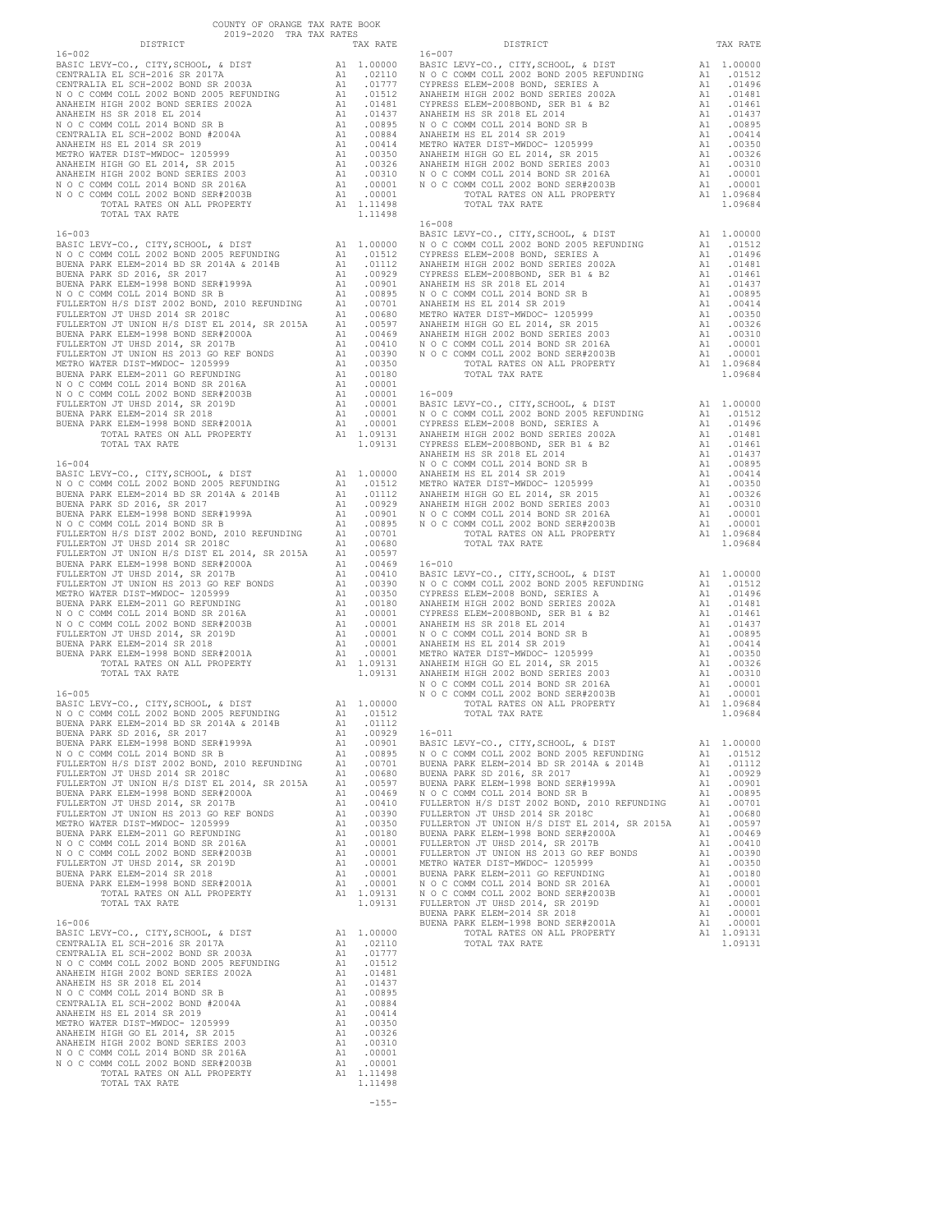COUNTY OF ORANGE TAX RATE BOOK
2019-2020 TRA TAX RATES

| DISTRICT | | TAX RATE |
|---|---|---|
| **16-002** | | |
| BASIC LEVY-CO., CITY,SCHOOL, & DIST | A1 | 1.00000 |
| CENTRALIA EL SCH-2016 SR 2017A | A1 | .02110 |
| CENTRALIA EL SCH-2002 BOND SR 2003A | A1 | .01777 |
| N O C COMM COLL 2002 BOND 2005 REFUNDING | A1 | .01512 |
| ANAHEIM HIGH 2002 BOND SERIES 2002A | A1 | .01481 |
| ANAHEIM HS SR 2018 EL 2014 | A1 | .01437 |
| N O C COMM COLL 2014 BOND SR B | A1 | .00895 |
| CENTRALIA EL SCH-2002 BOND #2004A | A1 | .00884 |
| ANAHEIM HS EL 2014 SR 2019 | A1 | .00414 |
| METRO WATER DIST-MWDOC- 1205999 | A1 | .00350 |
| ANAHEIM HIGH GO EL 2014, SR 2015 | A1 | .00326 |
| ANAHEIM HIGH 2002 BOND SERIES 2003 | A1 | .00310 |
| N O C COMM COLL 2014 BOND SR 2016A | A1 | .00001 |
| N O C COMM COLL 2002 BOND SER#2003B | A1 | .00001 |
| TOTAL RATES ON ALL PROPERTY | A1 | 1.11498 |
| TOTAL TAX RATE | | 1.11498 |
| **16-003** | | |
| BASIC LEVY-CO., CITY,SCHOOL, & DIST | A1 | 1.00000 |
| N O C COMM COLL 2002 BOND 2005 REFUNDING | A1 | .01512 |
| BUENA PARK ELEM-2014 BD SR 2014A & 2014B | A1 | .01112 |
| BUENA PARK SD 2016, SR 2017 | A1 | .00929 |
| BUENA PARK ELEM-1998 BOND SER#1999A | A1 | .00901 |
| N O C COMM COLL 2014 BOND SR B | A1 | .00895 |
| FULLERTON H/S DIST 2002 BOND, 2010 REFUNDING | A1 | .00701 |
| FULLERTON JT UHSD 2014 SR 2018C | A1 | .00680 |
| FULLERTON JT UNION H/S DIST EL 2014, SR 2015A | A1 | .00597 |
| BUENA PARK ELEM-1998 BOND SER#2000A | A1 | .00469 |
| FULLERTON JT UHSD 2014, SR 2017B | A1 | .00410 |
| FULLERTON JT UNION HS 2013 GO REF BONDS | A1 | .00390 |
| METRO WATER DIST-MWDOC- 1205999 | A1 | .00350 |
| BUENA PARK ELEM-2011 GO REFUNDING | A1 | .00180 |
| N O C COMM COLL 2014 BOND SR 2016A | A1 | .00001 |
| N O C COMM COLL 2002 BOND SER#2003B | A1 | .00001 |
| FULLERTON JT UHSD 2014, SR 2019D | A1 | .00001 |
| BUENA PARK ELEM-2014 SR 2018 | A1 | .00001 |
| BUENA PARK ELEM-1998 BOND SER#2001A | A1 | .00001 |
| TOTAL RATES ON ALL PROPERTY | A1 | 1.09131 |
| TOTAL TAX RATE | | 1.09131 |
| **16-004** | | |
| BASIC LEVY-CO., CITY,SCHOOL, & DIST | A1 | 1.00000 |
| N O C COMM COLL 2002 BOND 2005 REFUNDING | A1 | .01512 |
| BUENA PARK ELEM-2014 BD SR 2014A & 2014B | A1 | .01112 |
| BUENA PARK SD 2016, SR 2017 | A1 | .00929 |
| BUENA PARK ELEM-1998 BOND SER#1999A | A1 | .00901 |
| N O C COMM COLL 2014 BOND SR B | A1 | .00895 |
| FULLERTON H/S DIST 2002 BOND, 2010 REFUNDING | A1 | .00701 |
| FULLERTON JT UHSD 2014 SR 2018C | A1 | .00680 |
| FULLERTON JT UNION H/S DIST EL 2014, SR 2015A | A1 | .00597 |
| BUENA PARK ELEM-1998 BOND SER#2000A | A1 | .00469 |
| FULLERTON JT UHSD 2014, SR 2017B | A1 | .00410 |
| FULLERTON JT UNION HS 2013 GO REF BONDS | A1 | .00390 |
| METRO WATER DIST-MWDOC- 1205999 | A1 | .00350 |
| BUENA PARK ELEM-2011 GO REFUNDING | A1 | .00180 |
| N O C COMM COLL 2014 BOND SR 2016A | A1 | .00001 |
| N O C COMM COLL 2002 BOND SER#2003B | A1 | .00001 |
| FULLERTON JT UHSD 2014, SR 2019D | A1 | .00001 |
| BUENA PARK ELEM-2014 SR 2018 | A1 | .00001 |
| BUENA PARK ELEM-1998 BOND SER#2001A | A1 | .00001 |
| TOTAL RATES ON ALL PROPERTY | A1 | 1.09131 |
| TOTAL TAX RATE | | 1.09131 |
| **16-005** | | |
| BASIC LEVY-CO., CITY,SCHOOL, & DIST | A1 | 1.00000 |
| N O C COMM COLL 2002 BOND 2005 REFUNDING | A1 | .01512 |
| BUENA PARK ELEM-2014 BD SR 2014A & 2014B | A1 | .01112 |
| BUENA PARK SD 2016, SR 2017 | A1 | .00929 |
| BUENA PARK ELEM-1998 BOND SER#1999A | A1 | .00901 |
| N O C COMM COLL 2014 BOND SR B | A1 | .00895 |
| FULLERTON H/S DIST 2002 BOND, 2010 REFUNDING | A1 | .00701 |
| FULLERTON JT UHSD 2014 SR 2018C | A1 | .00680 |
| FULLERTON JT UNION H/S DIST EL 2014, SR 2015A | A1 | .00597 |
| BUENA PARK ELEM-1998 BOND SER#2000A | A1 | .00469 |
| FULLERTON JT UHSD 2014, SR 2017B | A1 | .00410 |
| FULLERTON JT UNION HS 2013 GO REF BONDS | A1 | .00390 |
| METRO WATER DIST-MWDOC- 1205999 | A1 | .00350 |
| BUENA PARK ELEM-2011 GO REFUNDING | A1 | .00180 |
| N O C COMM COLL 2014 BOND SR 2016A | A1 | .00001 |
| N O C COMM COLL 2002 BOND SER#2003B | A1 | .00001 |
| FULLERTON JT UHSD 2014, SR 2019D | A1 | .00001 |
| BUENA PARK ELEM-2014 SR 2018 | A1 | .00001 |
| BUENA PARK ELEM-1998 BOND SER#2001A | A1 | .00001 |
| TOTAL RATES ON ALL PROPERTY | A1 | 1.09131 |
| TOTAL TAX RATE | | 1.09131 |
| **16-006** | | |
| BASIC LEVY-CO., CITY,SCHOOL, & DIST | A1 | 1.00000 |
| CENTRALIA EL SCH-2016 SR 2017A | A1 | .02110 |
| CENTRALIA EL SCH-2002 BOND SR 2003A | A1 | .01777 |
| N O C COMM COLL 2002 BOND 2005 REFUNDING | A1 | .01512 |
| ANAHEIM HIGH 2002 BOND SERIES 2002A | A1 | .01481 |
| ANAHEIM HS SR 2018 EL 2014 | A1 | .01437 |
| N O C COMM COLL 2014 BOND SR B | A1 | .00895 |
| CENTRALIA EL SCH-2002 BOND #2004A | A1 | .00884 |
| ANAHEIM HS EL 2014 SR 2019 | A1 | .00414 |
| METRO WATER DIST-MWDOC- 1205999 | A1 | .00350 |
| ANAHEIM HIGH GO EL 2014, SR 2015 | A1 | .00326 |
| ANAHEIM HIGH 2002 BOND SERIES 2003 | A1 | .00310 |
| N O C COMM COLL 2014 BOND SR 2016A | A1 | .00001 |
| N O C COMM COLL 2002 BOND SER#2003B | A1 | .00001 |
| TOTAL RATES ON ALL PROPERTY | A1 | 1.11498 |
| TOTAL TAX RATE | | 1.11498 |
| **16-007** | | |
| BASIC LEVY-CO., CITY,SCHOOL, & DIST | A1 | 1.00000 |
| N O C COMM COLL 2002 BOND 2005 REFUNDING | A1 | .01512 |
| CYPRESS ELEM-2008 BOND, SERIES A | A1 | .01496 |
| ANAHEIM HIGH 2002 BOND SERIES 2002A | A1 | .01481 |
| CYPRESS ELEM-2008BOND, SER B1 & B2 | A1 | .01461 |
| ANAHEIM HS SR 2018 EL 2014 | A1 | .01437 |
| N O C COMM COLL 2014 BOND SR B | A1 | .00895 |
| ANAHEIM HS EL 2014 SR 2019 | A1 | .00414 |
| METRO WATER DIST-MWDOC- 1205999 | A1 | .00350 |
| ANAHEIM HIGH GO EL 2014, SR 2015 | A1 | .00326 |
| ANAHEIM HIGH 2002 BOND SERIES 2003 | A1 | .00310 |
| N O C COMM COLL 2014 BOND SR 2016A | A1 | .00001 |
| N O C COMM COLL 2002 BOND SER#2003B | A1 | .00001 |
| TOTAL RATES ON ALL PROPERTY | A1 | 1.09684 |
| TOTAL TAX RATE | | 1.09684 |
| **16-008** | | |
| BASIC LEVY-CO., CITY,SCHOOL, & DIST | A1 | 1.00000 |
| N O C COMM COLL 2002 BOND 2005 REFUNDING | A1 | .01512 |
| CYPRESS ELEM-2008 BOND, SERIES A | A1 | .01496 |
| ANAHEIM HIGH 2002 BOND SERIES 2002A | A1 | .01481 |
| CYPRESS ELEM-2008BOND, SER B1 & B2 | A1 | .01461 |
| ANAHEIM HS SR 2018 EL 2014 | A1 | .01437 |
| N O C COMM COLL 2014 BOND SR B | A1 | .00895 |
| ANAHEIM HS EL 2014 SR 2019 | A1 | .00414 |
| METRO WATER DIST-MWDOC- 1205999 | A1 | .00350 |
| ANAHEIM HIGH GO EL 2014, SR 2015 | A1 | .00326 |
| ANAHEIM HIGH 2002 BOND SERIES 2003 | A1 | .00310 |
| N O C COMM COLL 2014 BOND SR 2016A | A1 | .00001 |
| N O C COMM COLL 2002 BOND SER#2003B | A1 | .00001 |
| TOTAL RATES ON ALL PROPERTY | A1 | 1.09684 |
| TOTAL TAX RATE | | 1.09684 |
| **16-009** | | |
| BASIC LEVY-CO., CITY,SCHOOL, & DIST | A1 | 1.00000 |
| N O C COMM COLL 2002 BOND 2005 REFUNDING | A1 | .01512 |
| CYPRESS ELEM-2008 BOND, SERIES A | A1 | .01496 |
| ANAHEIM HIGH 2002 BOND SERIES 2002A | A1 | .01481 |
| CYPRESS ELEM-2008BOND, SER B1 & B2 | A1 | .01461 |
| ANAHEIM HS SR 2018 EL 2014 | A1 | .01437 |
| N O C COMM COLL 2014 BOND SR B | A1 | .00895 |
| ANAHEIM HS EL 2014 SR 2019 | A1 | .00414 |
| METRO WATER DIST-MWDOC- 1205999 | A1 | .00350 |
| ANAHEIM HIGH GO EL 2014, SR 2015 | A1 | .00326 |
| ANAHEIM HIGH 2002 BOND SERIES 2003 | A1 | .00310 |
| N O C COMM COLL 2014 BOND SR 2016A | A1 | .00001 |
| N O C COMM COLL 2002 BOND SER#2003B | A1 | .00001 |
| TOTAL RATES ON ALL PROPERTY | A1 | 1.09684 |
| TOTAL TAX RATE | | 1.09684 |
| **16-010** | | |
| BASIC LEVY-CO., CITY,SCHOOL, & DIST | A1 | 1.00000 |
| N O C COMM COLL 2002 BOND 2005 REFUNDING | A1 | .01512 |
| CYPRESS ELEM-2008 BOND, SERIES A | A1 | .01496 |
| ANAHEIM HIGH 2002 BOND SERIES 2002A | A1 | .01481 |
| CYPRESS ELEM-2008BOND, SER B1 & B2 | A1 | .01461 |
| ANAHEIM HS SR 2018 EL 2014 | A1 | .01437 |
| N O C COMM COLL 2014 BOND SR B | A1 | .00895 |
| ANAHEIM HS EL 2014 SR 2019 | A1 | .00414 |
| METRO WATER DIST-MWDOC- 1205999 | A1 | .00350 |
| ANAHEIM HIGH GO EL 2014, SR 2015 | A1 | .00326 |
| ANAHEIM HIGH 2002 BOND SERIES 2003 | A1 | .00310 |
| N O C COMM COLL 2014 BOND SR 2016A | A1 | .00001 |
| N O C COMM COLL 2002 BOND SER#2003B | A1 | .00001 |
| TOTAL RATES ON ALL PROPERTY | A1 | 1.09684 |
| TOTAL TAX RATE | | 1.09684 |
| **16-011** | | |
| BASIC LEVY-CO., CITY,SCHOOL, & DIST | A1 | 1.00000 |
| N O C COMM COLL 2002 BOND 2005 REFUNDING | A1 | .01512 |
| BUENA PARK ELEM-2014 BD SR 2014A & 2014B | A1 | .01112 |
| BUENA PARK SD 2016, SR 2017 | A1 | .00929 |
| BUENA PARK ELEM-1998 BOND SER#1999A | A1 | .00901 |
| N O C COMM COLL 2014 BOND SR B | A1 | .00895 |
| FULLERTON H/S DIST 2002 BOND, 2010 REFUNDING | A1 | .00701 |
| FULLERTON JT UHSD 2014 SR 2018C | A1 | .00680 |
| FULLERTON JT UNION H/S DIST EL 2014, SR 2015A | A1 | .00597 |
| BUENA PARK ELEM-1998 BOND SER#2000A | A1 | .00469 |
| FULLERTON JT UHSD 2014, SR 2017B | A1 | .00410 |
| FULLERTON JT UNION HS 2013 GO REF BONDS | A1 | .00390 |
| METRO WATER DIST-MWDOC- 1205999 | A1 | .00350 |
| BUENA PARK ELEM-2011 GO REFUNDING | A1 | .00180 |
| N O C COMM COLL 2014 BOND SR 2016A | A1 | .00001 |
| N O C COMM COLL 2002 BOND SER#2003B | A1 | .00001 |
| FULLERTON JT UHSD 2014, SR 2019D | A1 | .00001 |
| BUENA PARK ELEM-2014 SR 2018 | A1 | .00001 |
| BUENA PARK ELEM-1998 BOND SER#2001A | A1 | .00001 |
| TOTAL RATES ON ALL PROPERTY | A1 | 1.09131 |
| TOTAL TAX RATE | | 1.09131 |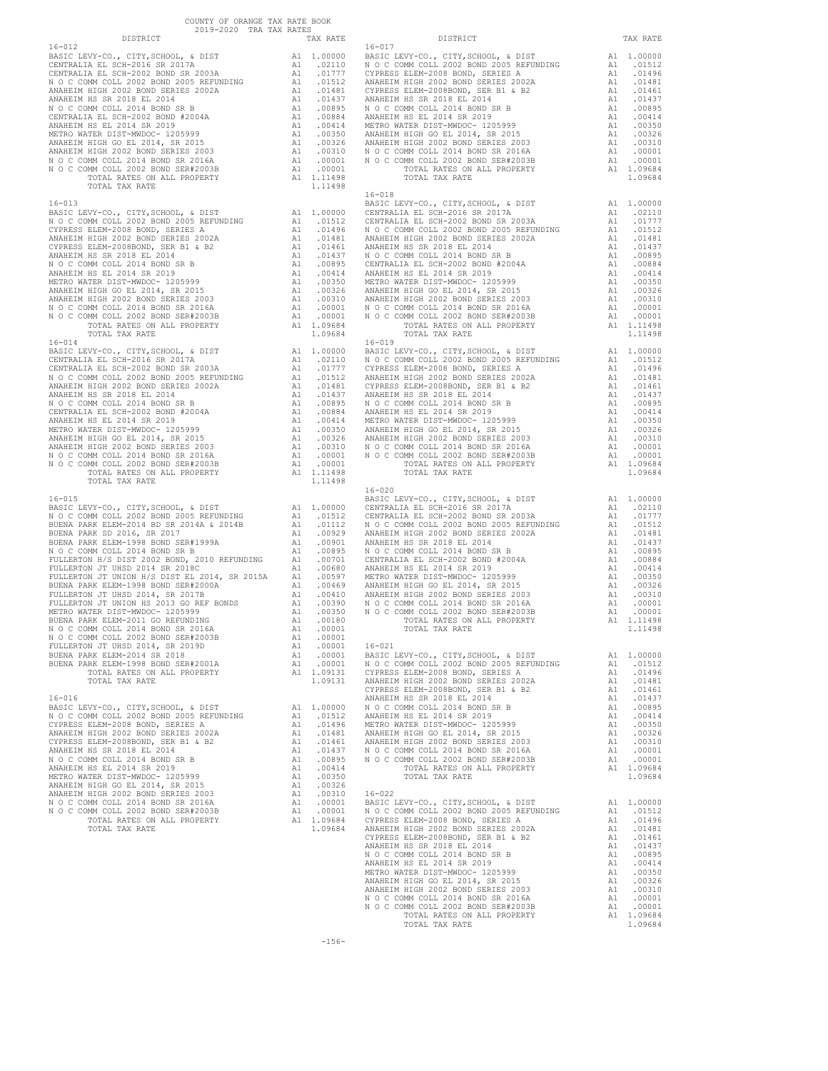COUNTY OF ORANGE TAX RATE BOOK
2019-2020 TRA TAX RATES

| DISTRICT | | TAX RATE |
|---|---|---|
| **16-012** | | |
| BASIC LEVY-CO., CITY,SCHOOL, & DIST | A1 | 1.00000 |
| CENTRALIA EL SCH-2016 SR 2017A | A1 | .02110 |
| CENTRALIA EL SCH-2002 BOND SR 2003A | A1 | .01777 |
| N O C COMM COLL 2002 BOND 2005 REFUNDING | A1 | .01512 |
| ANAHEIM HIGH 2002 BOND SERIES 2002A | A1 | .01481 |
| ANAHEIM HS SR 2018 EL 2014 | A1 | .01437 |
| N O C COMM COLL 2014 BOND SR B | A1 | .00895 |
| CENTRALIA EL SCH-2002 BOND #2004A | A1 | .00884 |
| ANAHEIM HS EL 2014 SR 2019 | A1 | .00414 |
| METRO WATER DIST-MWDOC- 1205999 | A1 | .00350 |
| ANAHEIM HIGH GO EL 2014, SR 2015 | A1 | .00326 |
| ANAHEIM HIGH 2002 BOND SERIES 2003 | A1 | .00310 |
| N O C COMM COLL 2014 BOND SR 2016A | A1 | .00001 |
| N O C COMM COLL 2002 BOND SER#2003B | A1 | .00001 |
| TOTAL RATES ON ALL PROPERTY | A1 | 1.11498 |
| TOTAL TAX RATE | | 1.11498 |
| **16-013** | | |
| BASIC LEVY-CO., CITY,SCHOOL, & DIST | A1 | 1.00000 |
| N O C COMM COLL 2002 BOND 2005 REFUNDING | A1 | .01512 |
| CYPRESS ELEM-2008 BOND, SERIES A | A1 | .01496 |
| ANAHEIM HIGH 2002 BOND SERIES 2002A | A1 | .01481 |
| CYPRESS ELEM-2008BOND, SER B1 & B2 | A1 | .01461 |
| ANAHEIM HS SR 2018 EL 2014 | A1 | .01437 |
| N O C COMM COLL 2014 BOND SR B | A1 | .00895 |
| ANAHEIM HS EL 2014 SR 2019 | A1 | .00414 |
| METRO WATER DIST-MWDOC- 1205999 | A1 | .00350 |
| ANAHEIM HIGH GO EL 2014, SR 2015 | A1 | .00326 |
| ANAHEIM HIGH 2002 BOND SERIES 2003 | A1 | .00310 |
| N O C COMM COLL 2014 BOND SR 2016A | A1 | .00001 |
| N O C COMM COLL 2002 BOND SER#2003B | A1 | .00001 |
| TOTAL RATES ON ALL PROPERTY | A1 | 1.09684 |
| TOTAL TAX RATE | | 1.09684 |
| **16-014** | | |
| BASIC LEVY-CO., CITY,SCHOOL, & DIST | A1 | 1.00000 |
| CENTRALIA EL SCH-2016 SR 2017A | A1 | .02110 |
| CENTRALIA EL SCH-2002 BOND SR 2003A | A1 | .01777 |
| N O C COMM COLL 2002 BOND 2005 REFUNDING | A1 | .01512 |
| ANAHEIM HIGH 2002 BOND SERIES 2002A | A1 | .01481 |
| ANAHEIM HS SR 2018 EL 2014 | A1 | .01437 |
| N O C COMM COLL 2014 BOND SR B | A1 | .00895 |
| CENTRALIA EL SCH-2002 BOND #2004A | A1 | .00884 |
| ANAHEIM HS EL 2014 SR 2019 | A1 | .00414 |
| METRO WATER DIST-MWDOC- 1205999 | A1 | .00350 |
| ANAHEIM HIGH GO EL 2014, SR 2015 | A1 | .00326 |
| ANAHEIM HIGH 2002 BOND SERIES 2003 | A1 | .00310 |
| N O C COMM COLL 2014 BOND SR 2016A | A1 | .00001 |
| N O C COMM COLL 2002 BOND SER#2003B | A1 | .00001 |
| TOTAL RATES ON ALL PROPERTY | A1 | 1.11498 |
| TOTAL TAX RATE | | 1.11498 |
| **16-015** | | |
| BASIC LEVY-CO., CITY,SCHOOL, & DIST | A1 | 1.00000 |
| N O C COMM COLL 2002 BOND 2005 REFUNDING | A1 | .01512 |
| BUENA PARK ELEM-2014 BD SR 2014A & 2014B | A1 | .01112 |
| BUENA PARK SD 2016, SR 2017 | A1 | .00929 |
| BUENA PARK ELEM-1998 BOND SER#1999A | A1 | .00901 |
| N O C COMM COLL 2014 BOND SR B | A1 | .00895 |
| FULLERTON H/S DIST 2002 BOND, 2010 REFUNDING | A1 | .00701 |
| FULLERTON JT UHSD 2014 SR 2018C | A1 | .00680 |
| FULLERTON JT UNION H/S DIST EL 2014, SR 2015A | A1 | .00597 |
| BUENA PARK ELEM-1998 BOND SER#2000A | A1 | .00469 |
| FULLERTON JT UHSD 2014, SR 2017B | A1 | .00410 |
| FULLERTON JT UNION HS 2013 GO REF BONDS | A1 | .00390 |
| METRO WATER DIST-MWDOC- 1205999 | A1 | .00350 |
| BUENA PARK ELEM-2011 GO REFUNDING | A1 | .00180 |
| N O C COMM COLL 2014 BOND SR 2016A | A1 | .00001 |
| N O C COMM COLL 2002 BOND SER#2003B | A1 | .00001 |
| FULLERTON JT UHSD 2014, SR 2019D | A1 | .00001 |
| BUENA PARK ELEM-2014 SR 2018 | A1 | .00001 |
| BUENA PARK ELEM-1998 BOND SER#2001A | A1 | .00001 |
| TOTAL RATES ON ALL PROPERTY | A1 | 1.09131 |
| TOTAL TAX RATE | | 1.09131 |
| **16-016** | | |
| BASIC LEVY-CO., CITY,SCHOOL, & DIST | A1 | 1.00000 |
| N O C COMM COLL 2002 BOND 2005 REFUNDING | A1 | .01512 |
| CYPRESS ELEM-2008 BOND, SERIES A | A1 | .01496 |
| ANAHEIM HIGH 2002 BOND SERIES 2002A | A1 | .01481 |
| CYPRESS ELEM-2008BOND, SER B1 & B2 | A1 | .01461 |
| ANAHEIM HS SR 2018 EL 2014 | A1 | .01437 |
| N O C COMM COLL 2014 BOND SR B | A1 | .00895 |
| ANAHEIM HS EL 2014 SR 2019 | A1 | .00414 |
| METRO WATER DIST-MWDOC- 1205999 | A1 | .00350 |
| ANAHEIM HIGH GO EL 2014, SR 2015 | A1 | .00326 |
| ANAHEIM HIGH 2002 BOND SERIES 2003 | A1 | .00310 |
| N O C COMM COLL 2014 BOND SR 2016A | A1 | .00001 |
| N O C COMM COLL 2002 BOND SER#2003B | A1 | .00001 |
| TOTAL RATES ON ALL PROPERTY | A1 | 1.09684 |
| TOTAL TAX RATE | | 1.09684 |
| **16-017** | | |
| BASIC LEVY-CO., CITY,SCHOOL, & DIST | A1 | 1.00000 |
| N O C COMM COLL 2002 BOND 2005 REFUNDING | A1 | .01512 |
| CYPRESS ELEM-2008 BOND, SERIES A | A1 | .01496 |
| ANAHEIM HIGH 2002 BOND SERIES 2002A | A1 | .01481 |
| CYPRESS ELEM-2008BOND, SER B1 & B2 | A1 | .01461 |
| ANAHEIM HS SR 2018 EL 2014 | A1 | .01437 |
| N O C COMM COLL 2014 BOND SR B | A1 | .00895 |
| ANAHEIM HS EL 2014 SR 2019 | A1 | .00414 |
| METRO WATER DIST-MWDOC- 1205999 | A1 | .00350 |
| ANAHEIM HIGH GO EL 2014, SR 2015 | A1 | .00326 |
| ANAHEIM HIGH 2002 BOND SERIES 2003 | A1 | .00310 |
| N O C COMM COLL 2014 BOND SR 2016A | A1 | .00001 |
| N O C COMM COLL 2002 BOND SER#2003B | A1 | .00001 |
| TOTAL RATES ON ALL PROPERTY | A1 | 1.09684 |
| TOTAL TAX RATE | | 1.09684 |
| **16-018** | | |
| BASIC LEVY-CO., CITY,SCHOOL, & DIST | A1 | 1.00000 |
| CENTRALIA EL SCH-2016 SR 2017A | A1 | .02110 |
| CENTRALIA EL SCH-2002 BOND SR 2003A | A1 | .01777 |
| N O C COMM COLL 2002 BOND 2005 REFUNDING | A1 | .01512 |
| ANAHEIM HIGH 2002 BOND SERIES 2002A | A1 | .01481 |
| ANAHEIM HS SR 2018 EL 2014 | A1 | .01437 |
| N O C COMM COLL 2014 BOND SR B | A1 | .00895 |
| CENTRALIA EL SCH-2002 BOND #2004A | A1 | .00884 |
| ANAHEIM HS EL 2014 SR 2019 | A1 | .00414 |
| METRO WATER DIST-MWDOC- 1205999 | A1 | .00350 |
| ANAHEIM HIGH GO EL 2014, SR 2015 | A1 | .00326 |
| ANAHEIM HIGH 2002 BOND SERIES 2003 | A1 | .00310 |
| N O C COMM COLL 2014 BOND SR 2016A | A1 | .00001 |
| N O C COMM COLL 2002 BOND SER#2003B | A1 | .00001 |
| TOTAL RATES ON ALL PROPERTY | A1 | 1.11498 |
| TOTAL TAX RATE | | 1.11498 |
| **16-019** | | |
| BASIC LEVY-CO., CITY,SCHOOL, & DIST | A1 | 1.00000 |
| N O C COMM COLL 2002 BOND 2005 REFUNDING | A1 | .01512 |
| CYPRESS ELEM-2008 BOND, SERIES A | A1 | .01496 |
| ANAHEIM HIGH 2002 BOND SERIES 2002A | A1 | .01481 |
| CYPRESS ELEM-2008BOND, SER B1 & B2 | A1 | .01461 |
| ANAHEIM HS SR 2018 EL 2014 | A1 | .01437 |
| N O C COMM COLL 2014 BOND SR B | A1 | .00895 |
| ANAHEIM HS EL 2014 SR 2019 | A1 | .00414 |
| METRO WATER DIST-MWDOC- 1205999 | A1 | .00350 |
| ANAHEIM HIGH GO EL 2014, SR 2015 | A1 | .00326 |
| ANAHEIM HIGH 2002 BOND SERIES 2003 | A1 | .00310 |
| N O C COMM COLL 2014 BOND SR 2016A | A1 | .00001 |
| N O C COMM COLL 2002 BOND SER#2003B | A1 | .00001 |
| TOTAL RATES ON ALL PROPERTY | A1 | 1.09684 |
| TOTAL TAX RATE | | 1.09684 |
| **16-020** | | |
| BASIC LEVY-CO., CITY,SCHOOL, & DIST | A1 | 1.00000 |
| CENTRALIA EL SCH-2016 SR 2017A | A1 | .02110 |
| CENTRALIA EL SCH-2002 BOND SR 2003A | A1 | .01777 |
| N O C COMM COLL 2002 BOND 2005 REFUNDING | A1 | .01512 |
| ANAHEIM HIGH 2002 BOND SERIES 2002A | A1 | .01481 |
| ANAHEIM HS SR 2018 EL 2014 | A1 | .01437 |
| N O C COMM COLL 2014 BOND SR B | A1 | .00895 |
| CENTRALIA EL SCH-2002 BOND #2004A | A1 | .00884 |
| ANAHEIM HS EL 2014 SR 2019 | A1 | .00414 |
| METRO WATER DIST-MWDOC- 1205999 | A1 | .00350 |
| ANAHEIM HIGH GO EL 2014, SR 2015 | A1 | .00326 |
| ANAHEIM HIGH 2002 BOND SERIES 2003 | A1 | .00310 |
| N O C COMM COLL 2014 BOND SR 2016A | A1 | .00001 |
| N O C COMM COLL 2002 BOND SER#2003B | A1 | .00001 |
| TOTAL RATES ON ALL PROPERTY | A1 | 1.11498 |
| TOTAL TAX RATE | | 1.11498 |
| **16-021** | | |
| BASIC LEVY-CO., CITY,SCHOOL, & DIST | A1 | 1.00000 |
| N O C COMM COLL 2002 BOND 2005 REFUNDING | A1 | .01512 |
| CYPRESS ELEM-2008 BOND, SERIES A | A1 | .01496 |
| ANAHEIM HIGH 2002 BOND SERIES 2002A | A1 | .01481 |
| CYPRESS ELEM-2008BOND, SER B1 & B2 | A1 | .01461 |
| ANAHEIM HS SR 2018 EL 2014 | A1 | .01437 |
| N O C COMM COLL 2014 BOND SR B | A1 | .00895 |
| ANAHEIM HS EL 2014 SR 2019 | A1 | .00414 |
| METRO WATER DIST-MWDOC- 1205999 | A1 | .00350 |
| ANAHEIM HIGH GO EL 2014, SR 2015 | A1 | .00326 |
| ANAHEIM HIGH 2002 BOND SERIES 2003 | A1 | .00310 |
| N O C COMM COLL 2014 BOND SR 2016A | A1 | .00001 |
| N O C COMM COLL 2002 BOND SER#2003B | A1 | .00001 |
| TOTAL RATES ON ALL PROPERTY | A1 | 1.09684 |
| TOTAL TAX RATE | | 1.09684 |
| **16-022** | | |
| BASIC LEVY-CO., CITY,SCHOOL, & DIST | A1 | 1.00000 |
| N O C COMM COLL 2002 BOND 2005 REFUNDING | A1 | .01512 |
| CYPRESS ELEM-2008 BOND, SERIES A | A1 | .01496 |
| ANAHEIM HIGH 2002 BOND SERIES 2002A | A1 | .01481 |
| CYPRESS ELEM-2008BOND, SER B1 & B2 | A1 | .01461 |
| ANAHEIM HS SR 2018 EL 2014 | A1 | .01437 |
| N O C COMM COLL 2014 BOND SR B | A1 | .00895 |
| ANAHEIM HS EL 2014 SR 2019 | A1 | .00414 |
| METRO WATER DIST-MWDOC- 1205999 | A1 | .00350 |
| ANAHEIM HIGH GO EL 2014, SR 2015 | A1 | .00326 |
| ANAHEIM HIGH 2002 BOND SERIES 2003 | A1 | .00310 |
| N O C COMM COLL 2014 BOND SR 2016A | A1 | .00001 |
| N O C COMM COLL 2002 BOND SER#2003B | A1 | .00001 |
| TOTAL RATES ON ALL PROPERTY | A1 | 1.09684 |
| TOTAL TAX RATE | | 1.09684 |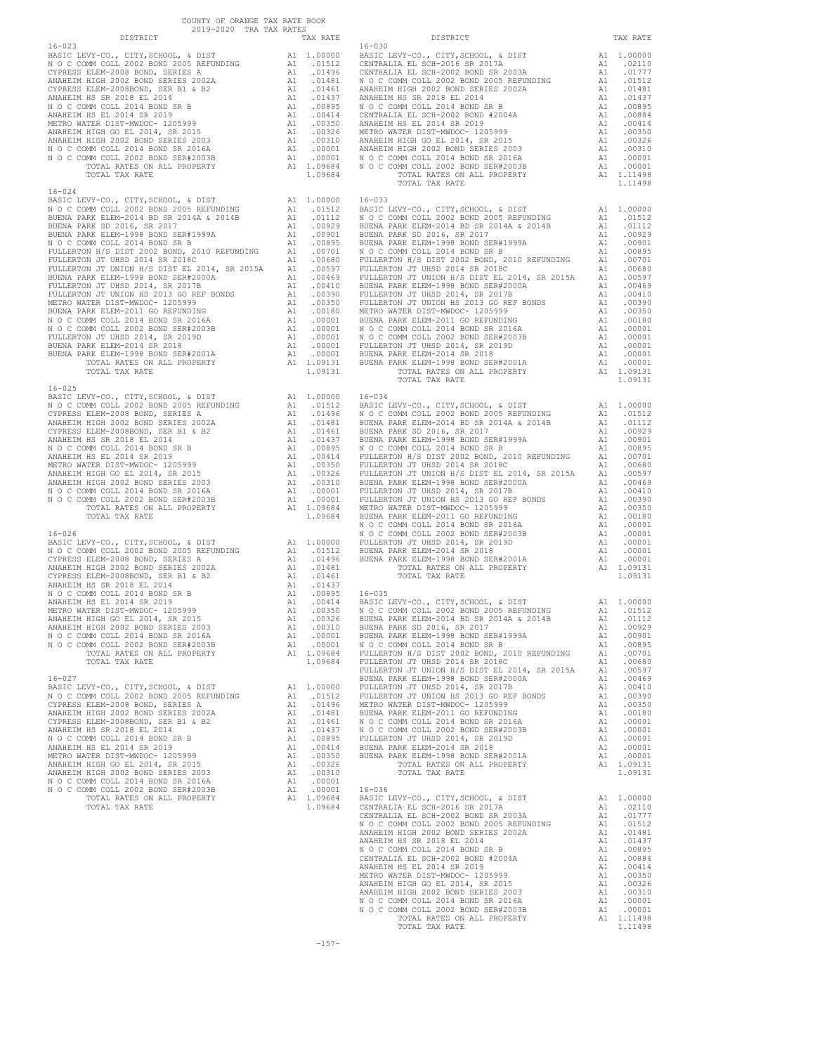COUNTY OF ORANGE TAX RATE BOOK
2019-2020 TRA TAX RATES

### 16-023

| DISTRICT | | TAX RATE |
|---|---|---|
| BASIC LEVY-CO., CITY,SCHOOL, & DIST | A1 | 1.00000 |
| N O C COMM COLL 2002 BOND 2005 REFUNDING | A1 | .01512 |
| CYPRESS ELEM-2008 BOND, SERIES A | A1 | .01496 |
| ANAHEIM HIGH 2002 BOND SERIES 2002A | A1 | .01481 |
| CYPRESS ELEM-2008BOND, SER B1 & B2 | A1 | .01461 |
| ANAHEIM HS SR 2018 EL 2014 | A1 | .01437 |
| N O C COMM COLL 2014 BOND SR B | A1 | .00895 |
| ANAHEIM HS EL 2014 SR 2019 | A1 | .00414 |
| METRO WATER DIST-MWDOC- 1205999 | A1 | .00350 |
| ANAHEIM HIGH GO EL 2014, SR 2015 | A1 | .00326 |
| ANAHEIM HIGH 2002 BOND SERIES 2003 | A1 | .00310 |
| N O C COMM COLL 2014 BOND SR 2016A | A1 | .00001 |
| N O C COMM COLL 2002 BOND SER#2003B | A1 | .00001 |
| TOTAL RATES ON ALL PROPERTY | A1 | 1.09684 |
| TOTAL TAX RATE | | 1.09684 |

### 16-024

| DISTRICT | | TAX RATE |
|---|---|---|
| BASIC LEVY-CO., CITY,SCHOOL, & DIST | A1 | 1.00000 |
| N O C COMM COLL 2002 BOND 2005 REFUNDING | A1 | .01512 |
| BUENA PARK ELEM-2014 BD SR 2014A & 2014B | A1 | .01112 |
| BUENA PARK SD 2016, SR 2017 | A1 | .00929 |
| BUENA PARK ELEM-1998 BOND SER#1999A | A1 | .00901 |
| N O C COMM COLL 2014 BOND SR B | A1 | .00895 |
| FULLERTON H/S DIST 2002 BOND, 2010 REFUNDING | A1 | .00701 |
| FULLERTON JT UHSD 2014 SR 2018C | A1 | .00680 |
| FULLERTON JT UNION H/S DIST EL 2014, SR 2015A | A1 | .00597 |
| BUENA PARK ELEM-1998 BOND SER#2000A | A1 | .00469 |
| FULLERTON JT UHSD 2014, SR 2017B | A1 | .00410 |
| FULLERTON JT UNION HS 2013 GO REF BONDS | A1 | .00390 |
| METRO WATER DIST-MWDOC- 1205999 | A1 | .00350 |
| BUENA PARK ELEM-2011 GO REFUNDING | A1 | .00180 |
| N O C COMM COLL 2014 BOND SR 2016A | A1 | .00001 |
| N O C COMM COLL 2002 BOND SER#2003B | A1 | .00001 |
| FULLERTON JT UHSD 2014, SR 2019D | A1 | .00001 |
| BUENA PARK ELEM-2014 SR 2018 | A1 | .00001 |
| BUENA PARK ELEM-1998 BOND SER#2001A | A1 | .00001 |
| TOTAL RATES ON ALL PROPERTY | A1 | 1.09131 |
| TOTAL TAX RATE | | 1.09131 |

### 16-025

| DISTRICT | | TAX RATE |
|---|---|---|
| BASIC LEVY-CO., CITY,SCHOOL, & DIST | A1 | 1.00000 |
| N O C COMM COLL 2002 BOND 2005 REFUNDING | A1 | .01512 |
| CYPRESS ELEM-2008 BOND, SERIES A | A1 | .01496 |
| ANAHEIM HIGH 2002 BOND SERIES 2002A | A1 | .01481 |
| CYPRESS ELEM-2008BOND, SER B1 & B2 | A1 | .01461 |
| ANAHEIM HS SR 2018 EL 2014 | A1 | .01437 |
| N O C COMM COLL 2014 BOND SR B | A1 | .00895 |
| ANAHEIM HS EL 2014 SR 2019 | A1 | .00414 |
| METRO WATER DIST-MWDOC- 1205999 | A1 | .00350 |
| ANAHEIM HIGH GO EL 2014, SR 2015 | A1 | .00326 |
| ANAHEIM HIGH 2002 BOND SERIES 2003 | A1 | .00310 |
| N O C COMM COLL 2014 BOND SR 2016A | A1 | .00001 |
| N O C COMM COLL 2002 BOND SER#2003B | A1 | .00001 |
| TOTAL RATES ON ALL PROPERTY | A1 | 1.09684 |
| TOTAL TAX RATE | | 1.09684 |

### 16-026

| DISTRICT | | TAX RATE |
|---|---|---|
| BASIC LEVY-CO., CITY,SCHOOL, & DIST | A1 | 1.00000 |
| N O C COMM COLL 2002 BOND 2005 REFUNDING | A1 | .01512 |
| CYPRESS ELEM-2008 BOND, SERIES A | A1 | .01496 |
| ANAHEIM HIGH 2002 BOND SERIES 2002A | A1 | .01481 |
| CYPRESS ELEM-2008BOND, SER B1 & B2 | A1 | .01461 |
| ANAHEIM HS SR 2018 EL 2014 | A1 | .01437 |
| N O C COMM COLL 2014 BOND SR B | A1 | .00895 |
| ANAHEIM HS EL 2014 SR 2019 | A1 | .00414 |
| METRO WATER DIST-MWDOC- 1205999 | A1 | .00350 |
| ANAHEIM HIGH GO EL 2014, SR 2015 | A1 | .00326 |
| ANAHEIM HIGH 2002 BOND SERIES 2003 | A1 | .00310 |
| N O C COMM COLL 2014 BOND SR 2016A | A1 | .00001 |
| N O C COMM COLL 2002 BOND SER#2003B | A1 | .00001 |
| TOTAL RATES ON ALL PROPERTY | A1 | 1.09684 |
| TOTAL TAX RATE | | 1.09684 |

### 16-027

| DISTRICT | | TAX RATE |
|---|---|---|
| BASIC LEVY-CO., CITY,SCHOOL, & DIST | A1 | 1.00000 |
| N O C COMM COLL 2002 BOND 2005 REFUNDING | A1 | .01512 |
| CYPRESS ELEM-2008 BOND, SERIES A | A1 | .01496 |
| ANAHEIM HIGH 2002 BOND SERIES 2002A | A1 | .01481 |
| CYPRESS ELEM-2008BOND, SER B1 & B2 | A1 | .01461 |
| ANAHEIM HS SR 2018 EL 2014 | A1 | .01437 |
| N O C COMM COLL 2014 BOND SR B | A1 | .00895 |
| ANAHEIM HS EL 2014 SR 2019 | A1 | .00414 |
| METRO WATER DIST-MWDOC- 1205999 | A1 | .00350 |
| ANAHEIM HIGH GO EL 2014, SR 2015 | A1 | .00326 |
| ANAHEIM HIGH 2002 BOND SERIES 2003 | A1 | .00310 |
| N O C COMM COLL 2014 BOND SR 2016A | A1 | .00001 |
| N O C COMM COLL 2002 BOND SER#2003B | A1 | .00001 |
| TOTAL RATES ON ALL PROPERTY | A1 | 1.09684 |
| TOTAL TAX RATE | | 1.09684 |

### 16-030

| DISTRICT | | TAX RATE |
|---|---|---|
| BASIC LEVY-CO., CITY,SCHOOL, & DIST | A1 | 1.00000 |
| CENTRALIA EL SCH-2016 SR 2017A | A1 | .02110 |
| CENTRALIA EL SCH-2002 BOND SR 2003A | A1 | .01777 |
| N O C COMM COLL 2002 BOND 2005 REFUNDING | A1 | .01512 |
| ANAHEIM HIGH 2002 BOND SERIES 2002A | A1 | .01481 |
| ANAHEIM HS SR 2018 EL 2014 | A1 | .01437 |
| N O C COMM COLL 2014 BOND SR B | A1 | .00895 |
| CENTRALIA EL SCH-2002 BOND #2004A | A1 | .00884 |
| ANAHEIM HS EL 2014 SR 2019 | A1 | .00414 |
| METRO WATER DIST-MWDOC- 1205999 | A1 | .00350 |
| ANAHEIM HIGH GO EL 2014, SR 2015 | A1 | .00326 |
| ANAHEIM HIGH 2002 BOND SERIES 2003 | A1 | .00310 |
| N O C COMM COLL 2014 BOND SR 2016A | A1 | .00001 |
| N O C COMM COLL 2002 BOND SER#2003B | A1 | .00001 |
| TOTAL RATES ON ALL PROPERTY | A1 | 1.11498 |
| TOTAL TAX RATE | | 1.11498 |

### 16-033

| DISTRICT | | TAX RATE |
|---|---|---|
| BASIC LEVY-CO., CITY,SCHOOL, & DIST | A1 | 1.00000 |
| N O C COMM COLL 2002 BOND 2005 REFUNDING | A1 | .01512 |
| BUENA PARK ELEM-2014 BD SR 2014A & 2014B | A1 | .01112 |
| BUENA PARK SD 2016, SR 2017 | A1 | .00929 |
| BUENA PARK ELEM-1998 BOND SER#1999A | A1 | .00901 |
| N O C COMM COLL 2014 BOND SR B | A1 | .00895 |
| FULLERTON H/S DIST 2002 BOND, 2010 REFUNDING | A1 | .00701 |
| FULLERTON JT UHSD 2014 SR 2018C | A1 | .00680 |
| FULLERTON JT UNION H/S DIST EL 2014, SR 2015A | A1 | .00597 |
| BUENA PARK ELEM-1998 BOND SER#2000A | A1 | .00469 |
| FULLERTON JT UHSD 2014, SR 2017B | A1 | .00410 |
| FULLERTON JT UNION HS 2013 GO REF BONDS | A1 | .00390 |
| METRO WATER DIST-MWDOC- 1205999 | A1 | .00350 |
| BUENA PARK ELEM-2011 GO REFUNDING | A1 | .00180 |
| N O C COMM COLL 2014 BOND SR 2016A | A1 | .00001 |
| N O C COMM COLL 2002 BOND SER#2003B | A1 | .00001 |
| FULLERTON JT UHSD 2014, SR 2019D | A1 | .00001 |
| BUENA PARK ELEM-2014 SR 2018 | A1 | .00001 |
| BUENA PARK ELEM-1998 BOND SER#2001A | A1 | .00001 |
| TOTAL RATES ON ALL PROPERTY | A1 | 1.09131 |
| TOTAL TAX RATE | | 1.09131 |

### 16-034

| DISTRICT | | TAX RATE |
|---|---|---|
| BASIC LEVY-CO., CITY,SCHOOL, & DIST | A1 | 1.00000 |
| N O C COMM COLL 2002 BOND 2005 REFUNDING | A1 | .01512 |
| BUENA PARK ELEM-2014 BD SR 2014A & 2014B | A1 | .01112 |
| BUENA PARK SD 2016, SR 2017 | A1 | .00929 |
| BUENA PARK ELEM-1998 BOND SER#1999A | A1 | .00901 |
| N O C COMM COLL 2014 BOND SR B | A1 | .00895 |
| FULLERTON H/S DIST 2002 BOND, 2010 REFUNDING | A1 | .00701 |
| FULLERTON JT UHSD 2014 SR 2018C | A1 | .00680 |
| FULLERTON JT UNION H/S DIST EL 2014, SR 2015A | A1 | .00597 |
| BUENA PARK ELEM-1998 BOND SER#2000A | A1 | .00469 |
| FULLERTON JT UHSD 2014, SR 2017B | A1 | .00410 |
| FULLERTON JT UNION HS 2013 GO REF BONDS | A1 | .00390 |
| METRO WATER DIST-MWDOC- 1205999 | A1 | .00350 |
| BUENA PARK ELEM-2011 GO REFUNDING | A1 | .00180 |
| N O C COMM COLL 2014 BOND SR 2016A | A1 | .00001 |
| N O C COMM COLL 2002 BOND SER#2003B | A1 | .00001 |
| FULLERTON JT UHSD 2014, SR 2019D | A1 | .00001 |
| BUENA PARK ELEM-2014 SR 2018 | A1 | .00001 |
| BUENA PARK ELEM-1998 BOND SER#2001A | A1 | .00001 |
| TOTAL RATES ON ALL PROPERTY | A1 | 1.09131 |
| TOTAL TAX RATE | | 1.09131 |

### 16-035

| DISTRICT | | TAX RATE |
|---|---|---|
| BASIC LEVY-CO., CITY,SCHOOL, & DIST | A1 | 1.00000 |
| N O C COMM COLL 2002 BOND 2005 REFUNDING | A1 | .01512 |
| BUENA PARK ELEM-2014 BD SR 2014A & 2014B | A1 | .01112 |
| BUENA PARK SD 2016, SR 2017 | A1 | .00929 |
| BUENA PARK ELEM-1998 BOND SER#1999A | A1 | .00901 |
| N O C COMM COLL 2014 BOND SR B | A1 | .00895 |
| FULLERTON H/S DIST 2002 BOND, 2010 REFUNDING | A1 | .00701 |
| FULLERTON JT UHSD 2014 SR 2018C | A1 | .00680 |
| FULLERTON JT UNION H/S DIST EL 2014, SR 2015A | A1 | .00597 |
| BUENA PARK ELEM-1998 BOND SER#2000A | A1 | .00469 |
| FULLERTON JT UHSD 2014, SR 2017B | A1 | .00410 |
| FULLERTON JT UNION HS 2013 GO REF BONDS | A1 | .00390 |
| METRO WATER DIST-MWDOC- 1205999 | A1 | .00350 |
| BUENA PARK ELEM-2011 GO REFUNDING | A1 | .00180 |
| N O C COMM COLL 2014 BOND SR 2016A | A1 | .00001 |
| N O C COMM COLL 2002 BOND SER#2003B | A1 | .00001 |
| FULLERTON JT UHSD 2014, SR 2019D | A1 | .00001 |
| BUENA PARK ELEM-2014 SR 2018 | A1 | .00001 |
| BUENA PARK ELEM-1998 BOND SER#2001A | A1 | .00001 |
| TOTAL RATES ON ALL PROPERTY | A1 | 1.09131 |
| TOTAL TAX RATE | | 1.09131 |

### 16-036

| DISTRICT | | TAX RATE |
|---|---|---|
| BASIC LEVY-CO., CITY,SCHOOL, & DIST | A1 | 1.00000 |
| CENTRALIA EL SCH-2016 SR 2017A | A1 | .02110 |
| CENTRALIA EL SCH-2002 BOND SR 2003A | A1 | .01777 |
| N O C COMM COLL 2002 BOND 2005 REFUNDING | A1 | .01512 |
| ANAHEIM HIGH 2002 BOND SERIES 2002A | A1 | .01481 |
| ANAHEIM HS SR 2018 EL 2014 | A1 | .01437 |
| N O C COMM COLL 2014 BOND SR B | A1 | .00895 |
| CENTRALIA EL SCH-2002 BOND #2004A | A1 | .00884 |
| ANAHEIM HS EL 2014 SR 2019 | A1 | .00414 |
| METRO WATER DIST-MWDOC- 1205999 | A1 | .00350 |
| ANAHEIM HIGH GO EL 2014, SR 2015 | A1 | .00326 |
| ANAHEIM HIGH 2002 BOND SERIES 2003 | A1 | .00310 |
| N O C COMM COLL 2014 BOND SR 2016A | A1 | .00001 |
| N O C COMM COLL 2002 BOND SER#2003B | A1 | .00001 |
| TOTAL RATES ON ALL PROPERTY | A1 | 1.11498 |
| TOTAL TAX RATE | | 1.11498 |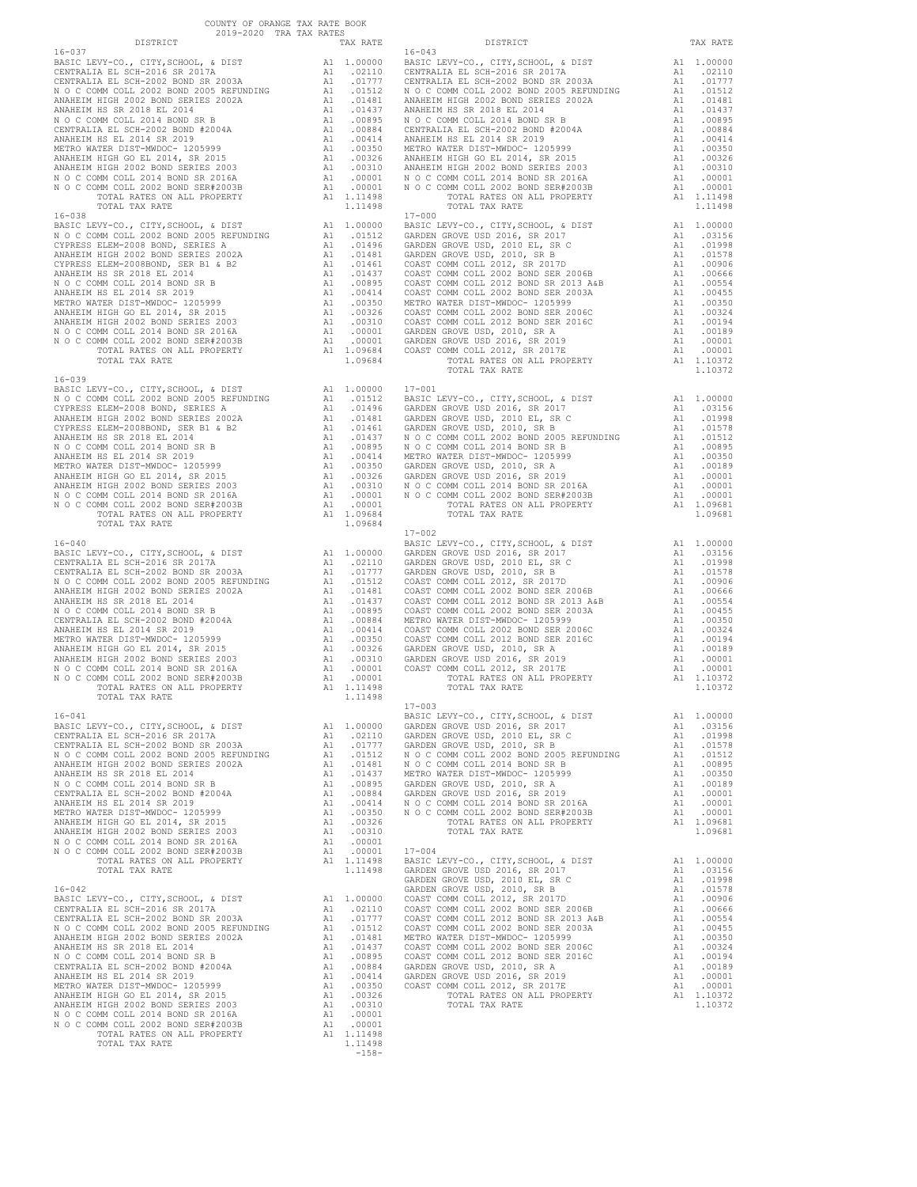COUNTY OF ORANGE TAX RATE BOOK
2019-2020 TRA TAX RATES

| DISTRICT | | TAX RATE |
|---|---|---|
| **16-037** | | |
| BASIC LEVY-CO., CITY,SCHOOL, & DIST | A1 | 1.00000 |
| CENTRALIA EL SCH-2016 SR 2017A | A1 | .02110 |
| CENTRALIA EL SCH-2002 BOND SR 2003A | A1 | .01777 |
| N O C COMM COLL 2002 BOND 2005 REFUNDING | A1 | .01512 |
| ANAHEIM HIGH 2002 BOND SERIES 2002A | A1 | .01481 |
| ANAHEIM HS SR 2018 EL 2014 | A1 | .01437 |
| N O C COMM COLL 2014 BOND SR B | A1 | .00895 |
| CENTRALIA EL SCH-2002 BOND #2004A | A1 | .00884 |
| ANAHEIM HS EL 2014 SR 2019 | A1 | .00414 |
| METRO WATER DIST-MWDOC- 1205999 | A1 | .00350 |
| ANAHEIM HIGH GO EL 2014, SR 2015 | A1 | .00326 |
| ANAHEIM HIGH 2002 BOND SERIES 2003 | A1 | .00310 |
| N O C COMM COLL 2014 BOND SR 2016A | A1 | .00001 |
| N O C COMM COLL 2002 BOND SER#2003B | A1 | .00001 |
| TOTAL RATES ON ALL PROPERTY | A1 | 1.11498 |
| TOTAL TAX RATE | | 1.11498 |
| **16-038** | | |
| BASIC LEVY-CO., CITY,SCHOOL, & DIST | A1 | 1.00000 |
| N O C COMM COLL 2002 BOND 2005 REFUNDING | A1 | .01512 |
| CYPRESS ELEM-2008 BOND, SERIES A | A1 | .01496 |
| ANAHEIM HIGH 2002 BOND SERIES 2002A | A1 | .01481 |
| CYPRESS ELEM-2008BOND, SER B1 & B2 | A1 | .01461 |
| ANAHEIM HS SR 2018 EL 2014 | A1 | .01437 |
| N O C COMM COLL 2014 BOND SR B | A1 | .00895 |
| ANAHEIM HS EL 2014 SR 2019 | A1 | .00414 |
| METRO WATER DIST-MWDOC- 1205999 | A1 | .00350 |
| ANAHEIM HIGH GO EL 2014, SR 2015 | A1 | .00326 |
| ANAHEIM HIGH 2002 BOND SERIES 2003 | A1 | .00310 |
| N O C COMM COLL 2014 BOND SR 2016A | A1 | .00001 |
| N O C COMM COLL 2002 BOND SER#2003B | A1 | .00001 |
| TOTAL RATES ON ALL PROPERTY | A1 | 1.09684 |
| TOTAL TAX RATE | | 1.09684 |
| **16-039** | | |
| BASIC LEVY-CO., CITY,SCHOOL, & DIST | A1 | 1.00000 |
| N O C COMM COLL 2002 BOND 2005 REFUNDING | A1 | .01512 |
| CYPRESS ELEM-2008 BOND, SERIES A | A1 | .01496 |
| ANAHEIM HIGH 2002 BOND SERIES 2002A | A1 | .01481 |
| CYPRESS ELEM-2008BOND, SER B1 & B2 | A1 | .01461 |
| ANAHEIM HS SR 2018 EL 2014 | A1 | .01437 |
| N O C COMM COLL 2014 BOND SR B | A1 | .00895 |
| ANAHEIM HS EL 2014 SR 2019 | A1 | .00414 |
| METRO WATER DIST-MWDOC- 1205999 | A1 | .00350 |
| ANAHEIM HIGH GO EL 2014, SR 2015 | A1 | .00326 |
| ANAHEIM HIGH 2002 BOND SERIES 2003 | A1 | .00310 |
| N O C COMM COLL 2014 BOND SR 2016A | A1 | .00001 |
| N O C COMM COLL 2002 BOND SER#2003B | A1 | .00001 |
| TOTAL RATES ON ALL PROPERTY | A1 | 1.09684 |
| TOTAL TAX RATE | | 1.09684 |
| **16-040** | | |
| BASIC LEVY-CO., CITY,SCHOOL, & DIST | A1 | 1.00000 |
| CENTRALIA EL SCH-2016 SR 2017A | A1 | .02110 |
| CENTRALIA EL SCH-2002 BOND SR 2003A | A1 | .01777 |
| N O C COMM COLL 2002 BOND 2005 REFUNDING | A1 | .01512 |
| ANAHEIM HIGH 2002 BOND SERIES 2002A | A1 | .01481 |
| ANAHEIM HS SR 2018 EL 2014 | A1 | .01437 |
| N O C COMM COLL 2014 BOND SR B | A1 | .00895 |
| CENTRALIA EL SCH-2002 BOND #2004A | A1 | .00884 |
| ANAHEIM HS EL 2014 SR 2019 | A1 | .00414 |
| METRO WATER DIST-MWDOC- 1205999 | A1 | .00350 |
| ANAHEIM HIGH GO EL 2014, SR 2015 | A1 | .00326 |
| ANAHEIM HIGH 2002 BOND SERIES 2003 | A1 | .00310 |
| N O C COMM COLL 2014 BOND SR 2016A | A1 | .00001 |
| N O C COMM COLL 2002 BOND SER#2003B | A1 | .00001 |
| TOTAL RATES ON ALL PROPERTY | A1 | 1.11498 |
| TOTAL TAX RATE | | 1.11498 |
| **16-041** | | |
| BASIC LEVY-CO., CITY,SCHOOL, & DIST | A1 | 1.00000 |
| CENTRALIA EL SCH-2016 SR 2017A | A1 | .02110 |
| CENTRALIA EL SCH-2002 BOND SR 2003A | A1 | .01777 |
| N O C COMM COLL 2002 BOND 2005 REFUNDING | A1 | .01512 |
| ANAHEIM HIGH 2002 BOND SERIES 2002A | A1 | .01481 |
| ANAHEIM HS SR 2018 EL 2014 | A1 | .01437 |
| N O C COMM COLL 2014 BOND SR B | A1 | .00895 |
| CENTRALIA EL SCH-2002 BOND #2004A | A1 | .00884 |
| ANAHEIM HS EL 2014 SR 2019 | A1 | .00414 |
| METRO WATER DIST-MWDOC- 1205999 | A1 | .00350 |
| ANAHEIM HIGH GO EL 2014, SR 2015 | A1 | .00326 |
| ANAHEIM HIGH 2002 BOND SERIES 2003 | A1 | .00310 |
| N O C COMM COLL 2014 BOND SR 2016A | A1 | .00001 |
| N O C COMM COLL 2002 BOND SER#2003B | A1 | .00001 |
| TOTAL RATES ON ALL PROPERTY | A1 | 1.11498 |
| TOTAL TAX RATE | | 1.11498 |
| **16-042** | | |
| BASIC LEVY-CO., CITY,SCHOOL, & DIST | A1 | 1.00000 |
| CENTRALIA EL SCH-2016 SR 2017A | A1 | .02110 |
| CENTRALIA EL SCH-2002 BOND SR 2003A | A1 | .01777 |
| N O C COMM COLL 2002 BOND 2005 REFUNDING | A1 | .01512 |
| ANAHEIM HIGH 2002 BOND SERIES 2002A | A1 | .01481 |
| ANAHEIM HS SR 2018 EL 2014 | A1 | .01437 |
| N O C COMM COLL 2014 BOND SR B | A1 | .00895 |
| CENTRALIA EL SCH-2002 BOND #2004A | A1 | .00884 |
| ANAHEIM HS EL 2014 SR 2019 | A1 | .00414 |
| METRO WATER DIST-MWDOC- 1205999 | A1 | .00350 |
| ANAHEIM HIGH GO EL 2014, SR 2015 | A1 | .00326 |
| ANAHEIM HIGH 2002 BOND SERIES 2003 | A1 | .00310 |
| N O C COMM COLL 2014 BOND SR 2016A | A1 | .00001 |
| N O C COMM COLL 2002 BOND SER#2003B | A1 | .00001 |
| TOTAL RATES ON ALL PROPERTY | A1 | 1.11498 |
| TOTAL TAX RATE | | 1.11498 |
| **16-043** | | |
| BASIC LEVY-CO., CITY,SCHOOL, & DIST | A1 | 1.00000 |
| CENTRALIA EL SCH-2016 SR 2017A | A1 | .02110 |
| CENTRALIA EL SCH-2002 BOND SR 2003A | A1 | .01777 |
| N O C COMM COLL 2002 BOND 2005 REFUNDING | A1 | .01512 |
| ANAHEIM HIGH 2002 BOND SERIES 2002A | A1 | .01481 |
| ANAHEIM HS SR 2018 EL 2014 | A1 | .01437 |
| N O C COMM COLL 2014 BOND SR B | A1 | .00895 |
| CENTRALIA EL SCH-2002 BOND #2004A | A1 | .00884 |
| ANAHEIM HS EL 2014 SR 2019 | A1 | .00414 |
| METRO WATER DIST-MWDOC- 1205999 | A1 | .00350 |
| ANAHEIM HIGH GO EL 2014, SR 2015 | A1 | .00326 |
| ANAHEIM HIGH 2002 BOND SERIES 2003 | A1 | .00310 |
| N O C COMM COLL 2014 BOND SR 2016A | A1 | .00001 |
| N O C COMM COLL 2002 BOND SER#2003B | A1 | .00001 |
| TOTAL RATES ON ALL PROPERTY | A1 | 1.11498 |
| TOTAL TAX RATE | | 1.11498 |
| **17-000** | | |
| BASIC LEVY-CO., CITY,SCHOOL, & DIST | A1 | 1.00000 |
| GARDEN GROVE USD 2016, SR 2017 | A1 | .03156 |
| GARDEN GROVE USD, 2010 EL, SR C | A1 | .01998 |
| GARDEN GROVE USD, 2010, SR B | A1 | .01578 |
| COAST COMM COLL 2012, SR 2017D | A1 | .00906 |
| COAST COMM COLL 2002 BOND SER 2006B | A1 | .00666 |
| COAST COMM COLL 2012 BOND SR 2013 A&B | A1 | .00554 |
| COAST COMM COLL 2002 BOND SER 2003A | A1 | .00455 |
| METRO WATER DIST-MWDOC- 1205999 | A1 | .00350 |
| COAST COMM COLL 2002 BOND SER 2006C | A1 | .00324 |
| COAST COMM COLL 2012 BOND SER 2016C | A1 | .00194 |
| GARDEN GROVE USD, 2010, SR A | A1 | .00189 |
| GARDEN GROVE USD 2016, SR 2019 | A1 | .00001 |
| COAST COMM COLL 2012, SR 2017E | A1 | .00001 |
| TOTAL RATES ON ALL PROPERTY | A1 | 1.10372 |
| TOTAL TAX RATE | | 1.10372 |
| **17-001** | | |
| BASIC LEVY-CO., CITY,SCHOOL, & DIST | A1 | 1.00000 |
| GARDEN GROVE USD 2016, SR 2017 | A1 | .03156 |
| GARDEN GROVE USD, 2010 EL, SR C | A1 | .01998 |
| GARDEN GROVE USD, 2010, SR B | A1 | .01578 |
| N O C COMM COLL 2002 BOND 2005 REFUNDING | A1 | .01512 |
| N O C COMM COLL 2014 BOND SR B | A1 | .00895 |
| METRO WATER DIST-MWDOC- 1205999 | A1 | .00350 |
| GARDEN GROVE USD, 2010, SR A | A1 | .00189 |
| GARDEN GROVE USD 2016, SR 2019 | A1 | .00001 |
| N O C COMM COLL 2014 BOND SR 2016A | A1 | .00001 |
| N O C COMM COLL 2002 BOND SER#2003B | A1 | .00001 |
| TOTAL RATES ON ALL PROPERTY | A1 | 1.09681 |
| TOTAL TAX RATE | | 1.09681 |
| **17-002** | | |
| BASIC LEVY-CO., CITY,SCHOOL, & DIST | A1 | 1.00000 |
| GARDEN GROVE USD 2016, SR 2017 | A1 | .03156 |
| GARDEN GROVE USD, 2010 EL, SR C | A1 | .01998 |
| GARDEN GROVE USD, 2010, SR B | A1 | .01578 |
| COAST COMM COLL 2012, SR 2017D | A1 | .00906 |
| COAST COMM COLL 2002 BOND SER 2006B | A1 | .00666 |
| COAST COMM COLL 2012 BOND SR 2013 A&B | A1 | .00554 |
| COAST COMM COLL 2002 BOND SER 2003A | A1 | .00455 |
| METRO WATER DIST-MWDOC- 1205999 | A1 | .00350 |
| COAST COMM COLL 2002 BOND SER 2006C | A1 | .00324 |
| COAST COMM COLL 2012 BOND SER 2016C | A1 | .00194 |
| GARDEN GROVE USD, 2010, SR A | A1 | .00189 |
| GARDEN GROVE USD 2016, SR 2019 | A1 | .00001 |
| COAST COMM COLL 2012, SR 2017E | A1 | .00001 |
| TOTAL RATES ON ALL PROPERTY | A1 | 1.10372 |
| TOTAL TAX RATE | | 1.10372 |
| **17-003** | | |
| BASIC LEVY-CO., CITY,SCHOOL, & DIST | A1 | 1.00000 |
| GARDEN GROVE USD 2016, SR 2017 | A1 | .03156 |
| GARDEN GROVE USD, 2010 EL, SR C | A1 | .01998 |
| GARDEN GROVE USD, 2010, SR B | A1 | .01578 |
| N O C COMM COLL 2002 BOND 2005 REFUNDING | A1 | .01512 |
| N O C COMM COLL 2014 BOND SR B | A1 | .00895 |
| METRO WATER DIST-MWDOC- 1205999 | A1 | .00350 |
| GARDEN GROVE USD, 2010, SR A | A1 | .00189 |
| GARDEN GROVE USD 2016, SR 2019 | A1 | .00001 |
| N O C COMM COLL 2014 BOND SR 2016A | A1 | .00001 |
| N O C COMM COLL 2002 BOND SER#2003B | A1 | .00001 |
| TOTAL RATES ON ALL PROPERTY | A1 | 1.09681 |
| TOTAL TAX RATE | | 1.09681 |
| **17-004** | | |
| BASIC LEVY-CO., CITY,SCHOOL, & DIST | A1 | 1.00000 |
| GARDEN GROVE USD 2016, SR 2017 | A1 | .03156 |
| GARDEN GROVE USD, 2010 EL, SR C | A1 | .01998 |
| GARDEN GROVE USD, 2010, SR B | A1 | .01578 |
| COAST COMM COLL 2012, SR 2017D | A1 | .00906 |
| COAST COMM COLL 2002 BOND SER 2006B | A1 | .00666 |
| COAST COMM COLL 2012 BOND SR 2013 A&B | A1 | .00554 |
| COAST COMM COLL 2002 BOND SER 2003A | A1 | .00455 |
| METRO WATER DIST-MWDOC- 1205999 | A1 | .00350 |
| COAST COMM COLL 2002 BOND SER 2006C | A1 | .00324 |
| COAST COMM COLL 2012 BOND SER 2016C | A1 | .00194 |
| GARDEN GROVE USD, 2010, SR A | A1 | .00189 |
| GARDEN GROVE USD 2016, SR 2019 | A1 | .00001 |
| COAST COMM COLL 2012, SR 2017E | A1 | .00001 |
| TOTAL RATES ON ALL PROPERTY | A1 | 1.10372 |
| TOTAL TAX RATE | | 1.10372 |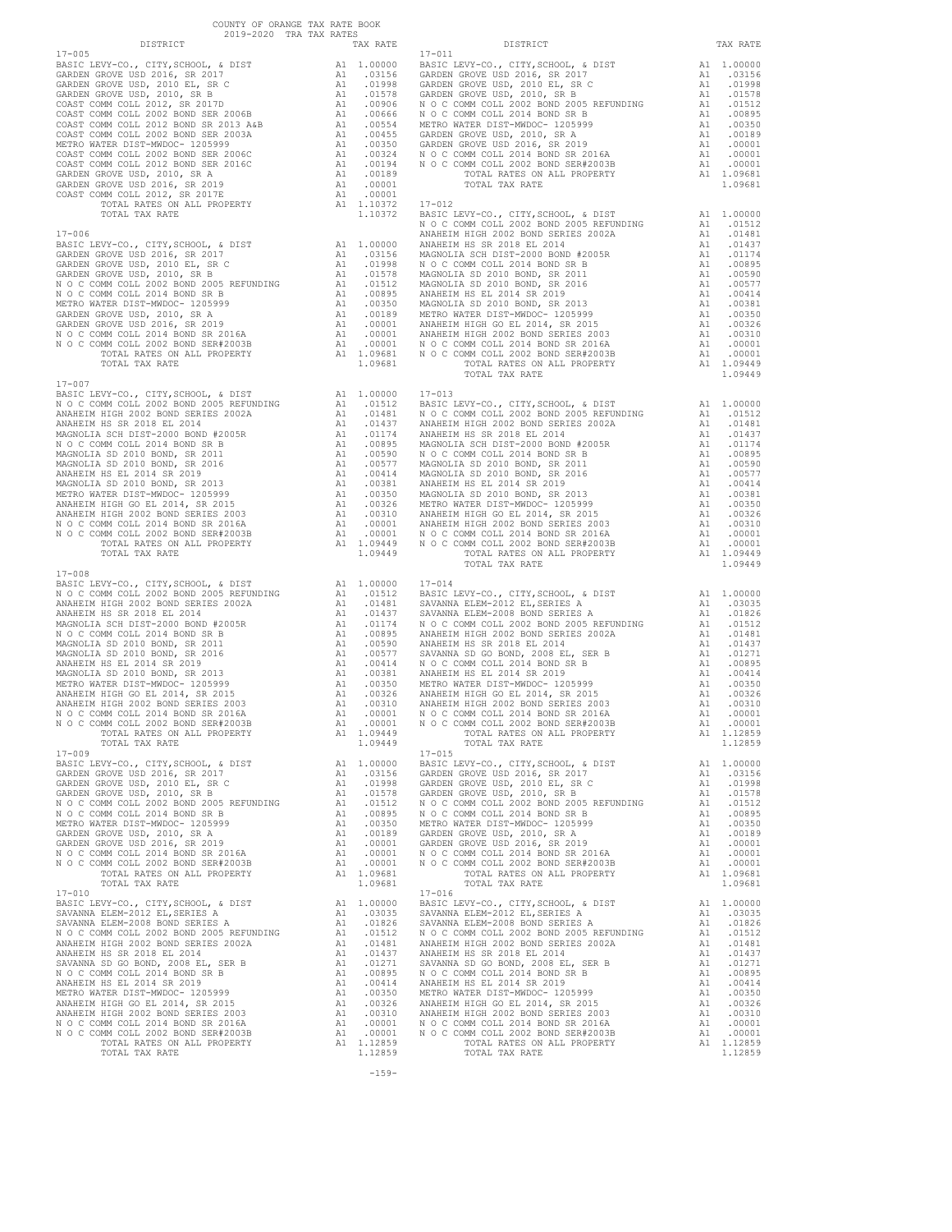COUNTY OF ORANGE TAX RATE BOOK
2019-2020 TRA TAX RATES

| DISTRICT | | TAX RATE |
|---|---|---|
| **17-005** | | |
| BASIC LEVY-CO., CITY,SCHOOL, & DIST | A1 | 1.00000 |
| GARDEN GROVE USD 2016, SR 2017 | A1 | .03156 |
| GARDEN GROVE USD, 2010 EL, SR C | A1 | .01998 |
| GARDEN GROVE USD, 2010, SR B | A1 | .01578 |
| COAST COMM COLL 2012, SR 2017D | A1 | .00906 |
| COAST COMM COLL 2002 BOND SER 2006B | A1 | .00666 |
| COAST COMM COLL 2012 BOND SR 2013 A&B | A1 | .00554 |
| COAST COMM COLL 2002 BOND SER 2003A | A1 | .00455 |
| METRO WATER DIST-MWDOC- 1205999 | A1 | .00350 |
| COAST COMM COLL 2002 BOND SER 2006C | A1 | .00324 |
| COAST COMM COLL 2012 BOND SER 2016C | A1 | .00194 |
| GARDEN GROVE USD, 2010, SR A | A1 | .00189 |
| GARDEN GROVE USD 2016, SR 2019 | A1 | .00001 |
| COAST COMM COLL 2012, SR 2017E | A1 | .00001 |
| TOTAL RATES ON ALL PROPERTY | A1 | 1.10372 |
| TOTAL TAX RATE | | 1.10372 |
| **17-006** | | |
| BASIC LEVY-CO., CITY,SCHOOL, & DIST | A1 | 1.00000 |
| GARDEN GROVE USD 2016, SR 2017 | A1 | .03156 |
| GARDEN GROVE USD, 2010 EL, SR C | A1 | .01998 |
| GARDEN GROVE USD, 2010, SR B | A1 | .01578 |
| N O C COMM COLL 2002 BOND 2005 REFUNDING | A1 | .01512 |
| N O C COMM COLL 2014 BOND SR B | A1 | .00895 |
| METRO WATER DIST-MWDOC- 1205999 | A1 | .00350 |
| GARDEN GROVE USD, 2010, SR A | A1 | .00189 |
| GARDEN GROVE USD 2016, SR 2019 | A1 | .00001 |
| N O C COMM COLL 2014 BOND SR 2016A | A1 | .00001 |
| N O C COMM COLL 2002 BOND SER#2003B | A1 | .00001 |
| TOTAL RATES ON ALL PROPERTY | A1 | 1.09681 |
| TOTAL TAX RATE | | 1.09681 |
| **17-007** | | |
| BASIC LEVY-CO., CITY,SCHOOL, & DIST | A1 | 1.00000 |
| N O C COMM COLL 2002 BOND 2005 REFUNDING | A1 | .01512 |
| ANAHEIM HIGH 2002 BOND SERIES 2002A | A1 | .01481 |
| ANAHEIM HS SR 2018 EL 2014 | A1 | .01437 |
| MAGNOLIA SCH DIST-2000 BOND #2005R | A1 | .01174 |
| N O C COMM COLL 2014 BOND SR B | A1 | .00895 |
| MAGNOLIA SD 2010 BOND, SR 2011 | A1 | .00590 |
| MAGNOLIA SD 2010 BOND, SR 2016 | A1 | .00577 |
| ANAHEIM HS EL 2014 SR 2019 | A1 | .00414 |
| MAGNOLIA SD 2010 BOND, SR 2013 | A1 | .00381 |
| METRO WATER DIST-MWDOC- 1205999 | A1 | .00350 |
| ANAHEIM HIGH GO EL 2014, SR 2015 | A1 | .00326 |
| ANAHEIM HIGH 2002 BOND SERIES 2003 | A1 | .00310 |
| N O C COMM COLL 2014 BOND SR 2016A | A1 | .00001 |
| N O C COMM COLL 2002 BOND SER#2003B | A1 | .00001 |
| TOTAL RATES ON ALL PROPERTY | A1 | 1.09449 |
| TOTAL TAX RATE | | 1.09449 |
| **17-008** | | |
| BASIC LEVY-CO., CITY,SCHOOL, & DIST | A1 | 1.00000 |
| N O C COMM COLL 2002 BOND 2005 REFUNDING | A1 | .01512 |
| ANAHEIM HIGH 2002 BOND SERIES 2002A | A1 | .01481 |
| ANAHEIM HS SR 2018 EL 2014 | A1 | .01437 |
| MAGNOLIA SCH DIST-2000 BOND #2005R | A1 | .01174 |
| N O C COMM COLL 2014 BOND SR B | A1 | .00895 |
| MAGNOLIA SD 2010 BOND, SR 2011 | A1 | .00590 |
| MAGNOLIA SD 2010 BOND, SR 2016 | A1 | .00577 |
| ANAHEIM HS EL 2014 SR 2019 | A1 | .00414 |
| MAGNOLIA SD 2010 BOND, SR 2013 | A1 | .00381 |
| METRO WATER DIST-MWDOC- 1205999 | A1 | .00350 |
| ANAHEIM HIGH GO EL 2014, SR 2015 | A1 | .00326 |
| ANAHEIM HIGH 2002 BOND SERIES 2003 | A1 | .00310 |
| N O C COMM COLL 2014 BOND SR 2016A | A1 | .00001 |
| N O C COMM COLL 2002 BOND SER#2003B | A1 | .00001 |
| TOTAL RATES ON ALL PROPERTY | A1 | 1.09449 |
| TOTAL TAX RATE | | 1.09449 |
| **17-009** | | |
| BASIC LEVY-CO., CITY,SCHOOL, & DIST | A1 | 1.00000 |
| GARDEN GROVE USD 2016, SR 2017 | A1 | .03156 |
| GARDEN GROVE USD, 2010 EL, SR C | A1 | .01998 |
| GARDEN GROVE USD, 2010, SR B | A1 | .01578 |
| N O C COMM COLL 2002 BOND 2005 REFUNDING | A1 | .01512 |
| N O C COMM COLL 2014 BOND SR B | A1 | .00895 |
| METRO WATER DIST-MWDOC- 1205999 | A1 | .00350 |
| GARDEN GROVE USD, 2010, SR A | A1 | .00189 |
| GARDEN GROVE USD 2016, SR 2019 | A1 | .00001 |
| N O C COMM COLL 2014 BOND SR 2016A | A1 | .00001 |
| N O C COMM COLL 2002 BOND SER#2003B | A1 | .00001 |
| TOTAL RATES ON ALL PROPERTY | A1 | 1.09681 |
| TOTAL TAX RATE | | 1.09681 |
| **17-010** | | |
| BASIC LEVY-CO., CITY,SCHOOL, & DIST | A1 | 1.00000 |
| SAVANNA ELEM-2012 EL,SERIES A | A1 | .03035 |
| SAVANNA ELEM-2008 BOND SERIES A | A1 | .01826 |
| N O C COMM COLL 2002 BOND 2005 REFUNDING | A1 | .01512 |
| ANAHEIM HIGH 2002 BOND SERIES 2002A | A1 | .01481 |
| ANAHEIM HS SR 2018 EL 2014 | A1 | .01437 |
| SAVANNA SD GO BOND, 2008 EL, SER B | A1 | .01271 |
| N O C COMM COLL 2014 BOND SR B | A1 | .00895 |
| ANAHEIM HS EL 2014 SR 2019 | A1 | .00414 |
| METRO WATER DIST-MWDOC- 1205999 | A1 | .00350 |
| ANAHEIM HIGH GO EL 2014, SR 2015 | A1 | .00326 |
| ANAHEIM HIGH 2002 BOND SERIES 2003 | A1 | .00310 |
| N O C COMM COLL 2014 BOND SR 2016A | A1 | .00001 |
| N O C COMM COLL 2002 BOND SER#2003B | A1 | .00001 |
| TOTAL RATES ON ALL PROPERTY | A1 | 1.12859 |
| TOTAL TAX RATE | | 1.12859 |
| **17-011** | | |
| BASIC LEVY-CO., CITY,SCHOOL, & DIST | A1 | 1.00000 |
| GARDEN GROVE USD 2016, SR 2017 | A1 | .03156 |
| GARDEN GROVE USD, 2010 EL, SR C | A1 | .01998 |
| GARDEN GROVE USD, 2010, SR B | A1 | .01578 |
| N O C COMM COLL 2002 BOND 2005 REFUNDING | A1 | .01512 |
| N O C COMM COLL 2014 BOND SR B | A1 | .00895 |
| METRO WATER DIST-MWDOC- 1205999 | A1 | .00350 |
| GARDEN GROVE USD, 2010, SR A | A1 | .00189 |
| GARDEN GROVE USD 2016, SR 2019 | A1 | .00001 |
| N O C COMM COLL 2014 BOND SR 2016A | A1 | .00001 |
| N O C COMM COLL 2002 BOND SER#2003B | A1 | .00001 |
| TOTAL RATES ON ALL PROPERTY | A1 | 1.09681 |
| TOTAL TAX RATE | | 1.09681 |
| **17-012** | | |
| BASIC LEVY-CO., CITY,SCHOOL, & DIST | A1 | 1.00000 |
| N O C COMM COLL 2002 BOND 2005 REFUNDING | A1 | .01512 |
| ANAHEIM HIGH 2002 BOND SERIES 2002A | A1 | .01481 |
| ANAHEIM HS SR 2018 EL 2014 | A1 | .01437 |
| MAGNOLIA SCH DIST-2000 BOND #2005R | A1 | .01174 |
| N O C COMM COLL 2014 BOND SR B | A1 | .00895 |
| MAGNOLIA SD 2010 BOND, SR 2011 | A1 | .00590 |
| MAGNOLIA SD 2010 BOND, SR 2016 | A1 | .00577 |
| ANAHEIM HS EL 2014 SR 2019 | A1 | .00414 |
| MAGNOLIA SD 2010 BOND, SR 2013 | A1 | .00381 |
| METRO WATER DIST-MWDOC- 1205999 | A1 | .00350 |
| ANAHEIM HIGH GO EL 2014, SR 2015 | A1 | .00326 |
| ANAHEIM HIGH 2002 BOND SERIES 2003 | A1 | .00310 |
| N O C COMM COLL 2014 BOND SR 2016A | A1 | .00001 |
| N O C COMM COLL 2002 BOND SER#2003B | A1 | .00001 |
| TOTAL RATES ON ALL PROPERTY | A1 | 1.09449 |
| TOTAL TAX RATE | | 1.09449 |
| **17-013** | | |
| BASIC LEVY-CO., CITY,SCHOOL, & DIST | A1 | 1.00000 |
| N O C COMM COLL 2002 BOND 2005 REFUNDING | A1 | .01512 |
| ANAHEIM HIGH 2002 BOND SERIES 2002A | A1 | .01481 |
| ANAHEIM HS SR 2018 EL 2014 | A1 | .01437 |
| MAGNOLIA SCH DIST-2000 BOND #2005R | A1 | .01174 |
| N O C COMM COLL 2014 BOND SR B | A1 | .00895 |
| MAGNOLIA SD 2010 BOND, SR 2011 | A1 | .00590 |
| MAGNOLIA SD 2010 BOND, SR 2016 | A1 | .00577 |
| ANAHEIM HS EL 2014 SR 2019 | A1 | .00414 |
| MAGNOLIA SD 2010 BOND, SR 2013 | A1 | .00381 |
| METRO WATER DIST-MWDOC- 1205999 | A1 | .00350 |
| ANAHEIM HIGH GO EL 2014, SR 2015 | A1 | .00326 |
| ANAHEIM HIGH 2002 BOND SERIES 2003 | A1 | .00310 |
| N O C COMM COLL 2014 BOND SR 2016A | A1 | .00001 |
| N O C COMM COLL 2002 BOND SER#2003B | A1 | .00001 |
| TOTAL RATES ON ALL PROPERTY | A1 | 1.09449 |
| TOTAL TAX RATE | | 1.09449 |
| **17-014** | | |
| BASIC LEVY-CO., CITY,SCHOOL, & DIST | A1 | 1.00000 |
| SAVANNA ELEM-2012 EL,SERIES A | A1 | .03035 |
| SAVANNA ELEM-2008 BOND SERIES A | A1 | .01826 |
| N O C COMM COLL 2002 BOND 2005 REFUNDING | A1 | .01512 |
| ANAHEIM HIGH 2002 BOND SERIES 2002A | A1 | .01481 |
| ANAHEIM HS SR 2018 EL 2014 | A1 | .01437 |
| SAVANNA SD GO BOND, 2008 EL, SER B | A1 | .01271 |
| N O C COMM COLL 2014 BOND SR B | A1 | .00895 |
| ANAHEIM HS EL 2014 SR 2019 | A1 | .00414 |
| METRO WATER DIST-MWDOC- 1205999 | A1 | .00350 |
| ANAHEIM HIGH GO EL 2014, SR 2015 | A1 | .00326 |
| ANAHEIM HIGH 2002 BOND SERIES 2003 | A1 | .00310 |
| N O C COMM COLL 2014 BOND SR 2016A | A1 | .00001 |
| N O C COMM COLL 2002 BOND SER#2003B | A1 | .00001 |
| TOTAL RATES ON ALL PROPERTY | A1 | 1.12859 |
| TOTAL TAX RATE | | 1.12859 |
| **17-015** | | |
| BASIC LEVY-CO., CITY,SCHOOL, & DIST | A1 | 1.00000 |
| GARDEN GROVE USD 2016, SR 2017 | A1 | .03156 |
| GARDEN GROVE USD, 2010 EL, SR C | A1 | .01998 |
| GARDEN GROVE USD, 2010, SR B | A1 | .01578 |
| N O C COMM COLL 2002 BOND 2005 REFUNDING | A1 | .01512 |
| N O C COMM COLL 2014 BOND SR B | A1 | .00895 |
| METRO WATER DIST-MWDOC- 1205999 | A1 | .00350 |
| GARDEN GROVE USD, 2010, SR A | A1 | .00189 |
| GARDEN GROVE USD 2016, SR 2019 | A1 | .00001 |
| N O C COMM COLL 2014 BOND SR 2016A | A1 | .00001 |
| N O C COMM COLL 2002 BOND SER#2003B | A1 | .00001 |
| TOTAL RATES ON ALL PROPERTY | A1 | 1.09681 |
| TOTAL TAX RATE | | 1.09681 |
| **17-016** | | |
| BASIC LEVY-CO., CITY,SCHOOL, & DIST | A1 | 1.00000 |
| SAVANNA ELEM-2012 EL,SERIES A | A1 | .03035 |
| SAVANNA ELEM-2008 BOND SERIES A | A1 | .01826 |
| N O C COMM COLL 2002 BOND 2005 REFUNDING | A1 | .01512 |
| ANAHEIM HIGH 2002 BOND SERIES 2002A | A1 | .01481 |
| ANAHEIM HS SR 2018 EL 2014 | A1 | .01437 |
| SAVANNA SD GO BOND, 2008 EL, SER B | A1 | .01271 |
| N O C COMM COLL 2014 BOND SR B | A1 | .00895 |
| ANAHEIM HS EL 2014 SR 2019 | A1 | .00414 |
| METRO WATER DIST-MWDOC- 1205999 | A1 | .00350 |
| ANAHEIM HIGH GO EL 2014, SR 2015 | A1 | .00326 |
| ANAHEIM HIGH 2002 BOND SERIES 2003 | A1 | .00310 |
| N O C COMM COLL 2014 BOND SR 2016A | A1 | .00001 |
| N O C COMM COLL 2002 BOND SER#2003B | A1 | .00001 |
| TOTAL RATES ON ALL PROPERTY | A1 | 1.12859 |
| TOTAL TAX RATE | | 1.12859 |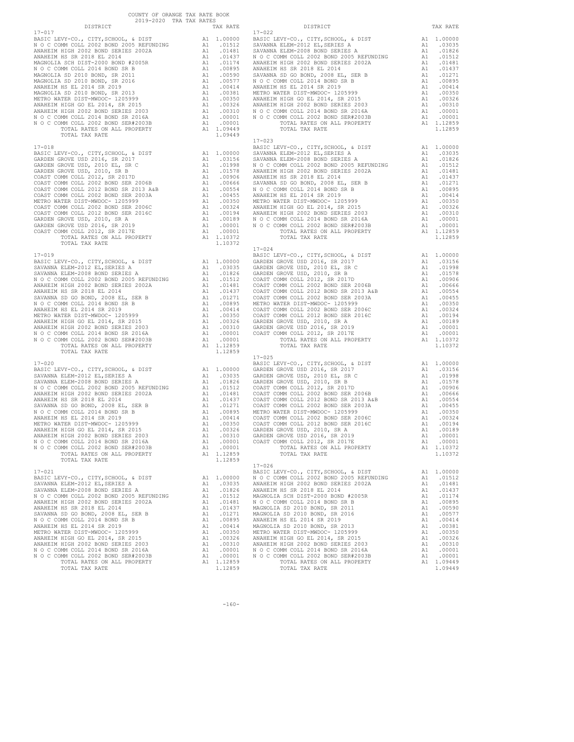COUNTY OF ORANGE TAX RATE BOOK
2019-2020 TRA TAX RATES

| DISTRICT | | TAX RATE |
|---|---|---|
| **17-017** | | |
| BASIC LEVY-CO., CITY,SCHOOL, & DIST | A1 | 1.00000 |
| N O C COMM COLL 2002 BOND 2005 REFUNDING | A1 | .01512 |
| ANAHEIM HIGH 2002 BOND SERIES 2002A | A1 | .01481 |
| ANAHEIM HS SR 2018 EL 2014 | A1 | .01437 |
| MAGNOLIA SCH DIST-2000 BOND #2005R | A1 | .01174 |
| N O C COMM COLL 2014 BOND SR B | A1 | .00895 |
| MAGNOLIA SD 2010 BOND, SR 2011 | A1 | .00590 |
| MAGNOLIA SD 2010 BOND, SR 2016 | A1 | .00577 |
| ANAHEIM HS EL 2014 SR 2019 | A1 | .00414 |
| MAGNOLIA SD 2010 BOND, SR 2013 | A1 | .00381 |
| METRO WATER DIST-MWDOC- 1205999 | A1 | .00350 |
| ANAHEIM HIGH GO EL 2014, SR 2015 | A1 | .00326 |
| ANAHEIM HIGH 2002 BOND SERIES 2003 | A1 | .00310 |
| N O C COMM COLL 2014 BOND SR 2016A | A1 | .00001 |
| N O C COMM COLL 2002 BOND SER#2003B | A1 | .00001 |
| TOTAL RATES ON ALL PROPERTY | A1 | 1.09449 |
| TOTAL TAX RATE | | 1.09449 |
| **17-018** | | |
| BASIC LEVY-CO., CITY,SCHOOL, & DIST | A1 | 1.00000 |
| GARDEN GROVE USD 2016, SR 2017 | A1 | .03156 |
| GARDEN GROVE USD, 2010 EL, SR C | A1 | .01998 |
| GARDEN GROVE USD, 2010, SR B | A1 | .01578 |
| COAST COMM COLL 2012, SR 2017D | A1 | .00906 |
| COAST COMM COLL 2002 BOND SER 2006B | A1 | .00666 |
| COAST COMM COLL 2012 BOND SR 2013 A&B | A1 | .00554 |
| COAST COMM COLL 2002 BOND SER 2003A | A1 | .00455 |
| METRO WATER DIST-MWDOC- 1205999 | A1 | .00350 |
| COAST COMM COLL 2002 BOND SER 2006C | A1 | .00324 |
| COAST COMM COLL 2012 BOND SER 2016C | A1 | .00194 |
| GARDEN GROVE USD, 2010, SR A | A1 | .00189 |
| GARDEN GROVE USD 2016, SR 2019 | A1 | .00001 |
| COAST COMM COLL 2012, SR 2017E | A1 | .00001 |
| TOTAL RATES ON ALL PROPERTY | A1 | 1.10372 |
| TOTAL TAX RATE | | 1.10372 |
| **17-019** | | |
| BASIC LEVY-CO., CITY,SCHOOL, & DIST | A1 | 1.00000 |
| SAVANNA ELEM-2012 EL,SERIES A | A1 | .03035 |
| SAVANNA ELEM-2008 BOND SERIES A | A1 | .01826 |
| N O C COMM COLL 2002 BOND 2005 REFUNDING | A1 | .01512 |
| ANAHEIM HIGH 2002 BOND SERIES 2002A | A1 | .01481 |
| ANAHEIM HS SR 2018 EL 2014 | A1 | .01437 |
| SAVANNA SD GO BOND, 2008 EL, SER B | A1 | .01271 |
| N O C COMM COLL 2014 BOND SR B | A1 | .00895 |
| ANAHEIM HS EL 2014 SR 2019 | A1 | .00414 |
| METRO WATER DIST-MWDOC- 1205999 | A1 | .00350 |
| ANAHEIM HIGH GO EL 2014, SR 2015 | A1 | .00326 |
| ANAHEIM HIGH 2002 BOND SERIES 2003 | A1 | .00310 |
| N O C COMM COLL 2014 BOND SR 2016A | A1 | .00001 |
| N O C COMM COLL 2002 BOND SER#2003B | A1 | .00001 |
| TOTAL RATES ON ALL PROPERTY | A1 | 1.12859 |
| TOTAL TAX RATE | | 1.12859 |
| **17-020** | | |
| BASIC LEVY-CO., CITY,SCHOOL, & DIST | A1 | 1.00000 |
| SAVANNA ELEM-2012 EL,SERIES A | A1 | .03035 |
| SAVANNA ELEM-2008 BOND SERIES A | A1 | .01826 |
| N O C COMM COLL 2002 BOND 2005 REFUNDING | A1 | .01512 |
| ANAHEIM HIGH 2002 BOND SERIES 2002A | A1 | .01481 |
| ANAHEIM HS SR 2018 EL 2014 | A1 | .01437 |
| SAVANNA SD GO BOND, 2008 EL, SER B | A1 | .01271 |
| N O C COMM COLL 2014 BOND SR B | A1 | .00895 |
| ANAHEIM HS EL 2014 SR 2019 | A1 | .00414 |
| METRO WATER DIST-MWDOC- 1205999 | A1 | .00350 |
| ANAHEIM HIGH GO EL 2014, SR 2015 | A1 | .00326 |
| ANAHEIM HIGH 2002 BOND SERIES 2003 | A1 | .00310 |
| N O C COMM COLL 2014 BOND SR 2016A | A1 | .00001 |
| N O C COMM COLL 2002 BOND SER#2003B | A1 | .00001 |
| TOTAL RATES ON ALL PROPERTY | A1 | 1.12859 |
| TOTAL TAX RATE | | 1.12859 |
| **17-021** | | |
| BASIC LEVY-CO., CITY,SCHOOL, & DIST | A1 | 1.00000 |
| SAVANNA ELEM-2012 EL,SERIES A | A1 | .03035 |
| SAVANNA ELEM-2008 BOND SERIES A | A1 | .01826 |
| N O C COMM COLL 2002 BOND 2005 REFUNDING | A1 | .01512 |
| ANAHEIM HIGH 2002 BOND SERIES 2002A | A1 | .01481 |
| ANAHEIM HS SR 2018 EL 2014 | A1 | .01437 |
| SAVANNA SD GO BOND, 2008 EL, SER B | A1 | .01271 |
| N O C COMM COLL 2014 BOND SR B | A1 | .00895 |
| ANAHEIM HS EL 2014 SR 2019 | A1 | .00414 |
| METRO WATER DIST-MWDOC- 1205999 | A1 | .00350 |
| ANAHEIM HIGH GO EL 2014, SR 2015 | A1 | .00326 |
| ANAHEIM HIGH 2002 BOND SERIES 2003 | A1 | .00310 |
| N O C COMM COLL 2014 BOND SR 2016A | A1 | .00001 |
| N O C COMM COLL 2002 BOND SER#2003B | A1 | .00001 |
| TOTAL RATES ON ALL PROPERTY | A1 | 1.12859 |
| TOTAL TAX RATE | | 1.12859 |
| **17-022** | | |
| BASIC LEVY-CO., CITY,SCHOOL, & DIST | A1 | 1.00000 |
| SAVANNA ELEM-2012 EL,SERIES A | A1 | .03035 |
| SAVANNA ELEM-2008 BOND SERIES A | A1 | .01826 |
| N O C COMM COLL 2002 BOND 2005 REFUNDING | A1 | .01512 |
| ANAHEIM HIGH 2002 BOND SERIES 2002A | A1 | .01481 |
| ANAHEIM HS SR 2018 EL 2014 | A1 | .01437 |
| SAVANNA SD GO BOND, 2008 EL, SER B | A1 | .01271 |
| N O C COMM COLL 2014 BOND SR B | A1 | .00895 |
| ANAHEIM HS EL 2014 SR 2019 | A1 | .00414 |
| METRO WATER DIST-MWDOC- 1205999 | A1 | .00350 |
| ANAHEIM HIGH GO EL 2014, SR 2015 | A1 | .00326 |
| ANAHEIM HIGH 2002 BOND SERIES 2003 | A1 | .00310 |
| N O C COMM COLL 2014 BOND SR 2016A | A1 | .00001 |
| N O C COMM COLL 2002 BOND SER#2003B | A1 | .00001 |
| TOTAL RATES ON ALL PROPERTY | A1 | 1.12859 |
| TOTAL TAX RATE | | 1.12859 |
| **17-023** | | |
| BASIC LEVY-CO., CITY,SCHOOL, & DIST | A1 | 1.00000 |
| SAVANNA ELEM-2012 EL,SERIES A | A1 | .03035 |
| SAVANNA ELEM-2008 BOND SERIES A | A1 | .01826 |
| N O C COMM COLL 2002 BOND 2005 REFUNDING | A1 | .01512 |
| ANAHEIM HIGH 2002 BOND SERIES 2002A | A1 | .01481 |
| ANAHEIM HS SR 2018 EL 2014 | A1 | .01437 |
| SAVANNA SD GO BOND, 2008 EL, SER B | A1 | .01271 |
| N O C COMM COLL 2014 BOND SR B | A1 | .00895 |
| ANAHEIM HS EL 2014 SR 2019 | A1 | .00414 |
| METRO WATER DIST-MWDOC- 1205999 | A1 | .00350 |
| ANAHEIM HIGH GO EL 2014, SR 2015 | A1 | .00326 |
| ANAHEIM HIGH 2002 BOND SERIES 2003 | A1 | .00310 |
| N O C COMM COLL 2014 BOND SR 2016A | A1 | .00001 |
| N O C COMM COLL 2002 BOND SER#2003B | A1 | .00001 |
| TOTAL RATES ON ALL PROPERTY | A1 | 1.12859 |
| TOTAL TAX RATE | | 1.12859 |
| **17-024** | | |
| BASIC LEVY-CO., CITY,SCHOOL, & DIST | A1 | 1.00000 |
| GARDEN GROVE USD 2016, SR 2017 | A1 | .03156 |
| GARDEN GROVE USD, 2010 EL, SR C | A1 | .01998 |
| GARDEN GROVE USD, 2010, SR B | A1 | .01578 |
| COAST COMM COLL 2012, SR 2017D | A1 | .00906 |
| COAST COMM COLL 2002 BOND SER 2006B | A1 | .00666 |
| COAST COMM COLL 2012 BOND SR 2013 A&B | A1 | .00554 |
| COAST COMM COLL 2002 BOND SER 2003A | A1 | .00455 |
| METRO WATER DIST-MWDOC- 1205999 | A1 | .00350 |
| COAST COMM COLL 2002 BOND SER 2006C | A1 | .00324 |
| COAST COMM COLL 2012 BOND SER 2016C | A1 | .00194 |
| GARDEN GROVE USD, 2010, SR A | A1 | .00189 |
| GARDEN GROVE USD 2016, SR 2019 | A1 | .00001 |
| COAST COMM COLL 2012, SR 2017E | A1 | .00001 |
| TOTAL RATES ON ALL PROPERTY | A1 | 1.10372 |
| TOTAL TAX RATE | | 1.10372 |
| **17-025** | | |
| BASIC LEVY-CO., CITY,SCHOOL, & DIST | A1 | 1.00000 |
| GARDEN GROVE USD 2016, SR 2017 | A1 | .03156 |
| GARDEN GROVE USD, 2010 EL, SR C | A1 | .01998 |
| GARDEN GROVE USD, 2010, SR B | A1 | .01578 |
| COAST COMM COLL 2012, SR 2017D | A1 | .00906 |
| COAST COMM COLL 2002 BOND SER 2006B | A1 | .00666 |
| COAST COMM COLL 2012 BOND SR 2013 A&B | A1 | .00554 |
| COAST COMM COLL 2002 BOND SER 2003A | A1 | .00455 |
| METRO WATER DIST-MWDOC- 1205999 | A1 | .00350 |
| COAST COMM COLL 2002 BOND SER 2006C | A1 | .00324 |
| COAST COMM COLL 2012 BOND SER 2016C | A1 | .00194 |
| GARDEN GROVE USD, 2010, SR A | A1 | .00189 |
| GARDEN GROVE USD 2016, SR 2019 | A1 | .00001 |
| COAST COMM COLL 2012, SR 2017E | A1 | .00001 |
| TOTAL RATES ON ALL PROPERTY | A1 | 1.10372 |
| TOTAL TAX RATE | | 1.10372 |
| **17-026** | | |
| BASIC LEVY-CO., CITY,SCHOOL, & DIST | A1 | 1.00000 |
| N O C COMM COLL 2002 BOND 2005 REFUNDING | A1 | .01512 |
| ANAHEIM HIGH 2002 BOND SERIES 2002A | A1 | .01481 |
| ANAHEIM HS SR 2018 EL 2014 | A1 | .01437 |
| MAGNOLIA SCH DIST-2000 BOND #2005R | A1 | .01174 |
| N O C COMM COLL 2014 BOND SR B | A1 | .00895 |
| MAGNOLIA SD 2010 BOND, SR 2011 | A1 | .00590 |
| MAGNOLIA SD 2010 BOND, SR 2016 | A1 | .00577 |
| ANAHEIM HS EL 2014 SR 2019 | A1 | .00414 |
| MAGNOLIA SD 2010 BOND, SR 2013 | A1 | .00381 |
| METRO WATER DIST-MWDOC- 1205999 | A1 | .00350 |
| ANAHEIM HIGH GO EL 2014, SR 2015 | A1 | .00326 |
| ANAHEIM HIGH 2002 BOND SERIES 2003 | A1 | .00310 |
| N O C COMM COLL 2014 BOND SR 2016A | A1 | .00001 |
| N O C COMM COLL 2002 BOND SER#2003B | A1 | .00001 |
| TOTAL RATES ON ALL PROPERTY | A1 | 1.09449 |
| TOTAL TAX RATE | | 1.09449 |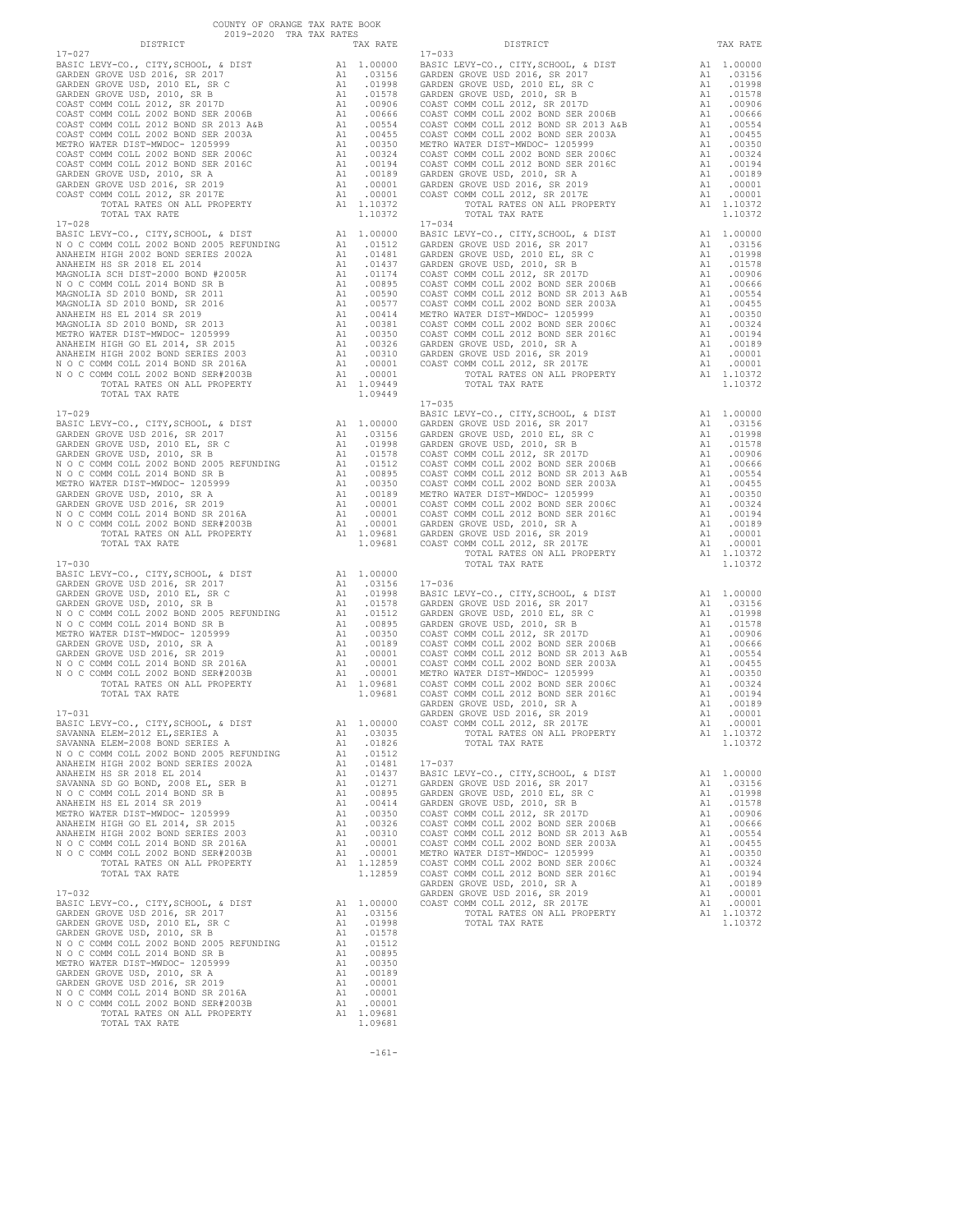COUNTY OF ORANGE TAX RATE BOOK
2019-2020 TRA TAX RATES

**17-027**

| DISTRICT | | TAX RATE |
|---|---|---|
| BASIC LEVY-CO., CITY,SCHOOL, & DIST | A1 | 1.00000 |
| GARDEN GROVE USD 2016, SR 2017 | A1 | .03156 |
| GARDEN GROVE USD, 2010 EL, SR C | A1 | .01998 |
| GARDEN GROVE USD, 2010, SR B | A1 | .01578 |
| COAST COMM COLL 2012, SR 2017D | A1 | .00906 |
| COAST COMM COLL 2002 BOND SER 2006B | A1 | .00666 |
| COAST COMM COLL 2012 BOND SR 2013 A&B | A1 | .00554 |
| COAST COMM COLL 2002 BOND SER 2003A | A1 | .00455 |
| METRO WATER DIST-MWDOC- 1205999 | A1 | .00350 |
| COAST COMM COLL 2002 BOND SER 2006C | A1 | .00324 |
| COAST COMM COLL 2012 BOND SER 2016C | A1 | .00194 |
| GARDEN GROVE USD, 2010, SR A | A1 | .00189 |
| GARDEN GROVE USD 2016, SR 2019 | A1 | .00001 |
| COAST COMM COLL 2012, SR 2017E | A1 | .00001 |
| TOTAL RATES ON ALL PROPERTY | A1 | 1.10372 |
| TOTAL TAX RATE | | 1.10372 |

**17-028**

| DISTRICT | | TAX RATE |
|---|---|---|
| BASIC LEVY-CO., CITY,SCHOOL, & DIST | A1 | 1.00000 |
| N O C COMM COLL 2002 BOND 2005 REFUNDING | A1 | .01512 |
| ANAHEIM HIGH 2002 BOND SERIES 2002A | A1 | .01481 |
| ANAHEIM HS SR 2018 EL 2014 | A1 | .01437 |
| MAGNOLIA SCH DIST-2000 BOND #2005R | A1 | .01174 |
| N O C COMM COLL 2014 BOND SR B | A1 | .00895 |
| MAGNOLIA SD 2010 BOND, SR 2011 | A1 | .00590 |
| MAGNOLIA SD 2010 BOND, SR 2016 | A1 | .00577 |
| ANAHEIM HS EL 2014 SR 2019 | A1 | .00414 |
| MAGNOLIA SD 2010 BOND, SR 2013 | A1 | .00381 |
| METRO WATER DIST-MWDOC- 1205999 | A1 | .00350 |
| ANAHEIM HIGH GO EL 2014, SR 2015 | A1 | .00326 |
| ANAHEIM HIGH 2002 BOND SERIES 2003 | A1 | .00310 |
| N O C COMM COLL 2014 BOND SR 2016A | A1 | .00001 |
| N O C COMM COLL 2002 BOND SER#2003B | A1 | .00001 |
| TOTAL RATES ON ALL PROPERTY | A1 | 1.09449 |
| TOTAL TAX RATE | | 1.09449 |

**17-029**

| DISTRICT | | TAX RATE |
|---|---|---|
| BASIC LEVY-CO., CITY,SCHOOL, & DIST | A1 | 1.00000 |
| GARDEN GROVE USD 2016, SR 2017 | A1 | .03156 |
| GARDEN GROVE USD, 2010 EL, SR C | A1 | .01998 |
| GARDEN GROVE USD, 2010, SR B | A1 | .01578 |
| N O C COMM COLL 2002 BOND 2005 REFUNDING | A1 | .01512 |
| N O C COMM COLL 2014 BOND SR B | A1 | .00895 |
| METRO WATER DIST-MWDOC- 1205999 | A1 | .00350 |
| GARDEN GROVE USD, 2010, SR A | A1 | .00189 |
| GARDEN GROVE USD 2016, SR 2019 | A1 | .00001 |
| N O C COMM COLL 2014 BOND SR 2016A | A1 | .00001 |
| N O C COMM COLL 2002 BOND SER#2003B | A1 | .00001 |
| TOTAL RATES ON ALL PROPERTY | A1 | 1.09681 |
| TOTAL TAX RATE | | 1.09681 |

**17-030**

| DISTRICT | | TAX RATE |
|---|---|---|
| BASIC LEVY-CO., CITY,SCHOOL, & DIST | A1 | 1.00000 |
| GARDEN GROVE USD 2016, SR 2017 | A1 | .03156 |
| GARDEN GROVE USD, 2010 EL, SR C | A1 | .01998 |
| GARDEN GROVE USD, 2010, SR B | A1 | .01578 |
| N O C COMM COLL 2002 BOND 2005 REFUNDING | A1 | .01512 |
| N O C COMM COLL 2014 BOND SR B | A1 | .00895 |
| METRO WATER DIST-MWDOC- 1205999 | A1 | .00350 |
| GARDEN GROVE USD, 2010, SR A | A1 | .00189 |
| GARDEN GROVE USD 2016, SR 2019 | A1 | .00001 |
| N O C COMM COLL 2014 BOND SR 2016A | A1 | .00001 |
| N O C COMM COLL 2002 BOND SER#2003B | A1 | .00001 |
| TOTAL RATES ON ALL PROPERTY | A1 | 1.09681 |
| TOTAL TAX RATE | | 1.09681 |

**17-031**

| DISTRICT | | TAX RATE |
|---|---|---|
| BASIC LEVY-CO., CITY,SCHOOL, & DIST | A1 | 1.00000 |
| SAVANNA ELEM-2012 EL,SERIES A | A1 | .03035 |
| SAVANNA ELEM-2008 BOND SERIES A | A1 | .01826 |
| N O C COMM COLL 2002 BOND 2005 REFUNDING | A1 | .01512 |
| ANAHEIM HIGH 2002 BOND SERIES 2002A | A1 | .01481 |
| ANAHEIM HS SR 2018 EL 2014 | A1 | .01437 |
| SAVANNA SD GO BOND, 2008 EL, SER B | A1 | .01271 |
| N O C COMM COLL 2014 BOND SR B | A1 | .00895 |
| ANAHEIM HS EL 2014 SR 2019 | A1 | .00414 |
| METRO WATER DIST-MWDOC- 1205999 | A1 | .00350 |
| ANAHEIM HIGH GO EL 2014, SR 2015 | A1 | .00326 |
| ANAHEIM HIGH 2002 BOND SERIES 2003 | A1 | .00310 |
| N O C COMM COLL 2014 BOND SR 2016A | A1 | .00001 |
| N O C COMM COLL 2002 BOND SER#2003B | A1 | .00001 |
| TOTAL RATES ON ALL PROPERTY | A1 | 1.12859 |
| TOTAL TAX RATE | | 1.12859 |

**17-032**

| DISTRICT | | TAX RATE |
|---|---|---|
| BASIC LEVY-CO., CITY,SCHOOL, & DIST | A1 | 1.00000 |
| GARDEN GROVE USD 2016, SR 2017 | A1 | .03156 |
| GARDEN GROVE USD, 2010 EL, SR C | A1 | .01998 |
| GARDEN GROVE USD, 2010, SR B | A1 | .01578 |
| N O C COMM COLL 2002 BOND 2005 REFUNDING | A1 | .01512 |
| N O C COMM COLL 2014 BOND SR B | A1 | .00895 |
| METRO WATER DIST-MWDOC- 1205999 | A1 | .00350 |
| GARDEN GROVE USD, 2010, SR A | A1 | .00189 |
| GARDEN GROVE USD 2016, SR 2019 | A1 | .00001 |
| N O C COMM COLL 2014 BOND SR 2016A | A1 | .00001 |
| N O C COMM COLL 2002 BOND SER#2003B | A1 | .00001 |
| TOTAL RATES ON ALL PROPERTY | A1 | 1.09681 |
| TOTAL TAX RATE | | 1.09681 |

**17-033**

| DISTRICT | | TAX RATE |
|---|---|---|
| BASIC LEVY-CO., CITY,SCHOOL, & DIST | A1 | 1.00000 |
| GARDEN GROVE USD 2016, SR 2017 | A1 | .03156 |
| GARDEN GROVE USD, 2010 EL, SR C | A1 | .01998 |
| GARDEN GROVE USD, 2010, SR B | A1 | .01578 |
| COAST COMM COLL 2012, SR 2017D | A1 | .00906 |
| COAST COMM COLL 2002 BOND SER 2006B | A1 | .00666 |
| COAST COMM COLL 2012 BOND SR 2013 A&B | A1 | .00554 |
| COAST COMM COLL 2002 BOND SER 2003A | A1 | .00455 |
| METRO WATER DIST-MWDOC- 1205999 | A1 | .00350 |
| COAST COMM COLL 2002 BOND SER 2006C | A1 | .00324 |
| COAST COMM COLL 2012 BOND SER 2016C | A1 | .00194 |
| GARDEN GROVE USD, 2010, SR A | A1 | .00189 |
| GARDEN GROVE USD 2016, SR 2019 | A1 | .00001 |
| COAST COMM COLL 2012, SR 2017E | A1 | .00001 |
| TOTAL RATES ON ALL PROPERTY | A1 | 1.10372 |
| TOTAL TAX RATE | | 1.10372 |

**17-034**

| DISTRICT | | TAX RATE |
|---|---|---|
| BASIC LEVY-CO., CITY,SCHOOL, & DIST | A1 | 1.00000 |
| GARDEN GROVE USD 2016, SR 2017 | A1 | .03156 |
| GARDEN GROVE USD, 2010 EL, SR C | A1 | .01998 |
| GARDEN GROVE USD, 2010, SR B | A1 | .01578 |
| COAST COMM COLL 2012, SR 2017D | A1 | .00906 |
| COAST COMM COLL 2002 BOND SER 2006B | A1 | .00666 |
| COAST COMM COLL 2012 BOND SR 2013 A&B | A1 | .00554 |
| COAST COMM COLL 2002 BOND SER 2003A | A1 | .00455 |
| METRO WATER DIST-MWDOC- 1205999 | A1 | .00350 |
| COAST COMM COLL 2002 BOND SER 2006C | A1 | .00324 |
| COAST COMM COLL 2012 BOND SER 2016C | A1 | .00194 |
| GARDEN GROVE USD, 2010, SR A | A1 | .00189 |
| GARDEN GROVE USD 2016, SR 2019 | A1 | .00001 |
| COAST COMM COLL 2012, SR 2017E | A1 | .00001 |
| TOTAL RATES ON ALL PROPERTY | A1 | 1.10372 |
| TOTAL TAX RATE | | 1.10372 |

**17-035**

| DISTRICT | | TAX RATE |
|---|---|---|
| BASIC LEVY-CO., CITY,SCHOOL, & DIST | A1 | 1.00000 |
| GARDEN GROVE USD 2016, SR 2017 | A1 | .03156 |
| GARDEN GROVE USD, 2010 EL, SR C | A1 | .01998 |
| GARDEN GROVE USD, 2010, SR B | A1 | .01578 |
| COAST COMM COLL 2012, SR 2017D | A1 | .00906 |
| COAST COMM COLL 2002 BOND SER 2006B | A1 | .00666 |
| COAST COMM COLL 2012 BOND SR 2013 A&B | A1 | .00554 |
| COAST COMM COLL 2002 BOND SER 2003A | A1 | .00455 |
| METRO WATER DIST-MWDOC- 1205999 | A1 | .00350 |
| COAST COMM COLL 2002 BOND SER 2006C | A1 | .00324 |
| COAST COMM COLL 2012 BOND SER 2016C | A1 | .00194 |
| GARDEN GROVE USD, 2010, SR A | A1 | .00189 |
| GARDEN GROVE USD 2016, SR 2019 | A1 | .00001 |
| COAST COMM COLL 2012, SR 2017E | A1 | .00001 |
| TOTAL RATES ON ALL PROPERTY | A1 | 1.10372 |
| TOTAL TAX RATE | | 1.10372 |

**17-036**

| DISTRICT | | TAX RATE |
|---|---|---|
| BASIC LEVY-CO., CITY,SCHOOL, & DIST | A1 | 1.00000 |
| GARDEN GROVE USD 2016, SR 2017 | A1 | .03156 |
| GARDEN GROVE USD, 2010 EL, SR C | A1 | .01998 |
| GARDEN GROVE USD, 2010, SR B | A1 | .01578 |
| COAST COMM COLL 2012, SR 2017D | A1 | .00906 |
| COAST COMM COLL 2002 BOND SER 2006B | A1 | .00666 |
| COAST COMM COLL 2012 BOND SR 2013 A&B | A1 | .00554 |
| COAST COMM COLL 2002 BOND SER 2003A | A1 | .00455 |
| METRO WATER DIST-MWDOC- 1205999 | A1 | .00350 |
| COAST COMM COLL 2002 BOND SER 2006C | A1 | .00324 |
| COAST COMM COLL 2012 BOND SER 2016C | A1 | .00194 |
| GARDEN GROVE USD, 2010, SR A | A1 | .00189 |
| GARDEN GROVE USD 2016, SR 2019 | A1 | .00001 |
| COAST COMM COLL 2012, SR 2017E | A1 | .00001 |
| TOTAL RATES ON ALL PROPERTY | A1 | 1.10372 |
| TOTAL TAX RATE | | 1.10372 |

**17-037**

| DISTRICT | | TAX RATE |
|---|---|---|
| BASIC LEVY-CO., CITY,SCHOOL, & DIST | A1 | 1.00000 |
| GARDEN GROVE USD 2016, SR 2017 | A1 | .03156 |
| GARDEN GROVE USD, 2010 EL, SR C | A1 | .01998 |
| GARDEN GROVE USD, 2010, SR B | A1 | .01578 |
| COAST COMM COLL 2012, SR 2017D | A1 | .00906 |
| COAST COMM COLL 2002 BOND SER 2006B | A1 | .00666 |
| COAST COMM COLL 2012 BOND SR 2013 A&B | A1 | .00554 |
| COAST COMM COLL 2002 BOND SER 2003A | A1 | .00455 |
| METRO WATER DIST-MWDOC- 1205999 | A1 | .00350 |
| COAST COMM COLL 2002 BOND SER 2006C | A1 | .00324 |
| COAST COMM COLL 2012 BOND SER 2016C | A1 | .00194 |
| GARDEN GROVE USD, 2010, SR A | A1 | .00189 |
| GARDEN GROVE USD 2016, SR 2019 | A1 | .00001 |
| COAST COMM COLL 2012, SR 2017E | A1 | .00001 |
| TOTAL RATES ON ALL PROPERTY | A1 | 1.10372 |
| TOTAL TAX RATE | | 1.10372 |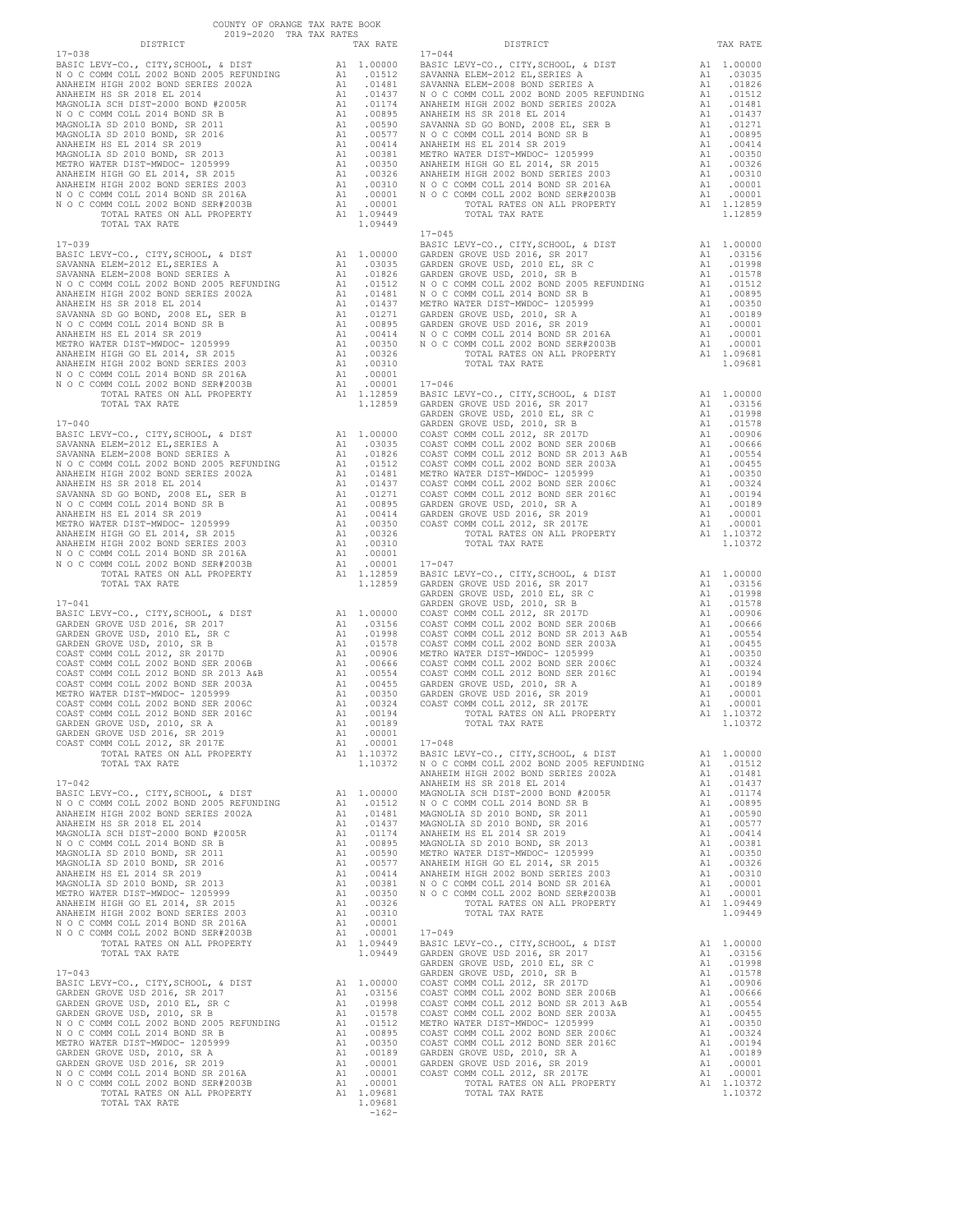COUNTY OF ORANGE TAX RATE BOOK
2019-2020 TRA TAX RATES

## 17-038

| DISTRICT | | TAX RATE |
|---|---|---|
| BASIC LEVY-CO., CITY,SCHOOL, & DIST | A1 | 1.00000 |
| N O C COMM COLL 2002 BOND 2005 REFUNDING | A1 | .01512 |
| ANAHEIM HIGH 2002 BOND SERIES 2002A | A1 | .01481 |
| ANAHEIM HS SR 2018 EL 2014 | A1 | .01437 |
| MAGNOLIA SCH DIST-2000 BOND #2005R | A1 | .01174 |
| N O C COMM COLL 2014 BOND SR B | A1 | .00895 |
| MAGNOLIA SD 2010 BOND, SR 2011 | A1 | .00590 |
| MAGNOLIA SD 2010 BOND, SR 2016 | A1 | .00577 |
| ANAHEIM HS EL 2014 SR 2019 | A1 | .00414 |
| MAGNOLIA SD 2010 BOND, SR 2013 | A1 | .00381 |
| METRO WATER DIST-MWDOC- 1205999 | A1 | .00350 |
| ANAHEIM HIGH GO EL 2014, SR 2015 | A1 | .00326 |
| ANAHEIM HIGH 2002 BOND SERIES 2003 | A1 | .00310 |
| N O C COMM COLL 2014 BOND SR 2016A | A1 | .00001 |
| N O C COMM COLL 2002 BOND SER#2003B | A1 | .00001 |
| TOTAL RATES ON ALL PROPERTY | A1 | 1.09449 |
| TOTAL TAX RATE | | 1.09449 |

## 17-039

| DISTRICT | | TAX RATE |
|---|---|---|
| BASIC LEVY-CO., CITY,SCHOOL, & DIST | A1 | 1.00000 |
| SAVANNA ELEM-2012 EL,SERIES A | A1 | .03035 |
| SAVANNA ELEM-2008 BOND SERIES A | A1 | .01826 |
| N O C COMM COLL 2002 BOND 2005 REFUNDING | A1 | .01512 |
| ANAHEIM HIGH 2002 BOND SERIES 2002A | A1 | .01481 |
| ANAHEIM HS SR 2018 EL 2014 | A1 | .01437 |
| SAVANNA SD GO BOND, 2008 EL, SER B | A1 | .01271 |
| N O C COMM COLL 2014 BOND SR B | A1 | .00895 |
| ANAHEIM HS EL 2014 SR 2019 | A1 | .00414 |
| METRO WATER DIST-MWDOC- 1205999 | A1 | .00350 |
| ANAHEIM HIGH GO EL 2014, SR 2015 | A1 | .00326 |
| ANAHEIM HIGH 2002 BOND SERIES 2003 | A1 | .00310 |
| N O C COMM COLL 2014 BOND SR 2016A | A1 | .00001 |
| N O C COMM COLL 2002 BOND SER#2003B | A1 | .00001 |
| TOTAL RATES ON ALL PROPERTY | A1 | 1.12859 |
| TOTAL TAX RATE | | 1.12859 |

## 17-040

| DISTRICT | | TAX RATE |
|---|---|---|
| BASIC LEVY-CO., CITY,SCHOOL, & DIST | A1 | 1.00000 |
| SAVANNA ELEM-2012 EL,SERIES A | A1 | .03035 |
| SAVANNA ELEM-2008 BOND SERIES A | A1 | .01826 |
| N O C COMM COLL 2002 BOND 2005 REFUNDING | A1 | .01512 |
| ANAHEIM HIGH 2002 BOND SERIES 2002A | A1 | .01481 |
| ANAHEIM HS SR 2018 EL 2014 | A1 | .01437 |
| SAVANNA SD GO BOND, 2008 EL, SER B | A1 | .01271 |
| N O C COMM COLL 2014 BOND SR B | A1 | .00895 |
| ANAHEIM HS EL 2014 SR 2019 | A1 | .00414 |
| METRO WATER DIST-MWDOC- 1205999 | A1 | .00350 |
| ANAHEIM HIGH GO EL 2014, SR 2015 | A1 | .00326 |
| ANAHEIM HIGH 2002 BOND SERIES 2003 | A1 | .00310 |
| N O C COMM COLL 2014 BOND SR 2016A | A1 | .00001 |
| N O C COMM COLL 2002 BOND SER#2003B | A1 | .00001 |
| TOTAL RATES ON ALL PROPERTY | A1 | 1.12859 |
| TOTAL TAX RATE | | 1.12859 |

## 17-041

| DISTRICT | | TAX RATE |
|---|---|---|
| BASIC LEVY-CO., CITY,SCHOOL, & DIST | A1 | 1.00000 |
| GARDEN GROVE USD 2016, SR 2017 | A1 | .03156 |
| GARDEN GROVE USD, 2010 EL, SR C | A1 | .01998 |
| GARDEN GROVE USD, 2010, SR B | A1 | .01578 |
| COAST COMM COLL 2012, SR 2017D | A1 | .00906 |
| COAST COMM COLL 2002 BOND SER 2006B | A1 | .00666 |
| COAST COMM COLL 2012 BOND SR 2013 A&B | A1 | .00554 |
| COAST COMM COLL 2002 BOND SER 2003A | A1 | .00455 |
| METRO WATER DIST-MWDOC- 1205999 | A1 | .00350 |
| COAST COMM COLL 2002 BOND SER 2006C | A1 | .00324 |
| COAST COMM COLL 2012 BOND SER 2016C | A1 | .00194 |
| GARDEN GROVE USD, 2010, SR A | A1 | .00189 |
| GARDEN GROVE USD 2016, SR 2019 | A1 | .00001 |
| COAST COMM COLL 2012, SR 2017E | A1 | .00001 |
| TOTAL RATES ON ALL PROPERTY | A1 | 1.10372 |
| TOTAL TAX RATE | | 1.10372 |

## 17-042

| DISTRICT | | TAX RATE |
|---|---|---|
| BASIC LEVY-CO., CITY,SCHOOL, & DIST | A1 | 1.00000 |
| N O C COMM COLL 2002 BOND 2005 REFUNDING | A1 | .01512 |
| ANAHEIM HIGH 2002 BOND SERIES 2002A | A1 | .01481 |
| ANAHEIM HS SR 2018 EL 2014 | A1 | .01437 |
| MAGNOLIA SCH DIST-2000 BOND #2005R | A1 | .01174 |
| N O C COMM COLL 2014 BOND SR B | A1 | .00895 |
| MAGNOLIA SD 2010 BOND, SR 2011 | A1 | .00590 |
| MAGNOLIA SD 2010 BOND, SR 2016 | A1 | .00577 |
| ANAHEIM HS EL 2014 SR 2019 | A1 | .00414 |
| MAGNOLIA SD 2010 BOND, SR 2013 | A1 | .00381 |
| METRO WATER DIST-MWDOC- 1205999 | A1 | .00350 |
| ANAHEIM HIGH GO EL 2014, SR 2015 | A1 | .00326 |
| ANAHEIM HIGH 2002 BOND SERIES 2003 | A1 | .00310 |
| N O C COMM COLL 2014 BOND SR 2016A | A1 | .00001 |
| N O C COMM COLL 2002 BOND SER#2003B | A1 | .00001 |
| TOTAL RATES ON ALL PROPERTY | A1 | 1.09449 |
| TOTAL TAX RATE | | 1.09449 |

## 17-043

| DISTRICT | | TAX RATE |
|---|---|---|
| BASIC LEVY-CO., CITY,SCHOOL, & DIST | A1 | 1.00000 |
| GARDEN GROVE USD 2016, SR 2017 | A1 | .03156 |
| GARDEN GROVE USD, 2010 EL, SR C | A1 | .01998 |
| GARDEN GROVE USD, 2010, SR B | A1 | .01578 |
| N O C COMM COLL 2002 BOND 2005 REFUNDING | A1 | .01512 |
| N O C COMM COLL 2014 BOND SR B | A1 | .00895 |
| METRO WATER DIST-MWDOC- 1205999 | A1 | .00350 |
| GARDEN GROVE USD, 2010, SR A | A1 | .00189 |
| GARDEN GROVE USD 2016, SR 2019 | A1 | .00001 |
| N O C COMM COLL 2014 BOND SR 2016A | A1 | .00001 |
| N O C COMM COLL 2002 BOND SER#2003B | A1 | .00001 |
| TOTAL RATES ON ALL PROPERTY | A1 | 1.09681 |
| TOTAL TAX RATE | | 1.09681 |

## 17-044

| DISTRICT | | TAX RATE |
|---|---|---|
| BASIC LEVY-CO., CITY,SCHOOL, & DIST | A1 | 1.00000 |
| SAVANNA ELEM-2012 EL,SERIES A | A1 | .03035 |
| SAVANNA ELEM-2008 BOND SERIES A | A1 | .01826 |
| N O C COMM COLL 2002 BOND 2005 REFUNDING | A1 | .01512 |
| ANAHEIM HIGH 2002 BOND SERIES 2002A | A1 | .01481 |
| ANAHEIM HS SR 2018 EL 2014 | A1 | .01437 |
| SAVANNA SD GO BOND, 2008 EL, SER B | A1 | .01271 |
| N O C COMM COLL 2014 BOND SR B | A1 | .00895 |
| ANAHEIM HS EL 2014 SR 2019 | A1 | .00414 |
| METRO WATER DIST-MWDOC- 1205999 | A1 | .00350 |
| ANAHEIM HIGH GO EL 2014, SR 2015 | A1 | .00326 |
| ANAHEIM HIGH 2002 BOND SERIES 2003 | A1 | .00310 |
| N O C COMM COLL 2014 BOND SR 2016A | A1 | .00001 |
| N O C COMM COLL 2002 BOND SER#2003B | A1 | .00001 |
| TOTAL RATES ON ALL PROPERTY | A1 | 1.12859 |
| TOTAL TAX RATE | | 1.12859 |

## 17-045

| DISTRICT | | TAX RATE |
|---|---|---|
| BASIC LEVY-CO., CITY,SCHOOL, & DIST | A1 | 1.00000 |
| GARDEN GROVE USD 2016, SR 2017 | A1 | .03156 |
| GARDEN GROVE USD, 2010 EL, SR C | A1 | .01998 |
| GARDEN GROVE USD, 2010, SR B | A1 | .01578 |
| N O C COMM COLL 2002 BOND 2005 REFUNDING | A1 | .01512 |
| N O C COMM COLL 2014 BOND SR B | A1 | .00895 |
| METRO WATER DIST-MWDOC- 1205999 | A1 | .00350 |
| GARDEN GROVE USD, 2010, SR A | A1 | .00189 |
| GARDEN GROVE USD 2016, SR 2019 | A1 | .00001 |
| N O C COMM COLL 2014 BOND SR 2016A | A1 | .00001 |
| N O C COMM COLL 2002 BOND SER#2003B | A1 | .00001 |
| TOTAL RATES ON ALL PROPERTY | A1 | 1.09681 |
| TOTAL TAX RATE | | 1.09681 |

## 17-046

| DISTRICT | | TAX RATE |
|---|---|---|
| BASIC LEVY-CO., CITY,SCHOOL, & DIST | A1 | 1.00000 |
| GARDEN GROVE USD 2016, SR 2017 | A1 | .03156 |
| GARDEN GROVE USD, 2010 EL, SR C | A1 | .01998 |
| GARDEN GROVE USD, 2010, SR B | A1 | .01578 |
| COAST COMM COLL 2012, SR 2017D | A1 | .00906 |
| COAST COMM COLL 2002 BOND SER 2006B | A1 | .00666 |
| COAST COMM COLL 2012 BOND SR 2013 A&B | A1 | .00554 |
| COAST COMM COLL 2002 BOND SER 2003A | A1 | .00455 |
| METRO WATER DIST-MWDOC- 1205999 | A1 | .00350 |
| COAST COMM COLL 2002 BOND SER 2006C | A1 | .00324 |
| COAST COMM COLL 2012 BOND SER 2016C | A1 | .00194 |
| GARDEN GROVE USD, 2010, SR A | A1 | .00189 |
| GARDEN GROVE USD 2016, SR 2019 | A1 | .00001 |
| COAST COMM COLL 2012, SR 2017E | A1 | .00001 |
| TOTAL RATES ON ALL PROPERTY | A1 | 1.10372 |
| TOTAL TAX RATE | | 1.10372 |

## 17-047

| DISTRICT | | TAX RATE |
|---|---|---|
| BASIC LEVY-CO., CITY,SCHOOL, & DIST | A1 | 1.00000 |
| GARDEN GROVE USD 2016, SR 2017 | A1 | .03156 |
| GARDEN GROVE USD, 2010 EL, SR C | A1 | .01998 |
| GARDEN GROVE USD, 2010, SR B | A1 | .01578 |
| COAST COMM COLL 2012, SR 2017D | A1 | .00906 |
| COAST COMM COLL 2002 BOND SER 2006B | A1 | .00666 |
| COAST COMM COLL 2012 BOND SR 2013 A&B | A1 | .00554 |
| COAST COMM COLL 2002 BOND SER 2003A | A1 | .00455 |
| METRO WATER DIST-MWDOC- 1205999 | A1 | .00350 |
| COAST COMM COLL 2002 BOND SER 2006C | A1 | .00324 |
| COAST COMM COLL 2012 BOND SER 2016C | A1 | .00194 |
| GARDEN GROVE USD, 2010, SR A | A1 | .00189 |
| GARDEN GROVE USD 2016, SR 2019 | A1 | .00001 |
| COAST COMM COLL 2012, SR 2017E | A1 | .00001 |
| TOTAL RATES ON ALL PROPERTY | A1 | 1.10372 |
| TOTAL TAX RATE | | 1.10372 |

## 17-048

| DISTRICT | | TAX RATE |
|---|---|---|
| BASIC LEVY-CO., CITY,SCHOOL, & DIST | A1 | 1.00000 |
| N O C COMM COLL 2002 BOND 2005 REFUNDING | A1 | .01512 |
| ANAHEIM HIGH 2002 BOND SERIES 2002A | A1 | .01481 |
| ANAHEIM HS SR 2018 EL 2014 | A1 | .01437 |
| MAGNOLIA SCH DIST-2000 BOND #2005R | A1 | .01174 |
| N O C COMM COLL 2014 BOND SR B | A1 | .00895 |
| MAGNOLIA SD 2010 BOND, SR 2011 | A1 | .00590 |
| MAGNOLIA SD 2010 BOND, SR 2016 | A1 | .00577 |
| ANAHEIM HS EL 2014 SR 2019 | A1 | .00414 |
| MAGNOLIA SD 2010 BOND, SR 2013 | A1 | .00381 |
| METRO WATER DIST-MWDOC- 1205999 | A1 | .00350 |
| ANAHEIM HIGH GO EL 2014, SR 2015 | A1 | .00326 |
| ANAHEIM HIGH 2002 BOND SERIES 2003 | A1 | .00310 |
| N O C COMM COLL 2014 BOND SR 2016A | A1 | .00001 |
| N O C COMM COLL 2002 BOND SER#2003B | A1 | .00001 |
| TOTAL RATES ON ALL PROPERTY | A1 | 1.09449 |
| TOTAL TAX RATE | | 1.09449 |

## 17-049

| DISTRICT | | TAX RATE |
|---|---|---|
| BASIC LEVY-CO., CITY,SCHOOL, & DIST | A1 | 1.00000 |
| GARDEN GROVE USD 2016, SR 2017 | A1 | .03156 |
| GARDEN GROVE USD, 2010 EL, SR C | A1 | .01998 |
| GARDEN GROVE USD, 2010, SR B | A1 | .01578 |
| COAST COMM COLL 2012, SR 2017D | A1 | .00906 |
| COAST COMM COLL 2002 BOND SER 2006B | A1 | .00666 |
| COAST COMM COLL 2012 BOND SR 2013 A&B | A1 | .00554 |
| COAST COMM COLL 2002 BOND SER 2003A | A1 | .00455 |
| METRO WATER DIST-MWDOC- 1205999 | A1 | .00350 |
| COAST COMM COLL 2002 BOND SER 2006C | A1 | .00324 |
| COAST COMM COLL 2012 BOND SER 2016C | A1 | .00194 |
| GARDEN GROVE USD, 2010, SR A | A1 | .00189 |
| GARDEN GROVE USD 2016, SR 2019 | A1 | .00001 |
| COAST COMM COLL 2012, SR 2017E | A1 | .00001 |
| TOTAL RATES ON ALL PROPERTY | A1 | 1.10372 |
| TOTAL TAX RATE | | 1.10372 |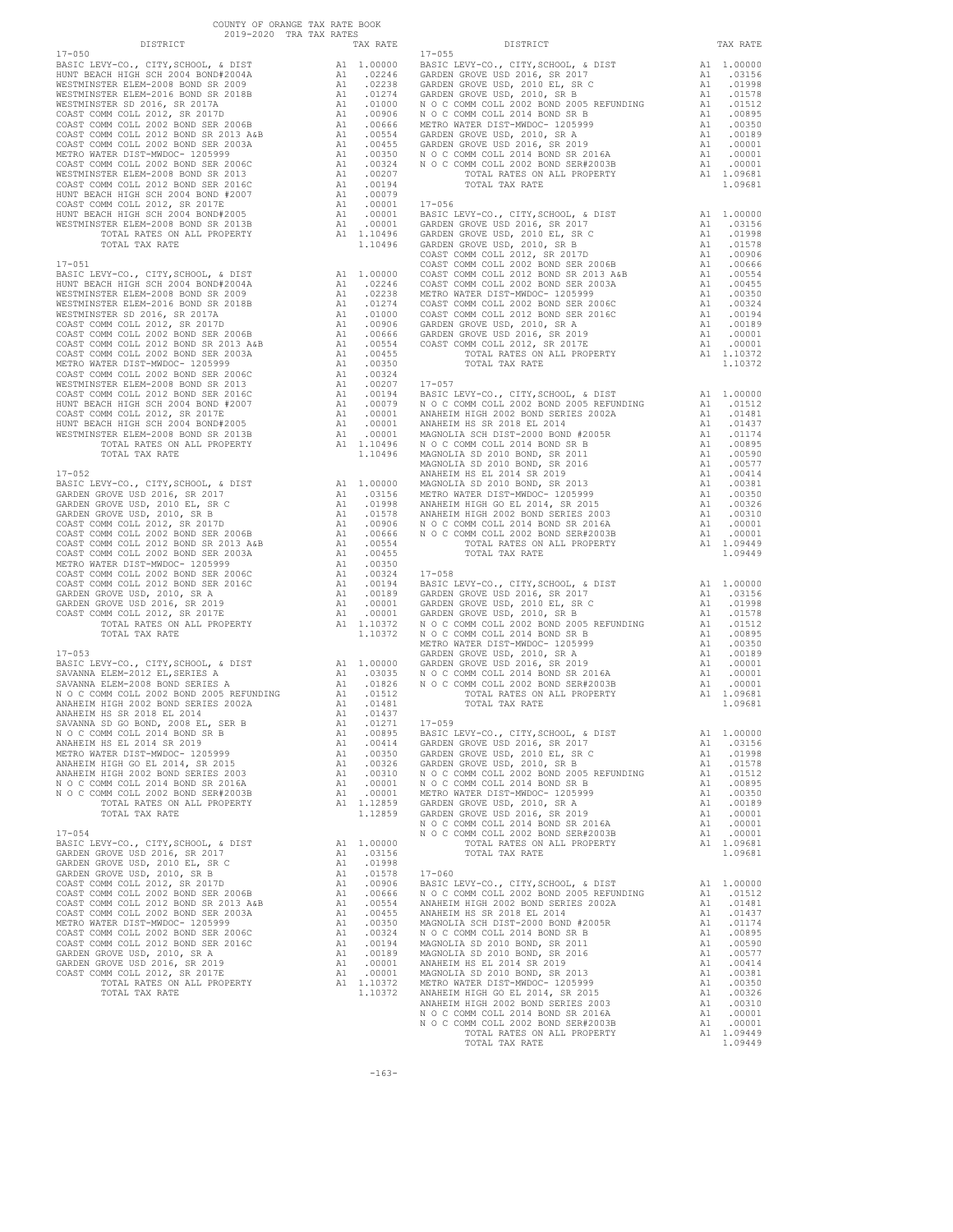COUNTY OF ORANGE TAX RATE BOOK
2019-2020 TRA TAX RATES

| DISTRICT | | TAX RATE |
|---|---|---|
| **17-050** | | |
| BASIC LEVY-CO., CITY,SCHOOL, & DIST | A1 | 1.00000 |
| HUNT BEACH HIGH SCH 2004 BOND#2004A | A1 | .02246 |
| WESTMINSTER ELEM-2008 BOND SR 2009 | A1 | .02238 |
| WESTMINSTER ELEM-2016 BOND SR 2018B | A1 | .01274 |
| WESTMINSTER SD 2016, SR 2017A | A1 | .01000 |
| COAST COMM COLL 2012, SR 2017D | A1 | .00906 |
| COAST COMM COLL 2002 BOND SER 2006B | A1 | .00666 |
| COAST COMM COLL 2012 BOND SR 2013 A&B | A1 | .00554 |
| COAST COMM COLL 2002 BOND SER 2003A | A1 | .00455 |
| METRO WATER DIST-MWDOC- 1205999 | A1 | .00350 |
| COAST COMM COLL 2002 BOND SER 2006C | A1 | .00324 |
| WESTMINSTER ELEM-2008 BOND SR 2013 | A1 | .00207 |
| COAST COMM COLL 2012 BOND SER 2016C | A1 | .00194 |
| HUNT BEACH HIGH SCH 2004 BOND #2007 | A1 | .00079 |
| COAST COMM COLL 2012, SR 2017E | A1 | .00001 |
| HUNT BEACH HIGH SCH 2004 BOND#2005 | A1 | .00001 |
| WESTMINSTER ELEM-2008 BOND SR 2013B | A1 | .00001 |
| TOTAL RATES ON ALL PROPERTY | A1 | 1.10496 |
| TOTAL TAX RATE | | 1.10496 |
| **17-051** | | |
| BASIC LEVY-CO., CITY,SCHOOL, & DIST | A1 | 1.00000 |
| HUNT BEACH HIGH SCH 2004 BOND#2004A | A1 | .02246 |
| WESTMINSTER ELEM-2008 BOND SR 2009 | A1 | .02238 |
| WESTMINSTER ELEM-2016 BOND SR 2018B | A1 | .01274 |
| WESTMINSTER SD 2016, SR 2017A | A1 | .01000 |
| COAST COMM COLL 2012, SR 2017D | A1 | .00906 |
| COAST COMM COLL 2002 BOND SER 2006B | A1 | .00666 |
| COAST COMM COLL 2012 BOND SR 2013 A&B | A1 | .00554 |
| COAST COMM COLL 2002 BOND SER 2003A | A1 | .00455 |
| METRO WATER DIST-MWDOC- 1205999 | A1 | .00350 |
| COAST COMM COLL 2002 BOND SER 2006C | A1 | .00324 |
| WESTMINSTER ELEM-2008 BOND SR 2013 | A1 | .00207 |
| COAST COMM COLL 2012 BOND SER 2016C | A1 | .00194 |
| HUNT BEACH HIGH SCH 2004 BOND #2007 | A1 | .00079 |
| COAST COMM COLL 2012, SR 2017E | A1 | .00001 |
| HUNT BEACH HIGH SCH 2004 BOND#2005 | A1 | .00001 |
| WESTMINSTER ELEM-2008 BOND SR 2013B | A1 | .00001 |
| TOTAL RATES ON ALL PROPERTY | A1 | 1.10496 |
| TOTAL TAX RATE | | 1.10496 |
| **17-052** | | |
| BASIC LEVY-CO., CITY,SCHOOL, & DIST | A1 | 1.00000 |
| GARDEN GROVE USD 2016, SR 2017 | A1 | .03156 |
| GARDEN GROVE USD, 2010 EL, SR C | A1 | .01998 |
| GARDEN GROVE USD, 2010, SR B | A1 | .01578 |
| COAST COMM COLL 2012, SR 2017D | A1 | .00906 |
| COAST COMM COLL 2002 BOND SER 2006B | A1 | .00666 |
| COAST COMM COLL 2012 BOND SR 2013 A&B | A1 | .00554 |
| COAST COMM COLL 2002 BOND SER 2003A | A1 | .00455 |
| METRO WATER DIST-MWDOC- 1205999 | A1 | .00350 |
| COAST COMM COLL 2002 BOND SER 2006C | A1 | .00324 |
| COAST COMM COLL 2012 BOND SER 2016C | A1 | .00194 |
| GARDEN GROVE USD, 2010, SR A | A1 | .00189 |
| GARDEN GROVE USD 2016, SR 2019 | A1 | .00001 |
| COAST COMM COLL 2012, SR 2017E | A1 | .00001 |
| TOTAL RATES ON ALL PROPERTY | A1 | 1.10372 |
| TOTAL TAX RATE | | 1.10372 |
| **17-053** | | |
| BASIC LEVY-CO., CITY,SCHOOL, & DIST | A1 | 1.00000 |
| SAVANNA ELEM-2012 EL,SERIES A | A1 | .03035 |
| SAVANNA ELEM-2008 BOND SERIES A | A1 | .01826 |
| N O C COMM COLL 2002 BOND 2005 REFUNDING | A1 | .01512 |
| ANAHEIM HIGH 2002 BOND SERIES 2002A | A1 | .01481 |
| ANAHEIM HS SR 2018 EL 2014 | A1 | .01437 |
| SAVANNA SD GO BOND, 2008 EL, SER B | A1 | .01271 |
| N O C COMM COLL 2014 BOND SR B | A1 | .00895 |
| ANAHEIM HS EL 2014 SR 2019 | A1 | .00414 |
| METRO WATER DIST-MWDOC- 1205999 | A1 | .00350 |
| ANAHEIM HIGH GO EL 2014, SR 2015 | A1 | .00326 |
| ANAHEIM HIGH 2002 BOND SERIES 2003 | A1 | .00310 |
| N O C COMM COLL 2014 BOND SR 2016A | A1 | .00001 |
| N O C COMM COLL 2002 BOND SER#2003B | A1 | .00001 |
| TOTAL RATES ON ALL PROPERTY | A1 | 1.12859 |
| TOTAL TAX RATE | | 1.12859 |
| **17-054** | | |
| BASIC LEVY-CO., CITY,SCHOOL, & DIST | A1 | 1.00000 |
| GARDEN GROVE USD 2016, SR 2017 | A1 | .03156 |
| GARDEN GROVE USD, 2010 EL, SR C | A1 | .01998 |
| GARDEN GROVE USD, 2010, SR B | A1 | .01578 |
| COAST COMM COLL 2012, SR 2017D | A1 | .00906 |
| COAST COMM COLL 2002 BOND SER 2006B | A1 | .00666 |
| COAST COMM COLL 2012 BOND SR 2013 A&B | A1 | .00554 |
| COAST COMM COLL 2002 BOND SER 2003A | A1 | .00455 |
| METRO WATER DIST-MWDOC- 1205999 | A1 | .00350 |
| COAST COMM COLL 2002 BOND SER 2006C | A1 | .00324 |
| COAST COMM COLL 2012 BOND SER 2016C | A1 | .00194 |
| GARDEN GROVE USD, 2010, SR A | A1 | .00189 |
| GARDEN GROVE USD 2016, SR 2019 | A1 | .00001 |
| COAST COMM COLL 2012, SR 2017E | A1 | .00001 |
| TOTAL RATES ON ALL PROPERTY | A1 | 1.10372 |
| TOTAL TAX RATE | | 1.10372 |
| **17-055** | | |
| BASIC LEVY-CO., CITY,SCHOOL, & DIST | A1 | 1.00000 |
| GARDEN GROVE USD 2016, SR 2017 | A1 | .03156 |
| GARDEN GROVE USD, 2010 EL, SR C | A1 | .01998 |
| GARDEN GROVE USD, 2010, SR B | A1 | .01578 |
| N O C COMM COLL 2002 BOND 2005 REFUNDING | A1 | .01512 |
| N O C COMM COLL 2014 BOND SR B | A1 | .00895 |
| METRO WATER DIST-MWDOC- 1205999 | A1 | .00350 |
| GARDEN GROVE USD, 2010, SR A | A1 | .00189 |
| GARDEN GROVE USD 2016, SR 2019 | A1 | .00001 |
| N O C COMM COLL 2014 BOND SR 2016A | A1 | .00001 |
| N O C COMM COLL 2002 BOND SER#2003B | A1 | .00001 |
| TOTAL RATES ON ALL PROPERTY | A1 | 1.09681 |
| TOTAL TAX RATE | | 1.09681 |
| **17-056** | | |
| BASIC LEVY-CO., CITY,SCHOOL, & DIST | A1 | 1.00000 |
| GARDEN GROVE USD 2016, SR 2017 | A1 | .03156 |
| GARDEN GROVE USD, 2010 EL, SR C | A1 | .01998 |
| GARDEN GROVE USD, 2010, SR B | A1 | .01578 |
| COAST COMM COLL 2012, SR 2017D | A1 | .00906 |
| COAST COMM COLL 2002 BOND SER 2006B | A1 | .00666 |
| COAST COMM COLL 2012 BOND SR 2013 A&B | A1 | .00554 |
| COAST COMM COLL 2002 BOND SER 2003A | A1 | .00455 |
| METRO WATER DIST-MWDOC- 1205999 | A1 | .00350 |
| COAST COMM COLL 2002 BOND SER 2006C | A1 | .00324 |
| COAST COMM COLL 2012 BOND SER 2016C | A1 | .00194 |
| GARDEN GROVE USD, 2010, SR A | A1 | .00189 |
| GARDEN GROVE USD 2016, SR 2019 | A1 | .00001 |
| COAST COMM COLL 2012, SR 2017E | A1 | .00001 |
| TOTAL RATES ON ALL PROPERTY | A1 | 1.10372 |
| TOTAL TAX RATE | | 1.10372 |
| **17-057** | | |
| BASIC LEVY-CO., CITY,SCHOOL, & DIST | A1 | 1.00000 |
| N O C COMM COLL 2002 BOND 2005 REFUNDING | A1 | .01512 |
| ANAHEIM HIGH 2002 BOND SERIES 2002A | A1 | .01481 |
| ANAHEIM HS SR 2018 EL 2014 | A1 | .01437 |
| MAGNOLIA SCH DIST-2000 BOND #2005R | A1 | .01174 |
| N O C COMM COLL 2014 BOND SR B | A1 | .00895 |
| MAGNOLIA SD 2010 BOND, SR 2011 | A1 | .00590 |
| MAGNOLIA SD 2010 BOND, SR 2016 | A1 | .00577 |
| ANAHEIM HS EL 2014 SR 2019 | A1 | .00414 |
| MAGNOLIA SD 2010 BOND, SR 2013 | A1 | .00381 |
| METRO WATER DIST-MWDOC- 1205999 | A1 | .00350 |
| ANAHEIM HIGH GO EL 2014, SR 2015 | A1 | .00326 |
| ANAHEIM HIGH 2002 BOND SERIES 2003 | A1 | .00310 |
| N O C COMM COLL 2014 BOND SR 2016A | A1 | .00001 |
| N O C COMM COLL 2002 BOND SER#2003B | A1 | .00001 |
| TOTAL RATES ON ALL PROPERTY | A1 | 1.09449 |
| TOTAL TAX RATE | | 1.09449 |
| **17-058** | | |
| BASIC LEVY-CO., CITY,SCHOOL, & DIST | A1 | 1.00000 |
| GARDEN GROVE USD 2016, SR 2017 | A1 | .03156 |
| GARDEN GROVE USD, 2010 EL, SR C | A1 | .01998 |
| GARDEN GROVE USD, 2010, SR B | A1 | .01578 |
| N O C COMM COLL 2002 BOND 2005 REFUNDING | A1 | .01512 |
| N O C COMM COLL 2014 BOND SR B | A1 | .00895 |
| METRO WATER DIST-MWDOC- 1205999 | A1 | .00350 |
| GARDEN GROVE USD, 2010, SR A | A1 | .00189 |
| GARDEN GROVE USD 2016, SR 2019 | A1 | .00001 |
| N O C COMM COLL 2014 BOND SR 2016A | A1 | .00001 |
| N O C COMM COLL 2002 BOND SER#2003B | A1 | .00001 |
| TOTAL RATES ON ALL PROPERTY | A1 | 1.09681 |
| TOTAL TAX RATE | | 1.09681 |
| **17-059** | | |
| BASIC LEVY-CO., CITY,SCHOOL, & DIST | A1 | 1.00000 |
| GARDEN GROVE USD 2016, SR 2017 | A1 | .03156 |
| GARDEN GROVE USD, 2010 EL, SR C | A1 | .01998 |
| GARDEN GROVE USD, 2010, SR B | A1 | .01578 |
| N O C COMM COLL 2002 BOND 2005 REFUNDING | A1 | .01512 |
| N O C COMM COLL 2014 BOND SR B | A1 | .00895 |
| METRO WATER DIST-MWDOC- 1205999 | A1 | .00350 |
| GARDEN GROVE USD, 2010, SR A | A1 | .00189 |
| GARDEN GROVE USD 2016, SR 2019 | A1 | .00001 |
| N O C COMM COLL 2014 BOND SR 2016A | A1 | .00001 |
| N O C COMM COLL 2002 BOND SER#2003B | A1 | .00001 |
| TOTAL RATES ON ALL PROPERTY | A1 | 1.09681 |
| TOTAL TAX RATE | | 1.09681 |
| **17-060** | | |
| BASIC LEVY-CO., CITY,SCHOOL, & DIST | A1 | 1.00000 |
| N O C COMM COLL 2002 BOND 2005 REFUNDING | A1 | .01512 |
| ANAHEIM HIGH 2002 BOND SERIES 2002A | A1 | .01481 |
| ANAHEIM HS SR 2018 EL 2014 | A1 | .01437 |
| MAGNOLIA SCH DIST-2000 BOND #2005R | A1 | .01174 |
| N O C COMM COLL 2014 BOND SR B | A1 | .00895 |
| MAGNOLIA SD 2010 BOND, SR 2011 | A1 | .00590 |
| MAGNOLIA SD 2010 BOND, SR 2016 | A1 | .00577 |
| ANAHEIM HS EL 2014 SR 2019 | A1 | .00414 |
| MAGNOLIA SD 2010 BOND, SR 2013 | A1 | .00381 |
| METRO WATER DIST-MWDOC- 1205999 | A1 | .00350 |
| ANAHEIM HIGH GO EL 2014, SR 2015 | A1 | .00326 |
| ANAHEIM HIGH 2002 BOND SERIES 2003 | A1 | .00310 |
| N O C COMM COLL 2014 BOND SR 2016A | A1 | .00001 |
| N O C COMM COLL 2002 BOND SER#2003B | A1 | .00001 |
| TOTAL RATES ON ALL PROPERTY | A1 | 1.09449 |
| TOTAL TAX RATE | | 1.09449 |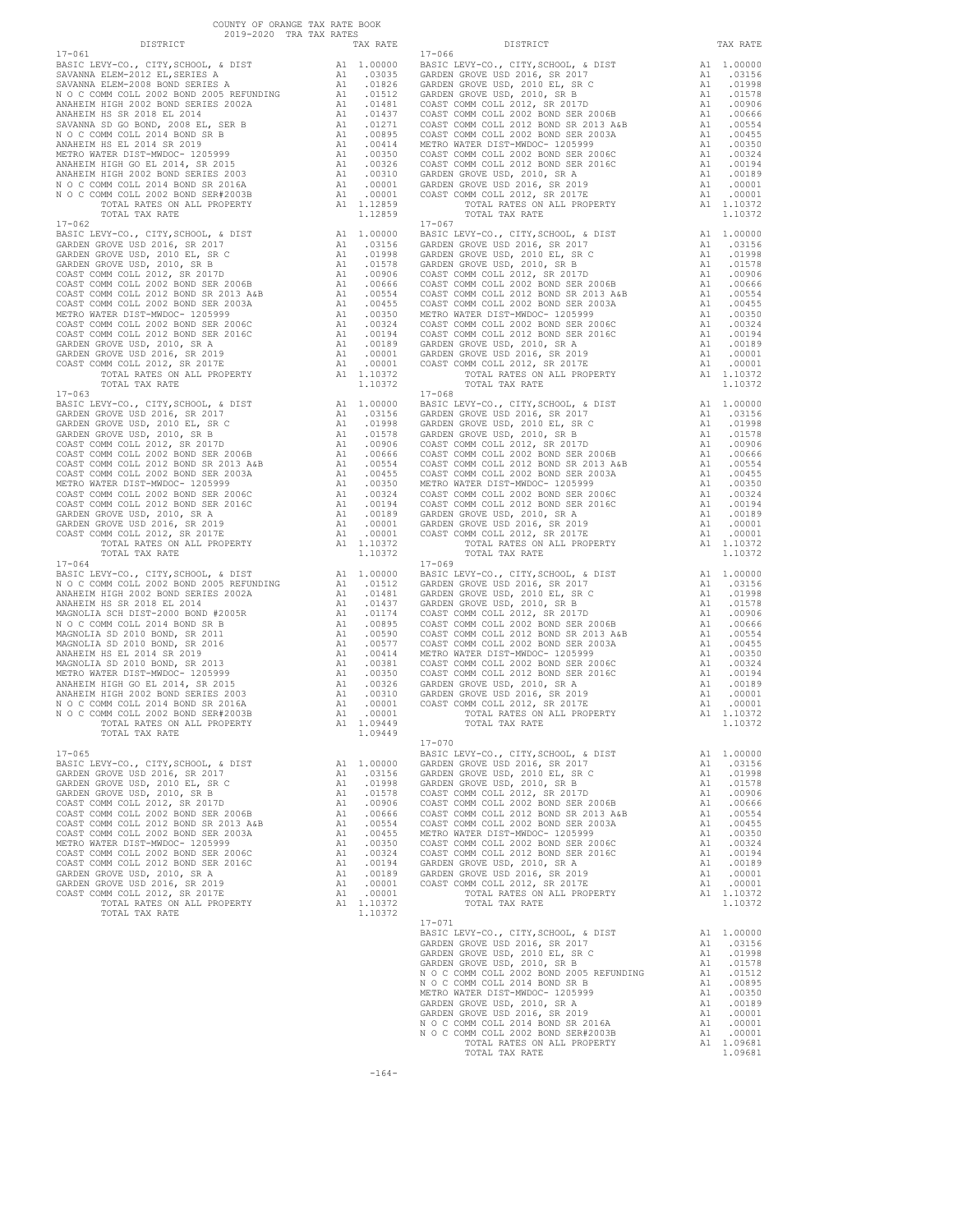COUNTY OF ORANGE TAX RATE BOOK
2019-2020 TRA TAX RATES

| DISTRICT | | TAX RATE |
|---|---|---|
| **17-061** | | |
| BASIC LEVY-CO., CITY,SCHOOL, & DIST | A1 | 1.00000 |
| SAVANNA ELEM-2012 EL,SERIES A | A1 | .03035 |
| SAVANNA ELEM-2008 BOND SERIES A | A1 | .01826 |
| N O C COMM COLL 2002 BOND 2005 REFUNDING | A1 | .01512 |
| ANAHEIM HIGH 2002 BOND SERIES 2002A | A1 | .01481 |
| ANAHEIM HS SR 2018 EL 2014 | A1 | .01437 |
| SAVANNA SD GO BOND, 2008 EL, SER B | A1 | .01271 |
| N O C COMM COLL 2014 BOND SR B | A1 | .00895 |
| ANAHEIM HS EL 2014 SR 2019 | A1 | .00414 |
| METRO WATER DIST-MWDOC- 1205999 | A1 | .00350 |
| ANAHEIM HIGH GO EL 2014, SR 2015 | A1 | .00326 |
| ANAHEIM HIGH 2002 BOND SERIES 2003 | A1 | .00310 |
| N O C COMM COLL 2014 BOND SR 2016A | A1 | .00001 |
| N O C COMM COLL 2002 BOND SER#2003B | A1 | .00001 |
| TOTAL RATES ON ALL PROPERTY | A1 | 1.12859 |
| TOTAL TAX RATE | | 1.12859 |
| **17-062** | | |
| BASIC LEVY-CO., CITY,SCHOOL, & DIST | A1 | 1.00000 |
| GARDEN GROVE USD 2016, SR 2017 | A1 | .03156 |
| GARDEN GROVE USD, 2010 EL, SR C | A1 | .01998 |
| GARDEN GROVE USD, 2010, SR B | A1 | .01578 |
| COAST COMM COLL 2012, SR 2017D | A1 | .00906 |
| COAST COMM COLL 2002 BOND SER 2006B | A1 | .00666 |
| COAST COMM COLL 2012 BOND SR 2013 A&B | A1 | .00554 |
| COAST COMM COLL 2002 BOND SER 2003A | A1 | .00455 |
| METRO WATER DIST-MWDOC- 1205999 | A1 | .00350 |
| COAST COMM COLL 2002 BOND SER 2006C | A1 | .00324 |
| COAST COMM COLL 2012 BOND SER 2016C | A1 | .00194 |
| GARDEN GROVE USD, 2010, SR A | A1 | .00189 |
| GARDEN GROVE USD 2016, SR 2019 | A1 | .00001 |
| COAST COMM COLL 2012, SR 2017E | A1 | .00001 |
| TOTAL RATES ON ALL PROPERTY | A1 | 1.10372 |
| TOTAL TAX RATE | | 1.10372 |
| **17-063** | | |
| BASIC LEVY-CO., CITY,SCHOOL, & DIST | A1 | 1.00000 |
| GARDEN GROVE USD 2016, SR 2017 | A1 | .03156 |
| GARDEN GROVE USD, 2010 EL, SR C | A1 | .01998 |
| GARDEN GROVE USD, 2010, SR B | A1 | .01578 |
| COAST COMM COLL 2012, SR 2017D | A1 | .00906 |
| COAST COMM COLL 2002 BOND SER 2006B | A1 | .00666 |
| COAST COMM COLL 2012 BOND SR 2013 A&B | A1 | .00554 |
| COAST COMM COLL 2002 BOND SER 2003A | A1 | .00455 |
| METRO WATER DIST-MWDOC- 1205999 | A1 | .00350 |
| COAST COMM COLL 2002 BOND SER 2006C | A1 | .00324 |
| COAST COMM COLL 2012 BOND SER 2016C | A1 | .00194 |
| GARDEN GROVE USD, 2010, SR A | A1 | .00189 |
| GARDEN GROVE USD 2016, SR 2019 | A1 | .00001 |
| COAST COMM COLL 2012, SR 2017E | A1 | .00001 |
| TOTAL RATES ON ALL PROPERTY | A1 | 1.10372 |
| TOTAL TAX RATE | | 1.10372 |
| **17-064** | | |
| BASIC LEVY-CO., CITY,SCHOOL, & DIST | A1 | 1.00000 |
| N O C COMM COLL 2002 BOND 2005 REFUNDING | A1 | .01512 |
| ANAHEIM HIGH 2002 BOND SERIES 2002A | A1 | .01481 |
| ANAHEIM HS SR 2018 EL 2014 | A1 | .01437 |
| MAGNOLIA SCH DIST-2000 BOND #2005R | A1 | .01174 |
| N O C COMM COLL 2014 BOND SR B | A1 | .00895 |
| MAGNOLIA SD 2010 BOND, SR 2011 | A1 | .00590 |
| MAGNOLIA SD 2010 BOND, SR 2016 | A1 | .00577 |
| ANAHEIM HS EL 2014 SR 2019 | A1 | .00414 |
| MAGNOLIA SD 2010 BOND, SR 2013 | A1 | .00381 |
| METRO WATER DIST-MWDOC- 1205999 | A1 | .00350 |
| ANAHEIM HIGH GO EL 2014, SR 2015 | A1 | .00326 |
| ANAHEIM HIGH 2002 BOND SERIES 2003 | A1 | .00310 |
| N O C COMM COLL 2014 BOND SR 2016A | A1 | .00001 |
| N O C COMM COLL 2002 BOND SER#2003B | A1 | .00001 |
| TOTAL RATES ON ALL PROPERTY | A1 | 1.09449 |
| TOTAL TAX RATE | | 1.09449 |
| **17-065** | | |
| BASIC LEVY-CO., CITY,SCHOOL, & DIST | A1 | 1.00000 |
| GARDEN GROVE USD 2016, SR 2017 | A1 | .03156 |
| GARDEN GROVE USD, 2010 EL, SR C | A1 | .01998 |
| GARDEN GROVE USD, 2010, SR B | A1 | .01578 |
| COAST COMM COLL 2012, SR 2017D | A1 | .00906 |
| COAST COMM COLL 2002 BOND SER 2006B | A1 | .00666 |
| COAST COMM COLL 2012 BOND SR 2013 A&B | A1 | .00554 |
| COAST COMM COLL 2002 BOND SER 2003A | A1 | .00455 |
| METRO WATER DIST-MWDOC- 1205999 | A1 | .00350 |
| COAST COMM COLL 2002 BOND SER 2006C | A1 | .00324 |
| COAST COMM COLL 2012 BOND SER 2016C | A1 | .00194 |
| GARDEN GROVE USD, 2010, SR A | A1 | .00189 |
| GARDEN GROVE USD 2016, SR 2019 | A1 | .00001 |
| COAST COMM COLL 2012, SR 2017E | A1 | .00001 |
| TOTAL RATES ON ALL PROPERTY | A1 | 1.10372 |
| TOTAL TAX RATE | | 1.10372 |
| **17-066** | | |
| BASIC LEVY-CO., CITY,SCHOOL, & DIST | A1 | 1.00000 |
| GARDEN GROVE USD 2016, SR 2017 | A1 | .03156 |
| GARDEN GROVE USD, 2010 EL, SR C | A1 | .01998 |
| GARDEN GROVE USD, 2010, SR B | A1 | .01578 |
| COAST COMM COLL 2012, SR 2017D | A1 | .00906 |
| COAST COMM COLL 2002 BOND SER 2006B | A1 | .00666 |
| COAST COMM COLL 2012 BOND SR 2013 A&B | A1 | .00554 |
| COAST COMM COLL 2002 BOND SER 2003A | A1 | .00455 |
| METRO WATER DIST-MWDOC- 1205999 | A1 | .00350 |
| COAST COMM COLL 2002 BOND SER 2006C | A1 | .00324 |
| COAST COMM COLL 2012 BOND SER 2016C | A1 | .00194 |
| GARDEN GROVE USD, 2010, SR A | A1 | .00189 |
| GARDEN GROVE USD 2016, SR 2019 | A1 | .00001 |
| COAST COMM COLL 2012, SR 2017E | A1 | .00001 |
| TOTAL RATES ON ALL PROPERTY | A1 | 1.10372 |
| TOTAL TAX RATE | | 1.10372 |
| **17-067** | | |
| BASIC LEVY-CO., CITY,SCHOOL, & DIST | A1 | 1.00000 |
| GARDEN GROVE USD 2016, SR 2017 | A1 | .03156 |
| GARDEN GROVE USD, 2010 EL, SR C | A1 | .01998 |
| GARDEN GROVE USD, 2010, SR B | A1 | .01578 |
| COAST COMM COLL 2012, SR 2017D | A1 | .00906 |
| COAST COMM COLL 2002 BOND SER 2006B | A1 | .00666 |
| COAST COMM COLL 2012 BOND SR 2013 A&B | A1 | .00554 |
| COAST COMM COLL 2002 BOND SER 2003A | A1 | .00455 |
| METRO WATER DIST-MWDOC- 1205999 | A1 | .00350 |
| COAST COMM COLL 2002 BOND SER 2006C | A1 | .00324 |
| COAST COMM COLL 2012 BOND SER 2016C | A1 | .00194 |
| GARDEN GROVE USD, 2010, SR A | A1 | .00189 |
| GARDEN GROVE USD 2016, SR 2019 | A1 | .00001 |
| COAST COMM COLL 2012, SR 2017E | A1 | .00001 |
| TOTAL RATES ON ALL PROPERTY | A1 | 1.10372 |
| TOTAL TAX RATE | | 1.10372 |
| **17-068** | | |
| BASIC LEVY-CO., CITY,SCHOOL, & DIST | A1 | 1.00000 |
| GARDEN GROVE USD 2016, SR 2017 | A1 | .03156 |
| GARDEN GROVE USD, 2010 EL, SR C | A1 | .01998 |
| GARDEN GROVE USD, 2010, SR B | A1 | .01578 |
| COAST COMM COLL 2012, SR 2017D | A1 | .00906 |
| COAST COMM COLL 2002 BOND SER 2006B | A1 | .00666 |
| COAST COMM COLL 2012 BOND SR 2013 A&B | A1 | .00554 |
| COAST COMM COLL 2002 BOND SER 2003A | A1 | .00455 |
| METRO WATER DIST-MWDOC- 1205999 | A1 | .00350 |
| COAST COMM COLL 2002 BOND SER 2006C | A1 | .00324 |
| COAST COMM COLL 2012 BOND SER 2016C | A1 | .00194 |
| GARDEN GROVE USD, 2010, SR A | A1 | .00189 |
| GARDEN GROVE USD 2016, SR 2019 | A1 | .00001 |
| COAST COMM COLL 2012, SR 2017E | A1 | .00001 |
| TOTAL RATES ON ALL PROPERTY | A1 | 1.10372 |
| TOTAL TAX RATE | | 1.10372 |
| **17-069** | | |
| BASIC LEVY-CO., CITY,SCHOOL, & DIST | A1 | 1.00000 |
| GARDEN GROVE USD 2016, SR 2017 | A1 | .03156 |
| GARDEN GROVE USD, 2010 EL, SR C | A1 | .01998 |
| GARDEN GROVE USD, 2010, SR B | A1 | .01578 |
| COAST COMM COLL 2012, SR 2017D | A1 | .00906 |
| COAST COMM COLL 2002 BOND SER 2006B | A1 | .00666 |
| COAST COMM COLL 2012 BOND SR 2013 A&B | A1 | .00554 |
| COAST COMM COLL 2002 BOND SER 2003A | A1 | .00455 |
| METRO WATER DIST-MWDOC- 1205999 | A1 | .00350 |
| COAST COMM COLL 2002 BOND SER 2006C | A1 | .00324 |
| COAST COMM COLL 2012 BOND SER 2016C | A1 | .00194 |
| GARDEN GROVE USD, 2010, SR A | A1 | .00189 |
| GARDEN GROVE USD 2016, SR 2019 | A1 | .00001 |
| COAST COMM COLL 2012, SR 2017E | A1 | .00001 |
| TOTAL RATES ON ALL PROPERTY | A1 | 1.10372 |
| TOTAL TAX RATE | | 1.10372 |
| **17-070** | | |
| BASIC LEVY-CO., CITY,SCHOOL, & DIST | A1 | 1.00000 |
| GARDEN GROVE USD 2016, SR 2017 | A1 | .03156 |
| GARDEN GROVE USD, 2010 EL, SR C | A1 | .01998 |
| GARDEN GROVE USD, 2010, SR B | A1 | .01578 |
| COAST COMM COLL 2012, SR 2017D | A1 | .00906 |
| COAST COMM COLL 2002 BOND SER 2006B | A1 | .00666 |
| COAST COMM COLL 2012 BOND SR 2013 A&B | A1 | .00554 |
| COAST COMM COLL 2002 BOND SER 2003A | A1 | .00455 |
| METRO WATER DIST-MWDOC- 1205999 | A1 | .00350 |
| COAST COMM COLL 2002 BOND SER 2006C | A1 | .00324 |
| COAST COMM COLL 2012 BOND SER 2016C | A1 | .00194 |
| GARDEN GROVE USD, 2010, SR A | A1 | .00189 |
| GARDEN GROVE USD 2016, SR 2019 | A1 | .00001 |
| COAST COMM COLL 2012, SR 2017E | A1 | .00001 |
| TOTAL RATES ON ALL PROPERTY | A1 | 1.10372 |
| TOTAL TAX RATE | | 1.10372 |
| **17-071** | | |
| BASIC LEVY-CO., CITY,SCHOOL, & DIST | A1 | 1.00000 |
| GARDEN GROVE USD 2016, SR 2017 | A1 | .03156 |
| GARDEN GROVE USD, 2010 EL, SR C | A1 | .01998 |
| GARDEN GROVE USD, 2010, SR B | A1 | .01578 |
| N O C COMM COLL 2002 BOND 2005 REFUNDING | A1 | .01512 |
| N O C COMM COLL 2014 BOND SR B | A1 | .00895 |
| METRO WATER DIST-MWDOC- 1205999 | A1 | .00350 |
| GARDEN GROVE USD, 2010, SR A | A1 | .00189 |
| GARDEN GROVE USD 2016, SR 2019 | A1 | .00001 |
| N O C COMM COLL 2014 BOND SR 2016A | A1 | .00001 |
| N O C COMM COLL 2002 BOND SER#2003B | A1 | .00001 |
| TOTAL RATES ON ALL PROPERTY | A1 | 1.09681 |
| TOTAL TAX RATE | | 1.09681 |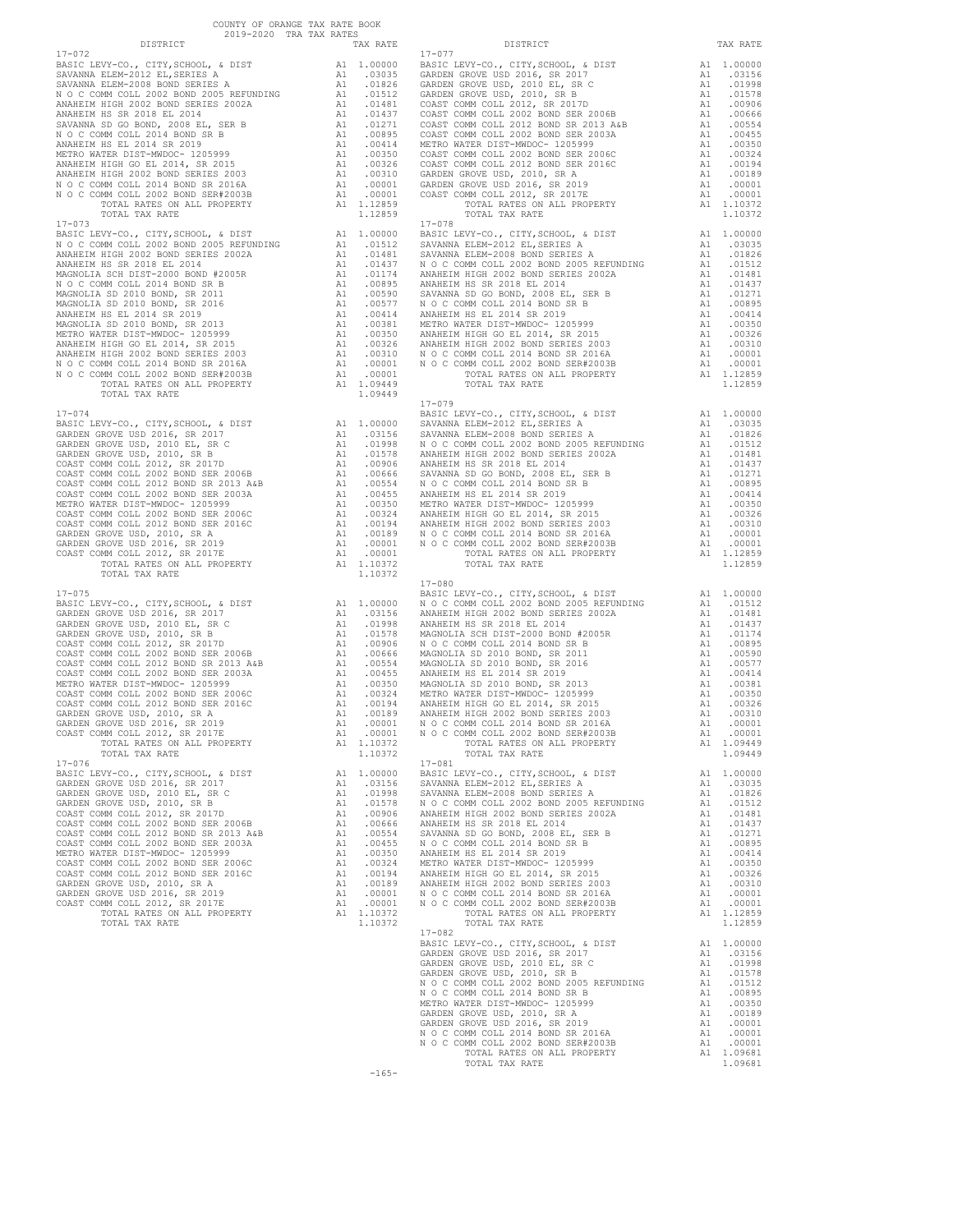COUNTY OF ORANGE TAX RATE BOOK
2019-2020 TRA TAX RATES

| DISTRICT | | TAX RATE |
|---|---|---|
| **17-072** | | |
| BASIC LEVY-CO., CITY,SCHOOL, & DIST | A1 | 1.00000 |
| SAVANNA ELEM-2012 EL,SERIES A | A1 | .03035 |
| SAVANNA ELEM-2008 BOND SERIES A | A1 | .01826 |
| N O C COMM COLL 2002 BOND 2005 REFUNDING | A1 | .01512 |
| ANAHEIM HIGH 2002 BOND SERIES 2002A | A1 | .01481 |
| ANAHEIM HS SR 2018 EL 2014 | A1 | .01437 |
| SAVANNA SD GO BOND, 2008 EL, SER B | A1 | .01271 |
| N O C COMM COLL 2014 BOND SR B | A1 | .00895 |
| ANAHEIM HS EL 2014 SR 2019 | A1 | .00414 |
| METRO WATER DIST-MWDOC- 1205999 | A1 | .00350 |
| ANAHEIM HIGH GO EL 2014, SR 2015 | A1 | .00326 |
| ANAHEIM HIGH 2002 BOND SERIES 2003 | A1 | .00310 |
| N O C COMM COLL 2014 BOND SR 2016A | A1 | .00001 |
| N O C COMM COLL 2002 BOND SER#2003B | A1 | .00001 |
| TOTAL RATES ON ALL PROPERTY | A1 | 1.12859 |
| TOTAL TAX RATE | | 1.12859 |
| **17-073** | | |
| BASIC LEVY-CO., CITY,SCHOOL, & DIST | A1 | 1.00000 |
| N O C COMM COLL 2002 BOND 2005 REFUNDING | A1 | .01512 |
| ANAHEIM HIGH 2002 BOND SERIES 2002A | A1 | .01481 |
| ANAHEIM HS SR 2018 EL 2014 | A1 | .01437 |
| MAGNOLIA SCH DIST-2000 BOND #2005R | A1 | .01174 |
| N O C COMM COLL 2014 BOND SR B | A1 | .00895 |
| MAGNOLIA SD 2010 BOND, SR 2011 | A1 | .00590 |
| MAGNOLIA SD 2010 BOND, SR 2016 | A1 | .00577 |
| ANAHEIM HS EL 2014 SR 2019 | A1 | .00414 |
| MAGNOLIA SD 2010 BOND, SR 2013 | A1 | .00381 |
| METRO WATER DIST-MWDOC- 1205999 | A1 | .00350 |
| ANAHEIM HIGH GO EL 2014, SR 2015 | A1 | .00326 |
| ANAHEIM HIGH 2002 BOND SERIES 2003 | A1 | .00310 |
| N O C COMM COLL 2014 BOND SR 2016A | A1 | .00001 |
| N O C COMM COLL 2002 BOND SER#2003B | A1 | .00001 |
| TOTAL RATES ON ALL PROPERTY | A1 | 1.09449 |
| TOTAL TAX RATE | | 1.09449 |
| **17-074** | | |
| BASIC LEVY-CO., CITY,SCHOOL, & DIST | A1 | 1.00000 |
| GARDEN GROVE USD 2016, SR 2017 | A1 | .03156 |
| GARDEN GROVE USD, 2010 EL, SR C | A1 | .01998 |
| GARDEN GROVE USD, 2010, SR B | A1 | .01578 |
| COAST COMM COLL 2012, SR 2017D | A1 | .00906 |
| COAST COMM COLL 2002 BOND SER 2006B | A1 | .00666 |
| COAST COMM COLL 2012 BOND SR 2013 A&B | A1 | .00554 |
| COAST COMM COLL 2002 BOND SER 2003A | A1 | .00455 |
| METRO WATER DIST-MWDOC- 1205999 | A1 | .00350 |
| COAST COMM COLL 2002 BOND SER 2006C | A1 | .00324 |
| COAST COMM COLL 2012 BOND SER 2016C | A1 | .00194 |
| GARDEN GROVE USD, 2010, SR A | A1 | .00189 |
| GARDEN GROVE USD 2016, SR 2019 | A1 | .00001 |
| COAST COMM COLL 2012, SR 2017E | A1 | .00001 |
| TOTAL RATES ON ALL PROPERTY | A1 | 1.10372 |
| TOTAL TAX RATE | | 1.10372 |
| **17-075** | | |
| BASIC LEVY-CO., CITY,SCHOOL, & DIST | A1 | 1.00000 |
| GARDEN GROVE USD 2016, SR 2017 | A1 | .03156 |
| GARDEN GROVE USD, 2010 EL, SR C | A1 | .01998 |
| GARDEN GROVE USD, 2010, SR B | A1 | .01578 |
| COAST COMM COLL 2012, SR 2017D | A1 | .00906 |
| COAST COMM COLL 2002 BOND SER 2006B | A1 | .00666 |
| COAST COMM COLL 2012 BOND SR 2013 A&B | A1 | .00554 |
| COAST COMM COLL 2002 BOND SER 2003A | A1 | .00455 |
| METRO WATER DIST-MWDOC- 1205999 | A1 | .00350 |
| COAST COMM COLL 2002 BOND SER 2006C | A1 | .00324 |
| COAST COMM COLL 2012 BOND SER 2016C | A1 | .00194 |
| GARDEN GROVE USD, 2010, SR A | A1 | .00189 |
| GARDEN GROVE USD 2016, SR 2019 | A1 | .00001 |
| COAST COMM COLL 2012, SR 2017E | A1 | .00001 |
| TOTAL RATES ON ALL PROPERTY | A1 | 1.10372 |
| TOTAL TAX RATE | | 1.10372 |
| **17-076** | | |
| BASIC LEVY-CO., CITY,SCHOOL, & DIST | A1 | 1.00000 |
| GARDEN GROVE USD 2016, SR 2017 | A1 | .03156 |
| GARDEN GROVE USD, 2010 EL, SR C | A1 | .01998 |
| GARDEN GROVE USD, 2010, SR B | A1 | .01578 |
| COAST COMM COLL 2012, SR 2017D | A1 | .00906 |
| COAST COMM COLL 2002 BOND SER 2006B | A1 | .00666 |
| COAST COMM COLL 2012 BOND SR 2013 A&B | A1 | .00554 |
| COAST COMM COLL 2002 BOND SER 2003A | A1 | .00455 |
| METRO WATER DIST-MWDOC- 1205999 | A1 | .00350 |
| COAST COMM COLL 2002 BOND SER 2006C | A1 | .00324 |
| COAST COMM COLL 2012 BOND SER 2016C | A1 | .00194 |
| GARDEN GROVE USD, 2010, SR A | A1 | .00189 |
| GARDEN GROVE USD 2016, SR 2019 | A1 | .00001 |
| COAST COMM COLL 2012, SR 2017E | A1 | .00001 |
| TOTAL RATES ON ALL PROPERTY | A1 | 1.10372 |
| TOTAL TAX RATE | | 1.10372 |
| **17-077** | | |
| BASIC LEVY-CO., CITY,SCHOOL, & DIST | A1 | 1.00000 |
| GARDEN GROVE USD 2016, SR 2017 | A1 | .03156 |
| GARDEN GROVE USD, 2010 EL, SR C | A1 | .01998 |
| GARDEN GROVE USD, 2010, SR B | A1 | .01578 |
| COAST COMM COLL 2012, SR 2017D | A1 | .00906 |
| COAST COMM COLL 2002 BOND SER 2006B | A1 | .00666 |
| COAST COMM COLL 2012 BOND SR 2013 A&B | A1 | .00554 |
| COAST COMM COLL 2002 BOND SER 2003A | A1 | .00455 |
| METRO WATER DIST-MWDOC- 1205999 | A1 | .00350 |
| COAST COMM COLL 2002 BOND SER 2006C | A1 | .00324 |
| COAST COMM COLL 2012 BOND SER 2016C | A1 | .00194 |
| GARDEN GROVE USD, 2010, SR A | A1 | .00189 |
| GARDEN GROVE USD 2016, SR 2019 | A1 | .00001 |
| COAST COMM COLL 2012, SR 2017E | A1 | .00001 |
| TOTAL RATES ON ALL PROPERTY | A1 | 1.10372 |
| TOTAL TAX RATE | | 1.10372 |
| **17-078** | | |
| BASIC LEVY-CO., CITY,SCHOOL, & DIST | A1 | 1.00000 |
| SAVANNA ELEM-2012 EL,SERIES A | A1 | .03035 |
| SAVANNA ELEM-2008 BOND SERIES A | A1 | .01826 |
| N O C COMM COLL 2002 BOND 2005 REFUNDING | A1 | .01512 |
| ANAHEIM HIGH 2002 BOND SERIES 2002A | A1 | .01481 |
| ANAHEIM HS SR 2018 EL 2014 | A1 | .01437 |
| SAVANNA SD GO BOND, 2008 EL, SER B | A1 | .01271 |
| N O C COMM COLL 2014 BOND SR B | A1 | .00895 |
| ANAHEIM HS EL 2014 SR 2019 | A1 | .00414 |
| METRO WATER DIST-MWDOC- 1205999 | A1 | .00350 |
| ANAHEIM HIGH GO EL 2014, SR 2015 | A1 | .00326 |
| ANAHEIM HIGH 2002 BOND SERIES 2003 | A1 | .00310 |
| N O C COMM COLL 2014 BOND SR 2016A | A1 | .00001 |
| N O C COMM COLL 2002 BOND SER#2003B | A1 | .00001 |
| TOTAL RATES ON ALL PROPERTY | A1 | 1.12859 |
| TOTAL TAX RATE | | 1.12859 |
| **17-079** | | |
| BASIC LEVY-CO., CITY,SCHOOL, & DIST | A1 | 1.00000 |
| SAVANNA ELEM-2012 EL,SERIES A | A1 | .03035 |
| SAVANNA ELEM-2008 BOND SERIES A | A1 | .01826 |
| N O C COMM COLL 2002 BOND 2005 REFUNDING | A1 | .01512 |
| ANAHEIM HIGH 2002 BOND SERIES 2002A | A1 | .01481 |
| ANAHEIM HS SR 2018 EL 2014 | A1 | .01437 |
| SAVANNA SD GO BOND, 2008 EL, SER B | A1 | .01271 |
| N O C COMM COLL 2014 BOND SR B | A1 | .00895 |
| ANAHEIM HS EL 2014 SR 2019 | A1 | .00414 |
| METRO WATER DIST-MWDOC- 1205999 | A1 | .00350 |
| ANAHEIM HIGH GO EL 2014, SR 2015 | A1 | .00326 |
| ANAHEIM HIGH 2002 BOND SERIES 2003 | A1 | .00310 |
| N O C COMM COLL 2014 BOND SR 2016A | A1 | .00001 |
| N O C COMM COLL 2002 BOND SER#2003B | A1 | .00001 |
| TOTAL RATES ON ALL PROPERTY | A1 | 1.12859 |
| TOTAL TAX RATE | | 1.12859 |
| **17-080** | | |
| BASIC LEVY-CO., CITY,SCHOOL, & DIST | A1 | 1.00000 |
| N O C COMM COLL 2002 BOND 2005 REFUNDING | A1 | .01512 |
| ANAHEIM HIGH 2002 BOND SERIES 2002A | A1 | .01481 |
| ANAHEIM HS SR 2018 EL 2014 | A1 | .01437 |
| MAGNOLIA SCH DIST-2000 BOND #2005R | A1 | .01174 |
| N O C COMM COLL 2014 BOND SR B | A1 | .00895 |
| MAGNOLIA SD 2010 BOND, SR 2011 | A1 | .00590 |
| MAGNOLIA SD 2010 BOND, SR 2016 | A1 | .00577 |
| ANAHEIM HS EL 2014 SR 2019 | A1 | .00414 |
| MAGNOLIA SD 2010 BOND, SR 2013 | A1 | .00381 |
| METRO WATER DIST-MWDOC- 1205999 | A1 | .00350 |
| ANAHEIM HIGH GO EL 2014, SR 2015 | A1 | .00326 |
| ANAHEIM HIGH 2002 BOND SERIES 2003 | A1 | .00310 |
| N O C COMM COLL 2014 BOND SR 2016A | A1 | .00001 |
| N O C COMM COLL 2002 BOND SER#2003B | A1 | .00001 |
| TOTAL RATES ON ALL PROPERTY | A1 | 1.09449 |
| TOTAL TAX RATE | | 1.09449 |
| **17-081** | | |
| BASIC LEVY-CO., CITY,SCHOOL, & DIST | A1 | 1.00000 |
| SAVANNA ELEM-2012 EL,SERIES A | A1 | .03035 |
| SAVANNA ELEM-2008 BOND SERIES A | A1 | .01826 |
| N O C COMM COLL 2002 BOND 2005 REFUNDING | A1 | .01512 |
| ANAHEIM HIGH 2002 BOND SERIES 2002A | A1 | .01481 |
| ANAHEIM HS SR 2018 EL 2014 | A1 | .01437 |
| SAVANNA SD GO BOND, 2008 EL, SER B | A1 | .01271 |
| N O C COMM COLL 2014 BOND SR B | A1 | .00895 |
| ANAHEIM HS EL 2014 SR 2019 | A1 | .00414 |
| METRO WATER DIST-MWDOC- 1205999 | A1 | .00350 |
| ANAHEIM HIGH GO EL 2014, SR 2015 | A1 | .00326 |
| ANAHEIM HIGH 2002 BOND SERIES 2003 | A1 | .00310 |
| N O C COMM COLL 2014 BOND SR 2016A | A1 | .00001 |
| N O C COMM COLL 2002 BOND SER#2003B | A1 | .00001 |
| TOTAL RATES ON ALL PROPERTY | A1 | 1.12859 |
| TOTAL TAX RATE | | 1.12859 |
| **17-082** | | |
| BASIC LEVY-CO., CITY,SCHOOL, & DIST | A1 | 1.00000 |
| GARDEN GROVE USD 2016, SR 2017 | A1 | .03156 |
| GARDEN GROVE USD, 2010 EL, SR C | A1 | .01998 |
| GARDEN GROVE USD, 2010, SR B | A1 | .01578 |
| N O C COMM COLL 2002 BOND 2005 REFUNDING | A1 | .01512 |
| N O C COMM COLL 2014 BOND SR B | A1 | .00895 |
| METRO WATER DIST-MWDOC- 1205999 | A1 | .00350 |
| GARDEN GROVE USD, 2010, SR A | A1 | .00189 |
| GARDEN GROVE USD 2016, SR 2019 | A1 | .00001 |
| N O C COMM COLL 2014 BOND SR 2016A | A1 | .00001 |
| N O C COMM COLL 2002 BOND SER#2003B | A1 | .00001 |
| TOTAL RATES ON ALL PROPERTY | A1 | 1.09681 |
| TOTAL TAX RATE | | 1.09681 |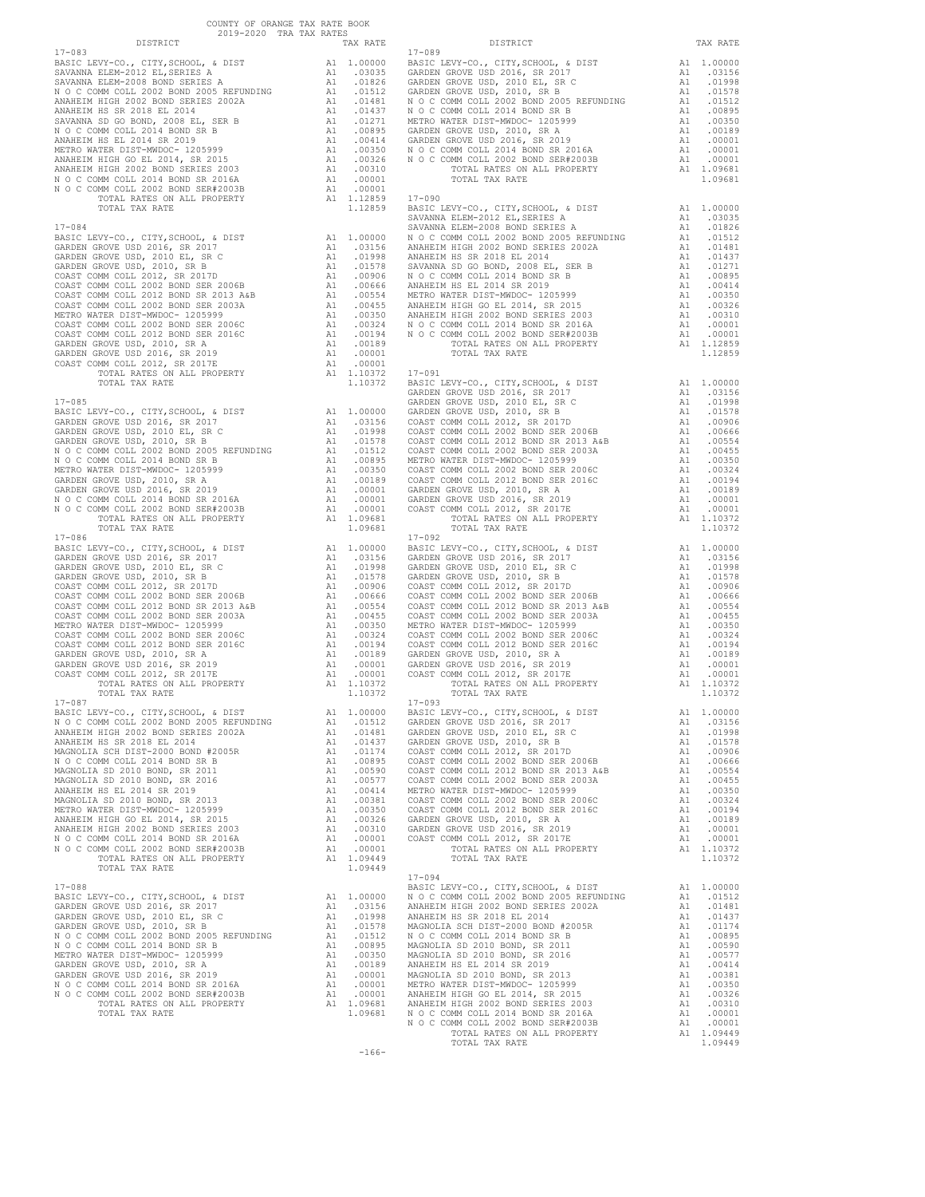COUNTY OF ORANGE TAX RATE BOOK
2019-2020 TRA TAX RATES

| DISTRICT | | TAX RATE |
|---|---|---|
| **17-083** | | |
| BASIC LEVY-CO., CITY,SCHOOL, & DIST | A1 | 1.00000 |
| SAVANNA ELEM-2012 EL,SERIES A | A1 | .03035 |
| SAVANNA ELEM-2008 BOND SERIES A | A1 | .01826 |
| N O C COMM COLL 2002 BOND 2005 REFUNDING | A1 | .01512 |
| ANAHEIM HIGH 2002 BOND SERIES 2002A | A1 | .01481 |
| ANAHEIM HS SR 2018 EL 2014 | A1 | .01437 |
| SAVANNA SD GO BOND, 2008 EL, SER B | A1 | .01271 |
| N O C COMM COLL 2014 BOND SR B | A1 | .00895 |
| ANAHEIM HS EL 2014 SR 2019 | A1 | .00414 |
| METRO WATER DIST-MWDOC- 1205999 | A1 | .00350 |
| ANAHEIM HIGH GO EL 2014, SR 2015 | A1 | .00326 |
| ANAHEIM HIGH 2002 BOND SERIES 2003 | A1 | .00310 |
| N O C COMM COLL 2014 BOND SR 2016A | A1 | .00001 |
| N O C COMM COLL 2002 BOND SER#2003B | A1 | .00001 |
| TOTAL RATES ON ALL PROPERTY | A1 | 1.12859 |
| TOTAL TAX RATE | | 1.12859 |
| **17-084** | | |
| BASIC LEVY-CO., CITY,SCHOOL, & DIST | A1 | 1.00000 |
| GARDEN GROVE USD 2016, SR 2017 | A1 | .03156 |
| GARDEN GROVE USD, 2010 EL, SR C | A1 | .01998 |
| GARDEN GROVE USD, 2010, SR B | A1 | .01578 |
| COAST COMM COLL 2012, SR 2017D | A1 | .00906 |
| COAST COMM COLL 2002 BOND SER 2006B | A1 | .00666 |
| COAST COMM COLL 2012 BOND SR 2013 A&B | A1 | .00554 |
| COAST COMM COLL 2002 BOND SER 2003A | A1 | .00455 |
| METRO WATER DIST-MWDOC- 1205999 | A1 | .00350 |
| COAST COMM COLL 2002 BOND SER 2006C | A1 | .00324 |
| COAST COMM COLL 2012 BOND SER 2016C | A1 | .00194 |
| GARDEN GROVE USD, 2010, SR A | A1 | .00189 |
| GARDEN GROVE USD 2016, SR 2019 | A1 | .00001 |
| COAST COMM COLL 2012, SR 2017E | A1 | .00001 |
| TOTAL RATES ON ALL PROPERTY | A1 | 1.10372 |
| TOTAL TAX RATE | | 1.10372 |
| **17-085** | | |
| BASIC LEVY-CO., CITY,SCHOOL, & DIST | A1 | 1.00000 |
| GARDEN GROVE USD 2016, SR 2017 | A1 | .03156 |
| GARDEN GROVE USD, 2010 EL, SR C | A1 | .01998 |
| GARDEN GROVE USD, 2010, SR B | A1 | .01578 |
| N O C COMM COLL 2002 BOND 2005 REFUNDING | A1 | .01512 |
| N O C COMM COLL 2014 BOND SR B | A1 | .00895 |
| METRO WATER DIST-MWDOC- 1205999 | A1 | .00350 |
| GARDEN GROVE USD, 2010, SR A | A1 | .00189 |
| GARDEN GROVE USD 2016, SR 2019 | A1 | .00001 |
| N O C COMM COLL 2014 BOND SR 2016A | A1 | .00001 |
| N O C COMM COLL 2002 BOND SER#2003B | A1 | .00001 |
| TOTAL RATES ON ALL PROPERTY | A1 | 1.09681 |
| TOTAL TAX RATE | | 1.09681 |
| **17-086** | | |
| BASIC LEVY-CO., CITY,SCHOOL, & DIST | A1 | 1.00000 |
| GARDEN GROVE USD 2016, SR 2017 | A1 | .03156 |
| GARDEN GROVE USD, 2010 EL, SR C | A1 | .01998 |
| GARDEN GROVE USD, 2010, SR B | A1 | .01578 |
| COAST COMM COLL 2012, SR 2017D | A1 | .00906 |
| COAST COMM COLL 2002 BOND SER 2006B | A1 | .00666 |
| COAST COMM COLL 2012 BOND SR 2013 A&B | A1 | .00554 |
| COAST COMM COLL 2002 BOND SER 2003A | A1 | .00455 |
| METRO WATER DIST-MWDOC- 1205999 | A1 | .00350 |
| COAST COMM COLL 2002 BOND SER 2006C | A1 | .00324 |
| COAST COMM COLL 2012 BOND SER 2016C | A1 | .00194 |
| GARDEN GROVE USD, 2010, SR A | A1 | .00189 |
| GARDEN GROVE USD 2016, SR 2019 | A1 | .00001 |
| COAST COMM COLL 2012, SR 2017E | A1 | .00001 |
| TOTAL RATES ON ALL PROPERTY | A1 | 1.10372 |
| TOTAL TAX RATE | | 1.10372 |
| **17-087** | | |
| BASIC LEVY-CO., CITY,SCHOOL, & DIST | A1 | 1.00000 |
| N O C COMM COLL 2002 BOND 2005 REFUNDING | A1 | .01512 |
| ANAHEIM HIGH 2002 BOND SERIES 2002A | A1 | .01481 |
| ANAHEIM HS SR 2018 EL 2014 | A1 | .01437 |
| MAGNOLIA SCH DIST-2000 BOND #2005R | A1 | .01174 |
| N O C COMM COLL 2014 BOND SR B | A1 | .00895 |
| MAGNOLIA SD 2010 BOND, SR 2011 | A1 | .00590 |
| MAGNOLIA SD 2010 BOND, SR 2016 | A1 | .00577 |
| ANAHEIM HS EL 2014 SR 2019 | A1 | .00414 |
| MAGNOLIA SD 2010 BOND, SR 2013 | A1 | .00381 |
| METRO WATER DIST-MWDOC- 1205999 | A1 | .00350 |
| ANAHEIM HIGH GO EL 2014, SR 2015 | A1 | .00326 |
| ANAHEIM HIGH 2002 BOND SERIES 2003 | A1 | .00310 |
| N O C COMM COLL 2014 BOND SR 2016A | A1 | .00001 |
| N O C COMM COLL 2002 BOND SER#2003B | A1 | .00001 |
| TOTAL RATES ON ALL PROPERTY | A1 | 1.09449 |
| TOTAL TAX RATE | | 1.09449 |
| **17-088** | | |
| BASIC LEVY-CO., CITY,SCHOOL, & DIST | A1 | 1.00000 |
| GARDEN GROVE USD 2016, SR 2017 | A1 | .03156 |
| GARDEN GROVE USD, 2010 EL, SR C | A1 | .01998 |
| GARDEN GROVE USD, 2010, SR B | A1 | .01578 |
| N O C COMM COLL 2002 BOND 2005 REFUNDING | A1 | .01512 |
| N O C COMM COLL 2014 BOND SR B | A1 | .00895 |
| METRO WATER DIST-MWDOC- 1205999 | A1 | .00350 |
| GARDEN GROVE USD, 2010, SR A | A1 | .00189 |
| GARDEN GROVE USD 2016, SR 2019 | A1 | .00001 |
| N O C COMM COLL 2014 BOND SR 2016A | A1 | .00001 |
| N O C COMM COLL 2002 BOND SER#2003B | A1 | .00001 |
| TOTAL RATES ON ALL PROPERTY | A1 | 1.09681 |
| TOTAL TAX RATE | | 1.09681 |
| **17-089** | | |
| BASIC LEVY-CO., CITY,SCHOOL, & DIST | A1 | 1.00000 |
| GARDEN GROVE USD 2016, SR 2017 | A1 | .03156 |
| GARDEN GROVE USD, 2010 EL, SR C | A1 | .01998 |
| GARDEN GROVE USD, 2010, SR B | A1 | .01578 |
| N O C COMM COLL 2002 BOND 2005 REFUNDING | A1 | .01512 |
| N O C COMM COLL 2014 BOND SR B | A1 | .00895 |
| METRO WATER DIST-MWDOC- 1205999 | A1 | .00350 |
| GARDEN GROVE USD, 2010, SR A | A1 | .00189 |
| GARDEN GROVE USD 2016, SR 2019 | A1 | .00001 |
| N O C COMM COLL 2014 BOND SR 2016A | A1 | .00001 |
| N O C COMM COLL 2002 BOND SER#2003B | A1 | .00001 |
| TOTAL RATES ON ALL PROPERTY | A1 | 1.09681 |
| TOTAL TAX RATE | | 1.09681 |
| **17-090** | | |
| BASIC LEVY-CO., CITY,SCHOOL, & DIST | A1 | 1.00000 |
| SAVANNA ELEM-2012 EL,SERIES A | A1 | .03035 |
| SAVANNA ELEM-2008 BOND SERIES A | A1 | .01826 |
| N O C COMM COLL 2002 BOND 2005 REFUNDING | A1 | .01512 |
| ANAHEIM HIGH 2002 BOND SERIES 2002A | A1 | .01481 |
| ANAHEIM HS SR 2018 EL 2014 | A1 | .01437 |
| SAVANNA SD GO BOND, 2008 EL, SER B | A1 | .01271 |
| N O C COMM COLL 2014 BOND SR B | A1 | .00895 |
| ANAHEIM HS EL 2014 SR 2019 | A1 | .00414 |
| METRO WATER DIST-MWDOC- 1205999 | A1 | .00350 |
| ANAHEIM HIGH GO EL 2014, SR 2015 | A1 | .00326 |
| ANAHEIM HIGH 2002 BOND SERIES 2003 | A1 | .00310 |
| N O C COMM COLL 2014 BOND SR 2016A | A1 | .00001 |
| N O C COMM COLL 2002 BOND SER#2003B | A1 | .00001 |
| TOTAL RATES ON ALL PROPERTY | A1 | 1.12859 |
| TOTAL TAX RATE | | 1.12859 |
| **17-091** | | |
| BASIC LEVY-CO., CITY,SCHOOL, & DIST | A1 | 1.00000 |
| GARDEN GROVE USD 2016, SR 2017 | A1 | .03156 |
| GARDEN GROVE USD, 2010 EL, SR C | A1 | .01998 |
| GARDEN GROVE USD, 2010, SR B | A1 | .01578 |
| COAST COMM COLL 2012, SR 2017D | A1 | .00906 |
| COAST COMM COLL 2002 BOND SER 2006B | A1 | .00666 |
| COAST COMM COLL 2012 BOND SR 2013 A&B | A1 | .00554 |
| COAST COMM COLL 2002 BOND SER 2003A | A1 | .00455 |
| METRO WATER DIST-MWDOC- 1205999 | A1 | .00350 |
| COAST COMM COLL 2002 BOND SER 2006C | A1 | .00324 |
| COAST COMM COLL 2012 BOND SER 2016C | A1 | .00194 |
| GARDEN GROVE USD, 2010, SR A | A1 | .00189 |
| GARDEN GROVE USD 2016, SR 2019 | A1 | .00001 |
| COAST COMM COLL 2012, SR 2017E | A1 | .00001 |
| TOTAL RATES ON ALL PROPERTY | A1 | 1.10372 |
| TOTAL TAX RATE | | 1.10372 |
| **17-092** | | |
| BASIC LEVY-CO., CITY,SCHOOL, & DIST | A1 | 1.00000 |
| GARDEN GROVE USD 2016, SR 2017 | A1 | .03156 |
| GARDEN GROVE USD, 2010 EL, SR C | A1 | .01998 |
| GARDEN GROVE USD, 2010, SR B | A1 | .01578 |
| COAST COMM COLL 2012, SR 2017D | A1 | .00906 |
| COAST COMM COLL 2002 BOND SER 2006B | A1 | .00666 |
| COAST COMM COLL 2012 BOND SR 2013 A&B | A1 | .00554 |
| COAST COMM COLL 2002 BOND SER 2003A | A1 | .00455 |
| METRO WATER DIST-MWDOC- 1205999 | A1 | .00350 |
| COAST COMM COLL 2002 BOND SER 2006C | A1 | .00324 |
| COAST COMM COLL 2012 BOND SER 2016C | A1 | .00194 |
| GARDEN GROVE USD, 2010, SR A | A1 | .00189 |
| GARDEN GROVE USD 2016, SR 2019 | A1 | .00001 |
| COAST COMM COLL 2012, SR 2017E | A1 | .00001 |
| TOTAL RATES ON ALL PROPERTY | A1 | 1.10372 |
| TOTAL TAX RATE | | 1.10372 |
| **17-093** | | |
| BASIC LEVY-CO., CITY,SCHOOL, & DIST | A1 | 1.00000 |
| GARDEN GROVE USD 2016, SR 2017 | A1 | .03156 |
| GARDEN GROVE USD, 2010 EL, SR C | A1 | .01998 |
| GARDEN GROVE USD, 2010, SR B | A1 | .01578 |
| COAST COMM COLL 2012, SR 2017D | A1 | .00906 |
| COAST COMM COLL 2002 BOND SER 2006B | A1 | .00666 |
| COAST COMM COLL 2012 BOND SR 2013 A&B | A1 | .00554 |
| COAST COMM COLL 2002 BOND SER 2003A | A1 | .00455 |
| METRO WATER DIST-MWDOC- 1205999 | A1 | .00350 |
| COAST COMM COLL 2002 BOND SER 2006C | A1 | .00324 |
| COAST COMM COLL 2012 BOND SER 2016C | A1 | .00194 |
| GARDEN GROVE USD, 2010, SR A | A1 | .00189 |
| GARDEN GROVE USD 2016, SR 2019 | A1 | .00001 |
| COAST COMM COLL 2012, SR 2017E | A1 | .00001 |
| TOTAL RATES ON ALL PROPERTY | A1 | 1.10372 |
| TOTAL TAX RATE | | 1.10372 |
| **17-094** | | |
| BASIC LEVY-CO., CITY,SCHOOL, & DIST | A1 | 1.00000 |
| N O C COMM COLL 2002 BOND 2005 REFUNDING | A1 | .01512 |
| ANAHEIM HIGH 2002 BOND SERIES 2002A | A1 | .01481 |
| ANAHEIM HS SR 2018 EL 2014 | A1 | .01437 |
| MAGNOLIA SCH DIST-2000 BOND #2005R | A1 | .01174 |
| N O C COMM COLL 2014 BOND SR B | A1 | .00895 |
| MAGNOLIA SD 2010 BOND, SR 2011 | A1 | .00590 |
| MAGNOLIA SD 2010 BOND, SR 2016 | A1 | .00577 |
| ANAHEIM HS EL 2014 SR 2019 | A1 | .00414 |
| MAGNOLIA SD 2010 BOND, SR 2013 | A1 | .00381 |
| METRO WATER DIST-MWDOC- 1205999 | A1 | .00350 |
| ANAHEIM HIGH GO EL 2014, SR 2015 | A1 | .00326 |
| ANAHEIM HIGH 2002 BOND SERIES 2003 | A1 | .00310 |
| N O C COMM COLL 2014 BOND SR 2016A | A1 | .00001 |
| N O C COMM COLL 2002 BOND SER#2003B | A1 | .00001 |
| TOTAL RATES ON ALL PROPERTY | A1 | 1.09449 |
| TOTAL TAX RATE | | 1.09449 |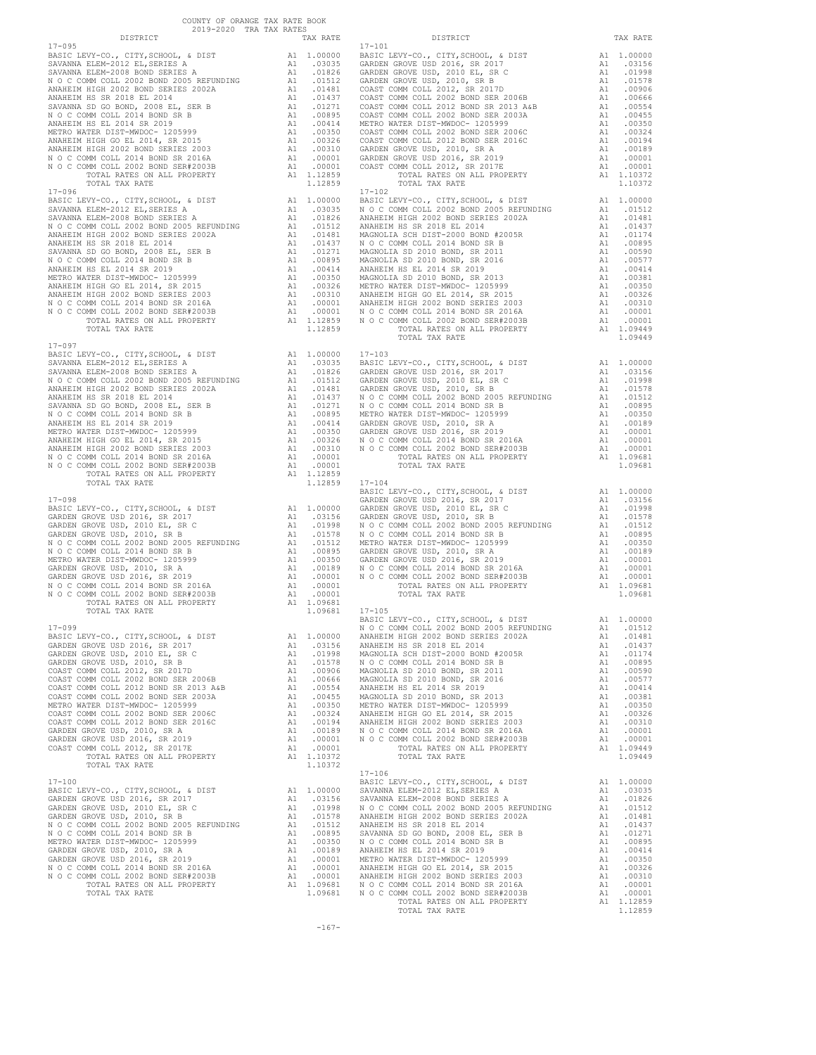COUNTY OF ORANGE TAX RATE BOOK
2019-2020 TRA TAX RATES

| DISTRICT | | TAX RATE |
|---|---|---|
| **17-095** | | |
| BASIC LEVY-CO., CITY,SCHOOL, & DIST | A1 | 1.00000 |
| SAVANNA ELEM-2012 EL,SERIES A | A1 | .03035 |
| SAVANNA ELEM-2008 BOND SERIES A | A1 | .01826 |
| N O C COMM COLL 2002 BOND 2005 REFUNDING | A1 | .01512 |
| ANAHEIM HIGH 2002 BOND SERIES 2002A | A1 | .01481 |
| ANAHEIM HS SR 2018 EL 2014 | A1 | .01437 |
| SAVANNA SD GO BOND, 2008 EL, SER B | A1 | .01271 |
| N O C COMM COLL 2014 BOND SR B | A1 | .00895 |
| ANAHEIM HS EL 2014 SR 2019 | A1 | .00414 |
| METRO WATER DIST-MWDOC- 1205999 | A1 | .00350 |
| ANAHEIM HIGH GO EL 2014, SR 2015 | A1 | .00326 |
| ANAHEIM HIGH 2002 BOND SERIES 2003 | A1 | .00310 |
| N O C COMM COLL 2014 BOND SR 2016A | A1 | .00001 |
| N O C COMM COLL 2002 BOND SER#2003B | A1 | .00001 |
| TOTAL RATES ON ALL PROPERTY | A1 | 1.12859 |
| TOTAL TAX RATE | | 1.12859 |
| **17-096** | | |
| BASIC LEVY-CO., CITY,SCHOOL, & DIST | A1 | 1.00000 |
| SAVANNA ELEM-2012 EL,SERIES A | A1 | .03035 |
| SAVANNA ELEM-2008 BOND SERIES A | A1 | .01826 |
| N O C COMM COLL 2002 BOND 2005 REFUNDING | A1 | .01512 |
| ANAHEIM HIGH 2002 BOND SERIES 2002A | A1 | .01481 |
| ANAHEIM HS SR 2018 EL 2014 | A1 | .01437 |
| SAVANNA SD GO BOND, 2008 EL, SER B | A1 | .01271 |
| N O C COMM COLL 2014 BOND SR B | A1 | .00895 |
| ANAHEIM HS EL 2014 SR 2019 | A1 | .00414 |
| METRO WATER DIST-MWDOC- 1205999 | A1 | .00350 |
| ANAHEIM HIGH GO EL 2014, SR 2015 | A1 | .00326 |
| ANAHEIM HIGH 2002 BOND SERIES 2003 | A1 | .00310 |
| N O C COMM COLL 2014 BOND SR 2016A | A1 | .00001 |
| N O C COMM COLL 2002 BOND SER#2003B | A1 | .00001 |
| TOTAL RATES ON ALL PROPERTY | A1 | 1.12859 |
| TOTAL TAX RATE | | 1.12859 |
| **17-097** | | |
| BASIC LEVY-CO., CITY,SCHOOL, & DIST | A1 | 1.00000 |
| SAVANNA ELEM-2012 EL,SERIES A | A1 | .03035 |
| SAVANNA ELEM-2008 BOND SERIES A | A1 | .01826 |
| N O C COMM COLL 2002 BOND 2005 REFUNDING | A1 | .01512 |
| ANAHEIM HIGH 2002 BOND SERIES 2002A | A1 | .01481 |
| ANAHEIM HS SR 2018 EL 2014 | A1 | .01437 |
| SAVANNA SD GO BOND, 2008 EL, SER B | A1 | .01271 |
| N O C COMM COLL 2014 BOND SR B | A1 | .00895 |
| ANAHEIM HS EL 2014 SR 2019 | A1 | .00414 |
| METRO WATER DIST-MWDOC- 1205999 | A1 | .00350 |
| ANAHEIM HIGH GO EL 2014, SR 2015 | A1 | .00326 |
| ANAHEIM HIGH 2002 BOND SERIES 2003 | A1 | .00310 |
| N O C COMM COLL 2014 BOND SR 2016A | A1 | .00001 |
| N O C COMM COLL 2002 BOND SER#2003B | A1 | .00001 |
| TOTAL RATES ON ALL PROPERTY | A1 | 1.12859 |
| TOTAL TAX RATE | | 1.12859 |
| **17-098** | | |
| BASIC LEVY-CO., CITY,SCHOOL, & DIST | A1 | 1.00000 |
| GARDEN GROVE USD 2016, SR 2017 | A1 | .03156 |
| GARDEN GROVE USD, 2010 EL, SR C | A1 | .01998 |
| GARDEN GROVE USD, 2010, SR B | A1 | .01578 |
| N O C COMM COLL 2002 BOND 2005 REFUNDING | A1 | .01512 |
| N O C COMM COLL 2014 BOND SR B | A1 | .00895 |
| METRO WATER DIST-MWDOC- 1205999 | A1 | .00350 |
| GARDEN GROVE USD, 2010, SR A | A1 | .00189 |
| GARDEN GROVE USD 2016, SR 2019 | A1 | .00001 |
| N O C COMM COLL 2014 BOND SR 2016A | A1 | .00001 |
| N O C COMM COLL 2002 BOND SER#2003B | A1 | .00001 |
| TOTAL RATES ON ALL PROPERTY | A1 | 1.09681 |
| TOTAL TAX RATE | | 1.09681 |
| **17-099** | | |
| BASIC LEVY-CO., CITY,SCHOOL, & DIST | A1 | 1.00000 |
| GARDEN GROVE USD 2016, SR 2017 | A1 | .03156 |
| GARDEN GROVE USD, 2010 EL, SR C | A1 | .01998 |
| GARDEN GROVE USD, 2010, SR B | A1 | .01578 |
| COAST COMM COLL 2012, SR 2017D | A1 | .00906 |
| COAST COMM COLL 2002 BOND SER 2006B | A1 | .00666 |
| COAST COMM COLL 2012 BOND SR 2013 A&B | A1 | .00554 |
| COAST COMM COLL 2002 BOND SER 2003A | A1 | .00455 |
| METRO WATER DIST-MWDOC- 1205999 | A1 | .00350 |
| COAST COMM COLL 2002 BOND SER 2006C | A1 | .00324 |
| COAST COMM COLL 2012 BOND SER 2016C | A1 | .00194 |
| GARDEN GROVE USD, 2010, SR A | A1 | .00189 |
| GARDEN GROVE USD 2016, SR 2019 | A1 | .00001 |
| COAST COMM COLL 2012, SR 2017E | A1 | .00001 |
| TOTAL RATES ON ALL PROPERTY | A1 | 1.10372 |
| TOTAL TAX RATE | | 1.10372 |
| **17-100** | | |
| BASIC LEVY-CO., CITY,SCHOOL, & DIST | A1 | 1.00000 |
| GARDEN GROVE USD 2016, SR 2017 | A1 | .03156 |
| GARDEN GROVE USD, 2010 EL, SR C | A1 | .01998 |
| GARDEN GROVE USD, 2010, SR B | A1 | .01578 |
| N O C COMM COLL 2002 BOND 2005 REFUNDING | A1 | .01512 |
| N O C COMM COLL 2014 BOND SR B | A1 | .00895 |
| METRO WATER DIST-MWDOC- 1205999 | A1 | .00350 |
| GARDEN GROVE USD, 2010, SR A | A1 | .00189 |
| GARDEN GROVE USD 2016, SR 2019 | A1 | .00001 |
| N O C COMM COLL 2014 BOND SR 2016A | A1 | .00001 |
| N O C COMM COLL 2002 BOND SER#2003B | A1 | .00001 |
| TOTAL RATES ON ALL PROPERTY | A1 | 1.09681 |
| TOTAL TAX RATE | | 1.09681 |
| **17-101** | | |
| BASIC LEVY-CO., CITY,SCHOOL, & DIST | A1 | 1.00000 |
| GARDEN GROVE USD 2016, SR 2017 | A1 | .03156 |
| GARDEN GROVE USD, 2010 EL, SR C | A1 | .01998 |
| GARDEN GROVE USD, 2010, SR B | A1 | .01578 |
| COAST COMM COLL 2012, SR 2017D | A1 | .00906 |
| COAST COMM COLL 2002 BOND SER 2006B | A1 | .00666 |
| COAST COMM COLL 2012 BOND SR 2013 A&B | A1 | .00554 |
| COAST COMM COLL 2002 BOND SER 2003A | A1 | .00455 |
| METRO WATER DIST-MWDOC- 1205999 | A1 | .00350 |
| COAST COMM COLL 2002 BOND SER 2006C | A1 | .00324 |
| COAST COMM COLL 2012 BOND SER 2016C | A1 | .00194 |
| GARDEN GROVE USD, 2010, SR A | A1 | .00189 |
| GARDEN GROVE USD 2016, SR 2019 | A1 | .00001 |
| COAST COMM COLL 2012, SR 2017E | A1 | .00001 |
| TOTAL RATES ON ALL PROPERTY | A1 | 1.10372 |
| TOTAL TAX RATE | | 1.10372 |
| **17-102** | | |
| BASIC LEVY-CO., CITY,SCHOOL, & DIST | A1 | 1.00000 |
| N O C COMM COLL 2002 BOND 2005 REFUNDING | A1 | .01512 |
| ANAHEIM HIGH 2002 BOND SERIES 2002A | A1 | .01481 |
| ANAHEIM HS SR 2018 EL 2014 | A1 | .01437 |
| MAGNOLIA SCH DIST-2000 BOND #2005R | A1 | .01174 |
| N O C COMM COLL 2014 BOND SR B | A1 | .00895 |
| MAGNOLIA SD 2010 BOND, SR 2011 | A1 | .00590 |
| MAGNOLIA SD 2010 BOND, SR 2016 | A1 | .00577 |
| ANAHEIM HS EL 2014 SR 2019 | A1 | .00414 |
| MAGNOLIA SD 2010 BOND, SR 2013 | A1 | .00381 |
| METRO WATER DIST-MWDOC- 1205999 | A1 | .00350 |
| ANAHEIM HIGH GO EL 2014, SR 2015 | A1 | .00326 |
| ANAHEIM HIGH 2002 BOND SERIES 2003 | A1 | .00310 |
| N O C COMM COLL 2014 BOND SR 2016A | A1 | .00001 |
| N O C COMM COLL 2002 BOND SER#2003B | A1 | .00001 |
| TOTAL RATES ON ALL PROPERTY | A1 | 1.09449 |
| TOTAL TAX RATE | | 1.09449 |
| **17-103** | | |
| BASIC LEVY-CO., CITY,SCHOOL, & DIST | A1 | 1.00000 |
| GARDEN GROVE USD 2016, SR 2017 | A1 | .03156 |
| GARDEN GROVE USD, 2010 EL, SR C | A1 | .01998 |
| GARDEN GROVE USD, 2010, SR B | A1 | .01578 |
| N O C COMM COLL 2002 BOND 2005 REFUNDING | A1 | .01512 |
| N O C COMM COLL 2014 BOND SR B | A1 | .00895 |
| METRO WATER DIST-MWDOC- 1205999 | A1 | .00350 |
| GARDEN GROVE USD, 2010, SR A | A1 | .00189 |
| GARDEN GROVE USD 2016, SR 2019 | A1 | .00001 |
| N O C COMM COLL 2014 BOND SR 2016A | A1 | .00001 |
| N O C COMM COLL 2002 BOND SER#2003B | A1 | .00001 |
| TOTAL RATES ON ALL PROPERTY | A1 | 1.09681 |
| TOTAL TAX RATE | | 1.09681 |
| **17-104** | | |
| BASIC LEVY-CO., CITY,SCHOOL, & DIST | A1 | 1.00000 |
| GARDEN GROVE USD 2016, SR 2017 | A1 | .03156 |
| GARDEN GROVE USD, 2010 EL, SR C | A1 | .01998 |
| GARDEN GROVE USD, 2010, SR B | A1 | .01578 |
| N O C COMM COLL 2002 BOND 2005 REFUNDING | A1 | .01512 |
| N O C COMM COLL 2014 BOND SR B | A1 | .00895 |
| METRO WATER DIST-MWDOC- 1205999 | A1 | .00350 |
| GARDEN GROVE USD, 2010, SR A | A1 | .00189 |
| GARDEN GROVE USD 2016, SR 2019 | A1 | .00001 |
| N O C COMM COLL 2014 BOND SR 2016A | A1 | .00001 |
| N O C COMM COLL 2002 BOND SER#2003B | A1 | .00001 |
| TOTAL RATES ON ALL PROPERTY | A1 | 1.09681 |
| TOTAL TAX RATE | | 1.09681 |
| **17-105** | | |
| BASIC LEVY-CO., CITY,SCHOOL, & DIST | A1 | 1.00000 |
| N O C COMM COLL 2002 BOND 2005 REFUNDING | A1 | .01512 |
| ANAHEIM HIGH 2002 BOND SERIES 2002A | A1 | .01481 |
| ANAHEIM HS SR 2018 EL 2014 | A1 | .01437 |
| MAGNOLIA SCH DIST-2000 BOND #2005R | A1 | .01174 |
| N O C COMM COLL 2014 BOND SR B | A1 | .00895 |
| MAGNOLIA SD 2010 BOND, SR 2011 | A1 | .00590 |
| MAGNOLIA SD 2010 BOND, SR 2016 | A1 | .00577 |
| ANAHEIM HS EL 2014 SR 2019 | A1 | .00414 |
| MAGNOLIA SD 2010 BOND, SR 2013 | A1 | .00381 |
| METRO WATER DIST-MWDOC- 1205999 | A1 | .00350 |
| ANAHEIM HIGH GO EL 2014, SR 2015 | A1 | .00326 |
| ANAHEIM HIGH 2002 BOND SERIES 2003 | A1 | .00310 |
| N O C COMM COLL 2014 BOND SR 2016A | A1 | .00001 |
| N O C COMM COLL 2002 BOND SER#2003B | A1 | .00001 |
| TOTAL RATES ON ALL PROPERTY | A1 | 1.09449 |
| TOTAL TAX RATE | | 1.09449 |
| **17-106** | | |
| BASIC LEVY-CO., CITY,SCHOOL, & DIST | A1 | 1.00000 |
| SAVANNA ELEM-2012 EL,SERIES A | A1 | .03035 |
| SAVANNA ELEM-2008 BOND SERIES A | A1 | .01826 |
| N O C COMM COLL 2002 BOND 2005 REFUNDING | A1 | .01512 |
| ANAHEIM HIGH 2002 BOND SERIES 2002A | A1 | .01481 |
| ANAHEIM HS SR 2018 EL 2014 | A1 | .01437 |
| SAVANNA SD GO BOND, 2008 EL, SER B | A1 | .01271 |
| N O C COMM COLL 2014 BOND SR B | A1 | .00895 |
| ANAHEIM HS EL 2014 SR 2019 | A1 | .00414 |
| METRO WATER DIST-MWDOC- 1205999 | A1 | .00350 |
| ANAHEIM HIGH GO EL 2014, SR 2015 | A1 | .00326 |
| ANAHEIM HIGH 2002 BOND SERIES 2003 | A1 | .00310 |
| N O C COMM COLL 2014 BOND SR 2016A | A1 | .00001 |
| N O C COMM COLL 2002 BOND SER#2003B | A1 | .00001 |
| TOTAL RATES ON ALL PROPERTY | A1 | 1.12859 |
| TOTAL TAX RATE | | 1.12859 |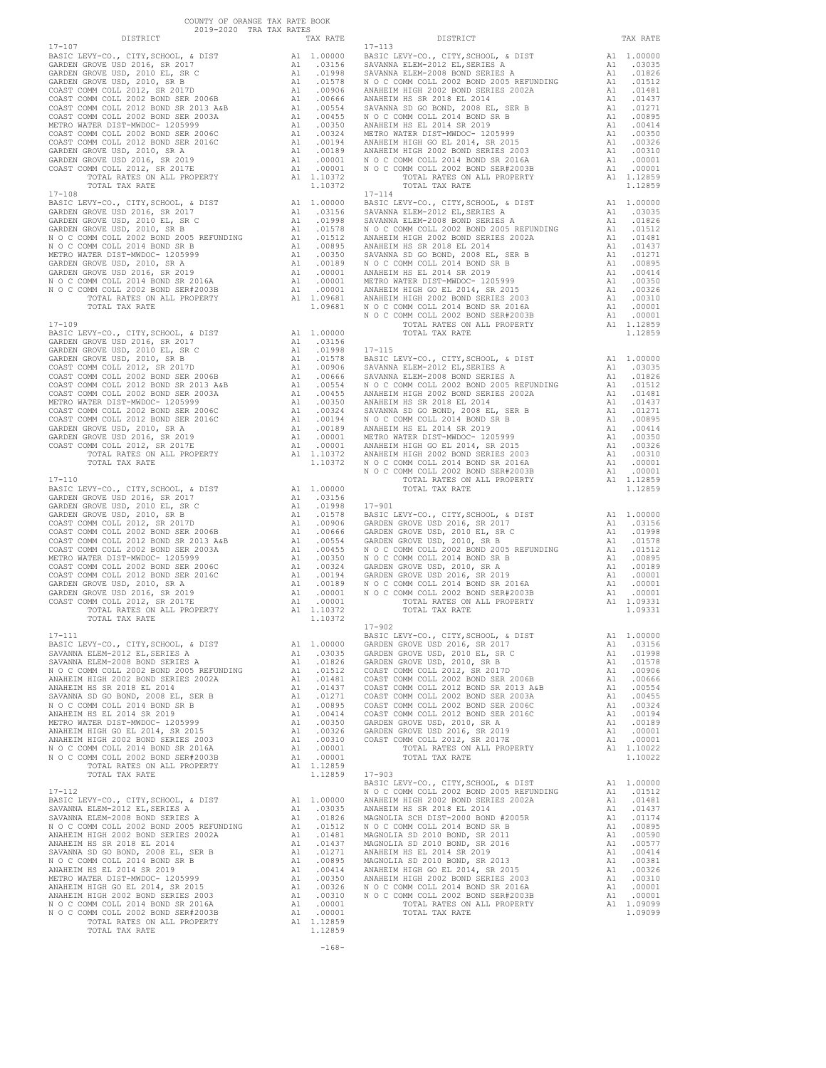COUNTY OF ORANGE TAX RATE BOOK
2019-2020 TRA TAX RATES

| DISTRICT | | TAX RATE |
|---|---|---|
| 17-107 | | |
| BASIC LEVY-CO., CITY,SCHOOL, & DIST | A1 | 1.00000 |
| GARDEN GROVE USD 2016, SR 2017 | A1 | .03156 |
| GARDEN GROVE USD, 2010 EL, SR C | A1 | .01998 |
| GARDEN GROVE USD, 2010, SR B | A1 | .01578 |
| COAST COMM COLL 2012, SR 2017D | A1 | .00906 |
| COAST COMM COLL 2002 BOND SER 2006B | A1 | .00666 |
| COAST COMM COLL 2012 BOND SR 2013 A&B | A1 | .00554 |
| COAST COMM COLL 2002 BOND SER 2003A | A1 | .00455 |
| METRO WATER DIST-MWDOC- 1205999 | A1 | .00350 |
| COAST COMM COLL 2002 BOND SER 2006C | A1 | .00324 |
| COAST COMM COLL 2012 BOND SER 2016C | A1 | .00194 |
| GARDEN GROVE USD, 2010, SR A | A1 | .00189 |
| GARDEN GROVE USD 2016, SR 2019 | A1 | .00001 |
| COAST COMM COLL 2012, SR 2017E | A1 | .00001 |
| TOTAL RATES ON ALL PROPERTY | A1 | 1.10372 |
| TOTAL TAX RATE | | 1.10372 |
| 17-108 | | |
| BASIC LEVY-CO., CITY,SCHOOL, & DIST | A1 | 1.00000 |
| GARDEN GROVE USD 2016, SR 2017 | A1 | .03156 |
| GARDEN GROVE USD, 2010 EL, SR C | A1 | .01998 |
| GARDEN GROVE USD, 2010, SR B | A1 | .01578 |
| N O C COMM COLL 2002 BOND 2005 REFUNDING | A1 | .01512 |
| N O C COMM COLL 2014 BOND SR B | A1 | .00895 |
| METRO WATER DIST-MWDOC- 1205999 | A1 | .00350 |
| GARDEN GROVE USD, 2010, SR A | A1 | .00189 |
| GARDEN GROVE USD 2016, SR 2019 | A1 | .00001 |
| N O C COMM COLL 2014 BOND SR 2016A | A1 | .00001 |
| N O C COMM COLL 2002 BOND SER#2003B | A1 | .00001 |
| TOTAL RATES ON ALL PROPERTY | A1 | 1.09681 |
| TOTAL TAX RATE | | 1.09681 |
| 17-109 | | |
| BASIC LEVY-CO., CITY,SCHOOL, & DIST | A1 | 1.00000 |
| GARDEN GROVE USD 2016, SR 2017 | A1 | .03156 |
| GARDEN GROVE USD, 2010 EL, SR C | A1 | .01998 |
| GARDEN GROVE USD, 2010, SR B | A1 | .01578 |
| COAST COMM COLL 2012, SR 2017D | A1 | .00906 |
| COAST COMM COLL 2002 BOND SER 2006B | A1 | .00666 |
| COAST COMM COLL 2012 BOND SR 2013 A&B | A1 | .00554 |
| COAST COMM COLL 2002 BOND SER 2003A | A1 | .00455 |
| METRO WATER DIST-MWDOC- 1205999 | A1 | .00350 |
| COAST COMM COLL 2002 BOND SER 2006C | A1 | .00324 |
| COAST COMM COLL 2012 BOND SER 2016C | A1 | .00194 |
| GARDEN GROVE USD, 2010, SR A | A1 | .00189 |
| GARDEN GROVE USD 2016, SR 2019 | A1 | .00001 |
| COAST COMM COLL 2012, SR 2017E | A1 | .00001 |
| TOTAL RATES ON ALL PROPERTY | A1 | 1.10372 |
| TOTAL TAX RATE | | 1.10372 |
| 17-110 | | |
| BASIC LEVY-CO., CITY,SCHOOL, & DIST | A1 | 1.00000 |
| GARDEN GROVE USD 2016, SR 2017 | A1 | .03156 |
| GARDEN GROVE USD, 2010 EL, SR C | A1 | .01998 |
| GARDEN GROVE USD, 2010, SR B | A1 | .01578 |
| COAST COMM COLL 2012, SR 2017D | A1 | .00906 |
| COAST COMM COLL 2002 BOND SER 2006B | A1 | .00666 |
| COAST COMM COLL 2012 BOND SR 2013 A&B | A1 | .00554 |
| COAST COMM COLL 2002 BOND SER 2003A | A1 | .00455 |
| METRO WATER DIST-MWDOC- 1205999 | A1 | .00350 |
| COAST COMM COLL 2002 BOND SER 2006C | A1 | .00324 |
| COAST COMM COLL 2012 BOND SER 2016C | A1 | .00194 |
| GARDEN GROVE USD, 2010, SR A | A1 | .00189 |
| GARDEN GROVE USD 2016, SR 2019 | A1 | .00001 |
| COAST COMM COLL 2012, SR 2017E | A1 | .00001 |
| TOTAL RATES ON ALL PROPERTY | A1 | 1.10372 |
| TOTAL TAX RATE | | 1.10372 |
| 17-111 | | |
| BASIC LEVY-CO., CITY,SCHOOL, & DIST | A1 | 1.00000 |
| SAVANNA ELEM-2012 EL,SERIES A | A1 | .03035 |
| SAVANNA ELEM-2008 BOND SERIES A | A1 | .01826 |
| N O C COMM COLL 2002 BOND 2005 REFUNDING | A1 | .01512 |
| ANAHEIM HIGH 2002 BOND SERIES 2002A | A1 | .01481 |
| ANAHEIM HS SR 2018 EL 2014 | A1 | .01437 |
| SAVANNA SD GO BOND, 2008 EL, SER B | A1 | .01271 |
| N O C COMM COLL 2014 BOND SR B | A1 | .00895 |
| ANAHEIM HS EL 2014 SR 2019 | A1 | .00414 |
| METRO WATER DIST-MWDOC- 1205999 | A1 | .00350 |
| ANAHEIM HIGH GO EL 2014, SR 2015 | A1 | .00326 |
| ANAHEIM HIGH 2002 BOND SERIES 2003 | A1 | .00310 |
| N O C COMM COLL 2014 BOND SR 2016A | A1 | .00001 |
| N O C COMM COLL 2002 BOND SER#2003B | A1 | .00001 |
| TOTAL RATES ON ALL PROPERTY | A1 | 1.12859 |
| TOTAL TAX RATE | | 1.12859 |
| 17-112 | | |
| BASIC LEVY-CO., CITY,SCHOOL, & DIST | A1 | 1.00000 |
| SAVANNA ELEM-2012 EL,SERIES A | A1 | .03035 |
| SAVANNA ELEM-2008 BOND SERIES A | A1 | .01826 |
| N O C COMM COLL 2002 BOND 2005 REFUNDING | A1 | .01512 |
| ANAHEIM HIGH 2002 BOND SERIES 2002A | A1 | .01481 |
| ANAHEIM HS SR 2018 EL 2014 | A1 | .01437 |
| SAVANNA SD GO BOND, 2008 EL, SER B | A1 | .01271 |
| N O C COMM COLL 2014 BOND SR B | A1 | .00895 |
| ANAHEIM HS EL 2014 SR 2019 | A1 | .00414 |
| METRO WATER DIST-MWDOC- 1205999 | A1 | .00350 |
| ANAHEIM HIGH GO EL 2014, SR 2015 | A1 | .00326 |
| ANAHEIM HIGH 2002 BOND SERIES 2003 | A1 | .00310 |
| N O C COMM COLL 2014 BOND SR 2016A | A1 | .00001 |
| N O C COMM COLL 2002 BOND SER#2003B | A1 | .00001 |
| TOTAL RATES ON ALL PROPERTY | A1 | 1.12859 |
| TOTAL TAX RATE | | 1.12859 |
| 17-113 | | |
| BASIC LEVY-CO., CITY,SCHOOL, & DIST | A1 | 1.00000 |
| SAVANNA ELEM-2012 EL,SERIES A | A1 | .03035 |
| SAVANNA ELEM-2008 BOND SERIES A | A1 | .01826 |
| N O C COMM COLL 2002 BOND 2005 REFUNDING | A1 | .01512 |
| ANAHEIM HIGH 2002 BOND SERIES 2002A | A1 | .01481 |
| ANAHEIM HS SR 2018 EL 2014 | A1 | .01437 |
| SAVANNA SD GO BOND, 2008 EL, SER B | A1 | .01271 |
| N O C COMM COLL 2014 BOND SR B | A1 | .00895 |
| ANAHEIM HS EL 2014 SR 2019 | A1 | .00414 |
| METRO WATER DIST-MWDOC- 1205999 | A1 | .00350 |
| ANAHEIM HIGH GO EL 2014, SR 2015 | A1 | .00326 |
| ANAHEIM HIGH 2002 BOND SERIES 2003 | A1 | .00310 |
| N O C COMM COLL 2014 BOND SR 2016A | A1 | .00001 |
| N O C COMM COLL 2002 BOND SER#2003B | A1 | .00001 |
| TOTAL RATES ON ALL PROPERTY | A1 | 1.12859 |
| TOTAL TAX RATE | | 1.12859 |
| 17-114 | | |
| BASIC LEVY-CO., CITY,SCHOOL, & DIST | A1 | 1.00000 |
| SAVANNA ELEM-2012 EL,SERIES A | A1 | .03035 |
| SAVANNA ELEM-2008 BOND SERIES A | A1 | .01826 |
| N O C COMM COLL 2002 BOND 2005 REFUNDING | A1 | .01512 |
| ANAHEIM HIGH 2002 BOND SERIES 2002A | A1 | .01481 |
| ANAHEIM HS SR 2018 EL 2014 | A1 | .01437 |
| SAVANNA SD GO BOND, 2008 EL, SER B | A1 | .01271 |
| N O C COMM COLL 2014 BOND SR B | A1 | .00895 |
| ANAHEIM HS EL 2014 SR 2019 | A1 | .00414 |
| METRO WATER DIST-MWDOC- 1205999 | A1 | .00350 |
| ANAHEIM HIGH GO EL 2014, SR 2015 | A1 | .00326 |
| ANAHEIM HIGH 2002 BOND SERIES 2003 | A1 | .00310 |
| N O C COMM COLL 2014 BOND SR 2016A | A1 | .00001 |
| N O C COMM COLL 2002 BOND SER#2003B | A1 | .00001 |
| TOTAL RATES ON ALL PROPERTY | A1 | 1.12859 |
| TOTAL TAX RATE | | 1.12859 |
| 17-115 | | |
| BASIC LEVY-CO., CITY,SCHOOL, & DIST | A1 | 1.00000 |
| SAVANNA ELEM-2012 EL,SERIES A | A1 | .03035 |
| SAVANNA ELEM-2008 BOND SERIES A | A1 | .01826 |
| N O C COMM COLL 2002 BOND 2005 REFUNDING | A1 | .01512 |
| ANAHEIM HIGH 2002 BOND SERIES 2002A | A1 | .01481 |
| ANAHEIM HS SR 2018 EL 2014 | A1 | .01437 |
| SAVANNA SD GO BOND, 2008 EL, SER B | A1 | .01271 |
| N O C COMM COLL 2014 BOND SR B | A1 | .00895 |
| ANAHEIM HS EL 2014 SR 2019 | A1 | .00414 |
| METRO WATER DIST-MWDOC- 1205999 | A1 | .00350 |
| ANAHEIM HIGH GO EL 2014, SR 2015 | A1 | .00326 |
| ANAHEIM HIGH 2002 BOND SERIES 2003 | A1 | .00310 |
| N O C COMM COLL 2014 BOND SR 2016A | A1 | .00001 |
| N O C COMM COLL 2002 BOND SER#2003B | A1 | .00001 |
| TOTAL RATES ON ALL PROPERTY | A1 | 1.12859 |
| TOTAL TAX RATE | | 1.12859 |
| 17-901 | | |
| BASIC LEVY-CO., CITY,SCHOOL, & DIST | A1 | 1.00000 |
| GARDEN GROVE USD 2016, SR 2017 | A1 | .03156 |
| GARDEN GROVE USD, 2010 EL, SR C | A1 | .01998 |
| GARDEN GROVE USD, 2010, SR B | A1 | .01578 |
| N O C COMM COLL 2002 BOND 2005 REFUNDING | A1 | .01512 |
| N O C COMM COLL 2014 BOND SR B | A1 | .00895 |
| GARDEN GROVE USD, 2010, SR A | A1 | .00189 |
| GARDEN GROVE USD 2016, SR 2019 | A1 | .00001 |
| N O C COMM COLL 2014 BOND SR 2016A | A1 | .00001 |
| N O C COMM COLL 2002 BOND SER#2003B | A1 | .00001 |
| TOTAL RATES ON ALL PROPERTY | A1 | 1.09331 |
| TOTAL TAX RATE | | 1.09331 |
| 17-902 | | |
| BASIC LEVY-CO., CITY,SCHOOL, & DIST | A1 | 1.00000 |
| GARDEN GROVE USD 2016, SR 2017 | A1 | .03156 |
| GARDEN GROVE USD, 2010 EL, SR C | A1 | .01998 |
| GARDEN GROVE USD, 2010, SR B | A1 | .01578 |
| COAST COMM COLL 2012, SR 2017D | A1 | .00906 |
| COAST COMM COLL 2002 BOND SER 2006B | A1 | .00666 |
| COAST COMM COLL 2012 BOND SR 2013 A&B | A1 | .00554 |
| COAST COMM COLL 2002 BOND SER 2003A | A1 | .00455 |
| COAST COMM COLL 2002 BOND SER 2006C | A1 | .00324 |
| COAST COMM COLL 2012 BOND SER 2016C | A1 | .00194 |
| GARDEN GROVE USD, 2010, SR A | A1 | .00189 |
| GARDEN GROVE USD 2016, SR 2019 | A1 | .00001 |
| COAST COMM COLL 2012, SR 2017E | A1 | .00001 |
| TOTAL RATES ON ALL PROPERTY | A1 | 1.10022 |
| TOTAL TAX RATE | | 1.10022 |
| 17-903 | | |
| BASIC LEVY-CO., CITY,SCHOOL, & DIST | A1 | 1.00000 |
| N O C COMM COLL 2002 BOND 2005 REFUNDING | A1 | .01512 |
| ANAHEIM HIGH 2002 BOND SERIES 2002A | A1 | .01481 |
| ANAHEIM HS SR 2018 EL 2014 | A1 | .01437 |
| MAGNOLIA SCH DIST-2000 BOND #2005R | A1 | .01174 |
| N O C COMM COLL 2014 BOND SR B | A1 | .00895 |
| MAGNOLIA SD 2010 BOND, SR 2011 | A1 | .00590 |
| MAGNOLIA SD 2010 BOND, SR 2016 | A1 | .00577 |
| ANAHEIM HS EL 2014 SR 2019 | A1 | .00414 |
| MAGNOLIA SD 2010 BOND, SR 2013 | A1 | .00381 |
| ANAHEIM HIGH GO EL 2014, SR 2015 | A1 | .00326 |
| ANAHEIM HIGH 2002 BOND SERIES 2003 | A1 | .00310 |
| N O C COMM COLL 2014 BOND SR 2016A | A1 | .00001 |
| N O C COMM COLL 2002 BOND SER#2003B | A1 | .00001 |
| TOTAL RATES ON ALL PROPERTY | A1 | 1.09099 |
| TOTAL TAX RATE | | 1.09099 |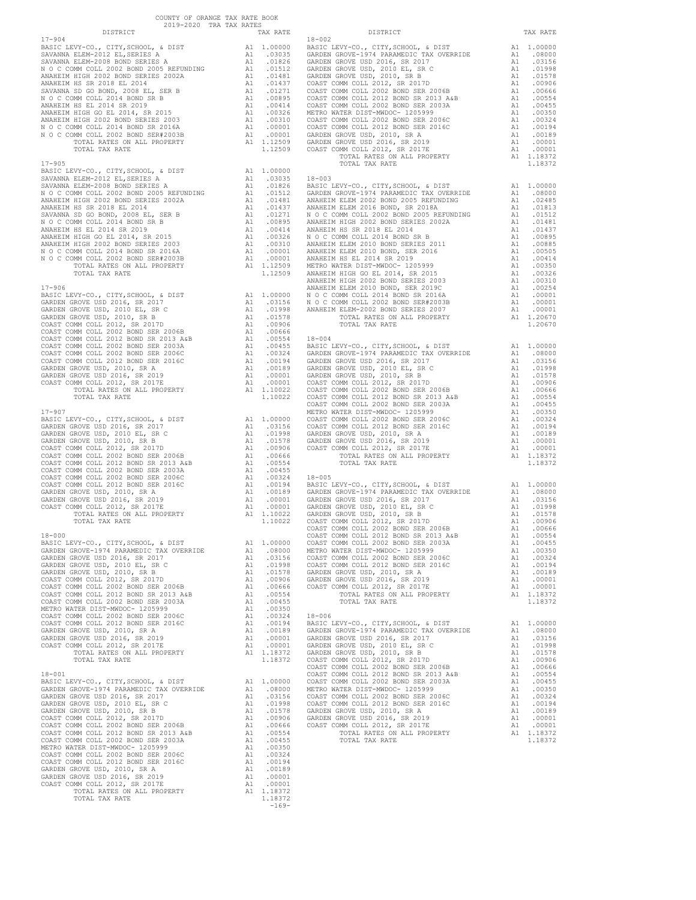COUNTY OF ORANGE TAX RATE BOOK
2019-2020 TRA TAX RATES

| DISTRICT | | TAX RATE |
|---|---|---|
| **17-904** | | |
| BASIC LEVY-CO., CITY,SCHOOL, & DIST | A1 | 1.00000 |
| SAVANNA ELEM-2012 EL,SERIES A | A1 | .03035 |
| SAVANNA ELEM-2008 BOND SERIES A | A1 | .01826 |
| N O C COMM COLL 2002 BOND 2005 REFUNDING | A1 | .01512 |
| ANAHEIM HIGH 2002 BOND SERIES 2002A | A1 | .01481 |
| ANAHEIM HS SR 2018 EL 2014 | A1 | .01437 |
| SAVANNA SD GO BOND, 2008 EL, SER B | A1 | .01271 |
| N O C COMM COLL 2014 BOND SR B | A1 | .00895 |
| ANAHEIM HS EL 2014 SR 2019 | A1 | .00414 |
| ANAHEIM HIGH GO EL 2014, SR 2015 | A1 | .00326 |
| ANAHEIM HIGH 2002 BOND SERIES 2003 | A1 | .00310 |
| N O C COMM COLL 2014 BOND SR 2016A | A1 | .00001 |
| N O C COMM COLL 2002 BOND SER#2003B | A1 | .00001 |
| TOTAL RATES ON ALL PROPERTY | A1 | 1.12509 |
| TOTAL TAX RATE | | 1.12509 |
| **17-905** | | |
| BASIC LEVY-CO., CITY,SCHOOL, & DIST | A1 | 1.00000 |
| SAVANNA ELEM-2012 EL,SERIES A | A1 | .03035 |
| SAVANNA ELEM-2008 BOND SERIES A | A1 | .01826 |
| N O C COMM COLL 2002 BOND 2005 REFUNDING | A1 | .01512 |
| ANAHEIM HIGH 2002 BOND SERIES 2002A | A1 | .01481 |
| ANAHEIM HS SR 2018 EL 2014 | A1 | .01437 |
| SAVANNA SD GO BOND, 2008 EL, SER B | A1 | .01271 |
| N O C COMM COLL 2014 BOND SR B | A1 | .00895 |
| ANAHEIM HS EL 2014 SR 2019 | A1 | .00414 |
| ANAHEIM HIGH GO EL 2014, SR 2015 | A1 | .00326 |
| ANAHEIM HIGH 2002 BOND SERIES 2003 | A1 | .00310 |
| N O C COMM COLL 2014 BOND SR 2016A | A1 | .00001 |
| N O C COMM COLL 2002 BOND SER#2003B | A1 | .00001 |
| TOTAL RATES ON ALL PROPERTY | A1 | 1.12509 |
| TOTAL TAX RATE | | 1.12509 |
| **17-906** | | |
| BASIC LEVY-CO., CITY,SCHOOL, & DIST | A1 | 1.00000 |
| GARDEN GROVE USD 2016, SR 2017 | A1 | .03156 |
| GARDEN GROVE USD, 2010 EL, SR C | A1 | .01998 |
| GARDEN GROVE USD, 2010, SR B | A1 | .01578 |
| COAST COMM COLL 2012, SR 2017D | A1 | .00906 |
| COAST COMM COLL 2002 BOND SER 2006B | A1 | .00666 |
| COAST COMM COLL 2012 BOND SR 2013 A&B | A1 | .00554 |
| COAST COMM COLL 2002 BOND SER 2003A | A1 | .00455 |
| COAST COMM COLL 2002 BOND SER 2006C | A1 | .00324 |
| COAST COMM COLL 2012 BOND SER 2016C | A1 | .00194 |
| GARDEN GROVE USD, 2010, SR A | A1 | .00189 |
| GARDEN GROVE USD 2016, SR 2019 | A1 | .00001 |
| COAST COMM COLL 2012, SR 2017E | A1 | .00001 |
| TOTAL RATES ON ALL PROPERTY | A1 | 1.10022 |
| TOTAL TAX RATE | | 1.10022 |
| **17-907** | | |
| BASIC LEVY-CO., CITY,SCHOOL, & DIST | A1 | 1.00000 |
| GARDEN GROVE USD 2016, SR 2017 | A1 | .03156 |
| GARDEN GROVE USD, 2010 EL, SR C | A1 | .01998 |
| GARDEN GROVE USD, 2010, SR B | A1 | .01578 |
| COAST COMM COLL 2012, SR 2017D | A1 | .00906 |
| COAST COMM COLL 2002 BOND SER 2006B | A1 | .00666 |
| COAST COMM COLL 2012 BOND SR 2013 A&B | A1 | .00554 |
| COAST COMM COLL 2002 BOND SER 2003A | A1 | .00455 |
| COAST COMM COLL 2002 BOND SER 2006C | A1 | .00324 |
| COAST COMM COLL 2012 BOND SER 2016C | A1 | .00194 |
| GARDEN GROVE USD, 2010, SR A | A1 | .00189 |
| GARDEN GROVE USD 2016, SR 2019 | A1 | .00001 |
| COAST COMM COLL 2012, SR 2017E | A1 | .00001 |
| TOTAL RATES ON ALL PROPERTY | A1 | 1.10022 |
| TOTAL TAX RATE | | 1.10022 |
| **18-000** | | |
| BASIC LEVY-CO., CITY,SCHOOL, & DIST | A1 | 1.00000 |
| GARDEN GROVE-1974 PARAMEDIC TAX OVERRIDE | A1 | .08000 |
| GARDEN GROVE USD 2016, SR 2017 | A1 | .03156 |
| GARDEN GROVE USD, 2010 EL, SR C | A1 | .01998 |
| GARDEN GROVE USD, 2010, SR B | A1 | .01578 |
| COAST COMM COLL 2012, SR 2017D | A1 | .00906 |
| COAST COMM COLL 2002 BOND SER 2006B | A1 | .00666 |
| COAST COMM COLL 2012 BOND SR 2013 A&B | A1 | .00554 |
| COAST COMM COLL 2002 BOND SER 2003A | A1 | .00455 |
| METRO WATER DIST-MWDOC- 1205999 | A1 | .00350 |
| COAST COMM COLL 2002 BOND SER 2006C | A1 | .00324 |
| COAST COMM COLL 2012 BOND SER 2016C | A1 | .00194 |
| GARDEN GROVE USD, 2010, SR A | A1 | .00189 |
| GARDEN GROVE USD 2016, SR 2019 | A1 | .00001 |
| COAST COMM COLL 2012, SR 2017E | A1 | .00001 |
| TOTAL RATES ON ALL PROPERTY | A1 | 1.18372 |
| TOTAL TAX RATE | | 1.18372 |
| **18-001** | | |
| BASIC LEVY-CO., CITY,SCHOOL, & DIST | A1 | 1.00000 |
| GARDEN GROVE-1974 PARAMEDIC TAX OVERRIDE | A1 | .08000 |
| GARDEN GROVE USD 2016, SR 2017 | A1 | .03156 |
| GARDEN GROVE USD, 2010 EL, SR C | A1 | .01998 |
| GARDEN GROVE USD, 2010, SR B | A1 | .01578 |
| COAST COMM COLL 2012, SR 2017D | A1 | .00906 |
| COAST COMM COLL 2002 BOND SER 2006B | A1 | .00666 |
| COAST COMM COLL 2012 BOND SR 2013 A&B | A1 | .00554 |
| COAST COMM COLL 2002 BOND SER 2003A | A1 | .00455 |
| METRO WATER DIST-MWDOC- 1205999 | A1 | .00350 |
| COAST COMM COLL 2002 BOND SER 2006C | A1 | .00324 |
| COAST COMM COLL 2012 BOND SER 2016C | A1 | .00194 |
| GARDEN GROVE USD, 2010, SR A | A1 | .00189 |
| GARDEN GROVE USD 2016, SR 2019 | A1 | .00001 |
| COAST COMM COLL 2012, SR 2017E | A1 | .00001 |
| TOTAL RATES ON ALL PROPERTY | A1 | 1.18372 |
| TOTAL TAX RATE | | 1.18372 |
| **18-002** | | |
| BASIC LEVY-CO., CITY,SCHOOL, & DIST | A1 | 1.00000 |
| GARDEN GROVE-1974 PARAMEDIC TAX OVERRIDE | A1 | .08000 |
| GARDEN GROVE USD 2016, SR 2017 | A1 | .03156 |
| GARDEN GROVE USD, 2010 EL, SR C | A1 | .01998 |
| GARDEN GROVE USD, 2010, SR B | A1 | .01578 |
| COAST COMM COLL 2012, SR 2017D | A1 | .00906 |
| COAST COMM COLL 2002 BOND SER 2006B | A1 | .00666 |
| COAST COMM COLL 2012 BOND SR 2013 A&B | A1 | .00554 |
| COAST COMM COLL 2002 BOND SER 2003A | A1 | .00455 |
| METRO WATER DIST-MWDOC- 1205999 | A1 | .00350 |
| COAST COMM COLL 2002 BOND SER 2006C | A1 | .00324 |
| COAST COMM COLL 2012 BOND SER 2016C | A1 | .00194 |
| GARDEN GROVE USD, 2010, SR A | A1 | .00189 |
| GARDEN GROVE USD 2016, SR 2019 | A1 | .00001 |
| COAST COMM COLL 2012, SR 2017E | A1 | .00001 |
| TOTAL RATES ON ALL PROPERTY | A1 | 1.18372 |
| TOTAL TAX RATE | | 1.18372 |
| **18-003** | | |
| BASIC LEVY-CO., CITY,SCHOOL, & DIST | A1 | 1.00000 |
| GARDEN GROVE-1974 PARAMEDIC TAX OVERRIDE | A1 | .08000 |
| ANAHEIM ELEM 2002 BOND 2005 REFUNDING | A1 | .02485 |
| ANAHEIM ELEM 2016 BOND, SR 2018A | A1 | .01813 |
| N O C COMM COLL 2002 BOND 2005 REFUNDING | A1 | .01512 |
| ANAHEIM HIGH 2002 BOND SERIES 2002A | A1 | .01481 |
| ANAHEIM HS SR 2018 EL 2014 | A1 | .01437 |
| N O C COMM COLL 2014 BOND SR B | A1 | .00895 |
| ANAHEIM ELEM 2010 BOND SERIES 2011 | A1 | .00885 |
| ANAHEIM ELEM 2010 BOND, SER 2016 | A1 | .00505 |
| ANAHEIM HS EL 2014 SR 2019 | A1 | .00414 |
| METRO WATER DIST-MWDOC- 1205999 | A1 | .00350 |
| ANAHEIM HIGH GO EL 2014, SR 2015 | A1 | .00326 |
| ANAHEIM HIGH 2002 BOND SERIES 2003 | A1 | .00310 |
| ANAHEIM ELEM 2010 BOND, SER 2019C | A1 | .00254 |
| N O C COMM COLL 2014 BOND SR 2016A | A1 | .00001 |
| N O C COMM COLL 2002 BOND SER#2003B | A1 | .00001 |
| ANAHEIM ELEM-2002 BOND SERIES 2007 | A1 | .00001 |
| TOTAL RATES ON ALL PROPERTY | A1 | 1.20670 |
| TOTAL TAX RATE | | 1.20670 |
| **18-004** | | |
| BASIC LEVY-CO., CITY,SCHOOL, & DIST | A1 | 1.00000 |
| GARDEN GROVE-1974 PARAMEDIC TAX OVERRIDE | A1 | .08000 |
| GARDEN GROVE USD 2016, SR 2017 | A1 | .03156 |
| GARDEN GROVE USD, 2010 EL, SR C | A1 | .01998 |
| GARDEN GROVE USD, 2010, SR B | A1 | .01578 |
| COAST COMM COLL 2012, SR 2017D | A1 | .00906 |
| COAST COMM COLL 2002 BOND SER 2006B | A1 | .00666 |
| COAST COMM COLL 2012 BOND SR 2013 A&B | A1 | .00554 |
| COAST COMM COLL 2002 BOND SER 2003A | A1 | .00455 |
| METRO WATER DIST-MWDOC- 1205999 | A1 | .00350 |
| COAST COMM COLL 2002 BOND SER 2006C | A1 | .00324 |
| COAST COMM COLL 2012 BOND SER 2016C | A1 | .00194 |
| GARDEN GROVE USD, 2010, SR A | A1 | .00189 |
| GARDEN GROVE USD 2016, SR 2019 | A1 | .00001 |
| COAST COMM COLL 2012, SR 2017E | A1 | .00001 |
| TOTAL RATES ON ALL PROPERTY | A1 | 1.18372 |
| TOTAL TAX RATE | | 1.18372 |
| **18-005** | | |
| BASIC LEVY-CO., CITY,SCHOOL, & DIST | A1 | 1.00000 |
| GARDEN GROVE-1974 PARAMEDIC TAX OVERRIDE | A1 | .08000 |
| GARDEN GROVE USD 2016, SR 2017 | A1 | .03156 |
| GARDEN GROVE USD, 2010 EL, SR C | A1 | .01998 |
| GARDEN GROVE USD, 2010, SR B | A1 | .01578 |
| COAST COMM COLL 2012, SR 2017D | A1 | .00906 |
| COAST COMM COLL 2002 BOND SER 2006B | A1 | .00666 |
| COAST COMM COLL 2012 BOND SR 2013 A&B | A1 | .00554 |
| COAST COMM COLL 2002 BOND SER 2003A | A1 | .00455 |
| METRO WATER DIST-MWDOC- 1205999 | A1 | .00350 |
| COAST COMM COLL 2002 BOND SER 2006C | A1 | .00324 |
| COAST COMM COLL 2012 BOND SER 2016C | A1 | .00194 |
| GARDEN GROVE USD, 2010, SR A | A1 | .00189 |
| GARDEN GROVE USD 2016, SR 2019 | A1 | .00001 |
| COAST COMM COLL 2012, SR 2017E | A1 | .00001 |
| TOTAL RATES ON ALL PROPERTY | A1 | 1.18372 |
| TOTAL TAX RATE | | 1.18372 |
| **18-006** | | |
| BASIC LEVY-CO., CITY,SCHOOL, & DIST | A1 | 1.00000 |
| GARDEN GROVE-1974 PARAMEDIC TAX OVERRIDE | A1 | .08000 |
| GARDEN GROVE USD 2016, SR 2017 | A1 | .03156 |
| GARDEN GROVE USD, 2010 EL, SR C | A1 | .01998 |
| GARDEN GROVE USD, 2010, SR B | A1 | .01578 |
| COAST COMM COLL 2012, SR 2017D | A1 | .00906 |
| COAST COMM COLL 2002 BOND SER 2006B | A1 | .00666 |
| COAST COMM COLL 2012 BOND SR 2013 A&B | A1 | .00554 |
| COAST COMM COLL 2002 BOND SER 2003A | A1 | .00455 |
| METRO WATER DIST-MWDOC- 1205999 | A1 | .00350 |
| COAST COMM COLL 2002 BOND SER 2006C | A1 | .00324 |
| COAST COMM COLL 2012 BOND SER 2016C | A1 | .00194 |
| GARDEN GROVE USD, 2010, SR A | A1 | .00189 |
| GARDEN GROVE USD 2016, SR 2019 | A1 | .00001 |
| COAST COMM COLL 2012, SR 2017E | A1 | .00001 |
| TOTAL RATES ON ALL PROPERTY | A1 | 1.18372 |
| TOTAL TAX RATE | | 1.18372 |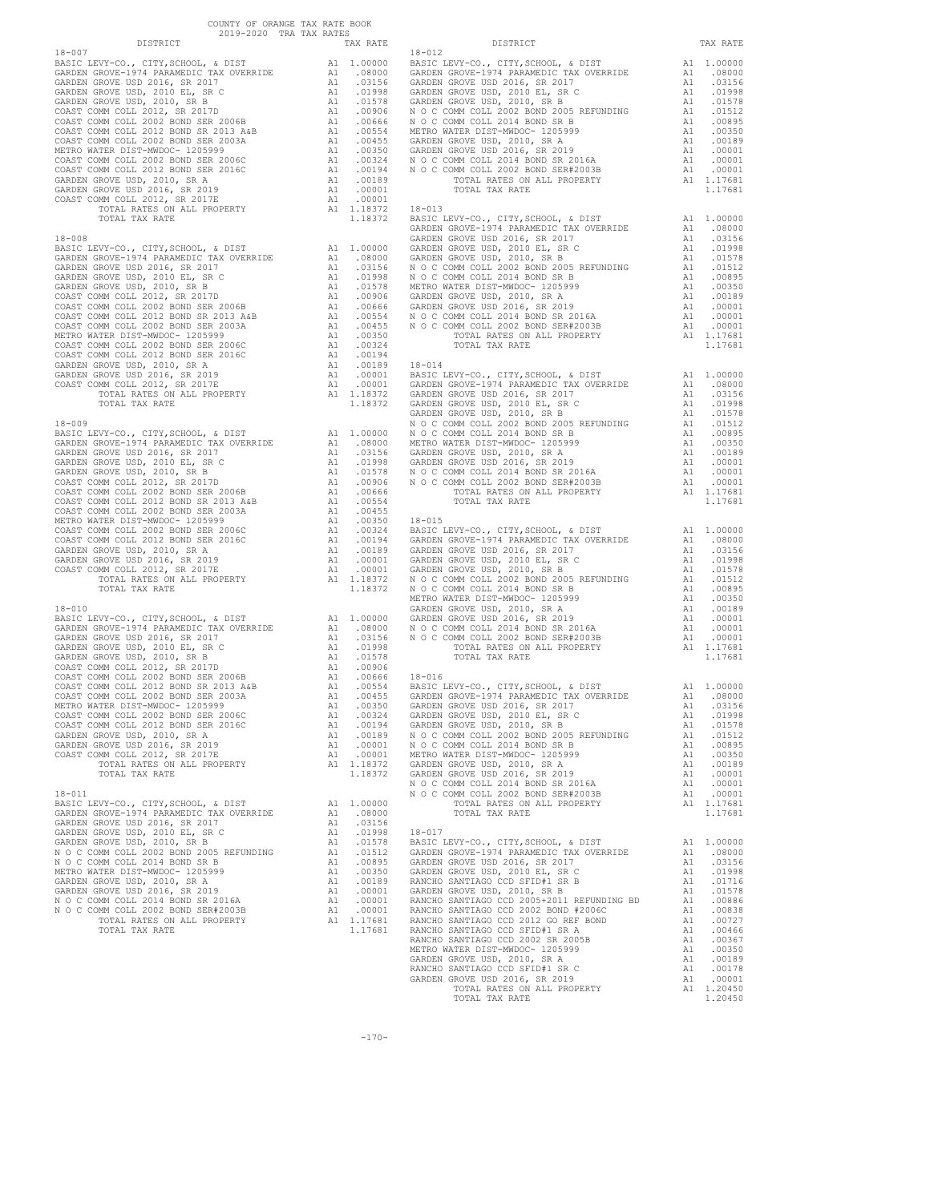COUNTY OF ORANGE TAX RATE BOOK
2019-2020 TRA TAX RATES

**18-007**

| DISTRICT | | TAX RATE |
|---|---|---|
| BASIC LEVY-CO., CITY,SCHOOL, & DIST | A1 | 1.00000 |
| GARDEN GROVE-1974 PARAMEDIC TAX OVERRIDE | A1 | .08000 |
| GARDEN GROVE USD 2016, SR 2017 | A1 | .03156 |
| GARDEN GROVE USD, 2010 EL, SR C | A1 | .01998 |
| GARDEN GROVE USD, 2010, SR B | A1 | .01578 |
| COAST COMM COLL 2012, SR 2017D | A1 | .00906 |
| COAST COMM COLL 2002 BOND SER 2006B | A1 | .00666 |
| COAST COMM COLL 2012 BOND SR 2013 A&B | A1 | .00554 |
| COAST COMM COLL 2002 BOND SER 2003A | A1 | .00455 |
| METRO WATER DIST-MWDOC- 1205999 | A1 | .00350 |
| COAST COMM COLL 2002 BOND SER 2006C | A1 | .00324 |
| COAST COMM COLL 2012 BOND SER 2016C | A1 | .00194 |
| GARDEN GROVE USD, 2010, SR A | A1 | .00189 |
| GARDEN GROVE USD 2016, SR 2019 | A1 | .00001 |
| COAST COMM COLL 2012, SR 2017E | A1 | .00001 |
| TOTAL RATES ON ALL PROPERTY | A1 | 1.18372 |
| TOTAL TAX RATE | | 1.18372 |

**18-008**

| DISTRICT | | TAX RATE |
|---|---|---|
| BASIC LEVY-CO., CITY,SCHOOL, & DIST | A1 | 1.00000 |
| GARDEN GROVE-1974 PARAMEDIC TAX OVERRIDE | A1 | .08000 |
| GARDEN GROVE USD 2016, SR 2017 | A1 | .03156 |
| GARDEN GROVE USD, 2010 EL, SR C | A1 | .01998 |
| GARDEN GROVE USD, 2010, SR B | A1 | .01578 |
| COAST COMM COLL 2012, SR 2017D | A1 | .00906 |
| COAST COMM COLL 2002 BOND SER 2006B | A1 | .00666 |
| COAST COMM COLL 2012 BOND SR 2013 A&B | A1 | .00554 |
| COAST COMM COLL 2002 BOND SER 2003A | A1 | .00455 |
| METRO WATER DIST-MWDOC- 1205999 | A1 | .00350 |
| COAST COMM COLL 2002 BOND SER 2006C | A1 | .00324 |
| COAST COMM COLL 2012 BOND SER 2016C | A1 | .00194 |
| GARDEN GROVE USD, 2010, SR A | A1 | .00189 |
| GARDEN GROVE USD 2016, SR 2019 | A1 | .00001 |
| COAST COMM COLL 2012, SR 2017E | A1 | .00001 |
| TOTAL RATES ON ALL PROPERTY | A1 | 1.18372 |
| TOTAL TAX RATE | | 1.18372 |

**18-009**

| DISTRICT | | TAX RATE |
|---|---|---|
| BASIC LEVY-CO., CITY,SCHOOL, & DIST | A1 | 1.00000 |
| GARDEN GROVE-1974 PARAMEDIC TAX OVERRIDE | A1 | .08000 |
| GARDEN GROVE USD 2016, SR 2017 | A1 | .03156 |
| GARDEN GROVE USD, 2010 EL, SR C | A1 | .01998 |
| GARDEN GROVE USD, 2010, SR B | A1 | .01578 |
| COAST COMM COLL 2012, SR 2017D | A1 | .00906 |
| COAST COMM COLL 2002 BOND SER 2006B | A1 | .00666 |
| COAST COMM COLL 2012 BOND SR 2013 A&B | A1 | .00554 |
| COAST COMM COLL 2002 BOND SER 2003A | A1 | .00455 |
| METRO WATER DIST-MWDOC- 1205999 | A1 | .00350 |
| COAST COMM COLL 2002 BOND SER 2006C | A1 | .00324 |
| COAST COMM COLL 2012 BOND SER 2016C | A1 | .00194 |
| GARDEN GROVE USD, 2010, SR A | A1 | .00189 |
| GARDEN GROVE USD 2016, SR 2019 | A1 | .00001 |
| COAST COMM COLL 2012, SR 2017E | A1 | .00001 |
| TOTAL RATES ON ALL PROPERTY | A1 | 1.18372 |
| TOTAL TAX RATE | | 1.18372 |

**18-010**

| DISTRICT | | TAX RATE |
|---|---|---|
| BASIC LEVY-CO., CITY,SCHOOL, & DIST | A1 | 1.00000 |
| GARDEN GROVE-1974 PARAMEDIC TAX OVERRIDE | A1 | .08000 |
| GARDEN GROVE USD 2016, SR 2017 | A1 | .03156 |
| GARDEN GROVE USD, 2010 EL, SR C | A1 | .01998 |
| GARDEN GROVE USD, 2010, SR B | A1 | .01578 |
| COAST COMM COLL 2012, SR 2017D | A1 | .00906 |
| COAST COMM COLL 2002 BOND SER 2006B | A1 | .00666 |
| COAST COMM COLL 2012 BOND SR 2013 A&B | A1 | .00554 |
| COAST COMM COLL 2002 BOND SER 2003A | A1 | .00455 |
| METRO WATER DIST-MWDOC- 1205999 | A1 | .00350 |
| COAST COMM COLL 2002 BOND SER 2006C | A1 | .00324 |
| COAST COMM COLL 2012 BOND SER 2016C | A1 | .00194 |
| GARDEN GROVE USD, 2010, SR A | A1 | .00189 |
| GARDEN GROVE USD 2016, SR 2019 | A1 | .00001 |
| COAST COMM COLL 2012, SR 2017E | A1 | .00001 |
| TOTAL RATES ON ALL PROPERTY | A1 | 1.18372 |
| TOTAL TAX RATE | | 1.18372 |

**18-011**

| DISTRICT | | TAX RATE |
|---|---|---|
| BASIC LEVY-CO., CITY,SCHOOL, & DIST | A1 | 1.00000 |
| GARDEN GROVE-1974 PARAMEDIC TAX OVERRIDE | A1 | .08000 |
| GARDEN GROVE USD 2016, SR 2017 | A1 | .03156 |
| GARDEN GROVE USD, 2010 EL, SR C | A1 | .01998 |
| GARDEN GROVE USD, 2010, SR B | A1 | .01578 |
| N O C COMM COLL 2002 BOND 2005 REFUNDING | A1 | .01512 |
| N O C COMM COLL 2014 BOND SR B | A1 | .00895 |
| METRO WATER DIST-MWDOC- 1205999 | A1 | .00350 |
| GARDEN GROVE USD, 2010, SR A | A1 | .00189 |
| GARDEN GROVE USD 2016, SR 2019 | A1 | .00001 |
| N O C COMM COLL 2014 BOND SR 2016A | A1 | .00001 |
| N O C COMM COLL 2002 BOND SER#2003B | A1 | .00001 |
| TOTAL RATES ON ALL PROPERTY | A1 | 1.17681 |
| TOTAL TAX RATE | | 1.17681 |

**18-012**

| DISTRICT | | TAX RATE |
|---|---|---|
| BASIC LEVY-CO., CITY,SCHOOL, & DIST | A1 | 1.00000 |
| GARDEN GROVE-1974 PARAMEDIC TAX OVERRIDE | A1 | .08000 |
| GARDEN GROVE USD 2016, SR 2017 | A1 | .03156 |
| GARDEN GROVE USD, 2010 EL, SR C | A1 | .01998 |
| GARDEN GROVE USD, 2010, SR B | A1 | .01578 |
| N O C COMM COLL 2002 BOND 2005 REFUNDING | A1 | .01512 |
| N O C COMM COLL 2014 BOND SR B | A1 | .00895 |
| METRO WATER DIST-MWDOC- 1205999 | A1 | .00350 |
| GARDEN GROVE USD, 2010, SR A | A1 | .00189 |
| GARDEN GROVE USD 2016, SR 2019 | A1 | .00001 |
| N O C COMM COLL 2014 BOND SR 2016A | A1 | .00001 |
| N O C COMM COLL 2002 BOND SER#2003B | A1 | .00001 |
| TOTAL RATES ON ALL PROPERTY | A1 | 1.17681 |
| TOTAL TAX RATE | | 1.17681 |

**18-013**

| DISTRICT | | TAX RATE |
|---|---|---|
| BASIC LEVY-CO., CITY,SCHOOL, & DIST | A1 | 1.00000 |
| GARDEN GROVE-1974 PARAMEDIC TAX OVERRIDE | A1 | .08000 |
| GARDEN GROVE USD 2016, SR 2017 | A1 | .03156 |
| GARDEN GROVE USD, 2010 EL, SR C | A1 | .01998 |
| GARDEN GROVE USD, 2010, SR B | A1 | .01578 |
| N O C COMM COLL 2002 BOND 2005 REFUNDING | A1 | .01512 |
| N O C COMM COLL 2014 BOND SR B | A1 | .00895 |
| METRO WATER DIST-MWDOC- 1205999 | A1 | .00350 |
| GARDEN GROVE USD, 2010, SR A | A1 | .00189 |
| GARDEN GROVE USD 2016, SR 2019 | A1 | .00001 |
| N O C COMM COLL 2014 BOND SR 2016A | A1 | .00001 |
| N O C COMM COLL 2002 BOND SER#2003B | A1 | .00001 |
| TOTAL RATES ON ALL PROPERTY | A1 | 1.17681 |
| TOTAL TAX RATE | | 1.17681 |

**18-014**

| DISTRICT | | TAX RATE |
|---|---|---|
| BASIC LEVY-CO., CITY,SCHOOL, & DIST | A1 | 1.00000 |
| GARDEN GROVE-1974 PARAMEDIC TAX OVERRIDE | A1 | .08000 |
| GARDEN GROVE USD 2016, SR 2017 | A1 | .03156 |
| GARDEN GROVE USD, 2010 EL, SR C | A1 | .01998 |
| GARDEN GROVE USD, 2010, SR B | A1 | .01578 |
| N O C COMM COLL 2002 BOND 2005 REFUNDING | A1 | .01512 |
| N O C COMM COLL 2014 BOND SR B | A1 | .00895 |
| METRO WATER DIST-MWDOC- 1205999 | A1 | .00350 |
| GARDEN GROVE USD, 2010, SR A | A1 | .00189 |
| GARDEN GROVE USD 2016, SR 2019 | A1 | .00001 |
| N O C COMM COLL 2014 BOND SR 2016A | A1 | .00001 |
| N O C COMM COLL 2002 BOND SER#2003B | A1 | .00001 |
| TOTAL RATES ON ALL PROPERTY | A1 | 1.17681 |
| TOTAL TAX RATE | | 1.17681 |

**18-015**

| DISTRICT | | TAX RATE |
|---|---|---|
| BASIC LEVY-CO., CITY,SCHOOL, & DIST | A1 | 1.00000 |
| GARDEN GROVE-1974 PARAMEDIC TAX OVERRIDE | A1 | .08000 |
| GARDEN GROVE USD 2016, SR 2017 | A1 | .03156 |
| GARDEN GROVE USD, 2010 EL, SR C | A1 | .01998 |
| GARDEN GROVE USD, 2010, SR B | A1 | .01578 |
| N O C COMM COLL 2002 BOND 2005 REFUNDING | A1 | .01512 |
| N O C COMM COLL 2014 BOND SR B | A1 | .00895 |
| METRO WATER DIST-MWDOC- 1205999 | A1 | .00350 |
| GARDEN GROVE USD, 2010, SR A | A1 | .00189 |
| GARDEN GROVE USD 2016, SR 2019 | A1 | .00001 |
| N O C COMM COLL 2014 BOND SR 2016A | A1 | .00001 |
| N O C COMM COLL 2002 BOND SER#2003B | A1 | .00001 |
| TOTAL RATES ON ALL PROPERTY | A1 | 1.17681 |
| TOTAL TAX RATE | | 1.17681 |

**18-016**

| DISTRICT | | TAX RATE |
|---|---|---|
| BASIC LEVY-CO., CITY,SCHOOL, & DIST | A1 | 1.00000 |
| GARDEN GROVE-1974 PARAMEDIC TAX OVERRIDE | A1 | .08000 |
| GARDEN GROVE USD 2016, SR 2017 | A1 | .03156 |
| GARDEN GROVE USD, 2010 EL, SR C | A1 | .01998 |
| GARDEN GROVE USD, 2010, SR B | A1 | .01578 |
| N O C COMM COLL 2002 BOND 2005 REFUNDING | A1 | .01512 |
| N O C COMM COLL 2014 BOND SR B | A1 | .00895 |
| METRO WATER DIST-MWDOC- 1205999 | A1 | .00350 |
| GARDEN GROVE USD, 2010, SR A | A1 | .00189 |
| GARDEN GROVE USD 2016, SR 2019 | A1 | .00001 |
| N O C COMM COLL 2014 BOND SR 2016A | A1 | .00001 |
| N O C COMM COLL 2002 BOND SER#2003B | A1 | .00001 |
| TOTAL RATES ON ALL PROPERTY | A1 | 1.17681 |
| TOTAL TAX RATE | | 1.17681 |

**18-017**

| DISTRICT | | TAX RATE |
|---|---|---|
| BASIC LEVY-CO., CITY,SCHOOL, & DIST | A1 | 1.00000 |
| GARDEN GROVE-1974 PARAMEDIC TAX OVERRIDE | A1 | .08000 |
| GARDEN GROVE USD 2016, SR 2017 | A1 | .03156 |
| GARDEN GROVE USD, 2010 EL, SR C | A1 | .01998 |
| RANCHO SANTIAGO CCD SFID#1 SR B | A1 | .01716 |
| GARDEN GROVE USD, 2010, SR B | A1 | .01578 |
| RANCHO SANTIAGO CCD 2005+2011 REFUNDING BD | A1 | .00886 |
| RANCHO SANTIAGO CCD 2002 BOND #2006C | A1 | .00838 |
| RANCHO SANTIAGO CCD 2012 GO REF BOND | A1 | .00727 |
| RANCHO SANTIAGO CCD SFID#1 SR A | A1 | .00466 |
| RANCHO SANTIAGO CCD 2002 SR 2005B | A1 | .00367 |
| METRO WATER DIST-MWDOC- 1205999 | A1 | .00350 |
| GARDEN GROVE USD, 2010, SR A | A1 | .00189 |
| RANCHO SANTIAGO CCD SFID#1 SR C | A1 | .00178 |
| GARDEN GROVE USD 2016, SR 2019 | A1 | .00001 |
| TOTAL RATES ON ALL PROPERTY | A1 | 1.20450 |
| TOTAL TAX RATE | | 1.20450 |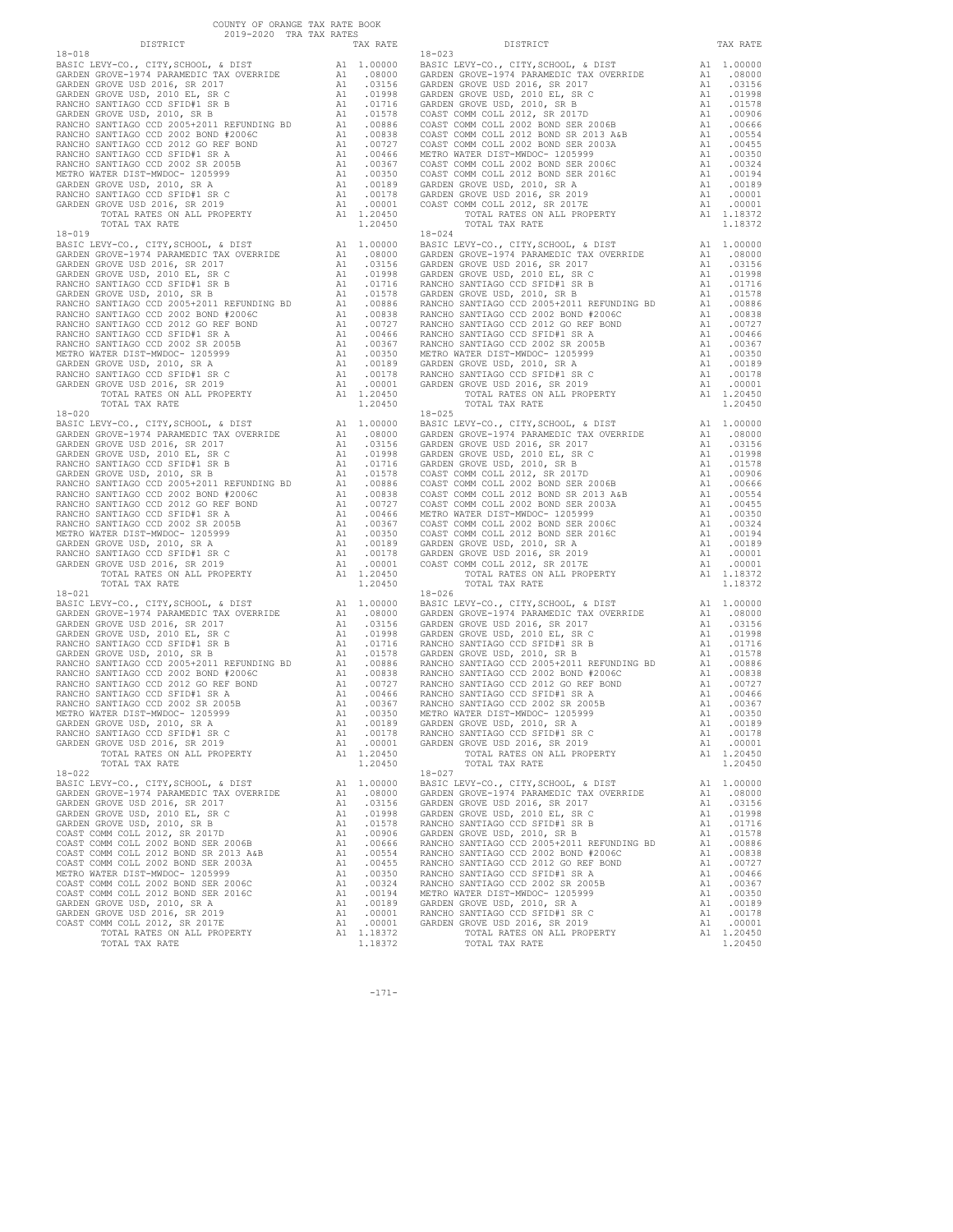COUNTY OF ORANGE TAX RATE BOOK
2019-2020 TRA TAX RATES

| DISTRICT | | TAX RATE |
|---|---|---|
| **18-018** | | |
| BASIC LEVY-CO., CITY,SCHOOL, & DIST | A1 | 1.00000 |
| GARDEN GROVE-1974 PARAMEDIC TAX OVERRIDE | A1 | .08000 |
| GARDEN GROVE USD 2016, SR 2017 | A1 | .03156 |
| GARDEN GROVE USD, 2010 EL, SR C | A1 | .01998 |
| RANCHO SANTIAGO CCD SFID#1 SR B | A1 | .01716 |
| GARDEN GROVE USD, 2010, SR B | A1 | .01578 |
| RANCHO SANTIAGO CCD 2005+2011 REFUNDING BD | A1 | .00886 |
| RANCHO SANTIAGO CCD 2002 BOND #2006C | A1 | .00838 |
| RANCHO SANTIAGO CCD 2012 GO REF BOND | A1 | .00727 |
| RANCHO SANTIAGO CCD SFID#1 SR A | A1 | .00466 |
| RANCHO SANTIAGO CCD 2002 SR 2005B | A1 | .00367 |
| METRO WATER DIST-MWDOC- 1205999 | A1 | .00350 |
| GARDEN GROVE USD, 2010, SR A | A1 | .00189 |
| RANCHO SANTIAGO CCD SFID#1 SR C | A1 | .00178 |
| GARDEN GROVE USD 2016, SR 2019 | A1 | .00001 |
| TOTAL RATES ON ALL PROPERTY | A1 | 1.20450 |
| TOTAL TAX RATE | | 1.20450 |
| **18-019** | | |
| BASIC LEVY-CO., CITY,SCHOOL, & DIST | A1 | 1.00000 |
| GARDEN GROVE-1974 PARAMEDIC TAX OVERRIDE | A1 | .08000 |
| GARDEN GROVE USD 2016, SR 2017 | A1 | .03156 |
| GARDEN GROVE USD, 2010 EL, SR C | A1 | .01998 |
| RANCHO SANTIAGO CCD SFID#1 SR B | A1 | .01716 |
| GARDEN GROVE USD, 2010, SR B | A1 | .01578 |
| RANCHO SANTIAGO CCD 2005+2011 REFUNDING BD | A1 | .00886 |
| RANCHO SANTIAGO CCD 2002 BOND #2006C | A1 | .00838 |
| RANCHO SANTIAGO CCD 2012 GO REF BOND | A1 | .00727 |
| RANCHO SANTIAGO CCD SFID#1 SR A | A1 | .00466 |
| RANCHO SANTIAGO CCD 2002 SR 2005B | A1 | .00367 |
| METRO WATER DIST-MWDOC- 1205999 | A1 | .00350 |
| GARDEN GROVE USD, 2010, SR A | A1 | .00189 |
| RANCHO SANTIAGO CCD SFID#1 SR C | A1 | .00178 |
| GARDEN GROVE USD 2016, SR 2019 | A1 | .00001 |
| TOTAL RATES ON ALL PROPERTY | A1 | 1.20450 |
| TOTAL TAX RATE | | 1.20450 |
| **18-020** | | |
| BASIC LEVY-CO., CITY,SCHOOL, & DIST | A1 | 1.00000 |
| GARDEN GROVE-1974 PARAMEDIC TAX OVERRIDE | A1 | .08000 |
| GARDEN GROVE USD 2016, SR 2017 | A1 | .03156 |
| GARDEN GROVE USD, 2010 EL, SR C | A1 | .01998 |
| RANCHO SANTIAGO CCD SFID#1 SR B | A1 | .01716 |
| GARDEN GROVE USD, 2010, SR B | A1 | .01578 |
| RANCHO SANTIAGO CCD 2005+2011 REFUNDING BD | A1 | .00886 |
| RANCHO SANTIAGO CCD 2002 BOND #2006C | A1 | .00838 |
| RANCHO SANTIAGO CCD 2012 GO REF BOND | A1 | .00727 |
| RANCHO SANTIAGO CCD SFID#1 SR A | A1 | .00466 |
| RANCHO SANTIAGO CCD 2002 SR 2005B | A1 | .00367 |
| METRO WATER DIST-MWDOC- 1205999 | A1 | .00350 |
| GARDEN GROVE USD, 2010, SR A | A1 | .00189 |
| RANCHO SANTIAGO CCD SFID#1 SR C | A1 | .00178 |
| GARDEN GROVE USD 2016, SR 2019 | A1 | .00001 |
| TOTAL RATES ON ALL PROPERTY | A1 | 1.20450 |
| TOTAL TAX RATE | | 1.20450 |
| **18-021** | | |
| BASIC LEVY-CO., CITY,SCHOOL, & DIST | A1 | 1.00000 |
| GARDEN GROVE-1974 PARAMEDIC TAX OVERRIDE | A1 | .08000 |
| GARDEN GROVE USD 2016, SR 2017 | A1 | .03156 |
| GARDEN GROVE USD, 2010 EL, SR C | A1 | .01998 |
| RANCHO SANTIAGO CCD SFID#1 SR B | A1 | .01716 |
| GARDEN GROVE USD, 2010, SR B | A1 | .01578 |
| RANCHO SANTIAGO CCD 2005+2011 REFUNDING BD | A1 | .00886 |
| RANCHO SANTIAGO CCD 2002 BOND #2006C | A1 | .00838 |
| RANCHO SANTIAGO CCD 2012 GO REF BOND | A1 | .00727 |
| RANCHO SANTIAGO CCD SFID#1 SR A | A1 | .00466 |
| RANCHO SANTIAGO CCD 2002 SR 2005B | A1 | .00367 |
| METRO WATER DIST-MWDOC- 1205999 | A1 | .00350 |
| GARDEN GROVE USD, 2010, SR A | A1 | .00189 |
| RANCHO SANTIAGO CCD SFID#1 SR C | A1 | .00178 |
| GARDEN GROVE USD 2016, SR 2019 | A1 | .00001 |
| TOTAL RATES ON ALL PROPERTY | A1 | 1.20450 |
| TOTAL TAX RATE | | 1.20450 |
| **18-022** | | |
| BASIC LEVY-CO., CITY,SCHOOL, & DIST | A1 | 1.00000 |
| GARDEN GROVE-1974 PARAMEDIC TAX OVERRIDE | A1 | .08000 |
| GARDEN GROVE USD 2016, SR 2017 | A1 | .03156 |
| GARDEN GROVE USD, 2010 EL, SR C | A1 | .01998 |
| GARDEN GROVE USD, 2010, SR B | A1 | .01578 |
| COAST COMM COLL 2012, SR 2017D | A1 | .00906 |
| COAST COMM COLL 2002 BOND SER 2006B | A1 | .00666 |
| COAST COMM COLL 2012 BOND SR 2013 A&B | A1 | .00554 |
| COAST COMM COLL 2002 BOND SER 2003A | A1 | .00455 |
| METRO WATER DIST-MWDOC- 1205999 | A1 | .00350 |
| COAST COMM COLL 2002 BOND SER 2006C | A1 | .00324 |
| COAST COMM COLL 2012 BOND SER 2016C | A1 | .00194 |
| GARDEN GROVE USD, 2010, SR A | A1 | .00189 |
| GARDEN GROVE USD 2016, SR 2019 | A1 | .00001 |
| COAST COMM COLL 2012, SR 2017E | A1 | .00001 |
| TOTAL RATES ON ALL PROPERTY | A1 | 1.18372 |
| TOTAL TAX RATE | | 1.18372 |
| **18-023** | | |
| BASIC LEVY-CO., CITY,SCHOOL, & DIST | A1 | 1.00000 |
| GARDEN GROVE-1974 PARAMEDIC TAX OVERRIDE | A1 | .08000 |
| GARDEN GROVE USD 2016, SR 2017 | A1 | .03156 |
| GARDEN GROVE USD, 2010 EL, SR C | A1 | .01998 |
| GARDEN GROVE USD, 2010, SR B | A1 | .01578 |
| COAST COMM COLL 2012, SR 2017D | A1 | .00906 |
| COAST COMM COLL 2002 BOND SER 2006B | A1 | .00666 |
| COAST COMM COLL 2012 BOND SR 2013 A&B | A1 | .00554 |
| COAST COMM COLL 2002 BOND SER 2003A | A1 | .00455 |
| METRO WATER DIST-MWDOC- 1205999 | A1 | .00350 |
| COAST COMM COLL 2002 BOND SER 2006C | A1 | .00324 |
| COAST COMM COLL 2012 BOND SER 2016C | A1 | .00194 |
| GARDEN GROVE USD, 2010, SR A | A1 | .00189 |
| GARDEN GROVE USD 2016, SR 2019 | A1 | .00001 |
| COAST COMM COLL 2012, SR 2017E | A1 | .00001 |
| TOTAL RATES ON ALL PROPERTY | A1 | 1.18372 |
| TOTAL TAX RATE | | 1.18372 |
| **18-024** | | |
| BASIC LEVY-CO., CITY,SCHOOL, & DIST | A1 | 1.00000 |
| GARDEN GROVE-1974 PARAMEDIC TAX OVERRIDE | A1 | .08000 |
| GARDEN GROVE USD 2016, SR 2017 | A1 | .03156 |
| GARDEN GROVE USD, 2010 EL, SR C | A1 | .01998 |
| RANCHO SANTIAGO CCD SFID#1 SR B | A1 | .01716 |
| GARDEN GROVE USD, 2010, SR B | A1 | .01578 |
| RANCHO SANTIAGO CCD 2005+2011 REFUNDING BD | A1 | .00886 |
| RANCHO SANTIAGO CCD 2002 BOND #2006C | A1 | .00838 |
| RANCHO SANTIAGO CCD 2012 GO REF BOND | A1 | .00727 |
| RANCHO SANTIAGO CCD SFID#1 SR A | A1 | .00466 |
| RANCHO SANTIAGO CCD 2002 SR 2005B | A1 | .00367 |
| METRO WATER DIST-MWDOC- 1205999 | A1 | .00350 |
| GARDEN GROVE USD, 2010, SR A | A1 | .00189 |
| RANCHO SANTIAGO CCD SFID#1 SR C | A1 | .00178 |
| GARDEN GROVE USD 2016, SR 2019 | A1 | .00001 |
| TOTAL RATES ON ALL PROPERTY | A1 | 1.20450 |
| TOTAL TAX RATE | | 1.20450 |
| **18-025** | | |
| BASIC LEVY-CO., CITY,SCHOOL, & DIST | A1 | 1.00000 |
| GARDEN GROVE-1974 PARAMEDIC TAX OVERRIDE | A1 | .08000 |
| GARDEN GROVE USD 2016, SR 2017 | A1 | .03156 |
| GARDEN GROVE USD, 2010 EL, SR C | A1 | .01998 |
| GARDEN GROVE USD, 2010, SR B | A1 | .01578 |
| COAST COMM COLL 2012, SR 2017D | A1 | .00906 |
| COAST COMM COLL 2002 BOND SER 2006B | A1 | .00666 |
| COAST COMM COLL 2012 BOND SR 2013 A&B | A1 | .00554 |
| COAST COMM COLL 2002 BOND SER 2003A | A1 | .00455 |
| METRO WATER DIST-MWDOC- 1205999 | A1 | .00350 |
| COAST COMM COLL 2002 BOND SER 2006C | A1 | .00324 |
| COAST COMM COLL 2012 BOND SER 2016C | A1 | .00194 |
| GARDEN GROVE USD, 2010, SR A | A1 | .00189 |
| GARDEN GROVE USD 2016, SR 2019 | A1 | .00001 |
| COAST COMM COLL 2012, SR 2017E | A1 | .00001 |
| TOTAL RATES ON ALL PROPERTY | A1 | 1.18372 |
| TOTAL TAX RATE | | 1.18372 |
| **18-026** | | |
| BASIC LEVY-CO., CITY,SCHOOL, & DIST | A1 | 1.00000 |
| GARDEN GROVE-1974 PARAMEDIC TAX OVERRIDE | A1 | .08000 |
| GARDEN GROVE USD 2016, SR 2017 | A1 | .03156 |
| GARDEN GROVE USD, 2010 EL, SR C | A1 | .01998 |
| RANCHO SANTIAGO CCD SFID#1 SR B | A1 | .01716 |
| GARDEN GROVE USD, 2010, SR B | A1 | .01578 |
| RANCHO SANTIAGO CCD 2005+2011 REFUNDING BD | A1 | .00886 |
| RANCHO SANTIAGO CCD 2002 BOND #2006C | A1 | .00838 |
| RANCHO SANTIAGO CCD 2012 GO REF BOND | A1 | .00727 |
| RANCHO SANTIAGO CCD SFID#1 SR A | A1 | .00466 |
| RANCHO SANTIAGO CCD 2002 SR 2005B | A1 | .00367 |
| METRO WATER DIST-MWDOC- 1205999 | A1 | .00350 |
| GARDEN GROVE USD, 2010, SR A | A1 | .00189 |
| RANCHO SANTIAGO CCD SFID#1 SR C | A1 | .00178 |
| GARDEN GROVE USD 2016, SR 2019 | A1 | .00001 |
| TOTAL RATES ON ALL PROPERTY | A1 | 1.20450 |
| TOTAL TAX RATE | | 1.20450 |
| **18-027** | | |
| BASIC LEVY-CO., CITY,SCHOOL, & DIST | A1 | 1.00000 |
| GARDEN GROVE-1974 PARAMEDIC TAX OVERRIDE | A1 | .08000 |
| GARDEN GROVE USD 2016, SR 2017 | A1 | .03156 |
| GARDEN GROVE USD, 2010 EL, SR C | A1 | .01998 |
| RANCHO SANTIAGO CCD SFID#1 SR B | A1 | .01716 |
| GARDEN GROVE USD, 2010, SR B | A1 | .01578 |
| RANCHO SANTIAGO CCD 2005+2011 REFUNDING BD | A1 | .00886 |
| RANCHO SANTIAGO CCD 2002 BOND #2006C | A1 | .00838 |
| RANCHO SANTIAGO CCD 2012 GO REF BOND | A1 | .00727 |
| RANCHO SANTIAGO CCD SFID#1 SR A | A1 | .00466 |
| RANCHO SANTIAGO CCD 2002 SR 2005B | A1 | .00367 |
| METRO WATER DIST-MWDOC- 1205999 | A1 | .00350 |
| GARDEN GROVE USD, 2010, SR A | A1 | .00189 |
| RANCHO SANTIAGO CCD SFID#1 SR C | A1 | .00178 |
| GARDEN GROVE USD 2016, SR 2019 | A1 | .00001 |
| TOTAL RATES ON ALL PROPERTY | A1 | 1.20450 |
| TOTAL TAX RATE | | 1.20450 |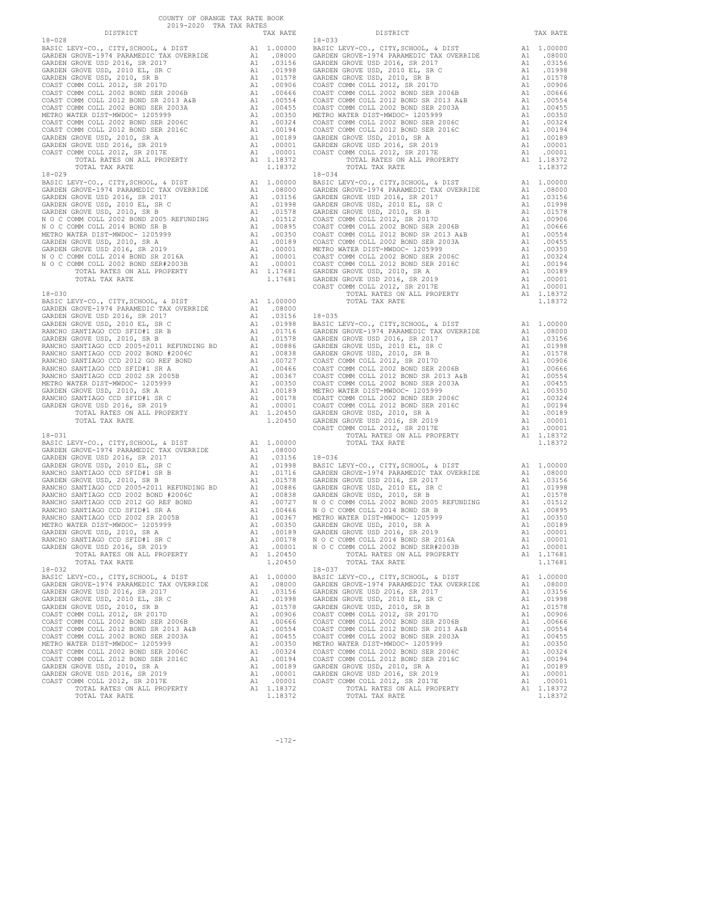COUNTY OF ORANGE TAX RATE BOOK
2019-2020 TRA TAX RATES

| DISTRICT | | TAX RATE |
|---|---|---|
| **18-028** | | |
| BASIC LEVY-CO., CITY,SCHOOL, & DIST | A1 | 1.00000 |
| GARDEN GROVE-1974 PARAMEDIC TAX OVERRIDE | A1 | .08000 |
| GARDEN GROVE USD 2016, SR 2017 | A1 | .03156 |
| GARDEN GROVE USD, 2010 EL, SR C | A1 | .01998 |
| GARDEN GROVE USD, 2010, SR B | A1 | .01578 |
| COAST COMM COLL 2012, SR 2017D | A1 | .00906 |
| COAST COMM COLL 2002 BOND SER 2006B | A1 | .00666 |
| COAST COMM COLL 2012 BOND SR 2013 A&B | A1 | .00554 |
| COAST COMM COLL 2002 BOND SER 2003A | A1 | .00455 |
| METRO WATER DIST-MWDOC- 1205999 | A1 | .00350 |
| COAST COMM COLL 2002 BOND SER 2006C | A1 | .00324 |
| COAST COMM COLL 2012 BOND SER 2016C | A1 | .00194 |
| GARDEN GROVE USD, 2010, SR A | A1 | .00189 |
| GARDEN GROVE USD 2016, SR 2019 | A1 | .00001 |
| COAST COMM COLL 2012, SR 2017E | A1 | .00001 |
| TOTAL RATES ON ALL PROPERTY | A1 | 1.18372 |
| TOTAL TAX RATE | | 1.18372 |
| **18-029** | | |
| BASIC LEVY-CO., CITY,SCHOOL, & DIST | A1 | 1.00000 |
| GARDEN GROVE-1974 PARAMEDIC TAX OVERRIDE | A1 | .08000 |
| GARDEN GROVE USD 2016, SR 2017 | A1 | .03156 |
| GARDEN GROVE USD, 2010 EL, SR C | A1 | .01998 |
| GARDEN GROVE USD, 2010, SR B | A1 | .01578 |
| N O C COMM COLL 2002 BOND 2005 REFUNDING | A1 | .01512 |
| N O C COMM COLL 2014 BOND SR B | A1 | .00895 |
| METRO WATER DIST-MWDOC- 1205999 | A1 | .00350 |
| GARDEN GROVE USD, 2010, SR A | A1 | .00189 |
| GARDEN GROVE USD 2016, SR 2019 | A1 | .00001 |
| N O C COMM COLL 2014 BOND SR 2016A | A1 | .00001 |
| N O C COMM COLL 2002 BOND SER#2003B | A1 | .00001 |
| TOTAL RATES ON ALL PROPERTY | A1 | 1.17681 |
| TOTAL TAX RATE | | 1.17681 |
| **18-030** | | |
| BASIC LEVY-CO., CITY,SCHOOL, & DIST | A1 | 1.00000 |
| GARDEN GROVE-1974 PARAMEDIC TAX OVERRIDE | A1 | .08000 |
| GARDEN GROVE USD 2016, SR 2017 | A1 | .03156 |
| GARDEN GROVE USD, 2010 EL, SR C | A1 | .01998 |
| RANCHO SANTIAGO CCD SFID#1 SR B | A1 | .01716 |
| GARDEN GROVE USD, 2010, SR B | A1 | .01578 |
| RANCHO SANTIAGO CCD 2005+2011 REFUNDING BD | A1 | .00886 |
| RANCHO SANTIAGO CCD 2002 BOND #2006C | A1 | .00838 |
| RANCHO SANTIAGO CCD 2012 GO REF BOND | A1 | .00727 |
| RANCHO SANTIAGO CCD SFID#1 SR A | A1 | .00466 |
| RANCHO SANTIAGO CCD 2002 SR 2005B | A1 | .00367 |
| METRO WATER DIST-MWDOC- 1205999 | A1 | .00350 |
| GARDEN GROVE USD, 2010, SR A | A1 | .00189 |
| RANCHO SANTIAGO CCD SFID#1 SR C | A1 | .00178 |
| GARDEN GROVE USD 2016, SR 2019 | A1 | .00001 |
| TOTAL RATES ON ALL PROPERTY | A1 | 1.20450 |
| TOTAL TAX RATE | | 1.20450 |
| **18-031** | | |
| BASIC LEVY-CO., CITY,SCHOOL, & DIST | A1 | 1.00000 |
| GARDEN GROVE-1974 PARAMEDIC TAX OVERRIDE | A1 | .08000 |
| GARDEN GROVE USD 2016, SR 2017 | A1 | .03156 |
| GARDEN GROVE USD, 2010 EL, SR C | A1 | .01998 |
| RANCHO SANTIAGO CCD SFID#1 SR B | A1 | .01716 |
| GARDEN GROVE USD, 2010, SR B | A1 | .01578 |
| RANCHO SANTIAGO CCD 2005+2011 REFUNDING BD | A1 | .00886 |
| RANCHO SANTIAGO CCD 2002 BOND #2006C | A1 | .00838 |
| RANCHO SANTIAGO CCD 2012 GO REF BOND | A1 | .00727 |
| RANCHO SANTIAGO CCD SFID#1 SR A | A1 | .00466 |
| RANCHO SANTIAGO CCD 2002 SR 2005B | A1 | .00367 |
| METRO WATER DIST-MWDOC- 1205999 | A1 | .00350 |
| GARDEN GROVE USD, 2010, SR A | A1 | .00189 |
| RANCHO SANTIAGO CCD SFID#1 SR C | A1 | .00178 |
| GARDEN GROVE USD 2016, SR 2019 | A1 | .00001 |
| TOTAL RATES ON ALL PROPERTY | A1 | 1.20450 |
| TOTAL TAX RATE | | 1.20450 |
| **18-032** | | |
| BASIC LEVY-CO., CITY,SCHOOL, & DIST | A1 | 1.00000 |
| GARDEN GROVE-1974 PARAMEDIC TAX OVERRIDE | A1 | .08000 |
| GARDEN GROVE USD 2016, SR 2017 | A1 | .03156 |
| GARDEN GROVE USD, 2010 EL, SR C | A1 | .01998 |
| GARDEN GROVE USD, 2010, SR B | A1 | .01578 |
| COAST COMM COLL 2012, SR 2017D | A1 | .00906 |
| COAST COMM COLL 2002 BOND SER 2006B | A1 | .00666 |
| COAST COMM COLL 2012 BOND SR 2013 A&B | A1 | .00554 |
| COAST COMM COLL 2002 BOND SER 2003A | A1 | .00455 |
| METRO WATER DIST-MWDOC- 1205999 | A1 | .00350 |
| COAST COMM COLL 2002 BOND SER 2006C | A1 | .00324 |
| COAST COMM COLL 2012 BOND SER 2016C | A1 | .00194 |
| GARDEN GROVE USD, 2010, SR A | A1 | .00189 |
| GARDEN GROVE USD 2016, SR 2019 | A1 | .00001 |
| COAST COMM COLL 2012, SR 2017E | A1 | .00001 |
| TOTAL RATES ON ALL PROPERTY | A1 | 1.18372 |
| TOTAL TAX RATE | | 1.18372 |
| **18-033** | | |
| BASIC LEVY-CO., CITY,SCHOOL, & DIST | A1 | 1.00000 |
| GARDEN GROVE-1974 PARAMEDIC TAX OVERRIDE | A1 | .08000 |
| GARDEN GROVE USD 2016, SR 2017 | A1 | .03156 |
| GARDEN GROVE USD, 2010 EL, SR C | A1 | .01998 |
| GARDEN GROVE USD, 2010, SR B | A1 | .01578 |
| COAST COMM COLL 2012, SR 2017D | A1 | .00906 |
| COAST COMM COLL 2002 BOND SER 2006B | A1 | .00666 |
| COAST COMM COLL 2012 BOND SR 2013 A&B | A1 | .00554 |
| COAST COMM COLL 2002 BOND SER 2003A | A1 | .00455 |
| METRO WATER DIST-MWDOC- 1205999 | A1 | .00350 |
| COAST COMM COLL 2002 BOND SER 2006C | A1 | .00324 |
| COAST COMM COLL 2012 BOND SER 2016C | A1 | .00194 |
| GARDEN GROVE USD, 2010, SR A | A1 | .00189 |
| GARDEN GROVE USD 2016, SR 2019 | A1 | .00001 |
| COAST COMM COLL 2012, SR 2017E | A1 | .00001 |
| TOTAL RATES ON ALL PROPERTY | A1 | 1.18372 |
| TOTAL TAX RATE | | 1.18372 |
| **18-034** | | |
| BASIC LEVY-CO., CITY,SCHOOL, & DIST | A1 | 1.00000 |
| GARDEN GROVE-1974 PARAMEDIC TAX OVERRIDE | A1 | .08000 |
| GARDEN GROVE USD 2016, SR 2017 | A1 | .03156 |
| GARDEN GROVE USD, 2010 EL, SR C | A1 | .01998 |
| GARDEN GROVE USD, 2010, SR B | A1 | .01578 |
| COAST COMM COLL 2012, SR 2017D | A1 | .00906 |
| COAST COMM COLL 2002 BOND SER 2006B | A1 | .00666 |
| COAST COMM COLL 2012 BOND SR 2013 A&B | A1 | .00554 |
| COAST COMM COLL 2002 BOND SER 2003A | A1 | .00455 |
| METRO WATER DIST-MWDOC- 1205999 | A1 | .00350 |
| COAST COMM COLL 2002 BOND SER 2006C | A1 | .00324 |
| COAST COMM COLL 2012 BOND SER 2016C | A1 | .00194 |
| GARDEN GROVE USD, 2010, SR A | A1 | .00189 |
| GARDEN GROVE USD 2016, SR 2019 | A1 | .00001 |
| COAST COMM COLL 2012, SR 2017E | A1 | .00001 |
| TOTAL RATES ON ALL PROPERTY | A1 | 1.18372 |
| TOTAL TAX RATE | | 1.18372 |
| **18-035** | | |
| BASIC LEVY-CO., CITY,SCHOOL, & DIST | A1 | 1.00000 |
| GARDEN GROVE-1974 PARAMEDIC TAX OVERRIDE | A1 | .08000 |
| GARDEN GROVE USD 2016, SR 2017 | A1 | .03156 |
| GARDEN GROVE USD, 2010 EL, SR C | A1 | .01998 |
| GARDEN GROVE USD, 2010, SR B | A1 | .01578 |
| COAST COMM COLL 2012, SR 2017D | A1 | .00906 |
| COAST COMM COLL 2002 BOND SER 2006B | A1 | .00666 |
| COAST COMM COLL 2012 BOND SR 2013 A&B | A1 | .00554 |
| COAST COMM COLL 2002 BOND SER 2003A | A1 | .00455 |
| METRO WATER DIST-MWDOC- 1205999 | A1 | .00350 |
| COAST COMM COLL 2002 BOND SER 2006C | A1 | .00324 |
| COAST COMM COLL 2012 BOND SER 2016C | A1 | .00194 |
| GARDEN GROVE USD, 2010, SR A | A1 | .00189 |
| GARDEN GROVE USD 2016, SR 2019 | A1 | .00001 |
| COAST COMM COLL 2012, SR 2017E | A1 | .00001 |
| TOTAL RATES ON ALL PROPERTY | A1 | 1.18372 |
| TOTAL TAX RATE | | 1.18372 |
| **18-036** | | |
| BASIC LEVY-CO., CITY,SCHOOL, & DIST | A1 | 1.00000 |
| GARDEN GROVE-1974 PARAMEDIC TAX OVERRIDE | A1 | .08000 |
| GARDEN GROVE USD 2016, SR 2017 | A1 | .03156 |
| GARDEN GROVE USD, 2010 EL, SR C | A1 | .01998 |
| GARDEN GROVE USD, 2010, SR B | A1 | .01578 |
| N O C COMM COLL 2002 BOND 2005 REFUNDING | A1 | .01512 |
| N O C COMM COLL 2014 BOND SR B | A1 | .00895 |
| METRO WATER DIST-MWDOC- 1205999 | A1 | .00350 |
| GARDEN GROVE USD, 2010, SR A | A1 | .00189 |
| GARDEN GROVE USD 2016, SR 2019 | A1 | .00001 |
| N O C COMM COLL 2014 BOND SR 2016A | A1 | .00001 |
| N O C COMM COLL 2002 BOND SER#2003B | A1 | .00001 |
| TOTAL RATES ON ALL PROPERTY | A1 | 1.17681 |
| TOTAL TAX RATE | | 1.17681 |
| **18-037** | | |
| BASIC LEVY-CO., CITY,SCHOOL, & DIST | A1 | 1.00000 |
| GARDEN GROVE-1974 PARAMEDIC TAX OVERRIDE | A1 | .08000 |
| GARDEN GROVE USD 2016, SR 2017 | A1 | .03156 |
| GARDEN GROVE USD, 2010 EL, SR C | A1 | .01998 |
| GARDEN GROVE USD, 2010, SR B | A1 | .01578 |
| COAST COMM COLL 2012, SR 2017D | A1 | .00906 |
| COAST COMM COLL 2002 BOND SER 2006B | A1 | .00666 |
| COAST COMM COLL 2012 BOND SR 2013 A&B | A1 | .00554 |
| COAST COMM COLL 2002 BOND SER 2003A | A1 | .00455 |
| METRO WATER DIST-MWDOC- 1205999 | A1 | .00350 |
| COAST COMM COLL 2002 BOND SER 2006C | A1 | .00324 |
| COAST COMM COLL 2012 BOND SER 2016C | A1 | .00194 |
| GARDEN GROVE USD, 2010, SR A | A1 | .00189 |
| GARDEN GROVE USD 2016, SR 2019 | A1 | .00001 |
| COAST COMM COLL 2012, SR 2017E | A1 | .00001 |
| TOTAL RATES ON ALL PROPERTY | A1 | 1.18372 |
| TOTAL TAX RATE | | 1.18372 |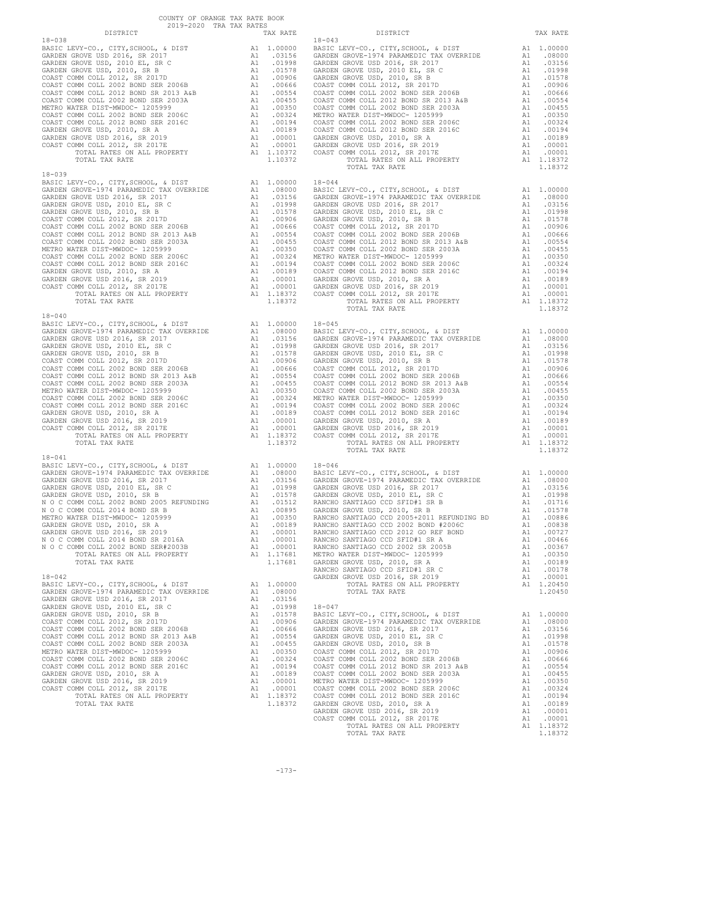COUNTY OF ORANGE TAX RATE BOOK
2019-2020 TRA TAX RATES

**18-038**

| DISTRICT | | TAX RATE |
|---|---|---|
| BASIC LEVY-CO., CITY,SCHOOL, & DIST | A1 | 1.00000 |
| GARDEN GROVE USD 2016, SR 2017 | A1 | .03156 |
| GARDEN GROVE USD, 2010 EL, SR C | A1 | .01998 |
| GARDEN GROVE USD, 2010, SR B | A1 | .01578 |
| COAST COMM COLL 2012, SR 2017D | A1 | .00906 |
| COAST COMM COLL 2002 BOND SER 2006B | A1 | .00666 |
| COAST COMM COLL 2012 BOND SR 2013 A&B | A1 | .00554 |
| COAST COMM COLL 2002 BOND SER 2003A | A1 | .00455 |
| METRO WATER DIST-MWDOC- 1205999 | A1 | .00350 |
| COAST COMM COLL 2002 BOND SER 2006C | A1 | .00324 |
| COAST COMM COLL 2012 BOND SER 2016C | A1 | .00194 |
| GARDEN GROVE USD, 2010, SR A | A1 | .00189 |
| GARDEN GROVE USD 2016, SR 2019 | A1 | .00001 |
| COAST COMM COLL 2012, SR 2017E | A1 | .00001 |
| TOTAL RATES ON ALL PROPERTY | A1 | 1.10372 |
| TOTAL TAX RATE | | 1.10372 |

**18-039**

| DISTRICT | | TAX RATE |
|---|---|---|
| BASIC LEVY-CO., CITY,SCHOOL, & DIST | A1 | 1.00000 |
| GARDEN GROVE-1974 PARAMEDIC TAX OVERRIDE | A1 | .08000 |
| GARDEN GROVE USD 2016, SR 2017 | A1 | .03156 |
| GARDEN GROVE USD, 2010 EL, SR C | A1 | .01998 |
| GARDEN GROVE USD, 2010, SR B | A1 | .01578 |
| COAST COMM COLL 2012, SR 2017D | A1 | .00906 |
| COAST COMM COLL 2002 BOND SER 2006B | A1 | .00666 |
| COAST COMM COLL 2012 BOND SR 2013 A&B | A1 | .00554 |
| COAST COMM COLL 2002 BOND SER 2003A | A1 | .00455 |
| METRO WATER DIST-MWDOC- 1205999 | A1 | .00350 |
| COAST COMM COLL 2002 BOND SER 2006C | A1 | .00324 |
| COAST COMM COLL 2012 BOND SER 2016C | A1 | .00194 |
| GARDEN GROVE USD, 2010, SR A | A1 | .00189 |
| GARDEN GROVE USD 2016, SR 2019 | A1 | .00001 |
| COAST COMM COLL 2012, SR 2017E | A1 | .00001 |
| TOTAL RATES ON ALL PROPERTY | A1 | 1.18372 |
| TOTAL TAX RATE | | 1.18372 |

**18-040**

| DISTRICT | | TAX RATE |
|---|---|---|
| BASIC LEVY-CO., CITY,SCHOOL, & DIST | A1 | 1.00000 |
| GARDEN GROVE-1974 PARAMEDIC TAX OVERRIDE | A1 | .08000 |
| GARDEN GROVE USD 2016, SR 2017 | A1 | .03156 |
| GARDEN GROVE USD, 2010 EL, SR C | A1 | .01998 |
| GARDEN GROVE USD, 2010, SR B | A1 | .01578 |
| COAST COMM COLL 2012, SR 2017D | A1 | .00906 |
| COAST COMM COLL 2002 BOND SER 2006B | A1 | .00666 |
| COAST COMM COLL 2012 BOND SR 2013 A&B | A1 | .00554 |
| COAST COMM COLL 2002 BOND SER 2003A | A1 | .00455 |
| METRO WATER DIST-MWDOC- 1205999 | A1 | .00350 |
| COAST COMM COLL 2002 BOND SER 2006C | A1 | .00324 |
| COAST COMM COLL 2012 BOND SER 2016C | A1 | .00194 |
| GARDEN GROVE USD, 2010, SR A | A1 | .00189 |
| GARDEN GROVE USD 2016, SR 2019 | A1 | .00001 |
| COAST COMM COLL 2012, SR 2017E | A1 | .00001 |
| TOTAL RATES ON ALL PROPERTY | A1 | 1.18372 |
| TOTAL TAX RATE | | 1.18372 |

**18-041**

| DISTRICT | | TAX RATE |
|---|---|---|
| BASIC LEVY-CO., CITY,SCHOOL, & DIST | A1 | 1.00000 |
| GARDEN GROVE-1974 PARAMEDIC TAX OVERRIDE | A1 | .08000 |
| GARDEN GROVE USD 2016, SR 2017 | A1 | .03156 |
| GARDEN GROVE USD, 2010 EL, SR C | A1 | .01998 |
| GARDEN GROVE USD, 2010, SR B | A1 | .01578 |
| N O C COMM COLL 2002 BOND 2005 REFUNDING | A1 | .01512 |
| N O C COMM COLL 2014 BOND SR B | A1 | .00895 |
| METRO WATER DIST-MWDOC- 1205999 | A1 | .00350 |
| GARDEN GROVE USD, 2010, SR A | A1 | .00189 |
| GARDEN GROVE USD 2016, SR 2019 | A1 | .00001 |
| N O C COMM COLL 2014 BOND SR 2016A | A1 | .00001 |
| N O C COMM COLL 2002 BOND SER#2003B | A1 | .00001 |
| TOTAL RATES ON ALL PROPERTY | A1 | 1.17681 |
| TOTAL TAX RATE | | 1.17681 |

**18-042**

| DISTRICT | | TAX RATE |
|---|---|---|
| BASIC LEVY-CO., CITY,SCHOOL, & DIST | A1 | 1.00000 |
| GARDEN GROVE-1974 PARAMEDIC TAX OVERRIDE | A1 | .08000 |
| GARDEN GROVE USD 2016, SR 2017 | A1 | .03156 |
| GARDEN GROVE USD, 2010 EL, SR C | A1 | .01998 |
| GARDEN GROVE USD, 2010, SR B | A1 | .01578 |
| COAST COMM COLL 2012, SR 2017D | A1 | .00906 |
| COAST COMM COLL 2002 BOND SER 2006B | A1 | .00666 |
| COAST COMM COLL 2012 BOND SR 2013 A&B | A1 | .00554 |
| COAST COMM COLL 2002 BOND SER 2003A | A1 | .00455 |
| METRO WATER DIST-MWDOC- 1205999 | A1 | .00350 |
| COAST COMM COLL 2002 BOND SER 2006C | A1 | .00324 |
| COAST COMM COLL 2012 BOND SER 2016C | A1 | .00194 |
| GARDEN GROVE USD, 2010, SR A | A1 | .00189 |
| GARDEN GROVE USD 2016, SR 2019 | A1 | .00001 |
| COAST COMM COLL 2012, SR 2017E | A1 | .00001 |
| TOTAL RATES ON ALL PROPERTY | A1 | 1.18372 |
| TOTAL TAX RATE | | 1.18372 |

**18-043**

| DISTRICT | | TAX RATE |
|---|---|---|
| BASIC LEVY-CO., CITY,SCHOOL, & DIST | A1 | 1.00000 |
| GARDEN GROVE-1974 PARAMEDIC TAX OVERRIDE | A1 | .08000 |
| GARDEN GROVE USD 2016, SR 2017 | A1 | .03156 |
| GARDEN GROVE USD, 2010 EL, SR C | A1 | .01998 |
| GARDEN GROVE USD, 2010, SR B | A1 | .01578 |
| COAST COMM COLL 2012, SR 2017D | A1 | .00906 |
| COAST COMM COLL 2002 BOND SER 2006B | A1 | .00666 |
| COAST COMM COLL 2012 BOND SR 2013 A&B | A1 | .00554 |
| COAST COMM COLL 2002 BOND SER 2003A | A1 | .00455 |
| METRO WATER DIST-MWDOC- 1205999 | A1 | .00350 |
| COAST COMM COLL 2002 BOND SER 2006C | A1 | .00324 |
| COAST COMM COLL 2012 BOND SER 2016C | A1 | .00194 |
| GARDEN GROVE USD, 2010, SR A | A1 | .00189 |
| GARDEN GROVE USD 2016, SR 2019 | A1 | .00001 |
| COAST COMM COLL 2012, SR 2017E | A1 | .00001 |
| TOTAL RATES ON ALL PROPERTY | A1 | 1.18372 |
| TOTAL TAX RATE | | 1.18372 |

**18-044**

| DISTRICT | | TAX RATE |
|---|---|---|
| BASIC LEVY-CO., CITY,SCHOOL, & DIST | A1 | 1.00000 |
| GARDEN GROVE-1974 PARAMEDIC TAX OVERRIDE | A1 | .08000 |
| GARDEN GROVE USD 2016, SR 2017 | A1 | .03156 |
| GARDEN GROVE USD, 2010 EL, SR C | A1 | .01998 |
| GARDEN GROVE USD, 2010, SR B | A1 | .01578 |
| COAST COMM COLL 2012, SR 2017D | A1 | .00906 |
| COAST COMM COLL 2002 BOND SER 2006B | A1 | .00666 |
| COAST COMM COLL 2012 BOND SR 2013 A&B | A1 | .00554 |
| COAST COMM COLL 2002 BOND SER 2003A | A1 | .00455 |
| METRO WATER DIST-MWDOC- 1205999 | A1 | .00350 |
| COAST COMM COLL 2002 BOND SER 2006C | A1 | .00324 |
| COAST COMM COLL 2012 BOND SER 2016C | A1 | .00194 |
| GARDEN GROVE USD, 2010, SR A | A1 | .00189 |
| GARDEN GROVE USD 2016, SR 2019 | A1 | .00001 |
| COAST COMM COLL 2012, SR 2017E | A1 | .00001 |
| TOTAL RATES ON ALL PROPERTY | A1 | 1.18372 |
| TOTAL TAX RATE | | 1.18372 |

**18-045**

| DISTRICT | | TAX RATE |
|---|---|---|
| BASIC LEVY-CO., CITY,SCHOOL, & DIST | A1 | 1.00000 |
| GARDEN GROVE-1974 PARAMEDIC TAX OVERRIDE | A1 | .08000 |
| GARDEN GROVE USD 2016, SR 2017 | A1 | .03156 |
| GARDEN GROVE USD, 2010 EL, SR C | A1 | .01998 |
| GARDEN GROVE USD, 2010, SR B | A1 | .01578 |
| COAST COMM COLL 2012, SR 2017D | A1 | .00906 |
| COAST COMM COLL 2002 BOND SER 2006B | A1 | .00666 |
| COAST COMM COLL 2012 BOND SR 2013 A&B | A1 | .00554 |
| COAST COMM COLL 2002 BOND SER 2003A | A1 | .00455 |
| METRO WATER DIST-MWDOC- 1205999 | A1 | .00350 |
| COAST COMM COLL 2002 BOND SER 2006C | A1 | .00324 |
| COAST COMM COLL 2012 BOND SER 2016C | A1 | .00194 |
| GARDEN GROVE USD, 2010, SR A | A1 | .00189 |
| GARDEN GROVE USD 2016, SR 2019 | A1 | .00001 |
| COAST COMM COLL 2012, SR 2017E | A1 | .00001 |
| TOTAL RATES ON ALL PROPERTY | A1 | 1.18372 |
| TOTAL TAX RATE | | 1.18372 |

**18-046**

| DISTRICT | | TAX RATE |
|---|---|---|
| BASIC LEVY-CO., CITY,SCHOOL, & DIST | A1 | 1.00000 |
| GARDEN GROVE-1974 PARAMEDIC TAX OVERRIDE | A1 | .08000 |
| GARDEN GROVE USD 2016, SR 2017 | A1 | .03156 |
| GARDEN GROVE USD, 2010 EL, SR C | A1 | .01998 |
| RANCHO SANTIAGO CCD SFID#1 SR B | A1 | .01716 |
| GARDEN GROVE USD, 2010, SR B | A1 | .01578 |
| RANCHO SANTIAGO CCD 2005+2011 REFUNDING BD | A1 | .00886 |
| RANCHO SANTIAGO CCD 2002 BOND #2006C | A1 | .00838 |
| RANCHO SANTIAGO CCD 2012 GO REF BOND | A1 | .00727 |
| RANCHO SANTIAGO CCD SFID#1 SR A | A1 | .00466 |
| RANCHO SANTIAGO CCD 2002 SR 2005B | A1 | .00367 |
| METRO WATER DIST-MWDOC- 1205999 | A1 | .00350 |
| GARDEN GROVE USD, 2010, SR A | A1 | .00189 |
| RANCHO SANTIAGO CCD SFID#1 SR C | A1 | .00178 |
| GARDEN GROVE USD 2016, SR 2019 | A1 | .00001 |
| TOTAL RATES ON ALL PROPERTY | A1 | 1.20450 |
| TOTAL TAX RATE | | 1.20450 |

**18-047**

| DISTRICT | | TAX RATE |
|---|---|---|
| BASIC LEVY-CO., CITY,SCHOOL, & DIST | A1 | 1.00000 |
| GARDEN GROVE-1974 PARAMEDIC TAX OVERRIDE | A1 | .08000 |
| GARDEN GROVE USD 2016, SR 2017 | A1 | .03156 |
| GARDEN GROVE USD, 2010 EL, SR C | A1 | .01998 |
| GARDEN GROVE USD, 2010, SR B | A1 | .01578 |
| COAST COMM COLL 2012, SR 2017D | A1 | .00906 |
| COAST COMM COLL 2002 BOND SER 2006B | A1 | .00666 |
| COAST COMM COLL 2012 BOND SR 2013 A&B | A1 | .00554 |
| COAST COMM COLL 2002 BOND SER 2003A | A1 | .00455 |
| METRO WATER DIST-MWDOC- 1205999 | A1 | .00350 |
| COAST COMM COLL 2002 BOND SER 2006C | A1 | .00324 |
| COAST COMM COLL 2012 BOND SER 2016C | A1 | .00194 |
| GARDEN GROVE USD, 2010, SR A | A1 | .00189 |
| GARDEN GROVE USD 2016, SR 2019 | A1 | .00001 |
| COAST COMM COLL 2012, SR 2017E | A1 | .00001 |
| TOTAL RATES ON ALL PROPERTY | A1 | 1.18372 |
| TOTAL TAX RATE | | 1.18372 |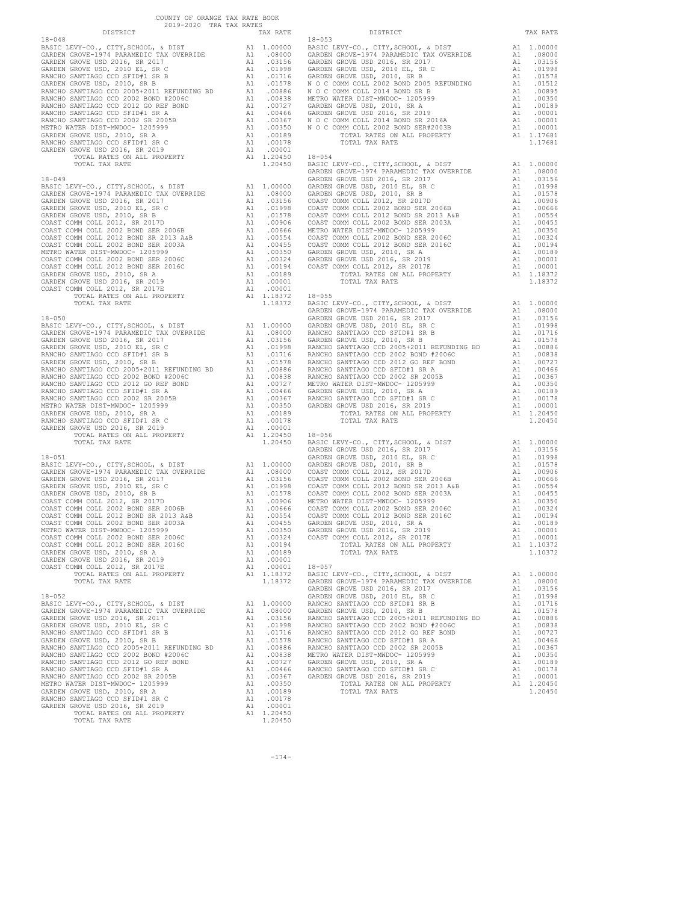COUNTY OF ORANGE TAX RATE BOOK
2019-2020 TRA TAX RATES

### 18-048

| DISTRICT | | TAX RATE |
|---|---|---|
| BASIC LEVY-CO., CITY,SCHOOL, & DIST | A1 | 1.00000 |
| GARDEN GROVE-1974 PARAMEDIC TAX OVERRIDE | A1 | .08000 |
| GARDEN GROVE USD 2016, SR 2017 | A1 | .03156 |
| GARDEN GROVE USD, 2010 EL, SR C | A1 | .01998 |
| RANCHO SANTIAGO CCD SFID#1 SR B | A1 | .01716 |
| GARDEN GROVE USD, 2010, SR B | A1 | .01578 |
| RANCHO SANTIAGO CCD 2005+2011 REFUNDING BD | A1 | .00886 |
| RANCHO SANTIAGO CCD 2002 BOND #2006C | A1 | .00838 |
| RANCHO SANTIAGO CCD 2012 GO REF BOND | A1 | .00727 |
| RANCHO SANTIAGO CCD SFID#1 SR A | A1 | .00466 |
| RANCHO SANTIAGO CCD 2002 SR 2005B | A1 | .00367 |
| METRO WATER DIST-MWDOC- 1205999 | A1 | .00350 |
| GARDEN GROVE USD, 2010, SR A | A1 | .00189 |
| RANCHO SANTIAGO CCD SFID#1 SR C | A1 | .00178 |
| GARDEN GROVE USD 2016, SR 2019 | A1 | .00001 |
| TOTAL RATES ON ALL PROPERTY | A1 | 1.20450 |
| TOTAL TAX RATE | | 1.20450 |

### 18-049

| DISTRICT | | TAX RATE |
|---|---|---|
| BASIC LEVY-CO., CITY,SCHOOL, & DIST | A1 | 1.00000 |
| GARDEN GROVE-1974 PARAMEDIC TAX OVERRIDE | A1 | .08000 |
| GARDEN GROVE USD 2016, SR 2017 | A1 | .03156 |
| GARDEN GROVE USD, 2010 EL, SR C | A1 | .01998 |
| GARDEN GROVE USD, 2010, SR B | A1 | .01578 |
| COAST COMM COLL 2012, SR 2017D | A1 | .00906 |
| COAST COMM COLL 2002 BOND SER 2006B | A1 | .00666 |
| COAST COMM COLL 2012 BOND SER 2013 A&B | A1 | .00554 |
| COAST COMM COLL 2002 BOND SER 2003A | A1 | .00455 |
| METRO WATER DIST-MWDOC- 1205999 | A1 | .00350 |
| COAST COMM COLL 2002 BOND SER 2006C | A1 | .00324 |
| COAST COMM COLL 2012 BOND SER 2016C | A1 | .00194 |
| GARDEN GROVE USD, 2010, SR A | A1 | .00189 |
| GARDEN GROVE USD 2016, SR 2019 | A1 | .00001 |
| COAST COMM COLL 2012, SR 2017E | A1 | .00001 |
| TOTAL RATES ON ALL PROPERTY | A1 | 1.18372 |
| TOTAL TAX RATE | | 1.18372 |

### 18-050

| DISTRICT | | TAX RATE |
|---|---|---|
| BASIC LEVY-CO., CITY,SCHOOL, & DIST | A1 | 1.00000 |
| GARDEN GROVE-1974 PARAMEDIC TAX OVERRIDE | A1 | .08000 |
| GARDEN GROVE USD 2016, SR 2017 | A1 | .03156 |
| GARDEN GROVE USD, 2010 EL, SR C | A1 | .01998 |
| RANCHO SANTIAGO CCD SFID#1 SR B | A1 | .01716 |
| GARDEN GROVE USD, 2010, SR B | A1 | .01578 |
| RANCHO SANTIAGO CCD 2005+2011 REFUNDING BD | A1 | .00886 |
| RANCHO SANTIAGO CCD 2002 BOND #2006C | A1 | .00838 |
| RANCHO SANTIAGO CCD 2012 GO REF BOND | A1 | .00727 |
| RANCHO SANTIAGO CCD SFID#1 SR A | A1 | .00466 |
| RANCHO SANTIAGO CCD 2002 SR 2005B | A1 | .00367 |
| METRO WATER DIST-MWDOC- 1205999 | A1 | .00350 |
| GARDEN GROVE USD, 2010, SR A | A1 | .00189 |
| RANCHO SANTIAGO CCD SFID#1 SR C | A1 | .00178 |
| GARDEN GROVE USD 2016, SR 2019 | A1 | .00001 |
| TOTAL RATES ON ALL PROPERTY | A1 | 1.20450 |
| TOTAL TAX RATE | | 1.20450 |

### 18-051

| DISTRICT | | TAX RATE |
|---|---|---|
| BASIC LEVY-CO., CITY,SCHOOL, & DIST | A1 | 1.00000 |
| GARDEN GROVE-1974 PARAMEDIC TAX OVERRIDE | A1 | .08000 |
| GARDEN GROVE USD 2016, SR 2017 | A1 | .03156 |
| GARDEN GROVE USD, 2010 EL, SR C | A1 | .01998 |
| GARDEN GROVE USD, 2010, SR B | A1 | .01578 |
| COAST COMM COLL 2012, SR 2017D | A1 | .00906 |
| COAST COMM COLL 2002 BOND SER 2006B | A1 | .00666 |
| COAST COMM COLL 2012 BOND SER 2013 A&B | A1 | .00554 |
| COAST COMM COLL 2002 BOND SER 2003A | A1 | .00455 |
| METRO WATER DIST-MWDOC- 1205999 | A1 | .00350 |
| COAST COMM COLL 2002 BOND SER 2006C | A1 | .00324 |
| COAST COMM COLL 2012 BOND SER 2016C | A1 | .00194 |
| GARDEN GROVE USD, 2010, SR A | A1 | .00189 |
| GARDEN GROVE USD 2016, SR 2019 | A1 | .00001 |
| COAST COMM COLL 2012, SR 2017E | A1 | .00001 |
| TOTAL RATES ON ALL PROPERTY | A1 | 1.18372 |
| TOTAL TAX RATE | | 1.18372 |

### 18-052

| DISTRICT | | TAX RATE |
|---|---|---|
| BASIC LEVY-CO., CITY,SCHOOL, & DIST | A1 | 1.00000 |
| GARDEN GROVE-1974 PARAMEDIC TAX OVERRIDE | A1 | .08000 |
| GARDEN GROVE USD 2016, SR 2017 | A1 | .03156 |
| GARDEN GROVE USD, 2010 EL, SR C | A1 | .01998 |
| RANCHO SANTIAGO CCD SFID#1 SR B | A1 | .01716 |
| GARDEN GROVE USD, 2010, SR B | A1 | .01578 |
| RANCHO SANTIAGO CCD 2005+2011 REFUNDING BD | A1 | .00886 |
| RANCHO SANTIAGO CCD 2002 BOND #2006C | A1 | .00838 |
| RANCHO SANTIAGO CCD 2012 GO REF BOND | A1 | .00727 |
| RANCHO SANTIAGO CCD SFID#1 SR A | A1 | .00466 |
| RANCHO SANTIAGO CCD 2002 SR 2005B | A1 | .00367 |
| METRO WATER DIST-MWDOC- 1205999 | A1 | .00350 |
| GARDEN GROVE USD, 2010, SR A | A1 | .00189 |
| RANCHO SANTIAGO CCD SFID#1 SR C | A1 | .00178 |
| GARDEN GROVE USD 2016, SR 2019 | A1 | .00001 |
| TOTAL RATES ON ALL PROPERTY | A1 | 1.20450 |
| TOTAL TAX RATE | | 1.20450 |

### 18-053

| DISTRICT | | TAX RATE |
|---|---|---|
| BASIC LEVY-CO., CITY,SCHOOL, & DIST | A1 | 1.00000 |
| GARDEN GROVE-1974 PARAMEDIC TAX OVERRIDE | A1 | .08000 |
| GARDEN GROVE USD 2016, SR 2017 | A1 | .03156 |
| GARDEN GROVE USD, 2010 EL, SR C | A1 | .01998 |
| GARDEN GROVE USD, 2010, SR B | A1 | .01578 |
| N O C COMM COLL 2002 BOND 2005 REFUNDING | A1 | .01512 |
| N O C COMM COLL 2014 BOND SR B | A1 | .00895 |
| METRO WATER DIST-MWDOC- 1205999 | A1 | .00350 |
| GARDEN GROVE USD, 2010, SR A | A1 | .00189 |
| GARDEN GROVE USD 2016, SR 2019 | A1 | .00001 |
| N O C COMM COLL 2014 BOND SR 2016A | A1 | .00001 |
| N O C COMM COLL 2002 BOND SER#2003B | A1 | .00001 |
| TOTAL RATES ON ALL PROPERTY | A1 | 1.17681 |
| TOTAL TAX RATE | | 1.17681 |

### 18-054

| DISTRICT | | TAX RATE |
|---|---|---|
| BASIC LEVY-CO., CITY,SCHOOL, & DIST | A1 | 1.00000 |
| GARDEN GROVE-1974 PARAMEDIC TAX OVERRIDE | A1 | .08000 |
| GARDEN GROVE USD 2016, SR 2017 | A1 | .03156 |
| GARDEN GROVE USD, 2010 EL, SR C | A1 | .01998 |
| GARDEN GROVE USD, 2010, SR B | A1 | .01578 |
| COAST COMM COLL 2012, SR 2017D | A1 | .00906 |
| COAST COMM COLL 2002 BOND SER 2006B | A1 | .00666 |
| COAST COMM COLL 2012 BOND SER 2013 A&B | A1 | .00554 |
| COAST COMM COLL 2002 BOND SER 2003A | A1 | .00455 |
| METRO WATER DIST-MWDOC- 1205999 | A1 | .00350 |
| COAST COMM COLL 2002 BOND SER 2006C | A1 | .00324 |
| COAST COMM COLL 2012 BOND SER 2016C | A1 | .00194 |
| GARDEN GROVE USD, 2010, SR A | A1 | .00189 |
| GARDEN GROVE USD 2016, SR 2019 | A1 | .00001 |
| COAST COMM COLL 2012, SR 2017E | A1 | .00001 |
| TOTAL RATES ON ALL PROPERTY | A1 | 1.18372 |
| TOTAL TAX RATE | | 1.18372 |

### 18-055

| DISTRICT | | TAX RATE |
|---|---|---|
| BASIC LEVY-CO., CITY,SCHOOL, & DIST | A1 | 1.00000 |
| GARDEN GROVE-1974 PARAMEDIC TAX OVERRIDE | A1 | .08000 |
| GARDEN GROVE USD 2016, SR 2017 | A1 | .03156 |
| GARDEN GROVE USD, 2010 EL, SR C | A1 | .01998 |
| RANCHO SANTIAGO CCD SFID#1 SR B | A1 | .01716 |
| GARDEN GROVE USD, 2010, SR B | A1 | .01578 |
| RANCHO SANTIAGO CCD 2005+2011 REFUNDING BD | A1 | .00886 |
| RANCHO SANTIAGO CCD 2002 BOND #2006C | A1 | .00838 |
| RANCHO SANTIAGO CCD 2012 GO REF BOND | A1 | .00727 |
| RANCHO SANTIAGO CCD SFID#1 SR A | A1 | .00466 |
| RANCHO SANTIAGO CCD 2002 SR 2005B | A1 | .00367 |
| METRO WATER DIST-MWDOC- 1205999 | A1 | .00350 |
| GARDEN GROVE USD, 2010, SR A | A1 | .00189 |
| RANCHO SANTIAGO CCD SFID#1 SR C | A1 | .00178 |
| GARDEN GROVE USD 2016, SR 2019 | A1 | .00001 |
| TOTAL RATES ON ALL PROPERTY | A1 | 1.20450 |
| TOTAL TAX RATE | | 1.20450 |

### 18-056

| DISTRICT | | TAX RATE |
|---|---|---|
| BASIC LEVY-CO., CITY,SCHOOL, & DIST | A1 | 1.00000 |
| GARDEN GROVE USD 2016, SR 2017 | A1 | .03156 |
| GARDEN GROVE USD, 2010 EL, SR C | A1 | .01998 |
| GARDEN GROVE USD, 2010, SR B | A1 | .01578 |
| COAST COMM COLL 2012, SR 2017D | A1 | .00906 |
| COAST COMM COLL 2002 BOND SER 2006B | A1 | .00666 |
| COAST COMM COLL 2012 BOND SER 2013 A&B | A1 | .00554 |
| COAST COMM COLL 2002 BOND SER 2003A | A1 | .00455 |
| METRO WATER DIST-MWDOC- 1205999 | A1 | .00350 |
| COAST COMM COLL 2002 BOND SER 2006C | A1 | .00324 |
| COAST COMM COLL 2012 BOND SER 2016C | A1 | .00194 |
| GARDEN GROVE USD, 2010, SR A | A1 | .00189 |
| GARDEN GROVE USD 2016, SR 2019 | A1 | .00001 |
| COAST COMM COLL 2012, SR 2017E | A1 | .00001 |
| TOTAL RATES ON ALL PROPERTY | A1 | 1.10372 |
| TOTAL TAX RATE | | 1.10372 |

### 18-057

| DISTRICT | | TAX RATE |
|---|---|---|
| BASIC LEVY-CO., CITY,SCHOOL, & DIST | A1 | 1.00000 |
| GARDEN GROVE-1974 PARAMEDIC TAX OVERRIDE | A1 | .08000 |
| GARDEN GROVE USD 2016, SR 2017 | A1 | .03156 |
| GARDEN GROVE USD, 2010 EL, SR C | A1 | .01998 |
| RANCHO SANTIAGO CCD SFID#1 SR B | A1 | .01716 |
| GARDEN GROVE USD, 2010, SR B | A1 | .01578 |
| RANCHO SANTIAGO CCD 2005+2011 REFUNDING BD | A1 | .00886 |
| RANCHO SANTIAGO CCD 2002 BOND #2006C | A1 | .00838 |
| RANCHO SANTIAGO CCD 2012 GO REF BOND | A1 | .00727 |
| RANCHO SANTIAGO CCD SFID#1 SR A | A1 | .00466 |
| RANCHO SANTIAGO CCD 2002 SR 2005B | A1 | .00367 |
| METRO WATER DIST-MWDOC- 1205999 | A1 | .00350 |
| GARDEN GROVE USD, 2010, SR A | A1 | .00189 |
| RANCHO SANTIAGO CCD SFID#1 SR C | A1 | .00178 |
| GARDEN GROVE USD 2016, SR 2019 | A1 | .00001 |
| TOTAL RATES ON ALL PROPERTY | A1 | 1.20450 |
| TOTAL TAX RATE | | 1.20450 |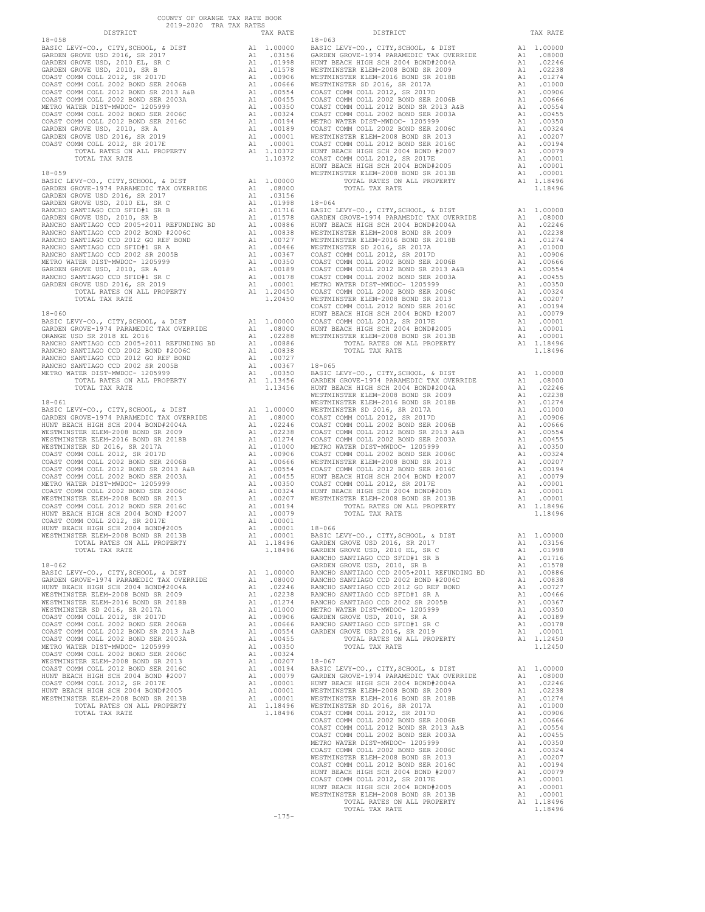COUNTY OF ORANGE TAX RATE BOOK
2019-2020 TRA TAX RATES

### 18-058

| DISTRICT | | TAX RATE |
|---|---|---|
| BASIC LEVY-CO., CITY,SCHOOL, & DIST | A1 | 1.00000 |
| GARDEN GROVE USD 2016, SR 2017 | A1 | .03156 |
| GARDEN GROVE USD, 2010 EL, SR C | A1 | .01998 |
| GARDEN GROVE USD, 2010, SR B | A1 | .01578 |
| COAST COMM COLL 2012, SR 2017D | A1 | .00906 |
| COAST COMM COLL 2002 BOND SER 2006B | A1 | .00666 |
| COAST COMM COLL 2012 BOND SR 2013 A&B | A1 | .00554 |
| COAST COMM COLL 2002 BOND SER 2003A | A1 | .00455 |
| METRO WATER DIST-MWDOC- 1205999 | A1 | .00350 |
| COAST COMM COLL 2002 BOND SER 2006C | A1 | .00324 |
| COAST COMM COLL 2012 BOND SER 2016C | A1 | .00194 |
| GARDEN GROVE USD, 2010, SR A | A1 | .00189 |
| GARDEN GROVE USD 2016, SR 2019 | A1 | .00001 |
| COAST COMM COLL 2012, SR 2017E | A1 | .00001 |
| TOTAL RATES ON ALL PROPERTY | A1 | 1.10372 |
| TOTAL TAX RATE | | 1.10372 |

### 18-059

| DISTRICT | | TAX RATE |
|---|---|---|
| BASIC LEVY-CO., CITY,SCHOOL, & DIST | A1 | 1.00000 |
| GARDEN GROVE-1974 PARAMEDIC TAX OVERRIDE | A1 | .08000 |
| GARDEN GROVE USD 2016, SR 2017 | A1 | .03156 |
| GARDEN GROVE USD, 2010 EL, SR C | A1 | .01998 |
| RANCHO SANTIAGO CCD SFID#1 SR B | A1 | .01716 |
| GARDEN GROVE USD, 2010, SR B | A1 | .01578 |
| RANCHO SANTIAGO CCD 2005+2011 REFUNDING BD | A1 | .00886 |
| RANCHO SANTIAGO CCD 2002 BOND #2006C | A1 | .00838 |
| RANCHO SANTIAGO CCD 2012 GO REF BOND | A1 | .00727 |
| RANCHO SANTIAGO CCD SFID#1 SR A | A1 | .00466 |
| RANCHO SANTIAGO CCD 2002 SR 2005B | A1 | .00367 |
| METRO WATER DIST-MWDOC- 1205999 | A1 | .00350 |
| GARDEN GROVE USD, 2010, SR A | A1 | .00189 |
| RANCHO SANTIAGO CCD SFID#1 SR C | A1 | .00178 |
| GARDEN GROVE USD 2016, SR 2019 | A1 | .00001 |
| TOTAL RATES ON ALL PROPERTY | A1 | 1.20450 |
| TOTAL TAX RATE | | 1.20450 |

### 18-060

| DISTRICT | | TAX RATE |
|---|---|---|
| BASIC LEVY-CO., CITY,SCHOOL, & DIST | A1 | 1.00000 |
| GARDEN GROVE-1974 PARAMEDIC TAX OVERRIDE | A1 | .08000 |
| ORANGE USD SR 2018 EL 2016 | A1 | .02288 |
| RANCHO SANTIAGO CCD 2005+2011 REFUNDING BD | A1 | .00886 |
| RANCHO SANTIAGO CCD 2002 BOND #2006C | A1 | .00838 |
| RANCHO SANTIAGO CCD 2012 GO REF BOND | A1 | .00727 |
| RANCHO SANTIAGO CCD 2002 SR 2005B | A1 | .00367 |
| METRO WATER DIST-MWDOC- 1205999 | A1 | .00350 |
| TOTAL RATES ON ALL PROPERTY | A1 | 1.13456 |
| TOTAL TAX RATE | | 1.13456 |

### 18-061

| DISTRICT | | TAX RATE |
|---|---|---|
| BASIC LEVY-CO., CITY,SCHOOL, & DIST | A1 | 1.00000 |
| GARDEN GROVE-1974 PARAMEDIC TAX OVERRIDE | A1 | .08000 |
| HUNT BEACH HIGH SCH 2004 BOND#2004A | A1 | .02246 |
| WESTMINSTER ELEM-2008 BOND SR 2009 | A1 | .02238 |
| WESTMINSTER ELEM-2016 BOND SR 2018B | A1 | .01274 |
| WESTMINSTER SD 2016, SR 2017A | A1 | .01000 |
| COAST COMM COLL 2012, SR 2017D | A1 | .00906 |
| COAST COMM COLL 2002 BOND SER 2006B | A1 | .00666 |
| COAST COMM COLL 2012 BOND SR 2013 A&B | A1 | .00554 |
| COAST COMM COLL 2002 BOND SER 2003A | A1 | .00455 |
| METRO WATER DIST-MWDOC- 1205999 | A1 | .00350 |
| COAST COMM COLL 2002 BOND SER 2006C | A1 | .00324 |
| WESTMINSTER ELEM-2008 BOND SR 2013 | A1 | .00207 |
| COAST COMM COLL 2012 BOND SER 2016C | A1 | .00194 |
| HUNT BEACH HIGH SCH 2004 BOND #2007 | A1 | .00079 |
| COAST COMM COLL 2012, SR 2017E | A1 | .00001 |
| HUNT BEACH HIGH SCH 2004 BOND#2005 | A1 | .00001 |
| WESTMINSTER ELEM-2008 BOND SR 2013B | A1 | .00001 |
| TOTAL RATES ON ALL PROPERTY | A1 | 1.18496 |
| TOTAL TAX RATE | | 1.18496 |

### 18-062

| DISTRICT | | TAX RATE |
|---|---|---|
| BASIC LEVY-CO., CITY,SCHOOL, & DIST | A1 | 1.00000 |
| GARDEN GROVE-1974 PARAMEDIC TAX OVERRIDE | A1 | .08000 |
| HUNT BEACH HIGH SCH 2004 BOND#2004A | A1 | .02246 |
| WESTMINSTER ELEM-2008 BOND SR 2009 | A1 | .02238 |
| WESTMINSTER ELEM-2016 BOND SR 2018B | A1 | .01274 |
| WESTMINSTER SD 2016, SR 2017A | A1 | .01000 |
| COAST COMM COLL 2012, SR 2017D | A1 | .00906 |
| COAST COMM COLL 2002 BOND SER 2006B | A1 | .00666 |
| COAST COMM COLL 2012 BOND SR 2013 A&B | A1 | .00554 |
| COAST COMM COLL 2002 BOND SER 2003A | A1 | .00455 |
| METRO WATER DIST-MWDOC- 1205999 | A1 | .00350 |
| COAST COMM COLL 2002 BOND SER 2006C | A1 | .00324 |
| WESTMINSTER ELEM-2008 BOND SR 2013 | A1 | .00207 |
| COAST COMM COLL 2012 BOND SER 2016C | A1 | .00194 |
| HUNT BEACH HIGH SCH 2004 BOND #2007 | A1 | .00079 |
| COAST COMM COLL 2012, SR 2017E | A1 | .00001 |
| HUNT BEACH HIGH SCH 2004 BOND#2005 | A1 | .00001 |
| WESTMINSTER ELEM-2008 BOND SR 2013B | A1 | .00001 |
| TOTAL RATES ON ALL PROPERTY | A1 | 1.18496 |
| TOTAL TAX RATE | | 1.18496 |

### 18-063

| DISTRICT | | TAX RATE |
|---|---|---|
| BASIC LEVY-CO., CITY,SCHOOL, & DIST | A1 | 1.00000 |
| GARDEN GROVE-1974 PARAMEDIC TAX OVERRIDE | A1 | .08000 |
| HUNT BEACH HIGH SCH 2004 BOND#2004A | A1 | .02246 |
| WESTMINSTER ELEM-2008 BOND SR 2009 | A1 | .02238 |
| WESTMINSTER ELEM-2016 BOND SR 2018B | A1 | .01274 |
| WESTMINSTER SD 2016, SR 2017A | A1 | .01000 |
| COAST COMM COLL 2012, SR 2017D | A1 | .00906 |
| COAST COMM COLL 2002 BOND SER 2006B | A1 | .00666 |
| COAST COMM COLL 2012 BOND SR 2013 A&B | A1 | .00554 |
| COAST COMM COLL 2002 BOND SER 2003A | A1 | .00455 |
| METRO WATER DIST-MWDOC- 1205999 | A1 | .00350 |
| COAST COMM COLL 2002 BOND SER 2006C | A1 | .00324 |
| WESTMINSTER ELEM-2008 BOND SR 2013 | A1 | .00207 |
| COAST COMM COLL 2012 BOND SER 2016C | A1 | .00194 |
| HUNT BEACH HIGH SCH 2004 BOND #2007 | A1 | .00079 |
| COAST COMM COLL 2012, SR 2017E | A1 | .00001 |
| HUNT BEACH HIGH SCH 2004 BOND#2005 | A1 | .00001 |
| WESTMINSTER ELEM-2008 BOND SR 2013B | A1 | .00001 |
| TOTAL RATES ON ALL PROPERTY | A1 | 1.18496 |
| TOTAL TAX RATE | | 1.18496 |

### 18-064

| DISTRICT | | TAX RATE |
|---|---|---|
| BASIC LEVY-CO., CITY,SCHOOL, & DIST | A1 | 1.00000 |
| GARDEN GROVE-1974 PARAMEDIC TAX OVERRIDE | A1 | .08000 |
| HUNT BEACH HIGH SCH 2004 BOND#2004A | A1 | .02246 |
| WESTMINSTER ELEM-2008 BOND SR 2009 | A1 | .02238 |
| WESTMINSTER ELEM-2016 BOND SR 2018B | A1 | .01274 |
| WESTMINSTER SD 2016, SR 2017A | A1 | .01000 |
| COAST COMM COLL 2012, SR 2017D | A1 | .00906 |
| COAST COMM COLL 2002 BOND SER 2006B | A1 | .00666 |
| COAST COMM COLL 2012 BOND SR 2013 A&B | A1 | .00554 |
| COAST COMM COLL 2002 BOND SER 2003A | A1 | .00455 |
| METRO WATER DIST-MWDOC- 1205999 | A1 | .00350 |
| COAST COMM COLL 2002 BOND SER 2006C | A1 | .00324 |
| WESTMINSTER ELEM-2008 BOND SR 2013 | A1 | .00207 |
| COAST COMM COLL 2012 BOND SER 2016C | A1 | .00194 |
| HUNT BEACH HIGH SCH 2004 BOND #2007 | A1 | .00079 |
| COAST COMM COLL 2012, SR 2017E | A1 | .00001 |
| HUNT BEACH HIGH SCH 2004 BOND#2005 | A1 | .00001 |
| WESTMINSTER ELEM-2008 BOND SR 2013B | A1 | .00001 |
| TOTAL RATES ON ALL PROPERTY | A1 | 1.18496 |
| TOTAL TAX RATE | | 1.18496 |

### 18-065

| DISTRICT | | TAX RATE |
|---|---|---|
| BASIC LEVY-CO., CITY,SCHOOL, & DIST | A1 | 1.00000 |
| GARDEN GROVE-1974 PARAMEDIC TAX OVERRIDE | A1 | .08000 |
| HUNT BEACH HIGH SCH 2004 BOND#2004A | A1 | .02246 |
| WESTMINSTER ELEM-2008 BOND SR 2009 | A1 | .02238 |
| WESTMINSTER ELEM-2016 BOND SR 2018B | A1 | .01274 |
| WESTMINSTER SD 2016, SR 2017A | A1 | .01000 |
| COAST COMM COLL 2012, SR 2017D | A1 | .00906 |
| COAST COMM COLL 2002 BOND SER 2006B | A1 | .00666 |
| COAST COMM COLL 2012 BOND SR 2013 A&B | A1 | .00554 |
| COAST COMM COLL 2002 BOND SER 2003A | A1 | .00455 |
| METRO WATER DIST-MWDOC- 1205999 | A1 | .00350 |
| COAST COMM COLL 2002 BOND SER 2006C | A1 | .00324 |
| WESTMINSTER ELEM-2008 BOND SR 2013 | A1 | .00207 |
| COAST COMM COLL 2012 BOND SER 2016C | A1 | .00194 |
| HUNT BEACH HIGH SCH 2004 BOND #2007 | A1 | .00079 |
| COAST COMM COLL 2012, SR 2017E | A1 | .00001 |
| HUNT BEACH HIGH SCH 2004 BOND#2005 | A1 | .00001 |
| WESTMINSTER ELEM-2008 BOND SR 2013B | A1 | .00001 |
| TOTAL RATES ON ALL PROPERTY | A1 | 1.18496 |
| TOTAL TAX RATE | | 1.18496 |

### 18-066

| DISTRICT | | TAX RATE |
|---|---|---|
| BASIC LEVY-CO., CITY,SCHOOL, & DIST | A1 | 1.00000 |
| GARDEN GROVE USD 2016, SR 2017 | A1 | .03156 |
| GARDEN GROVE USD, 2010 EL, SR C | A1 | .01998 |
| RANCHO SANTIAGO CCD SFID#1 SR B | A1 | .01716 |
| GARDEN GROVE USD, 2010, SR B | A1 | .01578 |
| RANCHO SANTIAGO CCD 2005+2011 REFUNDING BD | A1 | .00886 |
| RANCHO SANTIAGO CCD 2002 BOND #2006C | A1 | .00838 |
| RANCHO SANTIAGO CCD 2012 GO REF BOND | A1 | .00727 |
| RANCHO SANTIAGO CCD SFID#1 SR A | A1 | .00466 |
| RANCHO SANTIAGO CCD 2002 SR 2005B | A1 | .00367 |
| METRO WATER DIST-MWDOC- 1205999 | A1 | .00350 |
| GARDEN GROVE USD, 2010, SR A | A1 | .00189 |
| RANCHO SANTIAGO CCD SFID#1 SR C | A1 | .00178 |
| GARDEN GROVE USD 2016, SR 2019 | A1 | .00001 |
| TOTAL RATES ON ALL PROPERTY | A1 | 1.12450 |
| TOTAL TAX RATE | | 1.12450 |

### 18-067

| DISTRICT | | TAX RATE |
|---|---|---|
| BASIC LEVY-CO., CITY,SCHOOL, & DIST | A1 | 1.00000 |
| GARDEN GROVE-1974 PARAMEDIC TAX OVERRIDE | A1 | .08000 |
| HUNT BEACH HIGH SCH 2004 BOND#2004A | A1 | .02246 |
| WESTMINSTER ELEM-2008 BOND SR 2009 | A1 | .02238 |
| WESTMINSTER ELEM-2016 BOND SR 2018B | A1 | .01274 |
| WESTMINSTER SD 2016, SR 2017A | A1 | .01000 |
| COAST COMM COLL 2012, SR 2017D | A1 | .00906 |
| COAST COMM COLL 2002 BOND SER 2006B | A1 | .00666 |
| COAST COMM COLL 2012 BOND SR 2013 A&B | A1 | .00554 |
| COAST COMM COLL 2002 BOND SER 2003A | A1 | .00455 |
| METRO WATER DIST-MWDOC- 1205999 | A1 | .00350 |
| COAST COMM COLL 2002 BOND SER 2006C | A1 | .00324 |
| WESTMINSTER ELEM-2008 BOND SR 2013 | A1 | .00207 |
| COAST COMM COLL 2012 BOND SER 2016C | A1 | .00194 |
| HUNT BEACH HIGH SCH 2004 BOND #2007 | A1 | .00079 |
| COAST COMM COLL 2012, SR 2017E | A1 | .00001 |
| HUNT BEACH HIGH SCH 2004 BOND#2005 | A1 | .00001 |
| WESTMINSTER ELEM-2008 BOND SR 2013B | A1 | .00001 |
| TOTAL RATES ON ALL PROPERTY | A1 | 1.18496 |
| TOTAL TAX RATE | | 1.18496 |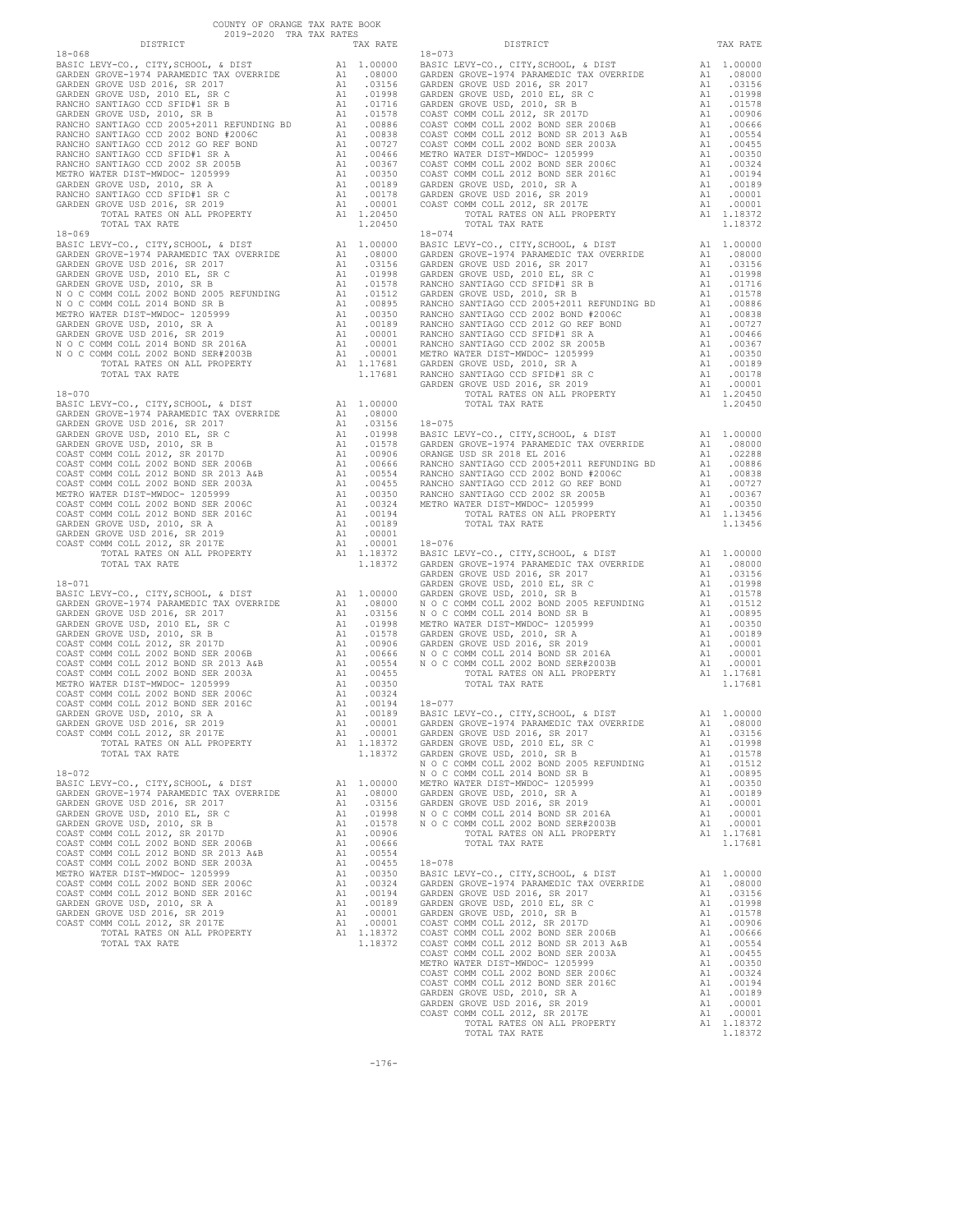COUNTY OF ORANGE TAX RATE BOOK
2019-2020 TRA TAX RATES

| DISTRICT | | TAX RATE |
|---|---|---|
| 18-068 | | |
| BASIC LEVY-CO., CITY,SCHOOL, & DIST | A1 | 1.00000 |
| GARDEN GROVE-1974 PARAMEDIC TAX OVERRIDE | A1 | .08000 |
| GARDEN GROVE USD 2016, SR 2017 | A1 | .03156 |
| GARDEN GROVE USD, 2010 EL, SR C | A1 | .01998 |
| RANCHO SANTIAGO CCD SFID#1 SR B | A1 | .01716 |
| GARDEN GROVE USD, 2010, SR B | A1 | .01578 |
| RANCHO SANTIAGO CCD 2005+2011 REFUNDING BD | A1 | .00886 |
| RANCHO SANTIAGO CCD 2002 BOND #2006C | A1 | .00838 |
| RANCHO SANTIAGO CCD 2012 GO REF BOND | A1 | .00727 |
| RANCHO SANTIAGO CCD SFID#1 SR A | A1 | .00466 |
| RANCHO SANTIAGO CCD 2002 SR 2005B | A1 | .00367 |
| METRO WATER DIST-MWDOC- 1205999 | A1 | .00350 |
| GARDEN GROVE USD, 2010, SR A | A1 | .00189 |
| RANCHO SANTIAGO CCD SFID#1 SR C | A1 | .00178 |
| GARDEN GROVE USD 2016, SR 2019 | A1 | .00001 |
| TOTAL RATES ON ALL PROPERTY | A1 | 1.20450 |
| TOTAL TAX RATE | | 1.20450 |
| 18-069 | | |
| BASIC LEVY-CO., CITY,SCHOOL, & DIST | A1 | 1.00000 |
| GARDEN GROVE-1974 PARAMEDIC TAX OVERRIDE | A1 | .08000 |
| GARDEN GROVE USD 2016, SR 2017 | A1 | .03156 |
| GARDEN GROVE USD, 2010 EL, SR C | A1 | .01998 |
| GARDEN GROVE USD, 2010, SR B | A1 | .01578 |
| N O C COMM COLL 2002 BOND 2005 REFUNDING | A1 | .01512 |
| N O C COMM COLL 2014 BOND SR B | A1 | .00895 |
| METRO WATER DIST-MWDOC- 1205999 | A1 | .00350 |
| GARDEN GROVE USD, 2010, SR A | A1 | .00189 |
| GARDEN GROVE USD 2016, SR 2019 | A1 | .00001 |
| N O C COMM COLL 2014 BOND SR 2016A | A1 | .00001 |
| N O C COMM COLL 2002 BOND SER#2003B | A1 | .00001 |
| TOTAL RATES ON ALL PROPERTY | A1 | 1.17681 |
| TOTAL TAX RATE | | 1.17681 |
| 18-070 | | |
| BASIC LEVY-CO., CITY,SCHOOL, & DIST | A1 | 1.00000 |
| GARDEN GROVE-1974 PARAMEDIC TAX OVERRIDE | A1 | .08000 |
| GARDEN GROVE USD 2016, SR 2017 | A1 | .03156 |
| GARDEN GROVE USD, 2010 EL, SR C | A1 | .01998 |
| GARDEN GROVE USD, 2010, SR B | A1 | .01578 |
| COAST COMM COLL 2012, SR 2017D | A1 | .00906 |
| COAST COMM COLL 2002 BOND SER 2006B | A1 | .00666 |
| COAST COMM COLL 2012 BOND SR 2013 A&B | A1 | .00554 |
| COAST COMM COLL 2002 BOND SER 2003A | A1 | .00455 |
| METRO WATER DIST-MWDOC- 1205999 | A1 | .00350 |
| COAST COMM COLL 2002 BOND SER 2006C | A1 | .00324 |
| COAST COMM COLL 2012 BOND SER 2016C | A1 | .00194 |
| GARDEN GROVE USD, 2010, SR A | A1 | .00189 |
| GARDEN GROVE USD 2016, SR 2019 | A1 | .00001 |
| COAST COMM COLL 2012, SR 2017E | A1 | .00001 |
| TOTAL RATES ON ALL PROPERTY | A1 | 1.18372 |
| TOTAL TAX RATE | | 1.18372 |
| 18-071 | | |
| BASIC LEVY-CO., CITY,SCHOOL, & DIST | A1 | 1.00000 |
| GARDEN GROVE-1974 PARAMEDIC TAX OVERRIDE | A1 | .08000 |
| GARDEN GROVE USD 2016, SR 2017 | A1 | .03156 |
| GARDEN GROVE USD, 2010 EL, SR C | A1 | .01998 |
| GARDEN GROVE USD, 2010, SR B | A1 | .01578 |
| COAST COMM COLL 2012, SR 2017D | A1 | .00906 |
| COAST COMM COLL 2002 BOND SER 2006B | A1 | .00666 |
| COAST COMM COLL 2012 BOND SR 2013 A&B | A1 | .00554 |
| COAST COMM COLL 2002 BOND SER 2003A | A1 | .00455 |
| METRO WATER DIST-MWDOC- 1205999 | A1 | .00350 |
| COAST COMM COLL 2002 BOND SER 2006C | A1 | .00324 |
| COAST COMM COLL 2012 BOND SER 2016C | A1 | .00194 |
| GARDEN GROVE USD, 2010, SR A | A1 | .00189 |
| GARDEN GROVE USD 2016, SR 2019 | A1 | .00001 |
| COAST COMM COLL 2012, SR 2017E | A1 | .00001 |
| TOTAL RATES ON ALL PROPERTY | A1 | 1.18372 |
| TOTAL TAX RATE | | 1.18372 |
| 18-072 | | |
| BASIC LEVY-CO., CITY,SCHOOL, & DIST | A1 | 1.00000 |
| GARDEN GROVE-1974 PARAMEDIC TAX OVERRIDE | A1 | .08000 |
| GARDEN GROVE USD 2016, SR 2017 | A1 | .03156 |
| GARDEN GROVE USD, 2010 EL, SR C | A1 | .01998 |
| GARDEN GROVE USD, 2010, SR B | A1 | .01578 |
| COAST COMM COLL 2012, SR 2017D | A1 | .00906 |
| COAST COMM COLL 2002 BOND SER 2006B | A1 | .00666 |
| COAST COMM COLL 2012 BOND SR 2013 A&B | A1 | .00554 |
| COAST COMM COLL 2002 BOND SER 2003A | A1 | .00455 |
| METRO WATER DIST-MWDOC- 1205999 | A1 | .00350 |
| COAST COMM COLL 2002 BOND SER 2006C | A1 | .00324 |
| COAST COMM COLL 2012 BOND SER 2016C | A1 | .00194 |
| GARDEN GROVE USD, 2010, SR A | A1 | .00189 |
| GARDEN GROVE USD 2016, SR 2019 | A1 | .00001 |
| COAST COMM COLL 2012, SR 2017E | A1 | .00001 |
| TOTAL RATES ON ALL PROPERTY | A1 | 1.18372 |
| TOTAL TAX RATE | | 1.18372 |
| 18-073 | | |
| BASIC LEVY-CO., CITY,SCHOOL, & DIST | A1 | 1.00000 |
| GARDEN GROVE-1974 PARAMEDIC TAX OVERRIDE | A1 | .08000 |
| GARDEN GROVE USD 2016, SR 2017 | A1 | .03156 |
| GARDEN GROVE USD, 2010 EL, SR C | A1 | .01998 |
| GARDEN GROVE USD, 2010, SR B | A1 | .01578 |
| COAST COMM COLL 2012, SR 2017D | A1 | .00906 |
| COAST COMM COLL 2002 BOND SER 2006B | A1 | .00666 |
| COAST COMM COLL 2012 BOND SR 2013 A&B | A1 | .00554 |
| COAST COMM COLL 2002 BOND SER 2003A | A1 | .00455 |
| METRO WATER DIST-MWDOC- 1205999 | A1 | .00350 |
| COAST COMM COLL 2002 BOND SER 2006C | A1 | .00324 |
| COAST COMM COLL 2012 BOND SER 2016C | A1 | .00194 |
| GARDEN GROVE USD, 2010, SR A | A1 | .00189 |
| GARDEN GROVE USD 2016, SR 2019 | A1 | .00001 |
| COAST COMM COLL 2012, SR 2017E | A1 | .00001 |
| TOTAL RATES ON ALL PROPERTY | A1 | 1.18372 |
| TOTAL TAX RATE | | 1.18372 |
| 18-074 | | |
| BASIC LEVY-CO., CITY,SCHOOL, & DIST | A1 | 1.00000 |
| GARDEN GROVE-1974 PARAMEDIC TAX OVERRIDE | A1 | .08000 |
| GARDEN GROVE USD 2016, SR 2017 | A1 | .03156 |
| GARDEN GROVE USD, 2010 EL, SR C | A1 | .01998 |
| RANCHO SANTIAGO CCD SFID#1 SR B | A1 | .01716 |
| GARDEN GROVE USD, 2010, SR B | A1 | .01578 |
| RANCHO SANTIAGO CCD 2005+2011 REFUNDING BD | A1 | .00886 |
| RANCHO SANTIAGO CCD 2002 BOND #2006C | A1 | .00838 |
| RANCHO SANTIAGO CCD 2012 GO REF BOND | A1 | .00727 |
| RANCHO SANTIAGO CCD SFID#1 SR A | A1 | .00466 |
| RANCHO SANTIAGO CCD 2002 SR 2005B | A1 | .00367 |
| METRO WATER DIST-MWDOC- 1205999 | A1 | .00350 |
| GARDEN GROVE USD, 2010, SR A | A1 | .00189 |
| RANCHO SANTIAGO CCD SFID#1 SR C | A1 | .00178 |
| GARDEN GROVE USD 2016, SR 2019 | A1 | .00001 |
| TOTAL RATES ON ALL PROPERTY | A1 | 1.20450 |
| TOTAL TAX RATE | | 1.20450 |
| 18-075 | | |
| BASIC LEVY-CO., CITY,SCHOOL, & DIST | A1 | 1.00000 |
| GARDEN GROVE-1974 PARAMEDIC TAX OVERRIDE | A1 | .08000 |
| ORANGE USD SR 2018 EL 2016 | A1 | .02288 |
| RANCHO SANTIAGO CCD 2005+2011 REFUNDING BD | A1 | .00886 |
| RANCHO SANTIAGO CCD 2002 BOND #2006C | A1 | .00838 |
| RANCHO SANTIAGO CCD 2012 GO REF BOND | A1 | .00727 |
| RANCHO SANTIAGO CCD 2002 SR 2005B | A1 | .00367 |
| METRO WATER DIST-MWDOC- 1205999 | A1 | .00350 |
| TOTAL RATES ON ALL PROPERTY | A1 | 1.13456 |
| TOTAL TAX RATE | | 1.13456 |
| 18-076 | | |
| BASIC LEVY-CO., CITY,SCHOOL, & DIST | A1 | 1.00000 |
| GARDEN GROVE-1974 PARAMEDIC TAX OVERRIDE | A1 | .08000 |
| GARDEN GROVE USD 2016, SR 2017 | A1 | .03156 |
| GARDEN GROVE USD, 2010 EL, SR C | A1 | .01998 |
| GARDEN GROVE USD, 2010, SR B | A1 | .01578 |
| N O C COMM COLL 2002 BOND 2005 REFUNDING | A1 | .01512 |
| N O C COMM COLL 2014 BOND SR B | A1 | .00895 |
| METRO WATER DIST-MWDOC- 1205999 | A1 | .00350 |
| GARDEN GROVE USD, 2010, SR A | A1 | .00189 |
| GARDEN GROVE USD 2016, SR 2019 | A1 | .00001 |
| N O C COMM COLL 2014 BOND SR 2016A | A1 | .00001 |
| N O C COMM COLL 2002 BOND SER#2003B | A1 | .00001 |
| TOTAL RATES ON ALL PROPERTY | A1 | 1.17681 |
| TOTAL TAX RATE | | 1.17681 |
| 18-077 | | |
| BASIC LEVY-CO., CITY,SCHOOL, & DIST | A1 | 1.00000 |
| GARDEN GROVE-1974 PARAMEDIC TAX OVERRIDE | A1 | .08000 |
| GARDEN GROVE USD 2016, SR 2017 | A1 | .03156 |
| GARDEN GROVE USD, 2010 EL, SR C | A1 | .01998 |
| GARDEN GROVE USD, 2010, SR B | A1 | .01578 |
| N O C COMM COLL 2002 BOND 2005 REFUNDING | A1 | .01512 |
| N O C COMM COLL 2014 BOND SR B | A1 | .00895 |
| METRO WATER DIST-MWDOC- 1205999 | A1 | .00350 |
| GARDEN GROVE USD, 2010, SR A | A1 | .00189 |
| GARDEN GROVE USD 2016, SR 2019 | A1 | .00001 |
| N O C COMM COLL 2014 BOND SR 2016A | A1 | .00001 |
| N O C COMM COLL 2002 BOND SER#2003B | A1 | .00001 |
| TOTAL RATES ON ALL PROPERTY | A1 | 1.17681 |
| TOTAL TAX RATE | | 1.17681 |
| 18-078 | | |
| BASIC LEVY-CO., CITY,SCHOOL, & DIST | A1 | 1.00000 |
| GARDEN GROVE-1974 PARAMEDIC TAX OVERRIDE | A1 | .08000 |
| GARDEN GROVE USD 2016, SR 2017 | A1 | .03156 |
| GARDEN GROVE USD, 2010 EL, SR C | A1 | .01998 |
| GARDEN GROVE USD, 2010, SR B | A1 | .01578 |
| COAST COMM COLL 2012, SR 2017D | A1 | .00906 |
| COAST COMM COLL 2002 BOND SER 2006B | A1 | .00666 |
| COAST COMM COLL 2012 BOND SR 2013 A&B | A1 | .00554 |
| COAST COMM COLL 2002 BOND SER 2003A | A1 | .00455 |
| METRO WATER DIST-MWDOC- 1205999 | A1 | .00350 |
| COAST COMM COLL 2002 BOND SER 2006C | A1 | .00324 |
| COAST COMM COLL 2012 BOND SER 2016C | A1 | .00194 |
| GARDEN GROVE USD, 2010, SR A | A1 | .00189 |
| GARDEN GROVE USD 2016, SR 2019 | A1 | .00001 |
| COAST COMM COLL 2012, SR 2017E | A1 | .00001 |
| TOTAL RATES ON ALL PROPERTY | A1 | 1.18372 |
| TOTAL TAX RATE | | 1.18372 |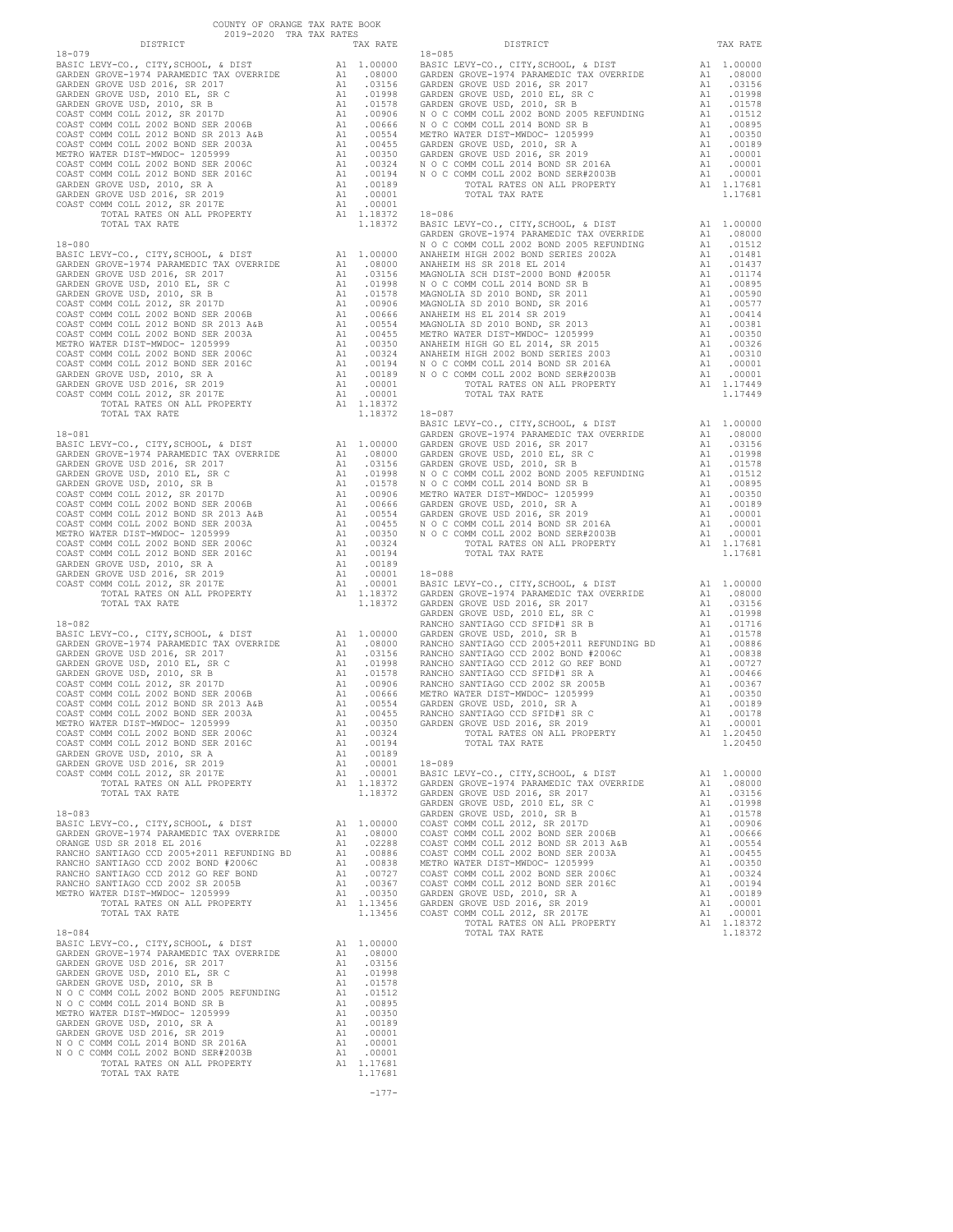COUNTY OF ORANGE TAX RATE BOOK
2019-2020 TRA TAX RATES

**18-079**

| DISTRICT | | TAX RATE |
|---|---|---|
| BASIC LEVY-CO., CITY,SCHOOL, & DIST | A1 | 1.00000 |
| GARDEN GROVE-1974 PARAMEDIC TAX OVERRIDE | A1 | .08000 |
| GARDEN GROVE USD 2016, SR 2017 | A1 | .03156 |
| GARDEN GROVE USD, 2010 EL, SR C | A1 | .01998 |
| GARDEN GROVE USD, 2010, SR B | A1 | .01578 |
| COAST COMM COLL 2012, SR 2017D | A1 | .00906 |
| COAST COMM COLL 2002 BOND SER 2006B | A1 | .00666 |
| COAST COMM COLL 2012 BOND SR 2013 A&B | A1 | .00554 |
| COAST COMM COLL 2002 BOND SER 2003A | A1 | .00455 |
| METRO WATER DIST-MWDOC- 1205999 | A1 | .00350 |
| COAST COMM COLL 2002 BOND SER 2006C | A1 | .00324 |
| COAST COMM COLL 2012 BOND SER 2016C | A1 | .00194 |
| GARDEN GROVE USD, 2010, SR A | A1 | .00189 |
| GARDEN GROVE USD 2016, SR 2019 | A1 | .00001 |
| COAST COMM COLL 2012, SR 2017E | A1 | .00001 |
| TOTAL RATES ON ALL PROPERTY | A1 | 1.18372 |
| TOTAL TAX RATE | | 1.18372 |

**18-080**

| DISTRICT | | TAX RATE |
|---|---|---|
| BASIC LEVY-CO., CITY,SCHOOL, & DIST | A1 | 1.00000 |
| GARDEN GROVE-1974 PARAMEDIC TAX OVERRIDE | A1 | .08000 |
| GARDEN GROVE USD 2016, SR 2017 | A1 | .03156 |
| GARDEN GROVE USD, 2010 EL, SR C | A1 | .01998 |
| GARDEN GROVE USD, 2010, SR B | A1 | .01578 |
| COAST COMM COLL 2012, SR 2017D | A1 | .00906 |
| COAST COMM COLL 2002 BOND SER 2006B | A1 | .00666 |
| COAST COMM COLL 2012 BOND SR 2013 A&B | A1 | .00554 |
| COAST COMM COLL 2002 BOND SER 2003A | A1 | .00455 |
| METRO WATER DIST-MWDOC- 1205999 | A1 | .00350 |
| COAST COMM COLL 2002 BOND SER 2006C | A1 | .00324 |
| COAST COMM COLL 2012 BOND SER 2016C | A1 | .00194 |
| GARDEN GROVE USD, 2010, SR A | A1 | .00189 |
| GARDEN GROVE USD 2016, SR 2019 | A1 | .00001 |
| COAST COMM COLL 2012, SR 2017E | A1 | .00001 |
| TOTAL RATES ON ALL PROPERTY | A1 | 1.18372 |
| TOTAL TAX RATE | | 1.18372 |

**18-081**

| DISTRICT | | TAX RATE |
|---|---|---|
| BASIC LEVY-CO., CITY,SCHOOL, & DIST | A1 | 1.00000 |
| GARDEN GROVE-1974 PARAMEDIC TAX OVERRIDE | A1 | .08000 |
| GARDEN GROVE USD 2016, SR 2017 | A1 | .03156 |
| GARDEN GROVE USD, 2010 EL, SR C | A1 | .01998 |
| GARDEN GROVE USD, 2010, SR B | A1 | .01578 |
| COAST COMM COLL 2012, SR 2017D | A1 | .00906 |
| COAST COMM COLL 2002 BOND SER 2006B | A1 | .00666 |
| COAST COMM COLL 2012 BOND SR 2013 A&B | A1 | .00554 |
| COAST COMM COLL 2002 BOND SER 2003A | A1 | .00455 |
| METRO WATER DIST-MWDOC- 1205999 | A1 | .00350 |
| COAST COMM COLL 2002 BOND SER 2006C | A1 | .00324 |
| COAST COMM COLL 2012 BOND SER 2016C | A1 | .00194 |
| GARDEN GROVE USD, 2010, SR A | A1 | .00189 |
| GARDEN GROVE USD 2016, SR 2019 | A1 | .00001 |
| COAST COMM COLL 2012, SR 2017E | A1 | .00001 |
| TOTAL RATES ON ALL PROPERTY | A1 | 1.18372 |
| TOTAL TAX RATE | | 1.18372 |

**18-082**

| DISTRICT | | TAX RATE |
|---|---|---|
| BASIC LEVY-CO., CITY,SCHOOL, & DIST | A1 | 1.00000 |
| GARDEN GROVE-1974 PARAMEDIC TAX OVERRIDE | A1 | .08000 |
| GARDEN GROVE USD 2016, SR 2017 | A1 | .03156 |
| GARDEN GROVE USD, 2010 EL, SR C | A1 | .01998 |
| GARDEN GROVE USD, 2010, SR B | A1 | .01578 |
| COAST COMM COLL 2012, SR 2017D | A1 | .00906 |
| COAST COMM COLL 2002 BOND SER 2006B | A1 | .00666 |
| COAST COMM COLL 2012 BOND SR 2013 A&B | A1 | .00554 |
| COAST COMM COLL 2002 BOND SER 2003A | A1 | .00455 |
| METRO WATER DIST-MWDOC- 1205999 | A1 | .00350 |
| COAST COMM COLL 2002 BOND SER 2006C | A1 | .00324 |
| COAST COMM COLL 2012 BOND SER 2016C | A1 | .00194 |
| GARDEN GROVE USD, 2010, SR A | A1 | .00189 |
| GARDEN GROVE USD 2016, SR 2019 | A1 | .00001 |
| COAST COMM COLL 2012, SR 2017E | A1 | .00001 |
| TOTAL RATES ON ALL PROPERTY | A1 | 1.18372 |
| TOTAL TAX RATE | | 1.18372 |

**18-083**

| DISTRICT | | TAX RATE |
|---|---|---|
| BASIC LEVY-CO., CITY,SCHOOL, & DIST | A1 | 1.00000 |
| GARDEN GROVE-1974 PARAMEDIC TAX OVERRIDE | A1 | .08000 |
| ORANGE USD SR 2018 EL 2016 | A1 | .02288 |
| RANCHO SANTIAGO CCD 2005+2011 REFUNDING BD | A1 | .00886 |
| RANCHO SANTIAGO CCD 2002 BOND #2006C | A1 | .00838 |
| RANCHO SANTIAGO CCD 2012 GO REF BOND | A1 | .00727 |
| RANCHO SANTIAGO CCD 2002 SR 2005B | A1 | .00367 |
| METRO WATER DIST-MWDOC- 1205999 | A1 | .00350 |
| TOTAL RATES ON ALL PROPERTY | A1 | 1.13456 |
| TOTAL TAX RATE | | 1.13456 |

**18-084**

| DISTRICT | | TAX RATE |
|---|---|---|
| BASIC LEVY-CO., CITY,SCHOOL, & DIST | A1 | 1.00000 |
| GARDEN GROVE-1974 PARAMEDIC TAX OVERRIDE | A1 | .08000 |
| GARDEN GROVE USD 2016, SR 2017 | A1 | .03156 |
| GARDEN GROVE USD, 2010 EL, SR C | A1 | .01998 |
| GARDEN GROVE USD, 2010, SR B | A1 | .01578 |
| N O C COMM COLL 2002 BOND 2005 REFUNDING | A1 | .01512 |
| N O C COMM COLL 2014 BOND SR B | A1 | .00895 |
| METRO WATER DIST-MWDOC- 1205999 | A1 | .00350 |
| GARDEN GROVE USD, 2010, SR A | A1 | .00189 |
| GARDEN GROVE USD 2016, SR 2019 | A1 | .00001 |
| N O C COMM COLL 2014 BOND SR 2016A | A1 | .00001 |
| N O C COMM COLL 2002 BOND SER#2003B | A1 | .00001 |
| TOTAL RATES ON ALL PROPERTY | A1 | 1.17681 |
| TOTAL TAX RATE | | 1.17681 |

**18-085**

| DISTRICT | | TAX RATE |
|---|---|---|
| BASIC LEVY-CO., CITY,SCHOOL, & DIST | A1 | 1.00000 |
| GARDEN GROVE-1974 PARAMEDIC TAX OVERRIDE | A1 | .08000 |
| GARDEN GROVE USD 2016, SR 2017 | A1 | .03156 |
| GARDEN GROVE USD, 2010 EL, SR C | A1 | .01998 |
| GARDEN GROVE USD, 2010, SR B | A1 | .01578 |
| N O C COMM COLL 2002 BOND 2005 REFUNDING | A1 | .01512 |
| N O C COMM COLL 2014 BOND SR B | A1 | .00895 |
| METRO WATER DIST-MWDOC- 1205999 | A1 | .00350 |
| GARDEN GROVE USD, 2010, SR A | A1 | .00189 |
| GARDEN GROVE USD 2016, SR 2019 | A1 | .00001 |
| N O C COMM COLL 2014 BOND SR 2016A | A1 | .00001 |
| N O C COMM COLL 2002 BOND SER#2003B | A1 | .00001 |
| TOTAL RATES ON ALL PROPERTY | A1 | 1.17681 |
| TOTAL TAX RATE | | 1.17681 |

**18-086**

| DISTRICT | | TAX RATE |
|---|---|---|
| BASIC LEVY-CO., CITY,SCHOOL, & DIST | A1 | 1.00000 |
| GARDEN GROVE-1974 PARAMEDIC TAX OVERRIDE | A1 | .08000 |
| N O C COMM COLL 2002 BOND 2005 REFUNDING | A1 | .01512 |
| ANAHEIM HIGH 2002 BOND SERIES 2002A | A1 | .01481 |
| ANAHEIM HS SR 2018 EL 2014 | A1 | .01437 |
| MAGNOLIA SCH DIST-2000 BOND #2005R | A1 | .01174 |
| N O C COMM COLL 2014 BOND SR B | A1 | .00895 |
| MAGNOLIA SD 2010 BOND, SR 2011 | A1 | .00590 |
| MAGNOLIA SD 2010 BOND, SR 2016 | A1 | .00577 |
| ANAHEIM HS EL 2014 SR 2019 | A1 | .00414 |
| MAGNOLIA SD 2010 BOND, SR 2013 | A1 | .00381 |
| METRO WATER DIST-MWDOC- 1205999 | A1 | .00350 |
| ANAHEIM HIGH GO EL 2014, SR 2015 | A1 | .00326 |
| ANAHEIM HIGH 2002 BOND SERIES 2003 | A1 | .00310 |
| N O C COMM COLL 2014 BOND SR 2016A | A1 | .00001 |
| N O C COMM COLL 2002 BOND SER#2003B | A1 | .00001 |
| TOTAL RATES ON ALL PROPERTY | A1 | 1.17449 |
| TOTAL TAX RATE | | 1.17449 |

**18-087**

| DISTRICT | | TAX RATE |
|---|---|---|
| BASIC LEVY-CO., CITY,SCHOOL, & DIST | A1 | 1.00000 |
| GARDEN GROVE-1974 PARAMEDIC TAX OVERRIDE | A1 | .08000 |
| GARDEN GROVE USD 2016, SR 2017 | A1 | .03156 |
| GARDEN GROVE USD, 2010 EL, SR C | A1 | .01998 |
| GARDEN GROVE USD, 2010, SR B | A1 | .01578 |
| N O C COMM COLL 2002 BOND 2005 REFUNDING | A1 | .01512 |
| N O C COMM COLL 2014 BOND SR B | A1 | .00895 |
| METRO WATER DIST-MWDOC- 1205999 | A1 | .00350 |
| GARDEN GROVE USD, 2010, SR A | A1 | .00189 |
| GARDEN GROVE USD 2016, SR 2019 | A1 | .00001 |
| N O C COMM COLL 2014 BOND SR 2016A | A1 | .00001 |
| N O C COMM COLL 2002 BOND SER#2003B | A1 | .00001 |
| TOTAL RATES ON ALL PROPERTY | A1 | 1.17681 |
| TOTAL TAX RATE | | 1.17681 |

**18-088**

| DISTRICT | | TAX RATE |
|---|---|---|
| BASIC LEVY-CO., CITY,SCHOOL, & DIST | A1 | 1.00000 |
| GARDEN GROVE-1974 PARAMEDIC TAX OVERRIDE | A1 | .08000 |
| GARDEN GROVE USD 2016, SR 2017 | A1 | .03156 |
| GARDEN GROVE USD, 2010 EL, SR C | A1 | .01998 |
| RANCHO SANTIAGO CCD SFID#1 SR B | A1 | .01716 |
| GARDEN GROVE USD, 2010, SR B | A1 | .01578 |
| RANCHO SANTIAGO CCD 2005+2011 REFUNDING BD | A1 | .00886 |
| RANCHO SANTIAGO CCD 2002 BOND #2006C | A1 | .00838 |
| RANCHO SANTIAGO CCD 2012 GO REF BOND | A1 | .00727 |
| RANCHO SANTIAGO CCD SFID#1 SR A | A1 | .00466 |
| RANCHO SANTIAGO CCD 2002 SR 2005B | A1 | .00367 |
| METRO WATER DIST-MWDOC- 1205999 | A1 | .00350 |
| GARDEN GROVE USD, 2010, SR A | A1 | .00189 |
| RANCHO SANTIAGO CCD SFID#1 SR C | A1 | .00178 |
| GARDEN GROVE USD 2016, SR 2019 | A1 | .00001 |
| TOTAL RATES ON ALL PROPERTY | A1 | 1.20450 |
| TOTAL TAX RATE | | 1.20450 |

**18-089**

| DISTRICT | | TAX RATE |
|---|---|---|
| BASIC LEVY-CO., CITY,SCHOOL, & DIST | A1 | 1.00000 |
| GARDEN GROVE-1974 PARAMEDIC TAX OVERRIDE | A1 | .08000 |
| GARDEN GROVE USD 2016, SR 2017 | A1 | .03156 |
| GARDEN GROVE USD, 2010 EL, SR C | A1 | .01998 |
| GARDEN GROVE USD, 2010, SR B | A1 | .01578 |
| COAST COMM COLL 2012, SR 2017D | A1 | .00906 |
| COAST COMM COLL 2002 BOND SER 2006B | A1 | .00666 |
| COAST COMM COLL 2012 BOND SR 2013 A&B | A1 | .00554 |
| COAST COMM COLL 2002 BOND SER 2003A | A1 | .00455 |
| METRO WATER DIST-MWDOC- 1205999 | A1 | .00350 |
| COAST COMM COLL 2002 BOND SER 2006C | A1 | .00324 |
| COAST COMM COLL 2012 BOND SER 2016C | A1 | .00194 |
| GARDEN GROVE USD, 2010, SR A | A1 | .00189 |
| GARDEN GROVE USD 2016, SR 2019 | A1 | .00001 |
| COAST COMM COLL 2012, SR 2017E | A1 | .00001 |
| TOTAL RATES ON ALL PROPERTY | A1 | 1.18372 |
| TOTAL TAX RATE | | 1.18372 |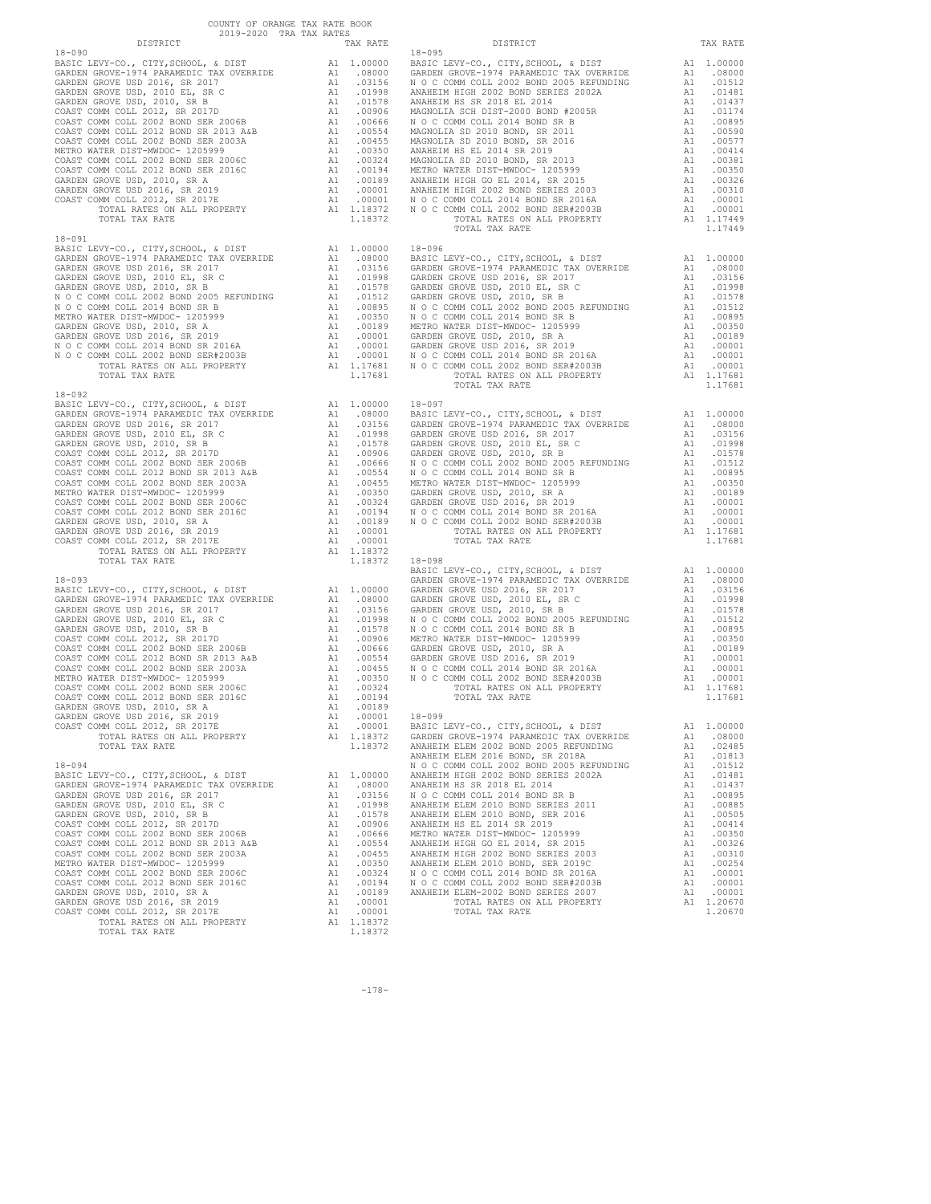COUNTY OF ORANGE TAX RATE BOOK
2019-2020 TRA TAX RATES

### 18-090

| DISTRICT | | TAX RATE |
|---|---|---|
| BASIC LEVY-CO., CITY,SCHOOL, & DIST | A1 | 1.00000 |
| GARDEN GROVE-1974 PARAMEDIC TAX OVERRIDE | A1 | .08000 |
| GARDEN GROVE USD 2016, SR 2017 | A1 | .03156 |
| GARDEN GROVE USD, 2010 EL, SR C | A1 | .01998 |
| GARDEN GROVE USD, 2010, SR B | A1 | .01578 |
| COAST COMM COLL 2012, SR 2017D | A1 | .00906 |
| COAST COMM COLL 2002 BOND SER 2006B | A1 | .00666 |
| COAST COMM COLL 2012 BOND SR 2013 A&B | A1 | .00554 |
| COAST COMM COLL 2002 BOND SER 2003A | A1 | .00455 |
| METRO WATER DIST-MWDOC- 1205999 | A1 | .00350 |
| COAST COMM COLL 2002 BOND SER 2006C | A1 | .00324 |
| COAST COMM COLL 2012 BOND SER 2016C | A1 | .00194 |
| GARDEN GROVE USD, 2010, SR A | A1 | .00189 |
| GARDEN GROVE USD 2016, SR 2019 | A1 | .00001 |
| COAST COMM COLL 2012, SR 2017E | A1 | .00001 |
| TOTAL RATES ON ALL PROPERTY | A1 | 1.18372 |
| TOTAL TAX RATE | | 1.18372 |

### 18-091

| DISTRICT | | TAX RATE |
|---|---|---|
| BASIC LEVY-CO., CITY,SCHOOL, & DIST | A1 | 1.00000 |
| GARDEN GROVE-1974 PARAMEDIC TAX OVERRIDE | A1 | .08000 |
| GARDEN GROVE USD 2016, SR 2017 | A1 | .03156 |
| GARDEN GROVE USD, 2010 EL, SR C | A1 | .01998 |
| GARDEN GROVE USD, 2010, SR B | A1 | .01578 |
| N O C COMM COLL 2002 BOND 2005 REFUNDING | A1 | .01512 |
| N O C COMM COLL 2014 BOND SR B | A1 | .00895 |
| METRO WATER DIST-MWDOC- 1205999 | A1 | .00350 |
| GARDEN GROVE USD, 2010, SR A | A1 | .00189 |
| GARDEN GROVE USD 2016, SR 2019 | A1 | .00001 |
| N O C COMM COLL 2014 BOND SR 2016A | A1 | .00001 |
| N O C COMM COLL 2002 BOND SER#2003B | A1 | .00001 |
| TOTAL RATES ON ALL PROPERTY | A1 | 1.17681 |
| TOTAL TAX RATE | | 1.17681 |

### 18-092

| DISTRICT | | TAX RATE |
|---|---|---|
| BASIC LEVY-CO., CITY,SCHOOL, & DIST | A1 | 1.00000 |
| GARDEN GROVE-1974 PARAMEDIC TAX OVERRIDE | A1 | .08000 |
| GARDEN GROVE USD 2016, SR 2017 | A1 | .03156 |
| GARDEN GROVE USD, 2010 EL, SR C | A1 | .01998 |
| GARDEN GROVE USD, 2010, SR B | A1 | .01578 |
| COAST COMM COLL 2012, SR 2017D | A1 | .00906 |
| COAST COMM COLL 2002 BOND SER 2006B | A1 | .00666 |
| COAST COMM COLL 2012 BOND SR 2013 A&B | A1 | .00554 |
| COAST COMM COLL 2002 BOND SER 2003A | A1 | .00455 |
| METRO WATER DIST-MWDOC- 1205999 | A1 | .00350 |
| COAST COMM COLL 2002 BOND SER 2006C | A1 | .00324 |
| COAST COMM COLL 2012 BOND SER 2016C | A1 | .00194 |
| GARDEN GROVE USD, 2010, SR A | A1 | .00189 |
| GARDEN GROVE USD 2016, SR 2019 | A1 | .00001 |
| COAST COMM COLL 2012, SR 2017E | A1 | .00001 |
| TOTAL RATES ON ALL PROPERTY | A1 | 1.18372 |
| TOTAL TAX RATE | | 1.18372 |

### 18-093

| DISTRICT | | TAX RATE |
|---|---|---|
| BASIC LEVY-CO., CITY,SCHOOL, & DIST | A1 | 1.00000 |
| GARDEN GROVE-1974 PARAMEDIC TAX OVERRIDE | A1 | .08000 |
| GARDEN GROVE USD 2016, SR 2017 | A1 | .03156 |
| GARDEN GROVE USD, 2010 EL, SR C | A1 | .01998 |
| GARDEN GROVE USD, 2010, SR B | A1 | .01578 |
| COAST COMM COLL 2012, SR 2017D | A1 | .00906 |
| COAST COMM COLL 2002 BOND SER 2006B | A1 | .00666 |
| COAST COMM COLL 2012 BOND SR 2013 A&B | A1 | .00554 |
| COAST COMM COLL 2002 BOND SER 2003A | A1 | .00455 |
| METRO WATER DIST-MWDOC- 1205999 | A1 | .00350 |
| COAST COMM COLL 2002 BOND SER 2006C | A1 | .00324 |
| COAST COMM COLL 2012 BOND SER 2016C | A1 | .00194 |
| GARDEN GROVE USD, 2010, SR A | A1 | .00189 |
| GARDEN GROVE USD 2016, SR 2019 | A1 | .00001 |
| COAST COMM COLL 2012, SR 2017E | A1 | .00001 |
| TOTAL RATES ON ALL PROPERTY | A1 | 1.18372 |
| TOTAL TAX RATE | | 1.18372 |

### 18-094

| DISTRICT | | TAX RATE |
|---|---|---|
| BASIC LEVY-CO., CITY,SCHOOL, & DIST | A1 | 1.00000 |
| GARDEN GROVE-1974 PARAMEDIC TAX OVERRIDE | A1 | .08000 |
| GARDEN GROVE USD 2016, SR 2017 | A1 | .03156 |
| GARDEN GROVE USD, 2010 EL, SR C | A1 | .01998 |
| GARDEN GROVE USD, 2010, SR B | A1 | .01578 |
| COAST COMM COLL 2012, SR 2017D | A1 | .00906 |
| COAST COMM COLL 2002 BOND SER 2006B | A1 | .00666 |
| COAST COMM COLL 2012 BOND SR 2013 A&B | A1 | .00554 |
| COAST COMM COLL 2002 BOND SER 2003A | A1 | .00455 |
| METRO WATER DIST-MWDOC- 1205999 | A1 | .00350 |
| COAST COMM COLL 2002 BOND SER 2006C | A1 | .00324 |
| COAST COMM COLL 2012 BOND SER 2016C | A1 | .00194 |
| GARDEN GROVE USD, 2010, SR A | A1 | .00189 |
| GARDEN GROVE USD 2016, SR 2019 | A1 | .00001 |
| COAST COMM COLL 2012, SR 2017E | A1 | .00001 |
| TOTAL RATES ON ALL PROPERTY | A1 | 1.18372 |
| TOTAL TAX RATE | | 1.18372 |

### 18-095

| DISTRICT | | TAX RATE |
|---|---|---|
| BASIC LEVY-CO., CITY,SCHOOL, & DIST | A1 | 1.00000 |
| GARDEN GROVE-1974 PARAMEDIC TAX OVERRIDE | A1 | .08000 |
| N O C COMM COLL 2002 BOND 2005 REFUNDING | A1 | .01512 |
| ANAHEIM HIGH 2002 BOND SERIES 2002A | A1 | .01481 |
| ANAHEIM HS SR 2018 EL 2014 | A1 | .01437 |
| MAGNOLIA SCH DIST-2000 BOND #2005R | A1 | .01174 |
| N O C COMM COLL 2014 BOND SR B | A1 | .00895 |
| MAGNOLIA SD 2010 BOND, SR 2011 | A1 | .00590 |
| MAGNOLIA SD 2010 BOND, SR 2016 | A1 | .00577 |
| ANAHEIM HS EL 2014 SR 2019 | A1 | .00414 |
| MAGNOLIA SD 2010 BOND, SR 2013 | A1 | .00381 |
| METRO WATER DIST-MWDOC- 1205999 | A1 | .00350 |
| ANAHEIM HIGH GO EL 2014, SR 2015 | A1 | .00326 |
| ANAHEIM HIGH 2002 BOND SERIES 2003 | A1 | .00310 |
| N O C COMM COLL 2014 BOND SR 2016A | A1 | .00001 |
| N O C COMM COLL 2002 BOND SER#2003B | A1 | .00001 |
| TOTAL RATES ON ALL PROPERTY | A1 | 1.17449 |
| TOTAL TAX RATE | | 1.17449 |

### 18-096

| DISTRICT | | TAX RATE |
|---|---|---|
| BASIC LEVY-CO., CITY,SCHOOL, & DIST | A1 | 1.00000 |
| GARDEN GROVE-1974 PARAMEDIC TAX OVERRIDE | A1 | .08000 |
| GARDEN GROVE USD 2016, SR 2017 | A1 | .03156 |
| GARDEN GROVE USD, 2010 EL, SR C | A1 | .01998 |
| GARDEN GROVE USD, 2010, SR B | A1 | .01578 |
| N O C COMM COLL 2002 BOND 2005 REFUNDING | A1 | .01512 |
| N O C COMM COLL 2014 BOND SR B | A1 | .00895 |
| METRO WATER DIST-MWDOC- 1205999 | A1 | .00350 |
| GARDEN GROVE USD, 2010, SR A | A1 | .00189 |
| GARDEN GROVE USD 2016, SR 2019 | A1 | .00001 |
| N O C COMM COLL 2014 BOND SR 2016A | A1 | .00001 |
| N O C COMM COLL 2002 BOND SER#2003B | A1 | .00001 |
| TOTAL RATES ON ALL PROPERTY | A1 | 1.17681 |
| TOTAL TAX RATE | | 1.17681 |

### 18-097

| DISTRICT | | TAX RATE |
|---|---|---|
| BASIC LEVY-CO., CITY,SCHOOL, & DIST | A1 | 1.00000 |
| GARDEN GROVE-1974 PARAMEDIC TAX OVERRIDE | A1 | .08000 |
| GARDEN GROVE USD 2016, SR 2017 | A1 | .03156 |
| GARDEN GROVE USD, 2010 EL, SR C | A1 | .01998 |
| GARDEN GROVE USD, 2010, SR B | A1 | .01578 |
| N O C COMM COLL 2002 BOND 2005 REFUNDING | A1 | .01512 |
| N O C COMM COLL 2014 BOND SR B | A1 | .00895 |
| METRO WATER DIST-MWDOC- 1205999 | A1 | .00350 |
| GARDEN GROVE USD, 2010, SR A | A1 | .00189 |
| GARDEN GROVE USD 2016, SR 2019 | A1 | .00001 |
| N O C COMM COLL 2014 BOND SR 2016A | A1 | .00001 |
| N O C COMM COLL 2002 BOND SER#2003B | A1 | .00001 |
| TOTAL RATES ON ALL PROPERTY | A1 | 1.17681 |
| TOTAL TAX RATE | | 1.17681 |

### 18-098

| DISTRICT | | TAX RATE |
|---|---|---|
| BASIC LEVY-CO., CITY,SCHOOL, & DIST | A1 | 1.00000 |
| GARDEN GROVE-1974 PARAMEDIC TAX OVERRIDE | A1 | .08000 |
| GARDEN GROVE USD 2016, SR 2017 | A1 | .03156 |
| GARDEN GROVE USD, 2010 EL, SR C | A1 | .01998 |
| GARDEN GROVE USD, 2010, SR B | A1 | .01578 |
| N O C COMM COLL 2002 BOND 2005 REFUNDING | A1 | .01512 |
| N O C COMM COLL 2014 BOND SR B | A1 | .00895 |
| METRO WATER DIST-MWDOC- 1205999 | A1 | .00350 |
| GARDEN GROVE USD, 2010, SR A | A1 | .00189 |
| GARDEN GROVE USD 2016, SR 2019 | A1 | .00001 |
| N O C COMM COLL 2014 BOND SR 2016A | A1 | .00001 |
| N O C COMM COLL 2002 BOND SER#2003B | A1 | .00001 |
| TOTAL RATES ON ALL PROPERTY | A1 | 1.17681 |
| TOTAL TAX RATE | | 1.17681 |

### 18-099

| DISTRICT | | TAX RATE |
|---|---|---|
| BASIC LEVY-CO., CITY,SCHOOL, & DIST | A1 | 1.00000 |
| GARDEN GROVE-1974 PARAMEDIC TAX OVERRIDE | A1 | .08000 |
| ANAHEIM ELEM 2002 BOND 2005 REFUNDING | A1 | .02485 |
| ANAHEIM ELEM 2016 BOND, SR 2018A | A1 | .01813 |
| N O C COMM COLL 2002 BOND 2005 REFUNDING | A1 | .01512 |
| ANAHEIM HIGH 2002 BOND SERIES 2002A | A1 | .01481 |
| ANAHEIM HS SR 2018 EL 2014 | A1 | .01437 |
| N O C COMM COLL 2014 BOND SR B | A1 | .00895 |
| ANAHEIM ELEM 2010 BOND SERIES 2011 | A1 | .00885 |
| ANAHEIM ELEM 2010 BOND, SER 2016 | A1 | .00505 |
| ANAHEIM HS EL 2014 SR 2019 | A1 | .00414 |
| METRO WATER DIST-MWDOC- 1205999 | A1 | .00350 |
| ANAHEIM HIGH GO EL 2014, SR 2015 | A1 | .00326 |
| ANAHEIM HIGH 2002 BOND SERIES 2003 | A1 | .00310 |
| ANAHEIM ELEM 2010 BOND, SER 2019C | A1 | .00254 |
| N O C COMM COLL 2014 BOND SR 2016A | A1 | .00001 |
| N O C COMM COLL 2002 BOND SER#2003B | A1 | .00001 |
| ANAHEIM ELEM-2002 BOND SERIES 2007 | A1 | .00001 |
| TOTAL RATES ON ALL PROPERTY | A1 | 1.20670 |
| TOTAL TAX RATE | | 1.20670 |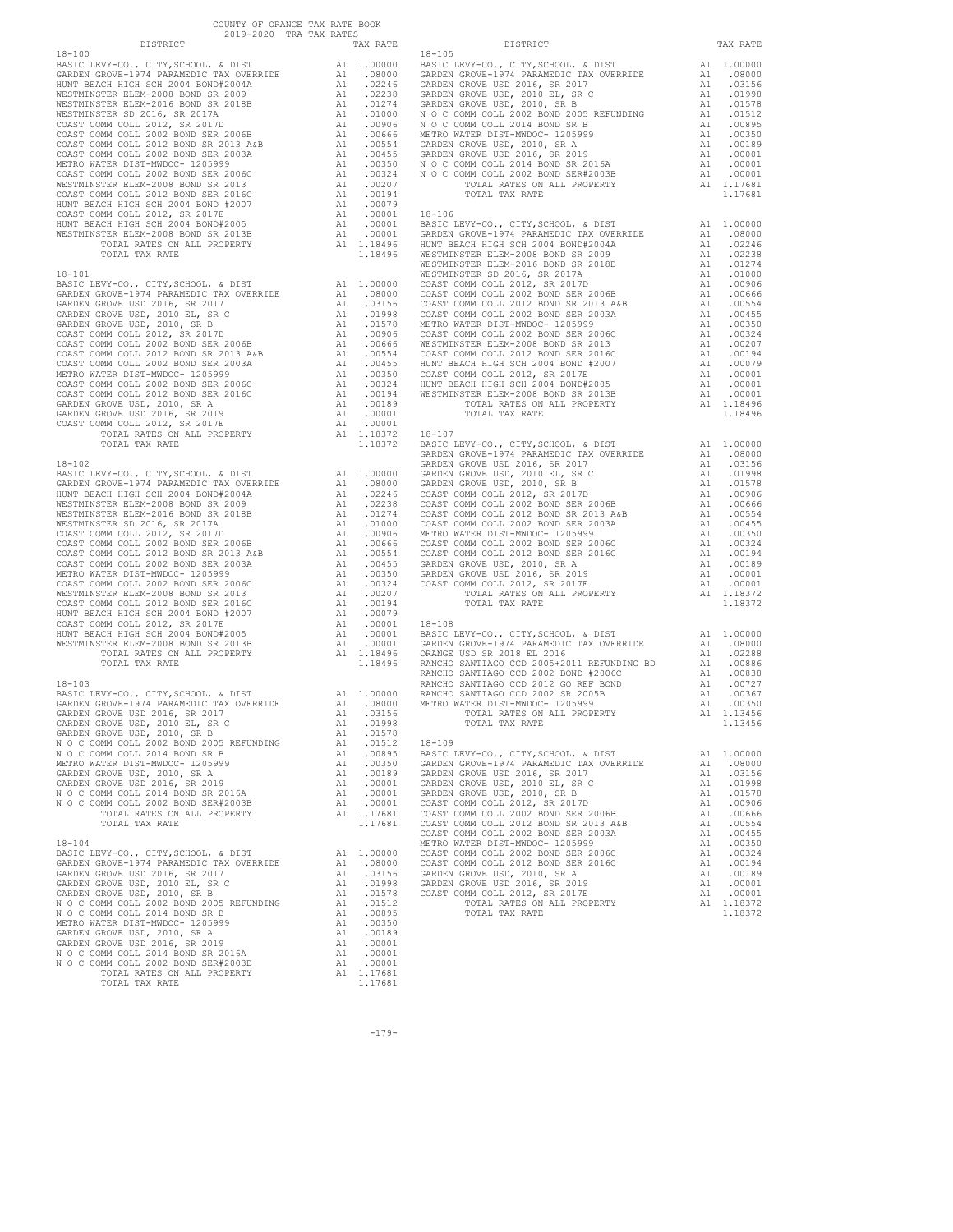COUNTY OF ORANGE TAX RATE BOOK
2019-2020 TRA TAX RATES

| DISTRICT | | TAX RATE |
|---|---|---|
| **18-100** | | |
| BASIC LEVY-CO., CITY,SCHOOL, & DIST | A1 | 1.00000 |
| GARDEN GROVE-1974 PARAMEDIC TAX OVERRIDE | A1 | .08000 |
| HUNT BEACH HIGH SCH 2004 BOND#2004A | A1 | .02246 |
| WESTMINSTER ELEM-2008 BOND SR 2009 | A1 | .02238 |
| WESTMINSTER ELEM-2016 BOND SR 2018B | A1 | .01274 |
| WESTMINSTER SD 2016, SR 2017A | A1 | .01000 |
| COAST COMM COLL 2012, SR 2017D | A1 | .00906 |
| COAST COMM COLL 2002 BOND SER 2006B | A1 | .00666 |
| COAST COMM COLL 2012 BOND SR 2013 A&B | A1 | .00554 |
| COAST COMM COLL 2002 BOND SER 2003A | A1 | .00455 |
| METRO WATER DIST-MWDOC- 1205999 | A1 | .00350 |
| COAST COMM COLL 2002 BOND SER 2006C | A1 | .00324 |
| WESTMINSTER ELEM-2008 BOND SR 2013 | A1 | .00207 |
| COAST COMM COLL 2012 BOND SER 2016C | A1 | .00194 |
| HUNT BEACH HIGH SCH 2004 BOND #2007 | A1 | .00079 |
| COAST COMM COLL 2012, SR 2017E | A1 | .00001 |
| HUNT BEACH HIGH SCH 2004 BOND#2005 | A1 | .00001 |
| WESTMINSTER ELEM-2008 BOND SR 2013B | A1 | .00001 |
| TOTAL RATES ON ALL PROPERTY | A1 | 1.18496 |
| TOTAL TAX RATE | | 1.18496 |
| **18-101** | | |
| BASIC LEVY-CO., CITY,SCHOOL, & DIST | A1 | 1.00000 |
| GARDEN GROVE-1974 PARAMEDIC TAX OVERRIDE | A1 | .08000 |
| GARDEN GROVE USD 2016, SR 2017 | A1 | .03156 |
| GARDEN GROVE USD, 2010 EL, SR C | A1 | .01998 |
| GARDEN GROVE USD, 2010, SR B | A1 | .01578 |
| COAST COMM COLL 2012, SR 2017D | A1 | .00906 |
| COAST COMM COLL 2002 BOND SER 2006B | A1 | .00666 |
| COAST COMM COLL 2012 BOND SR 2013 A&B | A1 | .00554 |
| COAST COMM COLL 2002 BOND SER 2003A | A1 | .00455 |
| METRO WATER DIST-MWDOC- 1205999 | A1 | .00350 |
| COAST COMM COLL 2002 BOND SER 2006C | A1 | .00324 |
| COAST COMM COLL 2012 BOND SER 2016C | A1 | .00194 |
| GARDEN GROVE USD, 2010, SR A | A1 | .00189 |
| GARDEN GROVE USD 2016, SR 2019 | A1 | .00001 |
| COAST COMM COLL 2012, SR 2017E | A1 | .00001 |
| TOTAL RATES ON ALL PROPERTY | A1 | 1.18372 |
| TOTAL TAX RATE | | 1.18372 |
| **18-102** | | |
| BASIC LEVY-CO., CITY,SCHOOL, & DIST | A1 | 1.00000 |
| GARDEN GROVE-1974 PARAMEDIC TAX OVERRIDE | A1 | .08000 |
| HUNT BEACH HIGH SCH 2004 BOND#2004A | A1 | .02246 |
| WESTMINSTER ELEM-2008 BOND SR 2009 | A1 | .02238 |
| WESTMINSTER ELEM-2016 BOND SR 2018B | A1 | .01274 |
| WESTMINSTER SD 2016, SR 2017A | A1 | .01000 |
| COAST COMM COLL 2012, SR 2017D | A1 | .00906 |
| COAST COMM COLL 2002 BOND SER 2006B | A1 | .00666 |
| COAST COMM COLL 2012 BOND SR 2013 A&B | A1 | .00554 |
| COAST COMM COLL 2002 BOND SER 2003A | A1 | .00455 |
| METRO WATER DIST-MWDOC- 1205999 | A1 | .00350 |
| COAST COMM COLL 2002 BOND SER 2006C | A1 | .00324 |
| WESTMINSTER ELEM-2008 BOND SR 2013 | A1 | .00207 |
| COAST COMM COLL 2012 BOND SER 2016C | A1 | .00194 |
| HUNT BEACH HIGH SCH 2004 BOND #2007 | A1 | .00079 |
| COAST COMM COLL 2012, SR 2017E | A1 | .00001 |
| HUNT BEACH HIGH SCH 2004 BOND#2005 | A1 | .00001 |
| WESTMINSTER ELEM-2008 BOND SR 2013B | A1 | .00001 |
| TOTAL RATES ON ALL PROPERTY | A1 | 1.18496 |
| TOTAL TAX RATE | | 1.18496 |
| **18-103** | | |
| BASIC LEVY-CO., CITY,SCHOOL, & DIST | A1 | 1.00000 |
| GARDEN GROVE-1974 PARAMEDIC TAX OVERRIDE | A1 | .08000 |
| GARDEN GROVE USD 2016, SR 2017 | A1 | .03156 |
| GARDEN GROVE USD, 2010 EL, SR C | A1 | .01998 |
| GARDEN GROVE USD, 2010, SR B | A1 | .01578 |
| N O C COMM COLL 2002 BOND 2005 REFUNDING | A1 | .01512 |
| N O C COMM COLL 2014 BOND SR B | A1 | .00895 |
| METRO WATER DIST-MWDOC- 1205999 | A1 | .00350 |
| GARDEN GROVE USD, 2010, SR A | A1 | .00189 |
| GARDEN GROVE USD 2016, SR 2019 | A1 | .00001 |
| N O C COMM COLL 2014 BOND SR 2016A | A1 | .00001 |
| N O C COMM COLL 2002 BOND SER#2003B | A1 | .00001 |
| TOTAL RATES ON ALL PROPERTY | A1 | 1.17681 |
| TOTAL TAX RATE | | 1.17681 |
| **18-104** | | |
| BASIC LEVY-CO., CITY,SCHOOL, & DIST | A1 | 1.00000 |
| GARDEN GROVE-1974 PARAMEDIC TAX OVERRIDE | A1 | .08000 |
| GARDEN GROVE USD 2016, SR 2017 | A1 | .03156 |
| GARDEN GROVE USD, 2010 EL, SR C | A1 | .01998 |
| GARDEN GROVE USD, 2010, SR B | A1 | .01578 |
| N O C COMM COLL 2002 BOND 2005 REFUNDING | A1 | .01512 |
| N O C COMM COLL 2014 BOND SR B | A1 | .00895 |
| METRO WATER DIST-MWDOC- 1205999 | A1 | .00350 |
| GARDEN GROVE USD, 2010, SR A | A1 | .00189 |
| GARDEN GROVE USD 2016, SR 2019 | A1 | .00001 |
| N O C COMM COLL 2014 BOND SR 2016A | A1 | .00001 |
| N O C COMM COLL 2002 BOND SER#2003B | A1 | .00001 |
| TOTAL RATES ON ALL PROPERTY | A1 | 1.17681 |
| TOTAL TAX RATE | | 1.17681 |
| **18-105** | | |
| BASIC LEVY-CO., CITY,SCHOOL, & DIST | A1 | 1.00000 |
| GARDEN GROVE-1974 PARAMEDIC TAX OVERRIDE | A1 | .08000 |
| GARDEN GROVE USD 2016, SR 2017 | A1 | .03156 |
| GARDEN GROVE USD, 2010 EL, SR C | A1 | .01998 |
| GARDEN GROVE USD, 2010, SR B | A1 | .01578 |
| N O C COMM COLL 2002 BOND 2005 REFUNDING | A1 | .01512 |
| N O C COMM COLL 2014 BOND SR B | A1 | .00895 |
| METRO WATER DIST-MWDOC- 1205999 | A1 | .00350 |
| GARDEN GROVE USD, 2010, SR A | A1 | .00189 |
| GARDEN GROVE USD 2016, SR 2019 | A1 | .00001 |
| N O C COMM COLL 2014 BOND SR 2016A | A1 | .00001 |
| N O C COMM COLL 2002 BOND SER#2003B | A1 | .00001 |
| TOTAL RATES ON ALL PROPERTY | A1 | 1.17681 |
| TOTAL TAX RATE | | 1.17681 |
| **18-106** | | |
| BASIC LEVY-CO., CITY,SCHOOL, & DIST | A1 | 1.00000 |
| GARDEN GROVE-1974 PARAMEDIC TAX OVERRIDE | A1 | .08000 |
| HUNT BEACH HIGH SCH 2004 BOND#2004A | A1 | .02246 |
| WESTMINSTER ELEM-2008 BOND SR 2009 | A1 | .02238 |
| WESTMINSTER ELEM-2016 BOND SR 2018B | A1 | .01274 |
| WESTMINSTER SD 2016, SR 2017A | A1 | .01000 |
| COAST COMM COLL 2012, SR 2017D | A1 | .00906 |
| COAST COMM COLL 2002 BOND SER 2006B | A1 | .00666 |
| COAST COMM COLL 2012 BOND SR 2013 A&B | A1 | .00554 |
| COAST COMM COLL 2002 BOND SER 2003A | A1 | .00455 |
| METRO WATER DIST-MWDOC- 1205999 | A1 | .00350 |
| COAST COMM COLL 2002 BOND SER 2006C | A1 | .00324 |
| WESTMINSTER ELEM-2008 BOND SR 2013 | A1 | .00207 |
| COAST COMM COLL 2012 BOND SER 2016C | A1 | .00194 |
| HUNT BEACH HIGH SCH 2004 BOND #2007 | A1 | .00079 |
| COAST COMM COLL 2012, SR 2017E | A1 | .00001 |
| HUNT BEACH HIGH SCH 2004 BOND#2005 | A1 | .00001 |
| WESTMINSTER ELEM-2008 BOND SR 2013B | A1 | .00001 |
| TOTAL RATES ON ALL PROPERTY | A1 | 1.18496 |
| TOTAL TAX RATE | | 1.18496 |
| **18-107** | | |
| BASIC LEVY-CO., CITY,SCHOOL, & DIST | A1 | 1.00000 |
| GARDEN GROVE-1974 PARAMEDIC TAX OVERRIDE | A1 | .08000 |
| GARDEN GROVE USD 2016, SR 2017 | A1 | .03156 |
| GARDEN GROVE USD, 2010 EL, SR C | A1 | .01998 |
| GARDEN GROVE USD, 2010, SR B | A1 | .01578 |
| COAST COMM COLL 2012, SR 2017D | A1 | .00906 |
| COAST COMM COLL 2002 BOND SER 2006B | A1 | .00666 |
| COAST COMM COLL 2012 BOND SR 2013 A&B | A1 | .00554 |
| COAST COMM COLL 2002 BOND SER 2003A | A1 | .00455 |
| METRO WATER DIST-MWDOC- 1205999 | A1 | .00350 |
| COAST COMM COLL 2002 BOND SER 2006C | A1 | .00324 |
| COAST COMM COLL 2012 BOND SER 2016C | A1 | .00194 |
| GARDEN GROVE USD, 2010, SR A | A1 | .00189 |
| GARDEN GROVE USD 2016, SR 2019 | A1 | .00001 |
| COAST COMM COLL 2012, SR 2017E | A1 | .00001 |
| TOTAL RATES ON ALL PROPERTY | A1 | 1.18372 |
| TOTAL TAX RATE | | 1.18372 |
| **18-108** | | |
| BASIC LEVY-CO., CITY,SCHOOL, & DIST | A1 | 1.00000 |
| GARDEN GROVE-1974 PARAMEDIC TAX OVERRIDE | A1 | .08000 |
| ORANGE USD SR 2018 EL 2016 | A1 | .02288 |
| RANCHO SANTIAGO CCD 2005+2011 REFUNDING BD | A1 | .00886 |
| RANCHO SANTIAGO CCD 2002 BOND #2006C | A1 | .00838 |
| RANCHO SANTIAGO CCD 2012 GO REF BOND | A1 | .00727 |
| RANCHO SANTIAGO CCD 2002 SR 2005B | A1 | .00367 |
| METRO WATER DIST-MWDOC- 1205999 | A1 | .00350 |
| TOTAL RATES ON ALL PROPERTY | A1 | 1.13456 |
| TOTAL TAX RATE | | 1.13456 |
| **18-109** | | |
| BASIC LEVY-CO., CITY,SCHOOL, & DIST | A1 | 1.00000 |
| GARDEN GROVE-1974 PARAMEDIC TAX OVERRIDE | A1 | .08000 |
| GARDEN GROVE USD 2016, SR 2017 | A1 | .03156 |
| GARDEN GROVE USD, 2010 EL, SR C | A1 | .01998 |
| GARDEN GROVE USD, 2010, SR B | A1 | .01578 |
| COAST COMM COLL 2012, SR 2017D | A1 | .00906 |
| COAST COMM COLL 2002 BOND SER 2006B | A1 | .00666 |
| COAST COMM COLL 2012 BOND SR 2013 A&B | A1 | .00554 |
| COAST COMM COLL 2002 BOND SER 2003A | A1 | .00455 |
| METRO WATER DIST-MWDOC- 1205999 | A1 | .00350 |
| COAST COMM COLL 2002 BOND SER 2006C | A1 | .00324 |
| COAST COMM COLL 2012 BOND SER 2016C | A1 | .00194 |
| GARDEN GROVE USD, 2010, SR A | A1 | .00189 |
| GARDEN GROVE USD 2016, SR 2019 | A1 | .00001 |
| COAST COMM COLL 2012, SR 2017E | A1 | .00001 |
| TOTAL RATES ON ALL PROPERTY | A1 | 1.18372 |
| TOTAL TAX RATE | | 1.18372 |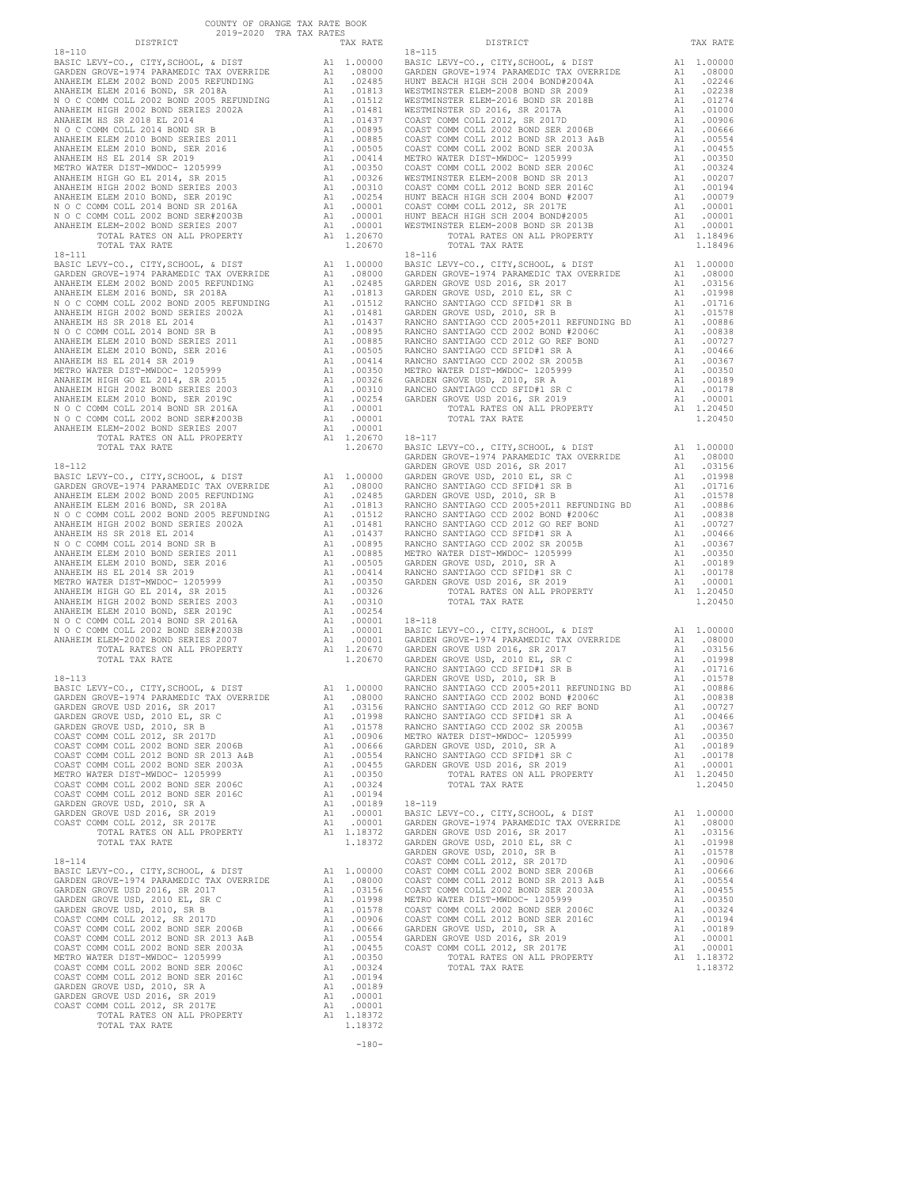COUNTY OF ORANGE TAX RATE BOOK
2019-2020 TRA TAX RATES

| DISTRICT | | TAX RATE |
|---|---|---|
| **18-110** | | |
| BASIC LEVY-CO., CITY,SCHOOL, & DIST | A1 | 1.00000 |
| GARDEN GROVE-1974 PARAMEDIC TAX OVERRIDE | A1 | .08000 |
| ANAHEIM ELEM 2002 BOND 2005 REFUNDING | A1 | .02485 |
| ANAHEIM ELEM 2016 BOND, SR 2018A | A1 | .01813 |
| N O C COMM COLL 2002 BOND 2005 REFUNDING | A1 | .01512 |
| ANAHEIM HIGH 2002 BOND SERIES 2002A | A1 | .01481 |
| ANAHEIM HS SR 2018 EL 2014 | A1 | .01437 |
| N O C COMM COLL 2014 BOND SR B | A1 | .00895 |
| ANAHEIM ELEM 2010 BOND SERIES 2011 | A1 | .00885 |
| ANAHEIM ELEM 2010 BOND, SER 2016 | A1 | .00505 |
| ANAHEIM HS EL 2014 SR 2019 | A1 | .00414 |
| METRO WATER DIST-MWDOC- 1205999 | A1 | .00350 |
| ANAHEIM HIGH GO EL 2014, SR 2015 | A1 | .00326 |
| ANAHEIM HIGH 2002 BOND SERIES 2003 | A1 | .00310 |
| ANAHEIM ELEM 2010 BOND, SER 2019C | A1 | .00254 |
| N O C COMM COLL 2014 BOND SR 2016A | A1 | .00001 |
| N O C COMM COLL 2002 BOND SER#2003B | A1 | .00001 |
| ANAHEIM ELEM-2002 BOND SERIES 2007 | A1 | .00001 |
| TOTAL RATES ON ALL PROPERTY | A1 | 1.20670 |
| TOTAL TAX RATE | | 1.20670 |
| **18-111** | | |
| BASIC LEVY-CO., CITY,SCHOOL, & DIST | A1 | 1.00000 |
| GARDEN GROVE-1974 PARAMEDIC TAX OVERRIDE | A1 | .08000 |
| ANAHEIM ELEM 2002 BOND 2005 REFUNDING | A1 | .02485 |
| ANAHEIM ELEM 2016 BOND, SR 2018A | A1 | .01813 |
| N O C COMM COLL 2002 BOND 2005 REFUNDING | A1 | .01512 |
| ANAHEIM HIGH 2002 BOND SERIES 2002A | A1 | .01481 |
| ANAHEIM HS SR 2018 EL 2014 | A1 | .01437 |
| N O C COMM COLL 2014 BOND SR B | A1 | .00895 |
| ANAHEIM ELEM 2010 BOND SERIES 2011 | A1 | .00885 |
| ANAHEIM ELEM 2010 BOND, SER 2016 | A1 | .00505 |
| ANAHEIM HS EL 2014 SR 2019 | A1 | .00414 |
| METRO WATER DIST-MWDOC- 1205999 | A1 | .00350 |
| ANAHEIM HIGH GO EL 2014, SR 2015 | A1 | .00326 |
| ANAHEIM HIGH 2002 BOND SERIES 2003 | A1 | .00310 |
| ANAHEIM ELEM 2010 BOND, SER 2019C | A1 | .00254 |
| N O C COMM COLL 2014 BOND SR 2016A | A1 | .00001 |
| N O C COMM COLL 2002 BOND SER#2003B | A1 | .00001 |
| ANAHEIM ELEM-2002 BOND SERIES 2007 | A1 | .00001 |
| TOTAL RATES ON ALL PROPERTY | A1 | 1.20670 |
| TOTAL TAX RATE | | 1.20670 |
| **18-112** | | |
| BASIC LEVY-CO., CITY,SCHOOL, & DIST | A1 | 1.00000 |
| GARDEN GROVE-1974 PARAMEDIC TAX OVERRIDE | A1 | .08000 |
| ANAHEIM ELEM 2002 BOND 2005 REFUNDING | A1 | .02485 |
| ANAHEIM ELEM 2016 BOND, SR 2018A | A1 | .01813 |
| N O C COMM COLL 2002 BOND 2005 REFUNDING | A1 | .01512 |
| ANAHEIM HIGH 2002 BOND SERIES 2002A | A1 | .01481 |
| ANAHEIM HS SR 2018 EL 2014 | A1 | .01437 |
| N O C COMM COLL 2014 BOND SR B | A1 | .00895 |
| ANAHEIM ELEM 2010 BOND SERIES 2011 | A1 | .00885 |
| ANAHEIM ELEM 2010 BOND, SER 2016 | A1 | .00505 |
| ANAHEIM HS EL 2014 SR 2019 | A1 | .00414 |
| METRO WATER DIST-MWDOC- 1205999 | A1 | .00350 |
| ANAHEIM HIGH GO EL 2014, SR 2015 | A1 | .00326 |
| ANAHEIM HIGH 2002 BOND SERIES 2003 | A1 | .00310 |
| ANAHEIM ELEM 2010 BOND, SER 2019C | A1 | .00254 |
| N O C COMM COLL 2014 BOND SR 2016A | A1 | .00001 |
| N O C COMM COLL 2002 BOND SER#2003B | A1 | .00001 |
| ANAHEIM ELEM-2002 BOND SERIES 2007 | A1 | .00001 |
| TOTAL RATES ON ALL PROPERTY | A1 | 1.20670 |
| TOTAL TAX RATE | | 1.20670 |
| **18-113** | | |
| BASIC LEVY-CO., CITY,SCHOOL, & DIST | A1 | 1.00000 |
| GARDEN GROVE-1974 PARAMEDIC TAX OVERRIDE | A1 | .08000 |
| GARDEN GROVE USD 2016, SR 2017 | A1 | .03156 |
| GARDEN GROVE USD, 2010 EL, SR C | A1 | .01998 |
| GARDEN GROVE USD, 2010, SR B | A1 | .01578 |
| COAST COMM COLL 2012, SR 2017D | A1 | .00906 |
| COAST COMM COLL 2002 BOND SER 2006B | A1 | .00666 |
| COAST COMM COLL 2012 BOND SR 2013 A&B | A1 | .00554 |
| COAST COMM COLL 2002 BOND SER 2003A | A1 | .00455 |
| METRO WATER DIST-MWDOC- 1205999 | A1 | .00350 |
| COAST COMM COLL 2002 BOND SER 2006C | A1 | .00324 |
| COAST COMM COLL 2012 BOND SER 2016C | A1 | .00194 |
| GARDEN GROVE USD, 2010, SR A | A1 | .00189 |
| GARDEN GROVE USD 2016, SR 2019 | A1 | .00001 |
| COAST COMM COLL 2012, SR 2017E | A1 | .00001 |
| TOTAL RATES ON ALL PROPERTY | A1 | 1.18372 |
| TOTAL TAX RATE | | 1.18372 |
| **18-114** | | |
| BASIC LEVY-CO., CITY,SCHOOL, & DIST | A1 | 1.00000 |
| GARDEN GROVE-1974 PARAMEDIC TAX OVERRIDE | A1 | .08000 |
| GARDEN GROVE USD 2016, SR 2017 | A1 | .03156 |
| GARDEN GROVE USD, 2010 EL, SR C | A1 | .01998 |
| GARDEN GROVE USD, 2010, SR B | A1 | .01578 |
| COAST COMM COLL 2012, SR 2017D | A1 | .00906 |
| COAST COMM COLL 2002 BOND SER 2006B | A1 | .00666 |
| COAST COMM COLL 2012 BOND SR 2013 A&B | A1 | .00554 |
| COAST COMM COLL 2002 BOND SER 2003A | A1 | .00455 |
| METRO WATER DIST-MWDOC- 1205999 | A1 | .00350 |
| COAST COMM COLL 2002 BOND SER 2006C | A1 | .00324 |
| COAST COMM COLL 2012 BOND SER 2016C | A1 | .00194 |
| GARDEN GROVE USD, 2010, SR A | A1 | .00189 |
| GARDEN GROVE USD 2016, SR 2019 | A1 | .00001 |
| COAST COMM COLL 2012, SR 2017E | A1 | .00001 |
| TOTAL RATES ON ALL PROPERTY | A1 | 1.18372 |
| TOTAL TAX RATE | | 1.18372 |
| **18-115** | | |
| BASIC LEVY-CO., CITY,SCHOOL, & DIST | A1 | 1.00000 |
| GARDEN GROVE-1974 PARAMEDIC TAX OVERRIDE | A1 | .08000 |
| HUNT BEACH HIGH SCH 2004 BOND#2004A | A1 | .02246 |
| WESTMINSTER ELEM-2008 BOND SR 2009 | A1 | .02238 |
| WESTMINSTER ELEM-2016 BOND SR 2018B | A1 | .01274 |
| WESTMINSTER SD 2016, SR 2017A | A1 | .01000 |
| COAST COMM COLL 2012, SR 2017D | A1 | .00906 |
| COAST COMM COLL 2002 BOND SER 2006B | A1 | .00666 |
| COAST COMM COLL 2012 BOND SR 2013 A&B | A1 | .00554 |
| COAST COMM COLL 2002 BOND SER 2003A | A1 | .00455 |
| METRO WATER DIST-MWDOC- 1205999 | A1 | .00350 |
| COAST COMM COLL 2002 BOND SER 2006C | A1 | .00324 |
| WESTMINSTER ELEM-2008 BOND SR 2013 | A1 | .00207 |
| COAST COMM COLL 2012 BOND SER 2016C | A1 | .00194 |
| HUNT BEACH HIGH SCH 2004 BOND #2007 | A1 | .00079 |
| COAST COMM COLL 2012, SR 2017E | A1 | .00001 |
| HUNT BEACH HIGH SCH 2004 BOND#2005 | A1 | .00001 |
| WESTMINSTER ELEM-2008 BOND SR 2013B | A1 | .00001 |
| TOTAL RATES ON ALL PROPERTY | A1 | 1.18496 |
| TOTAL TAX RATE | | 1.18496 |
| **18-116** | | |
| BASIC LEVY-CO., CITY,SCHOOL, & DIST | A1 | 1.00000 |
| GARDEN GROVE-1974 PARAMEDIC TAX OVERRIDE | A1 | .08000 |
| GARDEN GROVE USD 2016, SR 2017 | A1 | .03156 |
| GARDEN GROVE USD, 2010 EL, SR C | A1 | .01998 |
| RANCHO SANTIAGO CCD SFID#1 SR B | A1 | .01716 |
| GARDEN GROVE USD, 2010, SR B | A1 | .01578 |
| RANCHO SANTIAGO CCD 2005+2011 REFUNDING BD | A1 | .00886 |
| RANCHO SANTIAGO CCD 2002 BOND #2006C | A1 | .00838 |
| RANCHO SANTIAGO CCD 2012 GO REF BOND | A1 | .00727 |
| RANCHO SANTIAGO CCD SFID#1 SR A | A1 | .00466 |
| RANCHO SANTIAGO CCD 2002 SR 2005B | A1 | .00367 |
| METRO WATER DIST-MWDOC- 1205999 | A1 | .00350 |
| GARDEN GROVE USD, 2010, SR A | A1 | .00189 |
| RANCHO SANTIAGO CCD SFID#1 SR C | A1 | .00178 |
| GARDEN GROVE USD 2016, SR 2019 | A1 | .00001 |
| TOTAL RATES ON ALL PROPERTY | A1 | 1.20450 |
| TOTAL TAX RATE | | 1.20450 |
| **18-117** | | |
| BASIC LEVY-CO., CITY,SCHOOL, & DIST | A1 | 1.00000 |
| GARDEN GROVE-1974 PARAMEDIC TAX OVERRIDE | A1 | .08000 |
| GARDEN GROVE USD 2016, SR 2017 | A1 | .03156 |
| GARDEN GROVE USD, 2010 EL, SR C | A1 | .01998 |
| RANCHO SANTIAGO CCD SFID#1 SR B | A1 | .01716 |
| GARDEN GROVE USD, 2010, SR B | A1 | .01578 |
| RANCHO SANTIAGO CCD 2005+2011 REFUNDING BD | A1 | .00886 |
| RANCHO SANTIAGO CCD 2002 BOND #2006C | A1 | .00838 |
| RANCHO SANTIAGO CCD 2012 GO REF BOND | A1 | .00727 |
| RANCHO SANTIAGO CCD SFID#1 SR A | A1 | .00466 |
| RANCHO SANTIAGO CCD 2002 SR 2005B | A1 | .00367 |
| METRO WATER DIST-MWDOC- 1205999 | A1 | .00350 |
| GARDEN GROVE USD, 2010, SR A | A1 | .00189 |
| RANCHO SANTIAGO CCD SFID#1 SR C | A1 | .00178 |
| GARDEN GROVE USD 2016, SR 2019 | A1 | .00001 |
| TOTAL RATES ON ALL PROPERTY | A1 | 1.20450 |
| TOTAL TAX RATE | | 1.20450 |
| **18-118** | | |
| BASIC LEVY-CO., CITY,SCHOOL, & DIST | A1 | 1.00000 |
| GARDEN GROVE-1974 PARAMEDIC TAX OVERRIDE | A1 | .08000 |
| GARDEN GROVE USD 2016, SR 2017 | A1 | .03156 |
| GARDEN GROVE USD, 2010 EL, SR C | A1 | .01998 |
| RANCHO SANTIAGO CCD SFID#1 SR B | A1 | .01716 |
| GARDEN GROVE USD, 2010, SR B | A1 | .01578 |
| RANCHO SANTIAGO CCD 2005+2011 REFUNDING BD | A1 | .00886 |
| RANCHO SANTIAGO CCD 2002 BOND #2006C | A1 | .00838 |
| RANCHO SANTIAGO CCD 2012 GO REF BOND | A1 | .00727 |
| RANCHO SANTIAGO CCD SFID#1 SR A | A1 | .00466 |
| RANCHO SANTIAGO CCD 2002 SR 2005B | A1 | .00367 |
| METRO WATER DIST-MWDOC- 1205999 | A1 | .00350 |
| GARDEN GROVE USD, 2010, SR A | A1 | .00189 |
| RANCHO SANTIAGO CCD SFID#1 SR C | A1 | .00178 |
| GARDEN GROVE USD 2016, SR 2019 | A1 | .00001 |
| TOTAL RATES ON ALL PROPERTY | A1 | 1.20450 |
| TOTAL TAX RATE | | 1.20450 |
| **18-119** | | |
| BASIC LEVY-CO., CITY,SCHOOL, & DIST | A1 | 1.00000 |
| GARDEN GROVE-1974 PARAMEDIC TAX OVERRIDE | A1 | .08000 |
| GARDEN GROVE USD 2016, SR 2017 | A1 | .03156 |
| GARDEN GROVE USD, 2010 EL, SR C | A1 | .01998 |
| GARDEN GROVE USD, 2010, SR B | A1 | .01578 |
| COAST COMM COLL 2012, SR 2017D | A1 | .00906 |
| COAST COMM COLL 2002 BOND SER 2006B | A1 | .00666 |
| COAST COMM COLL 2012 BOND SR 2013 A&B | A1 | .00554 |
| COAST COMM COLL 2002 BOND SER 2003A | A1 | .00455 |
| METRO WATER DIST-MWDOC- 1205999 | A1 | .00350 |
| COAST COMM COLL 2002 BOND SER 2006C | A1 | .00324 |
| COAST COMM COLL 2012 BOND SER 2016C | A1 | .00194 |
| GARDEN GROVE USD, 2010, SR A | A1 | .00189 |
| GARDEN GROVE USD 2016, SR 2019 | A1 | .00001 |
| COAST COMM COLL 2012, SR 2017E | A1 | .00001 |
| TOTAL RATES ON ALL PROPERTY | A1 | 1.18372 |
| TOTAL TAX RATE | | 1.18372 |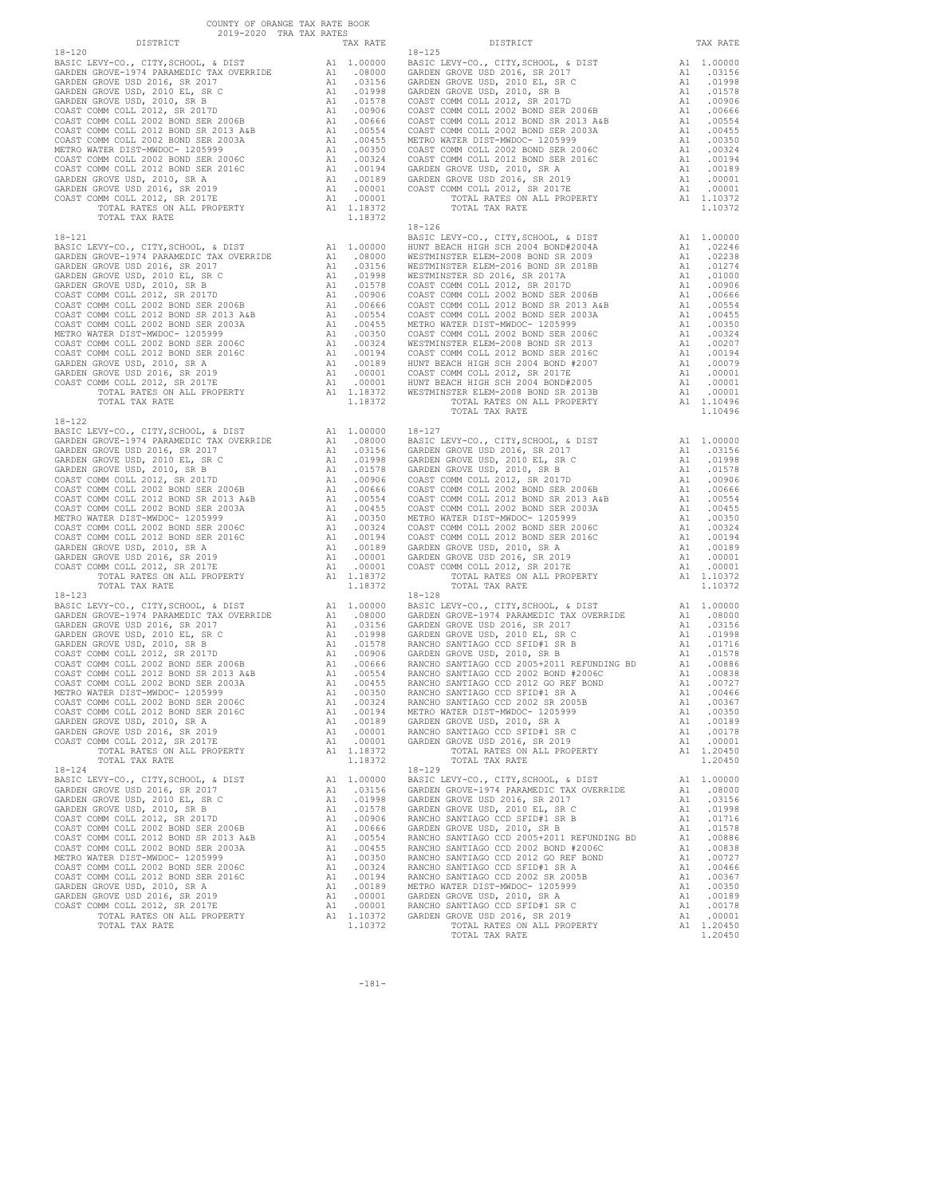COUNTY OF ORANGE TAX RATE BOOK
2019-2020 TRA TAX RATES

| DISTRICT | | TAX RATE |
|---|---|---|
| **18-120** | | |
| BASIC LEVY-CO., CITY,SCHOOL, & DIST | A1 | 1.00000 |
| GARDEN GROVE-1974 PARAMEDIC TAX OVERRIDE | A1 | .08000 |
| GARDEN GROVE USD 2016, SR 2017 | A1 | .03156 |
| GARDEN GROVE USD, 2010 EL, SR C | A1 | .01998 |
| GARDEN GROVE USD, 2010, SR B | A1 | .01578 |
| COAST COMM COLL 2012, SR 2017D | A1 | .00906 |
| COAST COMM COLL 2002 BOND SER 2006B | A1 | .00666 |
| COAST COMM COLL 2012 BOND SR 2013 A&B | A1 | .00554 |
| COAST COMM COLL 2002 BOND SER 2003A | A1 | .00455 |
| METRO WATER DIST-MWDOC- 1205999 | A1 | .00350 |
| COAST COMM COLL 2002 BOND SER 2006C | A1 | .00324 |
| COAST COMM COLL 2012 BOND SER 2016C | A1 | .00194 |
| GARDEN GROVE USD, 2010, SR A | A1 | .00189 |
| GARDEN GROVE USD 2016, SR 2019 | A1 | .00001 |
| COAST COMM COLL 2012, SR 2017E | A1 | .00001 |
| TOTAL RATES ON ALL PROPERTY | A1 | 1.18372 |
| TOTAL TAX RATE | | 1.18372 |
| **18-121** | | |
| BASIC LEVY-CO., CITY,SCHOOL, & DIST | A1 | 1.00000 |
| GARDEN GROVE-1974 PARAMEDIC TAX OVERRIDE | A1 | .08000 |
| GARDEN GROVE USD 2016, SR 2017 | A1 | .03156 |
| GARDEN GROVE USD, 2010 EL, SR C | A1 | .01998 |
| GARDEN GROVE USD, 2010, SR B | A1 | .01578 |
| COAST COMM COLL 2012, SR 2017D | A1 | .00906 |
| COAST COMM COLL 2002 BOND SER 2006B | A1 | .00666 |
| COAST COMM COLL 2012 BOND SR 2013 A&B | A1 | .00554 |
| COAST COMM COLL 2002 BOND SER 2003A | A1 | .00455 |
| METRO WATER DIST-MWDOC- 1205999 | A1 | .00350 |
| COAST COMM COLL 2002 BOND SER 2006C | A1 | .00324 |
| COAST COMM COLL 2012 BOND SER 2016C | A1 | .00194 |
| GARDEN GROVE USD, 2010, SR A | A1 | .00189 |
| GARDEN GROVE USD 2016, SR 2019 | A1 | .00001 |
| COAST COMM COLL 2012, SR 2017E | A1 | .00001 |
| TOTAL RATES ON ALL PROPERTY | A1 | 1.18372 |
| TOTAL TAX RATE | | 1.18372 |
| **18-122** | | |
| BASIC LEVY-CO., CITY,SCHOOL, & DIST | A1 | 1.00000 |
| GARDEN GROVE-1974 PARAMEDIC TAX OVERRIDE | A1 | .08000 |
| GARDEN GROVE USD 2016, SR 2017 | A1 | .03156 |
| GARDEN GROVE USD, 2010 EL, SR C | A1 | .01998 |
| GARDEN GROVE USD, 2010, SR B | A1 | .01578 |
| COAST COMM COLL 2012, SR 2017D | A1 | .00906 |
| COAST COMM COLL 2002 BOND SER 2006B | A1 | .00666 |
| COAST COMM COLL 2012 BOND SR 2013 A&B | A1 | .00554 |
| COAST COMM COLL 2002 BOND SER 2003A | A1 | .00455 |
| METRO WATER DIST-MWDOC- 1205999 | A1 | .00350 |
| COAST COMM COLL 2002 BOND SER 2006C | A1 | .00324 |
| COAST COMM COLL 2012 BOND SER 2016C | A1 | .00194 |
| GARDEN GROVE USD, 2010, SR A | A1 | .00189 |
| GARDEN GROVE USD 2016, SR 2019 | A1 | .00001 |
| COAST COMM COLL 2012, SR 2017E | A1 | .00001 |
| TOTAL RATES ON ALL PROPERTY | A1 | 1.18372 |
| TOTAL TAX RATE | | 1.18372 |
| **18-123** | | |
| BASIC LEVY-CO., CITY,SCHOOL, & DIST | A1 | 1.00000 |
| GARDEN GROVE-1974 PARAMEDIC TAX OVERRIDE | A1 | .08000 |
| GARDEN GROVE USD 2016, SR 2017 | A1 | .03156 |
| GARDEN GROVE USD, 2010 EL, SR C | A1 | .01998 |
| GARDEN GROVE USD, 2010, SR B | A1 | .01578 |
| COAST COMM COLL 2012, SR 2017D | A1 | .00906 |
| COAST COMM COLL 2002 BOND SER 2006B | A1 | .00666 |
| COAST COMM COLL 2012 BOND SR 2013 A&B | A1 | .00554 |
| COAST COMM COLL 2002 BOND SER 2003A | A1 | .00455 |
| METRO WATER DIST-MWDOC- 1205999 | A1 | .00350 |
| COAST COMM COLL 2002 BOND SER 2006C | A1 | .00324 |
| COAST COMM COLL 2012 BOND SER 2016C | A1 | .00194 |
| GARDEN GROVE USD, 2010, SR A | A1 | .00189 |
| GARDEN GROVE USD 2016, SR 2019 | A1 | .00001 |
| COAST COMM COLL 2012, SR 2017E | A1 | .00001 |
| TOTAL RATES ON ALL PROPERTY | A1 | 1.18372 |
| TOTAL TAX RATE | | 1.18372 |
| **18-124** | | |
| BASIC LEVY-CO., CITY,SCHOOL, & DIST | A1 | 1.00000 |
| GARDEN GROVE USD 2016, SR 2017 | A1 | .03156 |
| GARDEN GROVE USD, 2010 EL, SR C | A1 | .01998 |
| GARDEN GROVE USD, 2010, SR B | A1 | .01578 |
| COAST COMM COLL 2012, SR 2017D | A1 | .00906 |
| COAST COMM COLL 2002 BOND SER 2006B | A1 | .00666 |
| COAST COMM COLL 2012 BOND SR 2013 A&B | A1 | .00554 |
| COAST COMM COLL 2002 BOND SER 2003A | A1 | .00455 |
| METRO WATER DIST-MWDOC- 1205999 | A1 | .00350 |
| COAST COMM COLL 2002 BOND SER 2006C | A1 | .00324 |
| COAST COMM COLL 2012 BOND SER 2016C | A1 | .00194 |
| GARDEN GROVE USD, 2010, SR A | A1 | .00189 |
| GARDEN GROVE USD 2016, SR 2019 | A1 | .00001 |
| COAST COMM COLL 2012, SR 2017E | A1 | .00001 |
| TOTAL RATES ON ALL PROPERTY | A1 | 1.10372 |
| TOTAL TAX RATE | | 1.10372 |
| **18-125** | | |
| BASIC LEVY-CO., CITY,SCHOOL, & DIST | A1 | 1.00000 |
| GARDEN GROVE USD 2016, SR 2017 | A1 | .03156 |
| GARDEN GROVE USD, 2010 EL, SR C | A1 | .01998 |
| GARDEN GROVE USD, 2010, SR B | A1 | .01578 |
| COAST COMM COLL 2012, SR 2017D | A1 | .00906 |
| COAST COMM COLL 2002 BOND SER 2006B | A1 | .00666 |
| COAST COMM COLL 2012 BOND SR 2013 A&B | A1 | .00554 |
| COAST COMM COLL 2002 BOND SER 2003A | A1 | .00455 |
| METRO WATER DIST-MWDOC- 1205999 | A1 | .00350 |
| COAST COMM COLL 2002 BOND SER 2006C | A1 | .00324 |
| COAST COMM COLL 2012 BOND SER 2016C | A1 | .00194 |
| GARDEN GROVE USD, 2010, SR A | A1 | .00189 |
| GARDEN GROVE USD 2016, SR 2019 | A1 | .00001 |
| COAST COMM COLL 2012, SR 2017E | A1 | .00001 |
| TOTAL RATES ON ALL PROPERTY | A1 | 1.10372 |
| TOTAL TAX RATE | | 1.10372 |
| **18-126** | | |
| BASIC LEVY-CO., CITY,SCHOOL, & DIST | A1 | 1.00000 |
| HUNT BEACH HIGH SCH 2004 BOND#2004A | A1 | .02246 |
| WESTMINSTER ELEM-2008 BOND SR 2009 | A1 | .02238 |
| WESTMINSTER ELEM-2016 BOND SR 2018B | A1 | .01274 |
| WESTMINSTER SD 2016, SR 2017A | A1 | .01000 |
| COAST COMM COLL 2012, SR 2017D | A1 | .00906 |
| COAST COMM COLL 2002 BOND SER 2006B | A1 | .00666 |
| COAST COMM COLL 2012 BOND SR 2013 A&B | A1 | .00554 |
| COAST COMM COLL 2002 BOND SER 2003A | A1 | .00455 |
| METRO WATER DIST-MWDOC- 1205999 | A1 | .00350 |
| COAST COMM COLL 2002 BOND SER 2006C | A1 | .00324 |
| WESTMINSTER ELEM-2008 BOND SR 2013 | A1 | .00207 |
| COAST COMM COLL 2012 BOND SER 2016C | A1 | .00194 |
| HUNT BEACH HIGH SCH 2004 BOND #2007 | A1 | .00079 |
| COAST COMM COLL 2012, SR 2017E | A1 | .00001 |
| HUNT BEACH HIGH SCH 2004 BOND#2005 | A1 | .00001 |
| WESTMINSTER ELEM-2008 BOND SR 2013B | A1 | .00001 |
| TOTAL RATES ON ALL PROPERTY | A1 | 1.10496 |
| TOTAL TAX RATE | | 1.10496 |
| **18-127** | | |
| BASIC LEVY-CO., CITY,SCHOOL, & DIST | A1 | 1.00000 |
| GARDEN GROVE USD 2016, SR 2017 | A1 | .03156 |
| GARDEN GROVE USD, 2010 EL, SR C | A1 | .01998 |
| GARDEN GROVE USD, 2010, SR B | A1 | .01578 |
| COAST COMM COLL 2012, SR 2017D | A1 | .00906 |
| COAST COMM COLL 2002 BOND SER 2006B | A1 | .00666 |
| COAST COMM COLL 2012 BOND SR 2013 A&B | A1 | .00554 |
| COAST COMM COLL 2002 BOND SER 2003A | A1 | .00455 |
| METRO WATER DIST-MWDOC- 1205999 | A1 | .00350 |
| COAST COMM COLL 2002 BOND SER 2006C | A1 | .00324 |
| COAST COMM COLL 2012 BOND SER 2016C | A1 | .00194 |
| GARDEN GROVE USD, 2010, SR A | A1 | .00189 |
| GARDEN GROVE USD 2016, SR 2019 | A1 | .00001 |
| COAST COMM COLL 2012, SR 2017E | A1 | .00001 |
| TOTAL RATES ON ALL PROPERTY | A1 | 1.10372 |
| TOTAL TAX RATE | | 1.10372 |
| **18-128** | | |
| BASIC LEVY-CO., CITY,SCHOOL, & DIST | A1 | 1.00000 |
| GARDEN GROVE-1974 PARAMEDIC TAX OVERRIDE | A1 | .08000 |
| GARDEN GROVE USD 2016, SR 2017 | A1 | .03156 |
| GARDEN GROVE USD, 2010 EL, SR C | A1 | .01998 |
| RANCHO SANTIAGO CCD SFID#1 SR B | A1 | .01716 |
| GARDEN GROVE USD, 2010, SR B | A1 | .01578 |
| RANCHO SANTIAGO CCD 2005+2011 REFUNDING BD | A1 | .00886 |
| RANCHO SANTIAGO CCD 2002 BOND #2006C | A1 | .00838 |
| RANCHO SANTIAGO CCD 2012 GO REF BOND | A1 | .00727 |
| RANCHO SANTIAGO CCD SFID#1 SR A | A1 | .00466 |
| RANCHO SANTIAGO CCD 2002 SR 2005B | A1 | .00367 |
| METRO WATER DIST-MWDOC- 1205999 | A1 | .00350 |
| GARDEN GROVE USD, 2010, SR A | A1 | .00189 |
| RANCHO SANTIAGO CCD SFID#1 SR C | A1 | .00178 |
| GARDEN GROVE USD 2016, SR 2019 | A1 | .00001 |
| TOTAL RATES ON ALL PROPERTY | A1 | 1.20450 |
| TOTAL TAX RATE | | 1.20450 |
| **18-129** | | |
| BASIC LEVY-CO., CITY,SCHOOL, & DIST | A1 | 1.00000 |
| GARDEN GROVE-1974 PARAMEDIC TAX OVERRIDE | A1 | .08000 |
| GARDEN GROVE USD 2016, SR 2017 | A1 | .03156 |
| GARDEN GROVE USD, 2010 EL, SR C | A1 | .01998 |
| RANCHO SANTIAGO CCD SFID#1 SR B | A1 | .01716 |
| GARDEN GROVE USD, 2010, SR B | A1 | .01578 |
| RANCHO SANTIAGO CCD 2005+2011 REFUNDING BD | A1 | .00886 |
| RANCHO SANTIAGO CCD 2002 BOND #2006C | A1 | .00838 |
| RANCHO SANTIAGO CCD 2012 GO REF BOND | A1 | .00727 |
| RANCHO SANTIAGO CCD SFID#1 SR A | A1 | .00466 |
| RANCHO SANTIAGO CCD 2002 SR 2005B | A1 | .00367 |
| METRO WATER DIST-MWDOC- 1205999 | A1 | .00350 |
| GARDEN GROVE USD, 2010, SR A | A1 | .00189 |
| RANCHO SANTIAGO CCD SFID#1 SR C | A1 | .00178 |
| GARDEN GROVE USD 2016, SR 2019 | A1 | .00001 |
| TOTAL RATES ON ALL PROPERTY | A1 | 1.20450 |
| TOTAL TAX RATE | | 1.20450 |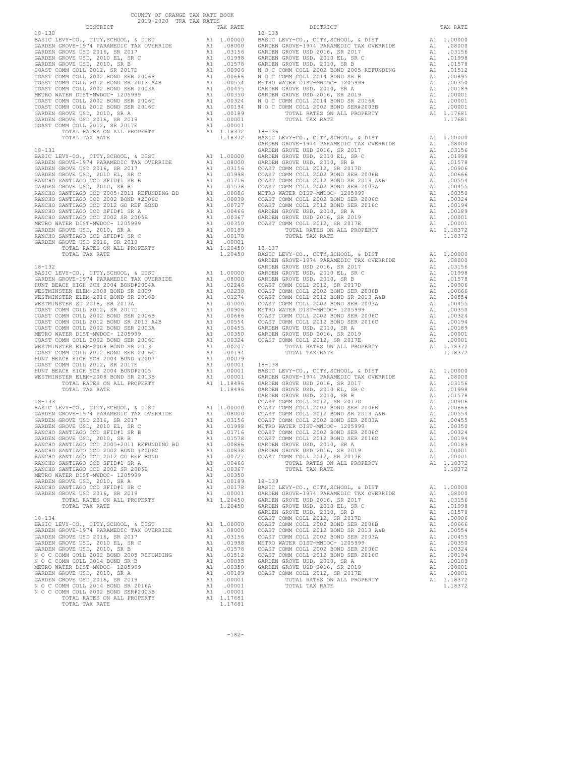COUNTY OF ORANGE TAX RATE BOOK
2019-2020 TRA TAX RATES

**18-130**

| DISTRICT | | TAX RATE |
|---|---|---|
| BASIC LEVY-CO., CITY,SCHOOL, & DIST | A1 | 1.00000 |
| GARDEN GROVE-1974 PARAMEDIC TAX OVERRIDE | A1 | .08000 |
| GARDEN GROVE USD 2016, SR 2017 | A1 | .03156 |
| GARDEN GROVE USD, 2010 EL, SR C | A1 | .01998 |
| GARDEN GROVE USD, 2010, SR B | A1 | .01578 |
| COAST COMM COLL 2012, SR 2017D | A1 | .00906 |
| COAST COMM COLL 2002 BOND SER 2006B | A1 | .00666 |
| COAST COMM COLL 2012 BOND SR 2013 A&B | A1 | .00554 |
| COAST COMM COLL 2002 BOND SER 2003A | A1 | .00455 |
| METRO WATER DIST-MWDOC- 1205999 | A1 | .00350 |
| COAST COMM COLL 2002 BOND SER 2006C | A1 | .00324 |
| COAST COMM COLL 2012 BOND SER 2016C | A1 | .00194 |
| GARDEN GROVE USD, 2010, SR A | A1 | .00189 |
| GARDEN GROVE USD 2016, SR 2019 | A1 | .00001 |
| COAST COMM COLL 2012, SR 2017E | A1 | .00001 |
| TOTAL RATES ON ALL PROPERTY | A1 | 1.18372 |
| TOTAL TAX RATE | | 1.18372 |

**18-131**

| DISTRICT | | TAX RATE |
|---|---|---|
| BASIC LEVY-CO., CITY,SCHOOL, & DIST | A1 | 1.00000 |
| GARDEN GROVE-1974 PARAMEDIC TAX OVERRIDE | A1 | .08000 |
| GARDEN GROVE USD 2016, SR 2017 | A1 | .03156 |
| GARDEN GROVE USD, 2010 EL, SR C | A1 | .01998 |
| RANCHO SANTIAGO CCD SFID#1 SR B | A1 | .01716 |
| GARDEN GROVE USD, 2010, SR B | A1 | .01578 |
| RANCHO SANTIAGO CCD 2005+2011 REFUNDING BD | A1 | .00886 |
| RANCHO SANTIAGO CCD 2002 BOND #2006C | A1 | .00838 |
| RANCHO SANTIAGO CCD 2012 GO REF BOND | A1 | .00727 |
| RANCHO SANTIAGO CCD SFID#1 SR A | A1 | .00466 |
| RANCHO SANTIAGO CCD 2002 SR 2005B | A1 | .00367 |
| METRO WATER DIST-MWDOC- 1205999 | A1 | .00350 |
| GARDEN GROVE USD, 2010, SR A | A1 | .00189 |
| RANCHO SANTIAGO CCD SFID#1 SR C | A1 | .00178 |
| GARDEN GROVE USD 2016, SR 2019 | A1 | .00001 |
| TOTAL RATES ON ALL PROPERTY | A1 | 1.20450 |
| TOTAL TAX RATE | | 1.20450 |

**18-132**

| DISTRICT | | TAX RATE |
|---|---|---|
| BASIC LEVY-CO., CITY,SCHOOL, & DIST | A1 | 1.00000 |
| GARDEN GROVE-1974 PARAMEDIC TAX OVERRIDE | A1 | .08000 |
| HUNT BEACH HIGH SCH 2004 BOND#2004A | A1 | .02246 |
| WESTMINSTER ELEM-2008 BOND SR 2009 | A1 | .02238 |
| WESTMINSTER ELEM-2016 BOND SR 2018B | A1 | .01274 |
| WESTMINSTER SD 2016, SR 2017A | A1 | .01000 |
| COAST COMM COLL 2012, SR 2017D | A1 | .00906 |
| COAST COMM COLL 2002 BOND SER 2006B | A1 | .00666 |
| COAST COMM COLL 2012 BOND SR 2013 A&B | A1 | .00554 |
| COAST COMM COLL 2002 BOND SER 2003A | A1 | .00455 |
| METRO WATER DIST-MWDOC- 1205999 | A1 | .00350 |
| COAST COMM COLL 2002 BOND SER 2006C | A1 | .00324 |
| WESTMINSTER ELEM-2008 BOND SR 2013 | A1 | .00207 |
| COAST COMM COLL 2012 BOND SER 2016C | A1 | .00194 |
| HUNT BEACH HIGH SCH 2004 BOND #2007 | A1 | .00079 |
| COAST COMM COLL 2012, SR 2017E | A1 | .00001 |
| HUNT BEACH HIGH SCH 2004 BOND#2005 | A1 | .00001 |
| WESTMINSTER ELEM-2008 BOND SR 2013B | A1 | .00001 |
| TOTAL RATES ON ALL PROPERTY | A1 | 1.18496 |
| TOTAL TAX RATE | | 1.18496 |

**18-133**

| DISTRICT | | TAX RATE |
|---|---|---|
| BASIC LEVY-CO., CITY,SCHOOL, & DIST | A1 | 1.00000 |
| GARDEN GROVE-1974 PARAMEDIC TAX OVERRIDE | A1 | .08000 |
| GARDEN GROVE USD 2016, SR 2017 | A1 | .03156 |
| GARDEN GROVE USD, 2010 EL, SR C | A1 | .01998 |
| RANCHO SANTIAGO CCD SFID#1 SR B | A1 | .01716 |
| GARDEN GROVE USD, 2010, SR B | A1 | .01578 |
| RANCHO SANTIAGO CCD 2005+2011 REFUNDING BD | A1 | .00886 |
| RANCHO SANTIAGO CCD 2002 BOND #2006C | A1 | .00838 |
| RANCHO SANTIAGO CCD 2012 GO REF BOND | A1 | .00727 |
| RANCHO SANTIAGO CCD SFID#1 SR A | A1 | .00466 |
| RANCHO SANTIAGO CCD 2002 SR 2005B | A1 | .00367 |
| METRO WATER DIST-MWDOC- 1205999 | A1 | .00350 |
| GARDEN GROVE USD, 2010, SR A | A1 | .00189 |
| RANCHO SANTIAGO CCD SFID#1 SR C | A1 | .00178 |
| GARDEN GROVE USD 2016, SR 2019 | A1 | .00001 |
| TOTAL RATES ON ALL PROPERTY | A1 | 1.20450 |
| TOTAL TAX RATE | | 1.20450 |

**18-134**

| DISTRICT | | TAX RATE |
|---|---|---|
| BASIC LEVY-CO., CITY,SCHOOL, & DIST | A1 | 1.00000 |
| GARDEN GROVE-1974 PARAMEDIC TAX OVERRIDE | A1 | .08000 |
| GARDEN GROVE USD 2016, SR 2017 | A1 | .03156 |
| GARDEN GROVE USD, 2010 EL, SR C | A1 | .01998 |
| GARDEN GROVE USD, 2010, SR B | A1 | .01578 |
| N O C COMM COLL 2002 BOND 2005 REFUNDING | A1 | .01512 |
| N O C COMM COLL 2014 BOND SR B | A1 | .00895 |
| METRO WATER DIST-MWDOC- 1205999 | A1 | .00350 |
| GARDEN GROVE USD, 2010, SR A | A1 | .00189 |
| GARDEN GROVE USD 2016, SR 2019 | A1 | .00001 |
| N O C COMM COLL 2014 BOND SR 2016A | A1 | .00001 |
| N O C COMM COLL 2002 BOND SER#2003B | A1 | .00001 |
| TOTAL RATES ON ALL PROPERTY | A1 | 1.17681 |
| TOTAL TAX RATE | | 1.17681 |

**18-135**

| DISTRICT | | TAX RATE |
|---|---|---|
| BASIC LEVY-CO., CITY,SCHOOL, & DIST | A1 | 1.00000 |
| GARDEN GROVE-1974 PARAMEDIC TAX OVERRIDE | A1 | .08000 |
| GARDEN GROVE USD 2016, SR 2017 | A1 | .03156 |
| GARDEN GROVE USD, 2010 EL, SR C | A1 | .01998 |
| GARDEN GROVE USD, 2010, SR B | A1 | .01578 |
| N O C COMM COLL 2002 BOND 2005 REFUNDING | A1 | .01512 |
| N O C COMM COLL 2014 BOND SR B | A1 | .00895 |
| METRO WATER DIST-MWDOC- 1205999 | A1 | .00350 |
| GARDEN GROVE USD, 2010, SR A | A1 | .00189 |
| GARDEN GROVE USD 2016, SR 2019 | A1 | .00001 |
| N O C COMM COLL 2014 BOND SR 2016A | A1 | .00001 |
| N O C COMM COLL 2002 BOND SER#2003B | A1 | .00001 |
| TOTAL RATES ON ALL PROPERTY | A1 | 1.17681 |
| TOTAL TAX RATE | | 1.17681 |

**18-136**

| DISTRICT | | TAX RATE |
|---|---|---|
| BASIC LEVY-CO., CITY,SCHOOL, & DIST | A1 | 1.00000 |
| GARDEN GROVE-1974 PARAMEDIC TAX OVERRIDE | A1 | .08000 |
| GARDEN GROVE USD 2016, SR 2017 | A1 | .03156 |
| GARDEN GROVE USD, 2010 EL, SR C | A1 | .01998 |
| GARDEN GROVE USD, 2010, SR B | A1 | .01578 |
| COAST COMM COLL 2012, SR 2017D | A1 | .00906 |
| COAST COMM COLL 2002 BOND SER 2006B | A1 | .00666 |
| COAST COMM COLL 2012 BOND SR 2013 A&B | A1 | .00554 |
| COAST COMM COLL 2002 BOND SER 2003A | A1 | .00455 |
| METRO WATER DIST-MWDOC- 1205999 | A1 | .00350 |
| COAST COMM COLL 2002 BOND SER 2006C | A1 | .00324 |
| COAST COMM COLL 2012 BOND SER 2016C | A1 | .00194 |
| GARDEN GROVE USD, 2010, SR A | A1 | .00189 |
| GARDEN GROVE USD 2016, SR 2019 | A1 | .00001 |
| COAST COMM COLL 2012, SR 2017E | A1 | .00001 |
| TOTAL RATES ON ALL PROPERTY | A1 | 1.18372 |
| TOTAL TAX RATE | | 1.18372 |

**18-137**

| DISTRICT | | TAX RATE |
|---|---|---|
| BASIC LEVY-CO., CITY,SCHOOL, & DIST | A1 | 1.00000 |
| GARDEN GROVE-1974 PARAMEDIC TAX OVERRIDE | A1 | .08000 |
| GARDEN GROVE USD 2016, SR 2017 | A1 | .03156 |
| GARDEN GROVE USD, 2010 EL, SR C | A1 | .01998 |
| GARDEN GROVE USD, 2010, SR B | A1 | .01578 |
| COAST COMM COLL 2012, SR 2017D | A1 | .00906 |
| COAST COMM COLL 2002 BOND SER 2006B | A1 | .00666 |
| COAST COMM COLL 2012 BOND SR 2013 A&B | A1 | .00554 |
| COAST COMM COLL 2002 BOND SER 2003A | A1 | .00455 |
| METRO WATER DIST-MWDOC- 1205999 | A1 | .00350 |
| COAST COMM COLL 2002 BOND SER 2006C | A1 | .00324 |
| COAST COMM COLL 2012 BOND SER 2016C | A1 | .00194 |
| GARDEN GROVE USD, 2010, SR A | A1 | .00189 |
| GARDEN GROVE USD 2016, SR 2019 | A1 | .00001 |
| COAST COMM COLL 2012, SR 2017E | A1 | .00001 |
| TOTAL RATES ON ALL PROPERTY | A1 | 1.18372 |
| TOTAL TAX RATE | | 1.18372 |

**18-138**

| DISTRICT | | TAX RATE |
|---|---|---|
| BASIC LEVY-CO., CITY,SCHOOL, & DIST | A1 | 1.00000 |
| GARDEN GROVE-1974 PARAMEDIC TAX OVERRIDE | A1 | .08000 |
| GARDEN GROVE USD 2016, SR 2017 | A1 | .03156 |
| GARDEN GROVE USD, 2010 EL, SR C | A1 | .01998 |
| GARDEN GROVE USD, 2010, SR B | A1 | .01578 |
| COAST COMM COLL 2012, SR 2017D | A1 | .00906 |
| COAST COMM COLL 2002 BOND SER 2006B | A1 | .00666 |
| COAST COMM COLL 2012 BOND SR 2013 A&B | A1 | .00554 |
| COAST COMM COLL 2002 BOND SER 2003A | A1 | .00455 |
| METRO WATER DIST-MWDOC- 1205999 | A1 | .00350 |
| COAST COMM COLL 2002 BOND SER 2006C | A1 | .00324 |
| COAST COMM COLL 2012 BOND SER 2016C | A1 | .00194 |
| GARDEN GROVE USD, 2010, SR A | A1 | .00189 |
| GARDEN GROVE USD 2016, SR 2019 | A1 | .00001 |
| COAST COMM COLL 2012, SR 2017E | A1 | .00001 |
| TOTAL RATES ON ALL PROPERTY | A1 | 1.18372 |
| TOTAL TAX RATE | | 1.18372 |

**18-139**

| DISTRICT | | TAX RATE |
|---|---|---|
| BASIC LEVY-CO., CITY,SCHOOL, & DIST | A1 | 1.00000 |
| GARDEN GROVE-1974 PARAMEDIC TAX OVERRIDE | A1 | .08000 |
| GARDEN GROVE USD 2016, SR 2017 | A1 | .03156 |
| GARDEN GROVE USD, 2010 EL, SR C | A1 | .01998 |
| GARDEN GROVE USD, 2010, SR B | A1 | .01578 |
| COAST COMM COLL 2012, SR 2017D | A1 | .00906 |
| COAST COMM COLL 2002 BOND SER 2006B | A1 | .00666 |
| COAST COMM COLL 2012 BOND SR 2013 A&B | A1 | .00554 |
| COAST COMM COLL 2002 BOND SER 2003A | A1 | .00455 |
| METRO WATER DIST-MWDOC- 1205999 | A1 | .00350 |
| COAST COMM COLL 2002 BOND SER 2006C | A1 | .00324 |
| COAST COMM COLL 2012 BOND SER 2016C | A1 | .00194 |
| GARDEN GROVE USD, 2010, SR A | A1 | .00189 |
| GARDEN GROVE USD 2016, SR 2019 | A1 | .00001 |
| COAST COMM COLL 2012, SR 2017E | A1 | .00001 |
| TOTAL RATES ON ALL PROPERTY | A1 | 1.18372 |
| TOTAL TAX RATE | | 1.18372 |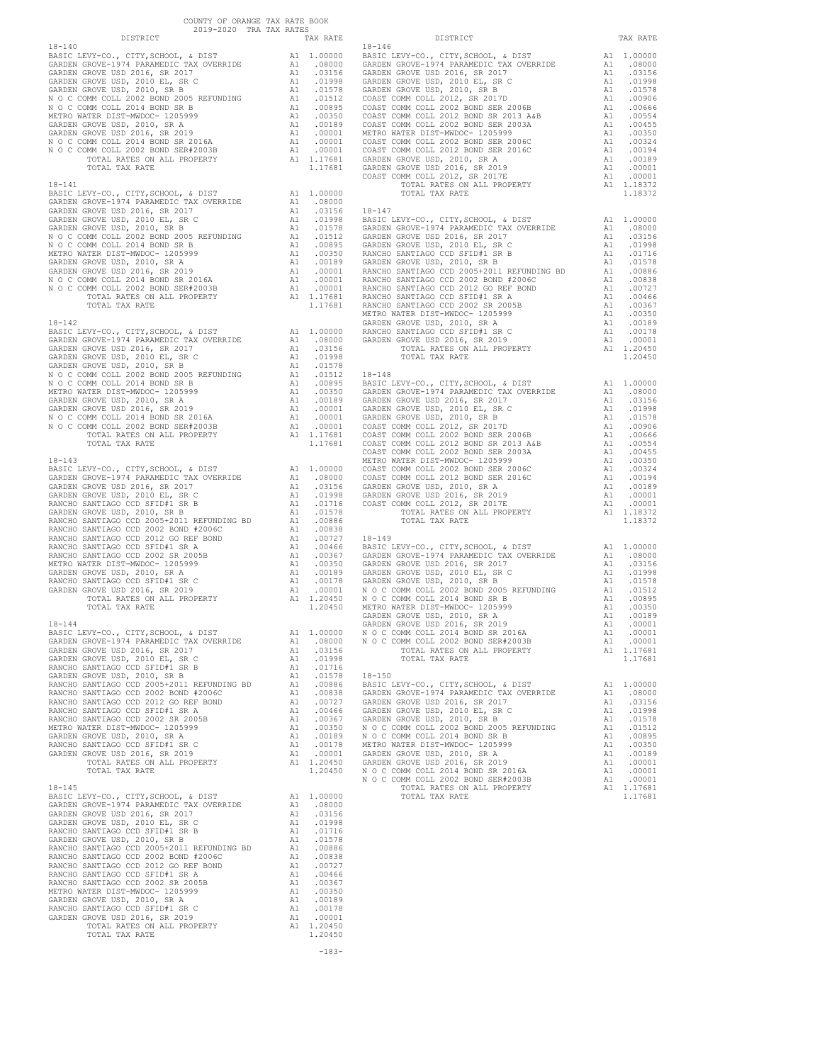COUNTY OF ORANGE TAX RATE BOOK
2019-2020 TRA TAX RATES

| DISTRICT | | TAX RATE |
|---|---|---|
| **18-140** | | |
| BASIC LEVY-CO., CITY,SCHOOL, & DIST | A1 | 1.00000 |
| GARDEN GROVE-1974 PARAMEDIC TAX OVERRIDE | A1 | .08000 |
| GARDEN GROVE USD 2016, SR 2017 | A1 | .03156 |
| GARDEN GROVE USD, 2010 EL, SR C | A1 | .01998 |
| GARDEN GROVE USD, 2010, SR B | A1 | .01578 |
| N O C COMM COLL 2002 BOND 2005 REFUNDING | A1 | .01512 |
| N O C COMM COLL 2014 BOND SR B | A1 | .00895 |
| METRO WATER DIST-MWDOC- 1205999 | A1 | .00350 |
| GARDEN GROVE USD, 2010, SR A | A1 | .00189 |
| GARDEN GROVE USD 2016, SR 2019 | A1 | .00001 |
| N O C COMM COLL 2014 BOND SR 2016A | A1 | .00001 |
| N O C COMM COLL 2002 BOND SER#2003B | A1 | .00001 |
| TOTAL RATES ON ALL PROPERTY | A1 | 1.17681 |
| TOTAL TAX RATE | | 1.17681 |
| **18-141** | | |
| BASIC LEVY-CO., CITY,SCHOOL, & DIST | A1 | 1.00000 |
| GARDEN GROVE-1974 PARAMEDIC TAX OVERRIDE | A1 | .08000 |
| GARDEN GROVE USD 2016, SR 2017 | A1 | .03156 |
| GARDEN GROVE USD, 2010 EL, SR C | A1 | .01998 |
| GARDEN GROVE USD, 2010, SR B | A1 | .01578 |
| N O C COMM COLL 2002 BOND 2005 REFUNDING | A1 | .01512 |
| N O C COMM COLL 2014 BOND SR B | A1 | .00895 |
| METRO WATER DIST-MWDOC- 1205999 | A1 | .00350 |
| GARDEN GROVE USD, 2010, SR A | A1 | .00189 |
| GARDEN GROVE USD 2016, SR 2019 | A1 | .00001 |
| N O C COMM COLL 2014 BOND SR 2016A | A1 | .00001 |
| N O C COMM COLL 2002 BOND SER#2003B | A1 | .00001 |
| TOTAL RATES ON ALL PROPERTY | A1 | 1.17681 |
| TOTAL TAX RATE | | 1.17681 |
| **18-142** | | |
| BASIC LEVY-CO., CITY,SCHOOL, & DIST | A1 | 1.00000 |
| GARDEN GROVE-1974 PARAMEDIC TAX OVERRIDE | A1 | .08000 |
| GARDEN GROVE USD 2016, SR 2017 | A1 | .03156 |
| GARDEN GROVE USD, 2010 EL, SR C | A1 | .01998 |
| GARDEN GROVE USD, 2010, SR B | A1 | .01578 |
| N O C COMM COLL 2002 BOND 2005 REFUNDING | A1 | .01512 |
| N O C COMM COLL 2014 BOND SR B | A1 | .00895 |
| METRO WATER DIST-MWDOC- 1205999 | A1 | .00350 |
| GARDEN GROVE USD, 2010, SR A | A1 | .00189 |
| GARDEN GROVE USD 2016, SR 2019 | A1 | .00001 |
| N O C COMM COLL 2014 BOND SR 2016A | A1 | .00001 |
| N O C COMM COLL 2002 BOND SER#2003B | A1 | .00001 |
| TOTAL RATES ON ALL PROPERTY | A1 | 1.17681 |
| TOTAL TAX RATE | | 1.17681 |
| **18-143** | | |
| BASIC LEVY-CO., CITY,SCHOOL, & DIST | A1 | 1.00000 |
| GARDEN GROVE-1974 PARAMEDIC TAX OVERRIDE | A1 | .08000 |
| GARDEN GROVE USD 2016, SR 2017 | A1 | .03156 |
| GARDEN GROVE USD, 2010 EL, SR C | A1 | .01998 |
| RANCHO SANTIAGO CCD SFID#1 SR B | A1 | .01716 |
| GARDEN GROVE USD, 2010, SR B | A1 | .01578 |
| RANCHO SANTIAGO CCD 2005+2011 REFUNDING BD | A1 | .00886 |
| RANCHO SANTIAGO CCD 2002 BOND #2006C | A1 | .00838 |
| RANCHO SANTIAGO CCD 2012 GO REF BOND | A1 | .00727 |
| RANCHO SANTIAGO CCD SFID#1 SR A | A1 | .00466 |
| RANCHO SANTIAGO CCD 2002 SR 2005B | A1 | .00367 |
| METRO WATER DIST-MWDOC- 1205999 | A1 | .00350 |
| GARDEN GROVE USD, 2010, SR A | A1 | .00189 |
| RANCHO SANTIAGO CCD SFID#1 SR C | A1 | .00178 |
| GARDEN GROVE USD 2016, SR 2019 | A1 | .00001 |
| TOTAL RATES ON ALL PROPERTY | A1 | 1.20450 |
| TOTAL TAX RATE | | 1.20450 |
| **18-144** | | |
| BASIC LEVY-CO., CITY,SCHOOL, & DIST | A1 | 1.00000 |
| GARDEN GROVE-1974 PARAMEDIC TAX OVERRIDE | A1 | .08000 |
| GARDEN GROVE USD 2016, SR 2017 | A1 | .03156 |
| GARDEN GROVE USD, 2010 EL, SR C | A1 | .01998 |
| RANCHO SANTIAGO CCD SFID#1 SR B | A1 | .01716 |
| GARDEN GROVE USD, 2010, SR B | A1 | .01578 |
| RANCHO SANTIAGO CCD 2005+2011 REFUNDING BD | A1 | .00886 |
| RANCHO SANTIAGO CCD 2002 BOND #2006C | A1 | .00838 |
| RANCHO SANTIAGO CCD 2012 GO REF BOND | A1 | .00727 |
| RANCHO SANTIAGO CCD SFID#1 SR A | A1 | .00466 |
| RANCHO SANTIAGO CCD 2002 SR 2005B | A1 | .00367 |
| METRO WATER DIST-MWDOC- 1205999 | A1 | .00350 |
| GARDEN GROVE USD, 2010, SR A | A1 | .00189 |
| RANCHO SANTIAGO CCD SFID#1 SR C | A1 | .00178 |
| GARDEN GROVE USD 2016, SR 2019 | A1 | .00001 |
| TOTAL RATES ON ALL PROPERTY | A1 | 1.20450 |
| TOTAL TAX RATE | | 1.20450 |
| **18-145** | | |
| BASIC LEVY-CO., CITY,SCHOOL, & DIST | A1 | 1.00000 |
| GARDEN GROVE-1974 PARAMEDIC TAX OVERRIDE | A1 | .08000 |
| GARDEN GROVE USD 2016, SR 2017 | A1 | .03156 |
| GARDEN GROVE USD, 2010 EL, SR C | A1 | .01998 |
| RANCHO SANTIAGO CCD SFID#1 SR B | A1 | .01716 |
| GARDEN GROVE USD, 2010, SR B | A1 | .01578 |
| RANCHO SANTIAGO CCD 2005+2011 REFUNDING BD | A1 | .00886 |
| RANCHO SANTIAGO CCD 2002 BOND #2006C | A1 | .00838 |
| RANCHO SANTIAGO CCD 2012 GO REF BOND | A1 | .00727 |
| RANCHO SANTIAGO CCD SFID#1 SR A | A1 | .00466 |
| RANCHO SANTIAGO CCD 2002 SR 2005B | A1 | .00367 |
| METRO WATER DIST-MWDOC- 1205999 | A1 | .00350 |
| GARDEN GROVE USD, 2010, SR A | A1 | .00189 |
| RANCHO SANTIAGO CCD SFID#1 SR C | A1 | .00178 |
| GARDEN GROVE USD 2016, SR 2019 | A1 | .00001 |
| TOTAL RATES ON ALL PROPERTY | A1 | 1.20450 |
| TOTAL TAX RATE | | 1.20450 |
| **18-146** | | |
| BASIC LEVY-CO., CITY,SCHOOL, & DIST | A1 | 1.00000 |
| GARDEN GROVE-1974 PARAMEDIC TAX OVERRIDE | A1 | .08000 |
| GARDEN GROVE USD 2016, SR 2017 | A1 | .03156 |
| GARDEN GROVE USD, 2010 EL, SR C | A1 | .01998 |
| GARDEN GROVE USD, 2010, SR B | A1 | .01578 |
| COAST COMM COLL 2012, SR 2017D | A1 | .00906 |
| COAST COMM COLL 2002 BOND SER 2006B | A1 | .00666 |
| COAST COMM COLL 2012 BOND SER 2013 A&B | A1 | .00554 |
| COAST COMM COLL 2002 BOND SER 2003A | A1 | .00455 |
| METRO WATER DIST-MWDOC- 1205999 | A1 | .00350 |
| COAST COMM COLL 2002 BOND SER 2006C | A1 | .00324 |
| COAST COMM COLL 2012 BOND SER 2016C | A1 | .00194 |
| GARDEN GROVE USD, 2010, SR A | A1 | .00189 |
| GARDEN GROVE USD 2016, SR 2019 | A1 | .00001 |
| COAST COMM COLL 2012, SR 2017E | A1 | .00001 |
| TOTAL RATES ON ALL PROPERTY | A1 | 1.18372 |
| TOTAL TAX RATE | | 1.18372 |
| **18-147** | | |
| BASIC LEVY-CO., CITY,SCHOOL, & DIST | A1 | 1.00000 |
| GARDEN GROVE-1974 PARAMEDIC TAX OVERRIDE | A1 | .08000 |
| GARDEN GROVE USD 2016, SR 2017 | A1 | .03156 |
| GARDEN GROVE USD, 2010 EL, SR C | A1 | .01998 |
| RANCHO SANTIAGO CCD SFID#1 SR B | A1 | .01716 |
| GARDEN GROVE USD, 2010, SR B | A1 | .01578 |
| RANCHO SANTIAGO CCD 2005+2011 REFUNDING BD | A1 | .00886 |
| RANCHO SANTIAGO CCD 2002 BOND #2006C | A1 | .00838 |
| RANCHO SANTIAGO CCD 2012 GO REF BOND | A1 | .00727 |
| RANCHO SANTIAGO CCD SFID#1 SR A | A1 | .00466 |
| RANCHO SANTIAGO CCD 2002 SR 2005B | A1 | .00367 |
| METRO WATER DIST-MWDOC- 1205999 | A1 | .00350 |
| GARDEN GROVE USD, 2010, SR A | A1 | .00189 |
| RANCHO SANTIAGO CCD SFID#1 SR C | A1 | .00178 |
| GARDEN GROVE USD 2016, SR 2019 | A1 | .00001 |
| TOTAL RATES ON ALL PROPERTY | A1 | 1.20450 |
| TOTAL TAX RATE | | 1.20450 |
| **18-148** | | |
| BASIC LEVY-CO., CITY,SCHOOL, & DIST | A1 | 1.00000 |
| GARDEN GROVE-1974 PARAMEDIC TAX OVERRIDE | A1 | .08000 |
| GARDEN GROVE USD 2016, SR 2017 | A1 | .03156 |
| GARDEN GROVE USD, 2010 EL, SR C | A1 | .01998 |
| GARDEN GROVE USD, 2010, SR B | A1 | .01578 |
| COAST COMM COLL 2012, SR 2017D | A1 | .00906 |
| COAST COMM COLL 2002 BOND SER 2006B | A1 | .00666 |
| COAST COMM COLL 2012 BOND SER 2013 A&B | A1 | .00554 |
| COAST COMM COLL 2002 BOND SER 2003A | A1 | .00455 |
| METRO WATER DIST-MWDOC- 1205999 | A1 | .00350 |
| COAST COMM COLL 2002 BOND SER 2006C | A1 | .00324 |
| COAST COMM COLL 2012 BOND SER 2016C | A1 | .00194 |
| GARDEN GROVE USD, 2010, SR A | A1 | .00189 |
| GARDEN GROVE USD 2016, SR 2019 | A1 | .00001 |
| COAST COMM COLL 2012, SR 2017E | A1 | .00001 |
| TOTAL RATES ON ALL PROPERTY | A1 | 1.18372 |
| TOTAL TAX RATE | | 1.18372 |
| **18-149** | | |
| BASIC LEVY-CO., CITY,SCHOOL, & DIST | A1 | 1.00000 |
| GARDEN GROVE-1974 PARAMEDIC TAX OVERRIDE | A1 | .08000 |
| GARDEN GROVE USD 2016, SR 2017 | A1 | .03156 |
| GARDEN GROVE USD, 2010 EL, SR C | A1 | .01998 |
| GARDEN GROVE USD, 2010, SR B | A1 | .01578 |
| N O C COMM COLL 2002 BOND 2005 REFUNDING | A1 | .01512 |
| N O C COMM COLL 2014 BOND SR B | A1 | .00895 |
| METRO WATER DIST-MWDOC- 1205999 | A1 | .00350 |
| GARDEN GROVE USD, 2010, SR A | A1 | .00189 |
| GARDEN GROVE USD 2016, SR 2019 | A1 | .00001 |
| N O C COMM COLL 2014 BOND SR 2016A | A1 | .00001 |
| N O C COMM COLL 2002 BOND SER#2003B | A1 | .00001 |
| TOTAL RATES ON ALL PROPERTY | A1 | 1.17681 |
| TOTAL TAX RATE | | 1.17681 |
| **18-150** | | |
| BASIC LEVY-CO., CITY,SCHOOL, & DIST | A1 | 1.00000 |
| GARDEN GROVE-1974 PARAMEDIC TAX OVERRIDE | A1 | .08000 |
| GARDEN GROVE USD 2016, SR 2017 | A1 | .03156 |
| GARDEN GROVE USD, 2010 EL, SR C | A1 | .01998 |
| GARDEN GROVE USD, 2010, SR B | A1 | .01578 |
| N O C COMM COLL 2002 BOND 2005 REFUNDING | A1 | .01512 |
| N O C COMM COLL 2014 BOND SR B | A1 | .00895 |
| METRO WATER DIST-MWDOC- 1205999 | A1 | .00350 |
| GARDEN GROVE USD, 2010, SR A | A1 | .00189 |
| GARDEN GROVE USD 2016, SR 2019 | A1 | .00001 |
| N O C COMM COLL 2014 BOND SR 2016A | A1 | .00001 |
| N O C COMM COLL 2002 BOND SER#2003B | A1 | .00001 |
| TOTAL RATES ON ALL PROPERTY | A1 | 1.17681 |
| TOTAL TAX RATE | | 1.17681 |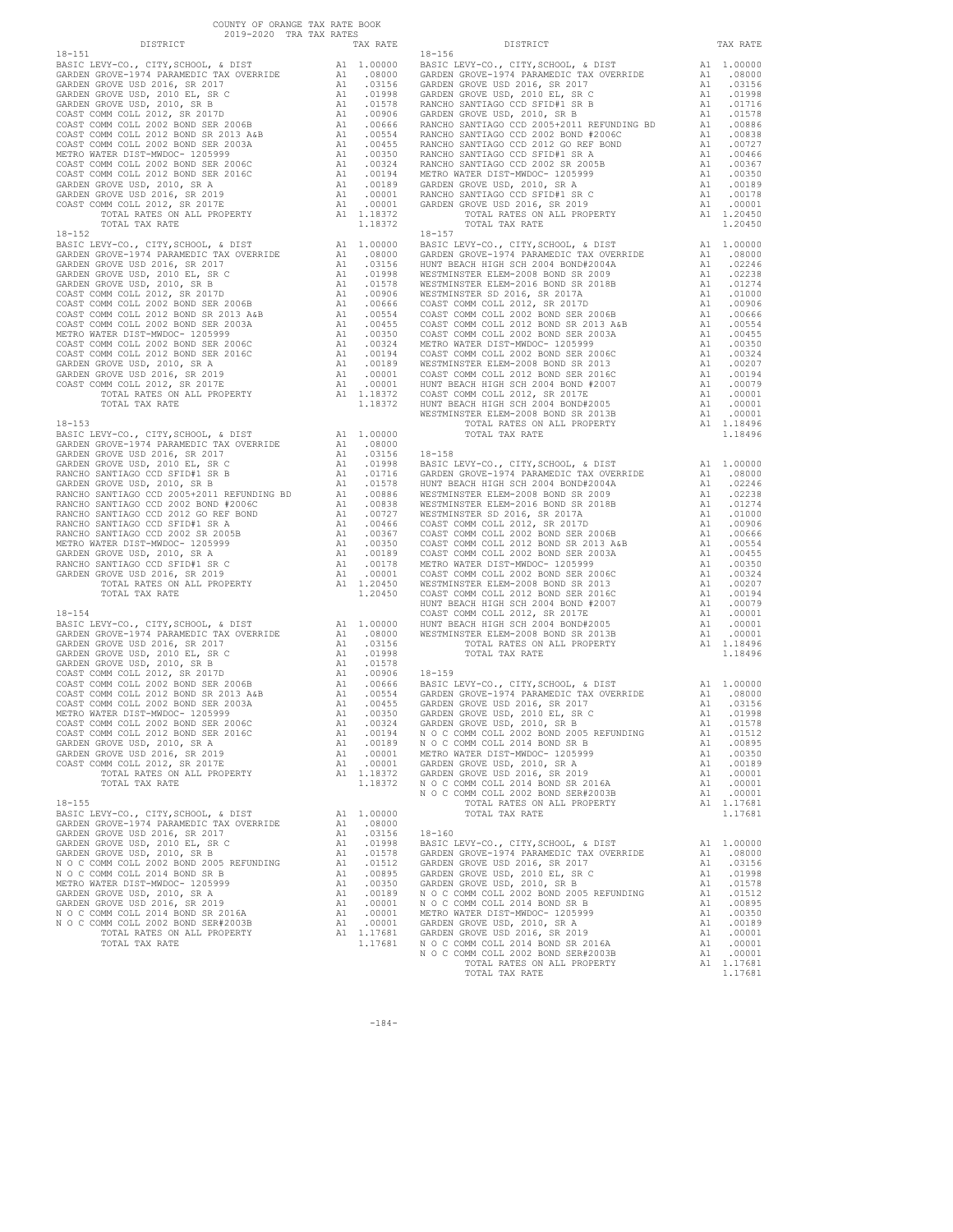COUNTY OF ORANGE TAX RATE BOOK
2019-2020 TRA TAX RATES

| DISTRICT | | TAX RATE |
|---|---|---|
| **18-151** | | |
| BASIC LEVY-CO., CITY,SCHOOL, & DIST | A1 | 1.00000 |
| GARDEN GROVE-1974 PARAMEDIC TAX OVERRIDE | A1 | .08000 |
| GARDEN GROVE USD 2016, SR 2017 | A1 | .03156 |
| GARDEN GROVE USD, 2010 EL, SR C | A1 | .01998 |
| GARDEN GROVE USD, 2010, SR B | A1 | .01578 |
| COAST COMM COLL 2012, SR 2017D | A1 | .00906 |
| COAST COMM COLL 2002 BOND SER 2006B | A1 | .00666 |
| COAST COMM COLL 2012 BOND SER 2013 A&B | A1 | .00554 |
| COAST COMM COLL 2002 BOND SER 2003A | A1 | .00455 |
| METRO WATER DIST-MWDOC- 1205999 | A1 | .00350 |
| COAST COMM COLL 2002 BOND SER 2006C | A1 | .00324 |
| COAST COMM COLL 2012 BOND SER 2016C | A1 | .00194 |
| GARDEN GROVE USD, 2010, SR A | A1 | .00189 |
| GARDEN GROVE USD 2016, SR 2019 | A1 | .00001 |
| COAST COMM COLL 2012, SR 2017E | A1 | .00001 |
| TOTAL RATES ON ALL PROPERTY | A1 | 1.18372 |
| TOTAL TAX RATE | | 1.18372 |
| **18-152** | | |
| BASIC LEVY-CO., CITY,SCHOOL, & DIST | A1 | 1.00000 |
| GARDEN GROVE-1974 PARAMEDIC TAX OVERRIDE | A1 | .08000 |
| GARDEN GROVE USD 2016, SR 2017 | A1 | .03156 |
| GARDEN GROVE USD, 2010 EL, SR C | A1 | .01998 |
| GARDEN GROVE USD, 2010, SR B | A1 | .01578 |
| COAST COMM COLL 2012, SR 2017D | A1 | .00906 |
| COAST COMM COLL 2002 BOND SER 2006B | A1 | .00666 |
| COAST COMM COLL 2012 BOND SER 2013 A&B | A1 | .00554 |
| COAST COMM COLL 2002 BOND SER 2003A | A1 | .00455 |
| METRO WATER DIST-MWDOC- 1205999 | A1 | .00350 |
| COAST COMM COLL 2002 BOND SER 2006C | A1 | .00324 |
| COAST COMM COLL 2012 BOND SER 2016C | A1 | .00194 |
| GARDEN GROVE USD, 2010, SR A | A1 | .00189 |
| GARDEN GROVE USD 2016, SR 2019 | A1 | .00001 |
| COAST COMM COLL 2012, SR 2017E | A1 | .00001 |
| TOTAL RATES ON ALL PROPERTY | A1 | 1.18372 |
| TOTAL TAX RATE | | 1.18372 |
| **18-153** | | |
| BASIC LEVY-CO., CITY,SCHOOL, & DIST | A1 | 1.00000 |
| GARDEN GROVE-1974 PARAMEDIC TAX OVERRIDE | A1 | .08000 |
| GARDEN GROVE USD 2016, SR 2017 | A1 | .03156 |
| GARDEN GROVE USD, 2010 EL, SR C | A1 | .01998 |
| RANCHO SANTIAGO CCD SFID#1 SR B | A1 | .01716 |
| GARDEN GROVE USD, 2010, SR B | A1 | .01578 |
| RANCHO SANTIAGO CCD 2005+2011 REFUNDING BD | A1 | .00886 |
| RANCHO SANTIAGO CCD 2002 BOND #2006C | A1 | .00838 |
| RANCHO SANTIAGO CCD 2012 GO REF BOND | A1 | .00727 |
| RANCHO SANTIAGO CCD SFID#1 SR A | A1 | .00466 |
| RANCHO SANTIAGO CCD 2002 SR 2005B | A1 | .00367 |
| METRO WATER DIST-MWDOC- 1205999 | A1 | .00350 |
| GARDEN GROVE USD, 2010, SR A | A1 | .00189 |
| RANCHO SANTIAGO CCD SFID#1 SR C | A1 | .00178 |
| GARDEN GROVE USD 2016, SR 2019 | A1 | .00001 |
| TOTAL RATES ON ALL PROPERTY | A1 | 1.20450 |
| TOTAL TAX RATE | | 1.20450 |
| **18-154** | | |
| BASIC LEVY-CO., CITY,SCHOOL, & DIST | A1 | 1.00000 |
| GARDEN GROVE-1974 PARAMEDIC TAX OVERRIDE | A1 | .08000 |
| GARDEN GROVE USD 2016, SR 2017 | A1 | .03156 |
| GARDEN GROVE USD, 2010 EL, SR C | A1 | .01998 |
| GARDEN GROVE USD, 2010, SR B | A1 | .01578 |
| COAST COMM COLL 2012, SR 2017D | A1 | .00906 |
| COAST COMM COLL 2002 BOND SER 2006B | A1 | .00666 |
| COAST COMM COLL 2012 BOND SER 2013 A&B | A1 | .00554 |
| COAST COMM COLL 2002 BOND SER 2003A | A1 | .00455 |
| METRO WATER DIST-MWDOC- 1205999 | A1 | .00350 |
| COAST COMM COLL 2002 BOND SER 2006C | A1 | .00324 |
| COAST COMM COLL 2012 BOND SER 2016C | A1 | .00194 |
| GARDEN GROVE USD, 2010, SR A | A1 | .00189 |
| GARDEN GROVE USD 2016, SR 2019 | A1 | .00001 |
| COAST COMM COLL 2012, SR 2017E | A1 | .00001 |
| TOTAL RATES ON ALL PROPERTY | A1 | 1.18372 |
| TOTAL TAX RATE | | 1.18372 |
| **18-155** | | |
| BASIC LEVY-CO., CITY,SCHOOL, & DIST | A1 | 1.00000 |
| GARDEN GROVE-1974 PARAMEDIC TAX OVERRIDE | A1 | .08000 |
| GARDEN GROVE USD 2016, SR 2017 | A1 | .03156 |
| GARDEN GROVE USD, 2010 EL, SR C | A1 | .01998 |
| GARDEN GROVE USD, 2010, SR B | A1 | .01578 |
| N O C COMM COLL 2002 BOND 2005 REFUNDING | A1 | .01512 |
| N O C COMM COLL 2014 BOND SR B | A1 | .00895 |
| METRO WATER DIST-MWDOC- 1205999 | A1 | .00350 |
| GARDEN GROVE USD, 2010, SR A | A1 | .00189 |
| GARDEN GROVE USD 2016, SR 2019 | A1 | .00001 |
| N O C COMM COLL 2014 BOND SR 2016A | A1 | .00001 |
| N O C COMM COLL 2002 BOND SER#2003B | A1 | .00001 |
| TOTAL RATES ON ALL PROPERTY | A1 | 1.17681 |
| TOTAL TAX RATE | | 1.17681 |
| **18-156** | | |
| BASIC LEVY-CO., CITY,SCHOOL, & DIST | A1 | 1.00000 |
| GARDEN GROVE-1974 PARAMEDIC TAX OVERRIDE | A1 | .08000 |
| GARDEN GROVE USD 2016, SR 2017 | A1 | .03156 |
| GARDEN GROVE USD, 2010 EL, SR C | A1 | .01998 |
| RANCHO SANTIAGO CCD SFID#1 SR B | A1 | .01716 |
| GARDEN GROVE USD, 2010, SR B | A1 | .01578 |
| RANCHO SANTIAGO CCD 2005+2011 REFUNDING BD | A1 | .00886 |
| RANCHO SANTIAGO CCD 2002 BOND #2006C | A1 | .00838 |
| RANCHO SANTIAGO CCD 2012 GO REF BOND | A1 | .00727 |
| RANCHO SANTIAGO CCD SFID#1 SR A | A1 | .00466 |
| RANCHO SANTIAGO CCD 2002 SR 2005B | A1 | .00367 |
| METRO WATER DIST-MWDOC- 1205999 | A1 | .00350 |
| GARDEN GROVE USD, 2010, SR A | A1 | .00189 |
| RANCHO SANTIAGO CCD SFID#1 SR C | A1 | .00178 |
| GARDEN GROVE USD 2016, SR 2019 | A1 | .00001 |
| TOTAL RATES ON ALL PROPERTY | A1 | 1.20450 |
| TOTAL TAX RATE | | 1.20450 |
| **18-157** | | |
| BASIC LEVY-CO., CITY,SCHOOL, & DIST | A1 | 1.00000 |
| GARDEN GROVE-1974 PARAMEDIC TAX OVERRIDE | A1 | .08000 |
| HUNT BEACH HIGH SCH 2004 BOND#2004A | A1 | .02246 |
| WESTMINSTER ELEM-2008 BOND SR 2009 | A1 | .02238 |
| WESTMINSTER ELEM-2016 BOND SR 2018B | A1 | .01274 |
| WESTMINSTER SD 2016, SR 2017A | A1 | .01000 |
| COAST COMM COLL 2012, SR 2017D | A1 | .00906 |
| COAST COMM COLL 2002 BOND SER 2006B | A1 | .00666 |
| COAST COMM COLL 2012 BOND SER 2013 A&B | A1 | .00554 |
| COAST COMM COLL 2002 BOND SER 2003A | A1 | .00455 |
| METRO WATER DIST-MWDOC- 1205999 | A1 | .00350 |
| COAST COMM COLL 2002 BOND SER 2006C | A1 | .00324 |
| WESTMINSTER ELEM-2008 BOND SR 2013 | A1 | .00207 |
| COAST COMM COLL 2012 BOND SER 2016C | A1 | .00194 |
| HUNT BEACH HIGH SCH 2004 BOND #2007 | A1 | .00079 |
| COAST COMM COLL 2012, SR 2017E | A1 | .00001 |
| HUNT BEACH HIGH SCH 2004 BOND#2005 | A1 | .00001 |
| WESTMINSTER ELEM-2008 BOND SR 2013B | A1 | .00001 |
| TOTAL RATES ON ALL PROPERTY | A1 | 1.18496 |
| TOTAL TAX RATE | | 1.18496 |
| **18-158** | | |
| BASIC LEVY-CO., CITY,SCHOOL, & DIST | A1 | 1.00000 |
| GARDEN GROVE-1974 PARAMEDIC TAX OVERRIDE | A1 | .08000 |
| HUNT BEACH HIGH SCH 2004 BOND#2004A | A1 | .02246 |
| WESTMINSTER ELEM-2008 BOND SR 2009 | A1 | .02238 |
| WESTMINSTER ELEM-2016 BOND SR 2018B | A1 | .01274 |
| WESTMINSTER SD 2016, SR 2017A | A1 | .01000 |
| COAST COMM COLL 2012, SR 2017D | A1 | .00906 |
| COAST COMM COLL 2002 BOND SER 2006B | A1 | .00666 |
| COAST COMM COLL 2012 BOND SER 2013 A&B | A1 | .00554 |
| COAST COMM COLL 2002 BOND SER 2003A | A1 | .00455 |
| METRO WATER DIST-MWDOC- 1205999 | A1 | .00350 |
| COAST COMM COLL 2002 BOND SER 2006C | A1 | .00324 |
| WESTMINSTER ELEM-2008 BOND SR 2013 | A1 | .00207 |
| COAST COMM COLL 2012 BOND SER 2016C | A1 | .00194 |
| HUNT BEACH HIGH SCH 2004 BOND #2007 | A1 | .00079 |
| COAST COMM COLL 2012, SR 2017E | A1 | .00001 |
| HUNT BEACH HIGH SCH 2004 BOND#2005 | A1 | .00001 |
| WESTMINSTER ELEM-2008 BOND SR 2013B | A1 | .00001 |
| TOTAL RATES ON ALL PROPERTY | A1 | 1.18496 |
| TOTAL TAX RATE | | 1.18496 |
| **18-159** | | |
| BASIC LEVY-CO., CITY,SCHOOL, & DIST | A1 | 1.00000 |
| GARDEN GROVE-1974 PARAMEDIC TAX OVERRIDE | A1 | .08000 |
| GARDEN GROVE USD 2016, SR 2017 | A1 | .03156 |
| GARDEN GROVE USD, 2010 EL, SR C | A1 | .01998 |
| GARDEN GROVE USD, 2010, SR B | A1 | .01578 |
| N O C COMM COLL 2002 BOND 2005 REFUNDING | A1 | .01512 |
| N O C COMM COLL 2014 BOND SR B | A1 | .00895 |
| METRO WATER DIST-MWDOC- 1205999 | A1 | .00350 |
| GARDEN GROVE USD, 2010, SR A | A1 | .00189 |
| GARDEN GROVE USD 2016, SR 2019 | A1 | .00001 |
| N O C COMM COLL 2014 BOND SR 2016A | A1 | .00001 |
| N O C COMM COLL 2002 BOND SER#2003B | A1 | .00001 |
| TOTAL RATES ON ALL PROPERTY | A1 | 1.17681 |
| TOTAL TAX RATE | | 1.17681 |
| **18-160** | | |
| BASIC LEVY-CO., CITY,SCHOOL, & DIST | A1 | 1.00000 |
| GARDEN GROVE-1974 PARAMEDIC TAX OVERRIDE | A1 | .08000 |
| GARDEN GROVE USD 2016, SR 2017 | A1 | .03156 |
| GARDEN GROVE USD, 2010 EL, SR C | A1 | .01998 |
| GARDEN GROVE USD, 2010, SR B | A1 | .01578 |
| N O C COMM COLL 2002 BOND 2005 REFUNDING | A1 | .01512 |
| N O C COMM COLL 2014 BOND SR B | A1 | .00895 |
| METRO WATER DIST-MWDOC- 1205999 | A1 | .00350 |
| GARDEN GROVE USD, 2010, SR A | A1 | .00189 |
| GARDEN GROVE USD 2016, SR 2019 | A1 | .00001 |
| N O C COMM COLL 2014 BOND SR 2016A | A1 | .00001 |
| N O C COMM COLL 2002 BOND SER#2003B | A1 | .00001 |
| TOTAL RATES ON ALL PROPERTY | A1 | 1.17681 |
| TOTAL TAX RATE | | 1.17681 |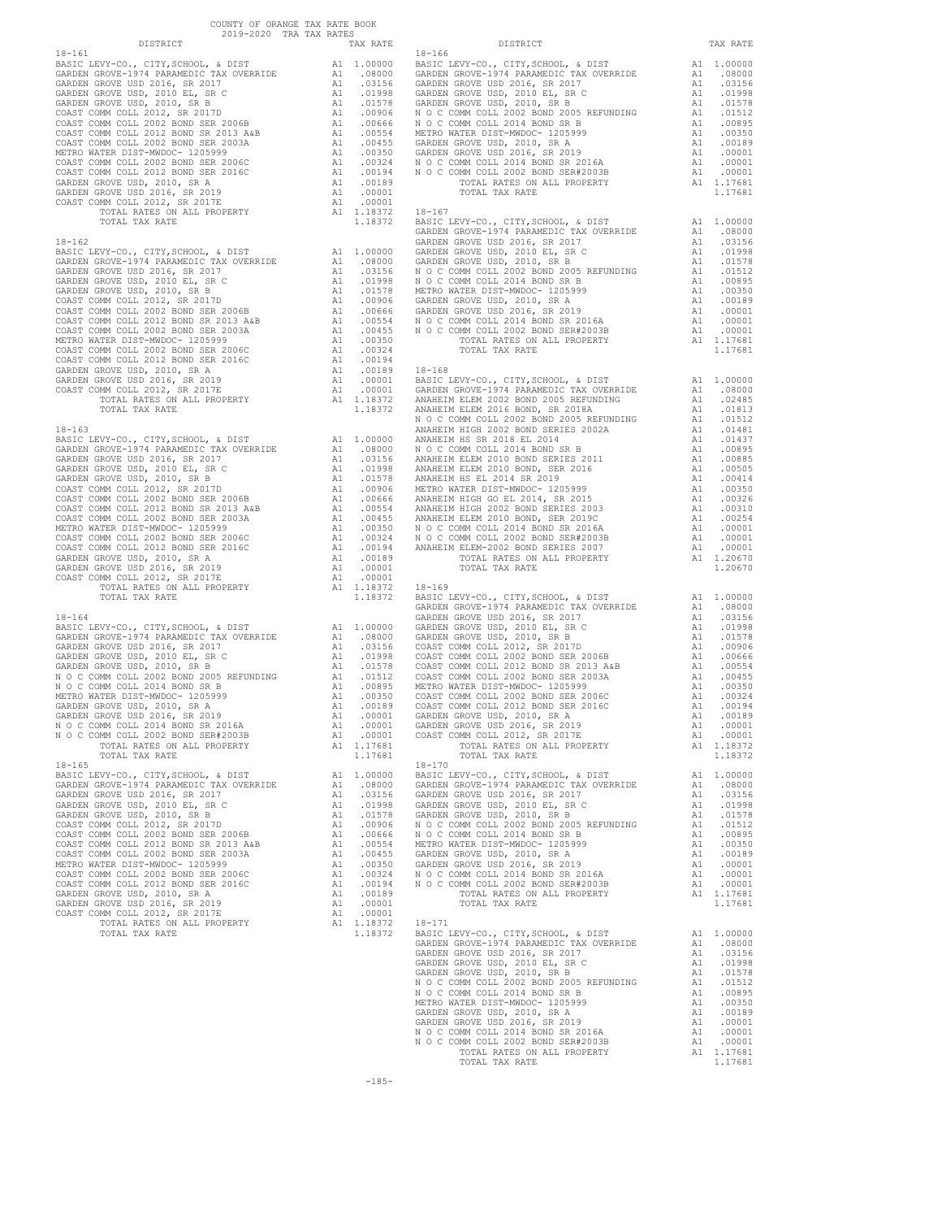COUNTY OF ORANGE TAX RATE BOOK
2019-2020 TRA TAX RATES

| DISTRICT | | TAX RATE |
|---|---|---|
| 18-161 | | |
| BASIC LEVY-CO., CITY,SCHOOL, & DIST | A1 | 1.00000 |
| GARDEN GROVE-1974 PARAMEDIC TAX OVERRIDE | A1 | .08000 |
| GARDEN GROVE USD 2016, SR 2017 | A1 | .03156 |
| GARDEN GROVE USD, 2010 EL, SR C | A1 | .01998 |
| GARDEN GROVE USD, 2010, SR B | A1 | .01578 |
| COAST COMM COLL 2012, SR 2017D | A1 | .00906 |
| COAST COMM COLL 2002 BOND SER 2006B | A1 | .00666 |
| COAST COMM COLL 2012 BOND SR 2013 A&B | A1 | .00554 |
| COAST COMM COLL 2002 BOND SER 2003A | A1 | .00455 |
| METRO WATER DIST-MWDOC- 1205999 | A1 | .00350 |
| COAST COMM COLL 2002 BOND SER 2006C | A1 | .00324 |
| COAST COMM COLL 2012 BOND SER 2016C | A1 | .00194 |
| GARDEN GROVE USD, 2010, SR A | A1 | .00189 |
| GARDEN GROVE USD 2016, SR 2019 | A1 | .00001 |
| COAST COMM COLL 2012, SR 2017E | A1 | .00001 |
| TOTAL RATES ON ALL PROPERTY | A1 | 1.18372 |
| TOTAL TAX RATE | | 1.18372 |
| 18-162 | | |
| BASIC LEVY-CO., CITY,SCHOOL, & DIST | A1 | 1.00000 |
| GARDEN GROVE-1974 PARAMEDIC TAX OVERRIDE | A1 | .08000 |
| GARDEN GROVE USD 2016, SR 2017 | A1 | .03156 |
| GARDEN GROVE USD, 2010 EL, SR C | A1 | .01998 |
| GARDEN GROVE USD, 2010, SR B | A1 | .01578 |
| COAST COMM COLL 2012, SR 2017D | A1 | .00906 |
| COAST COMM COLL 2002 BOND SER 2006B | A1 | .00666 |
| COAST COMM COLL 2012 BOND SR 2013 A&B | A1 | .00554 |
| COAST COMM COLL 2002 BOND SER 2003A | A1 | .00455 |
| METRO WATER DIST-MWDOC- 1205999 | A1 | .00350 |
| COAST COMM COLL 2002 BOND SER 2006C | A1 | .00324 |
| COAST COMM COLL 2012 BOND SER 2016C | A1 | .00194 |
| GARDEN GROVE USD, 2010, SR A | A1 | .00189 |
| GARDEN GROVE USD 2016, SR 2019 | A1 | .00001 |
| COAST COMM COLL 2012, SR 2017E | A1 | .00001 |
| TOTAL RATES ON ALL PROPERTY | A1 | 1.18372 |
| TOTAL TAX RATE | | 1.18372 |
| 18-163 | | |
| BASIC LEVY-CO., CITY,SCHOOL, & DIST | A1 | 1.00000 |
| GARDEN GROVE-1974 PARAMEDIC TAX OVERRIDE | A1 | .08000 |
| GARDEN GROVE USD 2016, SR 2017 | A1 | .03156 |
| GARDEN GROVE USD, 2010 EL, SR C | A1 | .01998 |
| GARDEN GROVE USD, 2010, SR B | A1 | .01578 |
| COAST COMM COLL 2012, SR 2017D | A1 | .00906 |
| COAST COMM COLL 2002 BOND SER 2006B | A1 | .00666 |
| COAST COMM COLL 2012 BOND SR 2013 A&B | A1 | .00554 |
| COAST COMM COLL 2002 BOND SER 2003A | A1 | .00455 |
| METRO WATER DIST-MWDOC- 1205999 | A1 | .00350 |
| COAST COMM COLL 2002 BOND SER 2006C | A1 | .00324 |
| COAST COMM COLL 2012 BOND SER 2016C | A1 | .00194 |
| GARDEN GROVE USD, 2010, SR A | A1 | .00189 |
| GARDEN GROVE USD 2016, SR 2019 | A1 | .00001 |
| COAST COMM COLL 2012, SR 2017E | A1 | .00001 |
| TOTAL RATES ON ALL PROPERTY | A1 | 1.18372 |
| TOTAL TAX RATE | | 1.18372 |
| 18-164 | | |
| BASIC LEVY-CO., CITY,SCHOOL, & DIST | A1 | 1.00000 |
| GARDEN GROVE-1974 PARAMEDIC TAX OVERRIDE | A1 | .08000 |
| GARDEN GROVE USD 2016, SR 2017 | A1 | .03156 |
| GARDEN GROVE USD, 2010 EL, SR C | A1 | .01998 |
| GARDEN GROVE USD, 2010, SR B | A1 | .01578 |
| N O C COMM COLL 2002 BOND 2005 REFUNDING | A1 | .01512 |
| N O C COMM COLL 2014 BOND SR B | A1 | .00895 |
| METRO WATER DIST-MWDOC- 1205999 | A1 | .00350 |
| GARDEN GROVE USD, 2010, SR A | A1 | .00189 |
| GARDEN GROVE USD 2016, SR 2019 | A1 | .00001 |
| N O C COMM COLL 2014 BOND SR 2016A | A1 | .00001 |
| N O C COMM COLL 2002 BOND SER#2003B | A1 | .00001 |
| TOTAL RATES ON ALL PROPERTY | A1 | 1.17681 |
| TOTAL TAX RATE | | 1.17681 |
| 18-165 | | |
| BASIC LEVY-CO., CITY,SCHOOL, & DIST | A1 | 1.00000 |
| GARDEN GROVE-1974 PARAMEDIC TAX OVERRIDE | A1 | .08000 |
| GARDEN GROVE USD 2016, SR 2017 | A1 | .03156 |
| GARDEN GROVE USD, 2010 EL, SR C | A1 | .01998 |
| GARDEN GROVE USD, 2010, SR B | A1 | .01578 |
| COAST COMM COLL 2012, SR 2017D | A1 | .00906 |
| COAST COMM COLL 2002 BOND SER 2006B | A1 | .00666 |
| COAST COMM COLL 2012 BOND SR 2013 A&B | A1 | .00554 |
| COAST COMM COLL 2002 BOND SER 2003A | A1 | .00455 |
| METRO WATER DIST-MWDOC- 1205999 | A1 | .00350 |
| COAST COMM COLL 2002 BOND SER 2006C | A1 | .00324 |
| COAST COMM COLL 2012 BOND SER 2016C | A1 | .00194 |
| GARDEN GROVE USD, 2010, SR A | A1 | .00189 |
| GARDEN GROVE USD 2016, SR 2019 | A1 | .00001 |
| COAST COMM COLL 2012, SR 2017E | A1 | .00001 |
| TOTAL RATES ON ALL PROPERTY | A1 | 1.18372 |
| TOTAL TAX RATE | | 1.18372 |
| 18-166 | | |
| BASIC LEVY-CO., CITY,SCHOOL, & DIST | A1 | 1.00000 |
| GARDEN GROVE-1974 PARAMEDIC TAX OVERRIDE | A1 | .08000 |
| GARDEN GROVE USD 2016, SR 2017 | A1 | .03156 |
| GARDEN GROVE USD, 2010 EL, SR C | A1 | .01998 |
| GARDEN GROVE USD, 2010, SR B | A1 | .01578 |
| N O C COMM COLL 2002 BOND 2005 REFUNDING | A1 | .01512 |
| N O C COMM COLL 2014 BOND SR B | A1 | .00895 |
| METRO WATER DIST-MWDOC- 1205999 | A1 | .00350 |
| GARDEN GROVE USD, 2010, SR A | A1 | .00189 |
| GARDEN GROVE USD 2016, SR 2019 | A1 | .00001 |
| N O C COMM COLL 2014 BOND SR 2016A | A1 | .00001 |
| N O C COMM COLL 2002 BOND SER#2003B | A1 | .00001 |
| TOTAL RATES ON ALL PROPERTY | A1 | 1.17681 |
| TOTAL TAX RATE | | 1.17681 |
| 18-167 | | |
| BASIC LEVY-CO., CITY,SCHOOL, & DIST | A1 | 1.00000 |
| GARDEN GROVE-1974 PARAMEDIC TAX OVERRIDE | A1 | .08000 |
| GARDEN GROVE USD 2016, SR 2017 | A1 | .03156 |
| GARDEN GROVE USD, 2010 EL, SR C | A1 | .01998 |
| GARDEN GROVE USD, 2010, SR B | A1 | .01578 |
| N O C COMM COLL 2002 BOND 2005 REFUNDING | A1 | .01512 |
| N O C COMM COLL 2014 BOND SR B | A1 | .00895 |
| METRO WATER DIST-MWDOC- 1205999 | A1 | .00350 |
| GARDEN GROVE USD, 2010, SR A | A1 | .00189 |
| GARDEN GROVE USD 2016, SR 2019 | A1 | .00001 |
| N O C COMM COLL 2014 BOND SR 2016A | A1 | .00001 |
| N O C COMM COLL 2002 BOND SER#2003B | A1 | .00001 |
| TOTAL RATES ON ALL PROPERTY | A1 | 1.17681 |
| TOTAL TAX RATE | | 1.17681 |
| 18-168 | | |
| BASIC LEVY-CO., CITY,SCHOOL, & DIST | A1 | 1.00000 |
| GARDEN GROVE-1974 PARAMEDIC TAX OVERRIDE | A1 | .08000 |
| ANAHEIM ELEM 2002 BOND 2005 REFUNDING | A1 | .02485 |
| ANAHEIM ELEM 2016 BOND, SR 2018A | A1 | .01813 |
| N O C COMM COLL 2002 BOND 2005 REFUNDING | A1 | .01512 |
| ANAHEIM HIGH 2002 BOND SERIES 2002A | A1 | .01481 |
| ANAHEIM HS SR 2018 EL 2014 | A1 | .01437 |
| N O C COMM COLL 2014 BOND SR B | A1 | .00895 |
| ANAHEIM ELEM 2010 BOND SERIES 2011 | A1 | .00885 |
| ANAHEIM ELEM 2010 BOND, SER 2016 | A1 | .00505 |
| ANAHEIM HS EL 2014 SR 2019 | A1 | .00414 |
| METRO WATER DIST-MWDOC- 1205999 | A1 | .00350 |
| ANAHEIM HIGH GO EL 2014, SR 2015 | A1 | .00326 |
| ANAHEIM HIGH 2002 BOND SERIES 2003 | A1 | .00310 |
| ANAHEIM ELEM 2010 BOND, SER 2019C | A1 | .00254 |
| N O C COMM COLL 2014 BOND SR 2016A | A1 | .00001 |
| N O C COMM COLL 2002 BOND SER#2003B | A1 | .00001 |
| ANAHEIM ELEM-2002 BOND SERIES 2007 | A1 | .00001 |
| TOTAL RATES ON ALL PROPERTY | A1 | 1.20670 |
| TOTAL TAX RATE | | 1.20670 |
| 18-169 | | |
| BASIC LEVY-CO., CITY,SCHOOL, & DIST | A1 | 1.00000 |
| GARDEN GROVE-1974 PARAMEDIC TAX OVERRIDE | A1 | .08000 |
| GARDEN GROVE USD 2016, SR 2017 | A1 | .03156 |
| GARDEN GROVE USD, 2010 EL, SR C | A1 | .01998 |
| GARDEN GROVE USD, 2010, SR B | A1 | .01578 |
| COAST COMM COLL 2012, SR 2017D | A1 | .00906 |
| COAST COMM COLL 2002 BOND SER 2006B | A1 | .00666 |
| COAST COMM COLL 2012 BOND SR 2013 A&B | A1 | .00554 |
| COAST COMM COLL 2002 BOND SER 2003A | A1 | .00455 |
| METRO WATER DIST-MWDOC- 1205999 | A1 | .00350 |
| COAST COMM COLL 2002 BOND SER 2006C | A1 | .00324 |
| COAST COMM COLL 2012 BOND SER 2016C | A1 | .00194 |
| GARDEN GROVE USD, 2010, SR A | A1 | .00189 |
| GARDEN GROVE USD 2016, SR 2019 | A1 | .00001 |
| COAST COMM COLL 2012, SR 2017E | A1 | .00001 |
| TOTAL RATES ON ALL PROPERTY | A1 | 1.18372 |
| TOTAL TAX RATE | | 1.18372 |
| 18-170 | | |
| BASIC LEVY-CO., CITY,SCHOOL, & DIST | A1 | 1.00000 |
| GARDEN GROVE-1974 PARAMEDIC TAX OVERRIDE | A1 | .08000 |
| GARDEN GROVE USD 2016, SR 2017 | A1 | .03156 |
| GARDEN GROVE USD, 2010 EL, SR C | A1 | .01998 |
| GARDEN GROVE USD, 2010, SR B | A1 | .01578 |
| N O C COMM COLL 2002 BOND 2005 REFUNDING | A1 | .01512 |
| N O C COMM COLL 2014 BOND SR B | A1 | .00895 |
| METRO WATER DIST-MWDOC- 1205999 | A1 | .00350 |
| GARDEN GROVE USD, 2010, SR A | A1 | .00189 |
| GARDEN GROVE USD 2016, SR 2019 | A1 | .00001 |
| N O C COMM COLL 2014 BOND SR 2016A | A1 | .00001 |
| N O C COMM COLL 2002 BOND SER#2003B | A1 | .00001 |
| TOTAL RATES ON ALL PROPERTY | A1 | 1.17681 |
| TOTAL TAX RATE | | 1.17681 |
| 18-171 | | |
| BASIC LEVY-CO., CITY,SCHOOL, & DIST | A1 | 1.00000 |
| GARDEN GROVE-1974 PARAMEDIC TAX OVERRIDE | A1 | .08000 |
| GARDEN GROVE USD 2016, SR 2017 | A1 | .03156 |
| GARDEN GROVE USD, 2010 EL, SR C | A1 | .01998 |
| GARDEN GROVE USD, 2010, SR B | A1 | .01578 |
| N O C COMM COLL 2002 BOND 2005 REFUNDING | A1 | .01512 |
| N O C COMM COLL 2014 BOND SR B | A1 | .00895 |
| METRO WATER DIST-MWDOC- 1205999 | A1 | .00350 |
| GARDEN GROVE USD, 2010, SR A | A1 | .00189 |
| GARDEN GROVE USD 2016, SR 2019 | A1 | .00001 |
| N O C COMM COLL 2014 BOND SR 2016A | A1 | .00001 |
| N O C COMM COLL 2002 BOND SER#2003B | A1 | .00001 |
| TOTAL RATES ON ALL PROPERTY | A1 | 1.17681 |
| TOTAL TAX RATE | | 1.17681 |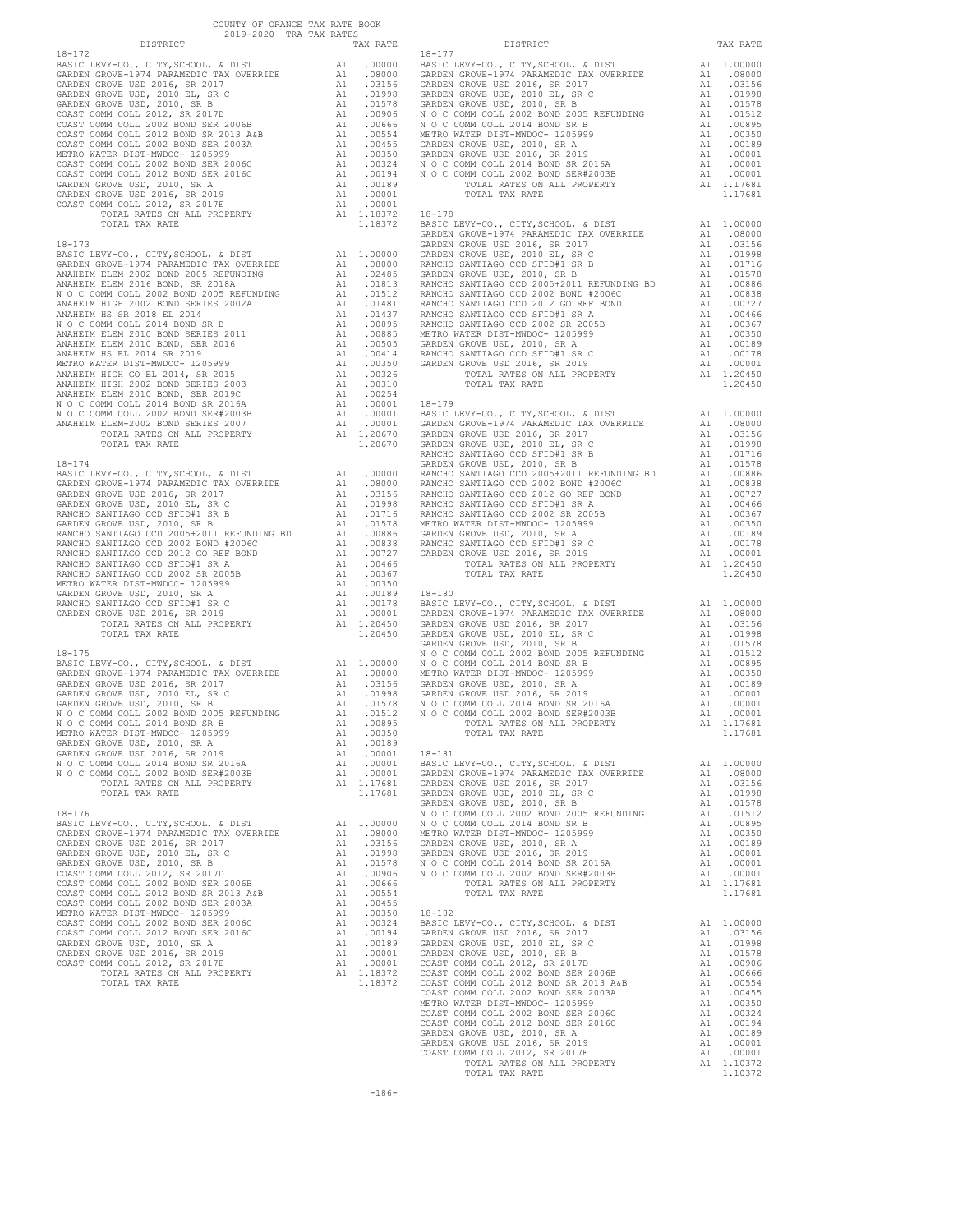COUNTY OF ORANGE TAX RATE BOOK
2019-2020 TRA TAX RATES

### 18-172

| DISTRICT | | TAX RATE |
|---|---|---|
| BASIC LEVY-CO., CITY,SCHOOL, & DIST | A1 | 1.00000 |
| GARDEN GROVE-1974 PARAMEDIC TAX OVERRIDE | A1 | .08000 |
| GARDEN GROVE USD 2016, SR 2017 | A1 | .03156 |
| GARDEN GROVE USD, 2010 EL, SR C | A1 | .01998 |
| GARDEN GROVE USD, 2010, SR B | A1 | .01578 |
| COAST COMM COLL 2012, SR 2017D | A1 | .00906 |
| COAST COMM COLL 2002 BOND SER 2006B | A1 | .00666 |
| COAST COMM COLL 2012 BOND SR 2013 A&B | A1 | .00554 |
| COAST COMM COLL 2002 BOND SER 2003A | A1 | .00455 |
| METRO WATER DIST-MWDOC- 1205999 | A1 | .00350 |
| COAST COMM COLL 2002 BOND SER 2006C | A1 | .00324 |
| COAST COMM COLL 2012 BOND SER 2016C | A1 | .00194 |
| GARDEN GROVE USD, 2010, SR A | A1 | .00189 |
| GARDEN GROVE USD 2016, SR 2019 | A1 | .00001 |
| COAST COMM COLL 2012, SR 2017E | A1 | .00001 |
| TOTAL RATES ON ALL PROPERTY | A1 | 1.18372 |
| TOTAL TAX RATE | | 1.18372 |

### 18-173

| DISTRICT | | TAX RATE |
|---|---|---|
| BASIC LEVY-CO., CITY,SCHOOL, & DIST | A1 | 1.00000 |
| GARDEN GROVE-1974 PARAMEDIC TAX OVERRIDE | A1 | .08000 |
| ANAHEIM ELEM 2002 BOND 2005 REFUNDING | A1 | .02485 |
| ANAHEIM ELEM 2016 BOND, SR 2018A | A1 | .01813 |
| N O C COMM COLL 2002 BOND 2005 REFUNDING | A1 | .01512 |
| ANAHEIM HIGH 2002 BOND SERIES 2002A | A1 | .01481 |
| ANAHEIM HS SR 2018 EL 2014 | A1 | .01437 |
| N O C COMM COLL 2014 BOND SR B | A1 | .00895 |
| ANAHEIM ELEM 2010 BOND SERIES 2011 | A1 | .00885 |
| ANAHEIM ELEM 2010 BOND, SER 2016 | A1 | .00505 |
| ANAHEIM HS EL 2014 SR 2019 | A1 | .00414 |
| METRO WATER DIST-MWDOC- 1205999 | A1 | .00350 |
| ANAHEIM HIGH GO EL 2014, SR 2015 | A1 | .00326 |
| ANAHEIM HIGH 2002 BOND SERIES 2003 | A1 | .00310 |
| ANAHEIM ELEM 2010 BOND, SER 2019C | A1 | .00254 |
| N O C COMM COLL 2014 BOND SR 2016A | A1 | .00001 |
| N O C COMM COLL 2002 BOND SER#2003B | A1 | .00001 |
| ANAHEIM ELEM-2002 BOND SERIES 2007 | A1 | .00001 |
| TOTAL RATES ON ALL PROPERTY | A1 | 1.20670 |
| TOTAL TAX RATE | | 1.20670 |

### 18-174

| DISTRICT | | TAX RATE |
|---|---|---|
| BASIC LEVY-CO., CITY,SCHOOL, & DIST | A1 | 1.00000 |
| GARDEN GROVE-1974 PARAMEDIC TAX OVERRIDE | A1 | .08000 |
| GARDEN GROVE USD 2016, SR 2017 | A1 | .03156 |
| GARDEN GROVE USD, 2010 EL, SR C | A1 | .01998 |
| RANCHO SANTIAGO CCD SFID#1 SR B | A1 | .01716 |
| GARDEN GROVE USD, 2010, SR B | A1 | .01578 |
| RANCHO SANTIAGO CCD 2005+2011 REFUNDING BD | A1 | .00886 |
| RANCHO SANTIAGO CCD 2002 BOND #2006C | A1 | .00838 |
| RANCHO SANTIAGO CCD 2012 GO REF BOND | A1 | .00727 |
| RANCHO SANTIAGO CCD SFID#1 SR A | A1 | .00466 |
| RANCHO SANTIAGO CCD 2002 SR 2005B | A1 | .00367 |
| METRO WATER DIST-MWDOC- 1205999 | A1 | .00350 |
| GARDEN GROVE USD, 2010, SR A | A1 | .00189 |
| RANCHO SANTIAGO CCD SFID#1 SR C | A1 | .00178 |
| GARDEN GROVE USD 2016, SR 2019 | A1 | .00001 |
| TOTAL RATES ON ALL PROPERTY | A1 | 1.20450 |
| TOTAL TAX RATE | | 1.20450 |

### 18-175

| DISTRICT | | TAX RATE |
|---|---|---|
| BASIC LEVY-CO., CITY,SCHOOL, & DIST | A1 | 1.00000 |
| GARDEN GROVE-1974 PARAMEDIC TAX OVERRIDE | A1 | .08000 |
| GARDEN GROVE USD 2016, SR 2017 | A1 | .03156 |
| GARDEN GROVE USD, 2010 EL, SR C | A1 | .01998 |
| GARDEN GROVE USD, 2010, SR B | A1 | .01578 |
| N O C COMM COLL 2002 BOND 2005 REFUNDING | A1 | .01512 |
| N O C COMM COLL 2014 BOND SR B | A1 | .00895 |
| METRO WATER DIST-MWDOC- 1205999 | A1 | .00350 |
| GARDEN GROVE USD, 2010, SR A | A1 | .00189 |
| GARDEN GROVE USD 2016, SR 2019 | A1 | .00001 |
| N O C COMM COLL 2014 BOND SR 2016A | A1 | .00001 |
| N O C COMM COLL 2002 BOND SER#2003B | A1 | .00001 |
| TOTAL RATES ON ALL PROPERTY | A1 | 1.17681 |
| TOTAL TAX RATE | | 1.17681 |

### 18-176

| DISTRICT | | TAX RATE |
|---|---|---|
| BASIC LEVY-CO., CITY,SCHOOL, & DIST | A1 | 1.00000 |
| GARDEN GROVE-1974 PARAMEDIC TAX OVERRIDE | A1 | .08000 |
| GARDEN GROVE USD 2016, SR 2017 | A1 | .03156 |
| GARDEN GROVE USD, 2010 EL, SR C | A1 | .01998 |
| GARDEN GROVE USD, 2010, SR B | A1 | .01578 |
| COAST COMM COLL 2012, SR 2017D | A1 | .00906 |
| COAST COMM COLL 2002 BOND SER 2006B | A1 | .00666 |
| COAST COMM COLL 2012 BOND SR 2013 A&B | A1 | .00554 |
| COAST COMM COLL 2002 BOND SER 2003A | A1 | .00455 |
| METRO WATER DIST-MWDOC- 1205999 | A1 | .00350 |
| COAST COMM COLL 2002 BOND SER 2006C | A1 | .00324 |
| COAST COMM COLL 2012 BOND SER 2016C | A1 | .00194 |
| GARDEN GROVE USD, 2010, SR A | A1 | .00189 |
| GARDEN GROVE USD 2016, SR 2019 | A1 | .00001 |
| COAST COMM COLL 2012, SR 2017E | A1 | .00001 |
| TOTAL RATES ON ALL PROPERTY | A1 | 1.18372 |
| TOTAL TAX RATE | | 1.18372 |

### 18-177

| DISTRICT | | TAX RATE |
|---|---|---|
| BASIC LEVY-CO., CITY,SCHOOL, & DIST | A1 | 1.00000 |
| GARDEN GROVE-1974 PARAMEDIC TAX OVERRIDE | A1 | .08000 |
| GARDEN GROVE USD 2016, SR 2017 | A1 | .03156 |
| GARDEN GROVE USD, 2010 EL, SR C | A1 | .01998 |
| GARDEN GROVE USD, 2010, SR B | A1 | .01578 |
| N O C COMM COLL 2002 BOND 2005 REFUNDING | A1 | .01512 |
| N O C COMM COLL 2014 BOND SR B | A1 | .00895 |
| METRO WATER DIST-MWDOC- 1205999 | A1 | .00350 |
| GARDEN GROVE USD, 2010, SR A | A1 | .00189 |
| GARDEN GROVE USD 2016, SR 2019 | A1 | .00001 |
| N O C COMM COLL 2014 BOND SR 2016A | A1 | .00001 |
| N O C COMM COLL 2002 BOND SER#2003B | A1 | .00001 |
| TOTAL RATES ON ALL PROPERTY | A1 | 1.17681 |
| TOTAL TAX RATE | | 1.17681 |

### 18-178

| DISTRICT | | TAX RATE |
|---|---|---|
| BASIC LEVY-CO., CITY,SCHOOL, & DIST | A1 | 1.00000 |
| GARDEN GROVE-1974 PARAMEDIC TAX OVERRIDE | A1 | .08000 |
| GARDEN GROVE USD 2016, SR 2017 | A1 | .03156 |
| GARDEN GROVE USD, 2010 EL, SR C | A1 | .01998 |
| RANCHO SANTIAGO CCD SFID#1 SR B | A1 | .01716 |
| GARDEN GROVE USD, 2010, SR B | A1 | .01578 |
| RANCHO SANTIAGO CCD 2005+2011 REFUNDING BD | A1 | .00886 |
| RANCHO SANTIAGO CCD 2002 BOND #2006C | A1 | .00838 |
| RANCHO SANTIAGO CCD 2012 GO REF BOND | A1 | .00727 |
| RANCHO SANTIAGO CCD SFID#1 SR A | A1 | .00466 |
| RANCHO SANTIAGO CCD 2002 SR 2005B | A1 | .00367 |
| METRO WATER DIST-MWDOC- 1205999 | A1 | .00350 |
| GARDEN GROVE USD, 2010, SR A | A1 | .00189 |
| RANCHO SANTIAGO CCD SFID#1 SR C | A1 | .00178 |
| GARDEN GROVE USD 2016, SR 2019 | A1 | .00001 |
| TOTAL RATES ON ALL PROPERTY | A1 | 1.20450 |
| TOTAL TAX RATE | | 1.20450 |

### 18-179

| DISTRICT | | TAX RATE |
|---|---|---|
| BASIC LEVY-CO., CITY,SCHOOL, & DIST | A1 | 1.00000 |
| GARDEN GROVE-1974 PARAMEDIC TAX OVERRIDE | A1 | .08000 |
| GARDEN GROVE USD 2016, SR 2017 | A1 | .03156 |
| GARDEN GROVE USD, 2010 EL, SR C | A1 | .01998 |
| RANCHO SANTIAGO CCD SFID#1 SR B | A1 | .01716 |
| GARDEN GROVE USD, 2010, SR B | A1 | .01578 |
| RANCHO SANTIAGO CCD 2005+2011 REFUNDING BD | A1 | .00886 |
| RANCHO SANTIAGO CCD 2002 BOND #2006C | A1 | .00838 |
| RANCHO SANTIAGO CCD 2012 GO REF BOND | A1 | .00727 |
| RANCHO SANTIAGO CCD SFID#1 SR A | A1 | .00466 |
| RANCHO SANTIAGO CCD 2002 SR 2005B | A1 | .00367 |
| METRO WATER DIST-MWDOC- 1205999 | A1 | .00350 |
| GARDEN GROVE USD, 2010, SR A | A1 | .00189 |
| RANCHO SANTIAGO CCD SFID#1 SR C | A1 | .00178 |
| GARDEN GROVE USD 2016, SR 2019 | A1 | .00001 |
| TOTAL RATES ON ALL PROPERTY | A1 | 1.20450 |
| TOTAL TAX RATE | | 1.20450 |

### 18-180

| DISTRICT | | TAX RATE |
|---|---|---|
| BASIC LEVY-CO., CITY,SCHOOL, & DIST | A1 | 1.00000 |
| GARDEN GROVE-1974 PARAMEDIC TAX OVERRIDE | A1 | .08000 |
| GARDEN GROVE USD 2016, SR 2017 | A1 | .03156 |
| GARDEN GROVE USD, 2010 EL, SR C | A1 | .01998 |
| GARDEN GROVE USD, 2010, SR B | A1 | .01578 |
| N O C COMM COLL 2002 BOND 2005 REFUNDING | A1 | .01512 |
| N O C COMM COLL 2014 BOND SR B | A1 | .00895 |
| METRO WATER DIST-MWDOC- 1205999 | A1 | .00350 |
| GARDEN GROVE USD, 2010, SR A | A1 | .00189 |
| GARDEN GROVE USD 2016, SR 2019 | A1 | .00001 |
| N O C COMM COLL 2014 BOND SR 2016A | A1 | .00001 |
| N O C COMM COLL 2002 BOND SER#2003B | A1 | .00001 |
| TOTAL RATES ON ALL PROPERTY | A1 | 1.17681 |
| TOTAL TAX RATE | | 1.17681 |

### 18-181

| DISTRICT | | TAX RATE |
|---|---|---|
| BASIC LEVY-CO., CITY,SCHOOL, & DIST | A1 | 1.00000 |
| GARDEN GROVE-1974 PARAMEDIC TAX OVERRIDE | A1 | .08000 |
| GARDEN GROVE USD 2016, SR 2017 | A1 | .03156 |
| GARDEN GROVE USD, 2010 EL, SR C | A1 | .01998 |
| GARDEN GROVE USD, 2010, SR B | A1 | .01578 |
| N O C COMM COLL 2002 BOND 2005 REFUNDING | A1 | .01512 |
| N O C COMM COLL 2014 BOND SR B | A1 | .00895 |
| METRO WATER DIST-MWDOC- 1205999 | A1 | .00350 |
| GARDEN GROVE USD, 2010, SR A | A1 | .00189 |
| GARDEN GROVE USD 2016, SR 2019 | A1 | .00001 |
| N O C COMM COLL 2014 BOND SR 2016A | A1 | .00001 |
| N O C COMM COLL 2002 BOND SER#2003B | A1 | .00001 |
| TOTAL RATES ON ALL PROPERTY | A1 | 1.17681 |
| TOTAL TAX RATE | | 1.17681 |

### 18-182

| DISTRICT | | TAX RATE |
|---|---|---|
| BASIC LEVY-CO., CITY,SCHOOL, & DIST | A1 | 1.00000 |
| GARDEN GROVE USD 2016, SR 2017 | A1 | .03156 |
| GARDEN GROVE USD, 2010 EL, SR C | A1 | .01998 |
| GARDEN GROVE USD, 2010, SR B | A1 | .01578 |
| COAST COMM COLL 2012, SR 2017D | A1 | .00906 |
| COAST COMM COLL 2002 BOND SER 2006B | A1 | .00666 |
| COAST COMM COLL 2012 BOND SR 2013 A&B | A1 | .00554 |
| COAST COMM COLL 2002 BOND SER 2003A | A1 | .00455 |
| METRO WATER DIST-MWDOC- 1205999 | A1 | .00350 |
| COAST COMM COLL 2002 BOND SER 2006C | A1 | .00324 |
| COAST COMM COLL 2012 BOND SER 2016C | A1 | .00194 |
| GARDEN GROVE USD, 2010, SR A | A1 | .00189 |
| GARDEN GROVE USD 2016, SR 2019 | A1 | .00001 |
| COAST COMM COLL 2012, SR 2017E | A1 | .00001 |
| TOTAL RATES ON ALL PROPERTY | A1 | 1.10372 |
| TOTAL TAX RATE | | 1.10372 |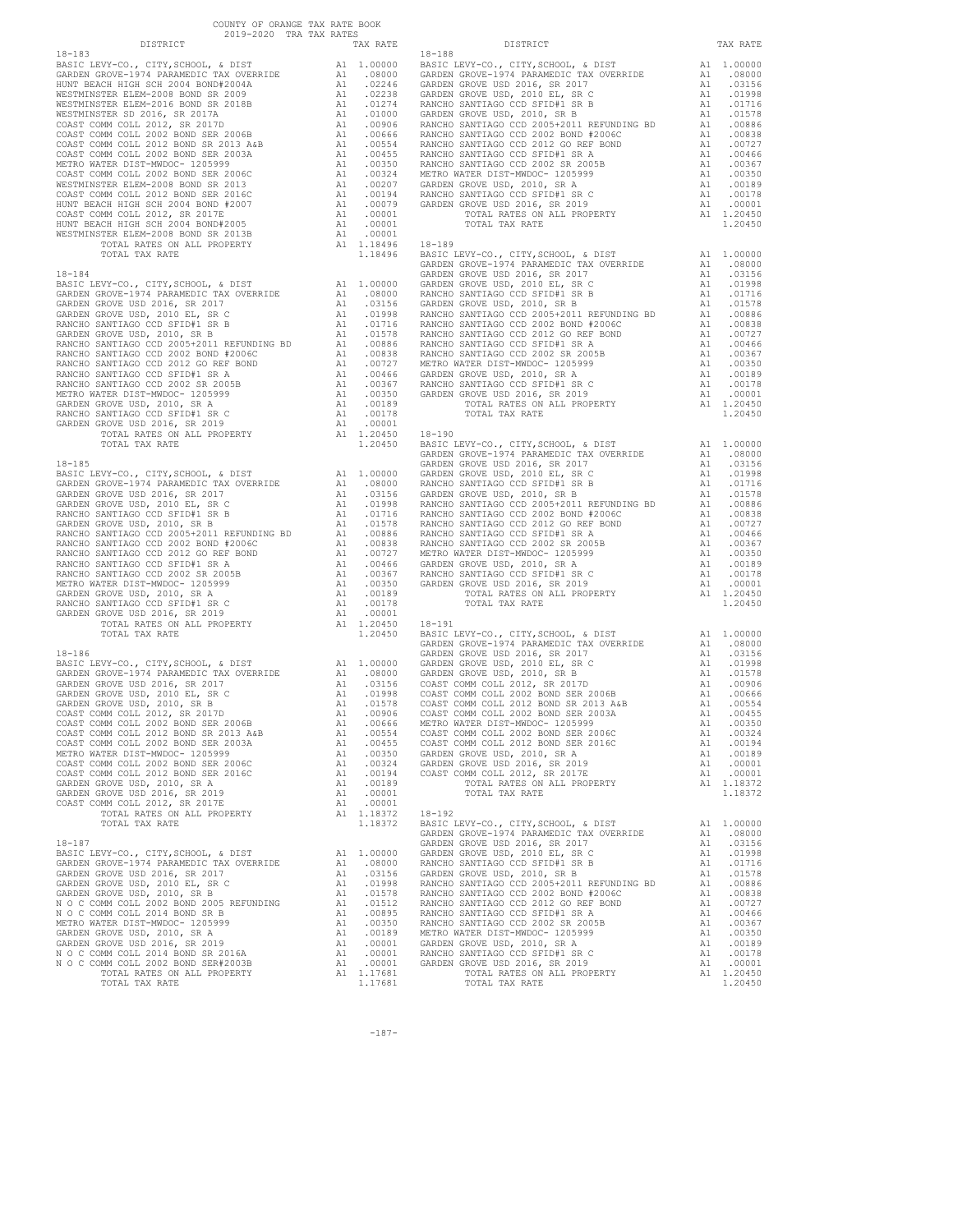COUNTY OF ORANGE TAX RATE BOOK
2019-2020 TRA TAX RATES

| DISTRICT | | TAX RATE |
|---|---|---|
| **18-183** | | |
| BASIC LEVY-CO., CITY,SCHOOL, & DIST | A1 | 1.00000 |
| GARDEN GROVE-1974 PARAMEDIC TAX OVERRIDE | A1 | .08000 |
| HUNT BEACH HIGH SCH 2004 BOND#2004A | A1 | .02246 |
| WESTMINSTER ELEM-2008 BOND SR 2009 | A1 | .02238 |
| WESTMINSTER ELEM-2016 BOND SR 2018B | A1 | .01274 |
| WESTMINSTER SD 2016, SR 2017A | A1 | .01000 |
| COAST COMM COLL 2012, SR 2017D | A1 | .00906 |
| COAST COMM COLL 2002 BOND SER 2006B | A1 | .00666 |
| COAST COMM COLL 2012 BOND SER 2013 A&B | A1 | .00554 |
| COAST COMM COLL 2002 BOND SER 2003A | A1 | .00455 |
| METRO WATER DIST-MWDOC- 1205999 | A1 | .00350 |
| COAST COMM COLL 2002 BOND SER 2006C | A1 | .00324 |
| WESTMINSTER ELEM-2008 BOND SR 2013 | A1 | .00207 |
| COAST COMM COLL 2012 BOND SER 2016C | A1 | .00194 |
| HUNT BEACH HIGH SCH 2004 BOND #2007 | A1 | .00079 |
| COAST COMM COLL 2012, SR 2017E | A1 | .00001 |
| HUNT BEACH HIGH SCH 2004 BOND#2005 | A1 | .00001 |
| WESTMINSTER ELEM-2008 BOND SR 2013B | A1 | .00001 |
| TOTAL RATES ON ALL PROPERTY | A1 | 1.18496 |
| TOTAL TAX RATE | | 1.18496 |
| **18-184** | | |
| BASIC LEVY-CO., CITY,SCHOOL, & DIST | A1 | 1.00000 |
| GARDEN GROVE-1974 PARAMEDIC TAX OVERRIDE | A1 | .08000 |
| GARDEN GROVE USD 2016, SR 2017 | A1 | .03156 |
| GARDEN GROVE USD, 2010 EL, SR C | A1 | .01998 |
| RANCHO SANTIAGO CCD SFID#1 SR B | A1 | .01716 |
| GARDEN GROVE USD, 2010, SR B | A1 | .01578 |
| RANCHO SANTIAGO CCD 2005+2011 REFUNDING BD | A1 | .00886 |
| RANCHO SANTIAGO CCD 2002 BOND #2006C | A1 | .00838 |
| RANCHO SANTIAGO CCD 2012 GO REF BOND | A1 | .00727 |
| RANCHO SANTIAGO CCD SFID#1 SR A | A1 | .00466 |
| RANCHO SANTIAGO CCD 2002 SR 2005B | A1 | .00367 |
| METRO WATER DIST-MWDOC- 1205999 | A1 | .00350 |
| GARDEN GROVE USD, 2010, SR A | A1 | .00189 |
| RANCHO SANTIAGO CCD SFID#1 SR C | A1 | .00178 |
| GARDEN GROVE USD 2016, SR 2019 | A1 | .00001 |
| TOTAL RATES ON ALL PROPERTY | A1 | 1.20450 |
| TOTAL TAX RATE | | 1.20450 |
| **18-185** | | |
| BASIC LEVY-CO., CITY,SCHOOL, & DIST | A1 | 1.00000 |
| GARDEN GROVE-1974 PARAMEDIC TAX OVERRIDE | A1 | .08000 |
| GARDEN GROVE USD 2016, SR 2017 | A1 | .03156 |
| GARDEN GROVE USD, 2010 EL, SR C | A1 | .01998 |
| RANCHO SANTIAGO CCD SFID#1 SR B | A1 | .01716 |
| GARDEN GROVE USD, 2010, SR B | A1 | .01578 |
| RANCHO SANTIAGO CCD 2005+2011 REFUNDING BD | A1 | .00886 |
| RANCHO SANTIAGO CCD 2002 BOND #2006C | A1 | .00838 |
| RANCHO SANTIAGO CCD 2012 GO REF BOND | A1 | .00727 |
| RANCHO SANTIAGO CCD SFID#1 SR A | A1 | .00466 |
| RANCHO SANTIAGO CCD 2002 SR 2005B | A1 | .00367 |
| METRO WATER DIST-MWDOC- 1205999 | A1 | .00350 |
| GARDEN GROVE USD, 2010, SR A | A1 | .00189 |
| RANCHO SANTIAGO CCD SFID#1 SR C | A1 | .00178 |
| GARDEN GROVE USD 2016, SR 2019 | A1 | .00001 |
| TOTAL RATES ON ALL PROPERTY | A1 | 1.20450 |
| TOTAL TAX RATE | | 1.20450 |
| **18-186** | | |
| BASIC LEVY-CO., CITY,SCHOOL, & DIST | A1 | 1.00000 |
| GARDEN GROVE-1974 PARAMEDIC TAX OVERRIDE | A1 | .08000 |
| GARDEN GROVE USD 2016, SR 2017 | A1 | .03156 |
| GARDEN GROVE USD, 2010 EL, SR C | A1 | .01998 |
| GARDEN GROVE USD, 2010, SR B | A1 | .01578 |
| COAST COMM COLL 2012, SR 2017D | A1 | .00906 |
| COAST COMM COLL 2002 BOND SER 2006B | A1 | .00666 |
| COAST COMM COLL 2012 BOND SER 2013 A&B | A1 | .00554 |
| COAST COMM COLL 2002 BOND SER 2003A | A1 | .00455 |
| METRO WATER DIST-MWDOC- 1205999 | A1 | .00350 |
| COAST COMM COLL 2002 BOND SER 2006C | A1 | .00324 |
| COAST COMM COLL 2012 BOND SER 2016C | A1 | .00194 |
| GARDEN GROVE USD, 2010, SR A | A1 | .00189 |
| GARDEN GROVE USD 2016, SR 2019 | A1 | .00001 |
| COAST COMM COLL 2012, SR 2017E | A1 | .00001 |
| TOTAL RATES ON ALL PROPERTY | A1 | 1.18372 |
| TOTAL TAX RATE | | 1.18372 |
| **18-187** | | |
| BASIC LEVY-CO., CITY,SCHOOL, & DIST | A1 | 1.00000 |
| GARDEN GROVE-1974 PARAMEDIC TAX OVERRIDE | A1 | .08000 |
| GARDEN GROVE USD 2016, SR 2017 | A1 | .03156 |
| GARDEN GROVE USD, 2010 EL, SR C | A1 | .01998 |
| GARDEN GROVE USD, 2010, SR B | A1 | .01578 |
| N O C COMM COLL 2002 BOND 2005 REFUNDING | A1 | .01512 |
| N O C COMM COLL 2014 BOND SR B | A1 | .00895 |
| METRO WATER DIST-MWDOC- 1205999 | A1 | .00350 |
| GARDEN GROVE USD, 2010, SR A | A1 | .00189 |
| GARDEN GROVE USD 2016, SR 2019 | A1 | .00001 |
| N O C COMM COLL 2014 BOND SR 2016A | A1 | .00001 |
| N O C COMM COLL 2002 BOND SER#2003B | A1 | .00001 |
| TOTAL RATES ON ALL PROPERTY | A1 | 1.17681 |
| TOTAL TAX RATE | | 1.17681 |
| **18-188** | | |
| BASIC LEVY-CO., CITY,SCHOOL, & DIST | A1 | 1.00000 |
| GARDEN GROVE-1974 PARAMEDIC TAX OVERRIDE | A1 | .08000 |
| GARDEN GROVE USD 2016, SR 2017 | A1 | .03156 |
| GARDEN GROVE USD, 2010 EL, SR C | A1 | .01998 |
| RANCHO SANTIAGO CCD SFID#1 SR B | A1 | .01716 |
| GARDEN GROVE USD, 2010, SR B | A1 | .01578 |
| RANCHO SANTIAGO CCD 2005+2011 REFUNDING BD | A1 | .00886 |
| RANCHO SANTIAGO CCD 2002 BOND #2006C | A1 | .00838 |
| RANCHO SANTIAGO CCD 2012 GO REF BOND | A1 | .00727 |
| RANCHO SANTIAGO CCD SFID#1 SR A | A1 | .00466 |
| RANCHO SANTIAGO CCD 2002 SR 2005B | A1 | .00367 |
| METRO WATER DIST-MWDOC- 1205999 | A1 | .00350 |
| GARDEN GROVE USD, 2010, SR A | A1 | .00189 |
| RANCHO SANTIAGO CCD SFID#1 SR C | A1 | .00178 |
| GARDEN GROVE USD 2016, SR 2019 | A1 | .00001 |
| TOTAL RATES ON ALL PROPERTY | A1 | 1.20450 |
| TOTAL TAX RATE | | 1.20450 |
| **18-189** | | |
| BASIC LEVY-CO., CITY,SCHOOL, & DIST | A1 | 1.00000 |
| GARDEN GROVE-1974 PARAMEDIC TAX OVERRIDE | A1 | .08000 |
| GARDEN GROVE USD 2016, SR 2017 | A1 | .03156 |
| GARDEN GROVE USD, 2010 EL, SR C | A1 | .01998 |
| RANCHO SANTIAGO CCD SFID#1 SR B | A1 | .01716 |
| GARDEN GROVE USD, 2010, SR B | A1 | .01578 |
| RANCHO SANTIAGO CCD 2005+2011 REFUNDING BD | A1 | .00886 |
| RANCHO SANTIAGO CCD 2002 BOND #2006C | A1 | .00838 |
| RANCHO SANTIAGO CCD 2012 GO REF BOND | A1 | .00727 |
| RANCHO SANTIAGO CCD SFID#1 SR A | A1 | .00466 |
| RANCHO SANTIAGO CCD 2002 SR 2005B | A1 | .00367 |
| METRO WATER DIST-MWDOC- 1205999 | A1 | .00350 |
| GARDEN GROVE USD, 2010, SR A | A1 | .00189 |
| RANCHO SANTIAGO CCD SFID#1 SR C | A1 | .00178 |
| GARDEN GROVE USD 2016, SR 2019 | A1 | .00001 |
| TOTAL RATES ON ALL PROPERTY | A1 | 1.20450 |
| TOTAL TAX RATE | | 1.20450 |
| **18-190** | | |
| BASIC LEVY-CO., CITY,SCHOOL, & DIST | A1 | 1.00000 |
| GARDEN GROVE-1974 PARAMEDIC TAX OVERRIDE | A1 | .08000 |
| GARDEN GROVE USD 2016, SR 2017 | A1 | .03156 |
| GARDEN GROVE USD, 2010 EL, SR C | A1 | .01998 |
| RANCHO SANTIAGO CCD SFID#1 SR B | A1 | .01716 |
| GARDEN GROVE USD, 2010, SR B | A1 | .01578 |
| RANCHO SANTIAGO CCD 2005+2011 REFUNDING BD | A1 | .00886 |
| RANCHO SANTIAGO CCD 2002 BOND #2006C | A1 | .00838 |
| RANCHO SANTIAGO CCD 2012 GO REF BOND | A1 | .00727 |
| RANCHO SANTIAGO CCD SFID#1 SR A | A1 | .00466 |
| RANCHO SANTIAGO CCD 2002 SR 2005B | A1 | .00367 |
| METRO WATER DIST-MWDOC- 1205999 | A1 | .00350 |
| GARDEN GROVE USD, 2010, SR A | A1 | .00189 |
| RANCHO SANTIAGO CCD SFID#1 SR C | A1 | .00178 |
| GARDEN GROVE USD 2016, SR 2019 | A1 | .00001 |
| TOTAL RATES ON ALL PROPERTY | A1 | 1.20450 |
| TOTAL TAX RATE | | 1.20450 |
| **18-191** | | |
| BASIC LEVY-CO., CITY,SCHOOL, & DIST | A1 | 1.00000 |
| GARDEN GROVE-1974 PARAMEDIC TAX OVERRIDE | A1 | .08000 |
| GARDEN GROVE USD 2016, SR 2017 | A1 | .03156 |
| GARDEN GROVE USD, 2010 EL, SR C | A1 | .01998 |
| GARDEN GROVE USD, 2010, SR B | A1 | .01578 |
| COAST COMM COLL 2012, SR 2017D | A1 | .00906 |
| COAST COMM COLL 2002 BOND SER 2006B | A1 | .00666 |
| COAST COMM COLL 2012 BOND SER 2013 A&B | A1 | .00554 |
| COAST COMM COLL 2002 BOND SER 2003A | A1 | .00455 |
| METRO WATER DIST-MWDOC- 1205999 | A1 | .00350 |
| COAST COMM COLL 2002 BOND SER 2006C | A1 | .00324 |
| COAST COMM COLL 2012 BOND SER 2016C | A1 | .00194 |
| GARDEN GROVE USD, 2010, SR A | A1 | .00189 |
| GARDEN GROVE USD 2016, SR 2019 | A1 | .00001 |
| COAST COMM COLL 2012, SR 2017E | A1 | .00001 |
| TOTAL RATES ON ALL PROPERTY | A1 | 1.18372 |
| TOTAL TAX RATE | | 1.18372 |
| **18-192** | | |
| BASIC LEVY-CO., CITY,SCHOOL, & DIST | A1 | 1.00000 |
| GARDEN GROVE-1974 PARAMEDIC TAX OVERRIDE | A1 | .08000 |
| GARDEN GROVE USD 2016, SR 2017 | A1 | .03156 |
| GARDEN GROVE USD, 2010 EL, SR C | A1 | .01998 |
| RANCHO SANTIAGO CCD SFID#1 SR B | A1 | .01716 |
| GARDEN GROVE USD, 2010, SR B | A1 | .01578 |
| RANCHO SANTIAGO CCD 2005+2011 REFUNDING BD | A1 | .00886 |
| RANCHO SANTIAGO CCD 2002 BOND #2006C | A1 | .00838 |
| RANCHO SANTIAGO CCD 2012 GO REF BOND | A1 | .00727 |
| RANCHO SANTIAGO CCD SFID#1 SR A | A1 | .00466 |
| RANCHO SANTIAGO CCD 2002 SR 2005B | A1 | .00367 |
| METRO WATER DIST-MWDOC- 1205999 | A1 | .00350 |
| GARDEN GROVE USD, 2010, SR A | A1 | .00189 |
| RANCHO SANTIAGO CCD SFID#1 SR C | A1 | .00178 |
| GARDEN GROVE USD 2016, SR 2019 | A1 | .00001 |
| TOTAL RATES ON ALL PROPERTY | A1 | 1.20450 |
| TOTAL TAX RATE | | 1.20450 |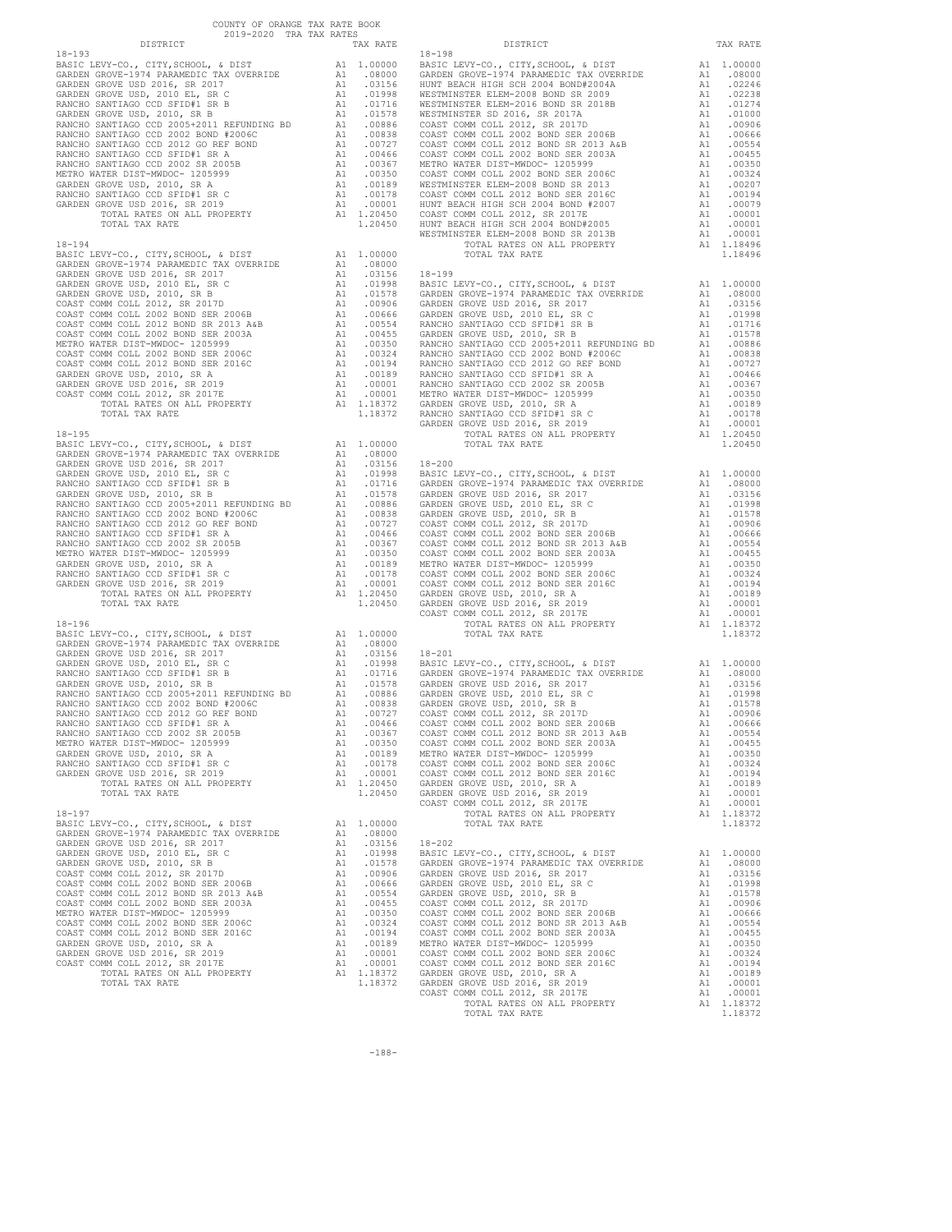COUNTY OF ORANGE TAX RATE BOOK
2019-2020 TRA TAX RATES

**18-193**

| DISTRICT | | TAX RATE |
|---|---|---|
| BASIC LEVY-CO., CITY,SCHOOL, & DIST | A1 | 1.00000 |
| GARDEN GROVE-1974 PARAMEDIC TAX OVERRIDE | A1 | .08000 |
| GARDEN GROVE USD 2016, SR 2017 | A1 | .03156 |
| GARDEN GROVE USD, 2010 EL, SR C | A1 | .01998 |
| RANCHO SANTIAGO CCD SFID#1 SR B | A1 | .01716 |
| GARDEN GROVE USD, 2010, SR B | A1 | .01578 |
| RANCHO SANTIAGO CCD 2005+2011 REFUNDING BD | A1 | .00886 |
| RANCHO SANTIAGO CCD 2002 BOND #2006C | A1 | .00838 |
| RANCHO SANTIAGO CCD 2012 GO REF BOND | A1 | .00727 |
| RANCHO SANTIAGO CCD SFID#1 SR A | A1 | .00466 |
| RANCHO SANTIAGO CCD 2002 SR 2005B | A1 | .00367 |
| METRO WATER DIST-MWDOC- 1205999 | A1 | .00350 |
| GARDEN GROVE USD, 2010, SR A | A1 | .00189 |
| RANCHO SANTIAGO CCD SFID#1 SR C | A1 | .00178 |
| GARDEN GROVE USD 2016, SR 2019 | A1 | .00001 |
| TOTAL RATES ON ALL PROPERTY | A1 | 1.20450 |
| TOTAL TAX RATE | | 1.20450 |

**18-194**

| DISTRICT | | TAX RATE |
|---|---|---|
| BASIC LEVY-CO., CITY,SCHOOL, & DIST | A1 | 1.00000 |
| GARDEN GROVE-1974 PARAMEDIC TAX OVERRIDE | A1 | .08000 |
| GARDEN GROVE USD 2016, SR 2017 | A1 | .03156 |
| GARDEN GROVE USD, 2010 EL, SR C | A1 | .01998 |
| GARDEN GROVE USD, 2010, SR B | A1 | .01578 |
| COAST COMM COLL 2012, SR 2017D | A1 | .00906 |
| COAST COMM COLL 2002 BOND SER 2006B | A1 | .00666 |
| COAST COMM COLL 2012 BOND SR 2013 A&B | A1 | .00554 |
| COAST COMM COLL 2002 BOND SER 2003A | A1 | .00455 |
| METRO WATER DIST-MWDOC- 1205999 | A1 | .00350 |
| COAST COMM COLL 2002 BOND SER 2006C | A1 | .00324 |
| COAST COMM COLL 2012 BOND SER 2016C | A1 | .00194 |
| GARDEN GROVE USD, 2010, SR A | A1 | .00189 |
| GARDEN GROVE USD 2016, SR 2019 | A1 | .00001 |
| COAST COMM COLL 2012, SR 2017E | A1 | .00001 |
| TOTAL RATES ON ALL PROPERTY | A1 | 1.18372 |
| TOTAL TAX RATE | | 1.18372 |

**18-195**

| DISTRICT | | TAX RATE |
|---|---|---|
| BASIC LEVY-CO., CITY,SCHOOL, & DIST | A1 | 1.00000 |
| GARDEN GROVE-1974 PARAMEDIC TAX OVERRIDE | A1 | .08000 |
| GARDEN GROVE USD 2016, SR 2017 | A1 | .03156 |
| GARDEN GROVE USD, 2010 EL, SR C | A1 | .01998 |
| RANCHO SANTIAGO CCD SFID#1 SR B | A1 | .01716 |
| GARDEN GROVE USD, 2010, SR B | A1 | .01578 |
| RANCHO SANTIAGO CCD 2005+2011 REFUNDING BD | A1 | .00886 |
| RANCHO SANTIAGO CCD 2002 BOND #2006C | A1 | .00838 |
| RANCHO SANTIAGO CCD 2012 GO REF BOND | A1 | .00727 |
| RANCHO SANTIAGO CCD SFID#1 SR A | A1 | .00466 |
| RANCHO SANTIAGO CCD 2002 SR 2005B | A1 | .00367 |
| METRO WATER DIST-MWDOC- 1205999 | A1 | .00350 |
| GARDEN GROVE USD, 2010, SR A | A1 | .00189 |
| RANCHO SANTIAGO CCD SFID#1 SR C | A1 | .00178 |
| GARDEN GROVE USD 2016, SR 2019 | A1 | .00001 |
| TOTAL RATES ON ALL PROPERTY | A1 | 1.20450 |
| TOTAL TAX RATE | | 1.20450 |

**18-196**

| DISTRICT | | TAX RATE |
|---|---|---|
| BASIC LEVY-CO., CITY,SCHOOL, & DIST | A1 | 1.00000 |
| GARDEN GROVE-1974 PARAMEDIC TAX OVERRIDE | A1 | .08000 |
| GARDEN GROVE USD 2016, SR 2017 | A1 | .03156 |
| GARDEN GROVE USD, 2010 EL, SR C | A1 | .01998 |
| RANCHO SANTIAGO CCD SFID#1 SR B | A1 | .01716 |
| GARDEN GROVE USD, 2010, SR B | A1 | .01578 |
| RANCHO SANTIAGO CCD 2005+2011 REFUNDING BD | A1 | .00886 |
| RANCHO SANTIAGO CCD 2002 BOND #2006C | A1 | .00838 |
| RANCHO SANTIAGO CCD 2012 GO REF BOND | A1 | .00727 |
| RANCHO SANTIAGO CCD SFID#1 SR A | A1 | .00466 |
| RANCHO SANTIAGO CCD 2002 SR 2005B | A1 | .00367 |
| METRO WATER DIST-MWDOC- 1205999 | A1 | .00350 |
| GARDEN GROVE USD, 2010, SR A | A1 | .00189 |
| RANCHO SANTIAGO CCD SFID#1 SR C | A1 | .00178 |
| GARDEN GROVE USD 2016, SR 2019 | A1 | .00001 |
| TOTAL RATES ON ALL PROPERTY | A1 | 1.20450 |
| TOTAL TAX RATE | | 1.20450 |

**18-197**

| DISTRICT | | TAX RATE |
|---|---|---|
| BASIC LEVY-CO., CITY,SCHOOL, & DIST | A1 | 1.00000 |
| GARDEN GROVE-1974 PARAMEDIC TAX OVERRIDE | A1 | .08000 |
| GARDEN GROVE USD 2016, SR 2017 | A1 | .03156 |
| GARDEN GROVE USD, 2010 EL, SR C | A1 | .01998 |
| GARDEN GROVE USD, 2010, SR B | A1 | .01578 |
| COAST COMM COLL 2012, SR 2017D | A1 | .00906 |
| COAST COMM COLL 2002 BOND SER 2006B | A1 | .00666 |
| COAST COMM COLL 2012 BOND SR 2013 A&B | A1 | .00554 |
| COAST COMM COLL 2002 BOND SER 2003A | A1 | .00455 |
| METRO WATER DIST-MWDOC- 1205999 | A1 | .00350 |
| COAST COMM COLL 2002 BOND SER 2006C | A1 | .00324 |
| COAST COMM COLL 2012 BOND SER 2016C | A1 | .00194 |
| GARDEN GROVE USD, 2010, SR A | A1 | .00189 |
| GARDEN GROVE USD 2016, SR 2019 | A1 | .00001 |
| COAST COMM COLL 2012, SR 2017E | A1 | .00001 |
| TOTAL RATES ON ALL PROPERTY | A1 | 1.18372 |
| TOTAL TAX RATE | | 1.18372 |

**18-198**

| DISTRICT | | TAX RATE |
|---|---|---|
| BASIC LEVY-CO., CITY,SCHOOL, & DIST | A1 | 1.00000 |
| GARDEN GROVE-1974 PARAMEDIC TAX OVERRIDE | A1 | .08000 |
| HUNT BEACH HIGH SCH 2004 BOND#2004A | A1 | .02246 |
| WESTMINSTER ELEM-2008 BOND SR 2009 | A1 | .02238 |
| WESTMINSTER ELEM-2016 BOND SR 2018B | A1 | .01274 |
| WESTMINSTER SD 2016, SR 2017A | A1 | .01000 |
| COAST COMM COLL 2012, SR 2017D | A1 | .00906 |
| COAST COMM COLL 2002 BOND SER 2006B | A1 | .00666 |
| COAST COMM COLL 2012 BOND SR 2013 A&B | A1 | .00554 |
| COAST COMM COLL 2002 BOND SER 2003A | A1 | .00455 |
| METRO WATER DIST-MWDOC- 1205999 | A1 | .00350 |
| COAST COMM COLL 2002 BOND SER 2006C | A1 | .00324 |
| WESTMINSTER ELEM-2008 BOND SR 2013 | A1 | .00207 |
| COAST COMM COLL 2012 BOND SER 2016C | A1 | .00194 |
| HUNT BEACH HIGH SCH 2004 BOND #2007 | A1 | .00079 |
| COAST COMM COLL 2012, SR 2017E | A1 | .00001 |
| HUNT BEACH HIGH SCH 2004 BOND#2005 | A1 | .00001 |
| WESTMINSTER ELEM-2008 BOND SR 2013B | A1 | .00001 |
| TOTAL RATES ON ALL PROPERTY | A1 | 1.18496 |
| TOTAL TAX RATE | | 1.18496 |

**18-199**

| DISTRICT | | TAX RATE |
|---|---|---|
| BASIC LEVY-CO., CITY,SCHOOL, & DIST | A1 | 1.00000 |
| GARDEN GROVE-1974 PARAMEDIC TAX OVERRIDE | A1 | .08000 |
| GARDEN GROVE USD 2016, SR 2017 | A1 | .03156 |
| GARDEN GROVE USD, 2010 EL, SR C | A1 | .01998 |
| RANCHO SANTIAGO CCD SFID#1 SR B | A1 | .01716 |
| GARDEN GROVE USD, 2010, SR B | A1 | .01578 |
| RANCHO SANTIAGO CCD 2005+2011 REFUNDING BD | A1 | .00886 |
| RANCHO SANTIAGO CCD 2002 BOND #2006C | A1 | .00838 |
| RANCHO SANTIAGO CCD 2012 GO REF BOND | A1 | .00727 |
| RANCHO SANTIAGO CCD SFID#1 SR A | A1 | .00466 |
| RANCHO SANTIAGO CCD 2002 SR 2005B | A1 | .00367 |
| METRO WATER DIST-MWDOC- 1205999 | A1 | .00350 |
| GARDEN GROVE USD, 2010, SR A | A1 | .00189 |
| RANCHO SANTIAGO CCD SFID#1 SR C | A1 | .00178 |
| GARDEN GROVE USD 2016, SR 2019 | A1 | .00001 |
| TOTAL RATES ON ALL PROPERTY | A1 | 1.20450 |
| TOTAL TAX RATE | | 1.20450 |

**18-200**

| DISTRICT | | TAX RATE |
|---|---|---|
| BASIC LEVY-CO., CITY,SCHOOL, & DIST | A1 | 1.00000 |
| GARDEN GROVE-1974 PARAMEDIC TAX OVERRIDE | A1 | .08000 |
| GARDEN GROVE USD 2016, SR 2017 | A1 | .03156 |
| GARDEN GROVE USD, 2010 EL, SR C | A1 | .01998 |
| GARDEN GROVE USD, 2010, SR B | A1 | .01578 |
| COAST COMM COLL 2012, SR 2017D | A1 | .00906 |
| COAST COMM COLL 2002 BOND SER 2006B | A1 | .00666 |
| COAST COMM COLL 2012 BOND SR 2013 A&B | A1 | .00554 |
| COAST COMM COLL 2002 BOND SER 2003A | A1 | .00455 |
| METRO WATER DIST-MWDOC- 1205999 | A1 | .00350 |
| COAST COMM COLL 2002 BOND SER 2006C | A1 | .00324 |
| COAST COMM COLL 2012 BOND SER 2016C | A1 | .00194 |
| GARDEN GROVE USD, 2010, SR A | A1 | .00189 |
| GARDEN GROVE USD 2016, SR 2019 | A1 | .00001 |
| COAST COMM COLL 2012, SR 2017E | A1 | .00001 |
| TOTAL RATES ON ALL PROPERTY | A1 | 1.18372 |
| TOTAL TAX RATE | | 1.18372 |

**18-201**

| DISTRICT | | TAX RATE |
|---|---|---|
| BASIC LEVY-CO., CITY,SCHOOL, & DIST | A1 | 1.00000 |
| GARDEN GROVE-1974 PARAMEDIC TAX OVERRIDE | A1 | .08000 |
| GARDEN GROVE USD 2016, SR 2017 | A1 | .03156 |
| GARDEN GROVE USD, 2010 EL, SR C | A1 | .01998 |
| GARDEN GROVE USD, 2010, SR B | A1 | .01578 |
| COAST COMM COLL 2012, SR 2017D | A1 | .00906 |
| COAST COMM COLL 2002 BOND SER 2006B | A1 | .00666 |
| COAST COMM COLL 2012 BOND SR 2013 A&B | A1 | .00554 |
| COAST COMM COLL 2002 BOND SER 2003A | A1 | .00455 |
| METRO WATER DIST-MWDOC- 1205999 | A1 | .00350 |
| COAST COMM COLL 2002 BOND SER 2006C | A1 | .00324 |
| COAST COMM COLL 2012 BOND SER 2016C | A1 | .00194 |
| GARDEN GROVE USD, 2010, SR A | A1 | .00189 |
| GARDEN GROVE USD 2016, SR 2019 | A1 | .00001 |
| COAST COMM COLL 2012, SR 2017E | A1 | .00001 |
| TOTAL RATES ON ALL PROPERTY | A1 | 1.18372 |
| TOTAL TAX RATE | | 1.18372 |

**18-202**

| DISTRICT | | TAX RATE |
|---|---|---|
| BASIC LEVY-CO., CITY,SCHOOL, & DIST | A1 | 1.00000 |
| GARDEN GROVE-1974 PARAMEDIC TAX OVERRIDE | A1 | .08000 |
| GARDEN GROVE USD 2016, SR 2017 | A1 | .03156 |
| GARDEN GROVE USD, 2010 EL, SR C | A1 | .01998 |
| GARDEN GROVE USD, 2010, SR B | A1 | .01578 |
| COAST COMM COLL 2012, SR 2017D | A1 | .00906 |
| COAST COMM COLL 2002 BOND SER 2006B | A1 | .00666 |
| COAST COMM COLL 2012 BOND SR 2013 A&B | A1 | .00554 |
| COAST COMM COLL 2002 BOND SER 2003A | A1 | .00455 |
| METRO WATER DIST-MWDOC- 1205999 | A1 | .00350 |
| COAST COMM COLL 2002 BOND SER 2006C | A1 | .00324 |
| COAST COMM COLL 2012 BOND SER 2016C | A1 | .00194 |
| GARDEN GROVE USD, 2010, SR A | A1 | .00189 |
| GARDEN GROVE USD 2016, SR 2019 | A1 | .00001 |
| COAST COMM COLL 2012, SR 2017E | A1 | .00001 |
| TOTAL RATES ON ALL PROPERTY | A1 | 1.18372 |
| TOTAL TAX RATE | | 1.18372 |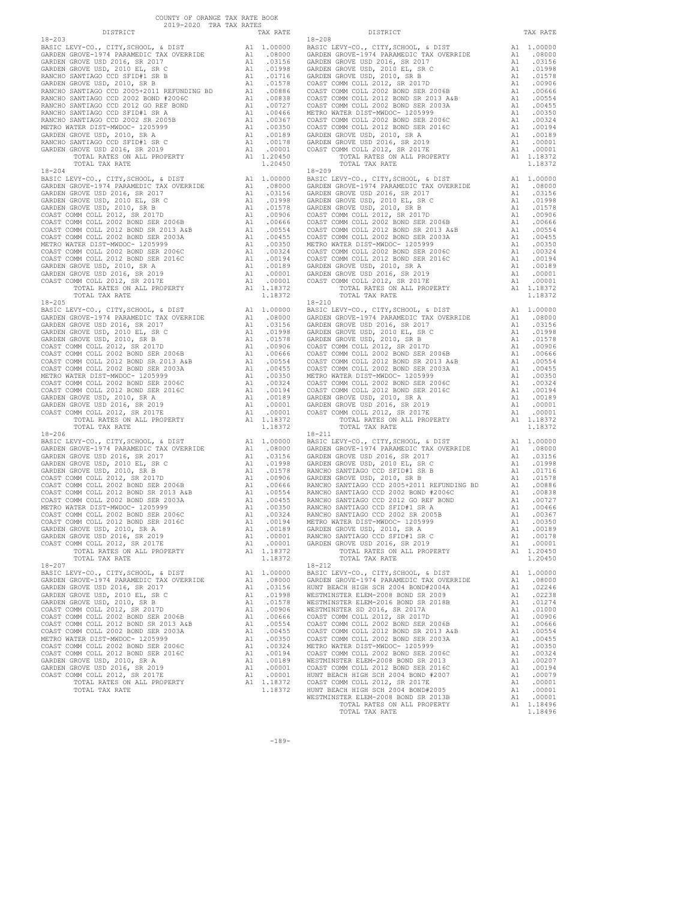COUNTY OF ORANGE TAX RATE BOOK
2019-2020 TRA TAX RATES

| DISTRICT | | TAX RATE |
|---|---|---|
| **18-203** | | |
| BASIC LEVY-CO., CITY,SCHOOL, & DIST | A1 | 1.00000 |
| GARDEN GROVE-1974 PARAMEDIC TAX OVERRIDE | A1 | .08000 |
| GARDEN GROVE USD 2016, SR 2017 | A1 | .03156 |
| GARDEN GROVE USD, 2010 EL, SR C | A1 | .01998 |
| RANCHO SANTIAGO CCD SFID#1 SR B | A1 | .01716 |
| GARDEN GROVE USD, 2010, SR B | A1 | .01578 |
| RANCHO SANTIAGO CCD 2005+2011 REFUNDING BD | A1 | .00886 |
| RANCHO SANTIAGO CCD 2002 BOND #2006C | A1 | .00838 |
| RANCHO SANTIAGO CCD 2012 GO REF BOND | A1 | .00727 |
| RANCHO SANTIAGO CCD SFID#1 SR A | A1 | .00466 |
| RANCHO SANTIAGO CCD 2002 SR 2005B | A1 | .00367 |
| METRO WATER DIST-MWDOC- 1205999 | A1 | .00350 |
| GARDEN GROVE USD, 2010, SR A | A1 | .00189 |
| RANCHO SANTIAGO CCD SFID#1 SR C | A1 | .00178 |
| GARDEN GROVE USD 2016, SR 2019 | A1 | .00001 |
| TOTAL RATES ON ALL PROPERTY | A1 | 1.20450 |
| TOTAL TAX RATE | | 1.20450 |
| **18-204** | | |
| BASIC LEVY-CO., CITY,SCHOOL, & DIST | A1 | 1.00000 |
| GARDEN GROVE-1974 PARAMEDIC TAX OVERRIDE | A1 | .08000 |
| GARDEN GROVE USD 2016, SR 2017 | A1 | .03156 |
| GARDEN GROVE USD, 2010 EL, SR C | A1 | .01998 |
| GARDEN GROVE USD, 2010, SR B | A1 | .01578 |
| COAST COMM COLL 2012, SR 2017D | A1 | .00906 |
| COAST COMM COLL 2002 BOND SER 2006B | A1 | .00666 |
| COAST COMM COLL 2012 BOND SR 2013 A&B | A1 | .00554 |
| COAST COMM COLL 2002 BOND SER 2003A | A1 | .00455 |
| METRO WATER DIST-MWDOC- 1205999 | A1 | .00350 |
| COAST COMM COLL 2002 BOND SER 2006C | A1 | .00324 |
| COAST COMM COLL 2012 BOND SER 2016C | A1 | .00194 |
| GARDEN GROVE USD, 2010, SR A | A1 | .00189 |
| GARDEN GROVE USD 2016, SR 2019 | A1 | .00001 |
| COAST COMM COLL 2012, SR 2017E | A1 | .00001 |
| TOTAL RATES ON ALL PROPERTY | A1 | 1.18372 |
| TOTAL TAX RATE | | 1.18372 |
| **18-205** | | |
| BASIC LEVY-CO., CITY,SCHOOL, & DIST | A1 | 1.00000 |
| GARDEN GROVE-1974 PARAMEDIC TAX OVERRIDE | A1 | .08000 |
| GARDEN GROVE USD 2016, SR 2017 | A1 | .03156 |
| GARDEN GROVE USD, 2010 EL, SR C | A1 | .01998 |
| GARDEN GROVE USD, 2010, SR B | A1 | .01578 |
| COAST COMM COLL 2012, SR 2017D | A1 | .00906 |
| COAST COMM COLL 2002 BOND SER 2006B | A1 | .00666 |
| COAST COMM COLL 2012 BOND SR 2013 A&B | A1 | .00554 |
| COAST COMM COLL 2002 BOND SER 2003A | A1 | .00455 |
| METRO WATER DIST-MWDOC- 1205999 | A1 | .00350 |
| COAST COMM COLL 2002 BOND SER 2006C | A1 | .00324 |
| COAST COMM COLL 2012 BOND SER 2016C | A1 | .00194 |
| GARDEN GROVE USD, 2010, SR A | A1 | .00189 |
| GARDEN GROVE USD 2016, SR 2019 | A1 | .00001 |
| COAST COMM COLL 2012, SR 2017E | A1 | .00001 |
| TOTAL RATES ON ALL PROPERTY | A1 | 1.18372 |
| TOTAL TAX RATE | | 1.18372 |
| **18-206** | | |
| BASIC LEVY-CO., CITY,SCHOOL, & DIST | A1 | 1.00000 |
| GARDEN GROVE-1974 PARAMEDIC TAX OVERRIDE | A1 | .08000 |
| GARDEN GROVE USD 2016, SR 2017 | A1 | .03156 |
| GARDEN GROVE USD, 2010 EL, SR C | A1 | .01998 |
| GARDEN GROVE USD, 2010, SR B | A1 | .01578 |
| COAST COMM COLL 2012, SR 2017D | A1 | .00906 |
| COAST COMM COLL 2002 BOND SER 2006B | A1 | .00666 |
| COAST COMM COLL 2012 BOND SR 2013 A&B | A1 | .00554 |
| COAST COMM COLL 2002 BOND SER 2003A | A1 | .00455 |
| METRO WATER DIST-MWDOC- 1205999 | A1 | .00350 |
| COAST COMM COLL 2002 BOND SER 2006C | A1 | .00324 |
| COAST COMM COLL 2012 BOND SER 2016C | A1 | .00194 |
| GARDEN GROVE USD, 2010, SR A | A1 | .00189 |
| GARDEN GROVE USD 2016, SR 2019 | A1 | .00001 |
| COAST COMM COLL 2012, SR 2017E | A1 | .00001 |
| TOTAL RATES ON ALL PROPERTY | A1 | 1.18372 |
| TOTAL TAX RATE | | 1.18372 |
| **18-207** | | |
| BASIC LEVY-CO., CITY,SCHOOL, & DIST | A1 | 1.00000 |
| GARDEN GROVE-1974 PARAMEDIC TAX OVERRIDE | A1 | .08000 |
| GARDEN GROVE USD 2016, SR 2017 | A1 | .03156 |
| GARDEN GROVE USD, 2010 EL, SR C | A1 | .01998 |
| GARDEN GROVE USD, 2010, SR B | A1 | .01578 |
| COAST COMM COLL 2012, SR 2017D | A1 | .00906 |
| COAST COMM COLL 2002 BOND SER 2006B | A1 | .00666 |
| COAST COMM COLL 2012 BOND SR 2013 A&B | A1 | .00554 |
| COAST COMM COLL 2002 BOND SER 2003A | A1 | .00455 |
| METRO WATER DIST-MWDOC- 1205999 | A1 | .00350 |
| COAST COMM COLL 2002 BOND SER 2006C | A1 | .00324 |
| COAST COMM COLL 2012 BOND SER 2016C | A1 | .00194 |
| GARDEN GROVE USD, 2010, SR A | A1 | .00189 |
| GARDEN GROVE USD 2016, SR 2019 | A1 | .00001 |
| COAST COMM COLL 2012, SR 2017E | A1 | .00001 |
| TOTAL RATES ON ALL PROPERTY | A1 | 1.18372 |
| TOTAL TAX RATE | | 1.18372 |
| **18-208** | | |
| BASIC LEVY-CO., CITY,SCHOOL, & DIST | A1 | 1.00000 |
| GARDEN GROVE-1974 PARAMEDIC TAX OVERRIDE | A1 | .08000 |
| GARDEN GROVE USD 2016, SR 2017 | A1 | .03156 |
| GARDEN GROVE USD, 2010 EL, SR C | A1 | .01998 |
| GARDEN GROVE USD, 2010, SR B | A1 | .01578 |
| COAST COMM COLL 2012, SR 2017D | A1 | .00906 |
| COAST COMM COLL 2002 BOND SER 2006B | A1 | .00666 |
| COAST COMM COLL 2012 BOND SR 2013 A&B | A1 | .00554 |
| COAST COMM COLL 2002 BOND SER 2003A | A1 | .00455 |
| METRO WATER DIST-MWDOC- 1205999 | A1 | .00350 |
| COAST COMM COLL 2002 BOND SER 2006C | A1 | .00324 |
| COAST COMM COLL 2012 BOND SER 2016C | A1 | .00194 |
| GARDEN GROVE USD, 2010, SR A | A1 | .00189 |
| GARDEN GROVE USD 2016, SR 2019 | A1 | .00001 |
| COAST COMM COLL 2012, SR 2017E | A1 | .00001 |
| TOTAL RATES ON ALL PROPERTY | A1 | 1.18372 |
| TOTAL TAX RATE | | 1.18372 |
| **18-209** | | |
| BASIC LEVY-CO., CITY,SCHOOL, & DIST | A1 | 1.00000 |
| GARDEN GROVE-1974 PARAMEDIC TAX OVERRIDE | A1 | .08000 |
| GARDEN GROVE USD 2016, SR 2017 | A1 | .03156 |
| GARDEN GROVE USD, 2010 EL, SR C | A1 | .01998 |
| GARDEN GROVE USD, 2010, SR B | A1 | .01578 |
| COAST COMM COLL 2012, SR 2017D | A1 | .00906 |
| COAST COMM COLL 2002 BOND SER 2006B | A1 | .00666 |
| COAST COMM COLL 2012 BOND SR 2013 A&B | A1 | .00554 |
| COAST COMM COLL 2002 BOND SER 2003A | A1 | .00455 |
| METRO WATER DIST-MWDOC- 1205999 | A1 | .00350 |
| COAST COMM COLL 2002 BOND SER 2006C | A1 | .00324 |
| COAST COMM COLL 2012 BOND SER 2016C | A1 | .00194 |
| GARDEN GROVE USD, 2010, SR A | A1 | .00189 |
| GARDEN GROVE USD 2016, SR 2019 | A1 | .00001 |
| COAST COMM COLL 2012, SR 2017E | A1 | .00001 |
| TOTAL RATES ON ALL PROPERTY | A1 | 1.18372 |
| TOTAL TAX RATE | | 1.18372 |
| **18-210** | | |
| BASIC LEVY-CO., CITY,SCHOOL, & DIST | A1 | 1.00000 |
| GARDEN GROVE-1974 PARAMEDIC TAX OVERRIDE | A1 | .08000 |
| GARDEN GROVE USD 2016, SR 2017 | A1 | .03156 |
| GARDEN GROVE USD, 2010 EL, SR C | A1 | .01998 |
| GARDEN GROVE USD, 2010, SR B | A1 | .01578 |
| COAST COMM COLL 2012, SR 2017D | A1 | .00906 |
| COAST COMM COLL 2002 BOND SER 2006B | A1 | .00666 |
| COAST COMM COLL 2012 BOND SR 2013 A&B | A1 | .00554 |
| COAST COMM COLL 2002 BOND SER 2003A | A1 | .00455 |
| METRO WATER DIST-MWDOC- 1205999 | A1 | .00350 |
| COAST COMM COLL 2002 BOND SER 2006C | A1 | .00324 |
| COAST COMM COLL 2012 BOND SER 2016C | A1 | .00194 |
| GARDEN GROVE USD, 2010, SR A | A1 | .00189 |
| GARDEN GROVE USD 2016, SR 2019 | A1 | .00001 |
| COAST COMM COLL 2012, SR 2017E | A1 | .00001 |
| TOTAL RATES ON ALL PROPERTY | A1 | 1.18372 |
| TOTAL TAX RATE | | 1.18372 |
| **18-211** | | |
| BASIC LEVY-CO., CITY,SCHOOL, & DIST | A1 | 1.00000 |
| GARDEN GROVE-1974 PARAMEDIC TAX OVERRIDE | A1 | .08000 |
| GARDEN GROVE USD 2016, SR 2017 | A1 | .03156 |
| GARDEN GROVE USD, 2010 EL, SR C | A1 | .01998 |
| RANCHO SANTIAGO CCD SFID#1 SR B | A1 | .01716 |
| GARDEN GROVE USD, 2010, SR B | A1 | .01578 |
| RANCHO SANTIAGO CCD 2005+2011 REFUNDING BD | A1 | .00886 |
| RANCHO SANTIAGO CCD 2002 BOND #2006C | A1 | .00838 |
| RANCHO SANTIAGO CCD 2012 GO REF BOND | A1 | .00727 |
| RANCHO SANTIAGO CCD SFID#1 SR A | A1 | .00466 |
| RANCHO SANTIAGO CCD 2002 SR 2005B | A1 | .00367 |
| METRO WATER DIST-MWDOC- 1205999 | A1 | .00350 |
| GARDEN GROVE USD, 2010, SR A | A1 | .00189 |
| RANCHO SANTIAGO CCD SFID#1 SR C | A1 | .00178 |
| GARDEN GROVE USD 2016, SR 2019 | A1 | .00001 |
| TOTAL RATES ON ALL PROPERTY | A1 | 1.20450 |
| TOTAL TAX RATE | | 1.20450 |
| **18-212** | | |
| BASIC LEVY-CO., CITY,SCHOOL, & DIST | A1 | 1.00000 |
| GARDEN GROVE-1974 PARAMEDIC TAX OVERRIDE | A1 | .08000 |
| HUNT BEACH HIGH SCH 2004 BOND#2004A | A1 | .02246 |
| WESTMINSTER ELEM-2008 BOND SR 2009 | A1 | .02238 |
| WESTMINSTER ELEM-2016 BOND SR 2018B | A1 | .01274 |
| WESTMINSTER SD 2016, SR 2017A | A1 | .01000 |
| COAST COMM COLL 2012, SR 2017D | A1 | .00906 |
| COAST COMM COLL 2002 BOND SER 2006B | A1 | .00666 |
| COAST COMM COLL 2012 BOND SR 2013 A&B | A1 | .00554 |
| COAST COMM COLL 2002 BOND SER 2003A | A1 | .00455 |
| METRO WATER DIST-MWDOC- 1205999 | A1 | .00350 |
| COAST COMM COLL 2002 BOND SER 2006C | A1 | .00324 |
| WESTMINSTER ELEM-2008 BOND SR 2013 | A1 | .00207 |
| COAST COMM COLL 2012 BOND SER 2016C | A1 | .00194 |
| HUNT BEACH HIGH SCH 2004 BOND #2007 | A1 | .00079 |
| COAST COMM COLL 2012, SR 2017E | A1 | .00001 |
| HUNT BEACH HIGH SCH 2004 BOND#2005 | A1 | .00001 |
| WESTMINSTER ELEM-2008 BOND SR 2013B | A1 | .00001 |
| TOTAL RATES ON ALL PROPERTY | A1 | 1.18496 |
| TOTAL TAX RATE | | 1.18496 |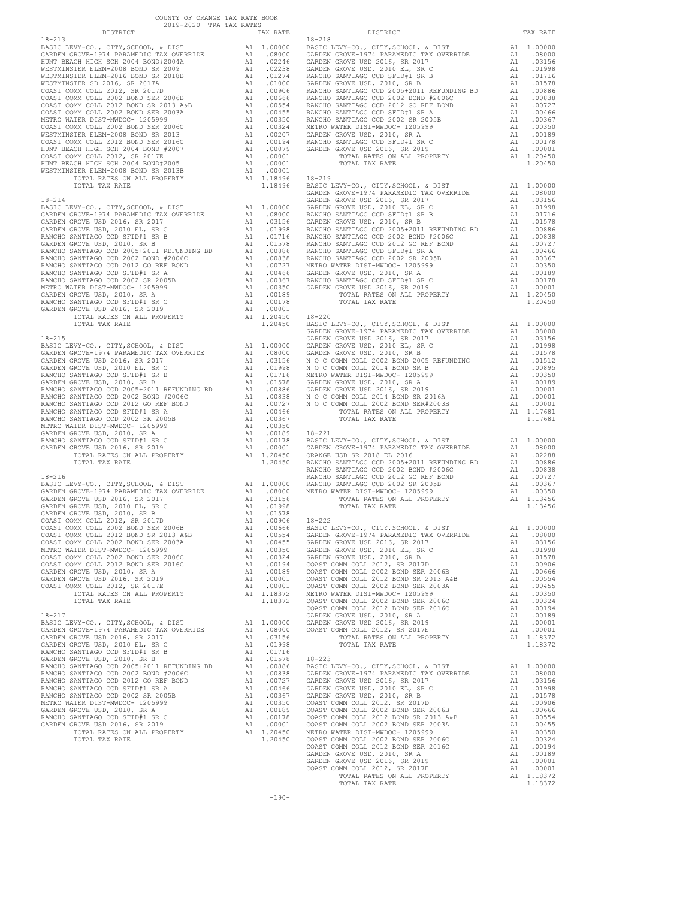COUNTY OF ORANGE TAX RATE BOOK
2019-2020 TRA TAX RATES

| DISTRICT | | TAX RATE |
|---|---|---|
| **18-213** | | |
| BASIC LEVY-CO., CITY,SCHOOL, & DIST | A1 | 1.00000 |
| GARDEN GROVE-1974 PARAMEDIC TAX OVERRIDE | A1 | .08000 |
| HUNT BEACH HIGH SCH 2004 BOND#2004A | A1 | .02246 |
| WESTMINSTER ELEM-2008 BOND SR 2009 | A1 | .02238 |
| WESTMINSTER ELEM-2016 BOND SR 2018B | A1 | .01274 |
| WESTMINSTER SD 2016, SR 2017A | A1 | .01000 |
| COAST COMM COLL 2012, SR 2017D | A1 | .00906 |
| COAST COMM COLL 2002 BOND SER 2006B | A1 | .00666 |
| COAST COMM COLL 2012 BOND SR 2013 A&B | A1 | .00554 |
| COAST COMM COLL 2002 BOND SER 2003A | A1 | .00455 |
| METRO WATER DIST-MWDOC- 1205999 | A1 | .00350 |
| COAST COMM COLL 2002 BOND SER 2006C | A1 | .00324 |
| WESTMINSTER ELEM-2008 BOND SR 2013 | A1 | .00207 |
| COAST COMM COLL 2012 BOND SER 2016C | A1 | .00194 |
| HUNT BEACH HIGH SCH 2004 BOND #2007 | A1 | .00079 |
| COAST COMM COLL 2012, SR 2017E | A1 | .00001 |
| HUNT BEACH HIGH SCH 2004 BOND#2005 | A1 | .00001 |
| WESTMINSTER ELEM-2008 BOND SR 2013B | A1 | .00001 |
| TOTAL RATES ON ALL PROPERTY | A1 | 1.18496 |
| TOTAL TAX RATE | | 1.18496 |
| **18-214** | | |
| BASIC LEVY-CO., CITY,SCHOOL, & DIST | A1 | 1.00000 |
| GARDEN GROVE-1974 PARAMEDIC TAX OVERRIDE | A1 | .08000 |
| GARDEN GROVE USD 2016, SR 2017 | A1 | .03156 |
| GARDEN GROVE USD, 2010 EL, SR C | A1 | .01998 |
| RANCHO SANTIAGO CCD SFID#1 SR B | A1 | .01716 |
| GARDEN GROVE USD, 2010, SR B | A1 | .01578 |
| RANCHO SANTIAGO CCD 2005+2011 REFUNDING BD | A1 | .00886 |
| RANCHO SANTIAGO CCD 2002 BOND #2006C | A1 | .00838 |
| RANCHO SANTIAGO CCD 2012 GO REF BOND | A1 | .00727 |
| RANCHO SANTIAGO CCD SFID#1 SR A | A1 | .00466 |
| RANCHO SANTIAGO CCD 2002 SR 2005B | A1 | .00367 |
| METRO WATER DIST-MWDOC- 1205999 | A1 | .00350 |
| GARDEN GROVE USD, 2010, SR A | A1 | .00189 |
| RANCHO SANTIAGO CCD SFID#1 SR C | A1 | .00178 |
| GARDEN GROVE USD 2016, SR 2019 | A1 | .00001 |
| TOTAL RATES ON ALL PROPERTY | A1 | 1.20450 |
| TOTAL TAX RATE | | 1.20450 |
| **18-215** | | |
| BASIC LEVY-CO., CITY,SCHOOL, & DIST | A1 | 1.00000 |
| GARDEN GROVE-1974 PARAMEDIC TAX OVERRIDE | A1 | .08000 |
| GARDEN GROVE USD 2016, SR 2017 | A1 | .03156 |
| GARDEN GROVE USD, 2010 EL, SR C | A1 | .01998 |
| RANCHO SANTIAGO CCD SFID#1 SR B | A1 | .01716 |
| GARDEN GROVE USD, 2010, SR B | A1 | .01578 |
| RANCHO SANTIAGO CCD 2005+2011 REFUNDING BD | A1 | .00886 |
| RANCHO SANTIAGO CCD 2002 BOND #2006C | A1 | .00838 |
| RANCHO SANTIAGO CCD 2012 GO REF BOND | A1 | .00727 |
| RANCHO SANTIAGO CCD SFID#1 SR A | A1 | .00466 |
| RANCHO SANTIAGO CCD 2002 SR 2005B | A1 | .00367 |
| METRO WATER DIST-MWDOC- 1205999 | A1 | .00350 |
| GARDEN GROVE USD, 2010, SR A | A1 | .00189 |
| RANCHO SANTIAGO CCD SFID#1 SR C | A1 | .00178 |
| GARDEN GROVE USD 2016, SR 2019 | A1 | .00001 |
| TOTAL RATES ON ALL PROPERTY | A1 | 1.20450 |
| TOTAL TAX RATE | | 1.20450 |
| **18-216** | | |
| BASIC LEVY-CO., CITY,SCHOOL, & DIST | A1 | 1.00000 |
| GARDEN GROVE-1974 PARAMEDIC TAX OVERRIDE | A1 | .08000 |
| GARDEN GROVE USD 2016, SR 2017 | A1 | .03156 |
| GARDEN GROVE USD, 2010 EL, SR C | A1 | .01998 |
| GARDEN GROVE USD, 2010, SR B | A1 | .01578 |
| COAST COMM COLL 2012, SR 2017D | A1 | .00906 |
| COAST COMM COLL 2002 BOND SER 2006B | A1 | .00666 |
| COAST COMM COLL 2012 BOND SR 2013 A&B | A1 | .00554 |
| COAST COMM COLL 2002 BOND SER 2003A | A1 | .00455 |
| METRO WATER DIST-MWDOC- 1205999 | A1 | .00350 |
| COAST COMM COLL 2002 BOND SER 2006C | A1 | .00324 |
| COAST COMM COLL 2012 BOND SER 2016C | A1 | .00194 |
| GARDEN GROVE USD, 2010, SR A | A1 | .00189 |
| GARDEN GROVE USD 2016, SR 2019 | A1 | .00001 |
| COAST COMM COLL 2012, SR 2017E | A1 | .00001 |
| TOTAL RATES ON ALL PROPERTY | A1 | 1.18372 |
| TOTAL TAX RATE | | 1.18372 |
| **18-217** | | |
| BASIC LEVY-CO., CITY,SCHOOL, & DIST | A1 | 1.00000 |
| GARDEN GROVE-1974 PARAMEDIC TAX OVERRIDE | A1 | .08000 |
| GARDEN GROVE USD 2016, SR 2017 | A1 | .03156 |
| GARDEN GROVE USD, 2010 EL, SR C | A1 | .01998 |
| RANCHO SANTIAGO CCD SFID#1 SR B | A1 | .01716 |
| GARDEN GROVE USD, 2010, SR B | A1 | .01578 |
| RANCHO SANTIAGO CCD 2005+2011 REFUNDING BD | A1 | .00886 |
| RANCHO SANTIAGO CCD 2002 BOND #2006C | A1 | .00838 |
| RANCHO SANTIAGO CCD 2012 GO REF BOND | A1 | .00727 |
| RANCHO SANTIAGO CCD SFID#1 SR A | A1 | .00466 |
| RANCHO SANTIAGO CCD 2002 SR 2005B | A1 | .00367 |
| METRO WATER DIST-MWDOC- 1205999 | A1 | .00350 |
| GARDEN GROVE USD, 2010, SR A | A1 | .00189 |
| RANCHO SANTIAGO CCD SFID#1 SR C | A1 | .00178 |
| GARDEN GROVE USD 2016, SR 2019 | A1 | .00001 |
| TOTAL RATES ON ALL PROPERTY | A1 | 1.20450 |
| TOTAL TAX RATE | | 1.20450 |
| **18-218** | | |
| BASIC LEVY-CO., CITY,SCHOOL, & DIST | A1 | 1.00000 |
| GARDEN GROVE-1974 PARAMEDIC TAX OVERRIDE | A1 | .08000 |
| GARDEN GROVE USD 2016, SR 2017 | A1 | .03156 |
| GARDEN GROVE USD, 2010 EL, SR C | A1 | .01998 |
| RANCHO SANTIAGO CCD SFID#1 SR B | A1 | .01716 |
| GARDEN GROVE USD, 2010, SR B | A1 | .01578 |
| RANCHO SANTIAGO CCD 2005+2011 REFUNDING BD | A1 | .00886 |
| RANCHO SANTIAGO CCD 2002 BOND #2006C | A1 | .00838 |
| RANCHO SANTIAGO CCD 2012 GO REF BOND | A1 | .00727 |
| RANCHO SANTIAGO CCD SFID#1 SR A | A1 | .00466 |
| RANCHO SANTIAGO CCD 2002 SR 2005B | A1 | .00367 |
| METRO WATER DIST-MWDOC- 1205999 | A1 | .00350 |
| GARDEN GROVE USD, 2010, SR A | A1 | .00189 |
| RANCHO SANTIAGO CCD SFID#1 SR C | A1 | .00178 |
| GARDEN GROVE USD 2016, SR 2019 | A1 | .00001 |
| TOTAL RATES ON ALL PROPERTY | A1 | 1.20450 |
| TOTAL TAX RATE | | 1.20450 |
| **18-219** | | |
| BASIC LEVY-CO., CITY,SCHOOL, & DIST | A1 | 1.00000 |
| GARDEN GROVE-1974 PARAMEDIC TAX OVERRIDE | A1 | .08000 |
| GARDEN GROVE USD 2016, SR 2017 | A1 | .03156 |
| GARDEN GROVE USD, 2010 EL, SR C | A1 | .01998 |
| RANCHO SANTIAGO CCD SFID#1 SR B | A1 | .01716 |
| GARDEN GROVE USD, 2010, SR B | A1 | .01578 |
| RANCHO SANTIAGO CCD 2005+2011 REFUNDING BD | A1 | .00886 |
| RANCHO SANTIAGO CCD 2002 BOND #2006C | A1 | .00838 |
| RANCHO SANTIAGO CCD 2012 GO REF BOND | A1 | .00727 |
| RANCHO SANTIAGO CCD SFID#1 SR A | A1 | .00466 |
| RANCHO SANTIAGO CCD 2002 SR 2005B | A1 | .00367 |
| METRO WATER DIST-MWDOC- 1205999 | A1 | .00350 |
| GARDEN GROVE USD, 2010, SR A | A1 | .00189 |
| RANCHO SANTIAGO CCD SFID#1 SR C | A1 | .00178 |
| GARDEN GROVE USD 2016, SR 2019 | A1 | .00001 |
| TOTAL RATES ON ALL PROPERTY | A1 | 1.20450 |
| TOTAL TAX RATE | | 1.20450 |
| **18-220** | | |
| BASIC LEVY-CO., CITY,SCHOOL, & DIST | A1 | 1.00000 |
| GARDEN GROVE-1974 PARAMEDIC TAX OVERRIDE | A1 | .08000 |
| GARDEN GROVE USD 2016, SR 2017 | A1 | .03156 |
| GARDEN GROVE USD, 2010 EL, SR C | A1 | .01998 |
| GARDEN GROVE USD, 2010, SR B | A1 | .01578 |
| N O C COMM COLL 2002 BOND 2005 REFUNDING | A1 | .01512 |
| N O C COMM COLL 2014 BOND SR B | A1 | .00895 |
| METRO WATER DIST-MWDOC- 1205999 | A1 | .00350 |
| GARDEN GROVE USD, 2010, SR A | A1 | .00189 |
| GARDEN GROVE USD 2016, SR 2019 | A1 | .00001 |
| N O C COMM COLL 2014 BOND SR 2016A | A1 | .00001 |
| N O C COMM COLL 2002 BOND SER#2003B | A1 | .00001 |
| TOTAL RATES ON ALL PROPERTY | A1 | 1.17681 |
| TOTAL TAX RATE | | 1.17681 |
| **18-221** | | |
| BASIC LEVY-CO., CITY,SCHOOL, & DIST | A1 | 1.00000 |
| GARDEN GROVE-1974 PARAMEDIC TAX OVERRIDE | A1 | .08000 |
| ORANGE USD SR 2018 EL 2016 | A1 | .02288 |
| RANCHO SANTIAGO CCD 2005+2011 REFUNDING BD | A1 | .00886 |
| RANCHO SANTIAGO CCD 2002 BOND #2006C | A1 | .00838 |
| RANCHO SANTIAGO CCD 2012 GO REF BOND | A1 | .00727 |
| RANCHO SANTIAGO CCD 2002 SR 2005B | A1 | .00367 |
| METRO WATER DIST-MWDOC- 1205999 | A1 | .00350 |
| TOTAL RATES ON ALL PROPERTY | A1 | 1.13456 |
| TOTAL TAX RATE | | 1.13456 |
| **18-222** | | |
| BASIC LEVY-CO., CITY,SCHOOL, & DIST | A1 | 1.00000 |
| GARDEN GROVE-1974 PARAMEDIC TAX OVERRIDE | A1 | .08000 |
| GARDEN GROVE USD 2016, SR 2017 | A1 | .03156 |
| GARDEN GROVE USD, 2010 EL, SR C | A1 | .01998 |
| GARDEN GROVE USD, 2010, SR B | A1 | .01578 |
| COAST COMM COLL 2012, SR 2017D | A1 | .00906 |
| COAST COMM COLL 2002 BOND SER 2006B | A1 | .00666 |
| COAST COMM COLL 2012 BOND SR 2013 A&B | A1 | .00554 |
| COAST COMM COLL 2002 BOND SER 2003A | A1 | .00455 |
| METRO WATER DIST-MWDOC- 1205999 | A1 | .00350 |
| COAST COMM COLL 2002 BOND SER 2006C | A1 | .00324 |
| COAST COMM COLL 2012 BOND SER 2016C | A1 | .00194 |
| GARDEN GROVE USD, 2010, SR A | A1 | .00189 |
| GARDEN GROVE USD 2016, SR 2019 | A1 | .00001 |
| COAST COMM COLL 2012, SR 2017E | A1 | .00001 |
| TOTAL RATES ON ALL PROPERTY | A1 | 1.18372 |
| TOTAL TAX RATE | | 1.18372 |
| **18-223** | | |
| BASIC LEVY-CO., CITY,SCHOOL, & DIST | A1 | 1.00000 |
| GARDEN GROVE-1974 PARAMEDIC TAX OVERRIDE | A1 | .08000 |
| GARDEN GROVE USD 2016, SR 2017 | A1 | .03156 |
| GARDEN GROVE USD, 2010 EL, SR C | A1 | .01998 |
| GARDEN GROVE USD, 2010, SR B | A1 | .01578 |
| COAST COMM COLL 2012, SR 2017D | A1 | .00906 |
| COAST COMM COLL 2002 BOND SER 2006B | A1 | .00666 |
| COAST COMM COLL 2012 BOND SR 2013 A&B | A1 | .00554 |
| COAST COMM COLL 2002 BOND SER 2003A | A1 | .00455 |
| METRO WATER DIST-MWDOC- 1205999 | A1 | .00350 |
| COAST COMM COLL 2002 BOND SER 2006C | A1 | .00324 |
| COAST COMM COLL 2012 BOND SER 2016C | A1 | .00194 |
| GARDEN GROVE USD, 2010, SR A | A1 | .00189 |
| GARDEN GROVE USD 2016, SR 2019 | A1 | .00001 |
| COAST COMM COLL 2012, SR 2017E | A1 | .00001 |
| TOTAL RATES ON ALL PROPERTY | A1 | 1.18372 |
| TOTAL TAX RATE | | 1.18372 |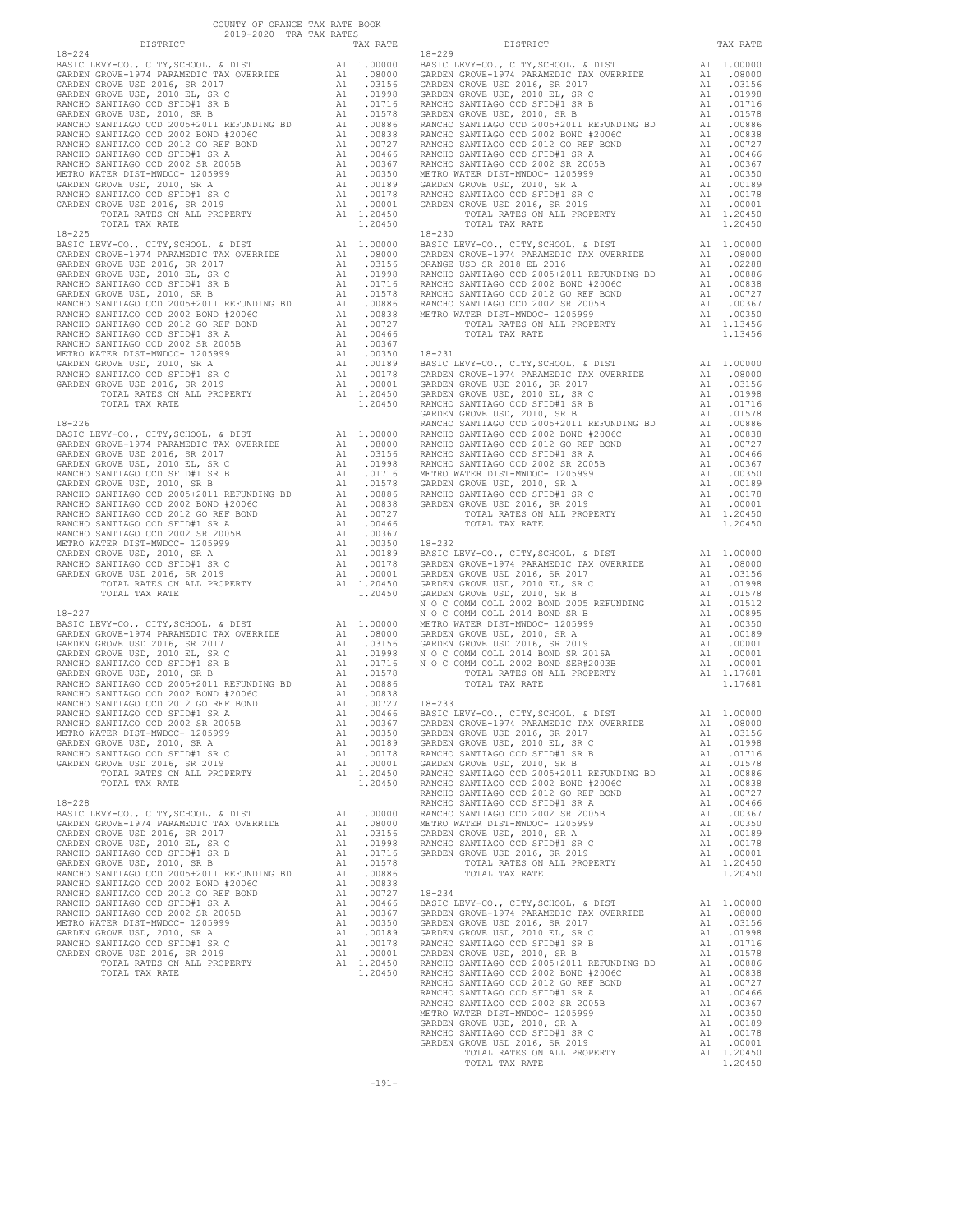COUNTY OF ORANGE TAX RATE BOOK
2019-2020 TRA TAX RATES

| DISTRICT | | TAX RATE |
|---|---|---|
| **18-224** | | |
| BASIC LEVY-CO., CITY,SCHOOL, & DIST | A1 | 1.00000 |
| GARDEN GROVE-1974 PARAMEDIC TAX OVERRIDE | A1 | .08000 |
| GARDEN GROVE USD 2016, SR 2017 | A1 | .03156 |
| GARDEN GROVE USD, 2010 EL, SR C | A1 | .01998 |
| RANCHO SANTIAGO CCD SFID#1 SR B | A1 | .01716 |
| GARDEN GROVE USD, 2010, SR B | A1 | .01578 |
| RANCHO SANTIAGO CCD 2005+2011 REFUNDING BD | A1 | .00886 |
| RANCHO SANTIAGO CCD 2002 BOND #2006C | A1 | .00838 |
| RANCHO SANTIAGO CCD 2012 GO REF BOND | A1 | .00727 |
| RANCHO SANTIAGO CCD SFID#1 SR A | A1 | .00466 |
| RANCHO SANTIAGO CCD 2002 SR 2005B | A1 | .00367 |
| METRO WATER DIST-MWDOC- 1205999 | A1 | .00350 |
| GARDEN GROVE USD, 2010, SR A | A1 | .00189 |
| RANCHO SANTIAGO CCD SFID#1 SR C | A1 | .00178 |
| GARDEN GROVE USD 2016, SR 2019 | A1 | .00001 |
| TOTAL RATES ON ALL PROPERTY | A1 | 1.20450 |
| TOTAL TAX RATE | | 1.20450 |
| **18-225** | | |
| BASIC LEVY-CO., CITY,SCHOOL, & DIST | A1 | 1.00000 |
| GARDEN GROVE-1974 PARAMEDIC TAX OVERRIDE | A1 | .08000 |
| GARDEN GROVE USD 2016, SR 2017 | A1 | .03156 |
| GARDEN GROVE USD, 2010 EL, SR C | A1 | .01998 |
| RANCHO SANTIAGO CCD SFID#1 SR B | A1 | .01716 |
| GARDEN GROVE USD, 2010, SR B | A1 | .01578 |
| RANCHO SANTIAGO CCD 2005+2011 REFUNDING BD | A1 | .00886 |
| RANCHO SANTIAGO CCD 2002 BOND #2006C | A1 | .00838 |
| RANCHO SANTIAGO CCD 2012 GO REF BOND | A1 | .00727 |
| RANCHO SANTIAGO CCD SFID#1 SR A | A1 | .00466 |
| RANCHO SANTIAGO CCD 2002 SR 2005B | A1 | .00367 |
| METRO WATER DIST-MWDOC- 1205999 | A1 | .00350 |
| GARDEN GROVE USD, 2010, SR A | A1 | .00189 |
| RANCHO SANTIAGO CCD SFID#1 SR C | A1 | .00178 |
| GARDEN GROVE USD 2016, SR 2019 | A1 | .00001 |
| TOTAL RATES ON ALL PROPERTY | A1 | 1.20450 |
| TOTAL TAX RATE | | 1.20450 |
| **18-226** | | |
| BASIC LEVY-CO., CITY,SCHOOL, & DIST | A1 | 1.00000 |
| GARDEN GROVE-1974 PARAMEDIC TAX OVERRIDE | A1 | .08000 |
| GARDEN GROVE USD 2016, SR 2017 | A1 | .03156 |
| GARDEN GROVE USD, 2010 EL, SR C | A1 | .01998 |
| RANCHO SANTIAGO CCD SFID#1 SR B | A1 | .01716 |
| GARDEN GROVE USD, 2010, SR B | A1 | .01578 |
| RANCHO SANTIAGO CCD 2005+2011 REFUNDING BD | A1 | .00886 |
| RANCHO SANTIAGO CCD 2002 BOND #2006C | A1 | .00838 |
| RANCHO SANTIAGO CCD 2012 GO REF BOND | A1 | .00727 |
| RANCHO SANTIAGO CCD SFID#1 SR A | A1 | .00466 |
| RANCHO SANTIAGO CCD 2002 SR 2005B | A1 | .00367 |
| METRO WATER DIST-MWDOC- 1205999 | A1 | .00350 |
| GARDEN GROVE USD, 2010, SR A | A1 | .00189 |
| RANCHO SANTIAGO CCD SFID#1 SR C | A1 | .00178 |
| GARDEN GROVE USD 2016, SR 2019 | A1 | .00001 |
| TOTAL RATES ON ALL PROPERTY | A1 | 1.20450 |
| TOTAL TAX RATE | | 1.20450 |
| **18-227** | | |
| BASIC LEVY-CO., CITY,SCHOOL, & DIST | A1 | 1.00000 |
| GARDEN GROVE-1974 PARAMEDIC TAX OVERRIDE | A1 | .08000 |
| GARDEN GROVE USD 2016, SR 2017 | A1 | .03156 |
| GARDEN GROVE USD, 2010 EL, SR C | A1 | .01998 |
| RANCHO SANTIAGO CCD SFID#1 SR B | A1 | .01716 |
| GARDEN GROVE USD, 2010, SR B | A1 | .01578 |
| RANCHO SANTIAGO CCD 2005+2011 REFUNDING BD | A1 | .00886 |
| RANCHO SANTIAGO CCD 2002 BOND #2006C | A1 | .00838 |
| RANCHO SANTIAGO CCD 2012 GO REF BOND | A1 | .00727 |
| RANCHO SANTIAGO CCD SFID#1 SR A | A1 | .00466 |
| RANCHO SANTIAGO CCD 2002 SR 2005B | A1 | .00367 |
| METRO WATER DIST-MWDOC- 1205999 | A1 | .00350 |
| GARDEN GROVE USD, 2010, SR A | A1 | .00189 |
| RANCHO SANTIAGO CCD SFID#1 SR C | A1 | .00178 |
| GARDEN GROVE USD 2016, SR 2019 | A1 | .00001 |
| TOTAL RATES ON ALL PROPERTY | A1 | 1.20450 |
| TOTAL TAX RATE | | 1.20450 |
| **18-228** | | |
| BASIC LEVY-CO., CITY,SCHOOL, & DIST | A1 | 1.00000 |
| GARDEN GROVE-1974 PARAMEDIC TAX OVERRIDE | A1 | .08000 |
| GARDEN GROVE USD 2016, SR 2017 | A1 | .03156 |
| GARDEN GROVE USD, 2010 EL, SR C | A1 | .01998 |
| RANCHO SANTIAGO CCD SFID#1 SR B | A1 | .01716 |
| GARDEN GROVE USD, 2010, SR B | A1 | .01578 |
| RANCHO SANTIAGO CCD 2005+2011 REFUNDING BD | A1 | .00886 |
| RANCHO SANTIAGO CCD 2002 BOND #2006C | A1 | .00838 |
| RANCHO SANTIAGO CCD 2012 GO REF BOND | A1 | .00727 |
| RANCHO SANTIAGO CCD SFID#1 SR A | A1 | .00466 |
| RANCHO SANTIAGO CCD 2002 SR 2005B | A1 | .00367 |
| METRO WATER DIST-MWDOC- 1205999 | A1 | .00350 |
| GARDEN GROVE USD, 2010, SR A | A1 | .00189 |
| RANCHO SANTIAGO CCD SFID#1 SR C | A1 | .00178 |
| GARDEN GROVE USD 2016, SR 2019 | A1 | .00001 |
| TOTAL RATES ON ALL PROPERTY | A1 | 1.20450 |
| TOTAL TAX RATE | | 1.20450 |
| **18-229** | | |
| BASIC LEVY-CO., CITY,SCHOOL, & DIST | A1 | 1.00000 |
| GARDEN GROVE-1974 PARAMEDIC TAX OVERRIDE | A1 | .08000 |
| GARDEN GROVE USD 2016, SR 2017 | A1 | .03156 |
| GARDEN GROVE USD, 2010 EL, SR C | A1 | .01998 |
| RANCHO SANTIAGO CCD SFID#1 SR B | A1 | .01716 |
| GARDEN GROVE USD, 2010, SR B | A1 | .01578 |
| RANCHO SANTIAGO CCD 2005+2011 REFUNDING BD | A1 | .00886 |
| RANCHO SANTIAGO CCD 2002 BOND #2006C | A1 | .00838 |
| RANCHO SANTIAGO CCD 2012 GO REF BOND | A1 | .00727 |
| RANCHO SANTIAGO CCD SFID#1 SR A | A1 | .00466 |
| RANCHO SANTIAGO CCD 2002 SR 2005B | A1 | .00367 |
| METRO WATER DIST-MWDOC- 1205999 | A1 | .00350 |
| GARDEN GROVE USD, 2010, SR A | A1 | .00189 |
| RANCHO SANTIAGO CCD SFID#1 SR C | A1 | .00178 |
| GARDEN GROVE USD 2016, SR 2019 | A1 | .00001 |
| TOTAL RATES ON ALL PROPERTY | A1 | 1.20450 |
| TOTAL TAX RATE | | 1.20450 |
| **18-230** | | |
| BASIC LEVY-CO., CITY,SCHOOL, & DIST | A1 | 1.00000 |
| GARDEN GROVE-1974 PARAMEDIC TAX OVERRIDE | A1 | .08000 |
| ORANGE USD SR 2018 EL 2016 | A1 | .02288 |
| RANCHO SANTIAGO CCD 2005+2011 REFUNDING BD | A1 | .00886 |
| RANCHO SANTIAGO CCD 2002 BOND #2006C | A1 | .00838 |
| RANCHO SANTIAGO CCD 2012 GO REF BOND | A1 | .00727 |
| RANCHO SANTIAGO CCD 2002 SR 2005B | A1 | .00367 |
| METRO WATER DIST-MWDOC- 1205999 | A1 | .00350 |
| TOTAL RATES ON ALL PROPERTY | A1 | 1.13456 |
| TOTAL TAX RATE | | 1.13456 |
| **18-231** | | |
| BASIC LEVY-CO., CITY,SCHOOL, & DIST | A1 | 1.00000 |
| GARDEN GROVE-1974 PARAMEDIC TAX OVERRIDE | A1 | .08000 |
| GARDEN GROVE USD 2016, SR 2017 | A1 | .03156 |
| GARDEN GROVE USD, 2010 EL, SR C | A1 | .01998 |
| RANCHO SANTIAGO CCD SFID#1 SR B | A1 | .01716 |
| GARDEN GROVE USD, 2010, SR B | A1 | .01578 |
| RANCHO SANTIAGO CCD 2005+2011 REFUNDING BD | A1 | .00886 |
| RANCHO SANTIAGO CCD 2002 BOND #2006C | A1 | .00838 |
| RANCHO SANTIAGO CCD 2012 GO REF BOND | A1 | .00727 |
| RANCHO SANTIAGO CCD SFID#1 SR A | A1 | .00466 |
| RANCHO SANTIAGO CCD 2002 SR 2005B | A1 | .00367 |
| METRO WATER DIST-MWDOC- 1205999 | A1 | .00350 |
| GARDEN GROVE USD, 2010, SR A | A1 | .00189 |
| RANCHO SANTIAGO CCD SFID#1 SR C | A1 | .00178 |
| GARDEN GROVE USD 2016, SR 2019 | A1 | .00001 |
| TOTAL RATES ON ALL PROPERTY | A1 | 1.20450 |
| TOTAL TAX RATE | | 1.20450 |
| **18-232** | | |
| BASIC LEVY-CO., CITY,SCHOOL, & DIST | A1 | 1.00000 |
| GARDEN GROVE-1974 PARAMEDIC TAX OVERRIDE | A1 | .08000 |
| GARDEN GROVE USD 2016, SR 2017 | A1 | .03156 |
| GARDEN GROVE USD, 2010 EL, SR C | A1 | .01998 |
| GARDEN GROVE USD, 2010, SR B | A1 | .01578 |
| N O C COMM COLL 2002 BOND 2005 REFUNDING | A1 | .01512 |
| N O C COMM COLL 2014 BOND SR B | A1 | .00895 |
| METRO WATER DIST-MWDOC- 1205999 | A1 | .00350 |
| GARDEN GROVE USD, 2010, SR A | A1 | .00189 |
| GARDEN GROVE USD 2016, SR 2019 | A1 | .00001 |
| N O C COMM COLL 2014 BOND SR 2016A | A1 | .00001 |
| N O C COMM COLL 2002 BOND SER#2003B | A1 | .00001 |
| TOTAL RATES ON ALL PROPERTY | A1 | 1.17681 |
| TOTAL TAX RATE | | 1.17681 |
| **18-233** | | |
| BASIC LEVY-CO., CITY,SCHOOL, & DIST | A1 | 1.00000 |
| GARDEN GROVE-1974 PARAMEDIC TAX OVERRIDE | A1 | .08000 |
| GARDEN GROVE USD 2016, SR 2017 | A1 | .03156 |
| GARDEN GROVE USD, 2010 EL, SR C | A1 | .01998 |
| RANCHO SANTIAGO CCD SFID#1 SR B | A1 | .01716 |
| GARDEN GROVE USD, 2010, SR B | A1 | .01578 |
| RANCHO SANTIAGO CCD 2005+2011 REFUNDING BD | A1 | .00886 |
| RANCHO SANTIAGO CCD 2002 BOND #2006C | A1 | .00838 |
| RANCHO SANTIAGO CCD 2012 GO REF BOND | A1 | .00727 |
| RANCHO SANTIAGO CCD SFID#1 SR A | A1 | .00466 |
| RANCHO SANTIAGO CCD 2002 SR 2005B | A1 | .00367 |
| METRO WATER DIST-MWDOC- 1205999 | A1 | .00350 |
| GARDEN GROVE USD, 2010, SR A | A1 | .00189 |
| RANCHO SANTIAGO CCD SFID#1 SR C | A1 | .00178 |
| GARDEN GROVE USD 2016, SR 2019 | A1 | .00001 |
| TOTAL RATES ON ALL PROPERTY | A1 | 1.20450 |
| TOTAL TAX RATE | | 1.20450 |
| **18-234** | | |
| BASIC LEVY-CO., CITY,SCHOOL, & DIST | A1 | 1.00000 |
| GARDEN GROVE-1974 PARAMEDIC TAX OVERRIDE | A1 | .08000 |
| GARDEN GROVE USD 2016, SR 2017 | A1 | .03156 |
| GARDEN GROVE USD, 2010 EL, SR C | A1 | .01998 |
| RANCHO SANTIAGO CCD SFID#1 SR B | A1 | .01716 |
| GARDEN GROVE USD, 2010, SR B | A1 | .01578 |
| RANCHO SANTIAGO CCD 2005+2011 REFUNDING BD | A1 | .00886 |
| RANCHO SANTIAGO CCD 2002 BOND #2006C | A1 | .00838 |
| RANCHO SANTIAGO CCD 2012 GO REF BOND | A1 | .00727 |
| RANCHO SANTIAGO CCD SFID#1 SR A | A1 | .00466 |
| RANCHO SANTIAGO CCD 2002 SR 2005B | A1 | .00367 |
| METRO WATER DIST-MWDOC- 1205999 | A1 | .00350 |
| GARDEN GROVE USD, 2010, SR A | A1 | .00189 |
| RANCHO SANTIAGO CCD SFID#1 SR C | A1 | .00178 |
| GARDEN GROVE USD 2016, SR 2019 | A1 | .00001 |
| TOTAL RATES ON ALL PROPERTY | A1 | 1.20450 |
| TOTAL TAX RATE | | 1.20450 |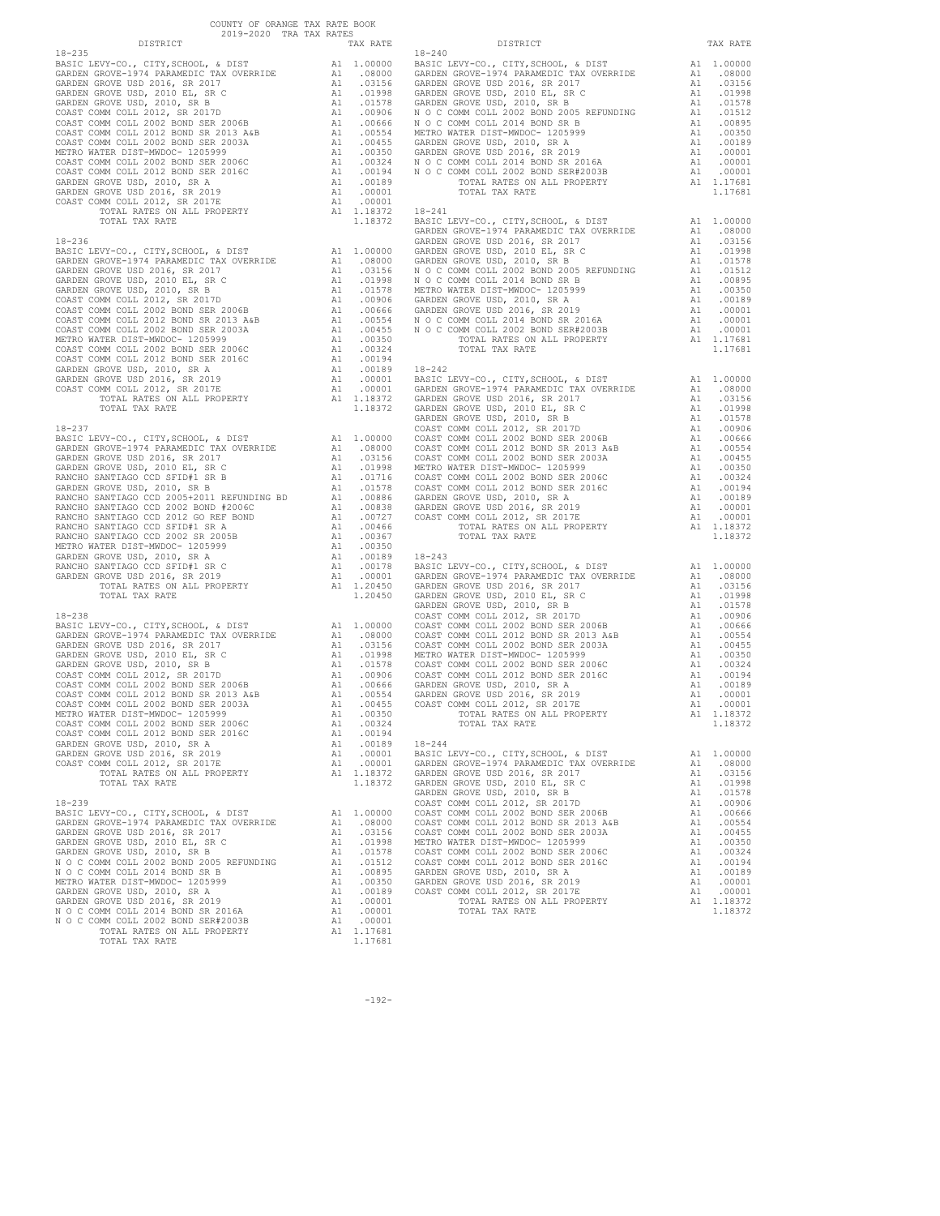COUNTY OF ORANGE TAX RATE BOOK
2019-2020 TRA TAX RATES

| DISTRICT | | TAX RATE |
|---|---|---|
| **18-235** | | |
| BASIC LEVY-CO., CITY,SCHOOL, & DIST | A1 | 1.00000 |
| GARDEN GROVE-1974 PARAMEDIC TAX OVERRIDE | A1 | .08000 |
| GARDEN GROVE USD 2016, SR 2017 | A1 | .03156 |
| GARDEN GROVE USD, 2010 EL, SR C | A1 | .01998 |
| GARDEN GROVE USD, 2010, SR B | A1 | .01578 |
| COAST COMM COLL 2012, SR 2017D | A1 | .00906 |
| COAST COMM COLL 2002 BOND SER 2006B | A1 | .00666 |
| COAST COMM COLL 2012 BOND SR 2013 A&B | A1 | .00554 |
| COAST COMM COLL 2002 BOND SER 2003A | A1 | .00455 |
| METRO WATER DIST-MWDOC- 1205999 | A1 | .00350 |
| COAST COMM COLL 2002 BOND SER 2006C | A1 | .00324 |
| COAST COMM COLL 2012 BOND SER 2016C | A1 | .00194 |
| GARDEN GROVE USD, 2010, SR A | A1 | .00189 |
| GARDEN GROVE USD 2016, SR 2019 | A1 | .00001 |
| COAST COMM COLL 2012, SR 2017E | A1 | .00001 |
| TOTAL RATES ON ALL PROPERTY | A1 | 1.18372 |
| TOTAL TAX RATE | | 1.18372 |
| **18-236** | | |
| BASIC LEVY-CO., CITY,SCHOOL, & DIST | A1 | 1.00000 |
| GARDEN GROVE-1974 PARAMEDIC TAX OVERRIDE | A1 | .08000 |
| GARDEN GROVE USD 2016, SR 2017 | A1 | .03156 |
| GARDEN GROVE USD, 2010 EL, SR C | A1 | .01998 |
| GARDEN GROVE USD, 2010, SR B | A1 | .01578 |
| COAST COMM COLL 2012, SR 2017D | A1 | .00906 |
| COAST COMM COLL 2002 BOND SER 2006B | A1 | .00666 |
| COAST COMM COLL 2012 BOND SR 2013 A&B | A1 | .00554 |
| COAST COMM COLL 2002 BOND SER 2003A | A1 | .00455 |
| METRO WATER DIST-MWDOC- 1205999 | A1 | .00350 |
| COAST COMM COLL 2002 BOND SER 2006C | A1 | .00324 |
| COAST COMM COLL 2012 BOND SER 2016C | A1 | .00194 |
| GARDEN GROVE USD, 2010, SR A | A1 | .00189 |
| GARDEN GROVE USD 2016, SR 2019 | A1 | .00001 |
| COAST COMM COLL 2012, SR 2017E | A1 | .00001 |
| TOTAL RATES ON ALL PROPERTY | A1 | 1.18372 |
| TOTAL TAX RATE | | 1.18372 |
| **18-237** | | |
| BASIC LEVY-CO., CITY,SCHOOL, & DIST | A1 | 1.00000 |
| GARDEN GROVE-1974 PARAMEDIC TAX OVERRIDE | A1 | .08000 |
| GARDEN GROVE USD 2016, SR 2017 | A1 | .03156 |
| GARDEN GROVE USD, 2010 EL, SR C | A1 | .01998 |
| RANCHO SANTIAGO CCD SFID#1 SR B | A1 | .01716 |
| GARDEN GROVE USD, 2010, SR B | A1 | .01578 |
| RANCHO SANTIAGO CCD 2005+2011 REFUNDING BD | A1 | .00886 |
| RANCHO SANTIAGO CCD 2002 BOND #2006C | A1 | .00838 |
| RANCHO SANTIAGO CCD 2012 GO REF BOND | A1 | .00727 |
| RANCHO SANTIAGO CCD SFID#1 SR A | A1 | .00466 |
| RANCHO SANTIAGO CCD 2002 SR 2005B | A1 | .00367 |
| METRO WATER DIST-MWDOC- 1205999 | A1 | .00350 |
| GARDEN GROVE USD, 2010, SR A | A1 | .00189 |
| RANCHO SANTIAGO CCD SFID#1 SR C | A1 | .00178 |
| GARDEN GROVE USD 2016, SR 2019 | A1 | .00001 |
| TOTAL RATES ON ALL PROPERTY | A1 | 1.20450 |
| TOTAL TAX RATE | | 1.20450 |
| **18-238** | | |
| BASIC LEVY-CO., CITY,SCHOOL, & DIST | A1 | 1.00000 |
| GARDEN GROVE-1974 PARAMEDIC TAX OVERRIDE | A1 | .08000 |
| GARDEN GROVE USD 2016, SR 2017 | A1 | .03156 |
| GARDEN GROVE USD, 2010 EL, SR C | A1 | .01998 |
| GARDEN GROVE USD, 2010, SR B | A1 | .01578 |
| COAST COMM COLL 2012, SR 2017D | A1 | .00906 |
| COAST COMM COLL 2002 BOND SER 2006B | A1 | .00666 |
| COAST COMM COLL 2012 BOND SR 2013 A&B | A1 | .00554 |
| COAST COMM COLL 2002 BOND SER 2003A | A1 | .00455 |
| METRO WATER DIST-MWDOC- 1205999 | A1 | .00350 |
| COAST COMM COLL 2002 BOND SER 2006C | A1 | .00324 |
| COAST COMM COLL 2012 BOND SER 2016C | A1 | .00194 |
| GARDEN GROVE USD, 2010, SR A | A1 | .00189 |
| GARDEN GROVE USD 2016, SR 2019 | A1 | .00001 |
| COAST COMM COLL 2012, SR 2017E | A1 | .00001 |
| TOTAL RATES ON ALL PROPERTY | A1 | 1.18372 |
| TOTAL TAX RATE | | 1.18372 |
| **18-239** | | |
| BASIC LEVY-CO., CITY,SCHOOL, & DIST | A1 | 1.00000 |
| GARDEN GROVE-1974 PARAMEDIC TAX OVERRIDE | A1 | .08000 |
| GARDEN GROVE USD 2016, SR 2017 | A1 | .03156 |
| GARDEN GROVE USD, 2010 EL, SR C | A1 | .01998 |
| GARDEN GROVE USD, 2010, SR B | A1 | .01578 |
| N O C COMM COLL 2002 BOND 2005 REFUNDING | A1 | .01512 |
| N O C COMM COLL 2014 BOND SR B | A1 | .00895 |
| METRO WATER DIST-MWDOC- 1205999 | A1 | .00350 |
| GARDEN GROVE USD, 2010, SR A | A1 | .00189 |
| GARDEN GROVE USD 2016, SR 2019 | A1 | .00001 |
| N O C COMM COLL 2014 BOND SR 2016A | A1 | .00001 |
| N O C COMM COLL 2002 BOND SER#2003B | A1 | .00001 |
| TOTAL RATES ON ALL PROPERTY | A1 | 1.17681 |
| TOTAL TAX RATE | | 1.17681 |
| **18-240** | | |
| BASIC LEVY-CO., CITY,SCHOOL, & DIST | A1 | 1.00000 |
| GARDEN GROVE-1974 PARAMEDIC TAX OVERRIDE | A1 | .08000 |
| GARDEN GROVE USD 2016, SR 2017 | A1 | .03156 |
| GARDEN GROVE USD, 2010 EL, SR C | A1 | .01998 |
| GARDEN GROVE USD, 2010, SR B | A1 | .01578 |
| N O C COMM COLL 2002 BOND 2005 REFUNDING | A1 | .01512 |
| N O C COMM COLL 2014 BOND SR B | A1 | .00895 |
| METRO WATER DIST-MWDOC- 1205999 | A1 | .00350 |
| GARDEN GROVE USD, 2010, SR A | A1 | .00189 |
| GARDEN GROVE USD 2016, SR 2019 | A1 | .00001 |
| N O C COMM COLL 2014 BOND SR 2016A | A1 | .00001 |
| N O C COMM COLL 2002 BOND SER#2003B | A1 | .00001 |
| TOTAL RATES ON ALL PROPERTY | A1 | 1.17681 |
| TOTAL TAX RATE | | 1.17681 |
| **18-241** | | |
| BASIC LEVY-CO., CITY,SCHOOL, & DIST | A1 | 1.00000 |
| GARDEN GROVE-1974 PARAMEDIC TAX OVERRIDE | A1 | .08000 |
| GARDEN GROVE USD 2016, SR 2017 | A1 | .03156 |
| GARDEN GROVE USD, 2010 EL, SR C | A1 | .01998 |
| GARDEN GROVE USD, 2010, SR B | A1 | .01578 |
| N O C COMM COLL 2002 BOND 2005 REFUNDING | A1 | .01512 |
| N O C COMM COLL 2014 BOND SR B | A1 | .00895 |
| METRO WATER DIST-MWDOC- 1205999 | A1 | .00350 |
| GARDEN GROVE USD, 2010, SR A | A1 | .00189 |
| GARDEN GROVE USD 2016, SR 2019 | A1 | .00001 |
| N O C COMM COLL 2014 BOND SR 2016A | A1 | .00001 |
| N O C COMM COLL 2002 BOND SER#2003B | A1 | .00001 |
| TOTAL RATES ON ALL PROPERTY | A1 | 1.17681 |
| TOTAL TAX RATE | | 1.17681 |
| **18-242** | | |
| BASIC LEVY-CO., CITY,SCHOOL, & DIST | A1 | 1.00000 |
| GARDEN GROVE-1974 PARAMEDIC TAX OVERRIDE | A1 | .08000 |
| GARDEN GROVE USD 2016, SR 2017 | A1 | .03156 |
| GARDEN GROVE USD, 2010 EL, SR C | A1 | .01998 |
| GARDEN GROVE USD, 2010, SR B | A1 | .01578 |
| COAST COMM COLL 2012, SR 2017D | A1 | .00906 |
| COAST COMM COLL 2002 BOND SER 2006B | A1 | .00666 |
| COAST COMM COLL 2012 BOND SR 2013 A&B | A1 | .00554 |
| COAST COMM COLL 2002 BOND SER 2003A | A1 | .00455 |
| METRO WATER DIST-MWDOC- 1205999 | A1 | .00350 |
| COAST COMM COLL 2002 BOND SER 2006C | A1 | .00324 |
| COAST COMM COLL 2012 BOND SER 2016C | A1 | .00194 |
| GARDEN GROVE USD, 2010, SR A | A1 | .00189 |
| GARDEN GROVE USD 2016, SR 2019 | A1 | .00001 |
| COAST COMM COLL 2012, SR 2017E | A1 | .00001 |
| TOTAL RATES ON ALL PROPERTY | A1 | 1.18372 |
| TOTAL TAX RATE | | 1.18372 |
| **18-243** | | |
| BASIC LEVY-CO., CITY,SCHOOL, & DIST | A1 | 1.00000 |
| GARDEN GROVE-1974 PARAMEDIC TAX OVERRIDE | A1 | .08000 |
| GARDEN GROVE USD 2016, SR 2017 | A1 | .03156 |
| GARDEN GROVE USD, 2010 EL, SR C | A1 | .01998 |
| GARDEN GROVE USD, 2010, SR B | A1 | .01578 |
| COAST COMM COLL 2012, SR 2017D | A1 | .00906 |
| COAST COMM COLL 2002 BOND SER 2006B | A1 | .00666 |
| COAST COMM COLL 2012 BOND SR 2013 A&B | A1 | .00554 |
| COAST COMM COLL 2002 BOND SER 2003A | A1 | .00455 |
| METRO WATER DIST-MWDOC- 1205999 | A1 | .00350 |
| COAST COMM COLL 2002 BOND SER 2006C | A1 | .00324 |
| COAST COMM COLL 2012 BOND SER 2016C | A1 | .00194 |
| GARDEN GROVE USD, 2010, SR A | A1 | .00189 |
| GARDEN GROVE USD 2016, SR 2019 | A1 | .00001 |
| COAST COMM COLL 2012, SR 2017E | A1 | .00001 |
| TOTAL RATES ON ALL PROPERTY | A1 | 1.18372 |
| TOTAL TAX RATE | | 1.18372 |
| **18-244** | | |
| BASIC LEVY-CO., CITY,SCHOOL, & DIST | A1 | 1.00000 |
| GARDEN GROVE-1974 PARAMEDIC TAX OVERRIDE | A1 | .08000 |
| GARDEN GROVE USD 2016, SR 2017 | A1 | .03156 |
| GARDEN GROVE USD, 2010 EL, SR C | A1 | .01998 |
| GARDEN GROVE USD, 2010, SR B | A1 | .01578 |
| COAST COMM COLL 2012, SR 2017D | A1 | .00906 |
| COAST COMM COLL 2002 BOND SER 2006B | A1 | .00666 |
| COAST COMM COLL 2012 BOND SR 2013 A&B | A1 | .00554 |
| COAST COMM COLL 2002 BOND SER 2003A | A1 | .00455 |
| METRO WATER DIST-MWDOC- 1205999 | A1 | .00350 |
| COAST COMM COLL 2002 BOND SER 2006C | A1 | .00324 |
| COAST COMM COLL 2012 BOND SER 2016C | A1 | .00194 |
| GARDEN GROVE USD, 2010, SR A | A1 | .00189 |
| GARDEN GROVE USD 2016, SR 2019 | A1 | .00001 |
| COAST COMM COLL 2012, SR 2017E | A1 | .00001 |
| TOTAL RATES ON ALL PROPERTY | A1 | 1.18372 |
| TOTAL TAX RATE | | 1.18372 |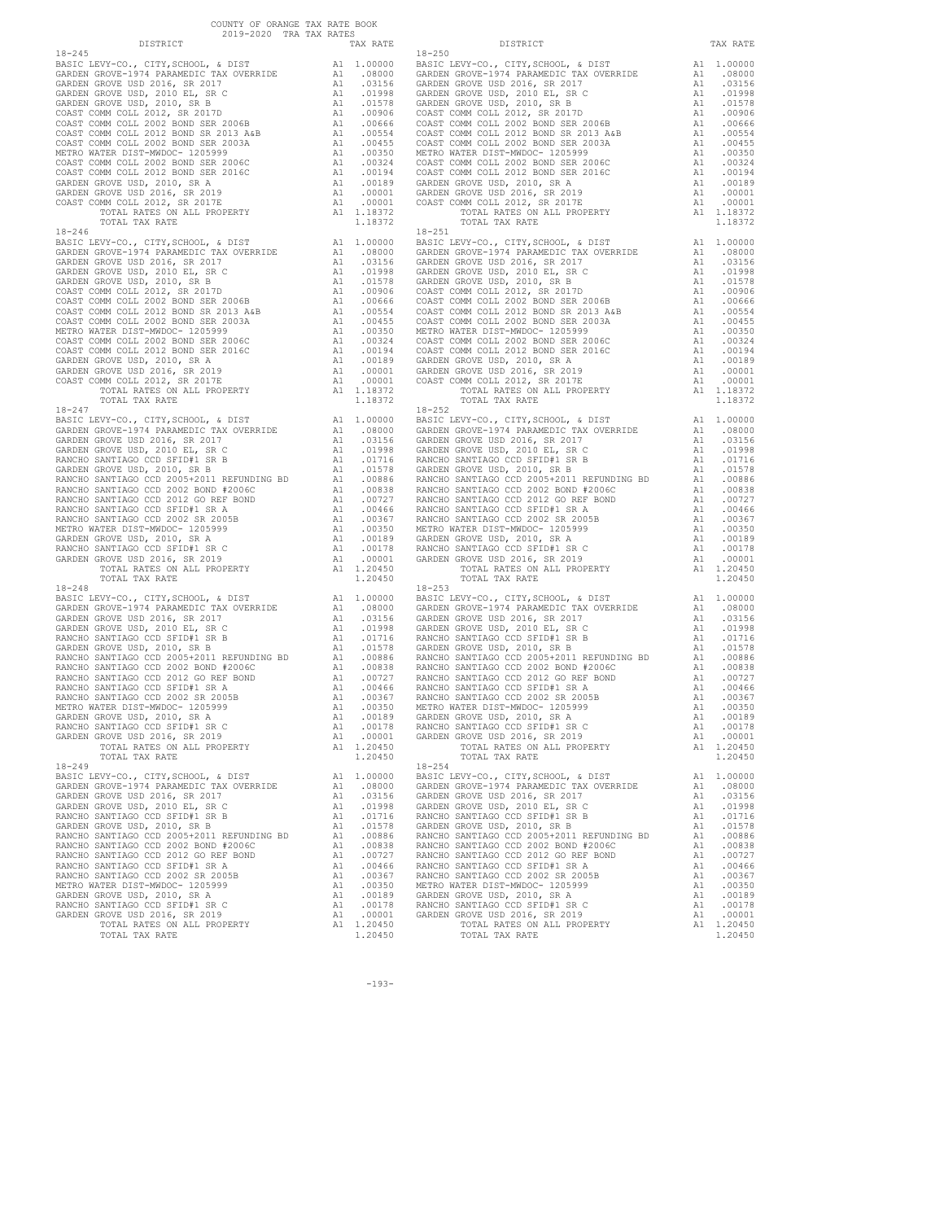COUNTY OF ORANGE TAX RATE BOOK
2019-2020 TRA TAX RATES

| DISTRICT | | TAX RATE |
|---|---|---|
| **18-245** | | |
| BASIC LEVY-CO., CITY,SCHOOL, & DIST | A1 | 1.00000 |
| GARDEN GROVE-1974 PARAMEDIC TAX OVERRIDE | A1 | .08000 |
| GARDEN GROVE USD 2016, SR 2017 | A1 | .03156 |
| GARDEN GROVE USD, 2010 EL, SR C | A1 | .01998 |
| GARDEN GROVE USD, 2010, SR B | A1 | .01578 |
| COAST COMM COLL 2012, SR 2017D | A1 | .00906 |
| COAST COMM COLL 2002 BOND SER 2006B | A1 | .00666 |
| COAST COMM COLL 2012 BOND SR 2013 A&B | A1 | .00554 |
| COAST COMM COLL 2002 BOND SER 2003A | A1 | .00455 |
| METRO WATER DIST-MWDOC- 1205999 | A1 | .00350 |
| COAST COMM COLL 2002 BOND SER 2006C | A1 | .00324 |
| COAST COMM COLL 2012 BOND SER 2016C | A1 | .00194 |
| GARDEN GROVE USD, 2010, SR A | A1 | .00189 |
| GARDEN GROVE USD 2016, SR 2019 | A1 | .00001 |
| COAST COMM COLL 2012, SR 2017E | A1 | .00001 |
| TOTAL RATES ON ALL PROPERTY | A1 | 1.18372 |
| TOTAL TAX RATE | | 1.18372 |
| **18-246** | | |
| BASIC LEVY-CO., CITY,SCHOOL, & DIST | A1 | 1.00000 |
| GARDEN GROVE-1974 PARAMEDIC TAX OVERRIDE | A1 | .08000 |
| GARDEN GROVE USD 2016, SR 2017 | A1 | .03156 |
| GARDEN GROVE USD, 2010 EL, SR C | A1 | .01998 |
| GARDEN GROVE USD, 2010, SR B | A1 | .01578 |
| COAST COMM COLL 2012, SR 2017D | A1 | .00906 |
| COAST COMM COLL 2002 BOND SER 2006B | A1 | .00666 |
| COAST COMM COLL 2012 BOND SR 2013 A&B | A1 | .00554 |
| COAST COMM COLL 2002 BOND SER 2003A | A1 | .00455 |
| METRO WATER DIST-MWDOC- 1205999 | A1 | .00350 |
| COAST COMM COLL 2002 BOND SER 2006C | A1 | .00324 |
| COAST COMM COLL 2012 BOND SER 2016C | A1 | .00194 |
| GARDEN GROVE USD, 2010, SR A | A1 | .00189 |
| GARDEN GROVE USD 2016, SR 2019 | A1 | .00001 |
| COAST COMM COLL 2012, SR 2017E | A1 | .00001 |
| TOTAL RATES ON ALL PROPERTY | A1 | 1.18372 |
| TOTAL TAX RATE | | 1.18372 |
| **18-247** | | |
| BASIC LEVY-CO., CITY,SCHOOL, & DIST | A1 | 1.00000 |
| GARDEN GROVE-1974 PARAMEDIC TAX OVERRIDE | A1 | .08000 |
| GARDEN GROVE USD 2016, SR 2017 | A1 | .03156 |
| GARDEN GROVE USD, 2010 EL, SR C | A1 | .01998 |
| RANCHO SANTIAGO CCD SFID#1 SR B | A1 | .01716 |
| GARDEN GROVE USD, 2010, SR B | A1 | .01578 |
| RANCHO SANTIAGO CCD 2005+2011 REFUNDING BD | A1 | .00886 |
| RANCHO SANTIAGO CCD 2002 BOND #2006C | A1 | .00838 |
| RANCHO SANTIAGO CCD 2012 GO REF BOND | A1 | .00727 |
| RANCHO SANTIAGO CCD SFID#1 SR A | A1 | .00466 |
| RANCHO SANTIAGO CCD 2002 SR 2005B | A1 | .00367 |
| METRO WATER DIST-MWDOC- 1205999 | A1 | .00350 |
| GARDEN GROVE USD, 2010, SR A | A1 | .00189 |
| RANCHO SANTIAGO CCD SFID#1 SR C | A1 | .00178 |
| GARDEN GROVE USD 2016, SR 2019 | A1 | .00001 |
| TOTAL RATES ON ALL PROPERTY | A1 | 1.20450 |
| TOTAL TAX RATE | | 1.20450 |
| **18-248** | | |
| BASIC LEVY-CO., CITY,SCHOOL, & DIST | A1 | 1.00000 |
| GARDEN GROVE-1974 PARAMEDIC TAX OVERRIDE | A1 | .08000 |
| GARDEN GROVE USD 2016, SR 2017 | A1 | .03156 |
| GARDEN GROVE USD, 2010 EL, SR C | A1 | .01998 |
| RANCHO SANTIAGO CCD SFID#1 SR B | A1 | .01716 |
| GARDEN GROVE USD, 2010, SR B | A1 | .01578 |
| RANCHO SANTIAGO CCD 2005+2011 REFUNDING BD | A1 | .00886 |
| RANCHO SANTIAGO CCD 2002 BOND #2006C | A1 | .00838 |
| RANCHO SANTIAGO CCD 2012 GO REF BOND | A1 | .00727 |
| RANCHO SANTIAGO CCD SFID#1 SR A | A1 | .00466 |
| RANCHO SANTIAGO CCD 2002 SR 2005B | A1 | .00367 |
| METRO WATER DIST-MWDOC- 1205999 | A1 | .00350 |
| GARDEN GROVE USD, 2010, SR A | A1 | .00189 |
| RANCHO SANTIAGO CCD SFID#1 SR C | A1 | .00178 |
| GARDEN GROVE USD 2016, SR 2019 | A1 | .00001 |
| TOTAL RATES ON ALL PROPERTY | A1 | 1.20450 |
| TOTAL TAX RATE | | 1.20450 |
| **18-249** | | |
| BASIC LEVY-CO., CITY,SCHOOL, & DIST | A1 | 1.00000 |
| GARDEN GROVE-1974 PARAMEDIC TAX OVERRIDE | A1 | .08000 |
| GARDEN GROVE USD 2016, SR 2017 | A1 | .03156 |
| GARDEN GROVE USD, 2010 EL, SR C | A1 | .01998 |
| RANCHO SANTIAGO CCD SFID#1 SR B | A1 | .01716 |
| GARDEN GROVE USD, 2010, SR B | A1 | .01578 |
| RANCHO SANTIAGO CCD 2005+2011 REFUNDING BD | A1 | .00886 |
| RANCHO SANTIAGO CCD 2002 BOND #2006C | A1 | .00838 |
| RANCHO SANTIAGO CCD 2012 GO REF BOND | A1 | .00727 |
| RANCHO SANTIAGO CCD SFID#1 SR A | A1 | .00466 |
| RANCHO SANTIAGO CCD 2002 SR 2005B | A1 | .00367 |
| METRO WATER DIST-MWDOC- 1205999 | A1 | .00350 |
| GARDEN GROVE USD, 2010, SR A | A1 | .00189 |
| RANCHO SANTIAGO CCD SFID#1 SR C | A1 | .00178 |
| GARDEN GROVE USD 2016, SR 2019 | A1 | .00001 |
| TOTAL RATES ON ALL PROPERTY | A1 | 1.20450 |
| TOTAL TAX RATE | | 1.20450 |
| **18-250** | | |
| BASIC LEVY-CO., CITY,SCHOOL, & DIST | A1 | 1.00000 |
| GARDEN GROVE-1974 PARAMEDIC TAX OVERRIDE | A1 | .08000 |
| GARDEN GROVE USD 2016, SR 2017 | A1 | .03156 |
| GARDEN GROVE USD, 2010 EL, SR C | A1 | .01998 |
| GARDEN GROVE USD, 2010, SR B | A1 | .01578 |
| COAST COMM COLL 2012, SR 2017D | A1 | .00906 |
| COAST COMM COLL 2002 BOND SER 2006B | A1 | .00666 |
| COAST COMM COLL 2012 BOND SR 2013 A&B | A1 | .00554 |
| COAST COMM COLL 2002 BOND SER 2003A | A1 | .00455 |
| METRO WATER DIST-MWDOC- 1205999 | A1 | .00350 |
| COAST COMM COLL 2002 BOND SER 2006C | A1 | .00324 |
| COAST COMM COLL 2012 BOND SER 2016C | A1 | .00194 |
| GARDEN GROVE USD, 2010, SR A | A1 | .00189 |
| GARDEN GROVE USD 2016, SR 2019 | A1 | .00001 |
| COAST COMM COLL 2012, SR 2017E | A1 | .00001 |
| TOTAL RATES ON ALL PROPERTY | A1 | 1.18372 |
| TOTAL TAX RATE | | 1.18372 |
| **18-251** | | |
| BASIC LEVY-CO., CITY,SCHOOL, & DIST | A1 | 1.00000 |
| GARDEN GROVE-1974 PARAMEDIC TAX OVERRIDE | A1 | .08000 |
| GARDEN GROVE USD 2016, SR 2017 | A1 | .03156 |
| GARDEN GROVE USD, 2010 EL, SR C | A1 | .01998 |
| GARDEN GROVE USD, 2010, SR B | A1 | .01578 |
| COAST COMM COLL 2012, SR 2017D | A1 | .00906 |
| COAST COMM COLL 2002 BOND SER 2006B | A1 | .00666 |
| COAST COMM COLL 2012 BOND SR 2013 A&B | A1 | .00554 |
| COAST COMM COLL 2002 BOND SER 2003A | A1 | .00455 |
| METRO WATER DIST-MWDOC- 1205999 | A1 | .00350 |
| COAST COMM COLL 2002 BOND SER 2006C | A1 | .00324 |
| COAST COMM COLL 2012 BOND SER 2016C | A1 | .00194 |
| GARDEN GROVE USD, 2010, SR A | A1 | .00189 |
| GARDEN GROVE USD 2016, SR 2019 | A1 | .00001 |
| COAST COMM COLL 2012, SR 2017E | A1 | .00001 |
| TOTAL RATES ON ALL PROPERTY | A1 | 1.18372 |
| TOTAL TAX RATE | | 1.18372 |
| **18-252** | | |
| BASIC LEVY-CO., CITY,SCHOOL, & DIST | A1 | 1.00000 |
| GARDEN GROVE-1974 PARAMEDIC TAX OVERRIDE | A1 | .08000 |
| GARDEN GROVE USD 2016, SR 2017 | A1 | .03156 |
| GARDEN GROVE USD, 2010 EL, SR C | A1 | .01998 |
| RANCHO SANTIAGO CCD SFID#1 SR B | A1 | .01716 |
| GARDEN GROVE USD, 2010, SR B | A1 | .01578 |
| RANCHO SANTIAGO CCD 2005+2011 REFUNDING BD | A1 | .00886 |
| RANCHO SANTIAGO CCD 2002 BOND #2006C | A1 | .00838 |
| RANCHO SANTIAGO CCD 2012 GO REF BOND | A1 | .00727 |
| RANCHO SANTIAGO CCD SFID#1 SR A | A1 | .00466 |
| RANCHO SANTIAGO CCD 2002 SR 2005B | A1 | .00367 |
| METRO WATER DIST-MWDOC- 1205999 | A1 | .00350 |
| GARDEN GROVE USD, 2010, SR A | A1 | .00189 |
| RANCHO SANTIAGO CCD SFID#1 SR C | A1 | .00178 |
| GARDEN GROVE USD 2016, SR 2019 | A1 | .00001 |
| TOTAL RATES ON ALL PROPERTY | A1 | 1.20450 |
| TOTAL TAX RATE | | 1.20450 |
| **18-253** | | |
| BASIC LEVY-CO., CITY,SCHOOL, & DIST | A1 | 1.00000 |
| GARDEN GROVE-1974 PARAMEDIC TAX OVERRIDE | A1 | .08000 |
| GARDEN GROVE USD 2016, SR 2017 | A1 | .03156 |
| GARDEN GROVE USD, 2010 EL, SR C | A1 | .01998 |
| RANCHO SANTIAGO CCD SFID#1 SR B | A1 | .01716 |
| GARDEN GROVE USD, 2010, SR B | A1 | .01578 |
| RANCHO SANTIAGO CCD 2005+2011 REFUNDING BD | A1 | .00886 |
| RANCHO SANTIAGO CCD 2002 BOND #2006C | A1 | .00838 |
| RANCHO SANTIAGO CCD 2012 GO REF BOND | A1 | .00727 |
| RANCHO SANTIAGO CCD SFID#1 SR A | A1 | .00466 |
| RANCHO SANTIAGO CCD 2002 SR 2005B | A1 | .00367 |
| METRO WATER DIST-MWDOC- 1205999 | A1 | .00350 |
| GARDEN GROVE USD, 2010, SR A | A1 | .00189 |
| RANCHO SANTIAGO CCD SFID#1 SR C | A1 | .00178 |
| GARDEN GROVE USD 2016, SR 2019 | A1 | .00001 |
| TOTAL RATES ON ALL PROPERTY | A1 | 1.20450 |
| TOTAL TAX RATE | | 1.20450 |
| **18-254** | | |
| BASIC LEVY-CO., CITY,SCHOOL, & DIST | A1 | 1.00000 |
| GARDEN GROVE-1974 PARAMEDIC TAX OVERRIDE | A1 | .08000 |
| GARDEN GROVE USD 2016, SR 2017 | A1 | .03156 |
| GARDEN GROVE USD, 2010 EL, SR C | A1 | .01998 |
| RANCHO SANTIAGO CCD SFID#1 SR B | A1 | .01716 |
| GARDEN GROVE USD, 2010, SR B | A1 | .01578 |
| RANCHO SANTIAGO CCD 2005+2011 REFUNDING BD | A1 | .00886 |
| RANCHO SANTIAGO CCD 2002 BOND #2006C | A1 | .00838 |
| RANCHO SANTIAGO CCD 2012 GO REF BOND | A1 | .00727 |
| RANCHO SANTIAGO CCD SFID#1 SR A | A1 | .00466 |
| RANCHO SANTIAGO CCD 2002 SR 2005B | A1 | .00367 |
| METRO WATER DIST-MWDOC- 1205999 | A1 | .00350 |
| GARDEN GROVE USD, 2010, SR A | A1 | .00189 |
| RANCHO SANTIAGO CCD SFID#1 SR C | A1 | .00178 |
| GARDEN GROVE USD 2016, SR 2019 | A1 | .00001 |
| TOTAL RATES ON ALL PROPERTY | A1 | 1.20450 |
| TOTAL TAX RATE | | 1.20450 |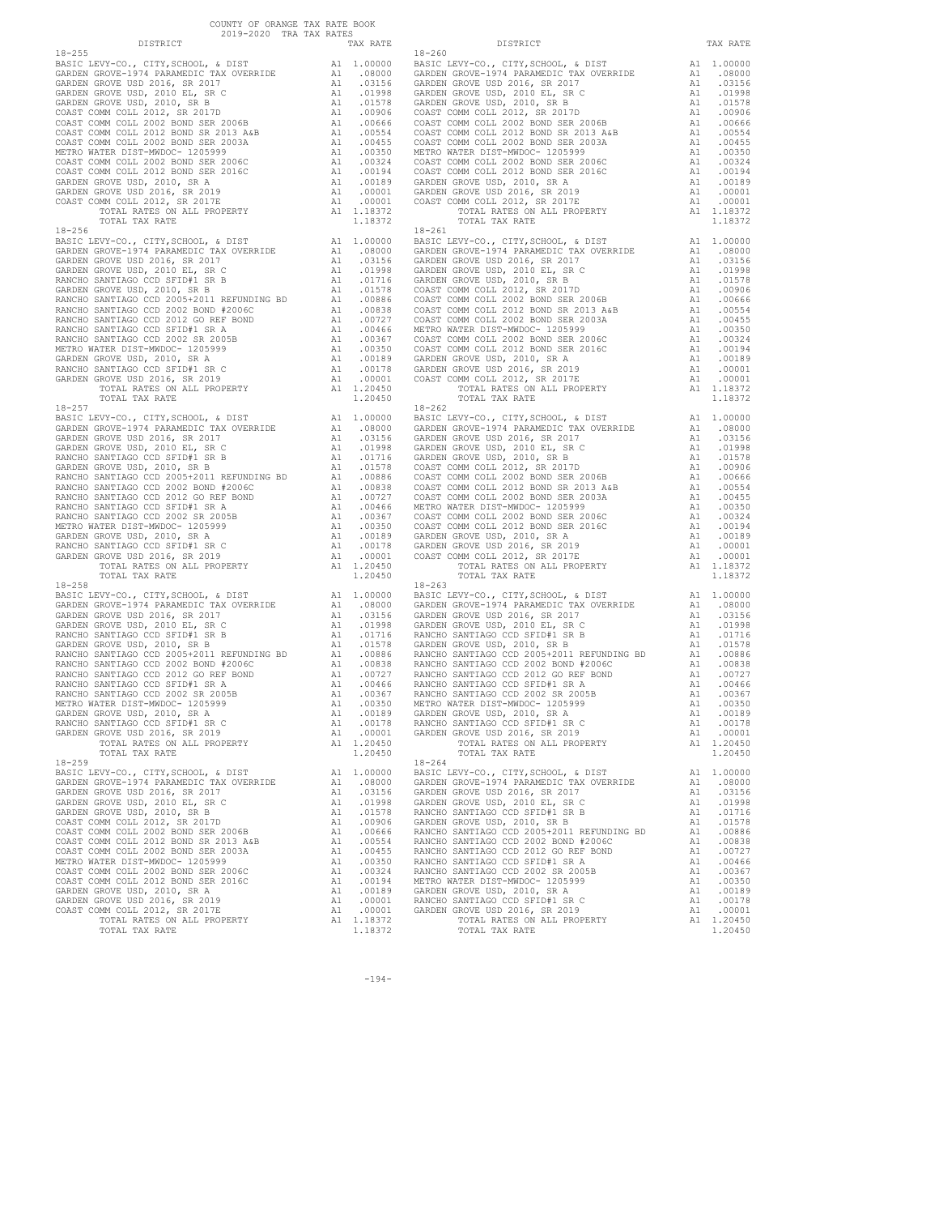COUNTY OF ORANGE TAX RATE BOOK
2019-2020 TRA TAX RATES

| DISTRICT | | TAX RATE |
|---|---|---|
| **18-255** | | |
| BASIC LEVY-CO., CITY,SCHOOL, & DIST | A1 | 1.00000 |
| GARDEN GROVE-1974 PARAMEDIC TAX OVERRIDE | A1 | .08000 |
| GARDEN GROVE USD 2016, SR 2017 | A1 | .03156 |
| GARDEN GROVE USD, 2010 EL, SR C | A1 | .01998 |
| GARDEN GROVE USD, 2010, SR B | A1 | .01578 |
| COAST COMM COLL 2012, SR 2017D | A1 | .00906 |
| COAST COMM COLL 2002 BOND SER 2006B | A1 | .00666 |
| COAST COMM COLL 2012 BOND SR 2013 A&B | A1 | .00554 |
| COAST COMM COLL 2002 BOND SER 2003A | A1 | .00455 |
| METRO WATER DIST-MWDOC- 1205999 | A1 | .00350 |
| COAST COMM COLL 2002 BOND SER 2006C | A1 | .00324 |
| COAST COMM COLL 2012 BOND SER 2016C | A1 | .00194 |
| GARDEN GROVE USD, 2010, SR A | A1 | .00189 |
| GARDEN GROVE USD 2016, SR 2019 | A1 | .00001 |
| COAST COMM COLL 2012, SR 2017E | A1 | .00001 |
| TOTAL RATES ON ALL PROPERTY | A1 | 1.18372 |
| TOTAL TAX RATE | | 1.18372 |
| **18-256** | | |
| BASIC LEVY-CO., CITY,SCHOOL, & DIST | A1 | 1.00000 |
| GARDEN GROVE-1974 PARAMEDIC TAX OVERRIDE | A1 | .08000 |
| GARDEN GROVE USD 2016, SR 2017 | A1 | .03156 |
| GARDEN GROVE USD, 2010 EL, SR C | A1 | .01998 |
| RANCHO SANTIAGO CCD SFID#1 SR B | A1 | .01716 |
| GARDEN GROVE USD, 2010, SR B | A1 | .01578 |
| RANCHO SANTIAGO CCD 2005+2011 REFUNDING BD | A1 | .00886 |
| RANCHO SANTIAGO CCD 2002 BOND #2006C | A1 | .00838 |
| RANCHO SANTIAGO CCD 2012 GO REF BOND | A1 | .00727 |
| RANCHO SANTIAGO CCD SFID#1 SR A | A1 | .00466 |
| RANCHO SANTIAGO CCD 2002 SR 2005B | A1 | .00367 |
| METRO WATER DIST-MWDOC- 1205999 | A1 | .00350 |
| GARDEN GROVE USD, 2010, SR A | A1 | .00189 |
| RANCHO SANTIAGO CCD SFID#1 SR C | A1 | .00178 |
| GARDEN GROVE USD 2016, SR 2019 | A1 | .00001 |
| TOTAL RATES ON ALL PROPERTY | A1 | 1.20450 |
| TOTAL TAX RATE | | 1.20450 |
| **18-257** | | |
| BASIC LEVY-CO., CITY,SCHOOL, & DIST | A1 | 1.00000 |
| GARDEN GROVE-1974 PARAMEDIC TAX OVERRIDE | A1 | .08000 |
| GARDEN GROVE USD 2016, SR 2017 | A1 | .03156 |
| GARDEN GROVE USD, 2010 EL, SR C | A1 | .01998 |
| RANCHO SANTIAGO CCD SFID#1 SR B | A1 | .01716 |
| GARDEN GROVE USD, 2010, SR B | A1 | .01578 |
| RANCHO SANTIAGO CCD 2005+2011 REFUNDING BD | A1 | .00886 |
| RANCHO SANTIAGO CCD 2002 BOND #2006C | A1 | .00838 |
| RANCHO SANTIAGO CCD 2012 GO REF BOND | A1 | .00727 |
| RANCHO SANTIAGO CCD SFID#1 SR A | A1 | .00466 |
| RANCHO SANTIAGO CCD 2002 SR 2005B | A1 | .00367 |
| METRO WATER DIST-MWDOC- 1205999 | A1 | .00350 |
| GARDEN GROVE USD, 2010, SR A | A1 | .00189 |
| RANCHO SANTIAGO CCD SFID#1 SR C | A1 | .00178 |
| GARDEN GROVE USD 2016, SR 2019 | A1 | .00001 |
| TOTAL RATES ON ALL PROPERTY | A1 | 1.20450 |
| TOTAL TAX RATE | | 1.20450 |
| **18-258** | | |
| BASIC LEVY-CO., CITY,SCHOOL, & DIST | A1 | 1.00000 |
| GARDEN GROVE-1974 PARAMEDIC TAX OVERRIDE | A1 | .08000 |
| GARDEN GROVE USD 2016, SR 2017 | A1 | .03156 |
| GARDEN GROVE USD, 2010 EL, SR C | A1 | .01998 |
| RANCHO SANTIAGO CCD SFID#1 SR B | A1 | .01716 |
| GARDEN GROVE USD, 2010, SR B | A1 | .01578 |
| RANCHO SANTIAGO CCD 2005+2011 REFUNDING BD | A1 | .00886 |
| RANCHO SANTIAGO CCD 2002 BOND #2006C | A1 | .00838 |
| RANCHO SANTIAGO CCD 2012 GO REF BOND | A1 | .00727 |
| RANCHO SANTIAGO CCD SFID#1 SR A | A1 | .00466 |
| RANCHO SANTIAGO CCD 2002 SR 2005B | A1 | .00367 |
| METRO WATER DIST-MWDOC- 1205999 | A1 | .00350 |
| GARDEN GROVE USD, 2010, SR A | A1 | .00189 |
| RANCHO SANTIAGO CCD SFID#1 SR C | A1 | .00178 |
| GARDEN GROVE USD 2016, SR 2019 | A1 | .00001 |
| TOTAL RATES ON ALL PROPERTY | A1 | 1.20450 |
| TOTAL TAX RATE | | 1.20450 |
| **18-259** | | |
| BASIC LEVY-CO., CITY,SCHOOL, & DIST | A1 | 1.00000 |
| GARDEN GROVE-1974 PARAMEDIC TAX OVERRIDE | A1 | .08000 |
| GARDEN GROVE USD 2016, SR 2017 | A1 | .03156 |
| GARDEN GROVE USD, 2010 EL, SR C | A1 | .01998 |
| GARDEN GROVE USD, 2010, SR B | A1 | .01578 |
| COAST COMM COLL 2012, SR 2017D | A1 | .00906 |
| COAST COMM COLL 2002 BOND SER 2006B | A1 | .00666 |
| COAST COMM COLL 2012 BOND SR 2013 A&B | A1 | .00554 |
| COAST COMM COLL 2002 BOND SER 2003A | A1 | .00455 |
| METRO WATER DIST-MWDOC- 1205999 | A1 | .00350 |
| COAST COMM COLL 2002 BOND SER 2006C | A1 | .00324 |
| COAST COMM COLL 2012 BOND SER 2016C | A1 | .00194 |
| GARDEN GROVE USD, 2010, SR A | A1 | .00189 |
| GARDEN GROVE USD 2016, SR 2019 | A1 | .00001 |
| COAST COMM COLL 2012, SR 2017E | A1 | .00001 |
| TOTAL RATES ON ALL PROPERTY | A1 | 1.18372 |
| TOTAL TAX RATE | | 1.18372 |
| **18-260** | | |
| BASIC LEVY-CO., CITY,SCHOOL, & DIST | A1 | 1.00000 |
| GARDEN GROVE-1974 PARAMEDIC TAX OVERRIDE | A1 | .08000 |
| GARDEN GROVE USD 2016, SR 2017 | A1 | .03156 |
| GARDEN GROVE USD, 2010 EL, SR C | A1 | .01998 |
| GARDEN GROVE USD, 2010, SR B | A1 | .01578 |
| COAST COMM COLL 2012, SR 2017D | A1 | .00906 |
| COAST COMM COLL 2002 BOND SER 2006B | A1 | .00666 |
| COAST COMM COLL 2012 BOND SR 2013 A&B | A1 | .00554 |
| COAST COMM COLL 2002 BOND SER 2003A | A1 | .00455 |
| METRO WATER DIST-MWDOC- 1205999 | A1 | .00350 |
| COAST COMM COLL 2002 BOND SER 2006C | A1 | .00324 |
| COAST COMM COLL 2012 BOND SER 2016C | A1 | .00194 |
| GARDEN GROVE USD, 2010, SR A | A1 | .00189 |
| GARDEN GROVE USD 2016, SR 2019 | A1 | .00001 |
| COAST COMM COLL 2012, SR 2017E | A1 | .00001 |
| TOTAL RATES ON ALL PROPERTY | A1 | 1.18372 |
| TOTAL TAX RATE | | 1.18372 |
| **18-261** | | |
| BASIC LEVY-CO., CITY,SCHOOL, & DIST | A1 | 1.00000 |
| GARDEN GROVE-1974 PARAMEDIC TAX OVERRIDE | A1 | .08000 |
| GARDEN GROVE USD 2016, SR 2017 | A1 | .03156 |
| GARDEN GROVE USD, 2010 EL, SR C | A1 | .01998 |
| GARDEN GROVE USD, 2010, SR B | A1 | .01578 |
| COAST COMM COLL 2012, SR 2017D | A1 | .00906 |
| COAST COMM COLL 2002 BOND SER 2006B | A1 | .00666 |
| COAST COMM COLL 2012 BOND SR 2013 A&B | A1 | .00554 |
| COAST COMM COLL 2002 BOND SER 2003A | A1 | .00455 |
| METRO WATER DIST-MWDOC- 1205999 | A1 | .00350 |
| COAST COMM COLL 2002 BOND SER 2006C | A1 | .00324 |
| COAST COMM COLL 2012 BOND SER 2016C | A1 | .00194 |
| GARDEN GROVE USD, 2010, SR A | A1 | .00189 |
| GARDEN GROVE USD 2016, SR 2019 | A1 | .00001 |
| COAST COMM COLL 2012, SR 2017E | A1 | .00001 |
| TOTAL RATES ON ALL PROPERTY | A1 | 1.18372 |
| TOTAL TAX RATE | | 1.18372 |
| **18-262** | | |
| BASIC LEVY-CO., CITY,SCHOOL, & DIST | A1 | 1.00000 |
| GARDEN GROVE-1974 PARAMEDIC TAX OVERRIDE | A1 | .08000 |
| GARDEN GROVE USD 2016, SR 2017 | A1 | .03156 |
| GARDEN GROVE USD, 2010 EL, SR C | A1 | .01998 |
| GARDEN GROVE USD, 2010, SR B | A1 | .01578 |
| COAST COMM COLL 2012, SR 2017D | A1 | .00906 |
| COAST COMM COLL 2002 BOND SER 2006B | A1 | .00666 |
| COAST COMM COLL 2012 BOND SR 2013 A&B | A1 | .00554 |
| COAST COMM COLL 2002 BOND SER 2003A | A1 | .00455 |
| METRO WATER DIST-MWDOC- 1205999 | A1 | .00350 |
| COAST COMM COLL 2002 BOND SER 2006C | A1 | .00324 |
| COAST COMM COLL 2012 BOND SER 2016C | A1 | .00194 |
| GARDEN GROVE USD, 2010, SR A | A1 | .00189 |
| GARDEN GROVE USD 2016, SR 2019 | A1 | .00001 |
| COAST COMM COLL 2012, SR 2017E | A1 | .00001 |
| TOTAL RATES ON ALL PROPERTY | A1 | 1.18372 |
| TOTAL TAX RATE | | 1.18372 |
| **18-263** | | |
| BASIC LEVY-CO., CITY,SCHOOL, & DIST | A1 | 1.00000 |
| GARDEN GROVE-1974 PARAMEDIC TAX OVERRIDE | A1 | .08000 |
| GARDEN GROVE USD 2016, SR 2017 | A1 | .03156 |
| GARDEN GROVE USD, 2010 EL, SR C | A1 | .01998 |
| RANCHO SANTIAGO CCD SFID#1 SR B | A1 | .01716 |
| GARDEN GROVE USD, 2010, SR B | A1 | .01578 |
| RANCHO SANTIAGO CCD 2005+2011 REFUNDING BD | A1 | .00886 |
| RANCHO SANTIAGO CCD 2002 BOND #2006C | A1 | .00838 |
| RANCHO SANTIAGO CCD 2012 GO REF BOND | A1 | .00727 |
| RANCHO SANTIAGO CCD SFID#1 SR A | A1 | .00466 |
| RANCHO SANTIAGO CCD 2002 SR 2005B | A1 | .00367 |
| METRO WATER DIST-MWDOC- 1205999 | A1 | .00350 |
| GARDEN GROVE USD, 2010, SR A | A1 | .00189 |
| RANCHO SANTIAGO CCD SFID#1 SR C | A1 | .00178 |
| GARDEN GROVE USD 2016, SR 2019 | A1 | .00001 |
| TOTAL RATES ON ALL PROPERTY | A1 | 1.20450 |
| TOTAL TAX RATE | | 1.20450 |
| **18-264** | | |
| BASIC LEVY-CO., CITY,SCHOOL, & DIST | A1 | 1.00000 |
| GARDEN GROVE-1974 PARAMEDIC TAX OVERRIDE | A1 | .08000 |
| GARDEN GROVE USD 2016, SR 2017 | A1 | .03156 |
| GARDEN GROVE USD, 2010 EL, SR C | A1 | .01998 |
| RANCHO SANTIAGO CCD SFID#1 SR B | A1 | .01716 |
| GARDEN GROVE USD, 2010, SR B | A1 | .01578 |
| RANCHO SANTIAGO CCD 2005+2011 REFUNDING BD | A1 | .00886 |
| RANCHO SANTIAGO CCD 2002 BOND #2006C | A1 | .00838 |
| RANCHO SANTIAGO CCD 2012 GO REF BOND | A1 | .00727 |
| RANCHO SANTIAGO CCD SFID#1 SR A | A1 | .00466 |
| RANCHO SANTIAGO CCD 2002 SR 2005B | A1 | .00367 |
| METRO WATER DIST-MWDOC- 1205999 | A1 | .00350 |
| GARDEN GROVE USD, 2010, SR A | A1 | .00189 |
| RANCHO SANTIAGO CCD SFID#1 SR C | A1 | .00178 |
| GARDEN GROVE USD 2016, SR 2019 | A1 | .00001 |
| TOTAL RATES ON ALL PROPERTY | A1 | 1.20450 |
| TOTAL TAX RATE | | 1.20450 |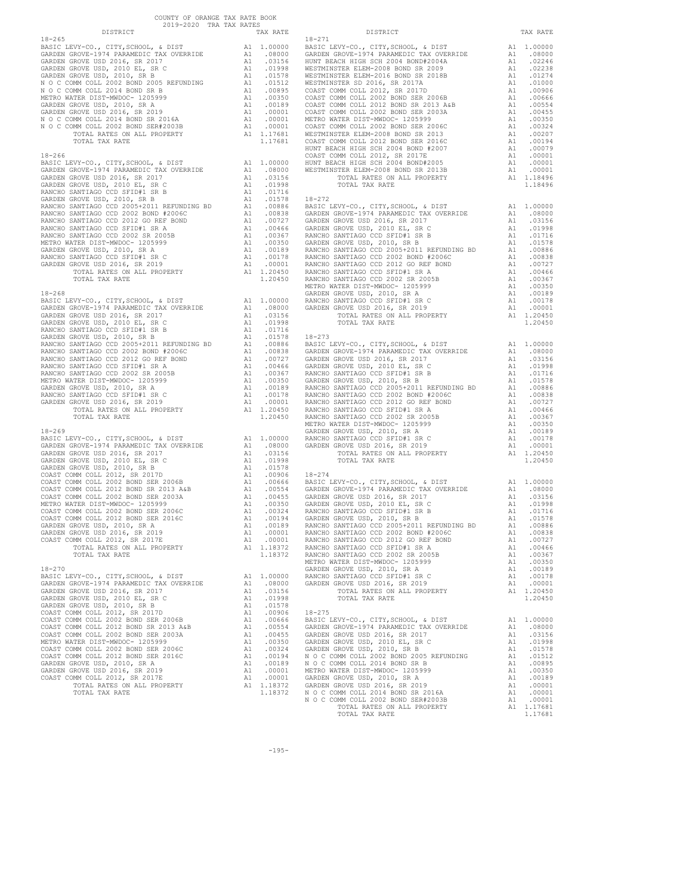COUNTY OF ORANGE TAX RATE BOOK
2019-2020 TRA TAX RATES

| DISTRICT | | TAX RATE |
|---|---|---|
| **18-265** | | |
| BASIC LEVY-CO., CITY,SCHOOL, & DIST | A1 | 1.00000 |
| GARDEN GROVE-1974 PARAMEDIC TAX OVERRIDE | A1 | .08000 |
| GARDEN GROVE USD 2016, SR 2017 | A1 | .03156 |
| GARDEN GROVE USD, 2010 EL, SR C | A1 | .01998 |
| GARDEN GROVE USD, 2010, SR B | A1 | .01578 |
| N O C COMM COLL 2002 BOND 2005 REFUNDING | A1 | .01512 |
| N O C COMM COLL 2014 BOND SR B | A1 | .00895 |
| METRO WATER DIST-MWDOC- 1205999 | A1 | .00350 |
| GARDEN GROVE USD, 2010, SR A | A1 | .00189 |
| GARDEN GROVE USD 2016, SR 2019 | A1 | .00001 |
| N O C COMM COLL 2014 BOND SR 2016A | A1 | .00001 |
| N O C COMM COLL 2002 BOND SER#2003B | A1 | .00001 |
| TOTAL RATES ON ALL PROPERTY | A1 | 1.17681 |
| TOTAL TAX RATE | | 1.17681 |
| **18-266** | | |
| BASIC LEVY-CO., CITY,SCHOOL, & DIST | A1 | 1.00000 |
| GARDEN GROVE-1974 PARAMEDIC TAX OVERRIDE | A1 | .08000 |
| GARDEN GROVE USD 2016, SR 2017 | A1 | .03156 |
| GARDEN GROVE USD, 2010 EL, SR C | A1 | .01998 |
| RANCHO SANTIAGO CCD SFID#1 SR B | A1 | .01716 |
| GARDEN GROVE USD, 2010, SR B | A1 | .01578 |
| RANCHO SANTIAGO CCD 2005+2011 REFUNDING BD | A1 | .00886 |
| RANCHO SANTIAGO CCD 2002 BOND #2006C | A1 | .00838 |
| RANCHO SANTIAGO CCD 2012 GO REF BOND | A1 | .00727 |
| RANCHO SANTIAGO CCD SFID#1 SR A | A1 | .00466 |
| RANCHO SANTIAGO CCD 2002 SR 2005B | A1 | .00367 |
| METRO WATER DIST-MWDOC- 1205999 | A1 | .00350 |
| GARDEN GROVE USD, 2010, SR A | A1 | .00189 |
| RANCHO SANTIAGO CCD SFID#1 SR C | A1 | .00178 |
| GARDEN GROVE USD 2016, SR 2019 | A1 | .00001 |
| TOTAL RATES ON ALL PROPERTY | A1 | 1.20450 |
| TOTAL TAX RATE | | 1.20450 |
| **18-268** | | |
| BASIC LEVY-CO., CITY,SCHOOL, & DIST | A1 | 1.00000 |
| GARDEN GROVE-1974 PARAMEDIC TAX OVERRIDE | A1 | .08000 |
| GARDEN GROVE USD 2016, SR 2017 | A1 | .03156 |
| GARDEN GROVE USD, 2010 EL, SR C | A1 | .01998 |
| RANCHO SANTIAGO CCD SFID#1 SR B | A1 | .01716 |
| GARDEN GROVE USD, 2010, SR B | A1 | .01578 |
| RANCHO SANTIAGO CCD 2005+2011 REFUNDING BD | A1 | .00886 |
| RANCHO SANTIAGO CCD 2002 BOND #2006C | A1 | .00838 |
| RANCHO SANTIAGO CCD 2012 GO REF BOND | A1 | .00727 |
| RANCHO SANTIAGO CCD SFID#1 SR A | A1 | .00466 |
| RANCHO SANTIAGO CCD 2002 SR 2005B | A1 | .00367 |
| METRO WATER DIST-MWDOC- 1205999 | A1 | .00350 |
| GARDEN GROVE USD, 2010, SR A | A1 | .00189 |
| RANCHO SANTIAGO CCD SFID#1 SR C | A1 | .00178 |
| GARDEN GROVE USD 2016, SR 2019 | A1 | .00001 |
| TOTAL RATES ON ALL PROPERTY | A1 | 1.20450 |
| TOTAL TAX RATE | | 1.20450 |
| **18-269** | | |
| BASIC LEVY-CO., CITY,SCHOOL, & DIST | A1 | 1.00000 |
| GARDEN GROVE-1974 PARAMEDIC TAX OVERRIDE | A1 | .08000 |
| GARDEN GROVE USD 2016, SR 2017 | A1 | .03156 |
| GARDEN GROVE USD, 2010 EL, SR C | A1 | .01998 |
| GARDEN GROVE USD, 2010, SR B | A1 | .01578 |
| COAST COMM COLL 2012, SR 2017D | A1 | .00906 |
| COAST COMM COLL 2002 BOND SER 2006B | A1 | .00666 |
| COAST COMM COLL 2012 BOND SR 2013 A&B | A1 | .00554 |
| COAST COMM COLL 2002 BOND SER 2003A | A1 | .00455 |
| METRO WATER DIST-MWDOC- 1205999 | A1 | .00350 |
| COAST COMM COLL 2002 BOND SER 2006C | A1 | .00324 |
| COAST COMM COLL 2012 BOND SER 2016C | A1 | .00194 |
| GARDEN GROVE USD, 2010, SR A | A1 | .00189 |
| GARDEN GROVE USD 2016, SR 2019 | A1 | .00001 |
| COAST COMM COLL 2012, SR 2017E | A1 | .00001 |
| TOTAL RATES ON ALL PROPERTY | A1 | 1.18372 |
| TOTAL TAX RATE | | 1.18372 |
| **18-270** | | |
| BASIC LEVY-CO., CITY,SCHOOL, & DIST | A1 | 1.00000 |
| GARDEN GROVE-1974 PARAMEDIC TAX OVERRIDE | A1 | .08000 |
| GARDEN GROVE USD 2016, SR 2017 | A1 | .03156 |
| GARDEN GROVE USD, 2010 EL, SR C | A1 | .01998 |
| GARDEN GROVE USD, 2010, SR B | A1 | .01578 |
| COAST COMM COLL 2012, SR 2017D | A1 | .00906 |
| COAST COMM COLL 2002 BOND SER 2006B | A1 | .00666 |
| COAST COMM COLL 2012 BOND SR 2013 A&B | A1 | .00554 |
| COAST COMM COLL 2002 BOND SER 2003A | A1 | .00455 |
| METRO WATER DIST-MWDOC- 1205999 | A1 | .00350 |
| COAST COMM COLL 2002 BOND SER 2006C | A1 | .00324 |
| COAST COMM COLL 2012 BOND SER 2016C | A1 | .00194 |
| GARDEN GROVE USD, 2010, SR A | A1 | .00189 |
| GARDEN GROVE USD 2016, SR 2019 | A1 | .00001 |
| COAST COMM COLL 2012, SR 2017E | A1 | .00001 |
| TOTAL RATES ON ALL PROPERTY | A1 | 1.18372 |
| TOTAL TAX RATE | | 1.18372 |
| **18-271** | | |
| BASIC LEVY-CO., CITY,SCHOOL, & DIST | A1 | 1.00000 |
| GARDEN GROVE-1974 PARAMEDIC TAX OVERRIDE | A1 | .08000 |
| HUNT BEACH HIGH SCH 2004 BOND#2004A | A1 | .02246 |
| WESTMINSTER ELEM-2008 BOND SR 2009 | A1 | .02238 |
| WESTMINSTER ELEM-2016 BOND SR 2018B | A1 | .01274 |
| WESTMINSTER SD 2016, SR 2017A | A1 | .01000 |
| COAST COMM COLL 2012, SR 2017D | A1 | .00906 |
| COAST COMM COLL 2002 BOND SER 2006B | A1 | .00666 |
| COAST COMM COLL 2012 BOND SR 2013 A&B | A1 | .00554 |
| COAST COMM COLL 2002 BOND SER 2003A | A1 | .00455 |
| METRO WATER DIST-MWDOC- 1205999 | A1 | .00350 |
| COAST COMM COLL 2002 BOND SER 2006C | A1 | .00324 |
| WESTMINSTER ELEM-2008 BOND SR 2013 | A1 | .00207 |
| COAST COMM COLL 2012 BOND SER 2016C | A1 | .00194 |
| HUNT BEACH HIGH SCH 2004 BOND #2007 | A1 | .00079 |
| COAST COMM COLL 2012, SR 2017E | A1 | .00001 |
| HUNT BEACH HIGH SCH 2004 BOND#2005 | A1 | .00001 |
| WESTMINSTER ELEM-2008 BOND SR 2013B | A1 | .00001 |
| TOTAL RATES ON ALL PROPERTY | A1 | 1.18496 |
| TOTAL TAX RATE | | 1.18496 |
| **18-272** | | |
| BASIC LEVY-CO., CITY,SCHOOL, & DIST | A1 | 1.00000 |
| GARDEN GROVE-1974 PARAMEDIC TAX OVERRIDE | A1 | .08000 |
| GARDEN GROVE USD 2016, SR 2017 | A1 | .03156 |
| GARDEN GROVE USD, 2010 EL, SR C | A1 | .01998 |
| RANCHO SANTIAGO CCD SFID#1 SR B | A1 | .01716 |
| GARDEN GROVE USD, 2010, SR B | A1 | .01578 |
| RANCHO SANTIAGO CCD 2005+2011 REFUNDING BD | A1 | .00886 |
| RANCHO SANTIAGO CCD 2002 BOND #2006C | A1 | .00838 |
| RANCHO SANTIAGO CCD 2012 GO REF BOND | A1 | .00727 |
| RANCHO SANTIAGO CCD SFID#1 SR A | A1 | .00466 |
| RANCHO SANTIAGO CCD 2002 SR 2005B | A1 | .00367 |
| METRO WATER DIST-MWDOC- 1205999 | A1 | .00350 |
| GARDEN GROVE USD, 2010, SR A | A1 | .00189 |
| RANCHO SANTIAGO CCD SFID#1 SR C | A1 | .00178 |
| GARDEN GROVE USD 2016, SR 2019 | A1 | .00001 |
| TOTAL RATES ON ALL PROPERTY | A1 | 1.20450 |
| TOTAL TAX RATE | | 1.20450 |
| **18-273** | | |
| BASIC LEVY-CO., CITY,SCHOOL, & DIST | A1 | 1.00000 |
| GARDEN GROVE-1974 PARAMEDIC TAX OVERRIDE | A1 | .08000 |
| GARDEN GROVE USD 2016, SR 2017 | A1 | .03156 |
| GARDEN GROVE USD, 2010 EL, SR C | A1 | .01998 |
| RANCHO SANTIAGO CCD SFID#1 SR B | A1 | .01716 |
| GARDEN GROVE USD, 2010, SR B | A1 | .01578 |
| RANCHO SANTIAGO CCD 2005+2011 REFUNDING BD | A1 | .00886 |
| RANCHO SANTIAGO CCD 2002 BOND #2006C | A1 | .00838 |
| RANCHO SANTIAGO CCD 2012 GO REF BOND | A1 | .00727 |
| RANCHO SANTIAGO CCD SFID#1 SR A | A1 | .00466 |
| RANCHO SANTIAGO CCD 2002 SR 2005B | A1 | .00367 |
| METRO WATER DIST-MWDOC- 1205999 | A1 | .00350 |
| GARDEN GROVE USD, 2010, SR A | A1 | .00189 |
| RANCHO SANTIAGO CCD SFID#1 SR C | A1 | .00178 |
| GARDEN GROVE USD 2016, SR 2019 | A1 | .00001 |
| TOTAL RATES ON ALL PROPERTY | A1 | 1.20450 |
| TOTAL TAX RATE | | 1.20450 |
| **18-274** | | |
| BASIC LEVY-CO., CITY,SCHOOL, & DIST | A1 | 1.00000 |
| GARDEN GROVE-1974 PARAMEDIC TAX OVERRIDE | A1 | .08000 |
| GARDEN GROVE USD 2016, SR 2017 | A1 | .03156 |
| GARDEN GROVE USD, 2010 EL, SR C | A1 | .01998 |
| RANCHO SANTIAGO CCD SFID#1 SR B | A1 | .01716 |
| GARDEN GROVE USD, 2010, SR B | A1 | .01578 |
| RANCHO SANTIAGO CCD 2005+2011 REFUNDING BD | A1 | .00886 |
| RANCHO SANTIAGO CCD 2002 BOND #2006C | A1 | .00838 |
| RANCHO SANTIAGO CCD 2012 GO REF BOND | A1 | .00727 |
| RANCHO SANTIAGO CCD SFID#1 SR A | A1 | .00466 |
| RANCHO SANTIAGO CCD 2002 SR 2005B | A1 | .00367 |
| METRO WATER DIST-MWDOC- 1205999 | A1 | .00350 |
| GARDEN GROVE USD, 2010, SR A | A1 | .00189 |
| RANCHO SANTIAGO CCD SFID#1 SR C | A1 | .00178 |
| GARDEN GROVE USD 2016, SR 2019 | A1 | .00001 |
| TOTAL RATES ON ALL PROPERTY | A1 | 1.20450 |
| TOTAL TAX RATE | | 1.20450 |
| **18-275** | | |
| BASIC LEVY-CO., CITY,SCHOOL, & DIST | A1 | 1.00000 |
| GARDEN GROVE-1974 PARAMEDIC TAX OVERRIDE | A1 | .08000 |
| GARDEN GROVE USD 2016, SR 2017 | A1 | .03156 |
| GARDEN GROVE USD, 2010 EL, SR C | A1 | .01998 |
| GARDEN GROVE USD, 2010, SR B | A1 | .01578 |
| N O C COMM COLL 2002 BOND 2005 REFUNDING | A1 | .01512 |
| N O C COMM COLL 2014 BOND SR B | A1 | .00895 |
| METRO WATER DIST-MWDOC- 1205999 | A1 | .00350 |
| GARDEN GROVE USD, 2010, SR A | A1 | .00189 |
| GARDEN GROVE USD 2016, SR 2019 | A1 | .00001 |
| N O C COMM COLL 2014 BOND SR 2016A | A1 | .00001 |
| N O C COMM COLL 2002 BOND SER#2003B | A1 | .00001 |
| TOTAL RATES ON ALL PROPERTY | A1 | 1.17681 |
| TOTAL TAX RATE | | 1.17681 |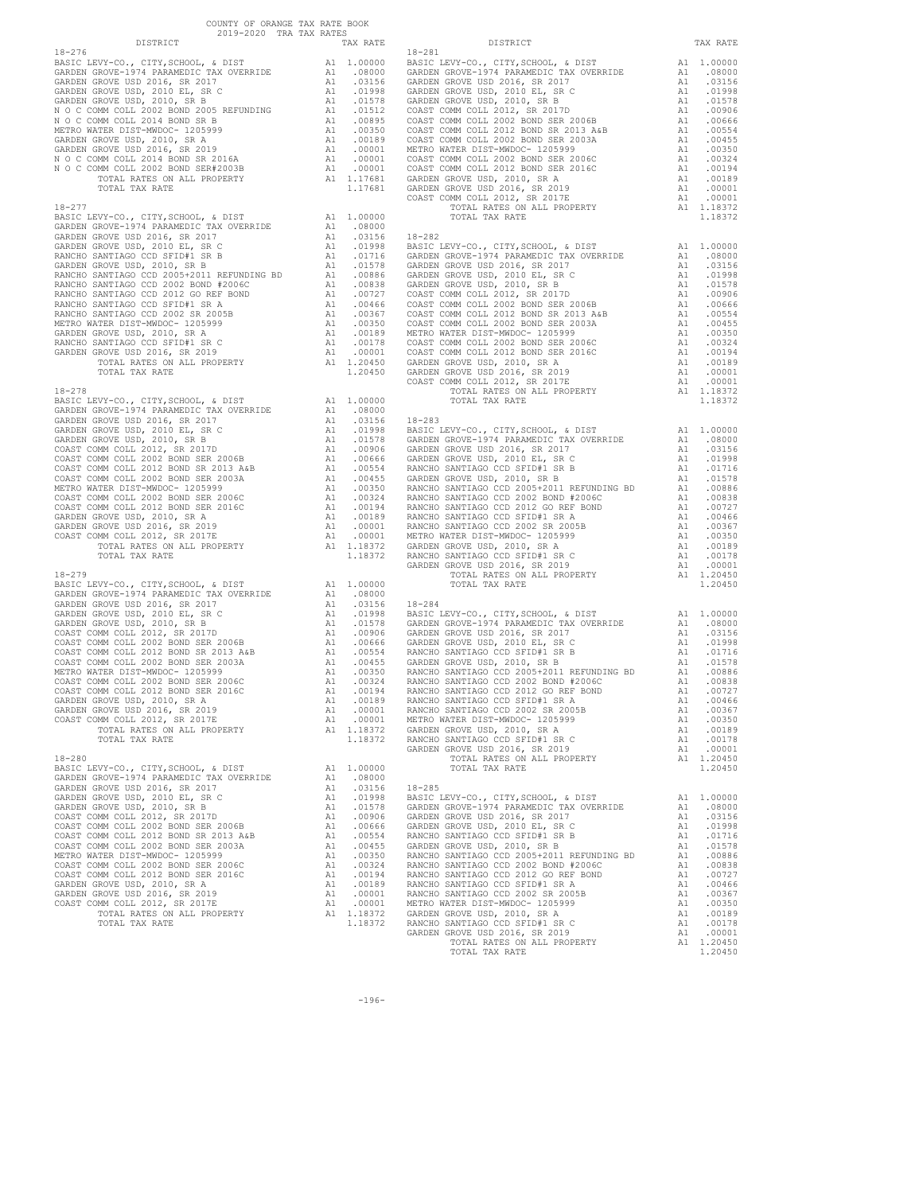COUNTY OF ORANGE TAX RATE BOOK
2019-2020 TRA TAX RATES

| DISTRICT | | TAX RATE |
|---|---|---|
| **18-276** | | |
| BASIC LEVY-CO., CITY,SCHOOL, & DIST | A1 | 1.00000 |
| GARDEN GROVE-1974 PARAMEDIC TAX OVERRIDE | A1 | .08000 |
| GARDEN GROVE USD 2016, SR 2017 | A1 | .03156 |
| GARDEN GROVE USD, 2010 EL, SR C | A1 | .01998 |
| GARDEN GROVE USD, 2010, SR B | A1 | .01578 |
| N O C COMM COLL 2002 BOND 2005 REFUNDING | A1 | .01512 |
| N O C COMM COLL 2014 BOND SR B | A1 | .00895 |
| METRO WATER DIST-MWDOC- 1205999 | A1 | .00350 |
| GARDEN GROVE USD, 2010, SR A | A1 | .00189 |
| GARDEN GROVE USD 2016, SR 2019 | A1 | .00001 |
| N O C COMM COLL 2014 BOND SR 2016A | A1 | .00001 |
| N O C COMM COLL 2002 BOND SER#2003B | A1 | .00001 |
| TOTAL RATES ON ALL PROPERTY | A1 | 1.17681 |
| TOTAL TAX RATE | | 1.17681 |
| **18-277** | | |
| BASIC LEVY-CO., CITY,SCHOOL, & DIST | A1 | 1.00000 |
| GARDEN GROVE-1974 PARAMEDIC TAX OVERRIDE | A1 | .08000 |
| GARDEN GROVE USD 2016, SR 2017 | A1 | .03156 |
| GARDEN GROVE USD, 2010 EL, SR C | A1 | .01998 |
| RANCHO SANTIAGO CCD SFID#1 SR B | A1 | .01716 |
| GARDEN GROVE USD, 2010, SR B | A1 | .01578 |
| RANCHO SANTIAGO CCD 2005+2011 REFUNDING BD | A1 | .00886 |
| RANCHO SANTIAGO CCD 2002 BOND #2006C | A1 | .00838 |
| RANCHO SANTIAGO CCD 2012 GO REF BOND | A1 | .00727 |
| RANCHO SANTIAGO CCD SFID#1 SR A | A1 | .00466 |
| RANCHO SANTIAGO CCD 2002 SR 2005B | A1 | .00367 |
| METRO WATER DIST-MWDOC- 1205999 | A1 | .00350 |
| GARDEN GROVE USD, 2010, SR A | A1 | .00189 |
| RANCHO SANTIAGO CCD SFID#1 SR C | A1 | .00178 |
| GARDEN GROVE USD 2016, SR 2019 | A1 | .00001 |
| TOTAL RATES ON ALL PROPERTY | A1 | 1.20450 |
| TOTAL TAX RATE | | 1.20450 |
| **18-278** | | |
| BASIC LEVY-CO., CITY,SCHOOL, & DIST | A1 | 1.00000 |
| GARDEN GROVE-1974 PARAMEDIC TAX OVERRIDE | A1 | .08000 |
| GARDEN GROVE USD 2016, SR 2017 | A1 | .03156 |
| GARDEN GROVE USD, 2010 EL, SR C | A1 | .01998 |
| GARDEN GROVE USD, 2010, SR B | A1 | .01578 |
| COAST COMM COLL 2012, SR 2017D | A1 | .00906 |
| COAST COMM COLL 2002 BOND SER 2006B | A1 | .00666 |
| COAST COMM COLL 2012 BOND SR 2013 A&B | A1 | .00554 |
| COAST COMM COLL 2002 BOND SER 2003A | A1 | .00455 |
| METRO WATER DIST-MWDOC- 1205999 | A1 | .00350 |
| COAST COMM COLL 2002 BOND SER 2006C | A1 | .00324 |
| COAST COMM COLL 2012 BOND SER 2016C | A1 | .00194 |
| GARDEN GROVE USD, 2010, SR A | A1 | .00189 |
| GARDEN GROVE USD 2016, SR 2019 | A1 | .00001 |
| COAST COMM COLL 2012, SR 2017E | A1 | .00001 |
| TOTAL RATES ON ALL PROPERTY | A1 | 1.18372 |
| TOTAL TAX RATE | | 1.18372 |
| **18-279** | | |
| BASIC LEVY-CO., CITY,SCHOOL, & DIST | A1 | 1.00000 |
| GARDEN GROVE-1974 PARAMEDIC TAX OVERRIDE | A1 | .08000 |
| GARDEN GROVE USD 2016, SR 2017 | A1 | .03156 |
| GARDEN GROVE USD, 2010 EL, SR C | A1 | .01998 |
| GARDEN GROVE USD, 2010, SR B | A1 | .01578 |
| COAST COMM COLL 2012, SR 2017D | A1 | .00906 |
| COAST COMM COLL 2002 BOND SER 2006B | A1 | .00666 |
| COAST COMM COLL 2012 BOND SR 2013 A&B | A1 | .00554 |
| COAST COMM COLL 2002 BOND SER 2003A | A1 | .00455 |
| METRO WATER DIST-MWDOC- 1205999 | A1 | .00350 |
| COAST COMM COLL 2002 BOND SER 2006C | A1 | .00324 |
| COAST COMM COLL 2012 BOND SER 2016C | A1 | .00194 |
| GARDEN GROVE USD, 2010, SR A | A1 | .00189 |
| GARDEN GROVE USD 2016, SR 2019 | A1 | .00001 |
| COAST COMM COLL 2012, SR 2017E | A1 | .00001 |
| TOTAL RATES ON ALL PROPERTY | A1 | 1.18372 |
| TOTAL TAX RATE | | 1.18372 |
| **18-280** | | |
| BASIC LEVY-CO., CITY,SCHOOL, & DIST | A1 | 1.00000 |
| GARDEN GROVE-1974 PARAMEDIC TAX OVERRIDE | A1 | .08000 |
| GARDEN GROVE USD 2016, SR 2017 | A1 | .03156 |
| GARDEN GROVE USD, 2010 EL, SR C | A1 | .01998 |
| GARDEN GROVE USD, 2010, SR B | A1 | .01578 |
| COAST COMM COLL 2012, SR 2017D | A1 | .00906 |
| COAST COMM COLL 2002 BOND SER 2006B | A1 | .00666 |
| COAST COMM COLL 2012 BOND SR 2013 A&B | A1 | .00554 |
| COAST COMM COLL 2002 BOND SER 2003A | A1 | .00455 |
| METRO WATER DIST-MWDOC- 1205999 | A1 | .00350 |
| COAST COMM COLL 2002 BOND SER 2006C | A1 | .00324 |
| COAST COMM COLL 2012 BOND SER 2016C | A1 | .00194 |
| GARDEN GROVE USD, 2010, SR A | A1 | .00189 |
| GARDEN GROVE USD 2016, SR 2019 | A1 | .00001 |
| COAST COMM COLL 2012, SR 2017E | A1 | .00001 |
| TOTAL RATES ON ALL PROPERTY | A1 | 1.18372 |
| TOTAL TAX RATE | | 1.18372 |
| **18-281** | | |
| BASIC LEVY-CO., CITY,SCHOOL, & DIST | A1 | 1.00000 |
| GARDEN GROVE-1974 PARAMEDIC TAX OVERRIDE | A1 | .08000 |
| GARDEN GROVE USD 2016, SR 2017 | A1 | .03156 |
| GARDEN GROVE USD, 2010 EL, SR C | A1 | .01998 |
| GARDEN GROVE USD, 2010, SR B | A1 | .01578 |
| COAST COMM COLL 2012, SR 2017D | A1 | .00906 |
| COAST COMM COLL 2002 BOND SER 2006B | A1 | .00666 |
| COAST COMM COLL 2012 BOND SR 2013 A&B | A1 | .00554 |
| COAST COMM COLL 2002 BOND SER 2003A | A1 | .00455 |
| METRO WATER DIST-MWDOC- 1205999 | A1 | .00350 |
| COAST COMM COLL 2002 BOND SER 2006C | A1 | .00324 |
| COAST COMM COLL 2012 BOND SER 2016C | A1 | .00194 |
| GARDEN GROVE USD, 2010, SR A | A1 | .00189 |
| GARDEN GROVE USD 2016, SR 2019 | A1 | .00001 |
| COAST COMM COLL 2012, SR 2017E | A1 | .00001 |
| TOTAL RATES ON ALL PROPERTY | A1 | 1.18372 |
| TOTAL TAX RATE | | 1.18372 |
| **18-282** | | |
| BASIC LEVY-CO., CITY,SCHOOL, & DIST | A1 | 1.00000 |
| GARDEN GROVE-1974 PARAMEDIC TAX OVERRIDE | A1 | .08000 |
| GARDEN GROVE USD 2016, SR 2017 | A1 | .03156 |
| GARDEN GROVE USD, 2010 EL, SR C | A1 | .01998 |
| GARDEN GROVE USD, 2010, SR B | A1 | .01578 |
| COAST COMM COLL 2012, SR 2017D | A1 | .00906 |
| COAST COMM COLL 2002 BOND SER 2006B | A1 | .00666 |
| COAST COMM COLL 2012 BOND SR 2013 A&B | A1 | .00554 |
| COAST COMM COLL 2002 BOND SER 2003A | A1 | .00455 |
| METRO WATER DIST-MWDOC- 1205999 | A1 | .00350 |
| COAST COMM COLL 2002 BOND SER 2006C | A1 | .00324 |
| COAST COMM COLL 2012 BOND SER 2016C | A1 | .00194 |
| GARDEN GROVE USD, 2010, SR A | A1 | .00189 |
| GARDEN GROVE USD 2016, SR 2019 | A1 | .00001 |
| COAST COMM COLL 2012, SR 2017E | A1 | .00001 |
| TOTAL RATES ON ALL PROPERTY | A1 | 1.18372 |
| TOTAL TAX RATE | | 1.18372 |
| **18-283** | | |
| BASIC LEVY-CO., CITY,SCHOOL, & DIST | A1 | 1.00000 |
| GARDEN GROVE-1974 PARAMEDIC TAX OVERRIDE | A1 | .08000 |
| GARDEN GROVE USD 2016, SR 2017 | A1 | .03156 |
| GARDEN GROVE USD, 2010 EL, SR C | A1 | .01998 |
| RANCHO SANTIAGO CCD SFID#1 SR B | A1 | .01716 |
| GARDEN GROVE USD, 2010, SR B | A1 | .01578 |
| RANCHO SANTIAGO CCD 2005+2011 REFUNDING BD | A1 | .00886 |
| RANCHO SANTIAGO CCD 2002 BOND #2006C | A1 | .00838 |
| RANCHO SANTIAGO CCD 2012 GO REF BOND | A1 | .00727 |
| RANCHO SANTIAGO CCD SFID#1 SR A | A1 | .00466 |
| RANCHO SANTIAGO CCD 2002 SR 2005B | A1 | .00367 |
| METRO WATER DIST-MWDOC- 1205999 | A1 | .00350 |
| GARDEN GROVE USD, 2010, SR A | A1 | .00189 |
| RANCHO SANTIAGO CCD SFID#1 SR C | A1 | .00178 |
| GARDEN GROVE USD 2016, SR 2019 | A1 | .00001 |
| TOTAL RATES ON ALL PROPERTY | A1 | 1.20450 |
| TOTAL TAX RATE | | 1.20450 |
| **18-284** | | |
| BASIC LEVY-CO., CITY,SCHOOL, & DIST | A1 | 1.00000 |
| GARDEN GROVE-1974 PARAMEDIC TAX OVERRIDE | A1 | .08000 |
| GARDEN GROVE USD 2016, SR 2017 | A1 | .03156 |
| GARDEN GROVE USD, 2010 EL, SR C | A1 | .01998 |
| RANCHO SANTIAGO CCD SFID#1 SR B | A1 | .01716 |
| GARDEN GROVE USD, 2010, SR B | A1 | .01578 |
| RANCHO SANTIAGO CCD 2005+2011 REFUNDING BD | A1 | .00886 |
| RANCHO SANTIAGO CCD 2002 BOND #2006C | A1 | .00838 |
| RANCHO SANTIAGO CCD 2012 GO REF BOND | A1 | .00727 |
| RANCHO SANTIAGO CCD SFID#1 SR A | A1 | .00466 |
| RANCHO SANTIAGO CCD 2002 SR 2005B | A1 | .00367 |
| METRO WATER DIST-MWDOC- 1205999 | A1 | .00350 |
| GARDEN GROVE USD, 2010, SR A | A1 | .00189 |
| RANCHO SANTIAGO CCD SFID#1 SR C | A1 | .00178 |
| GARDEN GROVE USD 2016, SR 2019 | A1 | .00001 |
| TOTAL RATES ON ALL PROPERTY | A1 | 1.20450 |
| TOTAL TAX RATE | | 1.20450 |
| **18-285** | | |
| BASIC LEVY-CO., CITY,SCHOOL, & DIST | A1 | 1.00000 |
| GARDEN GROVE-1974 PARAMEDIC TAX OVERRIDE | A1 | .08000 |
| GARDEN GROVE USD 2016, SR 2017 | A1 | .03156 |
| GARDEN GROVE USD, 2010 EL, SR C | A1 | .01998 |
| RANCHO SANTIAGO CCD SFID#1 SR B | A1 | .01716 |
| GARDEN GROVE USD, 2010, SR B | A1 | .01578 |
| RANCHO SANTIAGO CCD 2005+2011 REFUNDING BD | A1 | .00886 |
| RANCHO SANTIAGO CCD 2002 BOND #2006C | A1 | .00838 |
| RANCHO SANTIAGO CCD 2012 GO REF BOND | A1 | .00727 |
| RANCHO SANTIAGO CCD SFID#1 SR A | A1 | .00466 |
| RANCHO SANTIAGO CCD 2002 SR 2005B | A1 | .00367 |
| METRO WATER DIST-MWDOC- 1205999 | A1 | .00350 |
| GARDEN GROVE USD, 2010, SR A | A1 | .00189 |
| RANCHO SANTIAGO CCD SFID#1 SR C | A1 | .00178 |
| GARDEN GROVE USD 2016, SR 2019 | A1 | .00001 |
| TOTAL RATES ON ALL PROPERTY | A1 | 1.20450 |
| TOTAL TAX RATE | | 1.20450 |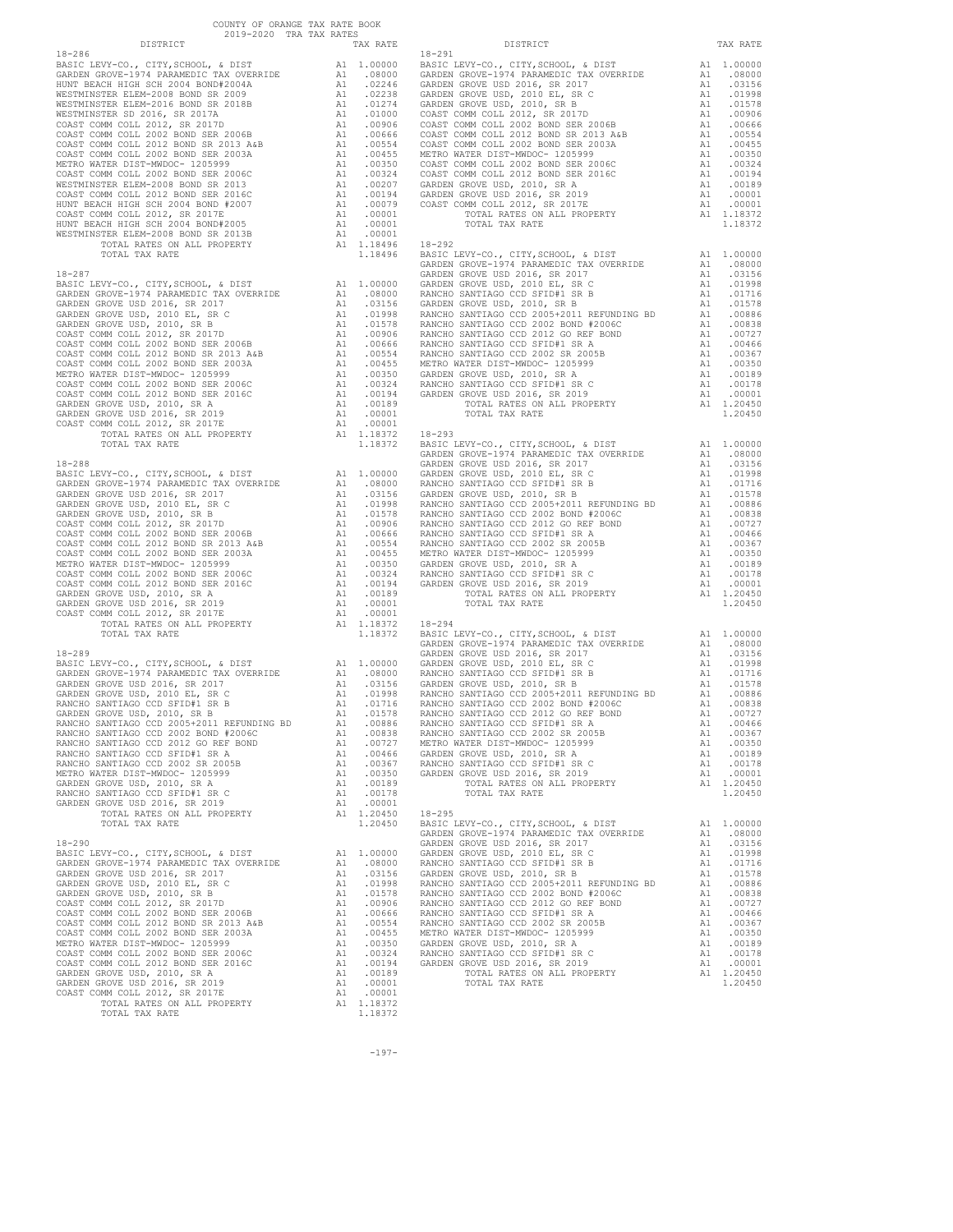COUNTY OF ORANGE TAX RATE BOOK
2019-2020 TRA TAX RATES

**18-286**

| DISTRICT | | TAX RATE |
|---|---|---|
| BASIC LEVY-CO., CITY,SCHOOL, & DIST | A1 | 1.00000 |
| GARDEN GROVE-1974 PARAMEDIC TAX OVERRIDE | A1 | .08000 |
| HUNT BEACH HIGH SCH 2004 BOND#2004A | A1 | .02246 |
| WESTMINSTER ELEM-2008 BOND SR 2009 | A1 | .02238 |
| WESTMINSTER ELEM-2016 BOND SR 2018B | A1 | .01274 |
| WESTMINSTER SD 2016, SR 2017A | A1 | .01000 |
| COAST COMM COLL 2012, SR 2017D | A1 | .00906 |
| COAST COMM COLL 2002 BOND SER 2006B | A1 | .00666 |
| COAST COMM COLL 2012 BOND SR 2013 A&B | A1 | .00554 |
| COAST COMM COLL 2002 BOND SER 2003A | A1 | .00455 |
| METRO WATER DIST-MWDOC- 1205999 | A1 | .00350 |
| COAST COMM COLL 2002 BOND SER 2006C | A1 | .00324 |
| WESTMINSTER ELEM-2008 BOND SR 2013 | A1 | .00207 |
| COAST COMM COLL 2012 BOND SER 2016C | A1 | .00194 |
| HUNT BEACH HIGH SCH 2004 BOND #2007 | A1 | .00079 |
| COAST COMM COLL 2012, SR 2017E | A1 | .00001 |
| HUNT BEACH HIGH SCH 2004 BOND#2005 | A1 | .00001 |
| WESTMINSTER ELEM-2008 BOND SR 2013B | A1 | .00001 |
| TOTAL RATES ON ALL PROPERTY | A1 | 1.18496 |
| TOTAL TAX RATE | | 1.18496 |

**18-287**

| DISTRICT | | TAX RATE |
|---|---|---|
| BASIC LEVY-CO., CITY,SCHOOL, & DIST | A1 | 1.00000 |
| GARDEN GROVE-1974 PARAMEDIC TAX OVERRIDE | A1 | .08000 |
| GARDEN GROVE USD 2016, SR 2017 | A1 | .03156 |
| GARDEN GROVE USD, 2010 EL, SR C | A1 | .01998 |
| GARDEN GROVE USD, 2010, SR B | A1 | .01578 |
| COAST COMM COLL 2012, SR 2017D | A1 | .00906 |
| COAST COMM COLL 2002 BOND SER 2006B | A1 | .00666 |
| COAST COMM COLL 2012 BOND SR 2013 A&B | A1 | .00554 |
| COAST COMM COLL 2002 BOND SER 2003A | A1 | .00455 |
| METRO WATER DIST-MWDOC- 1205999 | A1 | .00350 |
| COAST COMM COLL 2002 BOND SER 2006C | A1 | .00324 |
| COAST COMM COLL 2012 BOND SER 2016C | A1 | .00194 |
| GARDEN GROVE USD, 2010, SR A | A1 | .00189 |
| GARDEN GROVE USD 2016, SR 2019 | A1 | .00001 |
| COAST COMM COLL 2012, SR 2017E | A1 | .00001 |
| TOTAL RATES ON ALL PROPERTY | A1 | 1.18372 |
| TOTAL TAX RATE | | 1.18372 |

**18-288**

| DISTRICT | | TAX RATE |
|---|---|---|
| BASIC LEVY-CO., CITY,SCHOOL, & DIST | A1 | 1.00000 |
| GARDEN GROVE-1974 PARAMEDIC TAX OVERRIDE | A1 | .08000 |
| GARDEN GROVE USD 2016, SR 2017 | A1 | .03156 |
| GARDEN GROVE USD, 2010 EL, SR C | A1 | .01998 |
| GARDEN GROVE USD, 2010, SR B | A1 | .01578 |
| COAST COMM COLL 2012, SR 2017D | A1 | .00906 |
| COAST COMM COLL 2002 BOND SER 2006B | A1 | .00666 |
| COAST COMM COLL 2012 BOND SR 2013 A&B | A1 | .00554 |
| COAST COMM COLL 2002 BOND SER 2003A | A1 | .00455 |
| METRO WATER DIST-MWDOC- 1205999 | A1 | .00350 |
| COAST COMM COLL 2002 BOND SER 2006C | A1 | .00324 |
| COAST COMM COLL 2012 BOND SER 2016C | A1 | .00194 |
| GARDEN GROVE USD, 2010, SR A | A1 | .00189 |
| GARDEN GROVE USD 2016, SR 2019 | A1 | .00001 |
| COAST COMM COLL 2012, SR 2017E | A1 | .00001 |
| TOTAL RATES ON ALL PROPERTY | A1 | 1.18372 |
| TOTAL TAX RATE | | 1.18372 |

**18-289**

| DISTRICT | | TAX RATE |
|---|---|---|
| BASIC LEVY-CO., CITY,SCHOOL, & DIST | A1 | 1.00000 |
| GARDEN GROVE-1974 PARAMEDIC TAX OVERRIDE | A1 | .08000 |
| GARDEN GROVE USD 2016, SR 2017 | A1 | .03156 |
| GARDEN GROVE USD, 2010 EL, SR C | A1 | .01998 |
| RANCHO SANTIAGO CCD SFID#1 SR B | A1 | .01716 |
| GARDEN GROVE USD, 2010, SR B | A1 | .01578 |
| RANCHO SANTIAGO CCD 2005+2011 REFUNDING BD | A1 | .00886 |
| RANCHO SANTIAGO CCD 2002 BOND #2006C | A1 | .00838 |
| RANCHO SANTIAGO CCD 2012 GO REF BOND | A1 | .00727 |
| RANCHO SANTIAGO CCD SFID#1 SR A | A1 | .00466 |
| RANCHO SANTIAGO CCD 2002 SR 2005B | A1 | .00367 |
| METRO WATER DIST-MWDOC- 1205999 | A1 | .00350 |
| GARDEN GROVE USD, 2010, SR A | A1 | .00189 |
| RANCHO SANTIAGO CCD SFID#1 SR C | A1 | .00178 |
| GARDEN GROVE USD 2016, SR 2019 | A1 | .00001 |
| TOTAL RATES ON ALL PROPERTY | A1 | 1.20450 |
| TOTAL TAX RATE | | 1.20450 |

**18-290**

| DISTRICT | | TAX RATE |
|---|---|---|
| BASIC LEVY-CO., CITY,SCHOOL, & DIST | A1 | 1.00000 |
| GARDEN GROVE-1974 PARAMEDIC TAX OVERRIDE | A1 | .08000 |
| GARDEN GROVE USD 2016, SR 2017 | A1 | .03156 |
| GARDEN GROVE USD, 2010 EL, SR C | A1 | .01998 |
| GARDEN GROVE USD, 2010, SR B | A1 | .01578 |
| COAST COMM COLL 2012, SR 2017D | A1 | .00906 |
| COAST COMM COLL 2002 BOND SER 2006B | A1 | .00666 |
| COAST COMM COLL 2012 BOND SR 2013 A&B | A1 | .00554 |
| COAST COMM COLL 2002 BOND SER 2003A | A1 | .00455 |
| METRO WATER DIST-MWDOC- 1205999 | A1 | .00350 |
| COAST COMM COLL 2002 BOND SER 2006C | A1 | .00324 |
| COAST COMM COLL 2012 BOND SER 2016C | A1 | .00194 |
| GARDEN GROVE USD, 2010, SR A | A1 | .00189 |
| GARDEN GROVE USD 2016, SR 2019 | A1 | .00001 |
| COAST COMM COLL 2012, SR 2017E | A1 | .00001 |
| TOTAL RATES ON ALL PROPERTY | A1 | 1.18372 |
| TOTAL TAX RATE | | 1.18372 |

**18-291**

| DISTRICT | | TAX RATE |
|---|---|---|
| BASIC LEVY-CO., CITY,SCHOOL, & DIST | A1 | 1.00000 |
| GARDEN GROVE-1974 PARAMEDIC TAX OVERRIDE | A1 | .08000 |
| GARDEN GROVE USD 2016, SR 2017 | A1 | .03156 |
| GARDEN GROVE USD, 2010 EL, SR C | A1 | .01998 |
| GARDEN GROVE USD, 2010, SR B | A1 | .01578 |
| COAST COMM COLL 2012, SR 2017D | A1 | .00906 |
| COAST COMM COLL 2002 BOND SER 2006B | A1 | .00666 |
| COAST COMM COLL 2012 BOND SR 2013 A&B | A1 | .00554 |
| COAST COMM COLL 2002 BOND SER 2003A | A1 | .00455 |
| METRO WATER DIST-MWDOC- 1205999 | A1 | .00350 |
| COAST COMM COLL 2002 BOND SER 2006C | A1 | .00324 |
| COAST COMM COLL 2012 BOND SER 2016C | A1 | .00194 |
| GARDEN GROVE USD, 2010, SR A | A1 | .00189 |
| GARDEN GROVE USD 2016, SR 2019 | A1 | .00001 |
| COAST COMM COLL 2012, SR 2017E | A1 | .00001 |
| TOTAL RATES ON ALL PROPERTY | A1 | 1.18372 |
| TOTAL TAX RATE | | 1.18372 |

**18-292**

| DISTRICT | | TAX RATE |
|---|---|---|
| BASIC LEVY-CO., CITY,SCHOOL, & DIST | A1 | 1.00000 |
| GARDEN GROVE-1974 PARAMEDIC TAX OVERRIDE | A1 | .08000 |
| GARDEN GROVE USD 2016, SR 2017 | A1 | .03156 |
| GARDEN GROVE USD, 2010 EL, SR C | A1 | .01998 |
| RANCHO SANTIAGO CCD SFID#1 SR B | A1 | .01716 |
| GARDEN GROVE USD, 2010, SR B | A1 | .01578 |
| RANCHO SANTIAGO CCD 2005+2011 REFUNDING BD | A1 | .00886 |
| RANCHO SANTIAGO CCD 2002 BOND #2006C | A1 | .00838 |
| RANCHO SANTIAGO CCD 2012 GO REF BOND | A1 | .00727 |
| RANCHO SANTIAGO CCD SFID#1 SR A | A1 | .00466 |
| RANCHO SANTIAGO CCD 2002 SR 2005B | A1 | .00367 |
| METRO WATER DIST-MWDOC- 1205999 | A1 | .00350 |
| GARDEN GROVE USD, 2010, SR A | A1 | .00189 |
| RANCHO SANTIAGO CCD SFID#1 SR C | A1 | .00178 |
| GARDEN GROVE USD 2016, SR 2019 | A1 | .00001 |
| TOTAL RATES ON ALL PROPERTY | A1 | 1.20450 |
| TOTAL TAX RATE | | 1.20450 |

**18-293**

| DISTRICT | | TAX RATE |
|---|---|---|
| BASIC LEVY-CO., CITY,SCHOOL, & DIST | A1 | 1.00000 |
| GARDEN GROVE-1974 PARAMEDIC TAX OVERRIDE | A1 | .08000 |
| GARDEN GROVE USD 2016, SR 2017 | A1 | .03156 |
| GARDEN GROVE USD, 2010 EL, SR C | A1 | .01998 |
| RANCHO SANTIAGO CCD SFID#1 SR B | A1 | .01716 |
| GARDEN GROVE USD, 2010, SR B | A1 | .01578 |
| RANCHO SANTIAGO CCD 2005+2011 REFUNDING BD | A1 | .00886 |
| RANCHO SANTIAGO CCD 2002 BOND #2006C | A1 | .00838 |
| RANCHO SANTIAGO CCD 2012 GO REF BOND | A1 | .00727 |
| RANCHO SANTIAGO CCD SFID#1 SR A | A1 | .00466 |
| RANCHO SANTIAGO CCD 2002 SR 2005B | A1 | .00367 |
| METRO WATER DIST-MWDOC- 1205999 | A1 | .00350 |
| GARDEN GROVE USD, 2010, SR A | A1 | .00189 |
| RANCHO SANTIAGO CCD SFID#1 SR C | A1 | .00178 |
| GARDEN GROVE USD 2016, SR 2019 | A1 | .00001 |
| TOTAL RATES ON ALL PROPERTY | A1 | 1.20450 |
| TOTAL TAX RATE | | 1.20450 |

**18-294**

| DISTRICT | | TAX RATE |
|---|---|---|
| BASIC LEVY-CO., CITY,SCHOOL, & DIST | A1 | 1.00000 |
| GARDEN GROVE-1974 PARAMEDIC TAX OVERRIDE | A1 | .08000 |
| GARDEN GROVE USD 2016, SR 2017 | A1 | .03156 |
| GARDEN GROVE USD, 2010 EL, SR C | A1 | .01998 |
| RANCHO SANTIAGO CCD SFID#1 SR B | A1 | .01716 |
| GARDEN GROVE USD, 2010, SR B | A1 | .01578 |
| RANCHO SANTIAGO CCD 2005+2011 REFUNDING BD | A1 | .00886 |
| RANCHO SANTIAGO CCD 2002 BOND #2006C | A1 | .00838 |
| RANCHO SANTIAGO CCD 2012 GO REF BOND | A1 | .00727 |
| RANCHO SANTIAGO CCD SFID#1 SR A | A1 | .00466 |
| RANCHO SANTIAGO CCD 2002 SR 2005B | A1 | .00367 |
| METRO WATER DIST-MWDOC- 1205999 | A1 | .00350 |
| GARDEN GROVE USD, 2010, SR A | A1 | .00189 |
| RANCHO SANTIAGO CCD SFID#1 SR C | A1 | .00178 |
| GARDEN GROVE USD 2016, SR 2019 | A1 | .00001 |
| TOTAL RATES ON ALL PROPERTY | A1 | 1.20450 |
| TOTAL TAX RATE | | 1.20450 |

**18-295**

| DISTRICT | | TAX RATE |
|---|---|---|
| BASIC LEVY-CO., CITY,SCHOOL, & DIST | A1 | 1.00000 |
| GARDEN GROVE-1974 PARAMEDIC TAX OVERRIDE | A1 | .08000 |
| GARDEN GROVE USD 2016, SR 2017 | A1 | .03156 |
| GARDEN GROVE USD, 2010 EL, SR C | A1 | .01998 |
| RANCHO SANTIAGO CCD SFID#1 SR B | A1 | .01716 |
| GARDEN GROVE USD, 2010, SR B | A1 | .01578 |
| RANCHO SANTIAGO CCD 2005+2011 REFUNDING BD | A1 | .00886 |
| RANCHO SANTIAGO CCD 2002 BOND #2006C | A1 | .00838 |
| RANCHO SANTIAGO CCD 2012 GO REF BOND | A1 | .00727 |
| RANCHO SANTIAGO CCD SFID#1 SR A | A1 | .00466 |
| RANCHO SANTIAGO CCD 2002 SR 2005B | A1 | .00367 |
| METRO WATER DIST-MWDOC- 1205999 | A1 | .00350 |
| GARDEN GROVE USD, 2010, SR A | A1 | .00189 |
| RANCHO SANTIAGO CCD SFID#1 SR C | A1 | .00178 |
| GARDEN GROVE USD 2016, SR 2019 | A1 | .00001 |
| TOTAL RATES ON ALL PROPERTY | A1 | 1.20450 |
| TOTAL TAX RATE | | 1.20450 |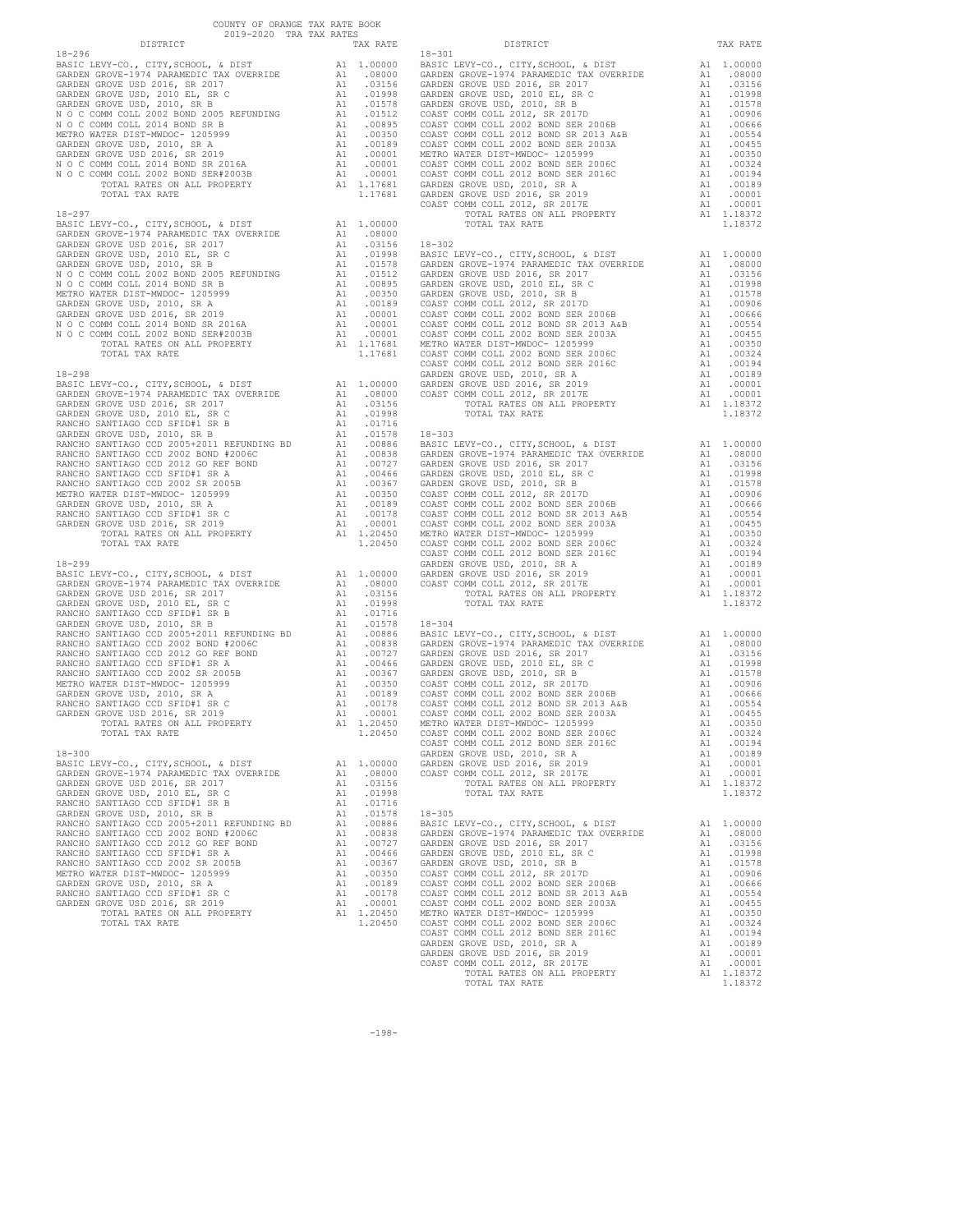COUNTY OF ORANGE TAX RATE BOOK
2019-2020 TRA TAX RATES

| DISTRICT | | TAX RATE |
|---|---|---|
| **18-296** | | |
| BASIC LEVY-CO., CITY,SCHOOL, & DIST | A1 | 1.00000 |
| GARDEN GROVE-1974 PARAMEDIC TAX OVERRIDE | A1 | .08000 |
| GARDEN GROVE USD 2016, SR 2017 | A1 | .03156 |
| GARDEN GROVE USD, 2010 EL, SR C | A1 | .01998 |
| GARDEN GROVE USD, 2010, SR B | A1 | .01578 |
| N O C COMM COLL 2002 BOND 2005 REFUNDING | A1 | .01512 |
| N O C COMM COLL 2014 BOND SR B | A1 | .00895 |
| METRO WATER DIST-MWDOC- 1205999 | A1 | .00350 |
| GARDEN GROVE USD, 2010, SR A | A1 | .00189 |
| GARDEN GROVE USD 2016, SR 2019 | A1 | .00001 |
| N O C COMM COLL 2014 BOND SR 2016A | A1 | .00001 |
| N O C COMM COLL 2002 BOND SER#2003B | A1 | .00001 |
| TOTAL RATES ON ALL PROPERTY | A1 | 1.17681 |
| TOTAL TAX RATE | | 1.17681 |
| **18-297** | | |
| BASIC LEVY-CO., CITY,SCHOOL, & DIST | A1 | 1.00000 |
| GARDEN GROVE-1974 PARAMEDIC TAX OVERRIDE | A1 | .08000 |
| GARDEN GROVE USD 2016, SR 2017 | A1 | .03156 |
| GARDEN GROVE USD, 2010 EL, SR C | A1 | .01998 |
| GARDEN GROVE USD, 2010, SR B | A1 | .01578 |
| N O C COMM COLL 2002 BOND 2005 REFUNDING | A1 | .01512 |
| N O C COMM COLL 2014 BOND SR B | A1 | .00895 |
| METRO WATER DIST-MWDOC- 1205999 | A1 | .00350 |
| GARDEN GROVE USD, 2010, SR A | A1 | .00189 |
| GARDEN GROVE USD 2016, SR 2019 | A1 | .00001 |
| N O C COMM COLL 2014 BOND SR 2016A | A1 | .00001 |
| N O C COMM COLL 2002 BOND SER#2003B | A1 | .00001 |
| TOTAL RATES ON ALL PROPERTY | A1 | 1.17681 |
| TOTAL TAX RATE | | 1.17681 |
| **18-298** | | |
| BASIC LEVY-CO., CITY,SCHOOL, & DIST | A1 | 1.00000 |
| GARDEN GROVE-1974 PARAMEDIC TAX OVERRIDE | A1 | .08000 |
| GARDEN GROVE USD 2016, SR 2017 | A1 | .03156 |
| GARDEN GROVE USD, 2010 EL, SR C | A1 | .01998 |
| RANCHO SANTIAGO CCD SFID#1 SR B | A1 | .01716 |
| GARDEN GROVE USD, 2010, SR B | A1 | .01578 |
| RANCHO SANTIAGO CCD 2005+2011 REFUNDING BD | A1 | .00886 |
| RANCHO SANTIAGO CCD 2002 BOND #2006C | A1 | .00838 |
| RANCHO SANTIAGO CCD 2012 GO REF BOND | A1 | .00727 |
| RANCHO SANTIAGO CCD SFID#1 SR A | A1 | .00466 |
| RANCHO SANTIAGO CCD 2002 SR 2005B | A1 | .00367 |
| METRO WATER DIST-MWDOC- 1205999 | A1 | .00350 |
| GARDEN GROVE USD, 2010, SR A | A1 | .00189 |
| RANCHO SANTIAGO CCD SFID#1 SR C | A1 | .00178 |
| GARDEN GROVE USD 2016, SR 2019 | A1 | .00001 |
| TOTAL RATES ON ALL PROPERTY | A1 | 1.20450 |
| TOTAL TAX RATE | | 1.20450 |
| **18-299** | | |
| BASIC LEVY-CO., CITY,SCHOOL, & DIST | A1 | 1.00000 |
| GARDEN GROVE-1974 PARAMEDIC TAX OVERRIDE | A1 | .08000 |
| GARDEN GROVE USD 2016, SR 2017 | A1 | .03156 |
| GARDEN GROVE USD, 2010 EL, SR C | A1 | .01998 |
| RANCHO SANTIAGO CCD SFID#1 SR B | A1 | .01716 |
| GARDEN GROVE USD, 2010, SR B | A1 | .01578 |
| RANCHO SANTIAGO CCD 2005+2011 REFUNDING BD | A1 | .00886 |
| RANCHO SANTIAGO CCD 2002 BOND #2006C | A1 | .00838 |
| RANCHO SANTIAGO CCD 2012 GO REF BOND | A1 | .00727 |
| RANCHO SANTIAGO CCD SFID#1 SR A | A1 | .00466 |
| RANCHO SANTIAGO CCD 2002 SR 2005B | A1 | .00367 |
| METRO WATER DIST-MWDOC- 1205999 | A1 | .00350 |
| GARDEN GROVE USD, 2010, SR A | A1 | .00189 |
| RANCHO SANTIAGO CCD SFID#1 SR C | A1 | .00178 |
| GARDEN GROVE USD 2016, SR 2019 | A1 | .00001 |
| TOTAL RATES ON ALL PROPERTY | A1 | 1.20450 |
| TOTAL TAX RATE | | 1.20450 |
| **18-300** | | |
| BASIC LEVY-CO., CITY,SCHOOL, & DIST | A1 | 1.00000 |
| GARDEN GROVE-1974 PARAMEDIC TAX OVERRIDE | A1 | .08000 |
| GARDEN GROVE USD 2016, SR 2017 | A1 | .03156 |
| GARDEN GROVE USD, 2010 EL, SR C | A1 | .01998 |
| RANCHO SANTIAGO CCD SFID#1 SR B | A1 | .01716 |
| GARDEN GROVE USD, 2010, SR B | A1 | .01578 |
| RANCHO SANTIAGO CCD 2005+2011 REFUNDING BD | A1 | .00886 |
| RANCHO SANTIAGO CCD 2002 BOND #2006C | A1 | .00838 |
| RANCHO SANTIAGO CCD 2012 GO REF BOND | A1 | .00727 |
| RANCHO SANTIAGO CCD SFID#1 SR A | A1 | .00466 |
| RANCHO SANTIAGO CCD 2002 SR 2005B | A1 | .00367 |
| METRO WATER DIST-MWDOC- 1205999 | A1 | .00350 |
| GARDEN GROVE USD, 2010, SR A | A1 | .00189 |
| RANCHO SANTIAGO CCD SFID#1 SR C | A1 | .00178 |
| GARDEN GROVE USD 2016, SR 2019 | A1 | .00001 |
| TOTAL RATES ON ALL PROPERTY | A1 | 1.20450 |
| TOTAL TAX RATE | | 1.20450 |
| **18-301** | | |
| BASIC LEVY-CO., CITY,SCHOOL, & DIST | A1 | 1.00000 |
| GARDEN GROVE-1974 PARAMEDIC TAX OVERRIDE | A1 | .08000 |
| GARDEN GROVE USD 2016, SR 2017 | A1 | .03156 |
| GARDEN GROVE USD, 2010 EL, SR C | A1 | .01998 |
| GARDEN GROVE USD, 2010, SR B | A1 | .01578 |
| COAST COMM COLL 2012, SR 2017D | A1 | .00906 |
| COAST COMM COLL 2002 BOND SER 2006B | A1 | .00666 |
| COAST COMM COLL 2012 BOND SER 2013 A&B | A1 | .00554 |
| COAST COMM COLL 2002 BOND SER 2003A | A1 | .00455 |
| METRO WATER DIST-MWDOC- 1205999 | A1 | .00350 |
| COAST COMM COLL 2002 BOND SER 2006C | A1 | .00324 |
| COAST COMM COLL 2012 BOND SER 2016C | A1 | .00194 |
| GARDEN GROVE USD, 2010, SR A | A1 | .00189 |
| GARDEN GROVE USD 2016, SR 2019 | A1 | .00001 |
| COAST COMM COLL 2012, SR 2017E | A1 | .00001 |
| TOTAL RATES ON ALL PROPERTY | A1 | 1.18372 |
| TOTAL TAX RATE | | 1.18372 |
| **18-302** | | |
| BASIC LEVY-CO., CITY,SCHOOL, & DIST | A1 | 1.00000 |
| GARDEN GROVE-1974 PARAMEDIC TAX OVERRIDE | A1 | .08000 |
| GARDEN GROVE USD 2016, SR 2017 | A1 | .03156 |
| GARDEN GROVE USD, 2010 EL, SR C | A1 | .01998 |
| GARDEN GROVE USD, 2010, SR B | A1 | .01578 |
| COAST COMM COLL 2012, SR 2017D | A1 | .00906 |
| COAST COMM COLL 2002 BOND SER 2006B | A1 | .00666 |
| COAST COMM COLL 2012 BOND SER 2013 A&B | A1 | .00554 |
| COAST COMM COLL 2002 BOND SER 2003A | A1 | .00455 |
| METRO WATER DIST-MWDOC- 1205999 | A1 | .00350 |
| COAST COMM COLL 2002 BOND SER 2006C | A1 | .00324 |
| COAST COMM COLL 2012 BOND SER 2016C | A1 | .00194 |
| GARDEN GROVE USD, 2010, SR A | A1 | .00189 |
| GARDEN GROVE USD 2016, SR 2019 | A1 | .00001 |
| COAST COMM COLL 2012, SR 2017E | A1 | .00001 |
| TOTAL RATES ON ALL PROPERTY | A1 | 1.18372 |
| TOTAL TAX RATE | | 1.18372 |
| **18-303** | | |
| BASIC LEVY-CO., CITY,SCHOOL, & DIST | A1 | 1.00000 |
| GARDEN GROVE-1974 PARAMEDIC TAX OVERRIDE | A1 | .08000 |
| GARDEN GROVE USD 2016, SR 2017 | A1 | .03156 |
| GARDEN GROVE USD, 2010 EL, SR C | A1 | .01998 |
| GARDEN GROVE USD, 2010, SR B | A1 | .01578 |
| COAST COMM COLL 2012, SR 2017D | A1 | .00906 |
| COAST COMM COLL 2002 BOND SER 2006B | A1 | .00666 |
| COAST COMM COLL 2012 BOND SER 2013 A&B | A1 | .00554 |
| COAST COMM COLL 2002 BOND SER 2003A | A1 | .00455 |
| METRO WATER DIST-MWDOC- 1205999 | A1 | .00350 |
| COAST COMM COLL 2002 BOND SER 2006C | A1 | .00324 |
| COAST COMM COLL 2012 BOND SER 2016C | A1 | .00194 |
| GARDEN GROVE USD, 2010, SR A | A1 | .00189 |
| GARDEN GROVE USD 2016, SR 2019 | A1 | .00001 |
| COAST COMM COLL 2012, SR 2017E | A1 | .00001 |
| TOTAL RATES ON ALL PROPERTY | A1 | 1.18372 |
| TOTAL TAX RATE | | 1.18372 |
| **18-304** | | |
| BASIC LEVY-CO., CITY,SCHOOL, & DIST | A1 | 1.00000 |
| GARDEN GROVE-1974 PARAMEDIC TAX OVERRIDE | A1 | .08000 |
| GARDEN GROVE USD 2016, SR 2017 | A1 | .03156 |
| GARDEN GROVE USD, 2010 EL, SR C | A1 | .01998 |
| GARDEN GROVE USD, 2010, SR B | A1 | .01578 |
| COAST COMM COLL 2012, SR 2017D | A1 | .00906 |
| COAST COMM COLL 2002 BOND SER 2006B | A1 | .00666 |
| COAST COMM COLL 2012 BOND SER 2013 A&B | A1 | .00554 |
| COAST COMM COLL 2002 BOND SER 2003A | A1 | .00455 |
| METRO WATER DIST-MWDOC- 1205999 | A1 | .00350 |
| COAST COMM COLL 2002 BOND SER 2006C | A1 | .00324 |
| COAST COMM COLL 2012 BOND SER 2016C | A1 | .00194 |
| GARDEN GROVE USD, 2010, SR A | A1 | .00189 |
| GARDEN GROVE USD 2016, SR 2019 | A1 | .00001 |
| COAST COMM COLL 2012, SR 2017E | A1 | .00001 |
| TOTAL RATES ON ALL PROPERTY | A1 | 1.18372 |
| TOTAL TAX RATE | | 1.18372 |
| **18-305** | | |
| BASIC LEVY-CO., CITY,SCHOOL, & DIST | A1 | 1.00000 |
| GARDEN GROVE-1974 PARAMEDIC TAX OVERRIDE | A1 | .08000 |
| GARDEN GROVE USD 2016, SR 2017 | A1 | .03156 |
| GARDEN GROVE USD, 2010 EL, SR C | A1 | .01998 |
| GARDEN GROVE USD, 2010, SR B | A1 | .01578 |
| COAST COMM COLL 2012, SR 2017D | A1 | .00906 |
| COAST COMM COLL 2002 BOND SER 2006B | A1 | .00666 |
| COAST COMM COLL 2012 BOND SER 2013 A&B | A1 | .00554 |
| COAST COMM COLL 2002 BOND SER 2003A | A1 | .00455 |
| METRO WATER DIST-MWDOC- 1205999 | A1 | .00350 |
| COAST COMM COLL 2002 BOND SER 2006C | A1 | .00324 |
| COAST COMM COLL 2012 BOND SER 2016C | A1 | .00194 |
| GARDEN GROVE USD, 2010, SR A | A1 | .00189 |
| GARDEN GROVE USD 2016, SR 2019 | A1 | .00001 |
| COAST COMM COLL 2012, SR 2017E | A1 | .00001 |
| TOTAL RATES ON ALL PROPERTY | A1 | 1.18372 |
| TOTAL TAX RATE | | 1.18372 |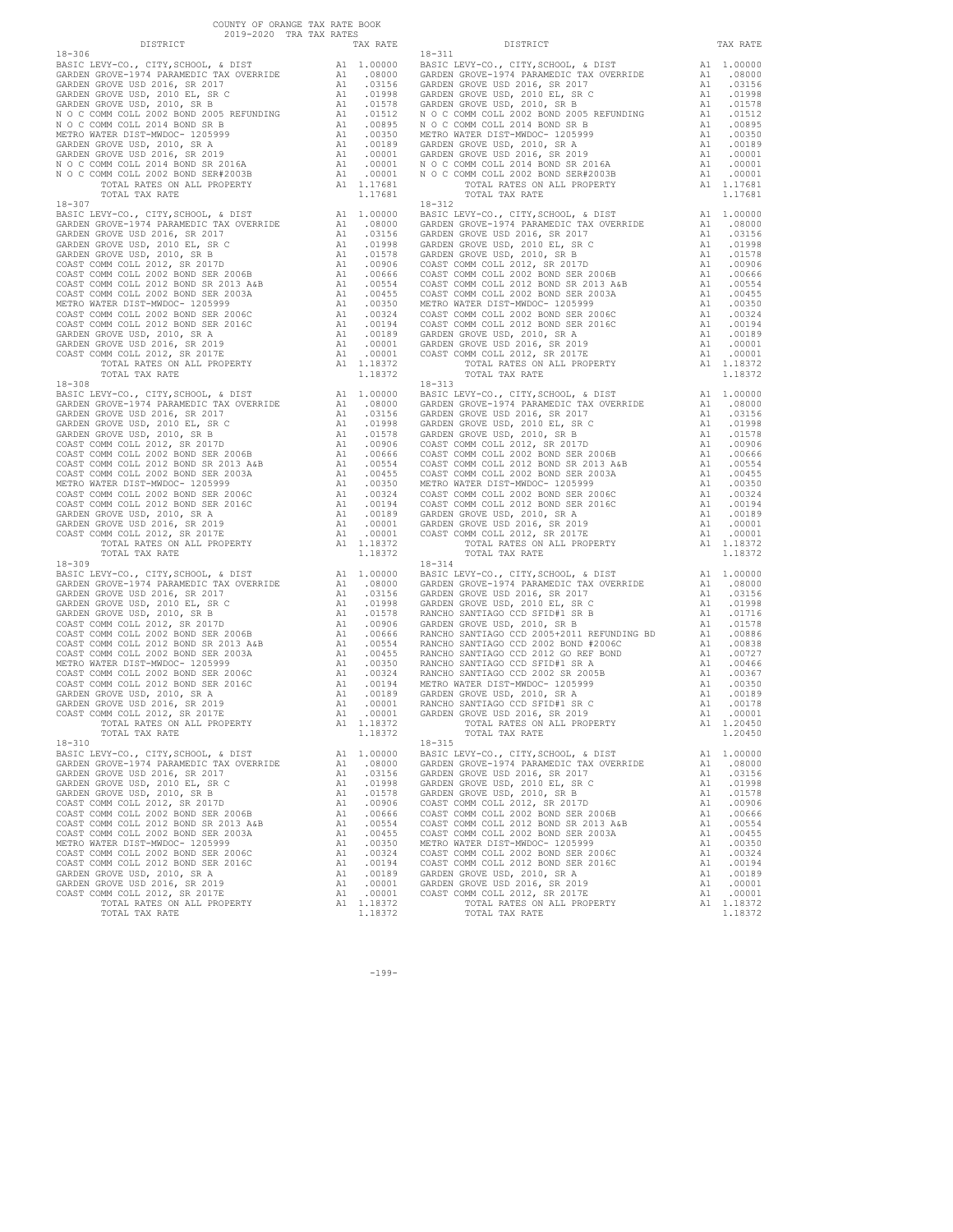COUNTY OF ORANGE TAX RATE BOOK
2019-2020 TRA TAX RATES

| DISTRICT | | TAX RATE |
|---|---|---|
| **18-306** | | |
| BASIC LEVY-CO., CITY,SCHOOL, & DIST | A1 | 1.00000 |
| GARDEN GROVE-1974 PARAMEDIC TAX OVERRIDE | A1 | .08000 |
| GARDEN GROVE USD 2016, SR 2017 | A1 | .03156 |
| GARDEN GROVE USD, 2010 EL, SR C | A1 | .01998 |
| GARDEN GROVE USD, 2010, SR B | A1 | .01578 |
| N O C COMM COLL 2002 BOND 2005 REFUNDING | A1 | .01512 |
| N O C COMM COLL 2014 BOND SR B | A1 | .00895 |
| METRO WATER DIST-MWDOC- 1205999 | A1 | .00350 |
| GARDEN GROVE USD, 2010, SR A | A1 | .00189 |
| GARDEN GROVE USD 2016, SR 2019 | A1 | .00001 |
| N O C COMM COLL 2014 BOND SR 2016A | A1 | .00001 |
| N O C COMM COLL 2002 BOND SER#2003B | A1 | .00001 |
| TOTAL RATES ON ALL PROPERTY | A1 | 1.17681 |
| TOTAL TAX RATE | | 1.17681 |
| **18-307** | | |
| BASIC LEVY-CO., CITY,SCHOOL, & DIST | A1 | 1.00000 |
| GARDEN GROVE-1974 PARAMEDIC TAX OVERRIDE | A1 | .08000 |
| GARDEN GROVE USD 2016, SR 2017 | A1 | .03156 |
| GARDEN GROVE USD, 2010 EL, SR C | A1 | .01998 |
| GARDEN GROVE USD, 2010, SR B | A1 | .01578 |
| COAST COMM COLL 2012, SR 2017D | A1 | .00906 |
| COAST COMM COLL 2002 BOND SER 2006B | A1 | .00666 |
| COAST COMM COLL 2012 BOND SR 2013 A&B | A1 | .00554 |
| COAST COMM COLL 2002 BOND SER 2003A | A1 | .00455 |
| METRO WATER DIST-MWDOC- 1205999 | A1 | .00350 |
| COAST COMM COLL 2002 BOND SER 2006C | A1 | .00324 |
| COAST COMM COLL 2012 BOND SER 2016C | A1 | .00194 |
| GARDEN GROVE USD, 2010, SR A | A1 | .00189 |
| GARDEN GROVE USD 2016, SR 2019 | A1 | .00001 |
| COAST COMM COLL 2012, SR 2017E | A1 | .00001 |
| TOTAL RATES ON ALL PROPERTY | A1 | 1.18372 |
| TOTAL TAX RATE | | 1.18372 |
| **18-308** | | |
| BASIC LEVY-CO., CITY,SCHOOL, & DIST | A1 | 1.00000 |
| GARDEN GROVE-1974 PARAMEDIC TAX OVERRIDE | A1 | .08000 |
| GARDEN GROVE USD 2016, SR 2017 | A1 | .03156 |
| GARDEN GROVE USD, 2010 EL, SR C | A1 | .01998 |
| GARDEN GROVE USD, 2010, SR B | A1 | .01578 |
| COAST COMM COLL 2012, SR 2017D | A1 | .00906 |
| COAST COMM COLL 2002 BOND SER 2006B | A1 | .00666 |
| COAST COMM COLL 2012 BOND SR 2013 A&B | A1 | .00554 |
| COAST COMM COLL 2002 BOND SER 2003A | A1 | .00455 |
| METRO WATER DIST-MWDOC- 1205999 | A1 | .00350 |
| COAST COMM COLL 2002 BOND SER 2006C | A1 | .00324 |
| COAST COMM COLL 2012 BOND SER 2016C | A1 | .00194 |
| GARDEN GROVE USD, 2010, SR A | A1 | .00189 |
| GARDEN GROVE USD 2016, SR 2019 | A1 | .00001 |
| COAST COMM COLL 2012, SR 2017E | A1 | .00001 |
| TOTAL RATES ON ALL PROPERTY | A1 | 1.18372 |
| TOTAL TAX RATE | | 1.18372 |
| **18-309** | | |
| BASIC LEVY-CO., CITY,SCHOOL, & DIST | A1 | 1.00000 |
| GARDEN GROVE-1974 PARAMEDIC TAX OVERRIDE | A1 | .08000 |
| GARDEN GROVE USD 2016, SR 2017 | A1 | .03156 |
| GARDEN GROVE USD, 2010 EL, SR C | A1 | .01998 |
| GARDEN GROVE USD, 2010, SR B | A1 | .01578 |
| COAST COMM COLL 2012, SR 2017D | A1 | .00906 |
| COAST COMM COLL 2002 BOND SER 2006B | A1 | .00666 |
| COAST COMM COLL 2012 BOND SR 2013 A&B | A1 | .00554 |
| COAST COMM COLL 2002 BOND SER 2003A | A1 | .00455 |
| METRO WATER DIST-MWDOC- 1205999 | A1 | .00350 |
| COAST COMM COLL 2002 BOND SER 2006C | A1 | .00324 |
| COAST COMM COLL 2012 BOND SER 2016C | A1 | .00194 |
| GARDEN GROVE USD, 2010, SR A | A1 | .00189 |
| GARDEN GROVE USD 2016, SR 2019 | A1 | .00001 |
| COAST COMM COLL 2012, SR 2017E | A1 | .00001 |
| TOTAL RATES ON ALL PROPERTY | A1 | 1.18372 |
| TOTAL TAX RATE | | 1.18372 |
| **18-310** | | |
| BASIC LEVY-CO., CITY,SCHOOL, & DIST | A1 | 1.00000 |
| GARDEN GROVE-1974 PARAMEDIC TAX OVERRIDE | A1 | .08000 |
| GARDEN GROVE USD 2016, SR 2017 | A1 | .03156 |
| GARDEN GROVE USD, 2010 EL, SR C | A1 | .01998 |
| GARDEN GROVE USD, 2010, SR B | A1 | .01578 |
| COAST COMM COLL 2012, SR 2017D | A1 | .00906 |
| COAST COMM COLL 2002 BOND SER 2006B | A1 | .00666 |
| COAST COMM COLL 2012 BOND SR 2013 A&B | A1 | .00554 |
| COAST COMM COLL 2002 BOND SER 2003A | A1 | .00455 |
| METRO WATER DIST-MWDOC- 1205999 | A1 | .00350 |
| COAST COMM COLL 2002 BOND SER 2006C | A1 | .00324 |
| COAST COMM COLL 2012 BOND SER 2016C | A1 | .00194 |
| GARDEN GROVE USD, 2010, SR A | A1 | .00189 |
| GARDEN GROVE USD 2016, SR 2019 | A1 | .00001 |
| COAST COMM COLL 2012, SR 2017E | A1 | .00001 |
| TOTAL RATES ON ALL PROPERTY | A1 | 1.18372 |
| TOTAL TAX RATE | | 1.18372 |
| **18-311** | | |
| BASIC LEVY-CO., CITY,SCHOOL, & DIST | A1 | 1.00000 |
| GARDEN GROVE-1974 PARAMEDIC TAX OVERRIDE | A1 | .08000 |
| GARDEN GROVE USD 2016, SR 2017 | A1 | .03156 |
| GARDEN GROVE USD, 2010 EL, SR C | A1 | .01998 |
| GARDEN GROVE USD, 2010, SR B | A1 | .01578 |
| N O C COMM COLL 2002 BOND 2005 REFUNDING | A1 | .01512 |
| N O C COMM COLL 2014 BOND SR B | A1 | .00895 |
| METRO WATER DIST-MWDOC- 1205999 | A1 | .00350 |
| GARDEN GROVE USD, 2010, SR A | A1 | .00189 |
| GARDEN GROVE USD 2016, SR 2019 | A1 | .00001 |
| N O C COMM COLL 2014 BOND SR 2016A | A1 | .00001 |
| N O C COMM COLL 2002 BOND SER#2003B | A1 | .00001 |
| TOTAL RATES ON ALL PROPERTY | A1 | 1.17681 |
| TOTAL TAX RATE | | 1.17681 |
| **18-312** | | |
| BASIC LEVY-CO., CITY,SCHOOL, & DIST | A1 | 1.00000 |
| GARDEN GROVE-1974 PARAMEDIC TAX OVERRIDE | A1 | .08000 |
| GARDEN GROVE USD 2016, SR 2017 | A1 | .03156 |
| GARDEN GROVE USD, 2010 EL, SR C | A1 | .01998 |
| GARDEN GROVE USD, 2010, SR B | A1 | .01578 |
| COAST COMM COLL 2012, SR 2017D | A1 | .00906 |
| COAST COMM COLL 2002 BOND SER 2006B | A1 | .00666 |
| COAST COMM COLL 2012 BOND SR 2013 A&B | A1 | .00554 |
| COAST COMM COLL 2002 BOND SER 2003A | A1 | .00455 |
| METRO WATER DIST-MWDOC- 1205999 | A1 | .00350 |
| COAST COMM COLL 2002 BOND SER 2006C | A1 | .00324 |
| COAST COMM COLL 2012 BOND SER 2016C | A1 | .00194 |
| GARDEN GROVE USD, 2010, SR A | A1 | .00189 |
| GARDEN GROVE USD 2016, SR 2019 | A1 | .00001 |
| COAST COMM COLL 2012, SR 2017E | A1 | .00001 |
| TOTAL RATES ON ALL PROPERTY | A1 | 1.18372 |
| TOTAL TAX RATE | | 1.18372 |
| **18-313** | | |
| BASIC LEVY-CO., CITY,SCHOOL, & DIST | A1 | 1.00000 |
| GARDEN GROVE-1974 PARAMEDIC TAX OVERRIDE | A1 | .08000 |
| GARDEN GROVE USD 2016, SR 2017 | A1 | .03156 |
| GARDEN GROVE USD, 2010 EL, SR C | A1 | .01998 |
| GARDEN GROVE USD, 2010, SR B | A1 | .01578 |
| COAST COMM COLL 2012, SR 2017D | A1 | .00906 |
| COAST COMM COLL 2002 BOND SER 2006B | A1 | .00666 |
| COAST COMM COLL 2012 BOND SR 2013 A&B | A1 | .00554 |
| COAST COMM COLL 2002 BOND SER 2003A | A1 | .00455 |
| METRO WATER DIST-MWDOC- 1205999 | A1 | .00350 |
| COAST COMM COLL 2002 BOND SER 2006C | A1 | .00324 |
| COAST COMM COLL 2012 BOND SER 2016C | A1 | .00194 |
| GARDEN GROVE USD, 2010, SR A | A1 | .00189 |
| GARDEN GROVE USD 2016, SR 2019 | A1 | .00001 |
| COAST COMM COLL 2012, SR 2017E | A1 | .00001 |
| TOTAL RATES ON ALL PROPERTY | A1 | 1.18372 |
| TOTAL TAX RATE | | 1.18372 |
| **18-314** | | |
| BASIC LEVY-CO., CITY,SCHOOL, & DIST | A1 | 1.00000 |
| GARDEN GROVE-1974 PARAMEDIC TAX OVERRIDE | A1 | .08000 |
| GARDEN GROVE USD 2016, SR 2017 | A1 | .03156 |
| GARDEN GROVE USD, 2010 EL, SR C | A1 | .01998 |
| RANCHO SANTIAGO CCD SFID#1 SR B | A1 | .01716 |
| GARDEN GROVE USD, 2010, SR B | A1 | .01578 |
| RANCHO SANTIAGO CCD 2005+2011 REFUNDING BD | A1 | .00886 |
| RANCHO SANTIAGO CCD 2002 BOND #2006C | A1 | .00838 |
| RANCHO SANTIAGO CCD 2012 GO REF BOND | A1 | .00727 |
| RANCHO SANTIAGO CCD SFID#1 SR A | A1 | .00466 |
| RANCHO SANTIAGO CCD 2002 SR 2005B | A1 | .00367 |
| METRO WATER DIST-MWDOC- 1205999 | A1 | .00350 |
| GARDEN GROVE USD, 2010, SR A | A1 | .00189 |
| RANCHO SANTIAGO CCD SFID#1 SR C | A1 | .00178 |
| GARDEN GROVE USD 2016, SR 2019 | A1 | .00001 |
| TOTAL RATES ON ALL PROPERTY | A1 | 1.20450 |
| TOTAL TAX RATE | | 1.20450 |
| **18-315** | | |
| BASIC LEVY-CO., CITY,SCHOOL, & DIST | A1 | 1.00000 |
| GARDEN GROVE-1974 PARAMEDIC TAX OVERRIDE | A1 | .08000 |
| GARDEN GROVE USD 2016, SR 2017 | A1 | .03156 |
| GARDEN GROVE USD, 2010 EL, SR C | A1 | .01998 |
| GARDEN GROVE USD, 2010, SR B | A1 | .01578 |
| COAST COMM COLL 2012, SR 2017D | A1 | .00906 |
| COAST COMM COLL 2002 BOND SER 2006B | A1 | .00666 |
| COAST COMM COLL 2012 BOND SR 2013 A&B | A1 | .00554 |
| COAST COMM COLL 2002 BOND SER 2003A | A1 | .00455 |
| METRO WATER DIST-MWDOC- 1205999 | A1 | .00350 |
| COAST COMM COLL 2002 BOND SER 2006C | A1 | .00324 |
| COAST COMM COLL 2012 BOND SER 2016C | A1 | .00194 |
| GARDEN GROVE USD, 2010, SR A | A1 | .00189 |
| GARDEN GROVE USD 2016, SR 2019 | A1 | .00001 |
| COAST COMM COLL 2012, SR 2017E | A1 | .00001 |
| TOTAL RATES ON ALL PROPERTY | A1 | 1.18372 |
| TOTAL TAX RATE | | 1.18372 |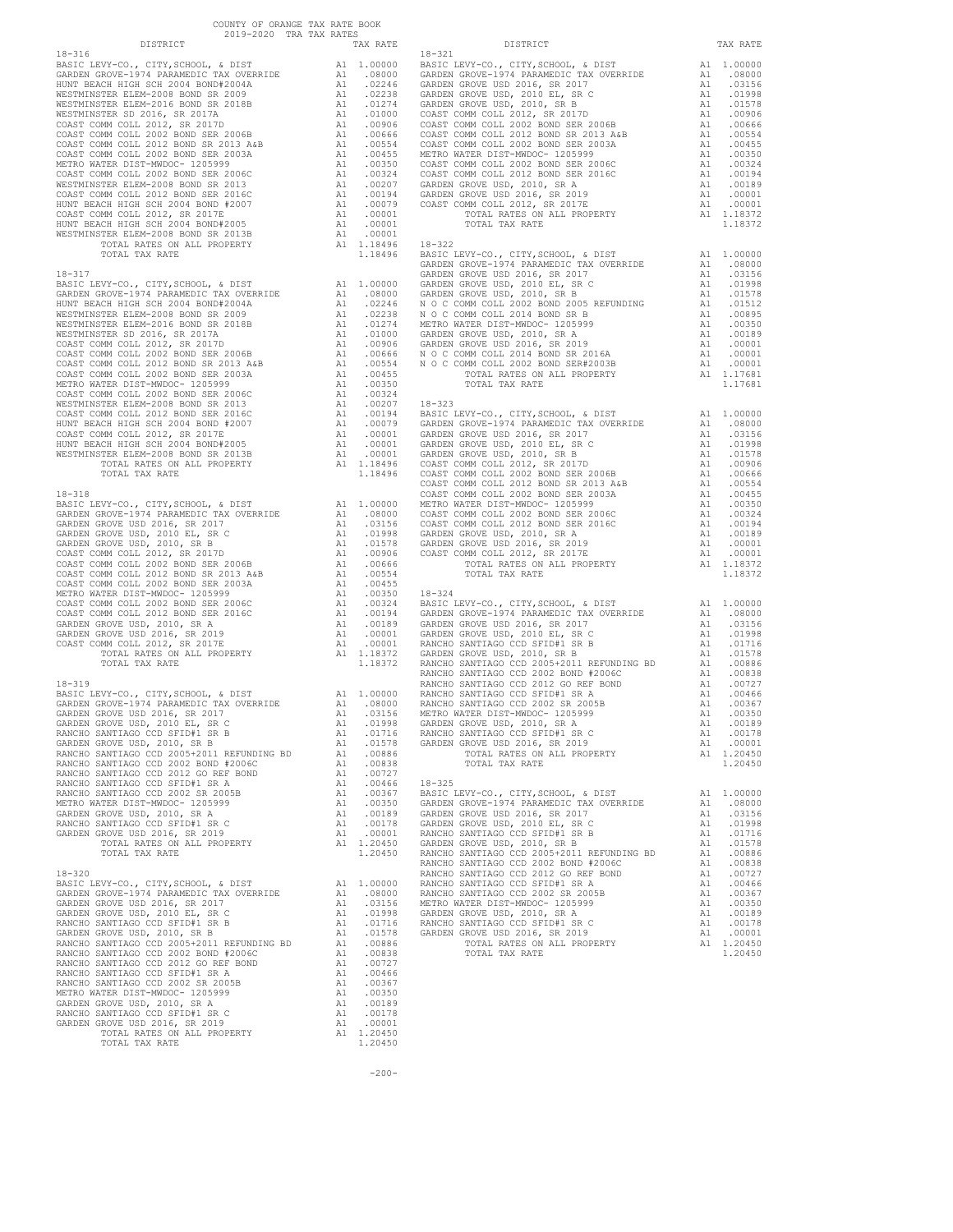COUNTY OF ORANGE TAX RATE BOOK
2019-2020 TRA TAX RATES

| DISTRICT | | TAX RATE |
|---|---|---|
| **18-316** | | |
| BASIC LEVY-CO., CITY,SCHOOL, & DIST | A1 | 1.00000 |
| GARDEN GROVE-1974 PARAMEDIC TAX OVERRIDE | A1 | .08000 |
| HUNT BEACH HIGH SCH 2004 BOND#2004A | A1 | .02246 |
| WESTMINSTER ELEM-2008 BOND SR 2009 | A1 | .02238 |
| WESTMINSTER ELEM-2016 BOND SR 2018B | A1 | .01274 |
| WESTMINSTER SD 2016, SR 2017A | A1 | .01000 |
| COAST COMM COLL 2012, SR 2017D | A1 | .00906 |
| COAST COMM COLL 2002 BOND SER 2006B | A1 | .00666 |
| COAST COMM COLL 2012 BOND SER 2013 A&B | A1 | .00554 |
| COAST COMM COLL 2002 BOND SER 2003A | A1 | .00455 |
| METRO WATER DIST-MWDOC- 1205999 | A1 | .00350 |
| COAST COMM COLL 2002 BOND SER 2006C | A1 | .00324 |
| WESTMINSTER ELEM-2008 BOND SR 2013 | A1 | .00207 |
| COAST COMM COLL 2012 BOND SER 2016C | A1 | .00194 |
| HUNT BEACH HIGH SCH 2004 BOND #2007 | A1 | .00079 |
| COAST COMM COLL 2012, SR 2017E | A1 | .00001 |
| HUNT BEACH HIGH SCH 2004 BOND#2005 | A1 | .00001 |
| WESTMINSTER ELEM-2008 BOND SR 2013B | A1 | .00001 |
| TOTAL RATES ON ALL PROPERTY | A1 | 1.18496 |
| TOTAL TAX RATE | | 1.18496 |
| **18-317** | | |
| BASIC LEVY-CO., CITY,SCHOOL, & DIST | A1 | 1.00000 |
| GARDEN GROVE-1974 PARAMEDIC TAX OVERRIDE | A1 | .08000 |
| HUNT BEACH HIGH SCH 2004 BOND#2004A | A1 | .02246 |
| WESTMINSTER ELEM-2008 BOND SR 2009 | A1 | .02238 |
| WESTMINSTER ELEM-2016 BOND SR 2018B | A1 | .01274 |
| WESTMINSTER SD 2016, SR 2017A | A1 | .01000 |
| COAST COMM COLL 2012, SR 2017D | A1 | .00906 |
| COAST COMM COLL 2002 BOND SER 2006B | A1 | .00666 |
| COAST COMM COLL 2012 BOND SER 2013 A&B | A1 | .00554 |
| COAST COMM COLL 2002 BOND SER 2003A | A1 | .00455 |
| METRO WATER DIST-MWDOC- 1205999 | A1 | .00350 |
| COAST COMM COLL 2002 BOND SER 2006C | A1 | .00324 |
| WESTMINSTER ELEM-2008 BOND SR 2013 | A1 | .00207 |
| COAST COMM COLL 2012 BOND SER 2016C | A1 | .00194 |
| HUNT BEACH HIGH SCH 2004 BOND #2007 | A1 | .00079 |
| COAST COMM COLL 2012, SR 2017E | A1 | .00001 |
| HUNT BEACH HIGH SCH 2004 BOND#2005 | A1 | .00001 |
| WESTMINSTER ELEM-2008 BOND SR 2013B | A1 | .00001 |
| TOTAL RATES ON ALL PROPERTY | A1 | 1.18496 |
| TOTAL TAX RATE | | 1.18496 |
| **18-318** | | |
| BASIC LEVY-CO., CITY,SCHOOL, & DIST | A1 | 1.00000 |
| GARDEN GROVE-1974 PARAMEDIC TAX OVERRIDE | A1 | .08000 |
| GARDEN GROVE USD 2016, SR 2017 | A1 | .03156 |
| GARDEN GROVE USD, 2010 EL, SR C | A1 | .01998 |
| GARDEN GROVE USD, 2010, SR B | A1 | .01578 |
| COAST COMM COLL 2012, SR 2017D | A1 | .00906 |
| COAST COMM COLL 2002 BOND SER 2006B | A1 | .00666 |
| COAST COMM COLL 2012 BOND SER 2013 A&B | A1 | .00554 |
| COAST COMM COLL 2002 BOND SER 2003A | A1 | .00455 |
| METRO WATER DIST-MWDOC- 1205999 | A1 | .00350 |
| COAST COMM COLL 2002 BOND SER 2006C | A1 | .00324 |
| COAST COMM COLL 2012 BOND SER 2016C | A1 | .00194 |
| GARDEN GROVE USD, 2010, SR A | A1 | .00189 |
| GARDEN GROVE USD 2016, SR 2019 | A1 | .00001 |
| COAST COMM COLL 2012, SR 2017E | A1 | .00001 |
| TOTAL RATES ON ALL PROPERTY | A1 | 1.18372 |
| TOTAL TAX RATE | | 1.18372 |
| **18-319** | | |
| BASIC LEVY-CO., CITY,SCHOOL, & DIST | A1 | 1.00000 |
| GARDEN GROVE-1974 PARAMEDIC TAX OVERRIDE | A1 | .08000 |
| GARDEN GROVE USD 2016, SR 2017 | A1 | .03156 |
| GARDEN GROVE USD, 2010 EL, SR C | A1 | .01998 |
| RANCHO SANTIAGO CCD SFID#1 SR B | A1 | .01716 |
| GARDEN GROVE USD, 2010, SR B | A1 | .01578 |
| RANCHO SANTIAGO CCD 2005+2011 REFUNDING BD | A1 | .00886 |
| RANCHO SANTIAGO CCD 2002 BOND #2006C | A1 | .00838 |
| RANCHO SANTIAGO CCD 2012 GO REF BOND | A1 | .00727 |
| RANCHO SANTIAGO CCD SFID#1 SR A | A1 | .00466 |
| RANCHO SANTIAGO CCD 2002 SR 2005B | A1 | .00367 |
| METRO WATER DIST-MWDOC- 1205999 | A1 | .00350 |
| GARDEN GROVE USD, 2010, SR A | A1 | .00189 |
| RANCHO SANTIAGO CCD SFID#1 SR C | A1 | .00178 |
| GARDEN GROVE USD 2016, SR 2019 | A1 | .00001 |
| TOTAL RATES ON ALL PROPERTY | A1 | 1.20450 |
| TOTAL TAX RATE | | 1.20450 |
| **18-320** | | |
| BASIC LEVY-CO., CITY,SCHOOL, & DIST | A1 | 1.00000 |
| GARDEN GROVE-1974 PARAMEDIC TAX OVERRIDE | A1 | .08000 |
| GARDEN GROVE USD 2016, SR 2017 | A1 | .03156 |
| GARDEN GROVE USD, 2010 EL, SR C | A1 | .01998 |
| RANCHO SANTIAGO CCD SFID#1 SR B | A1 | .01716 |
| GARDEN GROVE USD, 2010, SR B | A1 | .01578 |
| RANCHO SANTIAGO CCD 2005+2011 REFUNDING BD | A1 | .00886 |
| RANCHO SANTIAGO CCD 2002 BOND #2006C | A1 | .00838 |
| RANCHO SANTIAGO CCD 2012 GO REF BOND | A1 | .00727 |
| RANCHO SANTIAGO CCD SFID#1 SR A | A1 | .00466 |
| RANCHO SANTIAGO CCD 2002 SR 2005B | A1 | .00367 |
| METRO WATER DIST-MWDOC- 1205999 | A1 | .00350 |
| GARDEN GROVE USD, 2010, SR A | A1 | .00189 |
| RANCHO SANTIAGO CCD SFID#1 SR C | A1 | .00178 |
| GARDEN GROVE USD 2016, SR 2019 | A1 | .00001 |
| TOTAL RATES ON ALL PROPERTY | A1 | 1.20450 |
| TOTAL TAX RATE | | 1.20450 |
| **18-321** | | |
| BASIC LEVY-CO., CITY,SCHOOL, & DIST | A1 | 1.00000 |
| GARDEN GROVE-1974 PARAMEDIC TAX OVERRIDE | A1 | .08000 |
| GARDEN GROVE USD 2016, SR 2017 | A1 | .03156 |
| GARDEN GROVE USD, 2010 EL, SR C | A1 | .01998 |
| GARDEN GROVE USD, 2010, SR B | A1 | .01578 |
| COAST COMM COLL 2012, SR 2017D | A1 | .00906 |
| COAST COMM COLL 2002 BOND SER 2006B | A1 | .00666 |
| COAST COMM COLL 2012 BOND SER 2013 A&B | A1 | .00554 |
| COAST COMM COLL 2002 BOND SER 2003A | A1 | .00455 |
| METRO WATER DIST-MWDOC- 1205999 | A1 | .00350 |
| COAST COMM COLL 2002 BOND SER 2006C | A1 | .00324 |
| COAST COMM COLL 2012 BOND SER 2016C | A1 | .00194 |
| GARDEN GROVE USD, 2010, SR A | A1 | .00189 |
| GARDEN GROVE USD 2016, SR 2019 | A1 | .00001 |
| COAST COMM COLL 2012, SR 2017E | A1 | .00001 |
| TOTAL RATES ON ALL PROPERTY | A1 | 1.18372 |
| TOTAL TAX RATE | | 1.18372 |
| **18-322** | | |
| BASIC LEVY-CO., CITY,SCHOOL, & DIST | A1 | 1.00000 |
| GARDEN GROVE-1974 PARAMEDIC TAX OVERRIDE | A1 | .08000 |
| GARDEN GROVE USD 2016, SR 2017 | A1 | .03156 |
| GARDEN GROVE USD, 2010 EL, SR C | A1 | .01998 |
| GARDEN GROVE USD, 2010, SR B | A1 | .01578 |
| N O C COMM COLL 2002 BOND 2005 REFUNDING | A1 | .01512 |
| N O C COMM COLL 2014 BOND SR B | A1 | .00895 |
| METRO WATER DIST-MWDOC- 1205999 | A1 | .00350 |
| GARDEN GROVE USD, 2010, SR A | A1 | .00189 |
| GARDEN GROVE USD 2016, SR 2019 | A1 | .00001 |
| N O C COMM COLL 2014 BOND SR 2016A | A1 | .00001 |
| N O C COMM COLL 2002 BOND SER#2003B | A1 | .00001 |
| TOTAL RATES ON ALL PROPERTY | A1 | 1.17681 |
| TOTAL TAX RATE | | 1.17681 |
| **18-323** | | |
| BASIC LEVY-CO., CITY,SCHOOL, & DIST | A1 | 1.00000 |
| GARDEN GROVE-1974 PARAMEDIC TAX OVERRIDE | A1 | .08000 |
| GARDEN GROVE USD 2016, SR 2017 | A1 | .03156 |
| GARDEN GROVE USD, 2010 EL, SR C | A1 | .01998 |
| GARDEN GROVE USD, 2010, SR B | A1 | .01578 |
| COAST COMM COLL 2012, SR 2017D | A1 | .00906 |
| COAST COMM COLL 2002 BOND SER 2006B | A1 | .00666 |
| COAST COMM COLL 2012 BOND SER 2013 A&B | A1 | .00554 |
| COAST COMM COLL 2002 BOND SER 2003A | A1 | .00455 |
| METRO WATER DIST-MWDOC- 1205999 | A1 | .00350 |
| COAST COMM COLL 2002 BOND SER 2006C | A1 | .00324 |
| COAST COMM COLL 2012 BOND SER 2016C | A1 | .00194 |
| GARDEN GROVE USD, 2010, SR A | A1 | .00189 |
| GARDEN GROVE USD 2016, SR 2019 | A1 | .00001 |
| COAST COMM COLL 2012, SR 2017E | A1 | .00001 |
| TOTAL RATES ON ALL PROPERTY | A1 | 1.18372 |
| TOTAL TAX RATE | | 1.18372 |
| **18-324** | | |
| BASIC LEVY-CO., CITY,SCHOOL, & DIST | A1 | 1.00000 |
| GARDEN GROVE-1974 PARAMEDIC TAX OVERRIDE | A1 | .08000 |
| GARDEN GROVE USD 2016, SR 2017 | A1 | .03156 |
| GARDEN GROVE USD, 2010 EL, SR C | A1 | .01998 |
| RANCHO SANTIAGO CCD SFID#1 SR B | A1 | .01716 |
| GARDEN GROVE USD, 2010, SR B | A1 | .01578 |
| RANCHO SANTIAGO CCD 2005+2011 REFUNDING BD | A1 | .00886 |
| RANCHO SANTIAGO CCD 2002 BOND #2006C | A1 | .00838 |
| RANCHO SANTIAGO CCD 2012 GO REF BOND | A1 | .00727 |
| RANCHO SANTIAGO CCD SFID#1 SR A | A1 | .00466 |
| RANCHO SANTIAGO CCD 2002 SR 2005B | A1 | .00367 |
| METRO WATER DIST-MWDOC- 1205999 | A1 | .00350 |
| GARDEN GROVE USD, 2010, SR A | A1 | .00189 |
| RANCHO SANTIAGO CCD SFID#1 SR C | A1 | .00178 |
| GARDEN GROVE USD 2016, SR 2019 | A1 | .00001 |
| TOTAL RATES ON ALL PROPERTY | A1 | 1.20450 |
| TOTAL TAX RATE | | 1.20450 |
| **18-325** | | |
| BASIC LEVY-CO., CITY,SCHOOL, & DIST | A1 | 1.00000 |
| GARDEN GROVE-1974 PARAMEDIC TAX OVERRIDE | A1 | .08000 |
| GARDEN GROVE USD 2016, SR 2017 | A1 | .03156 |
| GARDEN GROVE USD, 2010 EL, SR C | A1 | .01998 |
| RANCHO SANTIAGO CCD SFID#1 SR B | A1 | .01716 |
| GARDEN GROVE USD, 2010, SR B | A1 | .01578 |
| RANCHO SANTIAGO CCD 2005+2011 REFUNDING BD | A1 | .00886 |
| RANCHO SANTIAGO CCD 2002 BOND #2006C | A1 | .00838 |
| RANCHO SANTIAGO CCD 2012 GO REF BOND | A1 | .00727 |
| RANCHO SANTIAGO CCD SFID#1 SR A | A1 | .00466 |
| RANCHO SANTIAGO CCD 2002 SR 2005B | A1 | .00367 |
| METRO WATER DIST-MWDOC- 1205999 | A1 | .00350 |
| GARDEN GROVE USD, 2010, SR A | A1 | .00189 |
| RANCHO SANTIAGO CCD SFID#1 SR C | A1 | .00178 |
| GARDEN GROVE USD 2016, SR 2019 | A1 | .00001 |
| TOTAL RATES ON ALL PROPERTY | A1 | 1.20450 |
| TOTAL TAX RATE | | 1.20450 |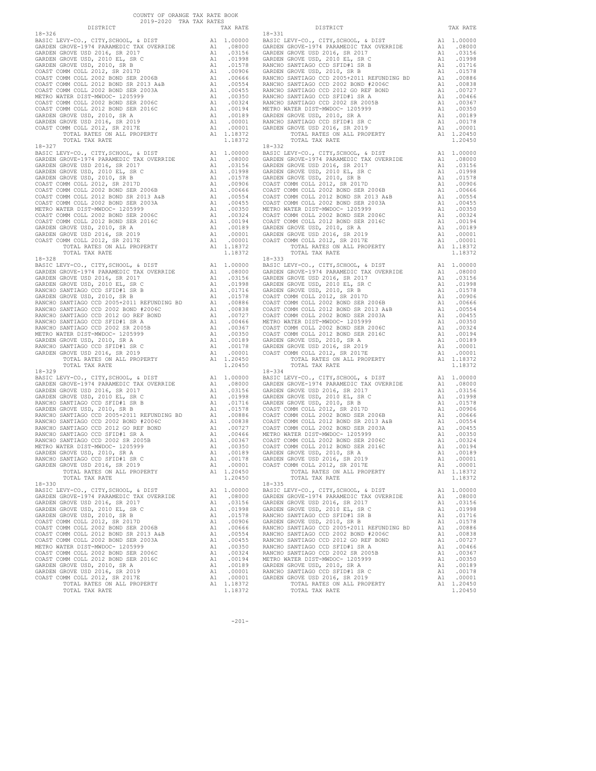COUNTY OF ORANGE TAX RATE BOOK
2019-2020 TRA TAX RATES

| DISTRICT | | TAX RATE |
|---|---|---|
| **18-326** | | |
| BASIC LEVY-CO., CITY,SCHOOL, & DIST | A1 | 1.00000 |
| GARDEN GROVE-1974 PARAMEDIC TAX OVERRIDE | A1 | .08000 |
| GARDEN GROVE USD 2016, SR 2017 | A1 | .03156 |
| GARDEN GROVE USD, 2010 EL, SR C | A1 | .01998 |
| GARDEN GROVE USD, 2010, SR B | A1 | .01578 |
| COAST COMM COLL 2012, SR 2017D | A1 | .00906 |
| COAST COMM COLL 2002 BOND SER 2006B | A1 | .00666 |
| COAST COMM COLL 2012 BOND SR 2013 A&B | A1 | .00554 |
| COAST COMM COLL 2002 BOND SER 2003A | A1 | .00455 |
| METRO WATER DIST-MWDOC- 1205999 | A1 | .00350 |
| COAST COMM COLL 2002 BOND SER 2006C | A1 | .00324 |
| COAST COMM COLL 2012 BOND SER 2016C | A1 | .00194 |
| GARDEN GROVE USD, 2010, SR A | A1 | .00189 |
| GARDEN GROVE USD 2016, SR 2019 | A1 | .00001 |
| COAST COMM COLL 2012, SR 2017E | A1 | .00001 |
| TOTAL RATES ON ALL PROPERTY | A1 | 1.18372 |
| TOTAL TAX RATE | | 1.18372 |
| **18-327** | | |
| BASIC LEVY-CO., CITY,SCHOOL, & DIST | A1 | 1.00000 |
| GARDEN GROVE-1974 PARAMEDIC TAX OVERRIDE | A1 | .08000 |
| GARDEN GROVE USD 2016, SR 2017 | A1 | .03156 |
| GARDEN GROVE USD, 2010 EL, SR C | A1 | .01998 |
| GARDEN GROVE USD, 2010, SR B | A1 | .01578 |
| COAST COMM COLL 2012, SR 2017D | A1 | .00906 |
| COAST COMM COLL 2002 BOND SER 2006B | A1 | .00666 |
| COAST COMM COLL 2012 BOND SR 2013 A&B | A1 | .00554 |
| COAST COMM COLL 2002 BOND SER 2003A | A1 | .00455 |
| METRO WATER DIST-MWDOC- 1205999 | A1 | .00350 |
| COAST COMM COLL 2002 BOND SER 2006C | A1 | .00324 |
| COAST COMM COLL 2012 BOND SER 2016C | A1 | .00194 |
| GARDEN GROVE USD, 2010, SR A | A1 | .00189 |
| GARDEN GROVE USD 2016, SR 2019 | A1 | .00001 |
| COAST COMM COLL 2012, SR 2017E | A1 | .00001 |
| TOTAL RATES ON ALL PROPERTY | A1 | 1.18372 |
| TOTAL TAX RATE | | 1.18372 |
| **18-328** | | |
| BASIC LEVY-CO., CITY,SCHOOL, & DIST | A1 | 1.00000 |
| GARDEN GROVE-1974 PARAMEDIC TAX OVERRIDE | A1 | .08000 |
| GARDEN GROVE USD 2016, SR 2017 | A1 | .03156 |
| GARDEN GROVE USD, 2010 EL, SR C | A1 | .01998 |
| RANCHO SANTIAGO CCD SFID#1 SR B | A1 | .01716 |
| GARDEN GROVE USD, 2010, SR B | A1 | .01578 |
| RANCHO SANTIAGO CCD 2005+2011 REFUNDING BD | A1 | .00886 |
| RANCHO SANTIAGO CCD 2002 BOND #2006C | A1 | .00838 |
| RANCHO SANTIAGO CCD 2012 GO REF BOND | A1 | .00727 |
| RANCHO SANTIAGO CCD SFID#1 SR A | A1 | .00466 |
| RANCHO SANTIAGO CCD 2002 SR 2005B | A1 | .00367 |
| METRO WATER DIST-MWDOC- 1205999 | A1 | .00350 |
| GARDEN GROVE USD, 2010, SR A | A1 | .00189 |
| RANCHO SANTIAGO CCD SFID#1 SR C | A1 | .00178 |
| GARDEN GROVE USD 2016, SR 2019 | A1 | .00001 |
| TOTAL RATES ON ALL PROPERTY | A1 | 1.20450 |
| TOTAL TAX RATE | | 1.20450 |
| **18-329** | | |
| BASIC LEVY-CO., CITY,SCHOOL, & DIST | A1 | 1.00000 |
| GARDEN GROVE-1974 PARAMEDIC TAX OVERRIDE | A1 | .08000 |
| GARDEN GROVE USD 2016, SR 2017 | A1 | .03156 |
| GARDEN GROVE USD, 2010 EL, SR C | A1 | .01998 |
| RANCHO SANTIAGO CCD SFID#1 SR B | A1 | .01716 |
| GARDEN GROVE USD, 2010, SR B | A1 | .01578 |
| RANCHO SANTIAGO CCD 2005+2011 REFUNDING BD | A1 | .00886 |
| RANCHO SANTIAGO CCD 2002 BOND #2006C | A1 | .00838 |
| RANCHO SANTIAGO CCD 2012 GO REF BOND | A1 | .00727 |
| RANCHO SANTIAGO CCD SFID#1 SR A | A1 | .00466 |
| RANCHO SANTIAGO CCD 2002 SR 2005B | A1 | .00367 |
| METRO WATER DIST-MWDOC- 1205999 | A1 | .00350 |
| GARDEN GROVE USD, 2010, SR A | A1 | .00189 |
| RANCHO SANTIAGO CCD SFID#1 SR C | A1 | .00178 |
| GARDEN GROVE USD 2016, SR 2019 | A1 | .00001 |
| TOTAL RATES ON ALL PROPERTY | A1 | 1.20450 |
| TOTAL TAX RATE | | 1.20450 |
| **18-330** | | |
| BASIC LEVY-CO., CITY,SCHOOL, & DIST | A1 | 1.00000 |
| GARDEN GROVE-1974 PARAMEDIC TAX OVERRIDE | A1 | .08000 |
| GARDEN GROVE USD 2016, SR 2017 | A1 | .03156 |
| GARDEN GROVE USD, 2010 EL, SR C | A1 | .01998 |
| GARDEN GROVE USD, 2010, SR B | A1 | .01578 |
| COAST COMM COLL 2012, SR 2017D | A1 | .00906 |
| COAST COMM COLL 2002 BOND SER 2006B | A1 | .00666 |
| COAST COMM COLL 2012 BOND SR 2013 A&B | A1 | .00554 |
| COAST COMM COLL 2002 BOND SER 2003A | A1 | .00455 |
| METRO WATER DIST-MWDOC- 1205999 | A1 | .00350 |
| COAST COMM COLL 2002 BOND SER 2006C | A1 | .00324 |
| COAST COMM COLL 2012 BOND SER 2016C | A1 | .00194 |
| GARDEN GROVE USD, 2010, SR A | A1 | .00189 |
| GARDEN GROVE USD 2016, SR 2019 | A1 | .00001 |
| COAST COMM COLL 2012, SR 2017E | A1 | .00001 |
| TOTAL RATES ON ALL PROPERTY | A1 | 1.18372 |
| TOTAL TAX RATE | | 1.18372 |
| **18-331** | | |
| BASIC LEVY-CO., CITY,SCHOOL, & DIST | A1 | 1.00000 |
| GARDEN GROVE-1974 PARAMEDIC TAX OVERRIDE | A1 | .08000 |
| GARDEN GROVE USD 2016, SR 2017 | A1 | .03156 |
| GARDEN GROVE USD, 2010 EL, SR C | A1 | .01998 |
| RANCHO SANTIAGO CCD SFID#1 SR B | A1 | .01716 |
| GARDEN GROVE USD, 2010, SR B | A1 | .01578 |
| RANCHO SANTIAGO CCD 2005+2011 REFUNDING BD | A1 | .00886 |
| RANCHO SANTIAGO CCD 2002 BOND #2006C | A1 | .00838 |
| RANCHO SANTIAGO CCD 2012 GO REF BOND | A1 | .00727 |
| RANCHO SANTIAGO CCD SFID#1 SR A | A1 | .00466 |
| RANCHO SANTIAGO CCD 2002 SR 2005B | A1 | .00367 |
| METRO WATER DIST-MWDOC- 1205999 | A1 | .00350 |
| GARDEN GROVE USD, 2010, SR A | A1 | .00189 |
| RANCHO SANTIAGO CCD SFID#1 SR C | A1 | .00178 |
| GARDEN GROVE USD 2016, SR 2019 | A1 | .00001 |
| TOTAL RATES ON ALL PROPERTY | A1 | 1.20450 |
| TOTAL TAX RATE | | 1.20450 |
| **18-332** | | |
| BASIC LEVY-CO., CITY,SCHOOL, & DIST | A1 | 1.00000 |
| GARDEN GROVE-1974 PARAMEDIC TAX OVERRIDE | A1 | .08000 |
| GARDEN GROVE USD 2016, SR 2017 | A1 | .03156 |
| GARDEN GROVE USD, 2010 EL, SR C | A1 | .01998 |
| GARDEN GROVE USD, 2010, SR B | A1 | .01578 |
| COAST COMM COLL 2012, SR 2017D | A1 | .00906 |
| COAST COMM COLL 2002 BOND SER 2006B | A1 | .00666 |
| COAST COMM COLL 2012 BOND SR 2013 A&B | A1 | .00554 |
| COAST COMM COLL 2002 BOND SER 2003A | A1 | .00455 |
| METRO WATER DIST-MWDOC- 1205999 | A1 | .00350 |
| COAST COMM COLL 2002 BOND SER 2006C | A1 | .00324 |
| COAST COMM COLL 2012 BOND SER 2016C | A1 | .00194 |
| GARDEN GROVE USD, 2010, SR A | A1 | .00189 |
| GARDEN GROVE USD 2016, SR 2019 | A1 | .00001 |
| COAST COMM COLL 2012, SR 2017E | A1 | .00001 |
| TOTAL RATES ON ALL PROPERTY | A1 | 1.18372 |
| TOTAL TAX RATE | | 1.18372 |
| **18-333** | | |
| BASIC LEVY-CO., CITY,SCHOOL, & DIST | A1 | 1.00000 |
| GARDEN GROVE-1974 PARAMEDIC TAX OVERRIDE | A1 | .08000 |
| GARDEN GROVE USD 2016, SR 2017 | A1 | .03156 |
| GARDEN GROVE USD, 2010 EL, SR C | A1 | .01998 |
| GARDEN GROVE USD, 2010, SR B | A1 | .01578 |
| COAST COMM COLL 2012, SR 2017D | A1 | .00906 |
| COAST COMM COLL 2002 BOND SER 2006B | A1 | .00666 |
| COAST COMM COLL 2012 BOND SR 2013 A&B | A1 | .00554 |
| COAST COMM COLL 2002 BOND SER 2003A | A1 | .00455 |
| METRO WATER DIST-MWDOC- 1205999 | A1 | .00350 |
| COAST COMM COLL 2002 BOND SER 2006C | A1 | .00324 |
| COAST COMM COLL 2012 BOND SER 2016C | A1 | .00194 |
| GARDEN GROVE USD, 2010, SR A | A1 | .00189 |
| GARDEN GROVE USD 2016, SR 2019 | A1 | .00001 |
| COAST COMM COLL 2012, SR 2017E | A1 | .00001 |
| TOTAL RATES ON ALL PROPERTY | A1 | 1.18372 |
| TOTAL TAX RATE | | 1.18372 |
| **18-334** | | |
| BASIC LEVY-CO., CITY,SCHOOL, & DIST | A1 | 1.00000 |
| GARDEN GROVE-1974 PARAMEDIC TAX OVERRIDE | A1 | .08000 |
| GARDEN GROVE USD 2016, SR 2017 | A1 | .03156 |
| GARDEN GROVE USD, 2010 EL, SR C | A1 | .01998 |
| GARDEN GROVE USD, 2010, SR B | A1 | .01578 |
| COAST COMM COLL 2012, SR 2017D | A1 | .00906 |
| COAST COMM COLL 2002 BOND SER 2006B | A1 | .00666 |
| COAST COMM COLL 2012 BOND SR 2013 A&B | A1 | .00554 |
| COAST COMM COLL 2002 BOND SER 2003A | A1 | .00455 |
| METRO WATER DIST-MWDOC- 1205999 | A1 | .00350 |
| COAST COMM COLL 2002 BOND SER 2006C | A1 | .00324 |
| COAST COMM COLL 2012 BOND SER 2016C | A1 | .00194 |
| GARDEN GROVE USD, 2010, SR A | A1 | .00189 |
| GARDEN GROVE USD 2016, SR 2019 | A1 | .00001 |
| COAST COMM COLL 2012, SR 2017E | A1 | .00001 |
| TOTAL RATES ON ALL PROPERTY | A1 | 1.18372 |
| TOTAL TAX RATE | | 1.18372 |
| **18-335** | | |
| BASIC LEVY-CO., CITY,SCHOOL, & DIST | A1 | 1.00000 |
| GARDEN GROVE-1974 PARAMEDIC TAX OVERRIDE | A1 | .08000 |
| GARDEN GROVE USD 2016, SR 2017 | A1 | .03156 |
| GARDEN GROVE USD, 2010 EL, SR C | A1 | .01998 |
| RANCHO SANTIAGO CCD SFID#1 SR B | A1 | .01716 |
| GARDEN GROVE USD, 2010, SR B | A1 | .01578 |
| RANCHO SANTIAGO CCD 2005+2011 REFUNDING BD | A1 | .00886 |
| RANCHO SANTIAGO CCD 2002 BOND #2006C | A1 | .00838 |
| RANCHO SANTIAGO CCD 2012 GO REF BOND | A1 | .00727 |
| RANCHO SANTIAGO CCD SFID#1 SR A | A1 | .00466 |
| RANCHO SANTIAGO CCD 2002 SR 2005B | A1 | .00367 |
| METRO WATER DIST-MWDOC- 1205999 | A1 | .00350 |
| GARDEN GROVE USD, 2010, SR A | A1 | .00189 |
| RANCHO SANTIAGO CCD SFID#1 SR C | A1 | .00178 |
| GARDEN GROVE USD 2016, SR 2019 | A1 | .00001 |
| TOTAL RATES ON ALL PROPERTY | A1 | 1.20450 |
| TOTAL TAX RATE | | 1.20450 |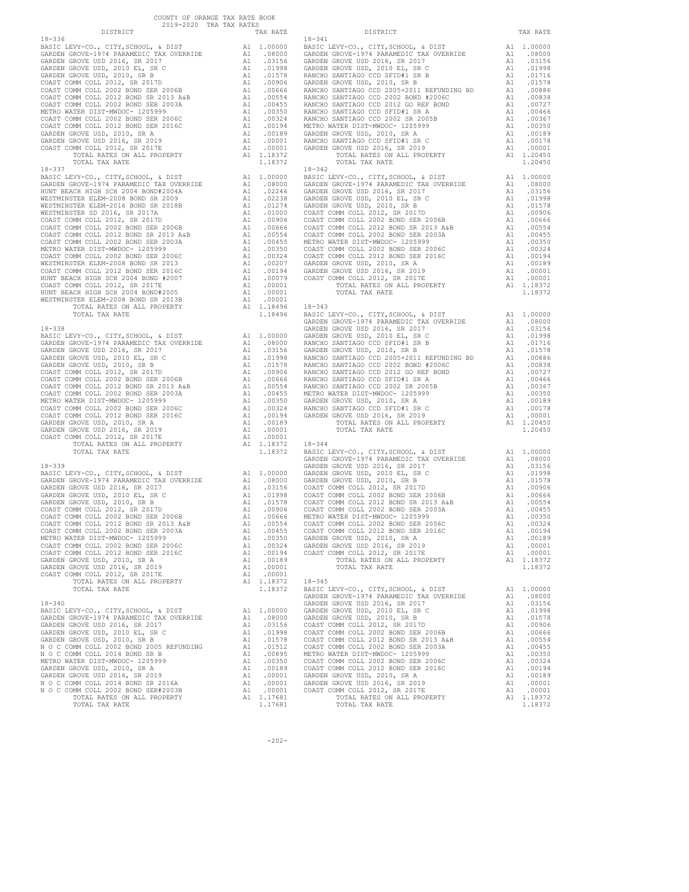COUNTY OF ORANGE TAX RATE BOOK
2019-2020 TRA TAX RATES

| DISTRICT | | TAX RATE |
|---|---|---|
| **18-336** | | |
| BASIC LEVY-CO., CITY,SCHOOL, & DIST | A1 | 1.00000 |
| GARDEN GROVE-1974 PARAMEDIC TAX OVERRIDE | A1 | .08000 |
| GARDEN GROVE USD 2016, SR 2017 | A1 | .03156 |
| GARDEN GROVE USD, 2010 EL, SR C | A1 | .01998 |
| GARDEN GROVE USD, 2010, SR B | A1 | .01578 |
| COAST COMM COLL 2012, SR 2017D | A1 | .00906 |
| COAST COMM COLL 2002 BOND SER 2006B | A1 | .00666 |
| COAST COMM COLL 2012 BOND SR 2013 A&B | A1 | .00554 |
| COAST COMM COLL 2002 BOND SER 2003A | A1 | .00455 |
| METRO WATER DIST-MWDOC- 1205999 | A1 | .00350 |
| COAST COMM COLL 2002 BOND SER 2006C | A1 | .00324 |
| COAST COMM COLL 2012 BOND SER 2016C | A1 | .00194 |
| GARDEN GROVE USD, 2010, SR A | A1 | .00189 |
| GARDEN GROVE USD 2016, SR 2019 | A1 | .00001 |
| COAST COMM COLL 2012, SR 2017E | A1 | .00001 |
| TOTAL RATES ON ALL PROPERTY | A1 | 1.18372 |
| TOTAL TAX RATE | | 1.18372 |
| **18-337** | | |
| BASIC LEVY-CO., CITY,SCHOOL, & DIST | A1 | 1.00000 |
| GARDEN GROVE-1974 PARAMEDIC TAX OVERRIDE | A1 | .08000 |
| HUNT BEACH HIGH SCH 2004 BOND#2004A | A1 | .02246 |
| WESTMINSTER ELEM-2008 BOND SR 2009 | A1 | .02238 |
| WESTMINSTER ELEM-2016 BOND SR 2018B | A1 | .01274 |
| WESTMINSTER SD 2016, SR 2017A | A1 | .01000 |
| COAST COMM COLL 2012, SR 2017D | A1 | .00906 |
| COAST COMM COLL 2002 BOND SER 2006B | A1 | .00666 |
| COAST COMM COLL 2012 BOND SR 2013 A&B | A1 | .00554 |
| COAST COMM COLL 2002 BOND SER 2003A | A1 | .00455 |
| METRO WATER DIST-MWDOC- 1205999 | A1 | .00350 |
| COAST COMM COLL 2002 BOND SER 2006C | A1 | .00324 |
| WESTMINSTER ELEM-2008 BOND SR 2013 | A1 | .00207 |
| COAST COMM COLL 2012 BOND SER 2016C | A1 | .00194 |
| HUNT BEACH HIGH SCH 2004 BOND #2007 | A1 | .00079 |
| COAST COMM COLL 2012, SR 2017E | A1 | .00001 |
| HUNT BEACH HIGH SCH 2004 BOND#2005 | A1 | .00001 |
| WESTMINSTER ELEM-2008 BOND SR 2013B | A1 | .00001 |
| TOTAL RATES ON ALL PROPERTY | A1 | 1.18496 |
| TOTAL TAX RATE | | 1.18496 |
| **18-338** | | |
| BASIC LEVY-CO., CITY,SCHOOL, & DIST | A1 | 1.00000 |
| GARDEN GROVE-1974 PARAMEDIC TAX OVERRIDE | A1 | .08000 |
| GARDEN GROVE USD 2016, SR 2017 | A1 | .03156 |
| GARDEN GROVE USD, 2010 EL, SR C | A1 | .01998 |
| GARDEN GROVE USD, 2010, SR B | A1 | .01578 |
| COAST COMM COLL 2012, SR 2017D | A1 | .00906 |
| COAST COMM COLL 2002 BOND SER 2006B | A1 | .00666 |
| COAST COMM COLL 2012 BOND SR 2013 A&B | A1 | .00554 |
| COAST COMM COLL 2002 BOND SER 2003A | A1 | .00455 |
| METRO WATER DIST-MWDOC- 1205999 | A1 | .00350 |
| COAST COMM COLL 2002 BOND SER 2006C | A1 | .00324 |
| COAST COMM COLL 2012 BOND SER 2016C | A1 | .00194 |
| GARDEN GROVE USD, 2010, SR A | A1 | .00189 |
| GARDEN GROVE USD 2016, SR 2019 | A1 | .00001 |
| COAST COMM COLL 2012, SR 2017E | A1 | .00001 |
| TOTAL RATES ON ALL PROPERTY | A1 | 1.18372 |
| TOTAL TAX RATE | | 1.18372 |
| **18-339** | | |
| BASIC LEVY-CO., CITY,SCHOOL, & DIST | A1 | 1.00000 |
| GARDEN GROVE-1974 PARAMEDIC TAX OVERRIDE | A1 | .08000 |
| GARDEN GROVE USD 2016, SR 2017 | A1 | .03156 |
| GARDEN GROVE USD, 2010 EL, SR C | A1 | .01998 |
| GARDEN GROVE USD, 2010, SR B | A1 | .01578 |
| COAST COMM COLL 2012, SR 2017D | A1 | .00906 |
| COAST COMM COLL 2002 BOND SER 2006B | A1 | .00666 |
| COAST COMM COLL 2012 BOND SR 2013 A&B | A1 | .00554 |
| COAST COMM COLL 2002 BOND SER 2003A | A1 | .00455 |
| METRO WATER DIST-MWDOC- 1205999 | A1 | .00350 |
| COAST COMM COLL 2002 BOND SER 2006C | A1 | .00324 |
| COAST COMM COLL 2012 BOND SER 2016C | A1 | .00194 |
| GARDEN GROVE USD, 2010, SR A | A1 | .00189 |
| GARDEN GROVE USD 2016, SR 2019 | A1 | .00001 |
| COAST COMM COLL 2012, SR 2017E | A1 | .00001 |
| TOTAL RATES ON ALL PROPERTY | A1 | 1.18372 |
| TOTAL TAX RATE | | 1.18372 |
| **18-340** | | |
| BASIC LEVY-CO., CITY,SCHOOL, & DIST | A1 | 1.00000 |
| GARDEN GROVE-1974 PARAMEDIC TAX OVERRIDE | A1 | .08000 |
| GARDEN GROVE USD 2016, SR 2017 | A1 | .03156 |
| GARDEN GROVE USD, 2010 EL, SR C | A1 | .01998 |
| GARDEN GROVE USD, 2010, SR B | A1 | .01578 |
| N O C COMM COLL 2002 BOND 2005 REFUNDING | A1 | .01512 |
| N O C COMM COLL 2014 BOND SR B | A1 | .00895 |
| METRO WATER DIST-MWDOC- 1205999 | A1 | .00350 |
| GARDEN GROVE USD, 2010, SR A | A1 | .00189 |
| GARDEN GROVE USD 2016, SR 2019 | A1 | .00001 |
| N O C COMM COLL 2014 BOND SR 2016A | A1 | .00001 |
| N O C COMM COLL 2002 BOND SER#2003B | A1 | .00001 |
| TOTAL RATES ON ALL PROPERTY | A1 | 1.17681 |
| TOTAL TAX RATE | | 1.17681 |
| **18-341** | | |
| BASIC LEVY-CO., CITY,SCHOOL, & DIST | A1 | 1.00000 |
| GARDEN GROVE-1974 PARAMEDIC TAX OVERRIDE | A1 | .08000 |
| GARDEN GROVE USD 2016, SR 2017 | A1 | .03156 |
| GARDEN GROVE USD, 2010 EL, SR C | A1 | .01998 |
| RANCHO SANTIAGO CCD SFID#1 SR B | A1 | .01716 |
| GARDEN GROVE USD, 2010, SR B | A1 | .01578 |
| RANCHO SANTIAGO CCD 2005+2011 REFUNDING BD | A1 | .00886 |
| RANCHO SANTIAGO CCD 2002 BOND #2006C | A1 | .00838 |
| RANCHO SANTIAGO CCD 2012 GO REF BOND | A1 | .00727 |
| RANCHO SANTIAGO CCD SFID#1 SR A | A1 | .00466 |
| RANCHO SANTIAGO CCD 2002 SR 2005B | A1 | .00367 |
| METRO WATER DIST-MWDOC- 1205999 | A1 | .00350 |
| GARDEN GROVE USD, 2010, SR A | A1 | .00189 |
| RANCHO SANTIAGO CCD SFID#1 SR C | A1 | .00178 |
| GARDEN GROVE USD 2016, SR 2019 | A1 | .00001 |
| TOTAL RATES ON ALL PROPERTY | A1 | 1.20450 |
| TOTAL TAX RATE | | 1.20450 |
| **18-342** | | |
| BASIC LEVY-CO., CITY,SCHOOL, & DIST | A1 | 1.00000 |
| GARDEN GROVE-1974 PARAMEDIC TAX OVERRIDE | A1 | .08000 |
| GARDEN GROVE USD 2016, SR 2017 | A1 | .03156 |
| GARDEN GROVE USD, 2010 EL, SR C | A1 | .01998 |
| GARDEN GROVE USD, 2010, SR B | A1 | .01578 |
| COAST COMM COLL 2012, SR 2017D | A1 | .00906 |
| COAST COMM COLL 2002 BOND SER 2006B | A1 | .00666 |
| COAST COMM COLL 2012 BOND SR 2013 A&B | A1 | .00554 |
| COAST COMM COLL 2002 BOND SER 2003A | A1 | .00455 |
| METRO WATER DIST-MWDOC- 1205999 | A1 | .00350 |
| COAST COMM COLL 2002 BOND SER 2006C | A1 | .00324 |
| COAST COMM COLL 2012 BOND SER 2016C | A1 | .00194 |
| GARDEN GROVE USD, 2010, SR A | A1 | .00189 |
| GARDEN GROVE USD 2016, SR 2019 | A1 | .00001 |
| COAST COMM COLL 2012, SR 2017E | A1 | .00001 |
| TOTAL RATES ON ALL PROPERTY | A1 | 1.18372 |
| TOTAL TAX RATE | | 1.18372 |
| **18-343** | | |
| BASIC LEVY-CO., CITY,SCHOOL, & DIST | A1 | 1.00000 |
| GARDEN GROVE-1974 PARAMEDIC TAX OVERRIDE | A1 | .08000 |
| GARDEN GROVE USD 2016, SR 2017 | A1 | .03156 |
| GARDEN GROVE USD, 2010 EL, SR C | A1 | .01998 |
| RANCHO SANTIAGO CCD SFID#1 SR B | A1 | .01716 |
| GARDEN GROVE USD, 2010, SR B | A1 | .01578 |
| RANCHO SANTIAGO CCD 2005+2011 REFUNDING BD | A1 | .00886 |
| RANCHO SANTIAGO CCD 2002 BOND #2006C | A1 | .00838 |
| RANCHO SANTIAGO CCD 2012 GO REF BOND | A1 | .00727 |
| RANCHO SANTIAGO CCD SFID#1 SR A | A1 | .00466 |
| RANCHO SANTIAGO CCD 2002 SR 2005B | A1 | .00367 |
| METRO WATER DIST-MWDOC- 1205999 | A1 | .00350 |
| GARDEN GROVE USD, 2010, SR A | A1 | .00189 |
| RANCHO SANTIAGO CCD SFID#1 SR C | A1 | .00178 |
| GARDEN GROVE USD 2016, SR 2019 | A1 | .00001 |
| TOTAL RATES ON ALL PROPERTY | A1 | 1.20450 |
| TOTAL TAX RATE | | 1.20450 |
| **18-344** | | |
| BASIC LEVY-CO., CITY,SCHOOL, & DIST | A1 | 1.00000 |
| GARDEN GROVE-1974 PARAMEDIC TAX OVERRIDE | A1 | .08000 |
| GARDEN GROVE USD 2016, SR 2017 | A1 | .03156 |
| GARDEN GROVE USD, 2010 EL, SR C | A1 | .01998 |
| GARDEN GROVE USD, 2010, SR B | A1 | .01578 |
| COAST COMM COLL 2012, SR 2017D | A1 | .00906 |
| COAST COMM COLL 2002 BOND SER 2006B | A1 | .00666 |
| COAST COMM COLL 2012 BOND SR 2013 A&B | A1 | .00554 |
| COAST COMM COLL 2002 BOND SER 2003A | A1 | .00455 |
| METRO WATER DIST-MWDOC- 1205999 | A1 | .00350 |
| COAST COMM COLL 2002 BOND SER 2006C | A1 | .00324 |
| COAST COMM COLL 2012 BOND SER 2016C | A1 | .00194 |
| GARDEN GROVE USD, 2010, SR A | A1 | .00189 |
| GARDEN GROVE USD 2016, SR 2019 | A1 | .00001 |
| COAST COMM COLL 2012, SR 2017E | A1 | .00001 |
| TOTAL RATES ON ALL PROPERTY | A1 | 1.18372 |
| TOTAL TAX RATE | | 1.18372 |
| **18-345** | | |
| BASIC LEVY-CO., CITY,SCHOOL, & DIST | A1 | 1.00000 |
| GARDEN GROVE-1974 PARAMEDIC TAX OVERRIDE | A1 | .08000 |
| GARDEN GROVE USD 2016, SR 2017 | A1 | .03156 |
| GARDEN GROVE USD, 2010 EL, SR C | A1 | .01998 |
| GARDEN GROVE USD, 2010, SR B | A1 | .01578 |
| COAST COMM COLL 2012, SR 2017D | A1 | .00906 |
| COAST COMM COLL 2002 BOND SER 2006B | A1 | .00666 |
| COAST COMM COLL 2012 BOND SR 2013 A&B | A1 | .00554 |
| COAST COMM COLL 2002 BOND SER 2003A | A1 | .00455 |
| METRO WATER DIST-MWDOC- 1205999 | A1 | .00350 |
| COAST COMM COLL 2002 BOND SER 2006C | A1 | .00324 |
| COAST COMM COLL 2012 BOND SER 2016C | A1 | .00194 |
| GARDEN GROVE USD, 2010, SR A | A1 | .00189 |
| GARDEN GROVE USD 2016, SR 2019 | A1 | .00001 |
| COAST COMM COLL 2012, SR 2017E | A1 | .00001 |
| TOTAL RATES ON ALL PROPERTY | A1 | 1.18372 |
| TOTAL TAX RATE | | 1.18372 |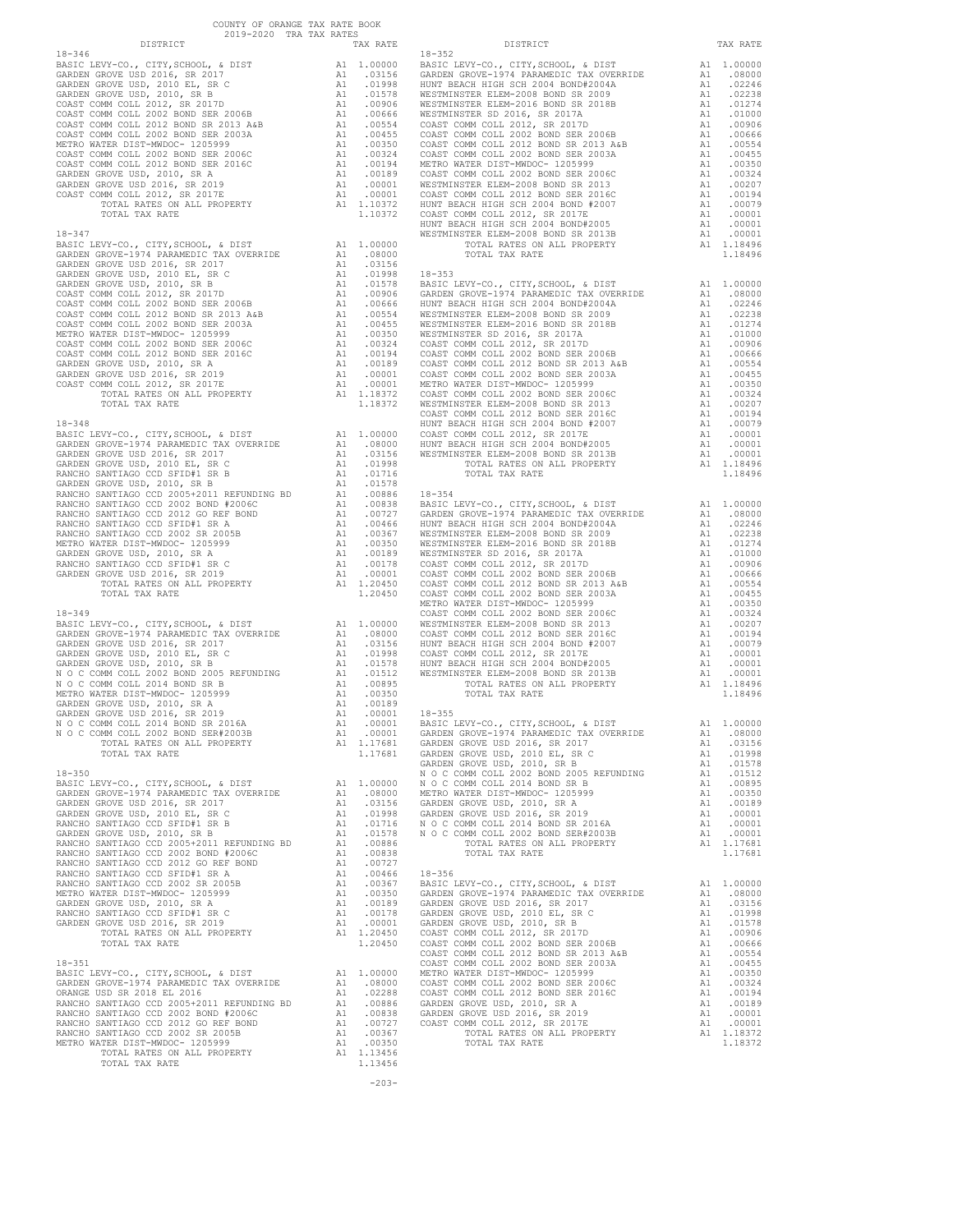COUNTY OF ORANGE TAX RATE BOOK
2019-2020 TRA TAX RATES

| DISTRICT | | TAX RATE |
|---|---|---|
| **18-346** | | |
| BASIC LEVY-CO., CITY,SCHOOL, & DIST | A1 | 1.00000 |
| GARDEN GROVE USD 2016, SR 2017 | A1 | .03156 |
| GARDEN GROVE USD, 2010 EL, SR C | A1 | .01998 |
| GARDEN GROVE USD, 2010, SR B | A1 | .01578 |
| COAST COMM COLL 2012, SR 2017D | A1 | .00906 |
| COAST COMM COLL 2002 BOND SER 2006B | A1 | .00666 |
| COAST COMM COLL 2012 BOND SR 2013 A&B | A1 | .00554 |
| COAST COMM COLL 2002 BOND SER 2003A | A1 | .00455 |
| METRO WATER DIST-MWDOC- 1205999 | A1 | .00350 |
| COAST COMM COLL 2002 BOND SER 2006C | A1 | .00324 |
| COAST COMM COLL 2012 BOND SER 2016C | A1 | .00194 |
| GARDEN GROVE USD, 2010, SR A | A1 | .00189 |
| GARDEN GROVE USD 2016, SR 2019 | A1 | .00001 |
| COAST COMM COLL 2012, SR 2017E | A1 | .00001 |
| TOTAL RATES ON ALL PROPERTY | A1 | 1.10372 |
| TOTAL TAX RATE | | 1.10372 |
| **18-347** | | |
| BASIC LEVY-CO., CITY,SCHOOL, & DIST | A1 | 1.00000 |
| GARDEN GROVE-1974 PARAMEDIC TAX OVERRIDE | A1 | .08000 |
| GARDEN GROVE USD 2016, SR 2017 | A1 | .03156 |
| GARDEN GROVE USD, 2010 EL, SR C | A1 | .01998 |
| GARDEN GROVE USD, 2010, SR B | A1 | .01578 |
| COAST COMM COLL 2012, SR 2017D | A1 | .00906 |
| COAST COMM COLL 2002 BOND SER 2006B | A1 | .00666 |
| COAST COMM COLL 2012 BOND SR 2013 A&B | A1 | .00554 |
| COAST COMM COLL 2002 BOND SER 2003A | A1 | .00455 |
| METRO WATER DIST-MWDOC- 1205999 | A1 | .00350 |
| COAST COMM COLL 2002 BOND SER 2006C | A1 | .00324 |
| COAST COMM COLL 2012 BOND SER 2016C | A1 | .00194 |
| GARDEN GROVE USD, 2010, SR A | A1 | .00189 |
| GARDEN GROVE USD 2016, SR 2019 | A1 | .00001 |
| COAST COMM COLL 2012, SR 2017E | A1 | .00001 |
| TOTAL RATES ON ALL PROPERTY | A1 | 1.18372 |
| TOTAL TAX RATE | | 1.18372 |
| **18-348** | | |
| BASIC LEVY-CO., CITY,SCHOOL, & DIST | A1 | 1.00000 |
| GARDEN GROVE-1974 PARAMEDIC TAX OVERRIDE | A1 | .08000 |
| GARDEN GROVE USD 2016, SR 2017 | A1 | .03156 |
| GARDEN GROVE USD, 2010 EL, SR C | A1 | .01998 |
| RANCHO SANTIAGO CCD SFID#1 SR B | A1 | .01716 |
| GARDEN GROVE USD, 2010, SR B | A1 | .01578 |
| RANCHO SANTIAGO CCD 2005+2011 REFUNDING BD | A1 | .00886 |
| RANCHO SANTIAGO CCD 2002 BOND #2006C | A1 | .00838 |
| RANCHO SANTIAGO CCD 2012 GO REF BOND | A1 | .00727 |
| RANCHO SANTIAGO CCD SFID#1 SR A | A1 | .00466 |
| RANCHO SANTIAGO CCD 2002 SR 2005B | A1 | .00367 |
| METRO WATER DIST-MWDOC- 1205999 | A1 | .00350 |
| GARDEN GROVE USD, 2010, SR A | A1 | .00189 |
| RANCHO SANTIAGO CCD SFID#1 SR C | A1 | .00178 |
| GARDEN GROVE USD 2016, SR 2019 | A1 | .00001 |
| TOTAL RATES ON ALL PROPERTY | A1 | 1.20450 |
| TOTAL TAX RATE | | 1.20450 |
| **18-349** | | |
| BASIC LEVY-CO., CITY,SCHOOL, & DIST | A1 | 1.00000 |
| GARDEN GROVE-1974 PARAMEDIC TAX OVERRIDE | A1 | .08000 |
| GARDEN GROVE USD 2016, SR 2017 | A1 | .03156 |
| GARDEN GROVE USD, 2010 EL, SR C | A1 | .01998 |
| GARDEN GROVE USD, 2010, SR B | A1 | .01578 |
| N O C COMM COLL 2002 BOND 2005 REFUNDING | A1 | .01512 |
| N O C COMM COLL 2014 BOND SR B | A1 | .00895 |
| METRO WATER DIST-MWDOC- 1205999 | A1 | .00350 |
| GARDEN GROVE USD, 2010, SR A | A1 | .00189 |
| GARDEN GROVE USD 2016, SR 2019 | A1 | .00001 |
| N O C COMM COLL 2014 BOND SR 2016A | A1 | .00001 |
| N O C COMM COLL 2002 BOND SER#2003B | A1 | .00001 |
| TOTAL RATES ON ALL PROPERTY | A1 | 1.17681 |
| TOTAL TAX RATE | | 1.17681 |
| **18-350** | | |
| BASIC LEVY-CO., CITY,SCHOOL, & DIST | A1 | 1.00000 |
| GARDEN GROVE-1974 PARAMEDIC TAX OVERRIDE | A1 | .08000 |
| GARDEN GROVE USD 2016, SR 2017 | A1 | .03156 |
| GARDEN GROVE USD, 2010 EL, SR C | A1 | .01998 |
| RANCHO SANTIAGO CCD SFID#1 SR B | A1 | .01716 |
| GARDEN GROVE USD, 2010, SR B | A1 | .01578 |
| RANCHO SANTIAGO CCD 2005+2011 REFUNDING BD | A1 | .00886 |
| RANCHO SANTIAGO CCD 2002 BOND #2006C | A1 | .00838 |
| RANCHO SANTIAGO CCD 2012 GO REF BOND | A1 | .00727 |
| RANCHO SANTIAGO CCD SFID#1 SR A | A1 | .00466 |
| RANCHO SANTIAGO CCD 2002 SR 2005B | A1 | .00367 |
| METRO WATER DIST-MWDOC- 1205999 | A1 | .00350 |
| GARDEN GROVE USD, 2010, SR A | A1 | .00189 |
| RANCHO SANTIAGO CCD SFID#1 SR C | A1 | .00178 |
| GARDEN GROVE USD 2016, SR 2019 | A1 | .00001 |
| TOTAL RATES ON ALL PROPERTY | A1 | 1.20450 |
| TOTAL TAX RATE | | 1.20450 |
| **18-351** | | |
| BASIC LEVY-CO., CITY,SCHOOL, & DIST | A1 | 1.00000 |
| GARDEN GROVE-1974 PARAMEDIC TAX OVERRIDE | A1 | .08000 |
| ORANGE USD SR 2018 EL 2016 | A1 | .02288 |
| RANCHO SANTIAGO CCD 2005+2011 REFUNDING BD | A1 | .00886 |
| RANCHO SANTIAGO CCD 2002 BOND #2006C | A1 | .00838 |
| RANCHO SANTIAGO CCD 2012 GO REF BOND | A1 | .00727 |
| RANCHO SANTIAGO CCD 2002 SR 2005B | A1 | .00367 |
| METRO WATER DIST-MWDOC- 1205999 | A1 | .00350 |
| TOTAL RATES ON ALL PROPERTY | A1 | 1.13456 |
| TOTAL TAX RATE | | 1.13456 |
| **18-352** | | |
| BASIC LEVY-CO., CITY,SCHOOL, & DIST | A1 | 1.00000 |
| GARDEN GROVE-1974 PARAMEDIC TAX OVERRIDE | A1 | .08000 |
| HUNT BEACH HIGH SCH 2004 BOND#2004A | A1 | .02246 |
| WESTMINSTER ELEM-2008 BOND SR 2009 | A1 | .02238 |
| WESTMINSTER ELEM-2016 BOND SR 2018B | A1 | .01274 |
| WESTMINSTER SD 2016, SR 2017A | A1 | .01000 |
| COAST COMM COLL 2012, SR 2017D | A1 | .00906 |
| COAST COMM COLL 2002 BOND SER 2006B | A1 | .00666 |
| COAST COMM COLL 2012 BOND SR 2013 A&B | A1 | .00554 |
| COAST COMM COLL 2002 BOND SER 2003A | A1 | .00455 |
| METRO WATER DIST-MWDOC- 1205999 | A1 | .00350 |
| COAST COMM COLL 2002 BOND SER 2006C | A1 | .00324 |
| WESTMINSTER ELEM-2008 BOND SR 2013 | A1 | .00207 |
| COAST COMM COLL 2012 BOND SER 2016C | A1 | .00194 |
| HUNT BEACH HIGH SCH 2004 BOND #2007 | A1 | .00079 |
| COAST COMM COLL 2012, SR 2017E | A1 | .00001 |
| HUNT BEACH HIGH SCH 2004 BOND#2005 | A1 | .00001 |
| WESTMINSTER ELEM-2008 BOND SR 2013B | A1 | .00001 |
| TOTAL RATES ON ALL PROPERTY | A1 | 1.18496 |
| TOTAL TAX RATE | | 1.18496 |
| **18-353** | | |
| BASIC LEVY-CO., CITY,SCHOOL, & DIST | A1 | 1.00000 |
| GARDEN GROVE-1974 PARAMEDIC TAX OVERRIDE | A1 | .08000 |
| HUNT BEACH HIGH SCH 2004 BOND#2004A | A1 | .02246 |
| WESTMINSTER ELEM-2008 BOND SR 2009 | A1 | .02238 |
| WESTMINSTER ELEM-2016 BOND SR 2018B | A1 | .01274 |
| WESTMINSTER SD 2016, SR 2017A | A1 | .01000 |
| COAST COMM COLL 2012, SR 2017D | A1 | .00906 |
| COAST COMM COLL 2002 BOND SER 2006B | A1 | .00666 |
| COAST COMM COLL 2012 BOND SR 2013 A&B | A1 | .00554 |
| COAST COMM COLL 2002 BOND SER 2003A | A1 | .00455 |
| METRO WATER DIST-MWDOC- 1205999 | A1 | .00350 |
| COAST COMM COLL 2002 BOND SER 2006C | A1 | .00324 |
| WESTMINSTER ELEM-2008 BOND SR 2013 | A1 | .00207 |
| COAST COMM COLL 2012 BOND SER 2016C | A1 | .00194 |
| HUNT BEACH HIGH SCH 2004 BOND #2007 | A1 | .00079 |
| COAST COMM COLL 2012, SR 2017E | A1 | .00001 |
| HUNT BEACH HIGH SCH 2004 BOND#2005 | A1 | .00001 |
| WESTMINSTER ELEM-2008 BOND SR 2013B | A1 | .00001 |
| TOTAL RATES ON ALL PROPERTY | A1 | 1.18496 |
| TOTAL TAX RATE | | 1.18496 |
| **18-354** | | |
| BASIC LEVY-CO., CITY,SCHOOL, & DIST | A1 | 1.00000 |
| GARDEN GROVE-1974 PARAMEDIC TAX OVERRIDE | A1 | .08000 |
| HUNT BEACH HIGH SCH 2004 BOND#2004A | A1 | .02246 |
| WESTMINSTER ELEM-2008 BOND SR 2009 | A1 | .02238 |
| WESTMINSTER ELEM-2016 BOND SR 2018B | A1 | .01274 |
| WESTMINSTER SD 2016, SR 2017A | A1 | .01000 |
| COAST COMM COLL 2012, SR 2017D | A1 | .00906 |
| COAST COMM COLL 2002 BOND SER 2006B | A1 | .00666 |
| COAST COMM COLL 2012 BOND SR 2013 A&B | A1 | .00554 |
| COAST COMM COLL 2002 BOND SER 2003A | A1 | .00455 |
| METRO WATER DIST-MWDOC- 1205999 | A1 | .00350 |
| COAST COMM COLL 2002 BOND SER 2006C | A1 | .00324 |
| WESTMINSTER ELEM-2008 BOND SR 2013 | A1 | .00207 |
| COAST COMM COLL 2012 BOND SER 2016C | A1 | .00194 |
| HUNT BEACH HIGH SCH 2004 BOND #2007 | A1 | .00079 |
| COAST COMM COLL 2012, SR 2017E | A1 | .00001 |
| HUNT BEACH HIGH SCH 2004 BOND#2005 | A1 | .00001 |
| WESTMINSTER ELEM-2008 BOND SR 2013B | A1 | .00001 |
| TOTAL RATES ON ALL PROPERTY | A1 | 1.18496 |
| TOTAL TAX RATE | | 1.18496 |
| **18-355** | | |
| BASIC LEVY-CO., CITY,SCHOOL, & DIST | A1 | 1.00000 |
| GARDEN GROVE-1974 PARAMEDIC TAX OVERRIDE | A1 | .08000 |
| GARDEN GROVE USD 2016, SR 2017 | A1 | .03156 |
| GARDEN GROVE USD, 2010 EL, SR C | A1 | .01998 |
| GARDEN GROVE USD, 2010, SR B | A1 | .01578 |
| N O C COMM COLL 2002 BOND 2005 REFUNDING | A1 | .01512 |
| N O C COMM COLL 2014 BOND SR B | A1 | .00895 |
| METRO WATER DIST-MWDOC- 1205999 | A1 | .00350 |
| GARDEN GROVE USD, 2010, SR A | A1 | .00189 |
| GARDEN GROVE USD 2016, SR 2019 | A1 | .00001 |
| N O C COMM COLL 2014 BOND SR 2016A | A1 | .00001 |
| N O C COMM COLL 2002 BOND SER#2003B | A1 | .00001 |
| TOTAL RATES ON ALL PROPERTY | A1 | 1.17681 |
| TOTAL TAX RATE | | 1.17681 |
| **18-356** | | |
| BASIC LEVY-CO., CITY,SCHOOL, & DIST | A1 | 1.00000 |
| GARDEN GROVE-1974 PARAMEDIC TAX OVERRIDE | A1 | .08000 |
| GARDEN GROVE USD 2016, SR 2017 | A1 | .03156 |
| GARDEN GROVE USD, 2010 EL, SR C | A1 | .01998 |
| GARDEN GROVE USD, 2010, SR B | A1 | .01578 |
| COAST COMM COLL 2012, SR 2017D | A1 | .00906 |
| COAST COMM COLL 2002 BOND SER 2006B | A1 | .00666 |
| COAST COMM COLL 2012 BOND SR 2013 A&B | A1 | .00554 |
| COAST COMM COLL 2002 BOND SER 2003A | A1 | .00455 |
| METRO WATER DIST-MWDOC- 1205999 | A1 | .00350 |
| COAST COMM COLL 2002 BOND SER 2006C | A1 | .00324 |
| COAST COMM COLL 2012 BOND SER 2016C | A1 | .00194 |
| GARDEN GROVE USD, 2010, SR A | A1 | .00189 |
| GARDEN GROVE USD 2016, SR 2019 | A1 | .00001 |
| COAST COMM COLL 2012, SR 2017E | A1 | .00001 |
| TOTAL RATES ON ALL PROPERTY | A1 | 1.18372 |
| TOTAL TAX RATE | | 1.18372 |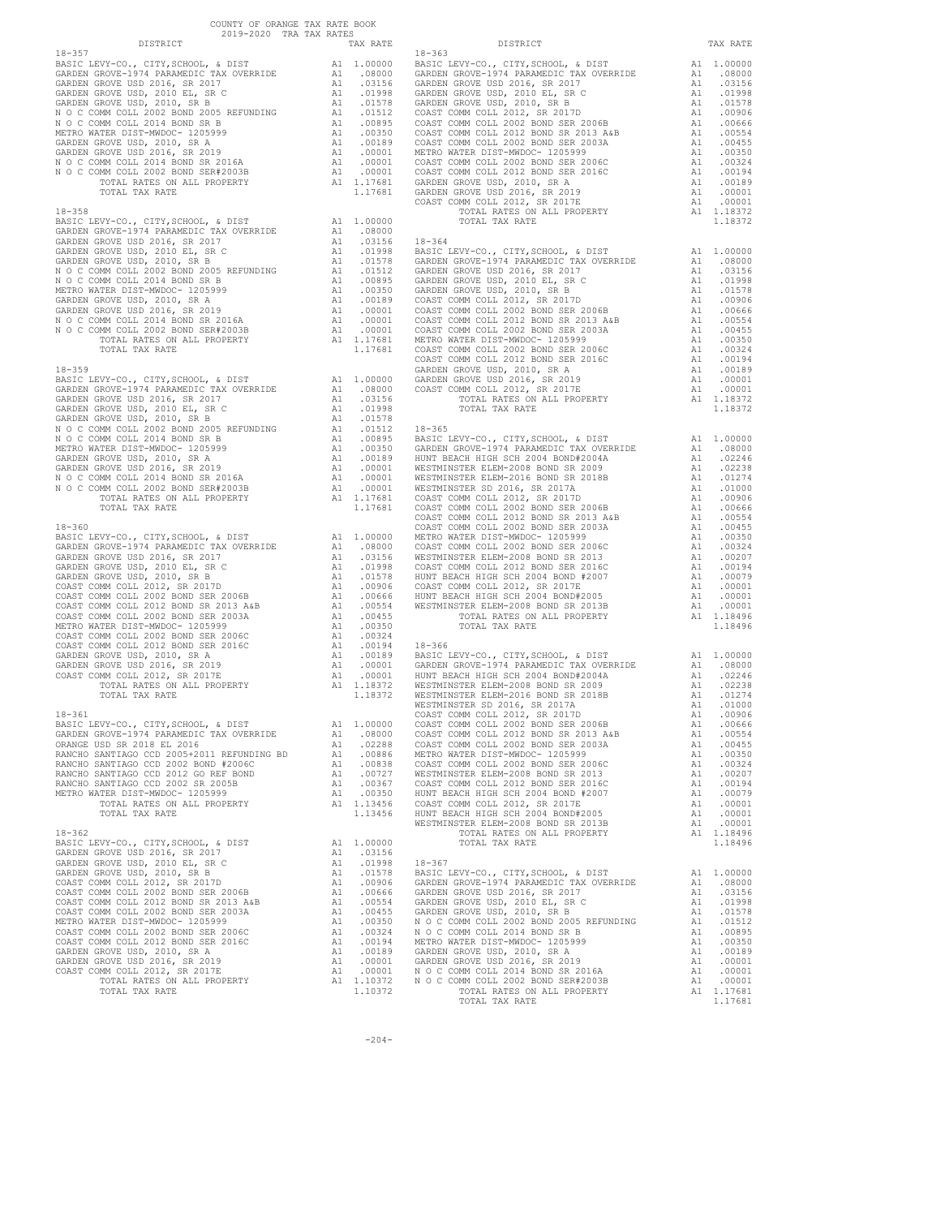COUNTY OF ORANGE TAX RATE BOOK
2019-2020 TRA TAX RATES

| DISTRICT | | TAX RATE |
|---|---|---|
| **18-357** | | |
| BASIC LEVY-CO., CITY,SCHOOL, & DIST | A1 | 1.00000 |
| GARDEN GROVE-1974 PARAMEDIC TAX OVERRIDE | A1 | .08000 |
| GARDEN GROVE USD 2016, SR 2017 | A1 | .03156 |
| GARDEN GROVE USD, 2010 EL, SR C | A1 | .01998 |
| GARDEN GROVE USD, 2010, SR B | A1 | .01578 |
| N O C COMM COLL 2002 BOND 2005 REFUNDING | A1 | .01512 |
| N O C COMM COLL 2014 BOND SR B | A1 | .00895 |
| METRO WATER DIST-MWDOC- 1205999 | A1 | .00350 |
| GARDEN GROVE USD, 2010, SR A | A1 | .00189 |
| GARDEN GROVE USD 2016, SR 2019 | A1 | .00001 |
| N O C COMM COLL 2014 BOND SR 2016A | A1 | .00001 |
| N O C COMM COLL 2002 BOND SER#2003B | A1 | .00001 |
| TOTAL RATES ON ALL PROPERTY | A1 | 1.17681 |
| TOTAL TAX RATE | | 1.17681 |
| **18-358** | | |
| BASIC LEVY-CO., CITY,SCHOOL, & DIST | A1 | 1.00000 |
| GARDEN GROVE-1974 PARAMEDIC TAX OVERRIDE | A1 | .08000 |
| GARDEN GROVE USD 2016, SR 2017 | A1 | .03156 |
| GARDEN GROVE USD, 2010 EL, SR C | A1 | .01998 |
| GARDEN GROVE USD, 2010, SR B | A1 | .01578 |
| N O C COMM COLL 2002 BOND 2005 REFUNDING | A1 | .01512 |
| N O C COMM COLL 2014 BOND SR B | A1 | .00895 |
| METRO WATER DIST-MWDOC- 1205999 | A1 | .00350 |
| GARDEN GROVE USD, 2010, SR A | A1 | .00189 |
| GARDEN GROVE USD 2016, SR 2019 | A1 | .00001 |
| N O C COMM COLL 2014 BOND SR 2016A | A1 | .00001 |
| N O C COMM COLL 2002 BOND SER#2003B | A1 | .00001 |
| TOTAL RATES ON ALL PROPERTY | A1 | 1.17681 |
| TOTAL TAX RATE | | 1.17681 |
| **18-359** | | |
| BASIC LEVY-CO., CITY,SCHOOL, & DIST | A1 | 1.00000 |
| GARDEN GROVE-1974 PARAMEDIC TAX OVERRIDE | A1 | .08000 |
| GARDEN GROVE USD 2016, SR 2017 | A1 | .03156 |
| GARDEN GROVE USD, 2010 EL, SR C | A1 | .01998 |
| GARDEN GROVE USD, 2010, SR B | A1 | .01578 |
| N O C COMM COLL 2002 BOND 2005 REFUNDING | A1 | .01512 |
| N O C COMM COLL 2014 BOND SR B | A1 | .00895 |
| METRO WATER DIST-MWDOC- 1205999 | A1 | .00350 |
| GARDEN GROVE USD, 2010, SR A | A1 | .00189 |
| GARDEN GROVE USD 2016, SR 2019 | A1 | .00001 |
| N O C COMM COLL 2014 BOND SR 2016A | A1 | .00001 |
| N O C COMM COLL 2002 BOND SER#2003B | A1 | .00001 |
| TOTAL RATES ON ALL PROPERTY | A1 | 1.17681 |
| TOTAL TAX RATE | | 1.17681 |
| **18-360** | | |
| BASIC LEVY-CO., CITY,SCHOOL, & DIST | A1 | 1.00000 |
| GARDEN GROVE-1974 PARAMEDIC TAX OVERRIDE | A1 | .08000 |
| GARDEN GROVE USD 2016, SR 2017 | A1 | .03156 |
| GARDEN GROVE USD, 2010 EL, SR C | A1 | .01998 |
| GARDEN GROVE USD, 2010, SR B | A1 | .01578 |
| COAST COMM COLL 2012, SR 2017D | A1 | .00906 |
| COAST COMM COLL 2002 BOND SER 2006B | A1 | .00666 |
| COAST COMM COLL 2012 BOND SR 2013 A&B | A1 | .00554 |
| COAST COMM COLL 2002 BOND SER 2003A | A1 | .00455 |
| METRO WATER DIST-MWDOC- 1205999 | A1 | .00350 |
| COAST COMM COLL 2002 BOND SER 2006C | A1 | .00324 |
| COAST COMM COLL 2012 BOND SER 2016C | A1 | .00194 |
| GARDEN GROVE USD, 2010, SR A | A1 | .00189 |
| GARDEN GROVE USD 2016, SR 2019 | A1 | .00001 |
| COAST COMM COLL 2012, SR 2017E | A1 | .00001 |
| TOTAL RATES ON ALL PROPERTY | A1 | 1.18372 |
| TOTAL TAX RATE | | 1.18372 |
| **18-361** | | |
| BASIC LEVY-CO., CITY,SCHOOL, & DIST | A1 | 1.00000 |
| GARDEN GROVE-1974 PARAMEDIC TAX OVERRIDE | A1 | .08000 |
| ORANGE USD SR 2018 EL 2016 | A1 | .02288 |
| RANCHO SANTIAGO CCD 2005+2011 REFUNDING BD | A1 | .00886 |
| RANCHO SANTIAGO CCD 2002 BOND #2006C | A1 | .00838 |
| RANCHO SANTIAGO CCD 2012 GO REF BOND | A1 | .00727 |
| RANCHO SANTIAGO CCD 2002 SR 2005B | A1 | .00367 |
| METRO WATER DIST-MWDOC- 1205999 | A1 | .00350 |
| TOTAL RATES ON ALL PROPERTY | A1 | 1.13456 |
| TOTAL TAX RATE | | 1.13456 |
| **18-362** | | |
| BASIC LEVY-CO., CITY,SCHOOL, & DIST | A1 | 1.00000 |
| GARDEN GROVE USD 2016, SR 2017 | A1 | .03156 |
| GARDEN GROVE USD, 2010 EL, SR C | A1 | .01998 |
| GARDEN GROVE USD, 2010, SR B | A1 | .01578 |
| COAST COMM COLL 2012, SR 2017D | A1 | .00906 |
| COAST COMM COLL 2002 BOND SER 2006B | A1 | .00666 |
| COAST COMM COLL 2012 BOND SR 2013 A&B | A1 | .00554 |
| COAST COMM COLL 2002 BOND SER 2003A | A1 | .00455 |
| METRO WATER DIST-MWDOC- 1205999 | A1 | .00350 |
| COAST COMM COLL 2002 BOND SER 2006C | A1 | .00324 |
| COAST COMM COLL 2012 BOND SER 2016C | A1 | .00194 |
| GARDEN GROVE USD, 2010, SR A | A1 | .00189 |
| GARDEN GROVE USD 2016, SR 2019 | A1 | .00001 |
| COAST COMM COLL 2012, SR 2017E | A1 | .00001 |
| TOTAL RATES ON ALL PROPERTY | A1 | 1.10372 |
| TOTAL TAX RATE | | 1.10372 |
| **18-363** | | |
| BASIC LEVY-CO., CITY,SCHOOL, & DIST | A1 | 1.00000 |
| GARDEN GROVE-1974 PARAMEDIC TAX OVERRIDE | A1 | .08000 |
| GARDEN GROVE USD 2016, SR 2017 | A1 | .03156 |
| GARDEN GROVE USD, 2010 EL, SR C | A1 | .01998 |
| GARDEN GROVE USD, 2010, SR B | A1 | .01578 |
| COAST COMM COLL 2012, SR 2017D | A1 | .00906 |
| COAST COMM COLL 2002 BOND SER 2006B | A1 | .00666 |
| COAST COMM COLL 2012 BOND SR 2013 A&B | A1 | .00554 |
| COAST COMM COLL 2002 BOND SER 2003A | A1 | .00455 |
| METRO WATER DIST-MWDOC- 1205999 | A1 | .00350 |
| COAST COMM COLL 2002 BOND SER 2006C | A1 | .00324 |
| COAST COMM COLL 2012 BOND SER 2016C | A1 | .00194 |
| GARDEN GROVE USD, 2010, SR A | A1 | .00189 |
| GARDEN GROVE USD 2016, SR 2019 | A1 | .00001 |
| COAST COMM COLL 2012, SR 2017E | A1 | .00001 |
| TOTAL RATES ON ALL PROPERTY | A1 | 1.18372 |
| TOTAL TAX RATE | | 1.18372 |
| **18-364** | | |
| BASIC LEVY-CO., CITY,SCHOOL, & DIST | A1 | 1.00000 |
| GARDEN GROVE-1974 PARAMEDIC TAX OVERRIDE | A1 | .08000 |
| GARDEN GROVE USD 2016, SR 2017 | A1 | .03156 |
| GARDEN GROVE USD, 2010 EL, SR C | A1 | .01998 |
| GARDEN GROVE USD, 2010, SR B | A1 | .01578 |
| COAST COMM COLL 2012, SR 2017D | A1 | .00906 |
| COAST COMM COLL 2002 BOND SER 2006B | A1 | .00666 |
| COAST COMM COLL 2012 BOND SR 2013 A&B | A1 | .00554 |
| COAST COMM COLL 2002 BOND SER 2003A | A1 | .00455 |
| METRO WATER DIST-MWDOC- 1205999 | A1 | .00350 |
| COAST COMM COLL 2002 BOND SER 2006C | A1 | .00324 |
| COAST COMM COLL 2012 BOND SER 2016C | A1 | .00194 |
| GARDEN GROVE USD, 2010, SR A | A1 | .00189 |
| GARDEN GROVE USD 2016, SR 2019 | A1 | .00001 |
| COAST COMM COLL 2012, SR 2017E | A1 | .00001 |
| TOTAL RATES ON ALL PROPERTY | A1 | 1.18372 |
| TOTAL TAX RATE | | 1.18372 |
| **18-365** | | |
| BASIC LEVY-CO., CITY,SCHOOL, & DIST | A1 | 1.00000 |
| GARDEN GROVE-1974 PARAMEDIC TAX OVERRIDE | A1 | .08000 |
| HUNT BEACH HIGH SCH 2004 BOND#2004A | A1 | .02246 |
| WESTMINSTER ELEM-2008 BOND SR 2009 | A1 | .02238 |
| WESTMINSTER ELEM-2016 BOND SR 2018B | A1 | .01274 |
| WESTMINSTER SD 2016, SR 2017A | A1 | .01000 |
| COAST COMM COLL 2012, SR 2017D | A1 | .00906 |
| COAST COMM COLL 2002 BOND SER 2006B | A1 | .00666 |
| COAST COMM COLL 2012 BOND SR 2013 A&B | A1 | .00554 |
| COAST COMM COLL 2002 BOND SER 2003A | A1 | .00455 |
| METRO WATER DIST-MWDOC- 1205999 | A1 | .00350 |
| COAST COMM COLL 2002 BOND SER 2006C | A1 | .00324 |
| WESTMINSTER ELEM-2008 BOND SR 2013 | A1 | .00207 |
| COAST COMM COLL 2012 BOND SER 2016C | A1 | .00194 |
| HUNT BEACH HIGH SCH 2004 BOND #2007 | A1 | .00079 |
| COAST COMM COLL 2012, SR 2017E | A1 | .00001 |
| HUNT BEACH HIGH SCH 2004 BOND#2005 | A1 | .00001 |
| WESTMINSTER ELEM-2008 BOND SR 2013B | A1 | .00001 |
| TOTAL RATES ON ALL PROPERTY | A1 | 1.18496 |
| TOTAL TAX RATE | | 1.18496 |
| **18-366** | | |
| BASIC LEVY-CO., CITY,SCHOOL, & DIST | A1 | 1.00000 |
| GARDEN GROVE-1974 PARAMEDIC TAX OVERRIDE | A1 | .08000 |
| HUNT BEACH HIGH SCH 2004 BOND#2004A | A1 | .02246 |
| WESTMINSTER ELEM-2008 BOND SR 2009 | A1 | .02238 |
| WESTMINSTER ELEM-2016 BOND SR 2018B | A1 | .01274 |
| WESTMINSTER SD 2016, SR 2017A | A1 | .01000 |
| COAST COMM COLL 2012, SR 2017D | A1 | .00906 |
| COAST COMM COLL 2002 BOND SER 2006B | A1 | .00666 |
| COAST COMM COLL 2012 BOND SR 2013 A&B | A1 | .00554 |
| COAST COMM COLL 2002 BOND SER 2003A | A1 | .00455 |
| METRO WATER DIST-MWDOC- 1205999 | A1 | .00350 |
| COAST COMM COLL 2002 BOND SER 2006C | A1 | .00324 |
| WESTMINSTER ELEM-2008 BOND SR 2013 | A1 | .00207 |
| COAST COMM COLL 2012 BOND SER 2016C | A1 | .00194 |
| HUNT BEACH HIGH SCH 2004 BOND #2007 | A1 | .00079 |
| COAST COMM COLL 2012, SR 2017E | A1 | .00001 |
| HUNT BEACH HIGH SCH 2004 BOND#2005 | A1 | .00001 |
| WESTMINSTER ELEM-2008 BOND SR 2013B | A1 | .00001 |
| TOTAL RATES ON ALL PROPERTY | A1 | 1.18496 |
| TOTAL TAX RATE | | 1.18496 |
| **18-367** | | |
| BASIC LEVY-CO., CITY,SCHOOL, & DIST | A1 | 1.00000 |
| GARDEN GROVE-1974 PARAMEDIC TAX OVERRIDE | A1 | .08000 |
| GARDEN GROVE USD 2016, SR 2017 | A1 | .03156 |
| GARDEN GROVE USD, 2010 EL, SR C | A1 | .01998 |
| GARDEN GROVE USD, 2010, SR B | A1 | .01578 |
| N O C COMM COLL 2002 BOND 2005 REFUNDING | A1 | .01512 |
| N O C COMM COLL 2014 BOND SR B | A1 | .00895 |
| METRO WATER DIST-MWDOC- 1205999 | A1 | .00350 |
| GARDEN GROVE USD, 2010, SR A | A1 | .00189 |
| GARDEN GROVE USD 2016, SR 2019 | A1 | .00001 |
| N O C COMM COLL 2014 BOND SR 2016A | A1 | .00001 |
| N O C COMM COLL 2002 BOND SER#2003B | A1 | .00001 |
| TOTAL RATES ON ALL PROPERTY | A1 | 1.17681 |
| TOTAL TAX RATE | | 1.17681 |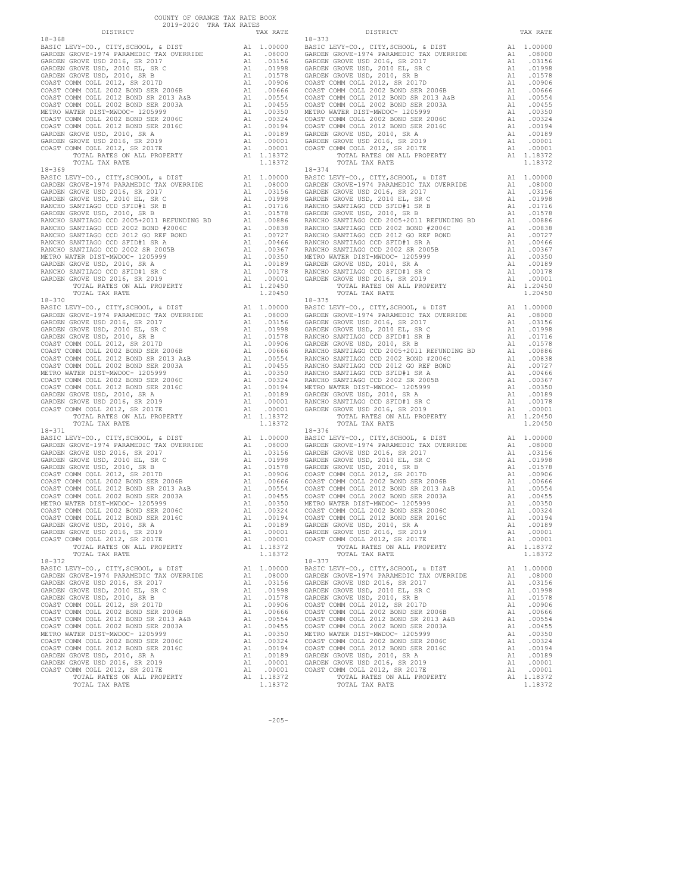COUNTY OF ORANGE TAX RATE BOOK
2019-2020 TRA TAX RATES

| DISTRICT | | TAX RATE |
|---|---|---|
| 18-368 | | |
| BASIC LEVY-CO., CITY,SCHOOL, & DIST | A1 | 1.00000 |
| GARDEN GROVE-1974 PARAMEDIC TAX OVERRIDE | A1 | .08000 |
| GARDEN GROVE USD 2016, SR 2017 | A1 | .03156 |
| GARDEN GROVE USD, 2010 EL, SR C | A1 | .01998 |
| GARDEN GROVE USD, 2010, SR B | A1 | .01578 |
| COAST COMM COLL 2012, SR 2017D | A1 | .00906 |
| COAST COMM COLL 2002 BOND SER 2006B | A1 | .00666 |
| COAST COMM COLL 2012 BOND SR 2013 A&B | A1 | .00554 |
| COAST COMM COLL 2002 BOND SER 2003A | A1 | .00455 |
| METRO WATER DIST-MWDOC- 1205999 | A1 | .00350 |
| COAST COMM COLL 2002 BOND SER 2006C | A1 | .00324 |
| COAST COMM COLL 2012 BOND SER 2016C | A1 | .00194 |
| GARDEN GROVE USD, 2010, SR A | A1 | .00189 |
| GARDEN GROVE USD 2016, SR 2019 | A1 | .00001 |
| COAST COMM COLL 2012, SR 2017E | A1 | .00001 |
| TOTAL RATES ON ALL PROPERTY | A1 | 1.18372 |
| TOTAL TAX RATE | | 1.18372 |
| 18-369 | | |
| BASIC LEVY-CO., CITY,SCHOOL, & DIST | A1 | 1.00000 |
| GARDEN GROVE-1974 PARAMEDIC TAX OVERRIDE | A1 | .08000 |
| GARDEN GROVE USD 2016, SR 2017 | A1 | .03156 |
| GARDEN GROVE USD, 2010 EL, SR C | A1 | .01998 |
| RANCHO SANTIAGO CCD SFID#1 SR B | A1 | .01716 |
| GARDEN GROVE USD, 2010, SR B | A1 | .01578 |
| RANCHO SANTIAGO CCD 2005+2011 REFUNDING BD | A1 | .00886 |
| RANCHO SANTIAGO CCD 2002 BOND #2006C | A1 | .00838 |
| RANCHO SANTIAGO CCD 2012 GO REF BOND | A1 | .00727 |
| RANCHO SANTIAGO CCD SFID#1 SR A | A1 | .00466 |
| RANCHO SANTIAGO CCD 2002 SR 2005B | A1 | .00367 |
| METRO WATER DIST-MWDOC- 1205999 | A1 | .00350 |
| GARDEN GROVE USD, 2010, SR A | A1 | .00189 |
| RANCHO SANTIAGO CCD SFID#1 SR C | A1 | .00178 |
| GARDEN GROVE USD 2016, SR 2019 | A1 | .00001 |
| TOTAL RATES ON ALL PROPERTY | A1 | 1.20450 |
| TOTAL TAX RATE | | 1.20450 |
| 18-370 | | |
| BASIC LEVY-CO., CITY,SCHOOL, & DIST | A1 | 1.00000 |
| GARDEN GROVE-1974 PARAMEDIC TAX OVERRIDE | A1 | .08000 |
| GARDEN GROVE USD 2016, SR 2017 | A1 | .03156 |
| GARDEN GROVE USD, 2010 EL, SR C | A1 | .01998 |
| GARDEN GROVE USD, 2010, SR B | A1 | .01578 |
| COAST COMM COLL 2012, SR 2017D | A1 | .00906 |
| COAST COMM COLL 2002 BOND SER 2006B | A1 | .00666 |
| COAST COMM COLL 2012 BOND SR 2013 A&B | A1 | .00554 |
| COAST COMM COLL 2002 BOND SER 2003A | A1 | .00455 |
| METRO WATER DIST-MWDOC- 1205999 | A1 | .00350 |
| COAST COMM COLL 2002 BOND SER 2006C | A1 | .00324 |
| COAST COMM COLL 2012 BOND SER 2016C | A1 | .00194 |
| GARDEN GROVE USD, 2010, SR A | A1 | .00189 |
| GARDEN GROVE USD 2016, SR 2019 | A1 | .00001 |
| COAST COMM COLL 2012, SR 2017E | A1 | .00001 |
| TOTAL RATES ON ALL PROPERTY | A1 | 1.18372 |
| TOTAL TAX RATE | | 1.18372 |
| 18-371 | | |
| BASIC LEVY-CO., CITY,SCHOOL, & DIST | A1 | 1.00000 |
| GARDEN GROVE-1974 PARAMEDIC TAX OVERRIDE | A1 | .08000 |
| GARDEN GROVE USD 2016, SR 2017 | A1 | .03156 |
| GARDEN GROVE USD, 2010 EL, SR C | A1 | .01998 |
| GARDEN GROVE USD, 2010, SR B | A1 | .01578 |
| COAST COMM COLL 2012, SR 2017D | A1 | .00906 |
| COAST COMM COLL 2002 BOND SER 2006B | A1 | .00666 |
| COAST COMM COLL 2012 BOND SR 2013 A&B | A1 | .00554 |
| COAST COMM COLL 2002 BOND SER 2003A | A1 | .00455 |
| METRO WATER DIST-MWDOC- 1205999 | A1 | .00350 |
| COAST COMM COLL 2002 BOND SER 2006C | A1 | .00324 |
| COAST COMM COLL 2012 BOND SER 2016C | A1 | .00194 |
| GARDEN GROVE USD, 2010, SR A | A1 | .00189 |
| GARDEN GROVE USD 2016, SR 2019 | A1 | .00001 |
| COAST COMM COLL 2012, SR 2017E | A1 | .00001 |
| TOTAL RATES ON ALL PROPERTY | A1 | 1.18372 |
| TOTAL TAX RATE | | 1.18372 |
| 18-372 | | |
| BASIC LEVY-CO., CITY,SCHOOL, & DIST | A1 | 1.00000 |
| GARDEN GROVE-1974 PARAMEDIC TAX OVERRIDE | A1 | .08000 |
| GARDEN GROVE USD 2016, SR 2017 | A1 | .03156 |
| GARDEN GROVE USD, 2010 EL, SR C | A1 | .01998 |
| GARDEN GROVE USD, 2010, SR B | A1 | .01578 |
| COAST COMM COLL 2012, SR 2017D | A1 | .00906 |
| COAST COMM COLL 2002 BOND SER 2006B | A1 | .00666 |
| COAST COMM COLL 2012 BOND SR 2013 A&B | A1 | .00554 |
| COAST COMM COLL 2002 BOND SER 2003A | A1 | .00455 |
| METRO WATER DIST-MWDOC- 1205999 | A1 | .00350 |
| COAST COMM COLL 2002 BOND SER 2006C | A1 | .00324 |
| COAST COMM COLL 2012 BOND SER 2016C | A1 | .00194 |
| GARDEN GROVE USD, 2010, SR A | A1 | .00189 |
| GARDEN GROVE USD 2016, SR 2019 | A1 | .00001 |
| COAST COMM COLL 2012, SR 2017E | A1 | .00001 |
| TOTAL RATES ON ALL PROPERTY | A1 | 1.18372 |
| TOTAL TAX RATE | | 1.18372 |
| 18-373 | | |
| BASIC LEVY-CO., CITY,SCHOOL, & DIST | A1 | 1.00000 |
| GARDEN GROVE-1974 PARAMEDIC TAX OVERRIDE | A1 | .08000 |
| GARDEN GROVE USD 2016, SR 2017 | A1 | .03156 |
| GARDEN GROVE USD, 2010 EL, SR C | A1 | .01998 |
| GARDEN GROVE USD, 2010, SR B | A1 | .01578 |
| COAST COMM COLL 2012, SR 2017D | A1 | .00906 |
| COAST COMM COLL 2002 BOND SER 2006B | A1 | .00666 |
| COAST COMM COLL 2012 BOND SR 2013 A&B | A1 | .00554 |
| COAST COMM COLL 2002 BOND SER 2003A | A1 | .00455 |
| METRO WATER DIST-MWDOC- 1205999 | A1 | .00350 |
| COAST COMM COLL 2002 BOND SER 2006C | A1 | .00324 |
| COAST COMM COLL 2012 BOND SER 2016C | A1 | .00194 |
| GARDEN GROVE USD, 2010, SR A | A1 | .00189 |
| GARDEN GROVE USD 2016, SR 2019 | A1 | .00001 |
| COAST COMM COLL 2012, SR 2017E | A1 | .00001 |
| TOTAL RATES ON ALL PROPERTY | A1 | 1.18372 |
| TOTAL TAX RATE | | 1.18372 |
| 18-374 | | |
| BASIC LEVY-CO., CITY,SCHOOL, & DIST | A1 | 1.00000 |
| GARDEN GROVE-1974 PARAMEDIC TAX OVERRIDE | A1 | .08000 |
| GARDEN GROVE USD 2016, SR 2017 | A1 | .03156 |
| GARDEN GROVE USD, 2010 EL, SR C | A1 | .01998 |
| RANCHO SANTIAGO CCD SFID#1 SR B | A1 | .01716 |
| GARDEN GROVE USD, 2010, SR B | A1 | .01578 |
| RANCHO SANTIAGO CCD 2005+2011 REFUNDING BD | A1 | .00886 |
| RANCHO SANTIAGO CCD 2002 BOND #2006C | A1 | .00838 |
| RANCHO SANTIAGO CCD 2012 GO REF BOND | A1 | .00727 |
| RANCHO SANTIAGO CCD SFID#1 SR A | A1 | .00466 |
| RANCHO SANTIAGO CCD 2002 SR 2005B | A1 | .00367 |
| METRO WATER DIST-MWDOC- 1205999 | A1 | .00350 |
| GARDEN GROVE USD, 2010, SR A | A1 | .00189 |
| RANCHO SANTIAGO CCD SFID#1 SR C | A1 | .00178 |
| GARDEN GROVE USD 2016, SR 2019 | A1 | .00001 |
| TOTAL RATES ON ALL PROPERTY | A1 | 1.20450 |
| TOTAL TAX RATE | | 1.20450 |
| 18-375 | | |
| BASIC LEVY-CO., CITY,SCHOOL, & DIST | A1 | 1.00000 |
| GARDEN GROVE-1974 PARAMEDIC TAX OVERRIDE | A1 | .08000 |
| GARDEN GROVE USD 2016, SR 2017 | A1 | .03156 |
| GARDEN GROVE USD, 2010 EL, SR C | A1 | .01998 |
| RANCHO SANTIAGO CCD SFID#1 SR B | A1 | .01716 |
| GARDEN GROVE USD, 2010, SR B | A1 | .01578 |
| RANCHO SANTIAGO CCD 2005+2011 REFUNDING BD | A1 | .00886 |
| RANCHO SANTIAGO CCD 2002 BOND #2006C | A1 | .00838 |
| RANCHO SANTIAGO CCD 2012 GO REF BOND | A1 | .00727 |
| RANCHO SANTIAGO CCD SFID#1 SR A | A1 | .00466 |
| RANCHO SANTIAGO CCD 2002 SR 2005B | A1 | .00367 |
| METRO WATER DIST-MWDOC- 1205999 | A1 | .00350 |
| GARDEN GROVE USD, 2010, SR A | A1 | .00189 |
| RANCHO SANTIAGO CCD SFID#1 SR C | A1 | .00178 |
| GARDEN GROVE USD 2016, SR 2019 | A1 | .00001 |
| TOTAL RATES ON ALL PROPERTY | A1 | 1.20450 |
| TOTAL TAX RATE | | 1.20450 |
| 18-376 | | |
| BASIC LEVY-CO., CITY,SCHOOL, & DIST | A1 | 1.00000 |
| GARDEN GROVE-1974 PARAMEDIC TAX OVERRIDE | A1 | .08000 |
| GARDEN GROVE USD 2016, SR 2017 | A1 | .03156 |
| GARDEN GROVE USD, 2010 EL, SR C | A1 | .01998 |
| GARDEN GROVE USD, 2010, SR B | A1 | .01578 |
| COAST COMM COLL 2012, SR 2017D | A1 | .00906 |
| COAST COMM COLL 2002 BOND SER 2006B | A1 | .00666 |
| COAST COMM COLL 2012 BOND SR 2013 A&B | A1 | .00554 |
| COAST COMM COLL 2002 BOND SER 2003A | A1 | .00455 |
| METRO WATER DIST-MWDOC- 1205999 | A1 | .00350 |
| COAST COMM COLL 2002 BOND SER 2006C | A1 | .00324 |
| COAST COMM COLL 2012 BOND SER 2016C | A1 | .00194 |
| GARDEN GROVE USD, 2010, SR A | A1 | .00189 |
| GARDEN GROVE USD 2016, SR 2019 | A1 | .00001 |
| COAST COMM COLL 2012, SR 2017E | A1 | .00001 |
| TOTAL RATES ON ALL PROPERTY | A1 | 1.18372 |
| TOTAL TAX RATE | | 1.18372 |
| 18-377 | | |
| BASIC LEVY-CO., CITY,SCHOOL, & DIST | A1 | 1.00000 |
| GARDEN GROVE-1974 PARAMEDIC TAX OVERRIDE | A1 | .08000 |
| GARDEN GROVE USD 2016, SR 2017 | A1 | .03156 |
| GARDEN GROVE USD, 2010 EL, SR C | A1 | .01998 |
| GARDEN GROVE USD, 2010, SR B | A1 | .01578 |
| COAST COMM COLL 2012, SR 2017D | A1 | .00906 |
| COAST COMM COLL 2002 BOND SER 2006B | A1 | .00666 |
| COAST COMM COLL 2012 BOND SR 2013 A&B | A1 | .00554 |
| COAST COMM COLL 2002 BOND SER 2003A | A1 | .00455 |
| METRO WATER DIST-MWDOC- 1205999 | A1 | .00350 |
| COAST COMM COLL 2002 BOND SER 2006C | A1 | .00324 |
| COAST COMM COLL 2012 BOND SER 2016C | A1 | .00194 |
| GARDEN GROVE USD, 2010, SR A | A1 | .00189 |
| GARDEN GROVE USD 2016, SR 2019 | A1 | .00001 |
| COAST COMM COLL 2012, SR 2017E | A1 | .00001 |
| TOTAL RATES ON ALL PROPERTY | A1 | 1.18372 |
| TOTAL TAX RATE | | 1.18372 |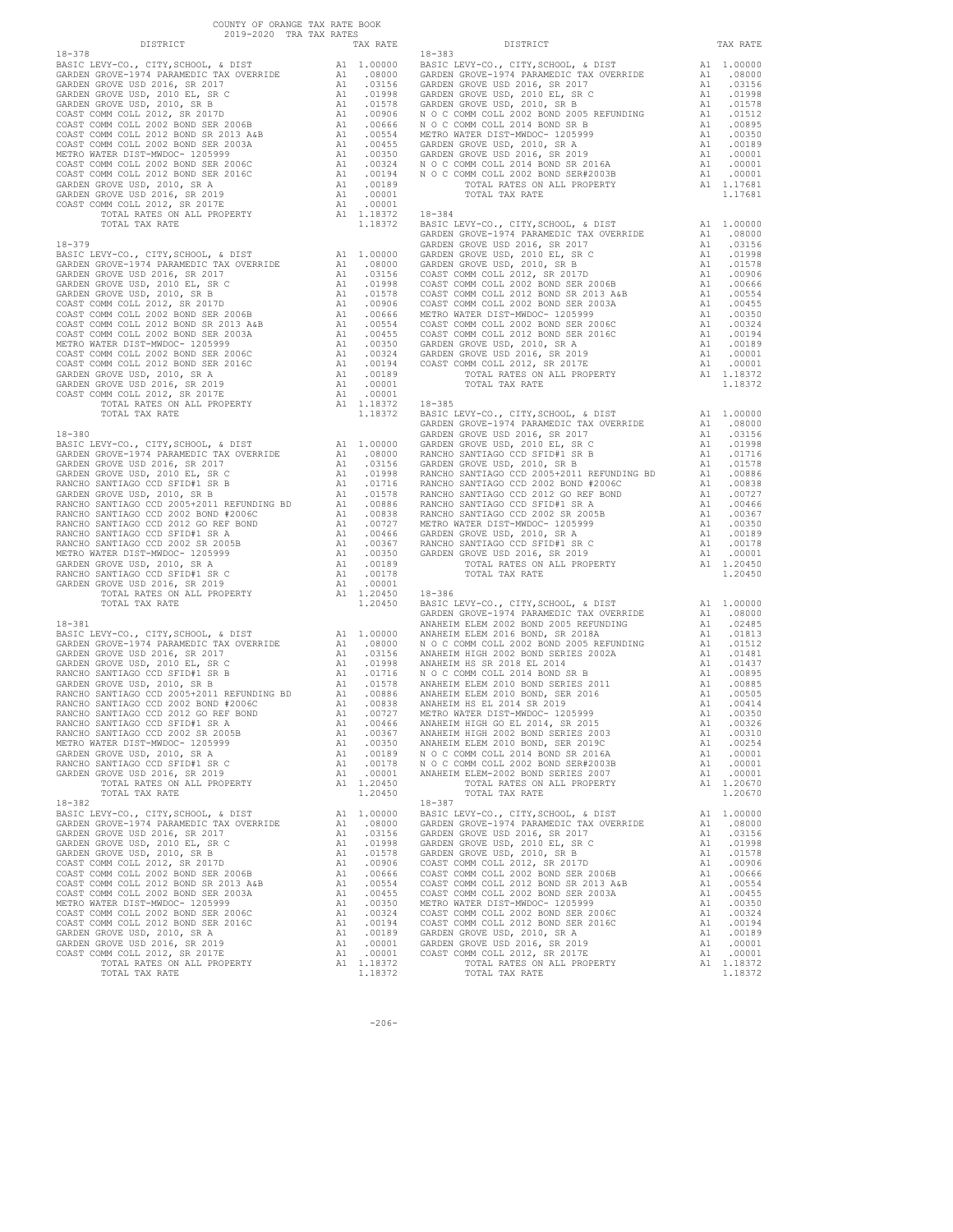COUNTY OF ORANGE TAX RATE BOOK
2019-2020 TRA TAX RATES

| DISTRICT | | TAX RATE |
|---|---|---|
| **18-378** | | |
| BASIC LEVY-CO., CITY,SCHOOL, & DIST | A1 | 1.00000 |
| GARDEN GROVE-1974 PARAMEDIC TAX OVERRIDE | A1 | .08000 |
| GARDEN GROVE USD 2016, SR 2017 | A1 | .03156 |
| GARDEN GROVE USD, 2010 EL, SR C | A1 | .01998 |
| GARDEN GROVE USD, 2010, SR B | A1 | .01578 |
| COAST COMM COLL 2012, SR 2017D | A1 | .00906 |
| COAST COMM COLL 2002 BOND SER 2006B | A1 | .00666 |
| COAST COMM COLL 2012 BOND SR 2013 A&B | A1 | .00554 |
| COAST COMM COLL 2002 BOND SER 2003A | A1 | .00455 |
| METRO WATER DIST-MWDOC- 1205999 | A1 | .00350 |
| COAST COMM COLL 2002 BOND SER 2006C | A1 | .00324 |
| COAST COMM COLL 2012 BOND SER 2016C | A1 | .00194 |
| GARDEN GROVE USD, 2010, SR A | A1 | .00189 |
| GARDEN GROVE USD 2016, SR 2019 | A1 | .00001 |
| COAST COMM COLL 2012, SR 2017E | A1 | .00001 |
| TOTAL RATES ON ALL PROPERTY | A1 | 1.18372 |
| TOTAL TAX RATE | | 1.18372 |
| **18-379** | | |
| BASIC LEVY-CO., CITY,SCHOOL, & DIST | A1 | 1.00000 |
| GARDEN GROVE-1974 PARAMEDIC TAX OVERRIDE | A1 | .08000 |
| GARDEN GROVE USD 2016, SR 2017 | A1 | .03156 |
| GARDEN GROVE USD, 2010 EL, SR C | A1 | .01998 |
| GARDEN GROVE USD, 2010, SR B | A1 | .01578 |
| COAST COMM COLL 2012, SR 2017D | A1 | .00906 |
| COAST COMM COLL 2002 BOND SER 2006B | A1 | .00666 |
| COAST COMM COLL 2012 BOND SR 2013 A&B | A1 | .00554 |
| COAST COMM COLL 2002 BOND SER 2003A | A1 | .00455 |
| METRO WATER DIST-MWDOC- 1205999 | A1 | .00350 |
| COAST COMM COLL 2002 BOND SER 2006C | A1 | .00324 |
| COAST COMM COLL 2012 BOND SER 2016C | A1 | .00194 |
| GARDEN GROVE USD, 2010, SR A | A1 | .00189 |
| GARDEN GROVE USD 2016, SR 2019 | A1 | .00001 |
| COAST COMM COLL 2012, SR 2017E | A1 | .00001 |
| TOTAL RATES ON ALL PROPERTY | A1 | 1.18372 |
| TOTAL TAX RATE | | 1.18372 |
| **18-380** | | |
| BASIC LEVY-CO., CITY,SCHOOL, & DIST | A1 | 1.00000 |
| GARDEN GROVE-1974 PARAMEDIC TAX OVERRIDE | A1 | .08000 |
| GARDEN GROVE USD 2016, SR 2017 | A1 | .03156 |
| GARDEN GROVE USD, 2010 EL, SR C | A1 | .01998 |
| RANCHO SANTIAGO CCD SFID#1 SR B | A1 | .01716 |
| GARDEN GROVE USD, 2010, SR B | A1 | .01578 |
| RANCHO SANTIAGO CCD 2005+2011 REFUNDING BD | A1 | .00886 |
| RANCHO SANTIAGO CCD 2002 BOND #2006C | A1 | .00838 |
| RANCHO SANTIAGO CCD 2012 GO REF BOND | A1 | .00727 |
| RANCHO SANTIAGO CCD SFID#1 SR A | A1 | .00466 |
| RANCHO SANTIAGO CCD 2002 SR 2005B | A1 | .00367 |
| METRO WATER DIST-MWDOC- 1205999 | A1 | .00350 |
| GARDEN GROVE USD, 2010, SR A | A1 | .00189 |
| RANCHO SANTIAGO CCD SFID#1 SR C | A1 | .00178 |
| GARDEN GROVE USD 2016, SR 2019 | A1 | .00001 |
| TOTAL RATES ON ALL PROPERTY | A1 | 1.20450 |
| TOTAL TAX RATE | | 1.20450 |
| **18-381** | | |
| BASIC LEVY-CO., CITY,SCHOOL, & DIST | A1 | 1.00000 |
| GARDEN GROVE-1974 PARAMEDIC TAX OVERRIDE | A1 | .08000 |
| GARDEN GROVE USD 2016, SR 2017 | A1 | .03156 |
| GARDEN GROVE USD, 2010 EL, SR C | A1 | .01998 |
| RANCHO SANTIAGO CCD SFID#1 SR B | A1 | .01716 |
| GARDEN GROVE USD, 2010, SR B | A1 | .01578 |
| RANCHO SANTIAGO CCD 2005+2011 REFUNDING BD | A1 | .00886 |
| RANCHO SANTIAGO CCD 2002 BOND #2006C | A1 | .00838 |
| RANCHO SANTIAGO CCD 2012 GO REF BOND | A1 | .00727 |
| RANCHO SANTIAGO CCD SFID#1 SR A | A1 | .00466 |
| RANCHO SANTIAGO CCD 2002 SR 2005B | A1 | .00367 |
| METRO WATER DIST-MWDOC- 1205999 | A1 | .00350 |
| GARDEN GROVE USD, 2010, SR A | A1 | .00189 |
| RANCHO SANTIAGO CCD SFID#1 SR C | A1 | .00178 |
| GARDEN GROVE USD 2016, SR 2019 | A1 | .00001 |
| TOTAL RATES ON ALL PROPERTY | A1 | 1.20450 |
| TOTAL TAX RATE | | 1.20450 |
| **18-382** | | |
| BASIC LEVY-CO., CITY,SCHOOL, & DIST | A1 | 1.00000 |
| GARDEN GROVE-1974 PARAMEDIC TAX OVERRIDE | A1 | .08000 |
| GARDEN GROVE USD 2016, SR 2017 | A1 | .03156 |
| GARDEN GROVE USD, 2010 EL, SR C | A1 | .01998 |
| GARDEN GROVE USD, 2010, SR B | A1 | .01578 |
| COAST COMM COLL 2012, SR 2017D | A1 | .00906 |
| COAST COMM COLL 2002 BOND SER 2006B | A1 | .00666 |
| COAST COMM COLL 2012 BOND SR 2013 A&B | A1 | .00554 |
| COAST COMM COLL 2002 BOND SER 2003A | A1 | .00455 |
| METRO WATER DIST-MWDOC- 1205999 | A1 | .00350 |
| COAST COMM COLL 2002 BOND SER 2006C | A1 | .00324 |
| COAST COMM COLL 2012 BOND SER 2016C | A1 | .00194 |
| GARDEN GROVE USD, 2010, SR A | A1 | .00189 |
| GARDEN GROVE USD 2016, SR 2019 | A1 | .00001 |
| COAST COMM COLL 2012, SR 2017E | A1 | .00001 |
| TOTAL RATES ON ALL PROPERTY | A1 | 1.18372 |
| TOTAL TAX RATE | | 1.18372 |
| **18-383** | | |
| BASIC LEVY-CO., CITY,SCHOOL, & DIST | A1 | 1.00000 |
| GARDEN GROVE-1974 PARAMEDIC TAX OVERRIDE | A1 | .08000 |
| GARDEN GROVE USD 2016, SR 2017 | A1 | .03156 |
| GARDEN GROVE USD, 2010 EL, SR C | A1 | .01998 |
| GARDEN GROVE USD, 2010, SR B | A1 | .01578 |
| N O C COMM COLL 2002 BOND 2005 REFUNDING | A1 | .01512 |
| N O C COMM COLL 2014 BOND SR B | A1 | .00895 |
| METRO WATER DIST-MWDOC- 1205999 | A1 | .00350 |
| GARDEN GROVE USD, 2010, SR A | A1 | .00189 |
| GARDEN GROVE USD 2016, SR 2019 | A1 | .00001 |
| N O C COMM COLL 2014 BOND SR 2016A | A1 | .00001 |
| N O C COMM COLL 2002 BOND SER#2003B | A1 | .00001 |
| TOTAL RATES ON ALL PROPERTY | A1 | 1.17681 |
| TOTAL TAX RATE | | 1.17681 |
| **18-384** | | |
| BASIC LEVY-CO., CITY,SCHOOL, & DIST | A1 | 1.00000 |
| GARDEN GROVE-1974 PARAMEDIC TAX OVERRIDE | A1 | .08000 |
| GARDEN GROVE USD 2016, SR 2017 | A1 | .03156 |
| GARDEN GROVE USD, 2010 EL, SR C | A1 | .01998 |
| GARDEN GROVE USD, 2010, SR B | A1 | .01578 |
| COAST COMM COLL 2012, SR 2017D | A1 | .00906 |
| COAST COMM COLL 2002 BOND SER 2006B | A1 | .00666 |
| COAST COMM COLL 2012 BOND SR 2013 A&B | A1 | .00554 |
| COAST COMM COLL 2002 BOND SER 2003A | A1 | .00455 |
| METRO WATER DIST-MWDOC- 1205999 | A1 | .00350 |
| COAST COMM COLL 2002 BOND SER 2006C | A1 | .00324 |
| COAST COMM COLL 2012 BOND SER 2016C | A1 | .00194 |
| GARDEN GROVE USD, 2010, SR A | A1 | .00189 |
| GARDEN GROVE USD 2016, SR 2019 | A1 | .00001 |
| COAST COMM COLL 2012, SR 2017E | A1 | .00001 |
| TOTAL RATES ON ALL PROPERTY | A1 | 1.18372 |
| TOTAL TAX RATE | | 1.18372 |
| **18-385** | | |
| BASIC LEVY-CO., CITY,SCHOOL, & DIST | A1 | 1.00000 |
| GARDEN GROVE-1974 PARAMEDIC TAX OVERRIDE | A1 | .08000 |
| GARDEN GROVE USD 2016, SR 2017 | A1 | .03156 |
| GARDEN GROVE USD, 2010 EL, SR C | A1 | .01998 |
| RANCHO SANTIAGO CCD SFID#1 SR B | A1 | .01716 |
| GARDEN GROVE USD, 2010, SR B | A1 | .01578 |
| RANCHO SANTIAGO CCD 2005+2011 REFUNDING BD | A1 | .00886 |
| RANCHO SANTIAGO CCD 2002 BOND #2006C | A1 | .00838 |
| RANCHO SANTIAGO CCD 2012 GO REF BOND | A1 | .00727 |
| RANCHO SANTIAGO CCD SFID#1 SR A | A1 | .00466 |
| RANCHO SANTIAGO CCD 2002 SR 2005B | A1 | .00367 |
| METRO WATER DIST-MWDOC- 1205999 | A1 | .00350 |
| GARDEN GROVE USD, 2010, SR A | A1 | .00189 |
| RANCHO SANTIAGO CCD SFID#1 SR C | A1 | .00178 |
| GARDEN GROVE USD 2016, SR 2019 | A1 | .00001 |
| TOTAL RATES ON ALL PROPERTY | A1 | 1.20450 |
| TOTAL TAX RATE | | 1.20450 |
| **18-386** | | |
| BASIC LEVY-CO., CITY,SCHOOL, & DIST | A1 | 1.00000 |
| GARDEN GROVE-1974 PARAMEDIC TAX OVERRIDE | A1 | .08000 |
| ANAHEIM ELEM 2002 BOND 2005 REFUNDING | A1 | .02485 |
| ANAHEIM ELEM 2016 BOND, SR 2018A | A1 | .01813 |
| N O C COMM COLL 2002 BOND 2005 REFUNDING | A1 | .01512 |
| ANAHEIM HIGH 2002 BOND SERIES 2002A | A1 | .01481 |
| ANAHEIM HS SR 2018 EL 2014 | A1 | .01437 |
| N O C COMM COLL 2014 BOND SR B | A1 | .00895 |
| ANAHEIM ELEM 2010 BOND SERIES 2011 | A1 | .00885 |
| ANAHEIM ELEM 2010 BOND, SER 2016 | A1 | .00505 |
| ANAHEIM HS EL 2014 SR 2019 | A1 | .00414 |
| METRO WATER DIST-MWDOC- 1205999 | A1 | .00350 |
| ANAHEIM HIGH GO EL 2014, SR 2015 | A1 | .00326 |
| ANAHEIM HIGH 2002 BOND SERIES 2003 | A1 | .00310 |
| ANAHEIM ELEM 2010 BOND, SER 2019C | A1 | .00254 |
| N O C COMM COLL 2014 BOND SR 2016A | A1 | .00001 |
| N O C COMM COLL 2002 BOND SER#2003B | A1 | .00001 |
| ANAHEIM ELEM-2002 BOND SERIES 2007 | A1 | .00001 |
| TOTAL RATES ON ALL PROPERTY | A1 | 1.20670 |
| TOTAL TAX RATE | | 1.20670 |
| **18-387** | | |
| BASIC LEVY-CO., CITY,SCHOOL, & DIST | A1 | 1.00000 |
| GARDEN GROVE-1974 PARAMEDIC TAX OVERRIDE | A1 | .08000 |
| GARDEN GROVE USD 2016, SR 2017 | A1 | .03156 |
| GARDEN GROVE USD, 2010 EL, SR C | A1 | .01998 |
| GARDEN GROVE USD, 2010, SR B | A1 | .01578 |
| COAST COMM COLL 2012, SR 2017D | A1 | .00906 |
| COAST COMM COLL 2002 BOND SER 2006B | A1 | .00666 |
| COAST COMM COLL 2012 BOND SR 2013 A&B | A1 | .00554 |
| COAST COMM COLL 2002 BOND SER 2003A | A1 | .00455 |
| METRO WATER DIST-MWDOC- 1205999 | A1 | .00350 |
| COAST COMM COLL 2002 BOND SER 2006C | A1 | .00324 |
| COAST COMM COLL 2012 BOND SER 2016C | A1 | .00194 |
| GARDEN GROVE USD, 2010, SR A | A1 | .00189 |
| GARDEN GROVE USD 2016, SR 2019 | A1 | .00001 |
| COAST COMM COLL 2012, SR 2017E | A1 | .00001 |
| TOTAL RATES ON ALL PROPERTY | A1 | 1.18372 |
| TOTAL TAX RATE | | 1.18372 |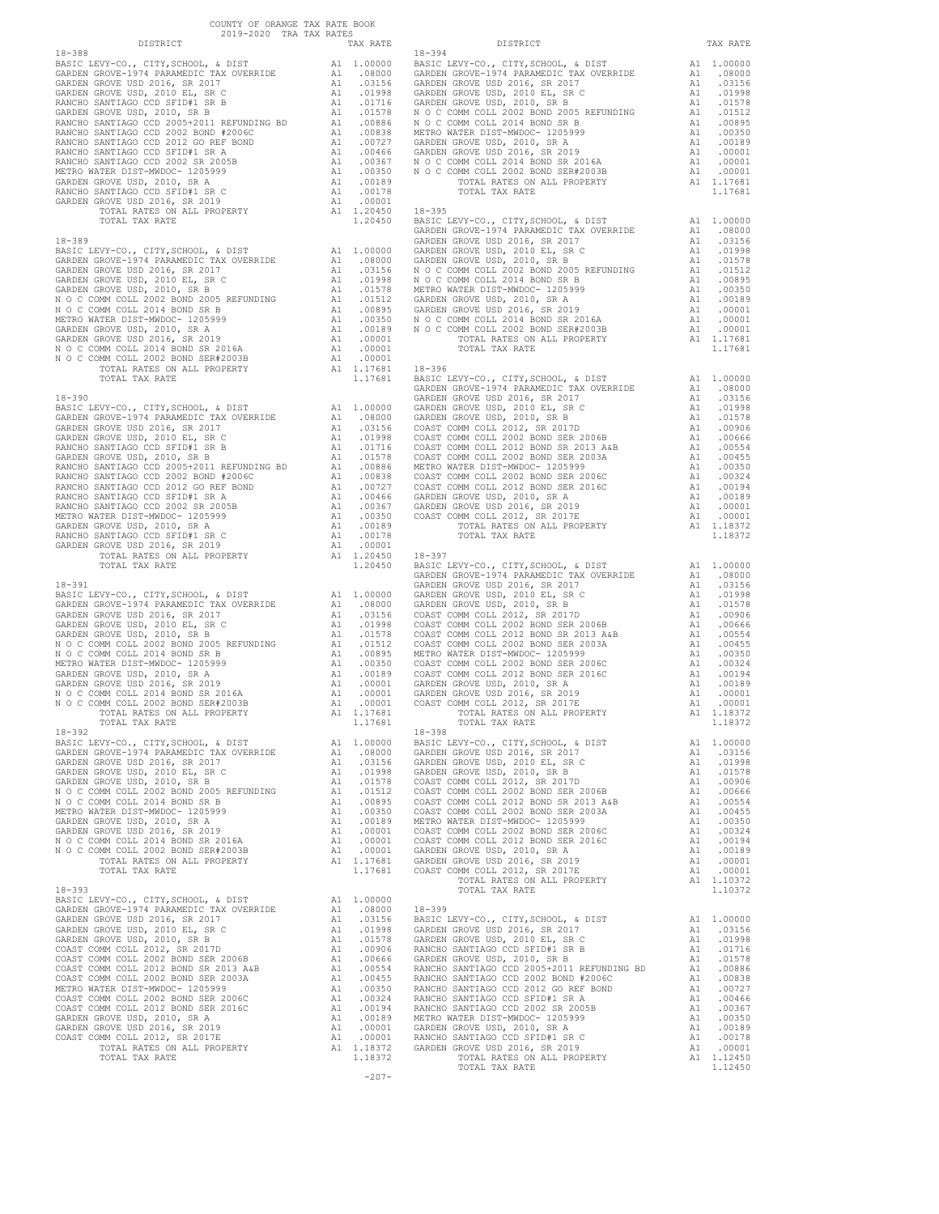COUNTY OF ORANGE TAX RATE BOOK
2019-2020 TRA TAX RATES

| DISTRICT | | TAX RATE |
|---|---|---|
| **18-388** | | |
| BASIC LEVY-CO., CITY,SCHOOL, & DIST | A1 | 1.00000 |
| GARDEN GROVE-1974 PARAMEDIC TAX OVERRIDE | A1 | .08000 |
| GARDEN GROVE USD 2016, SR 2017 | A1 | .03156 |
| GARDEN GROVE USD, 2010 EL, SR C | A1 | .01998 |
| RANCHO SANTIAGO CCD SFID#1 SR B | A1 | .01716 |
| GARDEN GROVE USD, 2010, SR B | A1 | .01578 |
| RANCHO SANTIAGO CCD 2005+2011 REFUNDING BD | A1 | .00886 |
| RANCHO SANTIAGO CCD 2002 BOND #2006C | A1 | .00838 |
| RANCHO SANTIAGO CCD 2012 GO REF BOND | A1 | .00727 |
| RANCHO SANTIAGO CCD SFID#1 SR A | A1 | .00466 |
| RANCHO SANTIAGO CCD 2002 SR 2005B | A1 | .00367 |
| METRO WATER DIST-MWDOC- 1205999 | A1 | .00350 |
| GARDEN GROVE USD, 2010, SR A | A1 | .00189 |
| RANCHO SANTIAGO CCD SFID#1 SR C | A1 | .00178 |
| GARDEN GROVE USD 2016, SR 2019 | A1 | .00001 |
| TOTAL RATES ON ALL PROPERTY | A1 | 1.20450 |
| TOTAL TAX RATE | | 1.20450 |
| **18-389** | | |
| BASIC LEVY-CO., CITY,SCHOOL, & DIST | A1 | 1.00000 |
| GARDEN GROVE-1974 PARAMEDIC TAX OVERRIDE | A1 | .08000 |
| GARDEN GROVE USD 2016, SR 2017 | A1 | .03156 |
| GARDEN GROVE USD, 2010 EL, SR C | A1 | .01998 |
| GARDEN GROVE USD, 2010, SR B | A1 | .01578 |
| N O C COMM COLL 2002 BOND 2005 REFUNDING | A1 | .01512 |
| N O C COMM COLL 2014 BOND SR B | A1 | .00895 |
| METRO WATER DIST-MWDOC- 1205999 | A1 | .00350 |
| GARDEN GROVE USD, 2010, SR A | A1 | .00189 |
| GARDEN GROVE USD 2016, SR 2019 | A1 | .00001 |
| N O C COMM COLL 2014 BOND SR 2016A | A1 | .00001 |
| N O C COMM COLL 2002 BOND SER#2003B | A1 | .00001 |
| TOTAL RATES ON ALL PROPERTY | A1 | 1.17681 |
| TOTAL TAX RATE | | 1.17681 |
| **18-390** | | |
| BASIC LEVY-CO., CITY,SCHOOL, & DIST | A1 | 1.00000 |
| GARDEN GROVE-1974 PARAMEDIC TAX OVERRIDE | A1 | .08000 |
| GARDEN GROVE USD 2016, SR 2017 | A1 | .03156 |
| GARDEN GROVE USD, 2010 EL, SR C | A1 | .01998 |
| RANCHO SANTIAGO CCD SFID#1 SR B | A1 | .01716 |
| GARDEN GROVE USD, 2010, SR B | A1 | .01578 |
| RANCHO SANTIAGO CCD 2005+2011 REFUNDING BD | A1 | .00886 |
| RANCHO SANTIAGO CCD 2002 BOND #2006C | A1 | .00838 |
| RANCHO SANTIAGO CCD 2012 GO REF BOND | A1 | .00727 |
| RANCHO SANTIAGO CCD SFID#1 SR A | A1 | .00466 |
| RANCHO SANTIAGO CCD 2002 SR 2005B | A1 | .00367 |
| METRO WATER DIST-MWDOC- 1205999 | A1 | .00350 |
| GARDEN GROVE USD, 2010, SR A | A1 | .00189 |
| RANCHO SANTIAGO CCD SFID#1 SR C | A1 | .00178 |
| GARDEN GROVE USD 2016, SR 2019 | A1 | .00001 |
| TOTAL RATES ON ALL PROPERTY | A1 | 1.20450 |
| TOTAL TAX RATE | | 1.20450 |
| **18-391** | | |
| BASIC LEVY-CO., CITY,SCHOOL, & DIST | A1 | 1.00000 |
| GARDEN GROVE-1974 PARAMEDIC TAX OVERRIDE | A1 | .08000 |
| GARDEN GROVE USD 2016, SR 2017 | A1 | .03156 |
| GARDEN GROVE USD, 2010 EL, SR C | A1 | .01998 |
| GARDEN GROVE USD, 2010, SR B | A1 | .01578 |
| N O C COMM COLL 2002 BOND 2005 REFUNDING | A1 | .01512 |
| N O C COMM COLL 2014 BOND SR B | A1 | .00895 |
| METRO WATER DIST-MWDOC- 1205999 | A1 | .00350 |
| GARDEN GROVE USD, 2010, SR A | A1 | .00189 |
| GARDEN GROVE USD 2016, SR 2019 | A1 | .00001 |
| N O C COMM COLL 2014 BOND SR 2016A | A1 | .00001 |
| N O C COMM COLL 2002 BOND SER#2003B | A1 | .00001 |
| TOTAL RATES ON ALL PROPERTY | A1 | 1.17681 |
| TOTAL TAX RATE | | 1.17681 |
| **18-392** | | |
| BASIC LEVY-CO., CITY,SCHOOL, & DIST | A1 | 1.00000 |
| GARDEN GROVE-1974 PARAMEDIC TAX OVERRIDE | A1 | .08000 |
| GARDEN GROVE USD 2016, SR 2017 | A1 | .03156 |
| GARDEN GROVE USD, 2010 EL, SR C | A1 | .01998 |
| GARDEN GROVE USD, 2010, SR B | A1 | .01578 |
| N O C COMM COLL 2002 BOND 2005 REFUNDING | A1 | .01512 |
| N O C COMM COLL 2014 BOND SR B | A1 | .00895 |
| METRO WATER DIST-MWDOC- 1205999 | A1 | .00350 |
| GARDEN GROVE USD, 2010, SR A | A1 | .00189 |
| GARDEN GROVE USD 2016, SR 2019 | A1 | .00001 |
| N O C COMM COLL 2014 BOND SR 2016A | A1 | .00001 |
| N O C COMM COLL 2002 BOND SER#2003B | A1 | .00001 |
| TOTAL RATES ON ALL PROPERTY | A1 | 1.17681 |
| TOTAL TAX RATE | | 1.17681 |
| **18-393** | | |
| BASIC LEVY-CO., CITY,SCHOOL, & DIST | A1 | 1.00000 |
| GARDEN GROVE-1974 PARAMEDIC TAX OVERRIDE | A1 | .08000 |
| GARDEN GROVE USD 2016, SR 2017 | A1 | .03156 |
| GARDEN GROVE USD, 2010 EL, SR C | A1 | .01998 |
| GARDEN GROVE USD, 2010, SR B | A1 | .01578 |
| COAST COMM COLL 2012, SR 2017D | A1 | .00906 |
| COAST COMM COLL 2002 BOND SER 2006B | A1 | .00666 |
| COAST COMM COLL 2012 BOND SR 2013 A&B | A1 | .00554 |
| COAST COMM COLL 2002 BOND SER 2003A | A1 | .00455 |
| METRO WATER DIST-MWDOC- 1205999 | A1 | .00350 |
| COAST COMM COLL 2002 BOND SER 2006C | A1 | .00324 |
| COAST COMM COLL 2012 BOND SER 2016C | A1 | .00194 |
| GARDEN GROVE USD, 2010, SR A | A1 | .00189 |
| GARDEN GROVE USD 2016, SR 2019 | A1 | .00001 |
| COAST COMM COLL 2012, SR 2017E | A1 | .00001 |
| TOTAL RATES ON ALL PROPERTY | A1 | 1.18372 |
| TOTAL TAX RATE | | 1.18372 |
| **18-394** | | |
| BASIC LEVY-CO., CITY,SCHOOL, & DIST | A1 | 1.00000 |
| GARDEN GROVE-1974 PARAMEDIC TAX OVERRIDE | A1 | .08000 |
| GARDEN GROVE USD 2016, SR 2017 | A1 | .03156 |
| GARDEN GROVE USD, 2010 EL, SR C | A1 | .01998 |
| GARDEN GROVE USD, 2010, SR B | A1 | .01578 |
| N O C COMM COLL 2002 BOND 2005 REFUNDING | A1 | .01512 |
| N O C COMM COLL 2014 BOND SR B | A1 | .00895 |
| METRO WATER DIST-MWDOC- 1205999 | A1 | .00350 |
| GARDEN GROVE USD, 2010, SR A | A1 | .00189 |
| GARDEN GROVE USD 2016, SR 2019 | A1 | .00001 |
| N O C COMM COLL 2014 BOND SR 2016A | A1 | .00001 |
| N O C COMM COLL 2002 BOND SER#2003B | A1 | .00001 |
| TOTAL RATES ON ALL PROPERTY | A1 | 1.17681 |
| TOTAL TAX RATE | | 1.17681 |
| **18-395** | | |
| BASIC LEVY-CO., CITY,SCHOOL, & DIST | A1 | 1.00000 |
| GARDEN GROVE-1974 PARAMEDIC TAX OVERRIDE | A1 | .08000 |
| GARDEN GROVE USD 2016, SR 2017 | A1 | .03156 |
| GARDEN GROVE USD, 2010 EL, SR C | A1 | .01998 |
| GARDEN GROVE USD, 2010, SR B | A1 | .01578 |
| N O C COMM COLL 2002 BOND 2005 REFUNDING | A1 | .01512 |
| N O C COMM COLL 2014 BOND SR B | A1 | .00895 |
| METRO WATER DIST-MWDOC- 1205999 | A1 | .00350 |
| GARDEN GROVE USD, 2010, SR A | A1 | .00189 |
| GARDEN GROVE USD 2016, SR 2019 | A1 | .00001 |
| N O C COMM COLL 2014 BOND SR 2016A | A1 | .00001 |
| N O C COMM COLL 2002 BOND SER#2003B | A1 | .00001 |
| TOTAL RATES ON ALL PROPERTY | A1 | 1.17681 |
| TOTAL TAX RATE | | 1.17681 |
| **18-396** | | |
| BASIC LEVY-CO., CITY,SCHOOL, & DIST | A1 | 1.00000 |
| GARDEN GROVE-1974 PARAMEDIC TAX OVERRIDE | A1 | .08000 |
| GARDEN GROVE USD 2016, SR 2017 | A1 | .03156 |
| GARDEN GROVE USD, 2010 EL, SR C | A1 | .01998 |
| GARDEN GROVE USD, 2010, SR B | A1 | .01578 |
| COAST COMM COLL 2012, SR 2017D | A1 | .00906 |
| COAST COMM COLL 2002 BOND SER 2006B | A1 | .00666 |
| COAST COMM COLL 2012 BOND SR 2013 A&B | A1 | .00554 |
| COAST COMM COLL 2002 BOND SER 2003A | A1 | .00455 |
| METRO WATER DIST-MWDOC- 1205999 | A1 | .00350 |
| COAST COMM COLL 2002 BOND SER 2006C | A1 | .00324 |
| COAST COMM COLL 2012 BOND SER 2016C | A1 | .00194 |
| GARDEN GROVE USD, 2010, SR A | A1 | .00189 |
| GARDEN GROVE USD 2016, SR 2019 | A1 | .00001 |
| COAST COMM COLL 2012, SR 2017E | A1 | .00001 |
| TOTAL RATES ON ALL PROPERTY | A1 | 1.18372 |
| TOTAL TAX RATE | | 1.18372 |
| **18-397** | | |
| BASIC LEVY-CO., CITY,SCHOOL, & DIST | A1 | 1.00000 |
| GARDEN GROVE-1974 PARAMEDIC TAX OVERRIDE | A1 | .08000 |
| GARDEN GROVE USD 2016, SR 2017 | A1 | .03156 |
| GARDEN GROVE USD, 2010 EL, SR C | A1 | .01998 |
| GARDEN GROVE USD, 2010, SR B | A1 | .01578 |
| COAST COMM COLL 2012, SR 2017D | A1 | .00906 |
| COAST COMM COLL 2002 BOND SER 2006B | A1 | .00666 |
| COAST COMM COLL 2012 BOND SR 2013 A&B | A1 | .00554 |
| COAST COMM COLL 2002 BOND SER 2003A | A1 | .00455 |
| METRO WATER DIST-MWDOC- 1205999 | A1 | .00350 |
| COAST COMM COLL 2002 BOND SER 2006C | A1 | .00324 |
| COAST COMM COLL 2012 BOND SER 2016C | A1 | .00194 |
| GARDEN GROVE USD, 2010, SR A | A1 | .00189 |
| GARDEN GROVE USD 2016, SR 2019 | A1 | .00001 |
| COAST COMM COLL 2012, SR 2017E | A1 | .00001 |
| TOTAL RATES ON ALL PROPERTY | A1 | 1.18372 |
| TOTAL TAX RATE | | 1.18372 |
| **18-398** | | |
| BASIC LEVY-CO., CITY,SCHOOL, & DIST | A1 | 1.00000 |
| GARDEN GROVE USD 2016, SR 2017 | A1 | .03156 |
| GARDEN GROVE USD, 2010 EL, SR C | A1 | .01998 |
| GARDEN GROVE USD, 2010, SR B | A1 | .01578 |
| COAST COMM COLL 2012, SR 2017D | A1 | .00906 |
| COAST COMM COLL 2002 BOND SER 2006B | A1 | .00666 |
| COAST COMM COLL 2012 BOND SR 2013 A&B | A1 | .00554 |
| COAST COMM COLL 2002 BOND SER 2003A | A1 | .00455 |
| METRO WATER DIST-MWDOC- 1205999 | A1 | .00350 |
| COAST COMM COLL 2002 BOND SER 2006C | A1 | .00324 |
| COAST COMM COLL 2012 BOND SER 2016C | A1 | .00194 |
| GARDEN GROVE USD, 2010, SR A | A1 | .00189 |
| GARDEN GROVE USD 2016, SR 2019 | A1 | .00001 |
| COAST COMM COLL 2012, SR 2017E | A1 | .00001 |
| TOTAL RATES ON ALL PROPERTY | A1 | 1.10372 |
| TOTAL TAX RATE | | 1.10372 |
| **18-399** | | |
| BASIC LEVY-CO., CITY,SCHOOL, & DIST | A1 | 1.00000 |
| GARDEN GROVE USD 2016, SR 2017 | A1 | .03156 |
| GARDEN GROVE USD, 2010 EL, SR C | A1 | .01998 |
| RANCHO SANTIAGO CCD SFID#1 SR B | A1 | .01716 |
| GARDEN GROVE USD, 2010, SR B | A1 | .01578 |
| RANCHO SANTIAGO CCD 2005+2011 REFUNDING BD | A1 | .00886 |
| RANCHO SANTIAGO CCD 2002 BOND #2006C | A1 | .00838 |
| RANCHO SANTIAGO CCD 2012 GO REF BOND | A1 | .00727 |
| RANCHO SANTIAGO CCD SFID#1 SR A | A1 | .00466 |
| RANCHO SANTIAGO CCD 2002 SR 2005B | A1 | .00367 |
| METRO WATER DIST-MWDOC- 1205999 | A1 | .00350 |
| GARDEN GROVE USD, 2010, SR A | A1 | .00189 |
| RANCHO SANTIAGO CCD SFID#1 SR C | A1 | .00178 |
| GARDEN GROVE USD 2016, SR 2019 | A1 | .00001 |
| TOTAL RATES ON ALL PROPERTY | A1 | 1.12450 |
| TOTAL TAX RATE | | 1.12450 |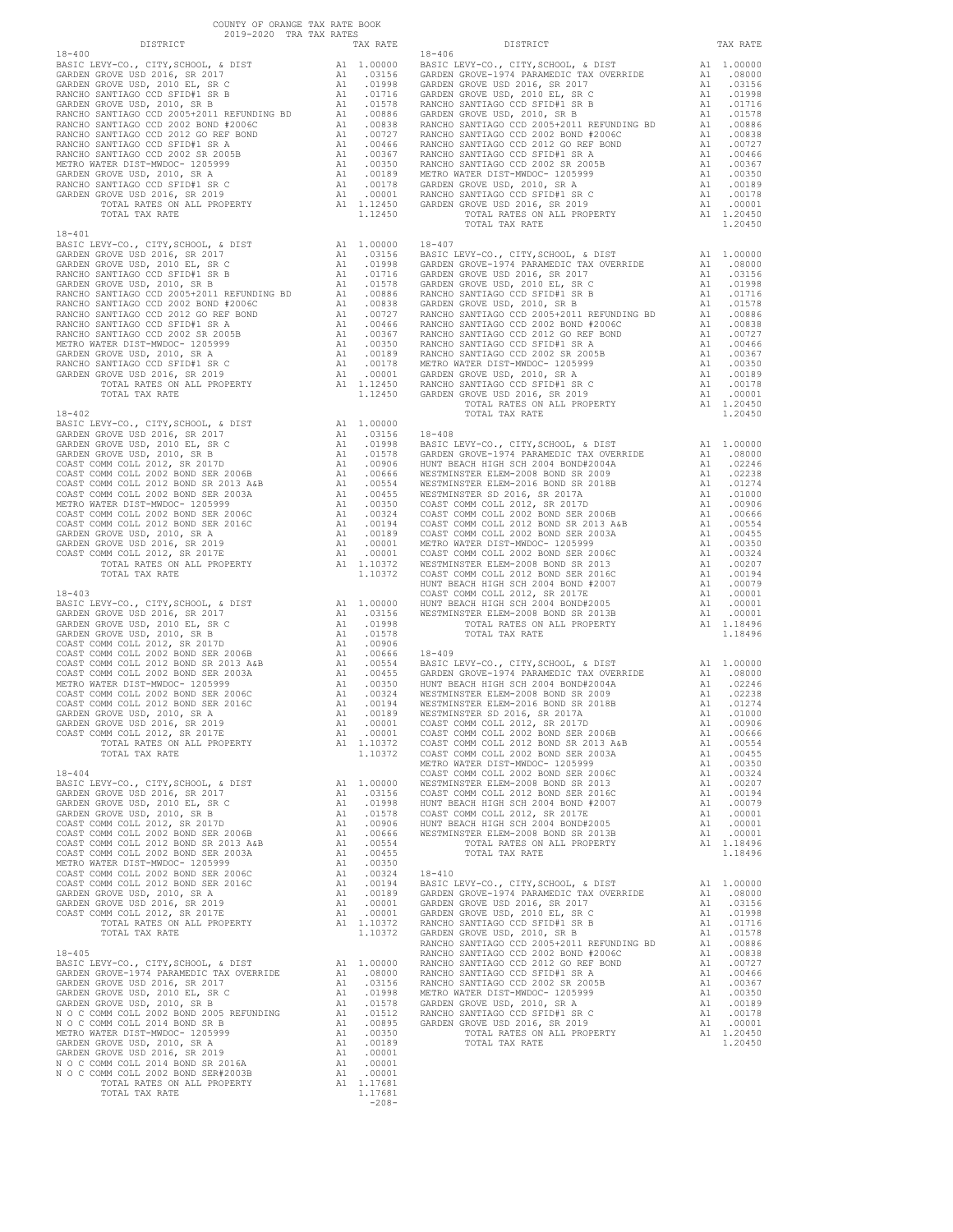COUNTY OF ORANGE TAX RATE BOOK
2019-2020 TRA TAX RATES

| DISTRICT | | TAX RATE |
|---|---|---|
| **18-400** | | |
| BASIC LEVY-CO., CITY,SCHOOL, & DIST | A1 | 1.00000 |
| GARDEN GROVE USD 2016, SR 2017 | A1 | .03156 |
| GARDEN GROVE USD, 2010 EL, SR C | A1 | .01998 |
| RANCHO SANTIAGO CCD SFID#1 SR B | A1 | .01716 |
| GARDEN GROVE USD, 2010, SR B | A1 | .01578 |
| RANCHO SANTIAGO CCD 2005+2011 REFUNDING BD | A1 | .00886 |
| RANCHO SANTIAGO CCD 2002 BOND #2006C | A1 | .00838 |
| RANCHO SANTIAGO CCD 2012 GO REF BOND | A1 | .00727 |
| RANCHO SANTIAGO CCD SFID#1 SR A | A1 | .00466 |
| RANCHO SANTIAGO CCD 2002 SR 2005B | A1 | .00367 |
| METRO WATER DIST-MWDOC- 1205999 | A1 | .00350 |
| GARDEN GROVE USD, 2010, SR A | A1 | .00189 |
| RANCHO SANTIAGO CCD SFID#1 SR C | A1 | .00178 |
| GARDEN GROVE USD 2016, SR 2019 | A1 | .00001 |
| TOTAL RATES ON ALL PROPERTY | A1 | 1.12450 |
| TOTAL TAX RATE | | 1.12450 |
| **18-401** | | |
| BASIC LEVY-CO., CITY,SCHOOL, & DIST | A1 | 1.00000 |
| GARDEN GROVE USD 2016, SR 2017 | A1 | .03156 |
| GARDEN GROVE USD, 2010 EL, SR C | A1 | .01998 |
| RANCHO SANTIAGO CCD SFID#1 SR B | A1 | .01716 |
| GARDEN GROVE USD, 2010, SR B | A1 | .01578 |
| RANCHO SANTIAGO CCD 2005+2011 REFUNDING BD | A1 | .00886 |
| RANCHO SANTIAGO CCD 2002 BOND #2006C | A1 | .00838 |
| RANCHO SANTIAGO CCD 2012 GO REF BOND | A1 | .00727 |
| RANCHO SANTIAGO CCD SFID#1 SR A | A1 | .00466 |
| RANCHO SANTIAGO CCD 2002 SR 2005B | A1 | .00367 |
| METRO WATER DIST-MWDOC- 1205999 | A1 | .00350 |
| GARDEN GROVE USD, 2010, SR A | A1 | .00189 |
| RANCHO SANTIAGO CCD SFID#1 SR C | A1 | .00178 |
| GARDEN GROVE USD 2016, SR 2019 | A1 | .00001 |
| TOTAL RATES ON ALL PROPERTY | A1 | 1.12450 |
| TOTAL TAX RATE | | 1.12450 |
| **18-402** | | |
| BASIC LEVY-CO., CITY,SCHOOL, & DIST | A1 | 1.00000 |
| GARDEN GROVE USD 2016, SR 2017 | A1 | .03156 |
| GARDEN GROVE USD, 2010 EL, SR C | A1 | .01998 |
| GARDEN GROVE USD, 2010, SR B | A1 | .01578 |
| COAST COMM COLL 2012, SR 2017D | A1 | .00906 |
| COAST COMM COLL 2002 BOND SER 2006B | A1 | .00666 |
| COAST COMM COLL 2012 BOND SR 2013 A&B | A1 | .00554 |
| COAST COMM COLL 2002 BOND SER 2003A | A1 | .00455 |
| METRO WATER DIST-MWDOC- 1205999 | A1 | .00350 |
| COAST COMM COLL 2002 BOND SER 2006C | A1 | .00324 |
| COAST COMM COLL 2012 BOND SER 2016C | A1 | .00194 |
| GARDEN GROVE USD, 2010, SR A | A1 | .00189 |
| GARDEN GROVE USD 2016, SR 2019 | A1 | .00001 |
| COAST COMM COLL 2012, SR 2017E | A1 | .00001 |
| TOTAL RATES ON ALL PROPERTY | A1 | 1.10372 |
| TOTAL TAX RATE | | 1.10372 |
| **18-403** | | |
| BASIC LEVY-CO., CITY,SCHOOL, & DIST | A1 | 1.00000 |
| GARDEN GROVE USD 2016, SR 2017 | A1 | .03156 |
| GARDEN GROVE USD, 2010 EL, SR C | A1 | .01998 |
| GARDEN GROVE USD, 2010, SR B | A1 | .01578 |
| COAST COMM COLL 2012, SR 2017D | A1 | .00906 |
| COAST COMM COLL 2002 BOND SER 2006B | A1 | .00666 |
| COAST COMM COLL 2012 BOND SR 2013 A&B | A1 | .00554 |
| COAST COMM COLL 2002 BOND SER 2003A | A1 | .00455 |
| METRO WATER DIST-MWDOC- 1205999 | A1 | .00350 |
| COAST COMM COLL 2002 BOND SER 2006C | A1 | .00324 |
| COAST COMM COLL 2012 BOND SER 2016C | A1 | .00194 |
| GARDEN GROVE USD, 2010, SR A | A1 | .00189 |
| GARDEN GROVE USD 2016, SR 2019 | A1 | .00001 |
| COAST COMM COLL 2012, SR 2017E | A1 | .00001 |
| TOTAL RATES ON ALL PROPERTY | A1 | 1.10372 |
| TOTAL TAX RATE | | 1.10372 |
| **18-404** | | |
| BASIC LEVY-CO., CITY,SCHOOL, & DIST | A1 | 1.00000 |
| GARDEN GROVE USD 2016, SR 2017 | A1 | .03156 |
| GARDEN GROVE USD, 2010 EL, SR C | A1 | .01998 |
| GARDEN GROVE USD, 2010, SR B | A1 | .01578 |
| COAST COMM COLL 2012, SR 2017D | A1 | .00906 |
| COAST COMM COLL 2002 BOND SER 2006B | A1 | .00666 |
| COAST COMM COLL 2012 BOND SR 2013 A&B | A1 | .00554 |
| COAST COMM COLL 2002 BOND SER 2003A | A1 | .00455 |
| METRO WATER DIST-MWDOC- 1205999 | A1 | .00350 |
| COAST COMM COLL 2002 BOND SER 2006C | A1 | .00324 |
| COAST COMM COLL 2012 BOND SER 2016C | A1 | .00194 |
| GARDEN GROVE USD, 2010, SR A | A1 | .00189 |
| GARDEN GROVE USD 2016, SR 2019 | A1 | .00001 |
| COAST COMM COLL 2012, SR 2017E | A1 | .00001 |
| TOTAL RATES ON ALL PROPERTY | A1 | 1.10372 |
| TOTAL TAX RATE | | 1.10372 |
| **18-405** | | |
| BASIC LEVY-CO., CITY,SCHOOL, & DIST | A1 | 1.00000 |
| GARDEN GROVE-1974 PARAMEDIC TAX OVERRIDE | A1 | .08000 |
| GARDEN GROVE USD 2016, SR 2017 | A1 | .03156 |
| GARDEN GROVE USD, 2010 EL, SR C | A1 | .01998 |
| GARDEN GROVE USD, 2010, SR B | A1 | .01578 |
| N O C COMM COLL 2002 BOND 2005 REFUNDING | A1 | .01512 |
| N O C COMM COLL 2014 BOND SR B | A1 | .00895 |
| METRO WATER DIST-MWDOC- 1205999 | A1 | .00350 |
| GARDEN GROVE USD, 2010, SR A | A1 | .00189 |
| GARDEN GROVE USD 2016, SR 2019 | A1 | .00001 |
| N O C COMM COLL 2014 BOND SR 2016A | A1 | .00001 |
| N O C COMM COLL 2002 BOND SER#2003B | A1 | .00001 |
| TOTAL RATES ON ALL PROPERTY | A1 | 1.17681 |
| TOTAL TAX RATE | | 1.17681 |
| **18-406** | | |
| BASIC LEVY-CO., CITY,SCHOOL, & DIST | A1 | 1.00000 |
| GARDEN GROVE-1974 PARAMEDIC TAX OVERRIDE | A1 | .08000 |
| GARDEN GROVE USD 2016, SR 2017 | A1 | .03156 |
| GARDEN GROVE USD, 2010 EL, SR C | A1 | .01998 |
| RANCHO SANTIAGO CCD SFID#1 SR B | A1 | .01716 |
| GARDEN GROVE USD, 2010, SR B | A1 | .01578 |
| RANCHO SANTIAGO CCD 2005+2011 REFUNDING BD | A1 | .00886 |
| RANCHO SANTIAGO CCD 2002 BOND #2006C | A1 | .00838 |
| RANCHO SANTIAGO CCD 2012 GO REF BOND | A1 | .00727 |
| RANCHO SANTIAGO CCD SFID#1 SR A | A1 | .00466 |
| RANCHO SANTIAGO CCD 2002 SR 2005B | A1 | .00367 |
| METRO WATER DIST-MWDOC- 1205999 | A1 | .00350 |
| GARDEN GROVE USD, 2010, SR A | A1 | .00189 |
| RANCHO SANTIAGO CCD SFID#1 SR C | A1 | .00178 |
| GARDEN GROVE USD 2016, SR 2019 | A1 | .00001 |
| TOTAL RATES ON ALL PROPERTY | A1 | 1.20450 |
| TOTAL TAX RATE | | 1.20450 |
| **18-407** | | |
| BASIC LEVY-CO., CITY,SCHOOL, & DIST | A1 | 1.00000 |
| GARDEN GROVE-1974 PARAMEDIC TAX OVERRIDE | A1 | .08000 |
| GARDEN GROVE USD 2016, SR 2017 | A1 | .03156 |
| GARDEN GROVE USD, 2010 EL, SR C | A1 | .01998 |
| RANCHO SANTIAGO CCD SFID#1 SR B | A1 | .01716 |
| GARDEN GROVE USD, 2010, SR B | A1 | .01578 |
| RANCHO SANTIAGO CCD 2005+2011 REFUNDING BD | A1 | .00886 |
| RANCHO SANTIAGO CCD 2002 BOND #2006C | A1 | .00838 |
| RANCHO SANTIAGO CCD 2012 GO REF BOND | A1 | .00727 |
| RANCHO SANTIAGO CCD SFID#1 SR A | A1 | .00466 |
| RANCHO SANTIAGO CCD 2002 SR 2005B | A1 | .00367 |
| METRO WATER DIST-MWDOC- 1205999 | A1 | .00350 |
| GARDEN GROVE USD, 2010, SR A | A1 | .00189 |
| RANCHO SANTIAGO CCD SFID#1 SR C | A1 | .00178 |
| GARDEN GROVE USD 2016, SR 2019 | A1 | .00001 |
| TOTAL RATES ON ALL PROPERTY | A1 | 1.20450 |
| TOTAL TAX RATE | | 1.20450 |
| **18-408** | | |
| BASIC LEVY-CO., CITY,SCHOOL, & DIST | A1 | 1.00000 |
| GARDEN GROVE-1974 PARAMEDIC TAX OVERRIDE | A1 | .08000 |
| HUNT BEACH HIGH SCH 2004 BOND#2004A | A1 | .02246 |
| WESTMINSTER ELEM-2008 BOND SR 2009 | A1 | .02238 |
| WESTMINSTER ELEM-2016 BOND SR 2018B | A1 | .01274 |
| WESTMINSTER SD 2016, SR 2017A | A1 | .01000 |
| COAST COMM COLL 2012, SR 2017D | A1 | .00906 |
| COAST COMM COLL 2002 BOND SER 2006B | A1 | .00666 |
| COAST COMM COLL 2012 BOND SR 2013 A&B | A1 | .00554 |
| COAST COMM COLL 2002 BOND SER 2003A | A1 | .00455 |
| METRO WATER DIST-MWDOC- 1205999 | A1 | .00350 |
| COAST COMM COLL 2002 BOND SER 2006C | A1 | .00324 |
| WESTMINSTER ELEM-2008 BOND SR 2013 | A1 | .00207 |
| COAST COMM COLL 2012 BOND SER 2016C | A1 | .00194 |
| HUNT BEACH HIGH SCH 2004 BOND #2007 | A1 | .00079 |
| COAST COMM COLL 2012, SR 2017E | A1 | .00001 |
| HUNT BEACH HIGH SCH 2004 BOND#2005 | A1 | .00001 |
| WESTMINSTER ELEM-2008 BOND SR 2013B | A1 | .00001 |
| TOTAL RATES ON ALL PROPERTY | A1 | 1.18496 |
| TOTAL TAX RATE | | 1.18496 |
| **18-409** | | |
| BASIC LEVY-CO., CITY,SCHOOL, & DIST | A1 | 1.00000 |
| GARDEN GROVE-1974 PARAMEDIC TAX OVERRIDE | A1 | .08000 |
| HUNT BEACH HIGH SCH 2004 BOND#2004A | A1 | .02246 |
| WESTMINSTER ELEM-2008 BOND SR 2009 | A1 | .02238 |
| WESTMINSTER ELEM-2016 BOND SR 2018B | A1 | .01274 |
| WESTMINSTER SD 2016, SR 2017A | A1 | .01000 |
| COAST COMM COLL 2012, SR 2017D | A1 | .00906 |
| COAST COMM COLL 2002 BOND SER 2006B | A1 | .00666 |
| COAST COMM COLL 2012 BOND SR 2013 A&B | A1 | .00554 |
| COAST COMM COLL 2002 BOND SER 2003A | A1 | .00455 |
| METRO WATER DIST-MWDOC- 1205999 | A1 | .00350 |
| COAST COMM COLL 2002 BOND SER 2006C | A1 | .00324 |
| WESTMINSTER ELEM-2008 BOND SR 2013 | A1 | .00207 |
| COAST COMM COLL 2012 BOND SER 2016C | A1 | .00194 |
| HUNT BEACH HIGH SCH 2004 BOND #2007 | A1 | .00079 |
| COAST COMM COLL 2012, SR 2017E | A1 | .00001 |
| HUNT BEACH HIGH SCH 2004 BOND#2005 | A1 | .00001 |
| WESTMINSTER ELEM-2008 BOND SR 2013B | A1 | .00001 |
| TOTAL RATES ON ALL PROPERTY | A1 | 1.18496 |
| TOTAL TAX RATE | | 1.18496 |
| **18-410** | | |
| BASIC LEVY-CO., CITY,SCHOOL, & DIST | A1 | 1.00000 |
| GARDEN GROVE-1974 PARAMEDIC TAX OVERRIDE | A1 | .08000 |
| GARDEN GROVE USD 2016, SR 2017 | A1 | .03156 |
| GARDEN GROVE USD, 2010 EL, SR C | A1 | .01998 |
| RANCHO SANTIAGO CCD SFID#1 SR B | A1 | .01716 |
| GARDEN GROVE USD, 2010, SR B | A1 | .01578 |
| RANCHO SANTIAGO CCD 2005+2011 REFUNDING BD | A1 | .00886 |
| RANCHO SANTIAGO CCD 2002 BOND #2006C | A1 | .00838 |
| RANCHO SANTIAGO CCD 2012 GO REF BOND | A1 | .00727 |
| RANCHO SANTIAGO CCD SFID#1 SR A | A1 | .00466 |
| RANCHO SANTIAGO CCD 2002 SR 2005B | A1 | .00367 |
| METRO WATER DIST-MWDOC- 1205999 | A1 | .00350 |
| GARDEN GROVE USD, 2010, SR A | A1 | .00189 |
| RANCHO SANTIAGO CCD SFID#1 SR C | A1 | .00178 |
| GARDEN GROVE USD 2016, SR 2019 | A1 | .00001 |
| TOTAL RATES ON ALL PROPERTY | A1 | 1.20450 |
| TOTAL TAX RATE | | 1.20450 |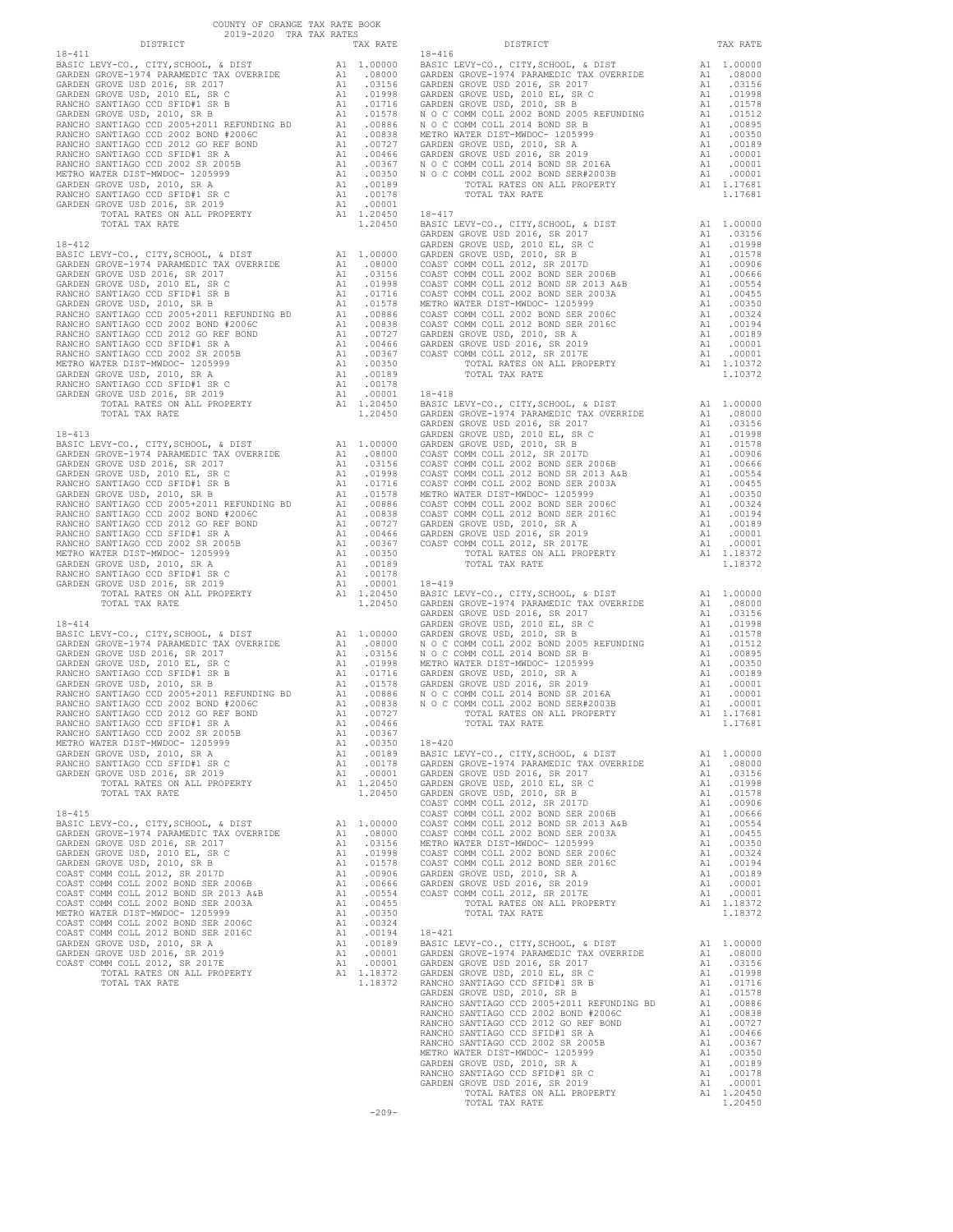COUNTY OF ORANGE TAX RATE BOOK
2019-2020 TRA TAX RATES

**18-411**

| DISTRICT | | TAX RATE |
|---|---|---|
| BASIC LEVY-CO., CITY,SCHOOL, & DIST | A1 | 1.00000 |
| GARDEN GROVE-1974 PARAMEDIC TAX OVERRIDE | A1 | .08000 |
| GARDEN GROVE USD 2016, SR 2017 | A1 | .03156 |
| GARDEN GROVE USD, 2010 EL, SR C | A1 | .01998 |
| RANCHO SANTIAGO CCD SFID#1 SR B | A1 | .01716 |
| GARDEN GROVE USD, 2010, SR B | A1 | .01578 |
| RANCHO SANTIAGO CCD 2005+2011 REFUNDING BD | A1 | .00886 |
| RANCHO SANTIAGO CCD 2002 BOND #2006C | A1 | .00838 |
| RANCHO SANTIAGO CCD 2012 GO REF BOND | A1 | .00727 |
| RANCHO SANTIAGO CCD SFID#1 SR A | A1 | .00466 |
| RANCHO SANTIAGO CCD 2002 SR 2005B | A1 | .00367 |
| METRO WATER DIST-MWDOC- 1205999 | A1 | .00350 |
| GARDEN GROVE USD, 2010, SR A | A1 | .00189 |
| RANCHO SANTIAGO CCD SFID#1 SR C | A1 | .00178 |
| GARDEN GROVE USD 2016, SR 2019 | A1 | .00001 |
| TOTAL RATES ON ALL PROPERTY | A1 | 1.20450 |
| TOTAL TAX RATE | | 1.20450 |

**18-412**

| DISTRICT | | TAX RATE |
|---|---|---|
| BASIC LEVY-CO., CITY,SCHOOL, & DIST | A1 | 1.00000 |
| GARDEN GROVE-1974 PARAMEDIC TAX OVERRIDE | A1 | .08000 |
| GARDEN GROVE USD 2016, SR 2017 | A1 | .03156 |
| GARDEN GROVE USD, 2010 EL, SR C | A1 | .01998 |
| RANCHO SANTIAGO CCD SFID#1 SR B | A1 | .01716 |
| GARDEN GROVE USD, 2010, SR B | A1 | .01578 |
| RANCHO SANTIAGO CCD 2005+2011 REFUNDING BD | A1 | .00886 |
| RANCHO SANTIAGO CCD 2002 BOND #2006C | A1 | .00838 |
| RANCHO SANTIAGO CCD 2012 GO REF BOND | A1 | .00727 |
| RANCHO SANTIAGO CCD SFID#1 SR A | A1 | .00466 |
| RANCHO SANTIAGO CCD 2002 SR 2005B | A1 | .00367 |
| METRO WATER DIST-MWDOC- 1205999 | A1 | .00350 |
| GARDEN GROVE USD, 2010, SR A | A1 | .00189 |
| RANCHO SANTIAGO CCD SFID#1 SR C | A1 | .00178 |
| GARDEN GROVE USD 2016, SR 2019 | A1 | .00001 |
| TOTAL RATES ON ALL PROPERTY | A1 | 1.20450 |
| TOTAL TAX RATE | | 1.20450 |

**18-413**

| DISTRICT | | TAX RATE |
|---|---|---|
| BASIC LEVY-CO., CITY,SCHOOL, & DIST | A1 | 1.00000 |
| GARDEN GROVE-1974 PARAMEDIC TAX OVERRIDE | A1 | .08000 |
| GARDEN GROVE USD 2016, SR 2017 | A1 | .03156 |
| GARDEN GROVE USD, 2010 EL, SR C | A1 | .01998 |
| RANCHO SANTIAGO CCD SFID#1 SR B | A1 | .01716 |
| GARDEN GROVE USD, 2010, SR B | A1 | .01578 |
| RANCHO SANTIAGO CCD 2005+2011 REFUNDING BD | A1 | .00886 |
| RANCHO SANTIAGO CCD 2002 BOND #2006C | A1 | .00838 |
| RANCHO SANTIAGO CCD 2012 GO REF BOND | A1 | .00727 |
| RANCHO SANTIAGO CCD SFID#1 SR A | A1 | .00466 |
| RANCHO SANTIAGO CCD 2002 SR 2005B | A1 | .00367 |
| METRO WATER DIST-MWDOC- 1205999 | A1 | .00350 |
| GARDEN GROVE USD, 2010, SR A | A1 | .00189 |
| RANCHO SANTIAGO CCD SFID#1 SR C | A1 | .00178 |
| GARDEN GROVE USD 2016, SR 2019 | A1 | .00001 |
| TOTAL RATES ON ALL PROPERTY | A1 | 1.20450 |
| TOTAL TAX RATE | | 1.20450 |

**18-414**

| DISTRICT | | TAX RATE |
|---|---|---|
| BASIC LEVY-CO., CITY,SCHOOL, & DIST | A1 | 1.00000 |
| GARDEN GROVE-1974 PARAMEDIC TAX OVERRIDE | A1 | .08000 |
| GARDEN GROVE USD 2016, SR 2017 | A1 | .03156 |
| GARDEN GROVE USD, 2010 EL, SR C | A1 | .01998 |
| RANCHO SANTIAGO CCD SFID#1 SR B | A1 | .01716 |
| GARDEN GROVE USD, 2010, SR B | A1 | .01578 |
| RANCHO SANTIAGO CCD 2005+2011 REFUNDING BD | A1 | .00886 |
| RANCHO SANTIAGO CCD 2002 BOND #2006C | A1 | .00838 |
| RANCHO SANTIAGO CCD 2012 GO REF BOND | A1 | .00727 |
| RANCHO SANTIAGO CCD SFID#1 SR A | A1 | .00466 |
| RANCHO SANTIAGO CCD 2002 SR 2005B | A1 | .00367 |
| METRO WATER DIST-MWDOC- 1205999 | A1 | .00350 |
| GARDEN GROVE USD, 2010, SR A | A1 | .00189 |
| RANCHO SANTIAGO CCD SFID#1 SR C | A1 | .00178 |
| GARDEN GROVE USD 2016, SR 2019 | A1 | .00001 |
| TOTAL RATES ON ALL PROPERTY | A1 | 1.20450 |
| TOTAL TAX RATE | | 1.20450 |

**18-415**

| DISTRICT | | TAX RATE |
|---|---|---|
| BASIC LEVY-CO., CITY,SCHOOL, & DIST | A1 | 1.00000 |
| GARDEN GROVE-1974 PARAMEDIC TAX OVERRIDE | A1 | .08000 |
| GARDEN GROVE USD 2016, SR 2017 | A1 | .03156 |
| GARDEN GROVE USD, 2010 EL, SR C | A1 | .01998 |
| GARDEN GROVE USD, 2010, SR B | A1 | .01578 |
| COAST COMM COLL 2012, SR 2017D | A1 | .00906 |
| COAST COMM COLL 2002 BOND SER 2006B | A1 | .00666 |
| COAST COMM COLL 2012 BOND SER 2013 A&B | A1 | .00554 |
| COAST COMM COLL 2002 BOND SER 2003A | A1 | .00455 |
| METRO WATER DIST-MWDOC- 1205999 | A1 | .00350 |
| COAST COMM COLL 2002 BOND SER 2006C | A1 | .00324 |
| COAST COMM COLL 2012 BOND SER 2016C | A1 | .00194 |
| GARDEN GROVE USD, 2010, SR A | A1 | .00189 |
| GARDEN GROVE USD 2016, SR 2019 | A1 | .00001 |
| COAST COMM COLL 2012, SR 2017E | A1 | .00001 |
| TOTAL RATES ON ALL PROPERTY | A1 | 1.18372 |
| TOTAL TAX RATE | | 1.18372 |

**18-416**

| DISTRICT | | TAX RATE |
|---|---|---|
| BASIC LEVY-CO., CITY,SCHOOL, & DIST | A1 | 1.00000 |
| GARDEN GROVE-1974 PARAMEDIC TAX OVERRIDE | A1 | .08000 |
| GARDEN GROVE USD 2016, SR 2017 | A1 | .03156 |
| GARDEN GROVE USD, 2010 EL, SR C | A1 | .01998 |
| GARDEN GROVE USD, 2010, SR B | A1 | .01578 |
| N O C COMM COLL 2002 BOND 2005 REFUNDING | A1 | .01512 |
| N O C COMM COLL 2014 BOND SR B | A1 | .00895 |
| METRO WATER DIST-MWDOC- 1205999 | A1 | .00350 |
| GARDEN GROVE USD, 2010, SR A | A1 | .00189 |
| GARDEN GROVE USD 2016, SR 2019 | A1 | .00001 |
| N O C COMM COLL 2014 BOND SR 2016A | A1 | .00001 |
| N O C COMM COLL 2002 BOND SER#2003B | A1 | .00001 |
| TOTAL RATES ON ALL PROPERTY | A1 | 1.17681 |
| TOTAL TAX RATE | | 1.17681 |

**18-417**

| DISTRICT | | TAX RATE |
|---|---|---|
| BASIC LEVY-CO., CITY,SCHOOL, & DIST | A1 | 1.00000 |
| GARDEN GROVE USD 2016, SR 2017 | A1 | .03156 |
| GARDEN GROVE USD, 2010 EL, SR C | A1 | .01998 |
| GARDEN GROVE USD, 2010, SR B | A1 | .01578 |
| COAST COMM COLL 2012, SR 2017D | A1 | .00906 |
| COAST COMM COLL 2002 BOND SER 2006B | A1 | .00666 |
| COAST COMM COLL 2012 BOND SER 2013 A&B | A1 | .00554 |
| COAST COMM COLL 2002 BOND SER 2003A | A1 | .00455 |
| METRO WATER DIST-MWDOC- 1205999 | A1 | .00350 |
| COAST COMM COLL 2002 BOND SER 2006C | A1 | .00324 |
| COAST COMM COLL 2012 BOND SER 2016C | A1 | .00194 |
| GARDEN GROVE USD, 2010, SR A | A1 | .00189 |
| GARDEN GROVE USD 2016, SR 2019 | A1 | .00001 |
| COAST COMM COLL 2012, SR 2017E | A1 | .00001 |
| TOTAL RATES ON ALL PROPERTY | A1 | 1.10372 |
| TOTAL TAX RATE | | 1.10372 |

**18-418**

| DISTRICT | | TAX RATE |
|---|---|---|
| BASIC LEVY-CO., CITY,SCHOOL, & DIST | A1 | 1.00000 |
| GARDEN GROVE-1974 PARAMEDIC TAX OVERRIDE | A1 | .08000 |
| GARDEN GROVE USD 2016, SR 2017 | A1 | .03156 |
| GARDEN GROVE USD, 2010 EL, SR C | A1 | .01998 |
| GARDEN GROVE USD, 2010, SR B | A1 | .01578 |
| COAST COMM COLL 2012, SR 2017D | A1 | .00906 |
| COAST COMM COLL 2002 BOND SER 2006B | A1 | .00666 |
| COAST COMM COLL 2012 BOND SER 2013 A&B | A1 | .00554 |
| COAST COMM COLL 2002 BOND SER 2003A | A1 | .00455 |
| METRO WATER DIST-MWDOC- 1205999 | A1 | .00350 |
| COAST COMM COLL 2002 BOND SER 2006C | A1 | .00324 |
| COAST COMM COLL 2012 BOND SER 2016C | A1 | .00194 |
| GARDEN GROVE USD, 2010, SR A | A1 | .00189 |
| GARDEN GROVE USD 2016, SR 2019 | A1 | .00001 |
| COAST COMM COLL 2012, SR 2017E | A1 | .00001 |
| TOTAL RATES ON ALL PROPERTY | A1 | 1.18372 |
| TOTAL TAX RATE | | 1.18372 |

**18-419**

| DISTRICT | | TAX RATE |
|---|---|---|
| BASIC LEVY-CO., CITY,SCHOOL, & DIST | A1 | 1.00000 |
| GARDEN GROVE-1974 PARAMEDIC TAX OVERRIDE | A1 | .08000 |
| GARDEN GROVE USD 2016, SR 2017 | A1 | .03156 |
| GARDEN GROVE USD, 2010 EL, SR C | A1 | .01998 |
| GARDEN GROVE USD, 2010, SR B | A1 | .01578 |
| N O C COMM COLL 2002 BOND 2005 REFUNDING | A1 | .01512 |
| N O C COMM COLL 2014 BOND SR B | A1 | .00895 |
| METRO WATER DIST-MWDOC- 1205999 | A1 | .00350 |
| GARDEN GROVE USD, 2010, SR A | A1 | .00189 |
| GARDEN GROVE USD 2016, SR 2019 | A1 | .00001 |
| N O C COMM COLL 2014 BOND SR 2016A | A1 | .00001 |
| N O C COMM COLL 2002 BOND SER#2003B | A1 | .00001 |
| TOTAL RATES ON ALL PROPERTY | A1 | 1.17681 |
| TOTAL TAX RATE | | 1.17681 |

**18-420**

| DISTRICT | | TAX RATE |
|---|---|---|
| BASIC LEVY-CO., CITY,SCHOOL, & DIST | A1 | 1.00000 |
| GARDEN GROVE-1974 PARAMEDIC TAX OVERRIDE | A1 | .08000 |
| GARDEN GROVE USD 2016, SR 2017 | A1 | .03156 |
| GARDEN GROVE USD, 2010 EL, SR C | A1 | .01998 |
| GARDEN GROVE USD, 2010, SR B | A1 | .01578 |
| COAST COMM COLL 2012, SR 2017D | A1 | .00906 |
| COAST COMM COLL 2002 BOND SER 2006B | A1 | .00666 |
| COAST COMM COLL 2012 BOND SER 2013 A&B | A1 | .00554 |
| COAST COMM COLL 2002 BOND SER 2003A | A1 | .00455 |
| METRO WATER DIST-MWDOC- 1205999 | A1 | .00350 |
| COAST COMM COLL 2002 BOND SER 2006C | A1 | .00324 |
| COAST COMM COLL 2012 BOND SER 2016C | A1 | .00194 |
| GARDEN GROVE USD, 2010, SR A | A1 | .00189 |
| GARDEN GROVE USD 2016, SR 2019 | A1 | .00001 |
| COAST COMM COLL 2012, SR 2017E | A1 | .00001 |
| TOTAL RATES ON ALL PROPERTY | A1 | 1.18372 |
| TOTAL TAX RATE | | 1.18372 |

**18-421**

| DISTRICT | | TAX RATE |
|---|---|---|
| BASIC LEVY-CO., CITY,SCHOOL, & DIST | A1 | 1.00000 |
| GARDEN GROVE-1974 PARAMEDIC TAX OVERRIDE | A1 | .08000 |
| GARDEN GROVE USD 2016, SR 2017 | A1 | .03156 |
| GARDEN GROVE USD, 2010 EL, SR C | A1 | .01998 |
| RANCHO SANTIAGO CCD SFID#1 SR B | A1 | .01716 |
| GARDEN GROVE USD, 2010, SR B | A1 | .01578 |
| RANCHO SANTIAGO CCD 2005+2011 REFUNDING BD | A1 | .00886 |
| RANCHO SANTIAGO CCD 2002 BOND #2006C | A1 | .00838 |
| RANCHO SANTIAGO CCD 2012 GO REF BOND | A1 | .00727 |
| RANCHO SANTIAGO CCD SFID#1 SR A | A1 | .00466 |
| RANCHO SANTIAGO CCD 2002 SR 2005B | A1 | .00367 |
| METRO WATER DIST-MWDOC- 1205999 | A1 | .00350 |
| GARDEN GROVE USD, 2010, SR A | A1 | .00189 |
| RANCHO SANTIAGO CCD SFID#1 SR C | A1 | .00178 |
| GARDEN GROVE USD 2016, SR 2019 | A1 | .00001 |
| TOTAL RATES ON ALL PROPERTY | A1 | 1.20450 |
| TOTAL TAX RATE | | 1.20450 |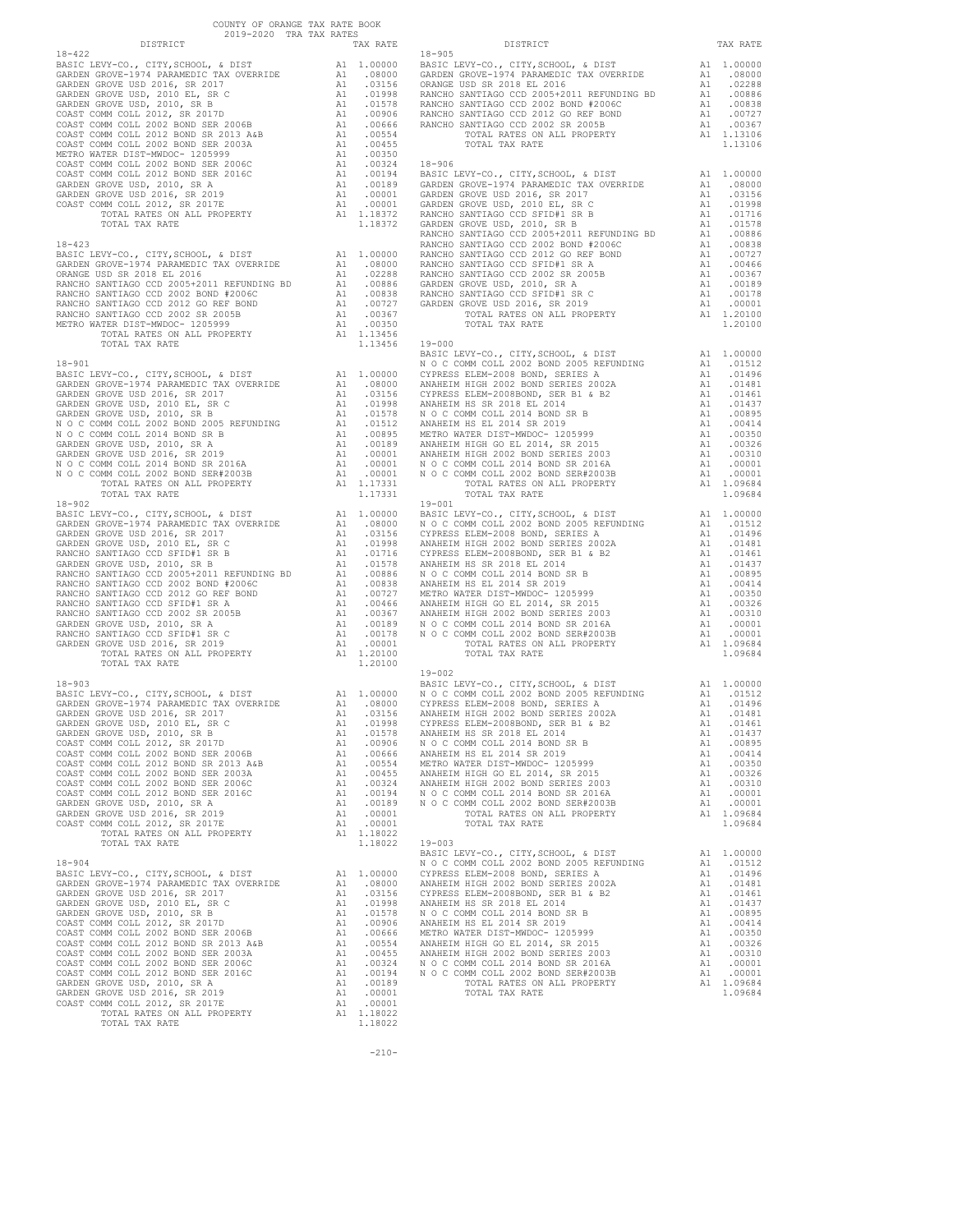COUNTY OF ORANGE TAX RATE BOOK
2019-2020 TRA TAX RATES

| DISTRICT | | TAX RATE |
|---|---|---|
| **18-422** | | |
| BASIC LEVY-CO., CITY,SCHOOL, & DIST | A1 | 1.00000 |
| GARDEN GROVE-1974 PARAMEDIC TAX OVERRIDE | A1 | .08000 |
| GARDEN GROVE USD 2016, SR 2017 | A1 | .03156 |
| GARDEN GROVE USD, 2010 EL, SR C | A1 | .01998 |
| GARDEN GROVE USD, 2010, SR B | A1 | .01578 |
| COAST COMM COLL 2012, SR 2017D | A1 | .00906 |
| COAST COMM COLL 2002 BOND SER 2006B | A1 | .00666 |
| COAST COMM COLL 2012 BOND SR 2013 A&B | A1 | .00554 |
| COAST COMM COLL 2002 BOND SER 2003A | A1 | .00455 |
| METRO WATER DIST-MWDOC- 1205999 | A1 | .00350 |
| COAST COMM COLL 2002 BOND SER 2006C | A1 | .00324 |
| COAST COMM COLL 2012 BOND SER 2016C | A1 | .00194 |
| GARDEN GROVE USD, 2010, SR A | A1 | .00189 |
| GARDEN GROVE USD 2016, SR 2019 | A1 | .00001 |
| COAST COMM COLL 2012, SR 2017E | A1 | .00001 |
| TOTAL RATES ON ALL PROPERTY | A1 | 1.18372 |
| TOTAL TAX RATE | | 1.18372 |
| **18-423** | | |
| BASIC LEVY-CO., CITY,SCHOOL, & DIST | A1 | 1.00000 |
| GARDEN GROVE-1974 PARAMEDIC TAX OVERRIDE | A1 | .08000 |
| ORANGE USD SR 2018 EL 2016 | A1 | .02288 |
| RANCHO SANTIAGO CCD 2005+2011 REFUNDING BD | A1 | .00886 |
| RANCHO SANTIAGO CCD 2002 BOND #2006C | A1 | .00838 |
| RANCHO SANTIAGO CCD 2012 GO REF BOND | A1 | .00727 |
| RANCHO SANTIAGO CCD 2002 SR 2005B | A1 | .00367 |
| METRO WATER DIST-MWDOC- 1205999 | A1 | .00350 |
| TOTAL RATES ON ALL PROPERTY | A1 | 1.13456 |
| TOTAL TAX RATE | | 1.13456 |
| **18-901** | | |
| BASIC LEVY-CO., CITY,SCHOOL, & DIST | A1 | 1.00000 |
| GARDEN GROVE-1974 PARAMEDIC TAX OVERRIDE | A1 | .08000 |
| GARDEN GROVE USD 2016, SR 2017 | A1 | .03156 |
| GARDEN GROVE USD, 2010 EL, SR C | A1 | .01998 |
| GARDEN GROVE USD, 2010, SR B | A1 | .01578 |
| N O C COMM COLL 2002 BOND 2005 REFUNDING | A1 | .01512 |
| N O C COMM COLL 2014 BOND SR B | A1 | .00895 |
| GARDEN GROVE USD, 2010, SR A | A1 | .00189 |
| GARDEN GROVE USD 2016, SR 2019 | A1 | .00001 |
| N O C COMM COLL 2014 BOND SR 2016A | A1 | .00001 |
| N O C COMM COLL 2002 BOND SER#2003B | A1 | .00001 |
| TOTAL RATES ON ALL PROPERTY | A1 | 1.17331 |
| TOTAL TAX RATE | | 1.17331 |
| **18-902** | | |
| BASIC LEVY-CO., CITY,SCHOOL, & DIST | A1 | 1.00000 |
| GARDEN GROVE-1974 PARAMEDIC TAX OVERRIDE | A1 | .08000 |
| GARDEN GROVE USD 2016, SR 2017 | A1 | .03156 |
| GARDEN GROVE USD, 2010 EL, SR C | A1 | .01998 |
| RANCHO SANTIAGO CCD SFID#1 SR B | A1 | .01716 |
| GARDEN GROVE USD, 2010, SR B | A1 | .01578 |
| RANCHO SANTIAGO CCD 2005+2011 REFUNDING BD | A1 | .00886 |
| RANCHO SANTIAGO CCD 2002 BOND #2006C | A1 | .00838 |
| RANCHO SANTIAGO CCD 2012 GO REF BOND | A1 | .00727 |
| RANCHO SANTIAGO CCD SFID#1 SR A | A1 | .00466 |
| RANCHO SANTIAGO CCD 2002 SR 2005B | A1 | .00367 |
| GARDEN GROVE USD, 2010, SR A | A1 | .00189 |
| RANCHO SANTIAGO CCD SFID#1 SR C | A1 | .00178 |
| GARDEN GROVE USD 2016, SR 2019 | A1 | .00001 |
| TOTAL RATES ON ALL PROPERTY | A1 | 1.20100 |
| TOTAL TAX RATE | | 1.20100 |
| **18-903** | | |
| BASIC LEVY-CO., CITY,SCHOOL, & DIST | A1 | 1.00000 |
| GARDEN GROVE-1974 PARAMEDIC TAX OVERRIDE | A1 | .08000 |
| GARDEN GROVE USD 2016, SR 2017 | A1 | .03156 |
| GARDEN GROVE USD, 2010 EL, SR C | A1 | .01998 |
| GARDEN GROVE USD, 2010, SR B | A1 | .01578 |
| COAST COMM COLL 2012, SR 2017D | A1 | .00906 |
| COAST COMM COLL 2002 BOND SER 2006B | A1 | .00666 |
| COAST COMM COLL 2012 BOND SR 2013 A&B | A1 | .00554 |
| COAST COMM COLL 2002 BOND SER 2003A | A1 | .00455 |
| COAST COMM COLL 2002 BOND SER 2006C | A1 | .00324 |
| COAST COMM COLL 2012 BOND SER 2016C | A1 | .00194 |
| GARDEN GROVE USD, 2010, SR A | A1 | .00189 |
| GARDEN GROVE USD 2016, SR 2019 | A1 | .00001 |
| COAST COMM COLL 2012, SR 2017E | A1 | .00001 |
| TOTAL RATES ON ALL PROPERTY | A1 | 1.18022 |
| TOTAL TAX RATE | | 1.18022 |
| **18-904** | | |
| BASIC LEVY-CO., CITY,SCHOOL, & DIST | A1 | 1.00000 |
| GARDEN GROVE-1974 PARAMEDIC TAX OVERRIDE | A1 | .08000 |
| GARDEN GROVE USD 2016, SR 2017 | A1 | .03156 |
| GARDEN GROVE USD, 2010 EL, SR C | A1 | .01998 |
| GARDEN GROVE USD, 2010, SR B | A1 | .01578 |
| COAST COMM COLL 2012, SR 2017D | A1 | .00906 |
| COAST COMM COLL 2002 BOND SER 2006B | A1 | .00666 |
| COAST COMM COLL 2012 BOND SR 2013 A&B | A1 | .00554 |
| COAST COMM COLL 2002 BOND SER 2003A | A1 | .00455 |
| COAST COMM COLL 2002 BOND SER 2006C | A1 | .00324 |
| COAST COMM COLL 2012 BOND SER 2016C | A1 | .00194 |
| GARDEN GROVE USD, 2010, SR A | A1 | .00189 |
| GARDEN GROVE USD 2016, SR 2019 | A1 | .00001 |
| COAST COMM COLL 2012, SR 2017E | A1 | .00001 |
| TOTAL RATES ON ALL PROPERTY | A1 | 1.18022 |
| TOTAL TAX RATE | | 1.18022 |
| **18-905** | | |
| BASIC LEVY-CO., CITY,SCHOOL, & DIST | A1 | 1.00000 |
| GARDEN GROVE-1974 PARAMEDIC TAX OVERRIDE | A1 | .08000 |
| ORANGE USD SR 2018 EL 2016 | A1 | .02288 |
| RANCHO SANTIAGO CCD 2005+2011 REFUNDING BD | A1 | .00886 |
| RANCHO SANTIAGO CCD 2002 BOND #2006C | A1 | .00838 |
| RANCHO SANTIAGO CCD 2012 GO REF BOND | A1 | .00727 |
| RANCHO SANTIAGO CCD 2002 SR 2005B | A1 | .00367 |
| TOTAL RATES ON ALL PROPERTY | A1 | 1.13106 |
| TOTAL TAX RATE | | 1.13106 |
| **18-906** | | |
| BASIC LEVY-CO., CITY,SCHOOL, & DIST | A1 | 1.00000 |
| GARDEN GROVE-1974 PARAMEDIC TAX OVERRIDE | A1 | .08000 |
| GARDEN GROVE USD 2016, SR 2017 | A1 | .03156 |
| GARDEN GROVE USD, 2010 EL, SR C | A1 | .01998 |
| RANCHO SANTIAGO CCD SFID#1 SR B | A1 | .01716 |
| GARDEN GROVE USD, 2010, SR B | A1 | .01578 |
| RANCHO SANTIAGO CCD 2005+2011 REFUNDING BD | A1 | .00886 |
| RANCHO SANTIAGO CCD 2002 BOND #2006C | A1 | .00838 |
| RANCHO SANTIAGO CCD 2012 GO REF BOND | A1 | .00727 |
| RANCHO SANTIAGO CCD SFID#1 SR A | A1 | .00466 |
| RANCHO SANTIAGO CCD 2002 SR 2005B | A1 | .00367 |
| GARDEN GROVE USD, 2010, SR A | A1 | .00189 |
| RANCHO SANTIAGO CCD SFID#1 SR C | A1 | .00178 |
| GARDEN GROVE USD 2016, SR 2019 | A1 | .00001 |
| TOTAL RATES ON ALL PROPERTY | A1 | 1.20100 |
| TOTAL TAX RATE | | 1.20100 |
| **19-000** | | |
| BASIC LEVY-CO., CITY,SCHOOL, & DIST | A1 | 1.00000 |
| N O C COMM COLL 2002 BOND 2005 REFUNDING | A1 | .01512 |
| CYPRESS ELEM-2008 BOND, SERIES A | A1 | .01496 |
| ANAHEIM HIGH 2002 BOND SERIES 2002A | A1 | .01481 |
| CYPRESS ELEM-2008BOND, SER B1 & B2 | A1 | .01461 |
| ANAHEIM HS SR 2018 EL 2014 | A1 | .01437 |
| N O C COMM COLL 2014 BOND SR B | A1 | .00895 |
| ANAHEIM HS EL 2014 SR 2019 | A1 | .00414 |
| METRO WATER DIST-MWDOC- 1205999 | A1 | .00350 |
| ANAHEIM HIGH GO EL 2014, SR 2015 | A1 | .00326 |
| ANAHEIM HIGH 2002 BOND SERIES 2003 | A1 | .00310 |
| N O C COMM COLL 2014 BOND SR 2016A | A1 | .00001 |
| N O C COMM COLL 2002 BOND SER#2003B | A1 | .00001 |
| TOTAL RATES ON ALL PROPERTY | A1 | 1.09684 |
| TOTAL TAX RATE | | 1.09684 |
| **19-001** | | |
| BASIC LEVY-CO., CITY,SCHOOL, & DIST | A1 | 1.00000 |
| N O C COMM COLL 2002 BOND 2005 REFUNDING | A1 | .01512 |
| CYPRESS ELEM-2008 BOND, SERIES A | A1 | .01496 |
| ANAHEIM HIGH 2002 BOND SERIES 2002A | A1 | .01481 |
| CYPRESS ELEM-2008BOND, SER B1 & B2 | A1 | .01461 |
| ANAHEIM HS SR 2018 EL 2014 | A1 | .01437 |
| N O C COMM COLL 2014 BOND SR B | A1 | .00895 |
| ANAHEIM HS EL 2014 SR 2019 | A1 | .00414 |
| METRO WATER DIST-MWDOC- 1205999 | A1 | .00350 |
| ANAHEIM HIGH GO EL 2014, SR 2015 | A1 | .00326 |
| ANAHEIM HIGH 2002 BOND SERIES 2003 | A1 | .00310 |
| N O C COMM COLL 2014 BOND SR 2016A | A1 | .00001 |
| N O C COMM COLL 2002 BOND SER#2003B | A1 | .00001 |
| TOTAL RATES ON ALL PROPERTY | A1 | 1.09684 |
| TOTAL TAX RATE | | 1.09684 |
| **19-002** | | |
| BASIC LEVY-CO., CITY,SCHOOL, & DIST | A1 | 1.00000 |
| N O C COMM COLL 2002 BOND 2005 REFUNDING | A1 | .01512 |
| CYPRESS ELEM-2008 BOND, SERIES A | A1 | .01496 |
| ANAHEIM HIGH 2002 BOND SERIES 2002A | A1 | .01481 |
| CYPRESS ELEM-2008BOND, SER B1 & B2 | A1 | .01461 |
| ANAHEIM HS SR 2018 EL 2014 | A1 | .01437 |
| N O C COMM COLL 2014 BOND SR B | A1 | .00895 |
| ANAHEIM HS EL 2014 SR 2019 | A1 | .00414 |
| METRO WATER DIST-MWDOC- 1205999 | A1 | .00350 |
| ANAHEIM HIGH GO EL 2014, SR 2015 | A1 | .00326 |
| ANAHEIM HIGH 2002 BOND SERIES 2003 | A1 | .00310 |
| N O C COMM COLL 2014 BOND SR 2016A | A1 | .00001 |
| N O C COMM COLL 2002 BOND SER#2003B | A1 | .00001 |
| TOTAL RATES ON ALL PROPERTY | A1 | 1.09684 |
| TOTAL TAX RATE | | 1.09684 |
| **19-003** | | |
| BASIC LEVY-CO., CITY,SCHOOL, & DIST | A1 | 1.00000 |
| N O C COMM COLL 2002 BOND 2005 REFUNDING | A1 | .01512 |
| CYPRESS ELEM-2008 BOND, SERIES A | A1 | .01496 |
| ANAHEIM HIGH 2002 BOND SERIES 2002A | A1 | .01481 |
| CYPRESS ELEM-2008BOND, SER B1 & B2 | A1 | .01461 |
| ANAHEIM HS SR 2018 EL 2014 | A1 | .01437 |
| N O C COMM COLL 2014 BOND SR B | A1 | .00895 |
| ANAHEIM HS EL 2014 SR 2019 | A1 | .00414 |
| METRO WATER DIST-MWDOC- 1205999 | A1 | .00350 |
| ANAHEIM HIGH GO EL 2014, SR 2015 | A1 | .00326 |
| ANAHEIM HIGH 2002 BOND SERIES 2003 | A1 | .00310 |
| N O C COMM COLL 2014 BOND SR 2016A | A1 | .00001 |
| N O C COMM COLL 2002 BOND SER#2003B | A1 | .00001 |
| TOTAL RATES ON ALL PROPERTY | A1 | 1.09684 |
| TOTAL TAX RATE | | 1.09684 |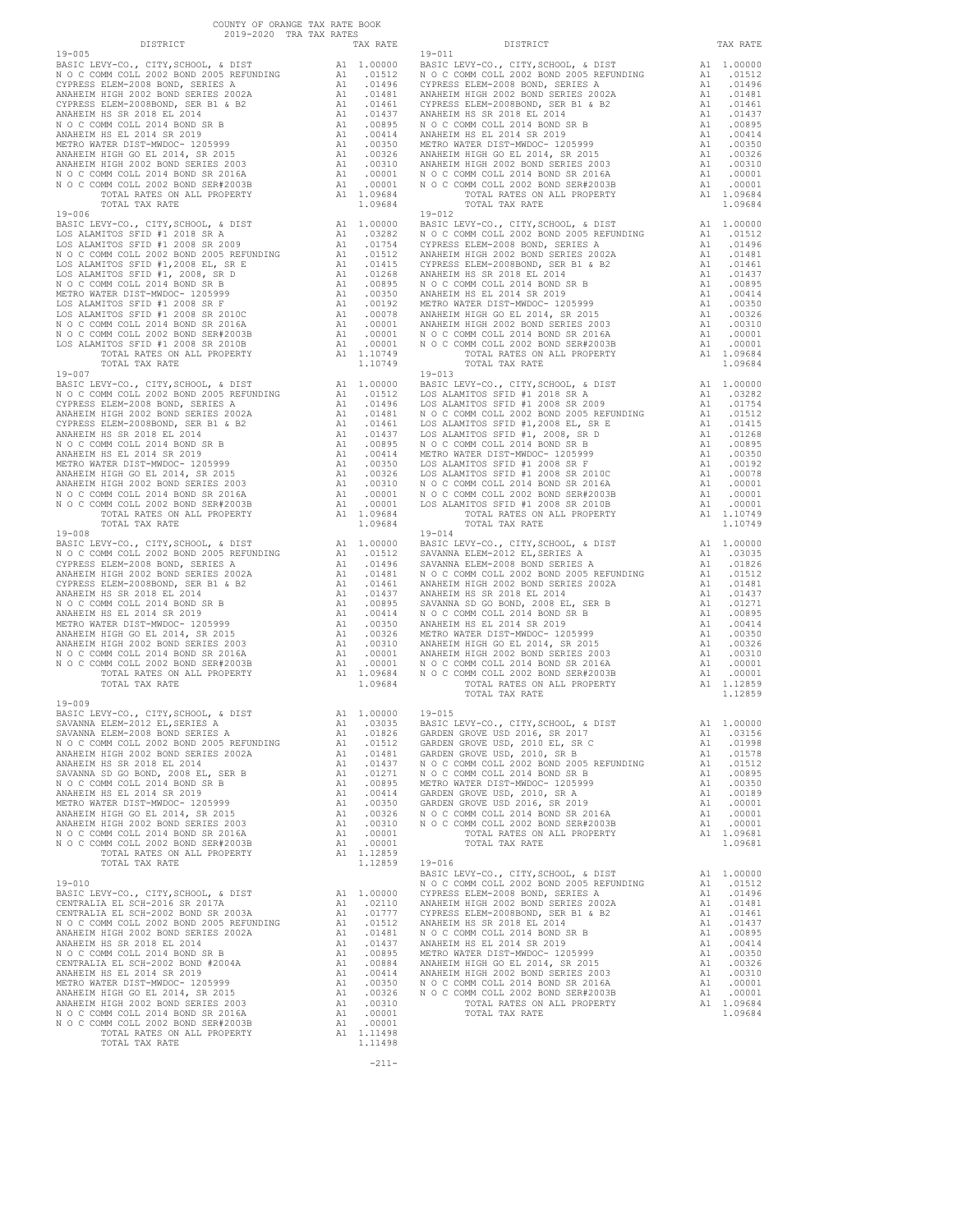COUNTY OF ORANGE TAX RATE BOOK
2019-2020 TRA TAX RATES

| DISTRICT | | TAX RATE |
|---|---|---|
| **19-005** | | |
| BASIC LEVY-CO., CITY,SCHOOL, & DIST | A1 | 1.00000 |
| N O C COMM COLL 2002 BOND 2005 REFUNDING | A1 | .01512 |
| CYPRESS ELEM-2008 BOND, SERIES A | A1 | .01496 |
| ANAHEIM HIGH 2002 BOND SERIES 2002A | A1 | .01481 |
| CYPRESS ELEM-2008BOND, SER B1 & B2 | A1 | .01461 |
| ANAHEIM HS SR 2018 EL 2014 | A1 | .01437 |
| N O C COMM COLL 2014 BOND SR B | A1 | .00895 |
| ANAHEIM HS EL 2014 SR 2019 | A1 | .00414 |
| METRO WATER DIST-MWDOC- 1205999 | A1 | .00350 |
| ANAHEIM HIGH GO EL 2014, SR 2015 | A1 | .00326 |
| ANAHEIM HIGH 2002 BOND SERIES 2003 | A1 | .00310 |
| N O C COMM COLL 2014 BOND SR 2016A | A1 | .00001 |
| N O C COMM COLL 2002 BOND SER#2003B | A1 | .00001 |
| TOTAL RATES ON ALL PROPERTY | A1 | 1.09684 |
| TOTAL TAX RATE | | 1.09684 |
| **19-006** | | |
| BASIC LEVY-CO., CITY,SCHOOL, & DIST | A1 | 1.00000 |
| LOS ALAMITOS SFID #1 2018 SR A | A1 | .03282 |
| LOS ALAMITOS SFID #1 2008 SR 2009 | A1 | .01754 |
| N O C COMM COLL 2002 BOND 2005 REFUNDING | A1 | .01512 |
| LOS ALAMITOS SFID #1,2008 EL, SR E | A1 | .01415 |
| LOS ALAMITOS SFID #1, 2008, SR D | A1 | .01268 |
| N O C COMM COLL 2014 BOND SR B | A1 | .00895 |
| METRO WATER DIST-MWDOC- 1205999 | A1 | .00350 |
| LOS ALAMITOS SFID #1 2008 SR F | A1 | .00192 |
| LOS ALAMITOS SFID #1 2008 SR 2010C | A1 | .00078 |
| N O C COMM COLL 2014 BOND SR 2016A | A1 | .00001 |
| N O C COMM COLL 2002 BOND SER#2003B | A1 | .00001 |
| LOS ALAMITOS SFID #1 2008 SR 2010B | A1 | .00001 |
| TOTAL RATES ON ALL PROPERTY | A1 | 1.10749 |
| TOTAL TAX RATE | | 1.10749 |
| **19-007** | | |
| BASIC LEVY-CO., CITY,SCHOOL, & DIST | A1 | 1.00000 |
| N O C COMM COLL 2002 BOND 2005 REFUNDING | A1 | .01512 |
| CYPRESS ELEM-2008 BOND, SERIES A | A1 | .01496 |
| ANAHEIM HIGH 2002 BOND SERIES 2002A | A1 | .01481 |
| CYPRESS ELEM-2008BOND, SER B1 & B2 | A1 | .01461 |
| ANAHEIM HS SR 2018 EL 2014 | A1 | .01437 |
| N O C COMM COLL 2014 BOND SR B | A1 | .00895 |
| ANAHEIM HS EL 2014 SR 2019 | A1 | .00414 |
| METRO WATER DIST-MWDOC- 1205999 | A1 | .00350 |
| ANAHEIM HIGH GO EL 2014, SR 2015 | A1 | .00326 |
| ANAHEIM HIGH 2002 BOND SERIES 2003 | A1 | .00310 |
| N O C COMM COLL 2014 BOND SR 2016A | A1 | .00001 |
| N O C COMM COLL 2002 BOND SER#2003B | A1 | .00001 |
| TOTAL RATES ON ALL PROPERTY | A1 | 1.09684 |
| TOTAL TAX RATE | | 1.09684 |
| **19-008** | | |
| BASIC LEVY-CO., CITY,SCHOOL, & DIST | A1 | 1.00000 |
| N O C COMM COLL 2002 BOND 2005 REFUNDING | A1 | .01512 |
| CYPRESS ELEM-2008 BOND, SERIES A | A1 | .01496 |
| ANAHEIM HIGH 2002 BOND SERIES 2002A | A1 | .01481 |
| CYPRESS ELEM-2008BOND, SER B1 & B2 | A1 | .01461 |
| ANAHEIM HS SR 2018 EL 2014 | A1 | .01437 |
| N O C COMM COLL 2014 BOND SR B | A1 | .00895 |
| ANAHEIM HS EL 2014 SR 2019 | A1 | .00414 |
| METRO WATER DIST-MWDOC- 1205999 | A1 | .00350 |
| ANAHEIM HIGH GO EL 2014, SR 2015 | A1 | .00326 |
| ANAHEIM HIGH 2002 BOND SERIES 2003 | A1 | .00310 |
| N O C COMM COLL 2014 BOND SR 2016A | A1 | .00001 |
| N O C COMM COLL 2002 BOND SER#2003B | A1 | .00001 |
| TOTAL RATES ON ALL PROPERTY | A1 | 1.09684 |
| TOTAL TAX RATE | | 1.09684 |
| **19-009** | | |
| BASIC LEVY-CO., CITY,SCHOOL, & DIST | A1 | 1.00000 |
| SAVANNA ELEM-2012 EL,SERIES A | A1 | .03035 |
| SAVANNA ELEM-2008 BOND SERIES A | A1 | .01826 |
| N O C COMM COLL 2002 BOND 2005 REFUNDING | A1 | .01512 |
| ANAHEIM HIGH 2002 BOND SERIES 2002A | A1 | .01481 |
| ANAHEIM HS SR 2018 EL 2014 | A1 | .01437 |
| SAVANNA SD GO BOND, 2008 EL, SER B | A1 | .01271 |
| N O C COMM COLL 2014 BOND SR B | A1 | .00895 |
| ANAHEIM HS EL 2014 SR 2019 | A1 | .00414 |
| METRO WATER DIST-MWDOC- 1205999 | A1 | .00350 |
| ANAHEIM HIGH GO EL 2014, SR 2015 | A1 | .00326 |
| ANAHEIM HIGH 2002 BOND SERIES 2003 | A1 | .00310 |
| N O C COMM COLL 2014 BOND SR 2016A | A1 | .00001 |
| N O C COMM COLL 2002 BOND SER#2003B | A1 | .00001 |
| TOTAL RATES ON ALL PROPERTY | A1 | 1.12859 |
| TOTAL TAX RATE | | 1.12859 |
| **19-010** | | |
| BASIC LEVY-CO., CITY,SCHOOL, & DIST | A1 | 1.00000 |
| CENTRALIA EL SCH-2016 SR 2017A | A1 | .02110 |
| CENTRALIA EL SCH-2002 BOND SR 2003A | A1 | .01777 |
| N O C COMM COLL 2002 BOND 2005 REFUNDING | A1 | .01512 |
| ANAHEIM HIGH 2002 BOND SERIES 2002A | A1 | .01481 |
| ANAHEIM HS SR 2018 EL 2014 | A1 | .01437 |
| N O C COMM COLL 2014 BOND SR B | A1 | .00895 |
| CENTRALIA EL SCH-2002 BOND #2004A | A1 | .00884 |
| ANAHEIM HS EL 2014 SR 2019 | A1 | .00414 |
| METRO WATER DIST-MWDOC- 1205999 | A1 | .00350 |
| ANAHEIM HIGH GO EL 2014, SR 2015 | A1 | .00326 |
| ANAHEIM HIGH 2002 BOND SERIES 2003 | A1 | .00310 |
| N O C COMM COLL 2014 BOND SR 2016A | A1 | .00001 |
| N O C COMM COLL 2002 BOND SER#2003B | A1 | .00001 |
| TOTAL RATES ON ALL PROPERTY | A1 | 1.11498 |
| TOTAL TAX RATE | | 1.11498 |
| **19-011** | | |
| BASIC LEVY-CO., CITY,SCHOOL, & DIST | A1 | 1.00000 |
| N O C COMM COLL 2002 BOND 2005 REFUNDING | A1 | .01512 |
| CYPRESS ELEM-2008 BOND, SERIES A | A1 | .01496 |
| ANAHEIM HIGH 2002 BOND SERIES 2002A | A1 | .01481 |
| CYPRESS ELEM-2008BOND, SER B1 & B2 | A1 | .01461 |
| ANAHEIM HS SR 2018 EL 2014 | A1 | .01437 |
| N O C COMM COLL 2014 BOND SR B | A1 | .00895 |
| ANAHEIM HS EL 2014 SR 2019 | A1 | .00414 |
| METRO WATER DIST-MWDOC- 1205999 | A1 | .00350 |
| ANAHEIM HIGH GO EL 2014, SR 2015 | A1 | .00326 |
| ANAHEIM HIGH 2002 BOND SERIES 2003 | A1 | .00310 |
| N O C COMM COLL 2014 BOND SR 2016A | A1 | .00001 |
| N O C COMM COLL 2002 BOND SER#2003B | A1 | .00001 |
| TOTAL RATES ON ALL PROPERTY | A1 | 1.09684 |
| TOTAL TAX RATE | | 1.09684 |
| **19-012** | | |
| BASIC LEVY-CO., CITY,SCHOOL, & DIST | A1 | 1.00000 |
| N O C COMM COLL 2002 BOND 2005 REFUNDING | A1 | .01512 |
| CYPRESS ELEM-2008 BOND, SERIES A | A1 | .01496 |
| ANAHEIM HIGH 2002 BOND SERIES 2002A | A1 | .01481 |
| CYPRESS ELEM-2008BOND, SER B1 & B2 | A1 | .01461 |
| ANAHEIM HS SR 2018 EL 2014 | A1 | .01437 |
| N O C COMM COLL 2014 BOND SR B | A1 | .00895 |
| ANAHEIM HS EL 2014 SR 2019 | A1 | .00414 |
| METRO WATER DIST-MWDOC- 1205999 | A1 | .00350 |
| ANAHEIM HIGH GO EL 2014, SR 2015 | A1 | .00326 |
| ANAHEIM HIGH 2002 BOND SERIES 2003 | A1 | .00310 |
| N O C COMM COLL 2014 BOND SR 2016A | A1 | .00001 |
| N O C COMM COLL 2002 BOND SER#2003B | A1 | .00001 |
| TOTAL RATES ON ALL PROPERTY | A1 | 1.09684 |
| TOTAL TAX RATE | | 1.09684 |
| **19-013** | | |
| BASIC LEVY-CO., CITY,SCHOOL, & DIST | A1 | 1.00000 |
| LOS ALAMITOS SFID #1 2018 SR A | A1 | .03282 |
| LOS ALAMITOS SFID #1 2008 SR 2009 | A1 | .01754 |
| N O C COMM COLL 2002 BOND 2005 REFUNDING | A1 | .01512 |
| LOS ALAMITOS SFID #1,2008 EL, SR E | A1 | .01415 |
| LOS ALAMITOS SFID #1, 2008, SR D | A1 | .01268 |
| N O C COMM COLL 2014 BOND SR B | A1 | .00895 |
| METRO WATER DIST-MWDOC- 1205999 | A1 | .00350 |
| LOS ALAMITOS SFID #1 2008 SR F | A1 | .00192 |
| LOS ALAMITOS SFID #1 2008 SR 2010C | A1 | .00078 |
| N O C COMM COLL 2014 BOND SR 2016A | A1 | .00001 |
| N O C COMM COLL 2002 BOND SER#2003B | A1 | .00001 |
| LOS ALAMITOS SFID #1 2008 SR 2010B | A1 | .00001 |
| TOTAL RATES ON ALL PROPERTY | A1 | 1.10749 |
| TOTAL TAX RATE | | 1.10749 |
| **19-014** | | |
| BASIC LEVY-CO., CITY,SCHOOL, & DIST | A1 | 1.00000 |
| SAVANNA ELEM-2012 EL,SERIES A | A1 | .03035 |
| SAVANNA ELEM-2008 BOND SERIES A | A1 | .01826 |
| N O C COMM COLL 2002 BOND 2005 REFUNDING | A1 | .01512 |
| ANAHEIM HIGH 2002 BOND SERIES 2002A | A1 | .01481 |
| ANAHEIM HS SR 2018 EL 2014 | A1 | .01437 |
| SAVANNA SD GO BOND, 2008 EL, SER B | A1 | .01271 |
| N O C COMM COLL 2014 BOND SR B | A1 | .00895 |
| ANAHEIM HS EL 2014 SR 2019 | A1 | .00414 |
| METRO WATER DIST-MWDOC- 1205999 | A1 | .00350 |
| ANAHEIM HIGH GO EL 2014, SR 2015 | A1 | .00326 |
| ANAHEIM HIGH 2002 BOND SERIES 2003 | A1 | .00310 |
| N O C COMM COLL 2014 BOND SR 2016A | A1 | .00001 |
| N O C COMM COLL 2002 BOND SER#2003B | A1 | .00001 |
| TOTAL RATES ON ALL PROPERTY | A1 | 1.12859 |
| TOTAL TAX RATE | | 1.12859 |
| **19-015** | | |
| BASIC LEVY-CO., CITY,SCHOOL, & DIST | A1 | 1.00000 |
| GARDEN GROVE USD 2016, SR 2017 | A1 | .03156 |
| GARDEN GROVE USD, 2010 EL, SR C | A1 | .01998 |
| GARDEN GROVE USD, 2010, SR B | A1 | .01578 |
| N O C COMM COLL 2002 BOND 2005 REFUNDING | A1 | .01512 |
| N O C COMM COLL 2014 BOND SR B | A1 | .00895 |
| METRO WATER DIST-MWDOC- 1205999 | A1 | .00350 |
| GARDEN GROVE USD, 2010, SR A | A1 | .00189 |
| GARDEN GROVE USD 2016, SR 2019 | A1 | .00001 |
| N O C COMM COLL 2014 BOND SR 2016A | A1 | .00001 |
| N O C COMM COLL 2002 BOND SER#2003B | A1 | .00001 |
| TOTAL RATES ON ALL PROPERTY | A1 | 1.09681 |
| TOTAL TAX RATE | | 1.09681 |
| **19-016** | | |
| BASIC LEVY-CO., CITY,SCHOOL, & DIST | A1 | 1.00000 |
| N O C COMM COLL 2002 BOND 2005 REFUNDING | A1 | .01512 |
| CYPRESS ELEM-2008 BOND, SERIES A | A1 | .01496 |
| ANAHEIM HIGH 2002 BOND SERIES 2002A | A1 | .01481 |
| CYPRESS ELEM-2008BOND, SER B1 & B2 | A1 | .01461 |
| ANAHEIM HS SR 2018 EL 2014 | A1 | .01437 |
| N O C COMM COLL 2014 BOND SR B | A1 | .00895 |
| ANAHEIM HS EL 2014 SR 2019 | A1 | .00414 |
| METRO WATER DIST-MWDOC- 1205999 | A1 | .00350 |
| ANAHEIM HIGH GO EL 2014, SR 2015 | A1 | .00326 |
| ANAHEIM HIGH 2002 BOND SERIES 2003 | A1 | .00310 |
| N O C COMM COLL 2014 BOND SR 2016A | A1 | .00001 |
| N O C COMM COLL 2002 BOND SER#2003B | A1 | .00001 |
| TOTAL RATES ON ALL PROPERTY | A1 | 1.09684 |
| TOTAL TAX RATE | | 1.09684 |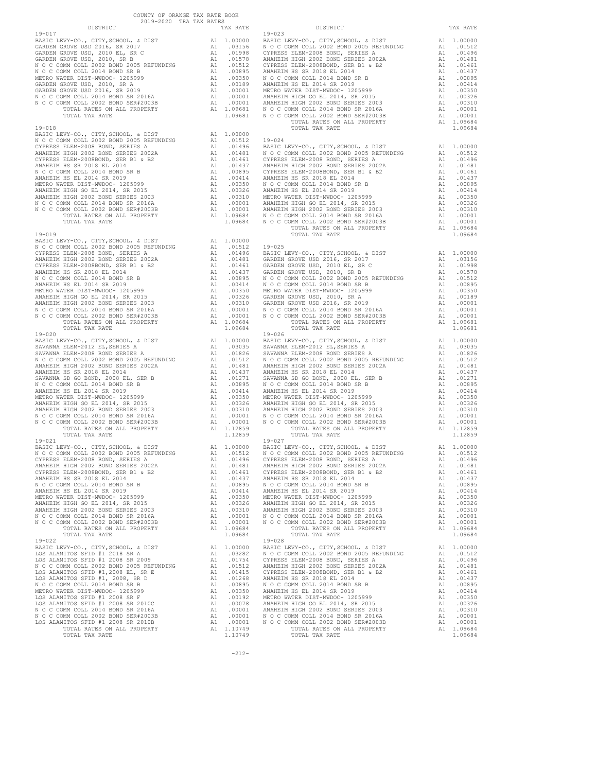COUNTY OF ORANGE TAX RATE BOOK
2019-2020 TRA TAX RATES

| DISTRICT | | TAX RATE |
|---|---|---|
| **19-017** | | |
| BASIC LEVY-CO., CITY,SCHOOL, & DIST | A1 | 1.00000 |
| GARDEN GROVE USD 2016, SR 2017 | A1 | .03156 |
| GARDEN GROVE USD, 2010 EL, SR C | A1 | .01998 |
| GARDEN GROVE USD, 2010, SR B | A1 | .01578 |
| N O C COMM COLL 2002 BOND 2005 REFUNDING | A1 | .01512 |
| N O C COMM COLL 2014 BOND SR B | A1 | .00895 |
| METRO WATER DIST-MWDOC- 1205999 | A1 | .00350 |
| GARDEN GROVE USD, 2010, SR A | A1 | .00189 |
| GARDEN GROVE USD 2016, SR 2019 | A1 | .00001 |
| N O C COMM COLL 2014 BOND SR 2016A | A1 | .00001 |
| N O C COMM COLL 2002 BOND SER#2003B | A1 | .00001 |
| TOTAL RATES ON ALL PROPERTY | A1 | 1.09681 |
| TOTAL TAX RATE | | 1.09681 |
| **19-018** | | |
| BASIC LEVY-CO., CITY,SCHOOL, & DIST | A1 | 1.00000 |
| N O C COMM COLL 2002 BOND 2005 REFUNDING | A1 | .01512 |
| CYPRESS ELEM-2008 BOND, SERIES A | A1 | .01496 |
| ANAHEIM HIGH 2002 BOND SERIES 2002A | A1 | .01481 |
| CYPRESS ELEM-2008BOND, SER B1 & B2 | A1 | .01461 |
| ANAHEIM HS SR 2018 EL 2014 | A1 | .01437 |
| N O C COMM COLL 2014 BOND SR B | A1 | .00895 |
| ANAHEIM HS EL 2014 SR 2019 | A1 | .00414 |
| METRO WATER DIST-MWDOC- 1205999 | A1 | .00350 |
| ANAHEIM HIGH GO EL 2014, SR 2015 | A1 | .00326 |
| ANAHEIM HIGH 2002 BOND SERIES 2003 | A1 | .00310 |
| N O C COMM COLL 2014 BOND SR 2016A | A1 | .00001 |
| N O C COMM COLL 2002 BOND SER#2003B | A1 | .00001 |
| TOTAL RATES ON ALL PROPERTY | A1 | 1.09684 |
| TOTAL TAX RATE | | 1.09684 |
| **19-019** | | |
| BASIC LEVY-CO., CITY,SCHOOL, & DIST | A1 | 1.00000 |
| N O C COMM COLL 2002 BOND 2005 REFUNDING | A1 | .01512 |
| CYPRESS ELEM-2008 BOND, SERIES A | A1 | .01496 |
| ANAHEIM HIGH 2002 BOND SERIES 2002A | A1 | .01481 |
| CYPRESS ELEM-2008BOND, SER B1 & B2 | A1 | .01461 |
| ANAHEIM HS SR 2018 EL 2014 | A1 | .01437 |
| N O C COMM COLL 2014 BOND SR B | A1 | .00895 |
| ANAHEIM HS EL 2014 SR 2019 | A1 | .00414 |
| METRO WATER DIST-MWDOC- 1205999 | A1 | .00350 |
| ANAHEIM HIGH GO EL 2014, SR 2015 | A1 | .00326 |
| ANAHEIM HIGH 2002 BOND SERIES 2003 | A1 | .00310 |
| N O C COMM COLL 2014 BOND SR 2016A | A1 | .00001 |
| N O C COMM COLL 2002 BOND SER#2003B | A1 | .00001 |
| TOTAL RATES ON ALL PROPERTY | A1 | 1.09684 |
| TOTAL TAX RATE | | 1.09684 |
| **19-020** | | |
| BASIC LEVY-CO., CITY,SCHOOL, & DIST | A1 | 1.00000 |
| SAVANNA ELEM-2012 EL,SERIES A | A1 | .03035 |
| SAVANNA ELEM-2008 BOND SERIES A | A1 | .01826 |
| N O C COMM COLL 2002 BOND 2005 REFUNDING | A1 | .01512 |
| ANAHEIM HIGH 2002 BOND SERIES 2002A | A1 | .01481 |
| ANAHEIM HS SR 2018 EL 2014 | A1 | .01437 |
| SAVANNA SD GO BOND, 2008 EL, SER B | A1 | .01271 |
| N O C COMM COLL 2014 BOND SR B | A1 | .00895 |
| ANAHEIM HS EL 2014 SR 2019 | A1 | .00414 |
| METRO WATER DIST-MWDOC- 1205999 | A1 | .00350 |
| ANAHEIM HIGH GO EL 2014, SR 2015 | A1 | .00326 |
| ANAHEIM HIGH 2002 BOND SERIES 2003 | A1 | .00310 |
| N O C COMM COLL 2014 BOND SR 2016A | A1 | .00001 |
| N O C COMM COLL 2002 BOND SER#2003B | A1 | .00001 |
| TOTAL RATES ON ALL PROPERTY | A1 | 1.12859 |
| TOTAL TAX RATE | | 1.12859 |
| **19-021** | | |
| BASIC LEVY-CO., CITY,SCHOOL, & DIST | A1 | 1.00000 |
| N O C COMM COLL 2002 BOND 2005 REFUNDING | A1 | .01512 |
| CYPRESS ELEM-2008 BOND, SERIES A | A1 | .01496 |
| ANAHEIM HIGH 2002 BOND SERIES 2002A | A1 | .01481 |
| CYPRESS ELEM-2008BOND, SER B1 & B2 | A1 | .01461 |
| ANAHEIM HS SR 2018 EL 2014 | A1 | .01437 |
| N O C COMM COLL 2014 BOND SR B | A1 | .00895 |
| ANAHEIM HS EL 2014 SR 2019 | A1 | .00414 |
| METRO WATER DIST-MWDOC- 1205999 | A1 | .00350 |
| ANAHEIM HIGH GO EL 2014, SR 2015 | A1 | .00326 |
| ANAHEIM HIGH 2002 BOND SERIES 2003 | A1 | .00310 |
| N O C COMM COLL 2014 BOND SR 2016A | A1 | .00001 |
| N O C COMM COLL 2002 BOND SER#2003B | A1 | .00001 |
| TOTAL RATES ON ALL PROPERTY | A1 | 1.09684 |
| TOTAL TAX RATE | | 1.09684 |
| **19-022** | | |
| BASIC LEVY-CO., CITY,SCHOOL, & DIST | A1 | 1.00000 |
| LOS ALAMITOS SFID #1 2018 SR A | A1 | .03282 |
| LOS ALAMITOS SFID #1 2008 SR 2009 | A1 | .01754 |
| N O C COMM COLL 2002 BOND 2005 REFUNDING | A1 | .01512 |
| LOS ALAMITOS SFID #1,2008 EL, SR E | A1 | .01415 |
| LOS ALAMITOS SFID #1, 2008, SR D | A1 | .01268 |
| N O C COMM COLL 2014 BOND SR B | A1 | .00895 |
| METRO WATER DIST-MWDOC- 1205999 | A1 | .00350 |
| LOS ALAMITOS SFID #1 2008 SR F | A1 | .00192 |
| LOS ALAMITOS SFID #1 2008 SR 2010C | A1 | .00078 |
| N O C COMM COLL 2014 BOND SR 2016A | A1 | .00001 |
| N O C COMM COLL 2002 BOND SER#2003B | A1 | .00001 |
| LOS ALAMITOS SFID #1 2008 SR 2010B | A1 | .00001 |
| TOTAL RATES ON ALL PROPERTY | A1 | 1.10749 |
| TOTAL TAX RATE | | 1.10749 |
| **19-023** | | |
| BASIC LEVY-CO., CITY,SCHOOL, & DIST | A1 | 1.00000 |
| N O C COMM COLL 2002 BOND 2005 REFUNDING | A1 | .01512 |
| CYPRESS ELEM-2008 BOND, SERIES A | A1 | .01496 |
| ANAHEIM HIGH 2002 BOND SERIES 2002A | A1 | .01481 |
| CYPRESS ELEM-2008BOND, SER B1 & B2 | A1 | .01461 |
| ANAHEIM HS SR 2018 EL 2014 | A1 | .01437 |
| N O C COMM COLL 2014 BOND SR B | A1 | .00895 |
| ANAHEIM HS EL 2014 SR 2019 | A1 | .00414 |
| METRO WATER DIST-MWDOC- 1205999 | A1 | .00350 |
| ANAHEIM HIGH GO EL 2014, SR 2015 | A1 | .00326 |
| ANAHEIM HIGH 2002 BOND SERIES 2003 | A1 | .00310 |
| N O C COMM COLL 2014 BOND SR 2016A | A1 | .00001 |
| N O C COMM COLL 2002 BOND SER#2003B | A1 | .00001 |
| TOTAL RATES ON ALL PROPERTY | A1 | 1.09684 |
| TOTAL TAX RATE | | 1.09684 |
| **19-024** | | |
| BASIC LEVY-CO., CITY,SCHOOL, & DIST | A1 | 1.00000 |
| N O C COMM COLL 2002 BOND 2005 REFUNDING | A1 | .01512 |
| CYPRESS ELEM-2008 BOND, SERIES A | A1 | .01496 |
| ANAHEIM HIGH 2002 BOND SERIES 2002A | A1 | .01481 |
| CYPRESS ELEM-2008BOND, SER B1 & B2 | A1 | .01461 |
| ANAHEIM HS SR 2018 EL 2014 | A1 | .01437 |
| N O C COMM COLL 2014 BOND SR B | A1 | .00895 |
| ANAHEIM HS EL 2014 SR 2019 | A1 | .00414 |
| METRO WATER DIST-MWDOC- 1205999 | A1 | .00350 |
| ANAHEIM HIGH GO EL 2014, SR 2015 | A1 | .00326 |
| ANAHEIM HIGH 2002 BOND SERIES 2003 | A1 | .00310 |
| N O C COMM COLL 2014 BOND SR 2016A | A1 | .00001 |
| N O C COMM COLL 2002 BOND SER#2003B | A1 | .00001 |
| TOTAL RATES ON ALL PROPERTY | A1 | 1.09684 |
| TOTAL TAX RATE | | 1.09684 |
| **19-025** | | |
| BASIC LEVY-CO., CITY,SCHOOL, & DIST | A1 | 1.00000 |
| GARDEN GROVE USD 2016, SR 2017 | A1 | .03156 |
| GARDEN GROVE USD, 2010 EL, SR C | A1 | .01998 |
| GARDEN GROVE USD, 2010, SR B | A1 | .01578 |
| N O C COMM COLL 2002 BOND 2005 REFUNDING | A1 | .01512 |
| N O C COMM COLL 2014 BOND SR B | A1 | .00895 |
| METRO WATER DIST-MWDOC- 1205999 | A1 | .00350 |
| GARDEN GROVE USD, 2010, SR A | A1 | .00189 |
| GARDEN GROVE USD 2016, SR 2019 | A1 | .00001 |
| N O C COMM COLL 2014 BOND SR 2016A | A1 | .00001 |
| N O C COMM COLL 2002 BOND SER#2003B | A1 | .00001 |
| TOTAL RATES ON ALL PROPERTY | A1 | 1.09681 |
| TOTAL TAX RATE | | 1.09681 |
| **19-026** | | |
| BASIC LEVY-CO., CITY,SCHOOL, & DIST | A1 | 1.00000 |
| SAVANNA ELEM-2012 EL,SERIES A | A1 | .03035 |
| SAVANNA ELEM-2008 BOND SERIES A | A1 | .01826 |
| N O C COMM COLL 2002 BOND 2005 REFUNDING | A1 | .01512 |
| ANAHEIM HIGH 2002 BOND SERIES 2002A | A1 | .01481 |
| ANAHEIM HS SR 2018 EL 2014 | A1 | .01437 |
| SAVANNA SD GO BOND, 2008 EL, SER B | A1 | .01271 |
| N O C COMM COLL 2014 BOND SR B | A1 | .00895 |
| ANAHEIM HS EL 2014 SR 2019 | A1 | .00414 |
| METRO WATER DIST-MWDOC- 1205999 | A1 | .00350 |
| ANAHEIM HIGH GO EL 2014, SR 2015 | A1 | .00326 |
| ANAHEIM HIGH 2002 BOND SERIES 2003 | A1 | .00310 |
| N O C COMM COLL 2014 BOND SR 2016A | A1 | .00001 |
| N O C COMM COLL 2002 BOND SER#2003B | A1 | .00001 |
| TOTAL RATES ON ALL PROPERTY | A1 | 1.12859 |
| TOTAL TAX RATE | | 1.12859 |
| **19-027** | | |
| BASIC LEVY-CO., CITY,SCHOOL, & DIST | A1 | 1.00000 |
| N O C COMM COLL 2002 BOND 2005 REFUNDING | A1 | .01512 |
| CYPRESS ELEM-2008 BOND, SERIES A | A1 | .01496 |
| ANAHEIM HIGH 2002 BOND SERIES 2002A | A1 | .01481 |
| CYPRESS ELEM-2008BOND, SER B1 & B2 | A1 | .01461 |
| ANAHEIM HS SR 2018 EL 2014 | A1 | .01437 |
| N O C COMM COLL 2014 BOND SR B | A1 | .00895 |
| ANAHEIM HS EL 2014 SR 2019 | A1 | .00414 |
| METRO WATER DIST-MWDOC- 1205999 | A1 | .00350 |
| ANAHEIM HIGH GO EL 2014, SR 2015 | A1 | .00326 |
| ANAHEIM HIGH 2002 BOND SERIES 2003 | A1 | .00310 |
| N O C COMM COLL 2014 BOND SR 2016A | A1 | .00001 |
| N O C COMM COLL 2002 BOND SER#2003B | A1 | .00001 |
| TOTAL RATES ON ALL PROPERTY | A1 | 1.09684 |
| TOTAL TAX RATE | | 1.09684 |
| **19-028** | | |
| BASIC LEVY-CO., CITY,SCHOOL, & DIST | A1 | 1.00000 |
| N O C COMM COLL 2002 BOND 2005 REFUNDING | A1 | .01512 |
| CYPRESS ELEM-2008 BOND, SERIES A | A1 | .01496 |
| ANAHEIM HIGH 2002 BOND SERIES 2002A | A1 | .01481 |
| CYPRESS ELEM-2008BOND, SER B1 & B2 | A1 | .01461 |
| ANAHEIM HS SR 2018 EL 2014 | A1 | .01437 |
| N O C COMM COLL 2014 BOND SR B | A1 | .00895 |
| ANAHEIM HS EL 2014 SR 2019 | A1 | .00414 |
| METRO WATER DIST-MWDOC- 1205999 | A1 | .00350 |
| ANAHEIM HIGH GO EL 2014, SR 2015 | A1 | .00326 |
| ANAHEIM HIGH 2002 BOND SERIES 2003 | A1 | .00310 |
| N O C COMM COLL 2014 BOND SR 2016A | A1 | .00001 |
| N O C COMM COLL 2002 BOND SER#2003B | A1 | .00001 |
| TOTAL RATES ON ALL PROPERTY | A1 | 1.09684 |
| TOTAL TAX RATE | | 1.09684 |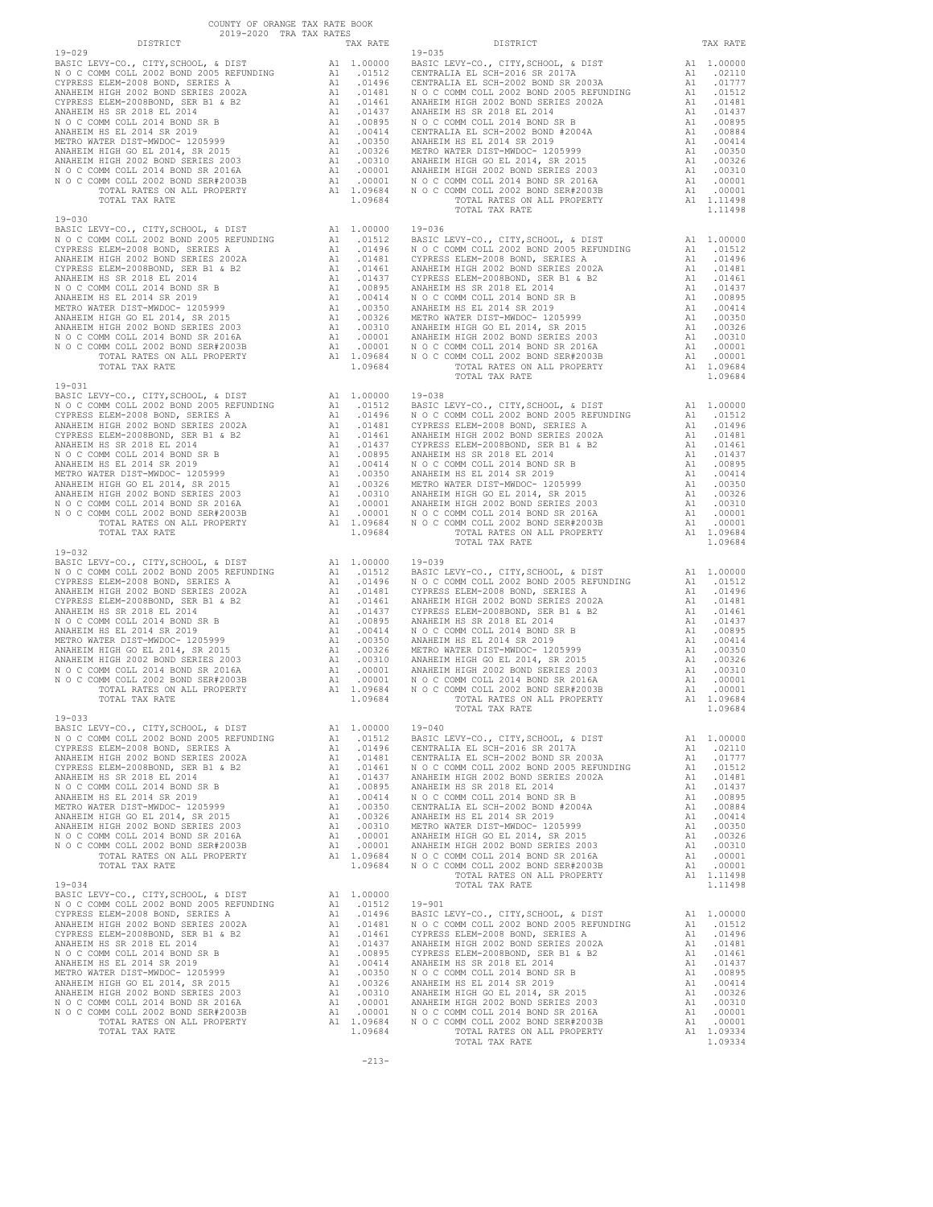COUNTY OF ORANGE TAX RATE BOOK
2019-2020 TRA TAX RATES

| DISTRICT | | TAX RATE |
|---|---|---|
| **19-029** | | |
| BASIC LEVY-CO., CITY,SCHOOL, & DIST | A1 | 1.00000 |
| N O C COMM COLL 2002 BOND 2005 REFUNDING | A1 | .01512 |
| CYPRESS ELEM-2008 BOND, SERIES A | A1 | .01496 |
| ANAHEIM HIGH 2002 BOND SERIES 2002A | A1 | .01481 |
| CYPRESS ELEM-2008BOND, SER B1 & B2 | A1 | .01461 |
| ANAHEIM HS SR 2018 EL 2014 | A1 | .01437 |
| N O C COMM COLL 2014 BOND SR B | A1 | .00895 |
| ANAHEIM HS EL 2014 SR 2019 | A1 | .00414 |
| METRO WATER DIST-MWDOC- 1205999 | A1 | .00350 |
| ANAHEIM HIGH GO EL 2014, SR 2015 | A1 | .00326 |
| ANAHEIM HIGH 2002 BOND SERIES 2003 | A1 | .00310 |
| N O C COMM COLL 2014 BOND SR 2016A | A1 | .00001 |
| N O C COMM COLL 2002 BOND SER#2003B | A1 | .00001 |
| TOTAL RATES ON ALL PROPERTY | A1 | 1.09684 |
| TOTAL TAX RATE | | 1.09684 |
| **19-030** | | |
| BASIC LEVY-CO., CITY,SCHOOL, & DIST | A1 | 1.00000 |
| N O C COMM COLL 2002 BOND 2005 REFUNDING | A1 | .01512 |
| CYPRESS ELEM-2008 BOND, SERIES A | A1 | .01496 |
| ANAHEIM HIGH 2002 BOND SERIES 2002A | A1 | .01481 |
| CYPRESS ELEM-2008BOND, SER B1 & B2 | A1 | .01461 |
| ANAHEIM HS SR 2018 EL 2014 | A1 | .01437 |
| N O C COMM COLL 2014 BOND SR B | A1 | .00895 |
| ANAHEIM HS EL 2014 SR 2019 | A1 | .00414 |
| METRO WATER DIST-MWDOC- 1205999 | A1 | .00350 |
| ANAHEIM HIGH GO EL 2014, SR 2015 | A1 | .00326 |
| ANAHEIM HIGH 2002 BOND SERIES 2003 | A1 | .00310 |
| N O C COMM COLL 2014 BOND SR 2016A | A1 | .00001 |
| N O C COMM COLL 2002 BOND SER#2003B | A1 | .00001 |
| TOTAL RATES ON ALL PROPERTY | A1 | 1.09684 |
| TOTAL TAX RATE | | 1.09684 |
| **19-031** | | |
| BASIC LEVY-CO., CITY,SCHOOL, & DIST | A1 | 1.00000 |
| N O C COMM COLL 2002 BOND 2005 REFUNDING | A1 | .01512 |
| CYPRESS ELEM-2008 BOND, SERIES A | A1 | .01496 |
| ANAHEIM HIGH 2002 BOND SERIES 2002A | A1 | .01481 |
| CYPRESS ELEM-2008BOND, SER B1 & B2 | A1 | .01461 |
| ANAHEIM HS SR 2018 EL 2014 | A1 | .01437 |
| N O C COMM COLL 2014 BOND SR B | A1 | .00895 |
| ANAHEIM HS EL 2014 SR 2019 | A1 | .00414 |
| METRO WATER DIST-MWDOC- 1205999 | A1 | .00350 |
| ANAHEIM HIGH GO EL 2014, SR 2015 | A1 | .00326 |
| ANAHEIM HIGH 2002 BOND SERIES 2003 | A1 | .00310 |
| N O C COMM COLL 2014 BOND SR 2016A | A1 | .00001 |
| N O C COMM COLL 2002 BOND SER#2003B | A1 | .00001 |
| TOTAL RATES ON ALL PROPERTY | A1 | 1.09684 |
| TOTAL TAX RATE | | 1.09684 |
| **19-032** | | |
| BASIC LEVY-CO., CITY,SCHOOL, & DIST | A1 | 1.00000 |
| N O C COMM COLL 2002 BOND 2005 REFUNDING | A1 | .01512 |
| CYPRESS ELEM-2008 BOND, SERIES A | A1 | .01496 |
| ANAHEIM HIGH 2002 BOND SERIES 2002A | A1 | .01481 |
| CYPRESS ELEM-2008BOND, SER B1 & B2 | A1 | .01461 |
| ANAHEIM HS SR 2018 EL 2014 | A1 | .01437 |
| N O C COMM COLL 2014 BOND SR B | A1 | .00895 |
| ANAHEIM HS EL 2014 SR 2019 | A1 | .00414 |
| METRO WATER DIST-MWDOC- 1205999 | A1 | .00350 |
| ANAHEIM HIGH GO EL 2014, SR 2015 | A1 | .00326 |
| ANAHEIM HIGH 2002 BOND SERIES 2003 | A1 | .00310 |
| N O C COMM COLL 2014 BOND SR 2016A | A1 | .00001 |
| N O C COMM COLL 2002 BOND SER#2003B | A1 | .00001 |
| TOTAL RATES ON ALL PROPERTY | A1 | 1.09684 |
| TOTAL TAX RATE | | 1.09684 |
| **19-033** | | |
| BASIC LEVY-CO., CITY,SCHOOL, & DIST | A1 | 1.00000 |
| N O C COMM COLL 2002 BOND 2005 REFUNDING | A1 | .01512 |
| CYPRESS ELEM-2008 BOND, SERIES A | A1 | .01496 |
| ANAHEIM HIGH 2002 BOND SERIES 2002A | A1 | .01481 |
| CYPRESS ELEM-2008BOND, SER B1 & B2 | A1 | .01461 |
| ANAHEIM HS SR 2018 EL 2014 | A1 | .01437 |
| N O C COMM COLL 2014 BOND SR B | A1 | .00895 |
| ANAHEIM HS EL 2014 SR 2019 | A1 | .00414 |
| METRO WATER DIST-MWDOC- 1205999 | A1 | .00350 |
| ANAHEIM HIGH GO EL 2014, SR 2015 | A1 | .00326 |
| ANAHEIM HIGH 2002 BOND SERIES 2003 | A1 | .00310 |
| N O C COMM COLL 2014 BOND SR 2016A | A1 | .00001 |
| N O C COMM COLL 2002 BOND SER#2003B | A1 | .00001 |
| TOTAL RATES ON ALL PROPERTY | A1 | 1.09684 |
| TOTAL TAX RATE | | 1.09684 |
| **19-034** | | |
| BASIC LEVY-CO., CITY,SCHOOL, & DIST | A1 | 1.00000 |
| N O C COMM COLL 2002 BOND 2005 REFUNDING | A1 | .01512 |
| CYPRESS ELEM-2008 BOND, SERIES A | A1 | .01496 |
| ANAHEIM HIGH 2002 BOND SERIES 2002A | A1 | .01481 |
| CYPRESS ELEM-2008BOND, SER B1 & B2 | A1 | .01461 |
| ANAHEIM HS SR 2018 EL 2014 | A1 | .01437 |
| N O C COMM COLL 2014 BOND SR B | A1 | .00895 |
| ANAHEIM HS EL 2014 SR 2019 | A1 | .00414 |
| METRO WATER DIST-MWDOC- 1205999 | A1 | .00350 |
| ANAHEIM HIGH GO EL 2014, SR 2015 | A1 | .00326 |
| ANAHEIM HIGH 2002 BOND SERIES 2003 | A1 | .00310 |
| N O C COMM COLL 2014 BOND SR 2016A | A1 | .00001 |
| N O C COMM COLL 2002 BOND SER#2003B | A1 | .00001 |
| TOTAL RATES ON ALL PROPERTY | A1 | 1.09684 |
| TOTAL TAX RATE | | 1.09684 |
| **19-035** | | |
| BASIC LEVY-CO., CITY,SCHOOL, & DIST | A1 | 1.00000 |
| CENTRALIA EL SCH-2016 SR 2017A | A1 | .02110 |
| CENTRALIA EL SCH-2002 BOND SR 2003A | A1 | .01777 |
| N O C COMM COLL 2002 BOND 2005 REFUNDING | A1 | .01512 |
| ANAHEIM HIGH 2002 BOND SERIES 2002A | A1 | .01481 |
| ANAHEIM HS SR 2018 EL 2014 | A1 | .01437 |
| N O C COMM COLL 2014 BOND SR B | A1 | .00895 |
| CENTRALIA EL SCH-2002 BOND #2004A | A1 | .00884 |
| ANAHEIM HS EL 2014 SR 2019 | A1 | .00414 |
| METRO WATER DIST-MWDOC- 1205999 | A1 | .00350 |
| ANAHEIM HIGH GO EL 2014, SR 2015 | A1 | .00326 |
| ANAHEIM HIGH 2002 BOND SERIES 2003 | A1 | .00310 |
| N O C COMM COLL 2014 BOND SR 2016A | A1 | .00001 |
| N O C COMM COLL 2002 BOND SER#2003B | A1 | .00001 |
| TOTAL RATES ON ALL PROPERTY | A1 | 1.11498 |
| TOTAL TAX RATE | | 1.11498 |
| **19-036** | | |
| BASIC LEVY-CO., CITY,SCHOOL, & DIST | A1 | 1.00000 |
| N O C COMM COLL 2002 BOND 2005 REFUNDING | A1 | .01512 |
| CYPRESS ELEM-2008 BOND, SERIES A | A1 | .01496 |
| ANAHEIM HIGH 2002 BOND SERIES 2002A | A1 | .01481 |
| CYPRESS ELEM-2008BOND, SER B1 & B2 | A1 | .01461 |
| ANAHEIM HS SR 2018 EL 2014 | A1 | .01437 |
| N O C COMM COLL 2014 BOND SR B | A1 | .00895 |
| ANAHEIM HS EL 2014 SR 2019 | A1 | .00414 |
| METRO WATER DIST-MWDOC- 1205999 | A1 | .00350 |
| ANAHEIM HIGH GO EL 2014, SR 2015 | A1 | .00326 |
| ANAHEIM HIGH 2002 BOND SERIES 2003 | A1 | .00310 |
| N O C COMM COLL 2014 BOND SR 2016A | A1 | .00001 |
| N O C COMM COLL 2002 BOND SER#2003B | A1 | .00001 |
| TOTAL RATES ON ALL PROPERTY | A1 | 1.09684 |
| TOTAL TAX RATE | | 1.09684 |
| **19-038** | | |
| BASIC LEVY-CO., CITY,SCHOOL, & DIST | A1 | 1.00000 |
| N O C COMM COLL 2002 BOND 2005 REFUNDING | A1 | .01512 |
| CYPRESS ELEM-2008 BOND, SERIES A | A1 | .01496 |
| ANAHEIM HIGH 2002 BOND SERIES 2002A | A1 | .01481 |
| CYPRESS ELEM-2008BOND, SER B1 & B2 | A1 | .01461 |
| ANAHEIM HS SR 2018 EL 2014 | A1 | .01437 |
| N O C COMM COLL 2014 BOND SR B | A1 | .00895 |
| ANAHEIM HS EL 2014 SR 2019 | A1 | .00414 |
| METRO WATER DIST-MWDOC- 1205999 | A1 | .00350 |
| ANAHEIM HIGH GO EL 2014, SR 2015 | A1 | .00326 |
| ANAHEIM HIGH 2002 BOND SERIES 2003 | A1 | .00310 |
| N O C COMM COLL 2014 BOND SR 2016A | A1 | .00001 |
| N O C COMM COLL 2002 BOND SER#2003B | A1 | .00001 |
| TOTAL RATES ON ALL PROPERTY | A1 | 1.09684 |
| TOTAL TAX RATE | | 1.09684 |
| **19-039** | | |
| BASIC LEVY-CO., CITY,SCHOOL, & DIST | A1 | 1.00000 |
| N O C COMM COLL 2002 BOND 2005 REFUNDING | A1 | .01512 |
| CYPRESS ELEM-2008 BOND, SERIES A | A1 | .01496 |
| ANAHEIM HIGH 2002 BOND SERIES 2002A | A1 | .01481 |
| CYPRESS ELEM-2008BOND, SER B1 & B2 | A1 | .01461 |
| ANAHEIM HS SR 2018 EL 2014 | A1 | .01437 |
| N O C COMM COLL 2014 BOND SR B | A1 | .00895 |
| ANAHEIM HS EL 2014 SR 2019 | A1 | .00414 |
| METRO WATER DIST-MWDOC- 1205999 | A1 | .00350 |
| ANAHEIM HIGH GO EL 2014, SR 2015 | A1 | .00326 |
| ANAHEIM HIGH 2002 BOND SERIES 2003 | A1 | .00310 |
| N O C COMM COLL 2014 BOND SR 2016A | A1 | .00001 |
| N O C COMM COLL 2002 BOND SER#2003B | A1 | .00001 |
| TOTAL RATES ON ALL PROPERTY | A1 | 1.09684 |
| TOTAL TAX RATE | | 1.09684 |
| **19-040** | | |
| BASIC LEVY-CO., CITY,SCHOOL, & DIST | A1 | 1.00000 |
| CENTRALIA EL SCH-2016 SR 2017A | A1 | .02110 |
| CENTRALIA EL SCH-2002 BOND SR 2003A | A1 | .01777 |
| N O C COMM COLL 2002 BOND 2005 REFUNDING | A1 | .01512 |
| ANAHEIM HIGH 2002 BOND SERIES 2002A | A1 | .01481 |
| ANAHEIM HS SR 2018 EL 2014 | A1 | .01437 |
| N O C COMM COLL 2014 BOND SR B | A1 | .00895 |
| CENTRALIA EL SCH-2002 BOND #2004A | A1 | .00884 |
| ANAHEIM HS EL 2014 SR 2019 | A1 | .00414 |
| METRO WATER DIST-MWDOC- 1205999 | A1 | .00350 |
| ANAHEIM HIGH GO EL 2014, SR 2015 | A1 | .00326 |
| ANAHEIM HIGH 2002 BOND SERIES 2003 | A1 | .00310 |
| N O C COMM COLL 2014 BOND SR 2016A | A1 | .00001 |
| N O C COMM COLL 2002 BOND SER#2003B | A1 | .00001 |
| TOTAL RATES ON ALL PROPERTY | A1 | 1.11498 |
| TOTAL TAX RATE | | 1.11498 |
| **19-901** | | |
| BASIC LEVY-CO., CITY,SCHOOL, & DIST | A1 | 1.00000 |
| N O C COMM COLL 2002 BOND 2005 REFUNDING | A1 | .01512 |
| CYPRESS ELEM-2008 BOND, SERIES A | A1 | .01496 |
| ANAHEIM HIGH 2002 BOND SERIES 2002A | A1 | .01481 |
| CYPRESS ELEM-2008BOND, SER B1 & B2 | A1 | .01461 |
| ANAHEIM HS SR 2018 EL 2014 | A1 | .01437 |
| N O C COMM COLL 2014 BOND SR B | A1 | .00895 |
| ANAHEIM HS EL 2014 SR 2019 | A1 | .00414 |
| ANAHEIM HIGH GO EL 2014, SR 2015 | A1 | .00326 |
| ANAHEIM HIGH 2002 BOND SERIES 2003 | A1 | .00310 |
| N O C COMM COLL 2014 BOND SR 2016A | A1 | .00001 |
| N O C COMM COLL 2002 BOND SER#2003B | A1 | .00001 |
| TOTAL RATES ON ALL PROPERTY | A1 | 1.09334 |
| TOTAL TAX RATE | | 1.09334 |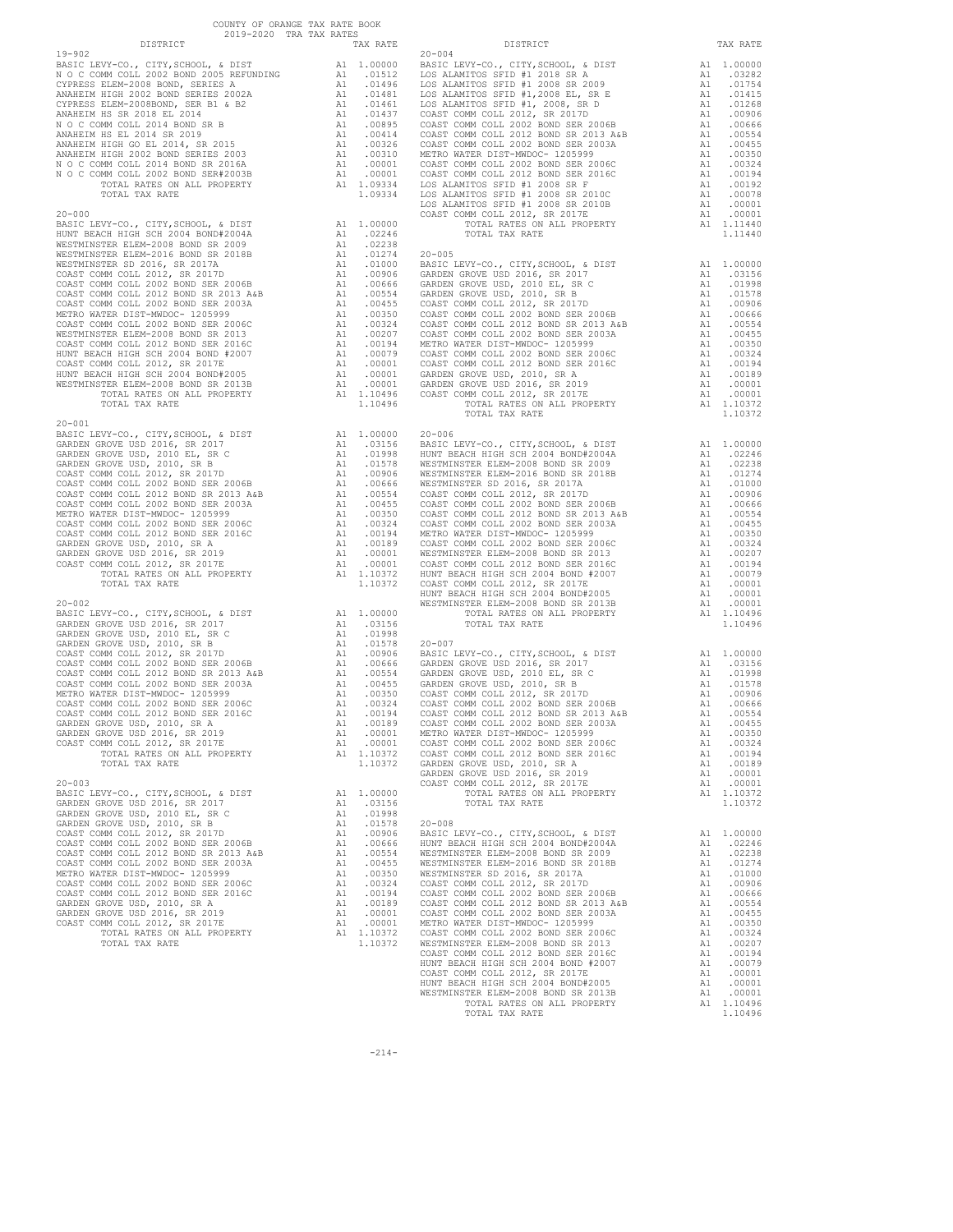COUNTY OF ORANGE TAX RATE BOOK
2019-2020 TRA TAX RATES

| DISTRICT | | TAX RATE |
|---|---|---|
| **19-902** | | |
| BASIC LEVY-CO., CITY,SCHOOL, & DIST | A1 | 1.00000 |
| N O C COMM COLL 2002 BOND 2005 REFUNDING | A1 | .01512 |
| CYPRESS ELEM-2008 BOND, SERIES A | A1 | .01496 |
| ANAHEIM HIGH 2002 BOND SERIES 2002A | A1 | .01481 |
| CYPRESS ELEM-2008BOND, SER B1 & B2 | A1 | .01461 |
| ANAHEIM HS SR 2018 EL 2014 | A1 | .01437 |
| N O C COMM COLL 2014 BOND SR B | A1 | .00895 |
| ANAHEIM HS EL 2014 SR 2019 | A1 | .00414 |
| ANAHEIM HIGH GO EL 2014, SR 2015 | A1 | .00326 |
| ANAHEIM HIGH 2002 BOND SERIES 2003 | A1 | .00310 |
| N O C COMM COLL 2014 BOND SR 2016A | A1 | .00001 |
| N O C COMM COLL 2002 BOND SER#2003B | A1 | .00001 |
| TOTAL RATES ON ALL PROPERTY | A1 | 1.09334 |
| TOTAL TAX RATE | | 1.09334 |
| **20-000** | | |
| BASIC LEVY-CO., CITY,SCHOOL, & DIST | A1 | 1.00000 |
| HUNT BEACH HIGH SCH 2004 BOND#2004A | A1 | .02246 |
| WESTMINSTER ELEM-2008 BOND SR 2009 | A1 | .02238 |
| WESTMINSTER ELEM-2016 BOND SR 2018B | A1 | .01274 |
| WESTMINSTER SD 2016, SR 2017A | A1 | .01000 |
| COAST COMM COLL 2012, SR 2017D | A1 | .00906 |
| COAST COMM COLL 2002 BOND SER 2006B | A1 | .00666 |
| COAST COMM COLL 2012 BOND SR 2013 A&B | A1 | .00554 |
| COAST COMM COLL 2002 BOND SER 2003A | A1 | .00455 |
| METRO WATER DIST-MWDOC- 1205999 | A1 | .00350 |
| COAST COMM COLL 2002 BOND SER 2006C | A1 | .00324 |
| WESTMINSTER ELEM-2008 BOND SR 2013 | A1 | .00207 |
| COAST COMM COLL 2012 BOND SER 2016C | A1 | .00194 |
| HUNT BEACH HIGH SCH 2004 BOND #2007 | A1 | .00079 |
| COAST COMM COLL 2012, SR 2017E | A1 | .00001 |
| HUNT BEACH HIGH SCH 2004 BOND#2005 | A1 | .00001 |
| WESTMINSTER ELEM-2008 BOND SR 2013B | A1 | .00001 |
| TOTAL RATES ON ALL PROPERTY | A1 | 1.10496 |
| TOTAL TAX RATE | | 1.10496 |
| **20-001** | | |
| BASIC LEVY-CO., CITY,SCHOOL, & DIST | A1 | 1.00000 |
| GARDEN GROVE USD 2016, SR 2017 | A1 | .03156 |
| GARDEN GROVE USD, 2010 EL, SR C | A1 | .01998 |
| GARDEN GROVE USD, 2010, SR B | A1 | .01578 |
| COAST COMM COLL 2012, SR 2017D | A1 | .00906 |
| COAST COMM COLL 2002 BOND SER 2006B | A1 | .00666 |
| COAST COMM COLL 2012 BOND SR 2013 A&B | A1 | .00554 |
| COAST COMM COLL 2002 BOND SER 2003A | A1 | .00455 |
| METRO WATER DIST-MWDOC- 1205999 | A1 | .00350 |
| COAST COMM COLL 2002 BOND SER 2006C | A1 | .00324 |
| COAST COMM COLL 2012 BOND SER 2016C | A1 | .00194 |
| GARDEN GROVE USD, 2010, SR A | A1 | .00189 |
| GARDEN GROVE USD 2016, SR 2019 | A1 | .00001 |
| COAST COMM COLL 2012, SR 2017E | A1 | .00001 |
| TOTAL RATES ON ALL PROPERTY | A1 | 1.10372 |
| TOTAL TAX RATE | | 1.10372 |
| **20-002** | | |
| BASIC LEVY-CO., CITY,SCHOOL, & DIST | A1 | 1.00000 |
| GARDEN GROVE USD 2016, SR 2017 | A1 | .03156 |
| GARDEN GROVE USD, 2010 EL, SR C | A1 | .01998 |
| GARDEN GROVE USD, 2010, SR B | A1 | .01578 |
| COAST COMM COLL 2012, SR 2017D | A1 | .00906 |
| COAST COMM COLL 2002 BOND SER 2006B | A1 | .00666 |
| COAST COMM COLL 2012 BOND SR 2013 A&B | A1 | .00554 |
| COAST COMM COLL 2002 BOND SER 2003A | A1 | .00455 |
| METRO WATER DIST-MWDOC- 1205999 | A1 | .00350 |
| COAST COMM COLL 2002 BOND SER 2006C | A1 | .00324 |
| COAST COMM COLL 2012 BOND SER 2016C | A1 | .00194 |
| GARDEN GROVE USD, 2010, SR A | A1 | .00189 |
| GARDEN GROVE USD 2016, SR 2019 | A1 | .00001 |
| COAST COMM COLL 2012, SR 2017E | A1 | .00001 |
| TOTAL RATES ON ALL PROPERTY | A1 | 1.10372 |
| TOTAL TAX RATE | | 1.10372 |
| **20-003** | | |
| BASIC LEVY-CO., CITY,SCHOOL, & DIST | A1 | 1.00000 |
| GARDEN GROVE USD 2016, SR 2017 | A1 | .03156 |
| GARDEN GROVE USD, 2010 EL, SR C | A1 | .01998 |
| GARDEN GROVE USD, 2010, SR B | A1 | .01578 |
| COAST COMM COLL 2012, SR 2017D | A1 | .00906 |
| COAST COMM COLL 2002 BOND SER 2006B | A1 | .00666 |
| COAST COMM COLL 2012 BOND SR 2013 A&B | A1 | .00554 |
| COAST COMM COLL 2002 BOND SER 2003A | A1 | .00455 |
| METRO WATER DIST-MWDOC- 1205999 | A1 | .00350 |
| COAST COMM COLL 2002 BOND SER 2006C | A1 | .00324 |
| COAST COMM COLL 2012 BOND SER 2016C | A1 | .00194 |
| GARDEN GROVE USD, 2010, SR A | A1 | .00189 |
| GARDEN GROVE USD 2016, SR 2019 | A1 | .00001 |
| COAST COMM COLL 2012, SR 2017E | A1 | .00001 |
| TOTAL RATES ON ALL PROPERTY | A1 | 1.10372 |
| TOTAL TAX RATE | | 1.10372 |
| **20-004** | | |
| BASIC LEVY-CO., CITY,SCHOOL, & DIST | A1 | 1.00000 |
| LOS ALAMITOS SFID #1 2018 SR A | A1 | .03282 |
| LOS ALAMITOS SFID #1 2008 SR 2009 | A1 | .01754 |
| LOS ALAMITOS SFID #1,2008 EL, SR E | A1 | .01415 |
| LOS ALAMITOS SFID #1, 2008, SR D | A1 | .01268 |
| COAST COMM COLL 2012, SR 2017D | A1 | .00906 |
| COAST COMM COLL 2002 BOND SER 2006B | A1 | .00666 |
| COAST COMM COLL 2012 BOND SR 2013 A&B | A1 | .00554 |
| COAST COMM COLL 2002 BOND SER 2003A | A1 | .00455 |
| METRO WATER DIST-MWDOC- 1205999 | A1 | .00350 |
| COAST COMM COLL 2002 BOND SER 2006C | A1 | .00324 |
| COAST COMM COLL 2012 BOND SER 2016C | A1 | .00194 |
| LOS ALAMITOS SFID #1 2008 SR F | A1 | .00192 |
| LOS ALAMITOS SFID #1 2008 SR 2010C | A1 | .00078 |
| LOS ALAMITOS SFID #1 2008 SR 2010B | A1 | .00001 |
| COAST COMM COLL 2012, SR 2017E | A1 | .00001 |
| TOTAL RATES ON ALL PROPERTY | A1 | 1.11440 |
| TOTAL TAX RATE | | 1.11440 |
| **20-005** | | |
| BASIC LEVY-CO., CITY,SCHOOL, & DIST | A1 | 1.00000 |
| GARDEN GROVE USD 2016, SR 2017 | A1 | .03156 |
| GARDEN GROVE USD, 2010 EL, SR C | A1 | .01998 |
| GARDEN GROVE USD, 2010, SR B | A1 | .01578 |
| COAST COMM COLL 2012, SR 2017D | A1 | .00906 |
| COAST COMM COLL 2002 BOND SER 2006B | A1 | .00666 |
| COAST COMM COLL 2012 BOND SR 2013 A&B | A1 | .00554 |
| COAST COMM COLL 2002 BOND SER 2003A | A1 | .00455 |
| METRO WATER DIST-MWDOC- 1205999 | A1 | .00350 |
| COAST COMM COLL 2002 BOND SER 2006C | A1 | .00324 |
| COAST COMM COLL 2012 BOND SER 2016C | A1 | .00194 |
| GARDEN GROVE USD, 2010, SR A | A1 | .00189 |
| GARDEN GROVE USD 2016, SR 2019 | A1 | .00001 |
| COAST COMM COLL 2012, SR 2017E | A1 | .00001 |
| TOTAL RATES ON ALL PROPERTY | A1 | 1.10372 |
| TOTAL TAX RATE | | 1.10372 |
| **20-006** | | |
| BASIC LEVY-CO., CITY,SCHOOL, & DIST | A1 | 1.00000 |
| HUNT BEACH HIGH SCH 2004 BOND#2004A | A1 | .02246 |
| WESTMINSTER ELEM-2008 BOND SR 2009 | A1 | .02238 |
| WESTMINSTER ELEM-2016 BOND SR 2018B | A1 | .01274 |
| WESTMINSTER SD 2016, SR 2017A | A1 | .01000 |
| COAST COMM COLL 2012, SR 2017D | A1 | .00906 |
| COAST COMM COLL 2002 BOND SER 2006B | A1 | .00666 |
| COAST COMM COLL 2012 BOND SR 2013 A&B | A1 | .00554 |
| COAST COMM COLL 2002 BOND SER 2003A | A1 | .00455 |
| METRO WATER DIST-MWDOC- 1205999 | A1 | .00350 |
| COAST COMM COLL 2002 BOND SER 2006C | A1 | .00324 |
| WESTMINSTER ELEM-2008 BOND SR 2013 | A1 | .00207 |
| COAST COMM COLL 2012 BOND SER 2016C | A1 | .00194 |
| HUNT BEACH HIGH SCH 2004 BOND #2007 | A1 | .00079 |
| COAST COMM COLL 2012, SR 2017E | A1 | .00001 |
| HUNT BEACH HIGH SCH 2004 BOND#2005 | A1 | .00001 |
| WESTMINSTER ELEM-2008 BOND SR 2013B | A1 | .00001 |
| TOTAL RATES ON ALL PROPERTY | A1 | 1.10496 |
| TOTAL TAX RATE | | 1.10496 |
| **20-007** | | |
| BASIC LEVY-CO., CITY,SCHOOL, & DIST | A1 | 1.00000 |
| GARDEN GROVE USD 2016, SR 2017 | A1 | .03156 |
| GARDEN GROVE USD, 2010 EL, SR C | A1 | .01998 |
| GARDEN GROVE USD, 2010, SR B | A1 | .01578 |
| COAST COMM COLL 2012, SR 2017D | A1 | .00906 |
| COAST COMM COLL 2002 BOND SER 2006B | A1 | .00666 |
| COAST COMM COLL 2012 BOND SR 2013 A&B | A1 | .00554 |
| COAST COMM COLL 2002 BOND SER 2003A | A1 | .00455 |
| METRO WATER DIST-MWDOC- 1205999 | A1 | .00350 |
| COAST COMM COLL 2002 BOND SER 2006C | A1 | .00324 |
| COAST COMM COLL 2012 BOND SER 2016C | A1 | .00194 |
| GARDEN GROVE USD, 2010, SR A | A1 | .00189 |
| GARDEN GROVE USD 2016, SR 2019 | A1 | .00001 |
| COAST COMM COLL 2012, SR 2017E | A1 | .00001 |
| TOTAL RATES ON ALL PROPERTY | A1 | 1.10372 |
| TOTAL TAX RATE | | 1.10372 |
| **20-008** | | |
| BASIC LEVY-CO., CITY,SCHOOL, & DIST | A1 | 1.00000 |
| HUNT BEACH HIGH SCH 2004 BOND#2004A | A1 | .02246 |
| WESTMINSTER ELEM-2008 BOND SR 2009 | A1 | .02238 |
| WESTMINSTER ELEM-2016 BOND SR 2018B | A1 | .01274 |
| WESTMINSTER SD 2016, SR 2017A | A1 | .01000 |
| COAST COMM COLL 2012, SR 2017D | A1 | .00906 |
| COAST COMM COLL 2002 BOND SER 2006B | A1 | .00666 |
| COAST COMM COLL 2012 BOND SR 2013 A&B | A1 | .00554 |
| COAST COMM COLL 2002 BOND SER 2003A | A1 | .00455 |
| METRO WATER DIST-MWDOC- 1205999 | A1 | .00350 |
| COAST COMM COLL 2002 BOND SER 2006C | A1 | .00324 |
| WESTMINSTER ELEM-2008 BOND SR 2013 | A1 | .00207 |
| COAST COMM COLL 2012 BOND SER 2016C | A1 | .00194 |
| HUNT BEACH HIGH SCH 2004 BOND #2007 | A1 | .00079 |
| COAST COMM COLL 2012, SR 2017E | A1 | .00001 |
| HUNT BEACH HIGH SCH 2004 BOND#2005 | A1 | .00001 |
| WESTMINSTER ELEM-2008 BOND SR 2013B | A1 | .00001 |
| TOTAL RATES ON ALL PROPERTY | A1 | 1.10496 |
| TOTAL TAX RATE | | 1.10496 |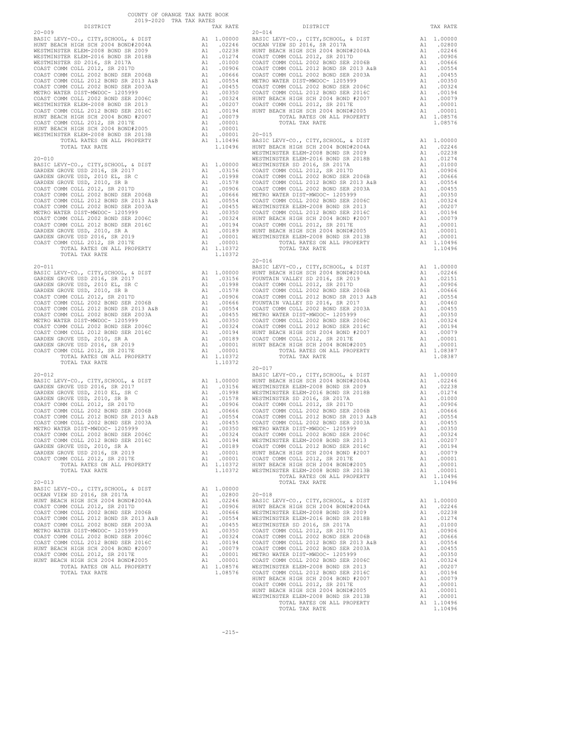COUNTY OF ORANGE TAX RATE BOOK
2019-2020 TRA TAX RATES

| DISTRICT | | TAX RATE |
|---|---|---|
| **20-009** | | |
| BASIC LEVY-CO., CITY,SCHOOL, & DIST | A1 | 1.00000 |
| HUNT BEACH HIGH SCH 2004 BOND#2004A | A1 | .02246 |
| WESTMINSTER ELEM-2008 BOND SR 2009 | A1 | .02238 |
| WESTMINSTER ELEM-2016 BOND SR 2018B | A1 | .01274 |
| WESTMINSTER SD 2016, SR 2017A | A1 | .01000 |
| COAST COMM COLL 2012, SR 2017D | A1 | .00906 |
| COAST COMM COLL 2002 BOND SER 2006B | A1 | .00666 |
| COAST COMM COLL 2012 BOND SR 2013 A&B | A1 | .00554 |
| COAST COMM COLL 2002 BOND SER 2003A | A1 | .00455 |
| METRO WATER DIST-MWDOC- 1205999 | A1 | .00350 |
| COAST COMM COLL 2002 BOND SER 2006C | A1 | .00324 |
| WESTMINSTER ELEM-2008 BOND SR 2013 | A1 | .00207 |
| COAST COMM COLL 2012 BOND SER 2016C | A1 | .00194 |
| HUNT BEACH HIGH SCH 2004 BOND #2007 | A1 | .00079 |
| COAST COMM COLL 2012, SR 2017E | A1 | .00001 |
| HUNT BEACH HIGH SCH 2004 BOND#2005 | A1 | .00001 |
| WESTMINSTER ELEM-2008 BOND SR 2013B | A1 | .00001 |
| TOTAL RATES ON ALL PROPERTY | A1 | 1.10496 |
| TOTAL TAX RATE | | 1.10496 |
| **20-010** | | |
| BASIC LEVY-CO., CITY,SCHOOL, & DIST | A1 | 1.00000 |
| GARDEN GROVE USD 2016, SR 2017 | A1 | .03156 |
| GARDEN GROVE USD, 2010 EL, SR C | A1 | .01998 |
| GARDEN GROVE USD, 2010, SR B | A1 | .01578 |
| COAST COMM COLL 2012, SR 2017D | A1 | .00906 |
| COAST COMM COLL 2002 BOND SER 2006B | A1 | .00666 |
| COAST COMM COLL 2012 BOND SR 2013 A&B | A1 | .00554 |
| COAST COMM COLL 2002 BOND SER 2003A | A1 | .00455 |
| METRO WATER DIST-MWDOC- 1205999 | A1 | .00350 |
| COAST COMM COLL 2002 BOND SER 2006C | A1 | .00324 |
| COAST COMM COLL 2012 BOND SER 2016C | A1 | .00194 |
| GARDEN GROVE USD, 2010, SR A | A1 | .00189 |
| GARDEN GROVE USD 2016, SR 2019 | A1 | .00001 |
| COAST COMM COLL 2012, SR 2017E | A1 | .00001 |
| TOTAL RATES ON ALL PROPERTY | A1 | 1.10372 |
| TOTAL TAX RATE | | 1.10372 |
| **20-011** | | |
| BASIC LEVY-CO., CITY,SCHOOL, & DIST | A1 | 1.00000 |
| GARDEN GROVE USD 2016, SR 2017 | A1 | .03156 |
| GARDEN GROVE USD, 2010 EL, SR C | A1 | .01998 |
| GARDEN GROVE USD, 2010, SR B | A1 | .01578 |
| COAST COMM COLL 2012, SR 2017D | A1 | .00906 |
| COAST COMM COLL 2002 BOND SER 2006B | A1 | .00666 |
| COAST COMM COLL 2012 BOND SR 2013 A&B | A1 | .00554 |
| COAST COMM COLL 2002 BOND SER 2003A | A1 | .00455 |
| METRO WATER DIST-MWDOC- 1205999 | A1 | .00350 |
| COAST COMM COLL 2002 BOND SER 2006C | A1 | .00324 |
| COAST COMM COLL 2012 BOND SER 2016C | A1 | .00194 |
| GARDEN GROVE USD, 2010, SR A | A1 | .00189 |
| GARDEN GROVE USD 2016, SR 2019 | A1 | .00001 |
| COAST COMM COLL 2012, SR 2017E | A1 | .00001 |
| TOTAL RATES ON ALL PROPERTY | A1 | 1.10372 |
| TOTAL TAX RATE | | 1.10372 |
| **20-012** | | |
| BASIC LEVY-CO., CITY,SCHOOL, & DIST | A1 | 1.00000 |
| GARDEN GROVE USD 2016, SR 2017 | A1 | .03156 |
| GARDEN GROVE USD, 2010 EL, SR C | A1 | .01998 |
| GARDEN GROVE USD, 2010, SR B | A1 | .01578 |
| COAST COMM COLL 2012, SR 2017D | A1 | .00906 |
| COAST COMM COLL 2002 BOND SER 2006B | A1 | .00666 |
| COAST COMM COLL 2012 BOND SR 2013 A&B | A1 | .00554 |
| COAST COMM COLL 2002 BOND SER 2003A | A1 | .00455 |
| METRO WATER DIST-MWDOC- 1205999 | A1 | .00350 |
| COAST COMM COLL 2002 BOND SER 2006C | A1 | .00324 |
| COAST COMM COLL 2012 BOND SER 2016C | A1 | .00194 |
| GARDEN GROVE USD, 2010, SR A | A1 | .00189 |
| GARDEN GROVE USD 2016, SR 2019 | A1 | .00001 |
| COAST COMM COLL 2012, SR 2017E | A1 | .00001 |
| TOTAL RATES ON ALL PROPERTY | A1 | 1.10372 |
| TOTAL TAX RATE | | 1.10372 |
| **20-013** | | |
| BASIC LEVY-CO., CITY,SCHOOL, & DIST | A1 | 1.00000 |
| OCEAN VIEW SD 2016, SR 2017A | A1 | .02800 |
| HUNT BEACH HIGH SCH 2004 BOND#2004A | A1 | .02246 |
| COAST COMM COLL 2012, SR 2017D | A1 | .00906 |
| COAST COMM COLL 2002 BOND SER 2006B | A1 | .00666 |
| COAST COMM COLL 2012 BOND SR 2013 A&B | A1 | .00554 |
| COAST COMM COLL 2002 BOND SER 2003A | A1 | .00455 |
| METRO WATER DIST-MWDOC- 1205999 | A1 | .00350 |
| COAST COMM COLL 2002 BOND SER 2006C | A1 | .00324 |
| COAST COMM COLL 2012 BOND SER 2016C | A1 | .00194 |
| HUNT BEACH HIGH SCH 2004 BOND #2007 | A1 | .00079 |
| COAST COMM COLL 2012, SR 2017E | A1 | .00001 |
| HUNT BEACH HIGH SCH 2004 BOND#2005 | A1 | .00001 |
| TOTAL RATES ON ALL PROPERTY | A1 | 1.08576 |
| TOTAL TAX RATE | | 1.08576 |
| **20-014** | | |
| BASIC LEVY-CO., CITY,SCHOOL, & DIST | A1 | 1.00000 |
| OCEAN VIEW SD 2016, SR 2017A | A1 | .02800 |
| HUNT BEACH HIGH SCH 2004 BOND#2004A | A1 | .02246 |
| COAST COMM COLL 2012, SR 2017D | A1 | .00906 |
| COAST COMM COLL 2002 BOND SER 2006B | A1 | .00666 |
| COAST COMM COLL 2012 BOND SR 2013 A&B | A1 | .00554 |
| COAST COMM COLL 2002 BOND SER 2003A | A1 | .00455 |
| METRO WATER DIST-MWDOC- 1205999 | A1 | .00350 |
| COAST COMM COLL 2002 BOND SER 2006C | A1 | .00324 |
| COAST COMM COLL 2012 BOND SER 2016C | A1 | .00194 |
| HUNT BEACH HIGH SCH 2004 BOND #2007 | A1 | .00079 |
| COAST COMM COLL 2012, SR 2017E | A1 | .00001 |
| HUNT BEACH HIGH SCH 2004 BOND#2005 | A1 | .00001 |
| TOTAL RATES ON ALL PROPERTY | A1 | 1.08576 |
| TOTAL TAX RATE | | 1.08576 |
| **20-015** | | |
| BASIC LEVY-CO., CITY,SCHOOL, & DIST | A1 | 1.00000 |
| HUNT BEACH HIGH SCH 2004 BOND#2004A | A1 | .02246 |
| WESTMINSTER ELEM-2008 BOND SR 2009 | A1 | .02238 |
| WESTMINSTER ELEM-2016 BOND SR 2018B | A1 | .01274 |
| WESTMINSTER SD 2016, SR 2017A | A1 | .01000 |
| COAST COMM COLL 2012, SR 2017D | A1 | .00906 |
| COAST COMM COLL 2002 BOND SER 2006B | A1 | .00666 |
| COAST COMM COLL 2012 BOND SR 2013 A&B | A1 | .00554 |
| COAST COMM COLL 2002 BOND SER 2003A | A1 | .00455 |
| METRO WATER DIST-MWDOC- 1205999 | A1 | .00350 |
| COAST COMM COLL 2002 BOND SER 2006C | A1 | .00324 |
| WESTMINSTER ELEM-2008 BOND SR 2013 | A1 | .00207 |
| COAST COMM COLL 2012 BOND SER 2016C | A1 | .00194 |
| HUNT BEACH HIGH SCH 2004 BOND #2007 | A1 | .00079 |
| COAST COMM COLL 2012, SR 2017E | A1 | .00001 |
| HUNT BEACH HIGH SCH 2004 BOND#2005 | A1 | .00001 |
| WESTMINSTER ELEM-2008 BOND SR 2013B | A1 | .00001 |
| TOTAL RATES ON ALL PROPERTY | A1 | 1.10496 |
| TOTAL TAX RATE | | 1.10496 |
| **20-016** | | |
| BASIC LEVY-CO., CITY,SCHOOL, & DIST | A1 | 1.00000 |
| HUNT BEACH HIGH SCH 2004 BOND#2004A | A1 | .02246 |
| FOUNTAIN VALLEY SD 2016, SR 2019 | A1 | .02151 |
| COAST COMM COLL 2012, SR 2017D | A1 | .00906 |
| COAST COMM COLL 2002 BOND SER 2006B | A1 | .00666 |
| COAST COMM COLL 2012 BOND SR 2013 A&B | A1 | .00554 |
| FOUNTAIN VALLEY SD 2016, SR 2017 | A1 | .00460 |
| COAST COMM COLL 2002 BOND SER 2003A | A1 | .00455 |
| METRO WATER DIST-MWDOC- 1205999 | A1 | .00350 |
| COAST COMM COLL 2002 BOND SER 2006C | A1 | .00324 |
| COAST COMM COLL 2012 BOND SER 2016C | A1 | .00194 |
| HUNT BEACH HIGH SCH 2004 BOND #2007 | A1 | .00079 |
| COAST COMM COLL 2012, SR 2017E | A1 | .00001 |
| HUNT BEACH HIGH SCH 2004 BOND#2005 | A1 | .00001 |
| TOTAL RATES ON ALL PROPERTY | A1 | 1.08387 |
| TOTAL TAX RATE | | 1.08387 |
| **20-017** | | |
| BASIC LEVY-CO., CITY,SCHOOL, & DIST | A1 | 1.00000 |
| HUNT BEACH HIGH SCH 2004 BOND#2004A | A1 | .02246 |
| WESTMINSTER ELEM-2008 BOND SR 2009 | A1 | .02238 |
| WESTMINSTER ELEM-2016 BOND SR 2018B | A1 | .01274 |
| WESTMINSTER SD 2016, SR 2017A | A1 | .01000 |
| COAST COMM COLL 2012, SR 2017D | A1 | .00906 |
| COAST COMM COLL 2002 BOND SER 2006B | A1 | .00666 |
| COAST COMM COLL 2012 BOND SR 2013 A&B | A1 | .00554 |
| COAST COMM COLL 2002 BOND SER 2003A | A1 | .00455 |
| METRO WATER DIST-MWDOC- 1205999 | A1 | .00350 |
| COAST COMM COLL 2002 BOND SER 2006C | A1 | .00324 |
| WESTMINSTER ELEM-2008 BOND SR 2013 | A1 | .00207 |
| COAST COMM COLL 2012 BOND SER 2016C | A1 | .00194 |
| HUNT BEACH HIGH SCH 2004 BOND #2007 | A1 | .00079 |
| COAST COMM COLL 2012, SR 2017E | A1 | .00001 |
| HUNT BEACH HIGH SCH 2004 BOND#2005 | A1 | .00001 |
| WESTMINSTER ELEM-2008 BOND SR 2013B | A1 | .00001 |
| TOTAL RATES ON ALL PROPERTY | A1 | 1.10496 |
| TOTAL TAX RATE | | 1.10496 |
| **20-018** | | |
| BASIC LEVY-CO., CITY,SCHOOL, & DIST | A1 | 1.00000 |
| HUNT BEACH HIGH SCH 2004 BOND#2004A | A1 | .02246 |
| WESTMINSTER ELEM-2008 BOND SR 2009 | A1 | .02238 |
| WESTMINSTER ELEM-2016 BOND SR 2018B | A1 | .01274 |
| WESTMINSTER SD 2016, SR 2017A | A1 | .01000 |
| COAST COMM COLL 2012, SR 2017D | A1 | .00906 |
| COAST COMM COLL 2002 BOND SER 2006B | A1 | .00666 |
| COAST COMM COLL 2012 BOND SR 2013 A&B | A1 | .00554 |
| COAST COMM COLL 2002 BOND SER 2003A | A1 | .00455 |
| METRO WATER DIST-MWDOC- 1205999 | A1 | .00350 |
| COAST COMM COLL 2002 BOND SER 2006C | A1 | .00324 |
| WESTMINSTER ELEM-2008 BOND SR 2013 | A1 | .00207 |
| COAST COMM COLL 2012 BOND SER 2016C | A1 | .00194 |
| HUNT BEACH HIGH SCH 2004 BOND #2007 | A1 | .00079 |
| COAST COMM COLL 2012, SR 2017E | A1 | .00001 |
| HUNT BEACH HIGH SCH 2004 BOND#2005 | A1 | .00001 |
| WESTMINSTER ELEM-2008 BOND SR 2013B | A1 | .00001 |
| TOTAL RATES ON ALL PROPERTY | A1 | 1.10496 |
| TOTAL TAX RATE | | 1.10496 |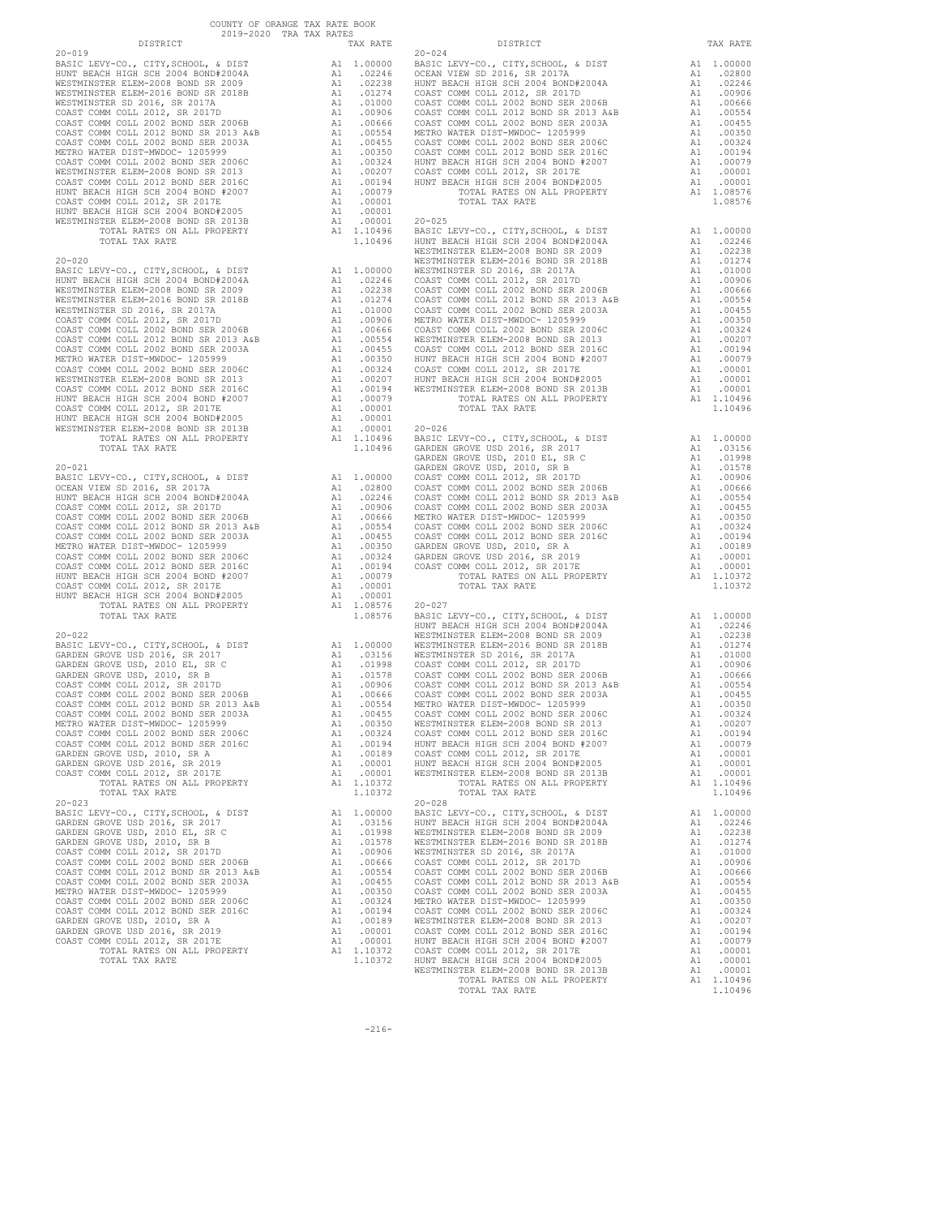COUNTY OF ORANGE TAX RATE BOOK
2019-2020 TRA TAX RATES

| DISTRICT | | TAX RATE |
|---|---|---|
| **20-019** | | |
| BASIC LEVY-CO., CITY,SCHOOL, & DIST | A1 | 1.00000 |
| HUNT BEACH HIGH SCH 2004 BOND#2004A | A1 | .02246 |
| WESTMINSTER ELEM-2008 BOND SR 2009 | A1 | .02238 |
| WESTMINSTER ELEM-2016 BOND SR 2018B | A1 | .01274 |
| WESTMINSTER SD 2016, SR 2017A | A1 | .01000 |
| COAST COMM COLL 2012, SR 2017D | A1 | .00906 |
| COAST COMM COLL 2002 BOND SER 2006B | A1 | .00666 |
| COAST COMM COLL 2012 BOND SR 2013 A&B | A1 | .00554 |
| COAST COMM COLL 2002 BOND SER 2003A | A1 | .00455 |
| METRO WATER DIST-MWDOC- 1205999 | A1 | .00350 |
| COAST COMM COLL 2002 BOND SER 2006C | A1 | .00324 |
| WESTMINSTER ELEM-2008 BOND SR 2013 | A1 | .00207 |
| COAST COMM COLL 2012 BOND SER 2016C | A1 | .00194 |
| HUNT BEACH HIGH SCH 2004 BOND #2007 | A1 | .00079 |
| COAST COMM COLL 2012, SR 2017E | A1 | .00001 |
| HUNT BEACH HIGH SCH 2004 BOND#2005 | A1 | .00001 |
| WESTMINSTER ELEM-2008 BOND SR 2013B | A1 | .00001 |
| TOTAL RATES ON ALL PROPERTY | A1 | 1.10496 |
| TOTAL TAX RATE | | 1.10496 |
| **20-020** | | |
| BASIC LEVY-CO., CITY,SCHOOL, & DIST | A1 | 1.00000 |
| HUNT BEACH HIGH SCH 2004 BOND#2004A | A1 | .02246 |
| WESTMINSTER ELEM-2008 BOND SR 2009 | A1 | .02238 |
| WESTMINSTER ELEM-2016 BOND SR 2018B | A1 | .01274 |
| WESTMINSTER SD 2016, SR 2017A | A1 | .01000 |
| COAST COMM COLL 2012, SR 2017D | A1 | .00906 |
| COAST COMM COLL 2002 BOND SER 2006B | A1 | .00666 |
| COAST COMM COLL 2012 BOND SR 2013 A&B | A1 | .00554 |
| COAST COMM COLL 2002 BOND SER 2003A | A1 | .00455 |
| METRO WATER DIST-MWDOC- 1205999 | A1 | .00350 |
| COAST COMM COLL 2002 BOND SER 2006C | A1 | .00324 |
| WESTMINSTER ELEM-2008 BOND SR 2013 | A1 | .00207 |
| COAST COMM COLL 2012 BOND SER 2016C | A1 | .00194 |
| HUNT BEACH HIGH SCH 2004 BOND #2007 | A1 | .00079 |
| COAST COMM COLL 2012, SR 2017E | A1 | .00001 |
| HUNT BEACH HIGH SCH 2004 BOND#2005 | A1 | .00001 |
| WESTMINSTER ELEM-2008 BOND SR 2013B | A1 | .00001 |
| TOTAL RATES ON ALL PROPERTY | A1 | 1.10496 |
| TOTAL TAX RATE | | 1.10496 |
| **20-021** | | |
| BASIC LEVY-CO., CITY,SCHOOL, & DIST | A1 | 1.00000 |
| OCEAN VIEW SD 2016, SR 2017A | A1 | .02800 |
| HUNT BEACH HIGH SCH 2004 BOND#2004A | A1 | .02246 |
| COAST COMM COLL 2012, SR 2017D | A1 | .00906 |
| COAST COMM COLL 2002 BOND SER 2006B | A1 | .00666 |
| COAST COMM COLL 2012 BOND SR 2013 A&B | A1 | .00554 |
| COAST COMM COLL 2002 BOND SER 2003A | A1 | .00455 |
| METRO WATER DIST-MWDOC- 1205999 | A1 | .00350 |
| COAST COMM COLL 2002 BOND SER 2006C | A1 | .00324 |
| COAST COMM COLL 2012 BOND SER 2016C | A1 | .00194 |
| HUNT BEACH HIGH SCH 2004 BOND #2007 | A1 | .00079 |
| COAST COMM COLL 2012, SR 2017E | A1 | .00001 |
| HUNT BEACH HIGH SCH 2004 BOND#2005 | A1 | .00001 |
| TOTAL RATES ON ALL PROPERTY | A1 | 1.08576 |
| TOTAL TAX RATE | | 1.08576 |
| **20-022** | | |
| BASIC LEVY-CO., CITY,SCHOOL, & DIST | A1 | 1.00000 |
| GARDEN GROVE USD 2016, SR 2017 | A1 | .03156 |
| GARDEN GROVE USD, 2010 EL, SR C | A1 | .01998 |
| GARDEN GROVE USD, 2010, SR B | A1 | .01578 |
| COAST COMM COLL 2012, SR 2017D | A1 | .00906 |
| COAST COMM COLL 2002 BOND SER 2006B | A1 | .00666 |
| COAST COMM COLL 2012 BOND SR 2013 A&B | A1 | .00554 |
| COAST COMM COLL 2002 BOND SER 2003A | A1 | .00455 |
| METRO WATER DIST-MWDOC- 1205999 | A1 | .00350 |
| COAST COMM COLL 2002 BOND SER 2006C | A1 | .00324 |
| COAST COMM COLL 2012 BOND SER 2016C | A1 | .00194 |
| GARDEN GROVE USD, 2010, SR A | A1 | .00189 |
| GARDEN GROVE USD 2016, SR 2019 | A1 | .00001 |
| COAST COMM COLL 2012, SR 2017E | A1 | .00001 |
| TOTAL RATES ON ALL PROPERTY | A1 | 1.10372 |
| TOTAL TAX RATE | | 1.10372 |
| **20-023** | | |
| BASIC LEVY-CO., CITY,SCHOOL, & DIST | A1 | 1.00000 |
| GARDEN GROVE USD 2016, SR 2017 | A1 | .03156 |
| GARDEN GROVE USD, 2010 EL, SR C | A1 | .01998 |
| GARDEN GROVE USD, 2010, SR B | A1 | .01578 |
| COAST COMM COLL 2012, SR 2017D | A1 | .00906 |
| COAST COMM COLL 2002 BOND SER 2006B | A1 | .00666 |
| COAST COMM COLL 2012 BOND SR 2013 A&B | A1 | .00554 |
| COAST COMM COLL 2002 BOND SER 2003A | A1 | .00455 |
| METRO WATER DIST-MWDOC- 1205999 | A1 | .00350 |
| COAST COMM COLL 2002 BOND SER 2006C | A1 | .00324 |
| COAST COMM COLL 2012 BOND SER 2016C | A1 | .00194 |
| GARDEN GROVE USD, 2010, SR A | A1 | .00189 |
| GARDEN GROVE USD 2016, SR 2019 | A1 | .00001 |
| COAST COMM COLL 2012, SR 2017E | A1 | .00001 |
| TOTAL RATES ON ALL PROPERTY | A1 | 1.10372 |
| TOTAL TAX RATE | | 1.10372 |
| **20-024** | | |
| BASIC LEVY-CO., CITY,SCHOOL, & DIST | A1 | 1.00000 |
| OCEAN VIEW SD 2016, SR 2017A | A1 | .02800 |
| HUNT BEACH HIGH SCH 2004 BOND#2004A | A1 | .02246 |
| COAST COMM COLL 2012, SR 2017D | A1 | .00906 |
| COAST COMM COLL 2002 BOND SER 2006B | A1 | .00666 |
| COAST COMM COLL 2012 BOND SR 2013 A&B | A1 | .00554 |
| COAST COMM COLL 2002 BOND SER 2003A | A1 | .00455 |
| METRO WATER DIST-MWDOC- 1205999 | A1 | .00350 |
| COAST COMM COLL 2002 BOND SER 2006C | A1 | .00324 |
| COAST COMM COLL 2012 BOND SER 2016C | A1 | .00194 |
| HUNT BEACH HIGH SCH 2004 BOND #2007 | A1 | .00079 |
| COAST COMM COLL 2012, SR 2017E | A1 | .00001 |
| HUNT BEACH HIGH SCH 2004 BOND#2005 | A1 | .00001 |
| TOTAL RATES ON ALL PROPERTY | A1 | 1.08576 |
| TOTAL TAX RATE | | 1.08576 |
| **20-025** | | |
| BASIC LEVY-CO., CITY,SCHOOL, & DIST | A1 | 1.00000 |
| HUNT BEACH HIGH SCH 2004 BOND#2004A | A1 | .02246 |
| WESTMINSTER ELEM-2008 BOND SR 2009 | A1 | .02238 |
| WESTMINSTER ELEM-2016 BOND SR 2018B | A1 | .01274 |
| WESTMINSTER SD 2016, SR 2017A | A1 | .01000 |
| COAST COMM COLL 2012, SR 2017D | A1 | .00906 |
| COAST COMM COLL 2002 BOND SER 2006B | A1 | .00666 |
| COAST COMM COLL 2012 BOND SR 2013 A&B | A1 | .00554 |
| COAST COMM COLL 2002 BOND SER 2003A | A1 | .00455 |
| METRO WATER DIST-MWDOC- 1205999 | A1 | .00350 |
| COAST COMM COLL 2002 BOND SER 2006C | A1 | .00324 |
| WESTMINSTER ELEM-2008 BOND SR 2013 | A1 | .00207 |
| COAST COMM COLL 2012 BOND SER 2016C | A1 | .00194 |
| HUNT BEACH HIGH SCH 2004 BOND #2007 | A1 | .00079 |
| COAST COMM COLL 2012, SR 2017E | A1 | .00001 |
| HUNT BEACH HIGH SCH 2004 BOND#2005 | A1 | .00001 |
| WESTMINSTER ELEM-2008 BOND SR 2013B | A1 | .00001 |
| TOTAL RATES ON ALL PROPERTY | A1 | 1.10496 |
| TOTAL TAX RATE | | 1.10496 |
| **20-026** | | |
| BASIC LEVY-CO., CITY,SCHOOL, & DIST | A1 | 1.00000 |
| GARDEN GROVE USD 2016, SR 2017 | A1 | .03156 |
| GARDEN GROVE USD, 2010 EL, SR C | A1 | .01998 |
| GARDEN GROVE USD, 2010, SR B | A1 | .01578 |
| COAST COMM COLL 2012, SR 2017D | A1 | .00906 |
| COAST COMM COLL 2002 BOND SER 2006B | A1 | .00666 |
| COAST COMM COLL 2012 BOND SR 2013 A&B | A1 | .00554 |
| COAST COMM COLL 2002 BOND SER 2003A | A1 | .00455 |
| METRO WATER DIST-MWDOC- 1205999 | A1 | .00350 |
| COAST COMM COLL 2002 BOND SER 2006C | A1 | .00324 |
| COAST COMM COLL 2012 BOND SER 2016C | A1 | .00194 |
| GARDEN GROVE USD, 2010, SR A | A1 | .00189 |
| GARDEN GROVE USD 2016, SR 2019 | A1 | .00001 |
| COAST COMM COLL 2012, SR 2017E | A1 | .00001 |
| TOTAL RATES ON ALL PROPERTY | A1 | 1.10372 |
| TOTAL TAX RATE | | 1.10372 |
| **20-027** | | |
| BASIC LEVY-CO., CITY,SCHOOL, & DIST | A1 | 1.00000 |
| HUNT BEACH HIGH SCH 2004 BOND#2004A | A1 | .02246 |
| WESTMINSTER ELEM-2008 BOND SR 2009 | A1 | .02238 |
| WESTMINSTER ELEM-2016 BOND SR 2018B | A1 | .01274 |
| WESTMINSTER SD 2016, SR 2017A | A1 | .01000 |
| COAST COMM COLL 2012, SR 2017D | A1 | .00906 |
| COAST COMM COLL 2002 BOND SER 2006B | A1 | .00666 |
| COAST COMM COLL 2012 BOND SR 2013 A&B | A1 | .00554 |
| COAST COMM COLL 2002 BOND SER 2003A | A1 | .00455 |
| METRO WATER DIST-MWDOC- 1205999 | A1 | .00350 |
| COAST COMM COLL 2002 BOND SER 2006C | A1 | .00324 |
| WESTMINSTER ELEM-2008 BOND SR 2013 | A1 | .00207 |
| COAST COMM COLL 2012 BOND SER 2016C | A1 | .00194 |
| HUNT BEACH HIGH SCH 2004 BOND #2007 | A1 | .00079 |
| COAST COMM COLL 2012, SR 2017E | A1 | .00001 |
| HUNT BEACH HIGH SCH 2004 BOND#2005 | A1 | .00001 |
| WESTMINSTER ELEM-2008 BOND SR 2013B | A1 | .00001 |
| TOTAL RATES ON ALL PROPERTY | A1 | 1.10496 |
| TOTAL TAX RATE | | 1.10496 |
| **20-028** | | |
| BASIC LEVY-CO., CITY,SCHOOL, & DIST | A1 | 1.00000 |
| HUNT BEACH HIGH SCH 2004 BOND#2004A | A1 | .02246 |
| WESTMINSTER ELEM-2008 BOND SR 2009 | A1 | .02238 |
| WESTMINSTER ELEM-2016 BOND SR 2018B | A1 | .01274 |
| WESTMINSTER SD 2016, SR 2017A | A1 | .01000 |
| COAST COMM COLL 2012, SR 2017D | A1 | .00906 |
| COAST COMM COLL 2002 BOND SER 2006B | A1 | .00666 |
| COAST COMM COLL 2012 BOND SR 2013 A&B | A1 | .00554 |
| COAST COMM COLL 2002 BOND SER 2003A | A1 | .00455 |
| METRO WATER DIST-MWDOC- 1205999 | A1 | .00350 |
| COAST COMM COLL 2002 BOND SER 2006C | A1 | .00324 |
| WESTMINSTER ELEM-2008 BOND SR 2013 | A1 | .00207 |
| COAST COMM COLL 2012 BOND SER 2016C | A1 | .00194 |
| HUNT BEACH HIGH SCH 2004 BOND #2007 | A1 | .00079 |
| COAST COMM COLL 2012, SR 2017E | A1 | .00001 |
| HUNT BEACH HIGH SCH 2004 BOND#2005 | A1 | .00001 |
| WESTMINSTER ELEM-2008 BOND SR 2013B | A1 | .00001 |
| TOTAL RATES ON ALL PROPERTY | A1 | 1.10496 |
| TOTAL TAX RATE | | 1.10496 |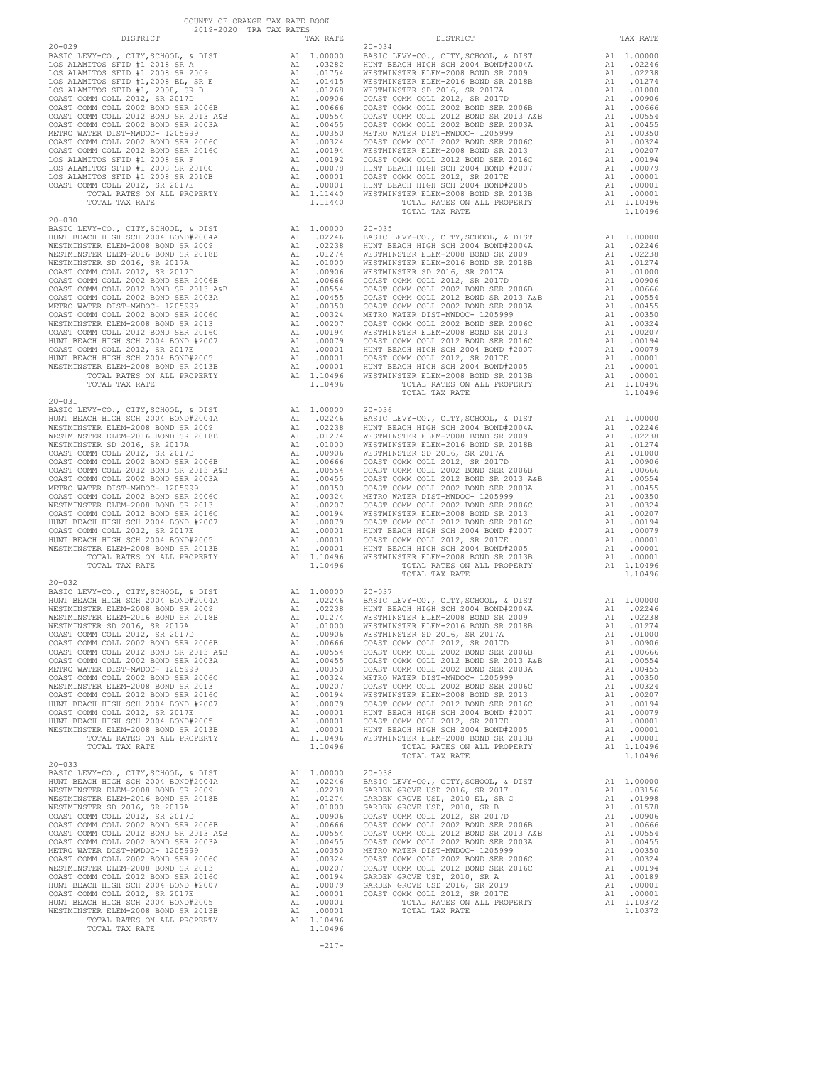COUNTY OF ORANGE TAX RATE BOOK
2019-2020 TRA TAX RATES

## 20-029

| DISTRICT | | TAX RATE |
|---|---|---|
| BASIC LEVY-CO., CITY,SCHOOL, & DIST | A1 | 1.00000 |
| LOS ALAMITOS SFID #1 2018 SR A | A1 | .03282 |
| LOS ALAMITOS SFID #1 2008 SR 2009 | A1 | .01754 |
| LOS ALAMITOS SFID #1,2008 EL, SR E | A1 | .01415 |
| LOS ALAMITOS SFID #1, 2008, SR D | A1 | .01268 |
| COAST COMM COLL 2012, SR 2017D | A1 | .00906 |
| COAST COMM COLL 2002 BOND SER 2006B | A1 | .00666 |
| COAST COMM COLL 2012 BOND SR 2013 A&B | A1 | .00554 |
| COAST COMM COLL 2002 BOND SER 2003A | A1 | .00455 |
| METRO WATER DIST-MWDOC- 1205999 | A1 | .00350 |
| COAST COMM COLL 2002 BOND SER 2006C | A1 | .00324 |
| COAST COMM COLL 2012 BOND SER 2016C | A1 | .00194 |
| LOS ALAMITOS SFID #1 2008 SR F | A1 | .00192 |
| LOS ALAMITOS SFID #1 2008 SR 2010C | A1 | .00078 |
| LOS ALAMITOS SFID #1 2008 SR 2010B | A1 | .00001 |
| COAST COMM COLL 2012, SR 2017E | A1 | .00001 |
| TOTAL RATES ON ALL PROPERTY | A1 | 1.11440 |
| TOTAL TAX RATE | | 1.11440 |

## 20-030

| DISTRICT | | TAX RATE |
|---|---|---|
| BASIC LEVY-CO., CITY,SCHOOL, & DIST | A1 | 1.00000 |
| HUNT BEACH HIGH SCH 2004 BOND#2004A | A1 | .02246 |
| WESTMINSTER ELEM-2008 BOND SR 2009 | A1 | .02238 |
| WESTMINSTER ELEM-2016 BOND SR 2018B | A1 | .01274 |
| WESTMINSTER SD 2016, SR 2017A | A1 | .01000 |
| COAST COMM COLL 2012, SR 2017D | A1 | .00906 |
| COAST COMM COLL 2002 BOND SER 2006B | A1 | .00666 |
| COAST COMM COLL 2012 BOND SR 2013 A&B | A1 | .00554 |
| COAST COMM COLL 2002 BOND SER 2003A | A1 | .00455 |
| METRO WATER DIST-MWDOC- 1205999 | A1 | .00350 |
| COAST COMM COLL 2002 BOND SER 2006C | A1 | .00324 |
| WESTMINSTER ELEM-2008 BOND SR 2013 | A1 | .00207 |
| COAST COMM COLL 2012 BOND SER 2016C | A1 | .00194 |
| HUNT BEACH HIGH SCH 2004 BOND #2007 | A1 | .00079 |
| COAST COMM COLL 2012, SR 2017E | A1 | .00001 |
| HUNT BEACH HIGH SCH 2004 BOND#2005 | A1 | .00001 |
| WESTMINSTER ELEM-2008 BOND SR 2013B | A1 | .00001 |
| TOTAL RATES ON ALL PROPERTY | A1 | 1.10496 |
| TOTAL TAX RATE | | 1.10496 |

## 20-031

| DISTRICT | | TAX RATE |
|---|---|---|
| BASIC LEVY-CO., CITY,SCHOOL, & DIST | A1 | 1.00000 |
| HUNT BEACH HIGH SCH 2004 BOND#2004A | A1 | .02246 |
| WESTMINSTER ELEM-2008 BOND SR 2009 | A1 | .02238 |
| WESTMINSTER ELEM-2016 BOND SR 2018B | A1 | .01274 |
| WESTMINSTER SD 2016, SR 2017A | A1 | .01000 |
| COAST COMM COLL 2012, SR 2017D | A1 | .00906 |
| COAST COMM COLL 2002 BOND SER 2006B | A1 | .00666 |
| COAST COMM COLL 2012 BOND SR 2013 A&B | A1 | .00554 |
| COAST COMM COLL 2002 BOND SER 2003A | A1 | .00455 |
| METRO WATER DIST-MWDOC- 1205999 | A1 | .00350 |
| COAST COMM COLL 2002 BOND SER 2006C | A1 | .00324 |
| WESTMINSTER ELEM-2008 BOND SR 2013 | A1 | .00207 |
| COAST COMM COLL 2012 BOND SER 2016C | A1 | .00194 |
| HUNT BEACH HIGH SCH 2004 BOND #2007 | A1 | .00079 |
| COAST COMM COLL 2012, SR 2017E | A1 | .00001 |
| HUNT BEACH HIGH SCH 2004 BOND#2005 | A1 | .00001 |
| WESTMINSTER ELEM-2008 BOND SR 2013B | A1 | .00001 |
| TOTAL RATES ON ALL PROPERTY | A1 | 1.10496 |
| TOTAL TAX RATE | | 1.10496 |

## 20-032

| DISTRICT | | TAX RATE |
|---|---|---|
| BASIC LEVY-CO., CITY,SCHOOL, & DIST | A1 | 1.00000 |
| HUNT BEACH HIGH SCH 2004 BOND#2004A | A1 | .02246 |
| WESTMINSTER ELEM-2008 BOND SR 2009 | A1 | .02238 |
| WESTMINSTER ELEM-2016 BOND SR 2018B | A1 | .01274 |
| WESTMINSTER SD 2016, SR 2017A | A1 | .01000 |
| COAST COMM COLL 2012, SR 2017D | A1 | .00906 |
| COAST COMM COLL 2002 BOND SER 2006B | A1 | .00666 |
| COAST COMM COLL 2012 BOND SR 2013 A&B | A1 | .00554 |
| COAST COMM COLL 2002 BOND SER 2003A | A1 | .00455 |
| METRO WATER DIST-MWDOC- 1205999 | A1 | .00350 |
| COAST COMM COLL 2002 BOND SER 2006C | A1 | .00324 |
| WESTMINSTER ELEM-2008 BOND SR 2013 | A1 | .00207 |
| COAST COMM COLL 2012 BOND SER 2016C | A1 | .00194 |
| HUNT BEACH HIGH SCH 2004 BOND #2007 | A1 | .00079 |
| COAST COMM COLL 2012, SR 2017E | A1 | .00001 |
| HUNT BEACH HIGH SCH 2004 BOND#2005 | A1 | .00001 |
| WESTMINSTER ELEM-2008 BOND SR 2013B | A1 | .00001 |
| TOTAL RATES ON ALL PROPERTY | A1 | 1.10496 |
| TOTAL TAX RATE | | 1.10496 |

## 20-033

| DISTRICT | | TAX RATE |
|---|---|---|
| BASIC LEVY-CO., CITY,SCHOOL, & DIST | A1 | 1.00000 |
| HUNT BEACH HIGH SCH 2004 BOND#2004A | A1 | .02246 |
| WESTMINSTER ELEM-2008 BOND SR 2009 | A1 | .02238 |
| WESTMINSTER ELEM-2016 BOND SR 2018B | A1 | .01274 |
| WESTMINSTER SD 2016, SR 2017A | A1 | .01000 |
| COAST COMM COLL 2012, SR 2017D | A1 | .00906 |
| COAST COMM COLL 2002 BOND SER 2006B | A1 | .00666 |
| COAST COMM COLL 2012 BOND SR 2013 A&B | A1 | .00554 |
| COAST COMM COLL 2002 BOND SER 2003A | A1 | .00455 |
| METRO WATER DIST-MWDOC- 1205999 | A1 | .00350 |
| COAST COMM COLL 2002 BOND SER 2006C | A1 | .00324 |
| WESTMINSTER ELEM-2008 BOND SR 2013 | A1 | .00207 |
| COAST COMM COLL 2012 BOND SER 2016C | A1 | .00194 |
| HUNT BEACH HIGH SCH 2004 BOND #2007 | A1 | .00079 |
| COAST COMM COLL 2012, SR 2017E | A1 | .00001 |
| HUNT BEACH HIGH SCH 2004 BOND#2005 | A1 | .00001 |
| WESTMINSTER ELEM-2008 BOND SR 2013B | A1 | .00001 |
| TOTAL RATES ON ALL PROPERTY | A1 | 1.10496 |
| TOTAL TAX RATE | | 1.10496 |

## 20-034

| DISTRICT | | TAX RATE |
|---|---|---|
| BASIC LEVY-CO., CITY,SCHOOL, & DIST | A1 | 1.00000 |
| HUNT BEACH HIGH SCH 2004 BOND#2004A | A1 | .02246 |
| WESTMINSTER ELEM-2008 BOND SR 2009 | A1 | .02238 |
| WESTMINSTER ELEM-2016 BOND SR 2018B | A1 | .01274 |
| WESTMINSTER SD 2016, SR 2017A | A1 | .01000 |
| COAST COMM COLL 2012, SR 2017D | A1 | .00906 |
| COAST COMM COLL 2002 BOND SER 2006B | A1 | .00666 |
| COAST COMM COLL 2012 BOND SR 2013 A&B | A1 | .00554 |
| COAST COMM COLL 2002 BOND SER 2003A | A1 | .00455 |
| METRO WATER DIST-MWDOC- 1205999 | A1 | .00350 |
| COAST COMM COLL 2002 BOND SER 2006C | A1 | .00324 |
| WESTMINSTER ELEM-2008 BOND SR 2013 | A1 | .00207 |
| COAST COMM COLL 2012 BOND SER 2016C | A1 | .00194 |
| HUNT BEACH HIGH SCH 2004 BOND #2007 | A1 | .00079 |
| COAST COMM COLL 2012, SR 2017E | A1 | .00001 |
| HUNT BEACH HIGH SCH 2004 BOND#2005 | A1 | .00001 |
| WESTMINSTER ELEM-2008 BOND SR 2013B | A1 | .00001 |
| TOTAL RATES ON ALL PROPERTY | A1 | 1.10496 |
| TOTAL TAX RATE | | 1.10496 |

## 20-035

| DISTRICT | | TAX RATE |
|---|---|---|
| BASIC LEVY-CO., CITY,SCHOOL, & DIST | A1 | 1.00000 |
| HUNT BEACH HIGH SCH 2004 BOND#2004A | A1 | .02246 |
| WESTMINSTER ELEM-2008 BOND SR 2009 | A1 | .02238 |
| WESTMINSTER ELEM-2016 BOND SR 2018B | A1 | .01274 |
| WESTMINSTER SD 2016, SR 2017A | A1 | .01000 |
| COAST COMM COLL 2012, SR 2017D | A1 | .00906 |
| COAST COMM COLL 2002 BOND SER 2006B | A1 | .00666 |
| COAST COMM COLL 2012 BOND SR 2013 A&B | A1 | .00554 |
| COAST COMM COLL 2002 BOND SER 2003A | A1 | .00455 |
| METRO WATER DIST-MWDOC- 1205999 | A1 | .00350 |
| COAST COMM COLL 2002 BOND SER 2006C | A1 | .00324 |
| WESTMINSTER ELEM-2008 BOND SR 2013 | A1 | .00207 |
| COAST COMM COLL 2012 BOND SER 2016C | A1 | .00194 |
| HUNT BEACH HIGH SCH 2004 BOND #2007 | A1 | .00079 |
| COAST COMM COLL 2012, SR 2017E | A1 | .00001 |
| HUNT BEACH HIGH SCH 2004 BOND#2005 | A1 | .00001 |
| WESTMINSTER ELEM-2008 BOND SR 2013B | A1 | .00001 |
| TOTAL RATES ON ALL PROPERTY | A1 | 1.10496 |
| TOTAL TAX RATE | | 1.10496 |

## 20-036

| DISTRICT | | TAX RATE |
|---|---|---|
| BASIC LEVY-CO., CITY,SCHOOL, & DIST | A1 | 1.00000 |
| HUNT BEACH HIGH SCH 2004 BOND#2004A | A1 | .02246 |
| WESTMINSTER ELEM-2008 BOND SR 2009 | A1 | .02238 |
| WESTMINSTER ELEM-2016 BOND SR 2018B | A1 | .01274 |
| WESTMINSTER SD 2016, SR 2017A | A1 | .01000 |
| COAST COMM COLL 2012, SR 2017D | A1 | .00906 |
| COAST COMM COLL 2002 BOND SER 2006B | A1 | .00666 |
| COAST COMM COLL 2012 BOND SR 2013 A&B | A1 | .00554 |
| COAST COMM COLL 2002 BOND SER 2003A | A1 | .00455 |
| METRO WATER DIST-MWDOC- 1205999 | A1 | .00350 |
| COAST COMM COLL 2002 BOND SER 2006C | A1 | .00324 |
| WESTMINSTER ELEM-2008 BOND SR 2013 | A1 | .00207 |
| COAST COMM COLL 2012 BOND SER 2016C | A1 | .00194 |
| HUNT BEACH HIGH SCH 2004 BOND #2007 | A1 | .00079 |
| COAST COMM COLL 2012, SR 2017E | A1 | .00001 |
| HUNT BEACH HIGH SCH 2004 BOND#2005 | A1 | .00001 |
| WESTMINSTER ELEM-2008 BOND SR 2013B | A1 | .00001 |
| TOTAL RATES ON ALL PROPERTY | A1 | 1.10496 |
| TOTAL TAX RATE | | 1.10496 |

## 20-037

| DISTRICT | | TAX RATE |
|---|---|---|
| BASIC LEVY-CO., CITY,SCHOOL, & DIST | A1 | 1.00000 |
| HUNT BEACH HIGH SCH 2004 BOND#2004A | A1 | .02246 |
| WESTMINSTER ELEM-2008 BOND SR 2009 | A1 | .02238 |
| WESTMINSTER ELEM-2016 BOND SR 2018B | A1 | .01274 |
| WESTMINSTER SD 2016, SR 2017A | A1 | .01000 |
| COAST COMM COLL 2012, SR 2017D | A1 | .00906 |
| COAST COMM COLL 2002 BOND SER 2006B | A1 | .00666 |
| COAST COMM COLL 2012 BOND SR 2013 A&B | A1 | .00554 |
| COAST COMM COLL 2002 BOND SER 2003A | A1 | .00455 |
| METRO WATER DIST-MWDOC- 1205999 | A1 | .00350 |
| COAST COMM COLL 2002 BOND SER 2006C | A1 | .00324 |
| WESTMINSTER ELEM-2008 BOND SR 2013 | A1 | .00207 |
| COAST COMM COLL 2012 BOND SER 2016C | A1 | .00194 |
| HUNT BEACH HIGH SCH 2004 BOND #2007 | A1 | .00079 |
| COAST COMM COLL 2012, SR 2017E | A1 | .00001 |
| HUNT BEACH HIGH SCH 2004 BOND#2005 | A1 | .00001 |
| WESTMINSTER ELEM-2008 BOND SR 2013B | A1 | .00001 |
| TOTAL RATES ON ALL PROPERTY | A1 | 1.10496 |
| TOTAL TAX RATE | | 1.10496 |

## 20-038

| DISTRICT | | TAX RATE |
|---|---|---|
| BASIC LEVY-CO., CITY,SCHOOL, & DIST | A1 | 1.00000 |
| GARDEN GROVE USD 2016, SR 2017 | A1 | .03156 |
| GARDEN GROVE USD, 2010 EL, SR C | A1 | .01998 |
| GARDEN GROVE USD, 2010, SR B | A1 | .01578 |
| COAST COMM COLL 2012, SR 2017D | A1 | .00906 |
| COAST COMM COLL 2002 BOND SER 2006B | A1 | .00666 |
| COAST COMM COLL 2012 BOND SR 2013 A&B | A1 | .00554 |
| COAST COMM COLL 2002 BOND SER 2003A | A1 | .00455 |
| METRO WATER DIST-MWDOC- 1205999 | A1 | .00350 |
| COAST COMM COLL 2002 BOND SER 2006C | A1 | .00324 |
| COAST COMM COLL 2012 BOND SER 2016C | A1 | .00194 |
| GARDEN GROVE USD, 2010, SR A | A1 | .00189 |
| GARDEN GROVE USD 2016, SR 2019 | A1 | .00001 |
| COAST COMM COLL 2012, SR 2017E | A1 | .00001 |
| TOTAL RATES ON ALL PROPERTY | A1 | 1.10372 |
| TOTAL TAX RATE | | 1.10372 |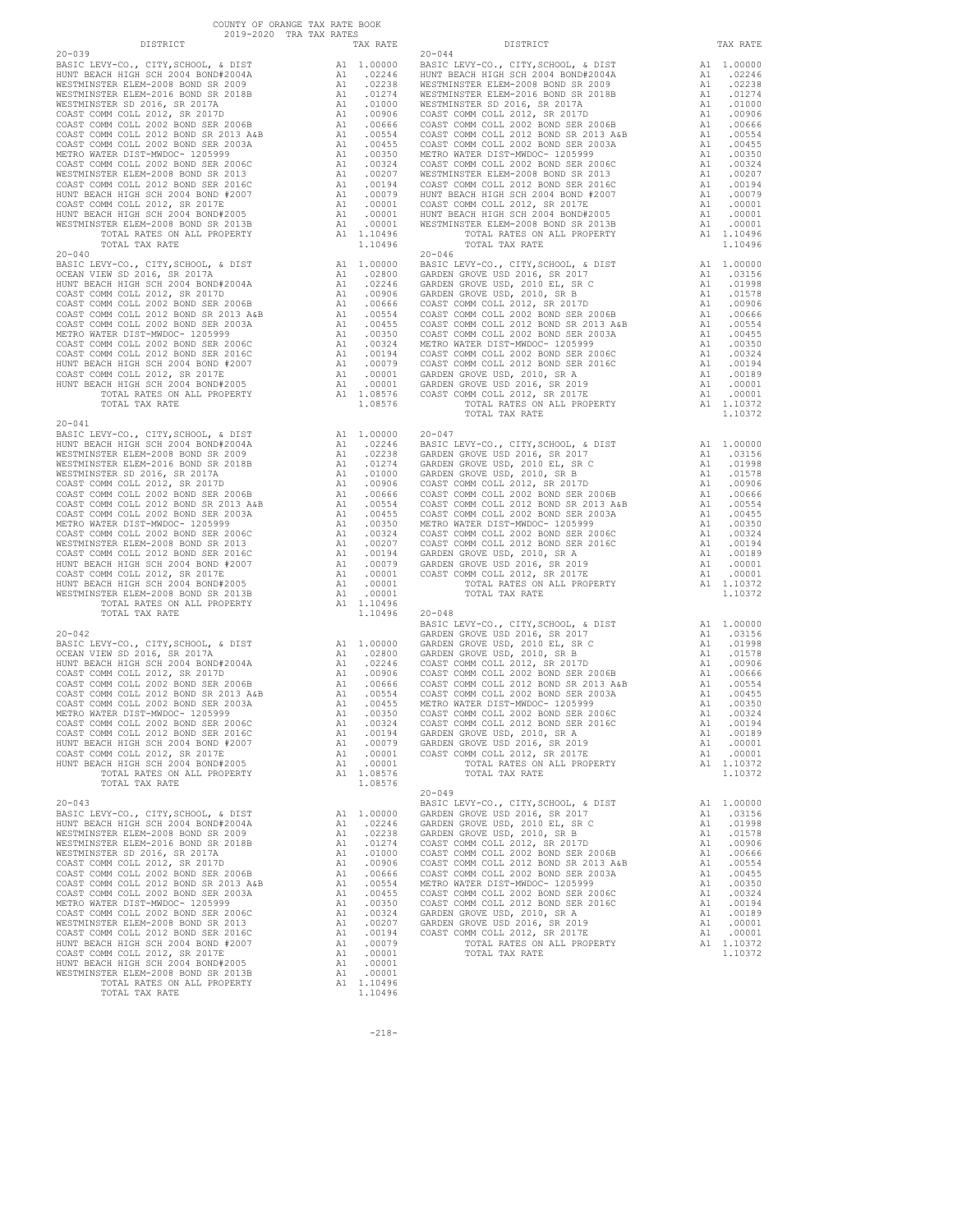COUNTY OF ORANGE TAX RATE BOOK
2019-2020 TRA TAX RATES

## 20-039

| DISTRICT | | TAX RATE |
|---|---|---|
| BASIC LEVY-CO., CITY,SCHOOL, & DIST | A1 | 1.00000 |
| HUNT BEACH HIGH SCH 2004 BOND#2004A | A1 | .02246 |
| WESTMINSTER ELEM-2008 BOND SR 2009 | A1 | .02238 |
| WESTMINSTER ELEM-2016 BOND SR 2018B | A1 | .01274 |
| WESTMINSTER SD 2016, SR 2017A | A1 | .01000 |
| COAST COMM COLL 2012, SR 2017D | A1 | .00906 |
| COAST COMM COLL 2002 BOND SER 2006B | A1 | .00666 |
| COAST COMM COLL 2012 BOND SR 2013 A&B | A1 | .00554 |
| COAST COMM COLL 2002 BOND SER 2003A | A1 | .00455 |
| METRO WATER DIST-MWDOC- 1205999 | A1 | .00350 |
| COAST COMM COLL 2002 BOND SER 2006C | A1 | .00324 |
| WESTMINSTER ELEM-2008 BOND SR 2013 | A1 | .00207 |
| COAST COMM COLL 2012 BOND SER 2016C | A1 | .00194 |
| HUNT BEACH HIGH SCH 2004 BOND #2007 | A1 | .00079 |
| COAST COMM COLL 2012, SR 2017E | A1 | .00001 |
| HUNT BEACH HIGH SCH 2004 BOND#2005 | A1 | .00001 |
| WESTMINSTER ELEM-2008 BOND SR 2013B | A1 | .00001 |
| TOTAL RATES ON ALL PROPERTY | A1 | 1.10496 |
| TOTAL TAX RATE | | 1.10496 |

## 20-040

| DISTRICT | | TAX RATE |
|---|---|---|
| BASIC LEVY-CO., CITY,SCHOOL, & DIST | A1 | 1.00000 |
| OCEAN VIEW SD 2016, SR 2017A | A1 | .02800 |
| HUNT BEACH HIGH SCH 2004 BOND#2004A | A1 | .02246 |
| COAST COMM COLL 2012, SR 2017D | A1 | .00906 |
| COAST COMM COLL 2002 BOND SER 2006B | A1 | .00666 |
| COAST COMM COLL 2012 BOND SR 2013 A&B | A1 | .00554 |
| COAST COMM COLL 2002 BOND SER 2003A | A1 | .00455 |
| METRO WATER DIST-MWDOC- 1205999 | A1 | .00350 |
| COAST COMM COLL 2002 BOND SER 2006C | A1 | .00324 |
| COAST COMM COLL 2012 BOND SER 2016C | A1 | .00194 |
| HUNT BEACH HIGH SCH 2004 BOND #2007 | A1 | .00079 |
| COAST COMM COLL 2012, SR 2017E | A1 | .00001 |
| HUNT BEACH HIGH SCH 2004 BOND#2005 | A1 | .00001 |
| TOTAL RATES ON ALL PROPERTY | A1 | 1.08576 |
| TOTAL TAX RATE | | 1.08576 |

## 20-041

| DISTRICT | | TAX RATE |
|---|---|---|
| BASIC LEVY-CO., CITY,SCHOOL, & DIST | A1 | 1.00000 |
| HUNT BEACH HIGH SCH 2004 BOND#2004A | A1 | .02246 |
| WESTMINSTER ELEM-2008 BOND SR 2009 | A1 | .02238 |
| WESTMINSTER ELEM-2016 BOND SR 2018B | A1 | .01274 |
| WESTMINSTER SD 2016, SR 2017A | A1 | .01000 |
| COAST COMM COLL 2012, SR 2017D | A1 | .00906 |
| COAST COMM COLL 2002 BOND SER 2006B | A1 | .00666 |
| COAST COMM COLL 2012 BOND SR 2013 A&B | A1 | .00554 |
| COAST COMM COLL 2002 BOND SER 2003A | A1 | .00455 |
| METRO WATER DIST-MWDOC- 1205999 | A1 | .00350 |
| COAST COMM COLL 2002 BOND SER 2006C | A1 | .00324 |
| WESTMINSTER ELEM-2008 BOND SR 2013 | A1 | .00207 |
| COAST COMM COLL 2012 BOND SER 2016C | A1 | .00194 |
| HUNT BEACH HIGH SCH 2004 BOND #2007 | A1 | .00079 |
| COAST COMM COLL 2012, SR 2017E | A1 | .00001 |
| HUNT BEACH HIGH SCH 2004 BOND#2005 | A1 | .00001 |
| WESTMINSTER ELEM-2008 BOND SR 2013B | A1 | .00001 |
| TOTAL RATES ON ALL PROPERTY | A1 | 1.10496 |
| TOTAL TAX RATE | | 1.10496 |

## 20-042

| DISTRICT | | TAX RATE |
|---|---|---|
| BASIC LEVY-CO., CITY,SCHOOL, & DIST | A1 | 1.00000 |
| OCEAN VIEW SD 2016, SR 2017A | A1 | .02800 |
| HUNT BEACH HIGH SCH 2004 BOND#2004A | A1 | .02246 |
| COAST COMM COLL 2012, SR 2017D | A1 | .00906 |
| COAST COMM COLL 2002 BOND SER 2006B | A1 | .00666 |
| COAST COMM COLL 2012 BOND SR 2013 A&B | A1 | .00554 |
| COAST COMM COLL 2002 BOND SER 2003A | A1 | .00455 |
| METRO WATER DIST-MWDOC- 1205999 | A1 | .00350 |
| COAST COMM COLL 2002 BOND SER 2006C | A1 | .00324 |
| COAST COMM COLL 2012 BOND SER 2016C | A1 | .00194 |
| HUNT BEACH HIGH SCH 2004 BOND #2007 | A1 | .00079 |
| COAST COMM COLL 2012, SR 2017E | A1 | .00001 |
| HUNT BEACH HIGH SCH 2004 BOND#2005 | A1 | .00001 |
| TOTAL RATES ON ALL PROPERTY | A1 | 1.08576 |
| TOTAL TAX RATE | | 1.08576 |

## 20-043

| DISTRICT | | TAX RATE |
|---|---|---|
| BASIC LEVY-CO., CITY,SCHOOL, & DIST | A1 | 1.00000 |
| HUNT BEACH HIGH SCH 2004 BOND#2004A | A1 | .02246 |
| WESTMINSTER ELEM-2008 BOND SR 2009 | A1 | .02238 |
| WESTMINSTER ELEM-2016 BOND SR 2018B | A1 | .01274 |
| WESTMINSTER SD 2016, SR 2017A | A1 | .01000 |
| COAST COMM COLL 2012, SR 2017D | A1 | .00906 |
| COAST COMM COLL 2002 BOND SER 2006B | A1 | .00666 |
| COAST COMM COLL 2012 BOND SR 2013 A&B | A1 | .00554 |
| COAST COMM COLL 2002 BOND SER 2003A | A1 | .00455 |
| METRO WATER DIST-MWDOC- 1205999 | A1 | .00350 |
| COAST COMM COLL 2002 BOND SER 2006C | A1 | .00324 |
| WESTMINSTER ELEM-2008 BOND SR 2013 | A1 | .00207 |
| COAST COMM COLL 2012 BOND SER 2016C | A1 | .00194 |
| HUNT BEACH HIGH SCH 2004 BOND #2007 | A1 | .00079 |
| COAST COMM COLL 2012, SR 2017E | A1 | .00001 |
| HUNT BEACH HIGH SCH 2004 BOND#2005 | A1 | .00001 |
| WESTMINSTER ELEM-2008 BOND SR 2013B | A1 | .00001 |
| TOTAL RATES ON ALL PROPERTY | A1 | 1.10496 |
| TOTAL TAX RATE | | 1.10496 |

## 20-044

| DISTRICT | | TAX RATE |
|---|---|---|
| BASIC LEVY-CO., CITY,SCHOOL, & DIST | A1 | 1.00000 |
| HUNT BEACH HIGH SCH 2004 BOND#2004A | A1 | .02246 |
| WESTMINSTER ELEM-2008 BOND SR 2009 | A1 | .02238 |
| WESTMINSTER ELEM-2016 BOND SR 2018B | A1 | .01274 |
| WESTMINSTER SD 2016, SR 2017A | A1 | .01000 |
| COAST COMM COLL 2012, SR 2017D | A1 | .00906 |
| COAST COMM COLL 2002 BOND SER 2006B | A1 | .00666 |
| COAST COMM COLL 2012 BOND SR 2013 A&B | A1 | .00554 |
| COAST COMM COLL 2002 BOND SER 2003A | A1 | .00455 |
| METRO WATER DIST-MWDOC- 1205999 | A1 | .00350 |
| COAST COMM COLL 2002 BOND SER 2006C | A1 | .00324 |
| WESTMINSTER ELEM-2008 BOND SR 2013 | A1 | .00207 |
| COAST COMM COLL 2012 BOND SER 2016C | A1 | .00194 |
| HUNT BEACH HIGH SCH 2004 BOND #2007 | A1 | .00079 |
| COAST COMM COLL 2012, SR 2017E | A1 | .00001 |
| HUNT BEACH HIGH SCH 2004 BOND#2005 | A1 | .00001 |
| WESTMINSTER ELEM-2008 BOND SR 2013B | A1 | .00001 |
| TOTAL RATES ON ALL PROPERTY | A1 | 1.10496 |
| TOTAL TAX RATE | | 1.10496 |

## 20-046

| DISTRICT | | TAX RATE |
|---|---|---|
| BASIC LEVY-CO., CITY,SCHOOL, & DIST | A1 | 1.00000 |
| GARDEN GROVE USD 2016, SR 2017 | A1 | .03156 |
| GARDEN GROVE USD, 2010 EL, SR C | A1 | .01998 |
| GARDEN GROVE USD, 2010, SR B | A1 | .01578 |
| COAST COMM COLL 2012, SR 2017D | A1 | .00906 |
| COAST COMM COLL 2002 BOND SER 2006B | A1 | .00666 |
| COAST COMM COLL 2012 BOND SR 2013 A&B | A1 | .00554 |
| COAST COMM COLL 2002 BOND SER 2003A | A1 | .00455 |
| METRO WATER DIST-MWDOC- 1205999 | A1 | .00350 |
| COAST COMM COLL 2002 BOND SER 2006C | A1 | .00324 |
| COAST COMM COLL 2012 BOND SER 2016C | A1 | .00194 |
| GARDEN GROVE USD, 2010, SR A | A1 | .00189 |
| GARDEN GROVE USD 2016, SR 2019 | A1 | .00001 |
| COAST COMM COLL 2012, SR 2017E | A1 | .00001 |
| TOTAL RATES ON ALL PROPERTY | A1 | 1.10372 |
| TOTAL TAX RATE | | 1.10372 |

## 20-047

| DISTRICT | | TAX RATE |
|---|---|---|
| BASIC LEVY-CO., CITY,SCHOOL, & DIST | A1 | 1.00000 |
| GARDEN GROVE USD 2016, SR 2017 | A1 | .03156 |
| GARDEN GROVE USD, 2010 EL, SR C | A1 | .01998 |
| GARDEN GROVE USD, 2010, SR B | A1 | .01578 |
| COAST COMM COLL 2012, SR 2017D | A1 | .00906 |
| COAST COMM COLL 2002 BOND SER 2006B | A1 | .00666 |
| COAST COMM COLL 2012 BOND SR 2013 A&B | A1 | .00554 |
| COAST COMM COLL 2002 BOND SER 2003A | A1 | .00455 |
| METRO WATER DIST-MWDOC- 1205999 | A1 | .00350 |
| COAST COMM COLL 2002 BOND SER 2006C | A1 | .00324 |
| COAST COMM COLL 2012 BOND SER 2016C | A1 | .00194 |
| GARDEN GROVE USD, 2010, SR A | A1 | .00189 |
| GARDEN GROVE USD 2016, SR 2019 | A1 | .00001 |
| COAST COMM COLL 2012, SR 2017E | A1 | .00001 |
| TOTAL RATES ON ALL PROPERTY | A1 | 1.10372 |
| TOTAL TAX RATE | | 1.10372 |

## 20-048

| DISTRICT | | TAX RATE |
|---|---|---|
| BASIC LEVY-CO., CITY,SCHOOL, & DIST | A1 | 1.00000 |
| GARDEN GROVE USD 2016, SR 2017 | A1 | .03156 |
| GARDEN GROVE USD, 2010 EL, SR C | A1 | .01998 |
| GARDEN GROVE USD, 2010, SR B | A1 | .01578 |
| COAST COMM COLL 2012, SR 2017D | A1 | .00906 |
| COAST COMM COLL 2002 BOND SER 2006B | A1 | .00666 |
| COAST COMM COLL 2012 BOND SR 2013 A&B | A1 | .00554 |
| COAST COMM COLL 2002 BOND SER 2003A | A1 | .00455 |
| METRO WATER DIST-MWDOC- 1205999 | A1 | .00350 |
| COAST COMM COLL 2002 BOND SER 2006C | A1 | .00324 |
| COAST COMM COLL 2012 BOND SER 2016C | A1 | .00194 |
| GARDEN GROVE USD, 2010, SR A | A1 | .00189 |
| GARDEN GROVE USD 2016, SR 2019 | A1 | .00001 |
| COAST COMM COLL 2012, SR 2017E | A1 | .00001 |
| TOTAL RATES ON ALL PROPERTY | A1 | 1.10372 |
| TOTAL TAX RATE | | 1.10372 |

## 20-049

| DISTRICT | | TAX RATE |
|---|---|---|
| BASIC LEVY-CO., CITY,SCHOOL, & DIST | A1 | 1.00000 |
| GARDEN GROVE USD 2016, SR 2017 | A1 | .03156 |
| GARDEN GROVE USD, 2010 EL, SR C | A1 | .01998 |
| GARDEN GROVE USD, 2010, SR B | A1 | .01578 |
| COAST COMM COLL 2012, SR 2017D | A1 | .00906 |
| COAST COMM COLL 2002 BOND SER 2006B | A1 | .00666 |
| COAST COMM COLL 2012 BOND SR 2013 A&B | A1 | .00554 |
| COAST COMM COLL 2002 BOND SER 2003A | A1 | .00455 |
| METRO WATER DIST-MWDOC- 1205999 | A1 | .00350 |
| COAST COMM COLL 2002 BOND SER 2006C | A1 | .00324 |
| COAST COMM COLL 2012 BOND SER 2016C | A1 | .00194 |
| GARDEN GROVE USD, 2010, SR A | A1 | .00189 |
| GARDEN GROVE USD 2016, SR 2019 | A1 | .00001 |
| COAST COMM COLL 2012, SR 2017E | A1 | .00001 |
| TOTAL RATES ON ALL PROPERTY | A1 | 1.10372 |
| TOTAL TAX RATE | | 1.10372 |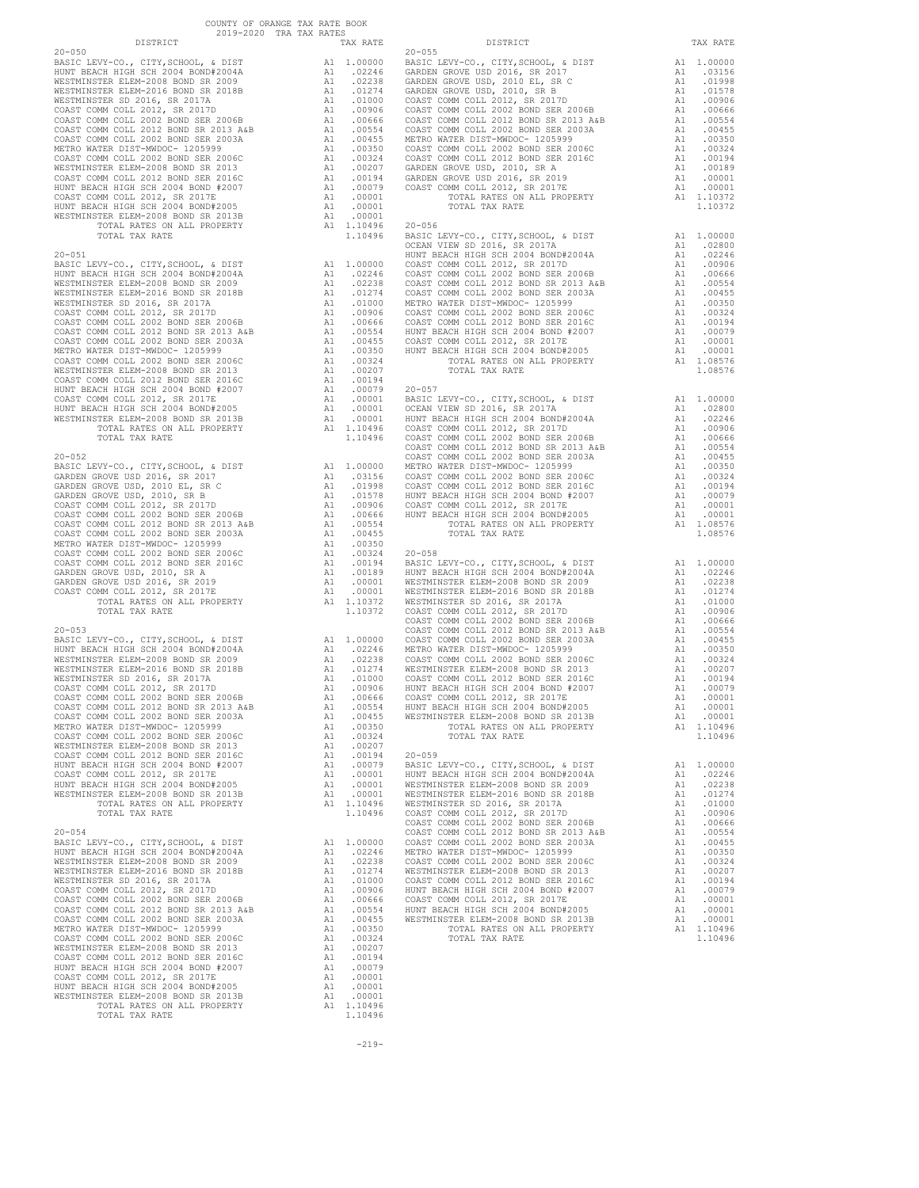COUNTY OF ORANGE TAX RATE BOOK
2019-2020 TRA TAX RATES

### 20-050

| DISTRICT | | TAX RATE |
|---|---|---|
| BASIC LEVY-CO., CITY,SCHOOL, & DIST | A1 | 1.00000 |
| HUNT BEACH HIGH SCH 2004 BOND#2004A | A1 | .02246 |
| WESTMINSTER ELEM-2008 BOND SR 2009 | A1 | .02238 |
| WESTMINSTER ELEM-2016 BOND SR 2018B | A1 | .01274 |
| WESTMINSTER SD 2016, SR 2017A | A1 | .01000 |
| COAST COMM COLL 2012, SR 2017D | A1 | .00906 |
| COAST COMM COLL 2002 BOND SER 2006B | A1 | .00666 |
| COAST COMM COLL 2012 BOND SR 2013 A&B | A1 | .00554 |
| COAST COMM COLL 2002 BOND SER 2003A | A1 | .00455 |
| METRO WATER DIST-MWDOC- 1205999 | A1 | .00350 |
| COAST COMM COLL 2002 BOND SER 2006C | A1 | .00324 |
| WESTMINSTER ELEM-2008 BOND SR 2013 | A1 | .00207 |
| COAST COMM COLL 2012 BOND SER 2016C | A1 | .00194 |
| HUNT BEACH HIGH SCH 2004 BOND #2007 | A1 | .00079 |
| COAST COMM COLL 2012, SR 2017E | A1 | .00001 |
| HUNT BEACH HIGH SCH 2004 BOND#2005 | A1 | .00001 |
| WESTMINSTER ELEM-2008 BOND SR 2013B | A1 | .00001 |
| TOTAL RATES ON ALL PROPERTY | A1 | 1.10496 |
| TOTAL TAX RATE | | 1.10496 |

### 20-051

| DISTRICT | | TAX RATE |
|---|---|---|
| BASIC LEVY-CO., CITY,SCHOOL, & DIST | A1 | 1.00000 |
| HUNT BEACH HIGH SCH 2004 BOND#2004A | A1 | .02246 |
| WESTMINSTER ELEM-2008 BOND SR 2009 | A1 | .02238 |
| WESTMINSTER ELEM-2016 BOND SR 2018B | A1 | .01274 |
| WESTMINSTER SD 2016, SR 2017A | A1 | .01000 |
| COAST COMM COLL 2012, SR 2017D | A1 | .00906 |
| COAST COMM COLL 2002 BOND SER 2006B | A1 | .00666 |
| COAST COMM COLL 2012 BOND SR 2013 A&B | A1 | .00554 |
| COAST COMM COLL 2002 BOND SER 2003A | A1 | .00455 |
| METRO WATER DIST-MWDOC- 1205999 | A1 | .00350 |
| COAST COMM COLL 2002 BOND SER 2006C | A1 | .00324 |
| WESTMINSTER ELEM-2008 BOND SR 2013 | A1 | .00207 |
| COAST COMM COLL 2012 BOND SER 2016C | A1 | .00194 |
| HUNT BEACH HIGH SCH 2004 BOND #2007 | A1 | .00079 |
| COAST COMM COLL 2012, SR 2017E | A1 | .00001 |
| HUNT BEACH HIGH SCH 2004 BOND#2005 | A1 | .00001 |
| WESTMINSTER ELEM-2008 BOND SR 2013B | A1 | .00001 |
| TOTAL RATES ON ALL PROPERTY | A1 | 1.10496 |
| TOTAL TAX RATE | | 1.10496 |

### 20-052

| DISTRICT | | TAX RATE |
|---|---|---|
| BASIC LEVY-CO., CITY,SCHOOL, & DIST | A1 | 1.00000 |
| GARDEN GROVE USD 2016, SR 2017 | A1 | .03156 |
| GARDEN GROVE USD, 2010 EL, SR C | A1 | .01998 |
| GARDEN GROVE USD, 2010, SR B | A1 | .01578 |
| COAST COMM COLL 2012, SR 2017D | A1 | .00906 |
| COAST COMM COLL 2002 BOND SER 2006B | A1 | .00666 |
| COAST COMM COLL 2012 BOND SR 2013 A&B | A1 | .00554 |
| COAST COMM COLL 2002 BOND SER 2003A | A1 | .00455 |
| METRO WATER DIST-MWDOC- 1205999 | A1 | .00350 |
| COAST COMM COLL 2002 BOND SER 2006C | A1 | .00324 |
| COAST COMM COLL 2012 BOND SER 2016C | A1 | .00194 |
| GARDEN GROVE USD, 2010, SR A | A1 | .00189 |
| GARDEN GROVE USD 2016, SR 2019 | A1 | .00001 |
| COAST COMM COLL 2012, SR 2017E | A1 | .00001 |
| TOTAL RATES ON ALL PROPERTY | A1 | 1.10372 |
| TOTAL TAX RATE | | 1.10372 |

### 20-053

| DISTRICT | | TAX RATE |
|---|---|---|
| BASIC LEVY-CO., CITY,SCHOOL, & DIST | A1 | 1.00000 |
| HUNT BEACH HIGH SCH 2004 BOND#2004A | A1 | .02246 |
| WESTMINSTER ELEM-2008 BOND SR 2009 | A1 | .02238 |
| WESTMINSTER ELEM-2016 BOND SR 2018B | A1 | .01274 |
| WESTMINSTER SD 2016, SR 2017A | A1 | .01000 |
| COAST COMM COLL 2012, SR 2017D | A1 | .00906 |
| COAST COMM COLL 2002 BOND SER 2006B | A1 | .00666 |
| COAST COMM COLL 2012 BOND SR 2013 A&B | A1 | .00554 |
| COAST COMM COLL 2002 BOND SER 2003A | A1 | .00455 |
| METRO WATER DIST-MWDOC- 1205999 | A1 | .00350 |
| COAST COMM COLL 2002 BOND SER 2006C | A1 | .00324 |
| WESTMINSTER ELEM-2008 BOND SR 2013 | A1 | .00207 |
| COAST COMM COLL 2012 BOND SER 2016C | A1 | .00194 |
| HUNT BEACH HIGH SCH 2004 BOND #2007 | A1 | .00079 |
| COAST COMM COLL 2012, SR 2017E | A1 | .00001 |
| HUNT BEACH HIGH SCH 2004 BOND#2005 | A1 | .00001 |
| WESTMINSTER ELEM-2008 BOND SR 2013B | A1 | .00001 |
| TOTAL RATES ON ALL PROPERTY | A1 | 1.10496 |
| TOTAL TAX RATE | | 1.10496 |

### 20-054

| DISTRICT | | TAX RATE |
|---|---|---|
| BASIC LEVY-CO., CITY,SCHOOL, & DIST | A1 | 1.00000 |
| HUNT BEACH HIGH SCH 2004 BOND#2004A | A1 | .02246 |
| WESTMINSTER ELEM-2008 BOND SR 2009 | A1 | .02238 |
| WESTMINSTER ELEM-2016 BOND SR 2018B | A1 | .01274 |
| WESTMINSTER SD 2016, SR 2017A | A1 | .01000 |
| COAST COMM COLL 2012, SR 2017D | A1 | .00906 |
| COAST COMM COLL 2002 BOND SER 2006B | A1 | .00666 |
| COAST COMM COLL 2012 BOND SR 2013 A&B | A1 | .00554 |
| COAST COMM COLL 2002 BOND SER 2003A | A1 | .00455 |
| METRO WATER DIST-MWDOC- 1205999 | A1 | .00350 |
| COAST COMM COLL 2002 BOND SER 2006C | A1 | .00324 |
| WESTMINSTER ELEM-2008 BOND SR 2013 | A1 | .00207 |
| COAST COMM COLL 2012 BOND SER 2016C | A1 | .00194 |
| HUNT BEACH HIGH SCH 2004 BOND #2007 | A1 | .00079 |
| COAST COMM COLL 2012, SR 2017E | A1 | .00001 |
| HUNT BEACH HIGH SCH 2004 BOND#2005 | A1 | .00001 |
| WESTMINSTER ELEM-2008 BOND SR 2013B | A1 | .00001 |
| TOTAL RATES ON ALL PROPERTY | A1 | 1.10496 |
| TOTAL TAX RATE | | 1.10496 |

### 20-055

| DISTRICT | | TAX RATE |
|---|---|---|
| BASIC LEVY-CO., CITY,SCHOOL, & DIST | A1 | 1.00000 |
| GARDEN GROVE USD 2016, SR 2017 | A1 | .03156 |
| GARDEN GROVE USD, 2010 EL, SR C | A1 | .01998 |
| GARDEN GROVE USD, 2010, SR B | A1 | .01578 |
| COAST COMM COLL 2012, SR 2017D | A1 | .00906 |
| COAST COMM COLL 2002 BOND SER 2006B | A1 | .00666 |
| COAST COMM COLL 2012 BOND SR 2013 A&B | A1 | .00554 |
| COAST COMM COLL 2002 BOND SER 2003A | A1 | .00455 |
| METRO WATER DIST-MWDOC- 1205999 | A1 | .00350 |
| COAST COMM COLL 2002 BOND SER 2006C | A1 | .00324 |
| COAST COMM COLL 2012 BOND SER 2016C | A1 | .00194 |
| GARDEN GROVE USD, 2010, SR A | A1 | .00189 |
| GARDEN GROVE USD 2016, SR 2019 | A1 | .00001 |
| COAST COMM COLL 2012, SR 2017E | A1 | .00001 |
| TOTAL RATES ON ALL PROPERTY | A1 | 1.10372 |
| TOTAL TAX RATE | | 1.10372 |

### 20-056

| DISTRICT | | TAX RATE |
|---|---|---|
| BASIC LEVY-CO., CITY,SCHOOL, & DIST | A1 | 1.00000 |
| OCEAN VIEW SD 2016, SR 2017A | A1 | .02800 |
| HUNT BEACH HIGH SCH 2004 BOND#2004A | A1 | .02246 |
| COAST COMM COLL 2012, SR 2017D | A1 | .00906 |
| COAST COMM COLL 2002 BOND SER 2006B | A1 | .00666 |
| COAST COMM COLL 2012 BOND SR 2013 A&B | A1 | .00554 |
| COAST COMM COLL 2002 BOND SER 2003A | A1 | .00455 |
| METRO WATER DIST-MWDOC- 1205999 | A1 | .00350 |
| COAST COMM COLL 2002 BOND SER 2006C | A1 | .00324 |
| COAST COMM COLL 2012 BOND SER 2016C | A1 | .00194 |
| HUNT BEACH HIGH SCH 2004 BOND #2007 | A1 | .00079 |
| COAST COMM COLL 2012, SR 2017E | A1 | .00001 |
| HUNT BEACH HIGH SCH 2004 BOND#2005 | A1 | .00001 |
| TOTAL RATES ON ALL PROPERTY | A1 | 1.08576 |
| TOTAL TAX RATE | | 1.08576 |

### 20-057

| DISTRICT | | TAX RATE |
|---|---|---|
| BASIC LEVY-CO., CITY,SCHOOL, & DIST | A1 | 1.00000 |
| OCEAN VIEW SD 2016, SR 2017A | A1 | .02800 |
| HUNT BEACH HIGH SCH 2004 BOND#2004A | A1 | .02246 |
| COAST COMM COLL 2012, SR 2017D | A1 | .00906 |
| COAST COMM COLL 2002 BOND SER 2006B | A1 | .00666 |
| COAST COMM COLL 2012 BOND SR 2013 A&B | A1 | .00554 |
| COAST COMM COLL 2002 BOND SER 2003A | A1 | .00455 |
| METRO WATER DIST-MWDOC- 1205999 | A1 | .00350 |
| COAST COMM COLL 2002 BOND SER 2006C | A1 | .00324 |
| COAST COMM COLL 2012 BOND SER 2016C | A1 | .00194 |
| HUNT BEACH HIGH SCH 2004 BOND #2007 | A1 | .00079 |
| COAST COMM COLL 2012, SR 2017E | A1 | .00001 |
| HUNT BEACH HIGH SCH 2004 BOND#2005 | A1 | .00001 |
| TOTAL RATES ON ALL PROPERTY | A1 | 1.08576 |
| TOTAL TAX RATE | | 1.08576 |

### 20-058

| DISTRICT | | TAX RATE |
|---|---|---|
| BASIC LEVY-CO., CITY,SCHOOL, & DIST | A1 | 1.00000 |
| HUNT BEACH HIGH SCH 2004 BOND#2004A | A1 | .02246 |
| WESTMINSTER ELEM-2008 BOND SR 2009 | A1 | .02238 |
| WESTMINSTER ELEM-2016 BOND SR 2018B | A1 | .01274 |
| WESTMINSTER SD 2016, SR 2017A | A1 | .01000 |
| COAST COMM COLL 2012, SR 2017D | A1 | .00906 |
| COAST COMM COLL 2002 BOND SER 2006B | A1 | .00666 |
| COAST COMM COLL 2012 BOND SR 2013 A&B | A1 | .00554 |
| COAST COMM COLL 2002 BOND SER 2003A | A1 | .00455 |
| METRO WATER DIST-MWDOC- 1205999 | A1 | .00350 |
| COAST COMM COLL 2002 BOND SER 2006C | A1 | .00324 |
| WESTMINSTER ELEM-2008 BOND SR 2013 | A1 | .00207 |
| COAST COMM COLL 2012 BOND SER 2016C | A1 | .00194 |
| HUNT BEACH HIGH SCH 2004 BOND #2007 | A1 | .00079 |
| COAST COMM COLL 2012, SR 2017E | A1 | .00001 |
| HUNT BEACH HIGH SCH 2004 BOND#2005 | A1 | .00001 |
| WESTMINSTER ELEM-2008 BOND SR 2013B | A1 | .00001 |
| TOTAL RATES ON ALL PROPERTY | A1 | 1.10496 |
| TOTAL TAX RATE | | 1.10496 |

### 20-059

| DISTRICT | | TAX RATE |
|---|---|---|
| BASIC LEVY-CO., CITY,SCHOOL, & DIST | A1 | 1.00000 |
| HUNT BEACH HIGH SCH 2004 BOND#2004A | A1 | .02246 |
| WESTMINSTER ELEM-2008 BOND SR 2009 | A1 | .02238 |
| WESTMINSTER ELEM-2016 BOND SR 2018B | A1 | .01274 |
| WESTMINSTER SD 2016, SR 2017A | A1 | .01000 |
| COAST COMM COLL 2012, SR 2017D | A1 | .00906 |
| COAST COMM COLL 2002 BOND SER 2006B | A1 | .00666 |
| COAST COMM COLL 2012 BOND SR 2013 A&B | A1 | .00554 |
| COAST COMM COLL 2002 BOND SER 2003A | A1 | .00455 |
| METRO WATER DIST-MWDOC- 1205999 | A1 | .00350 |
| COAST COMM COLL 2002 BOND SER 2006C | A1 | .00324 |
| WESTMINSTER ELEM-2008 BOND SR 2013 | A1 | .00207 |
| COAST COMM COLL 2012 BOND SER 2016C | A1 | .00194 |
| HUNT BEACH HIGH SCH 2004 BOND #2007 | A1 | .00079 |
| COAST COMM COLL 2012, SR 2017E | A1 | .00001 |
| HUNT BEACH HIGH SCH 2004 BOND#2005 | A1 | .00001 |
| WESTMINSTER ELEM-2008 BOND SR 2013B | A1 | .00001 |
| TOTAL RATES ON ALL PROPERTY | A1 | 1.10496 |
| TOTAL TAX RATE | | 1.10496 |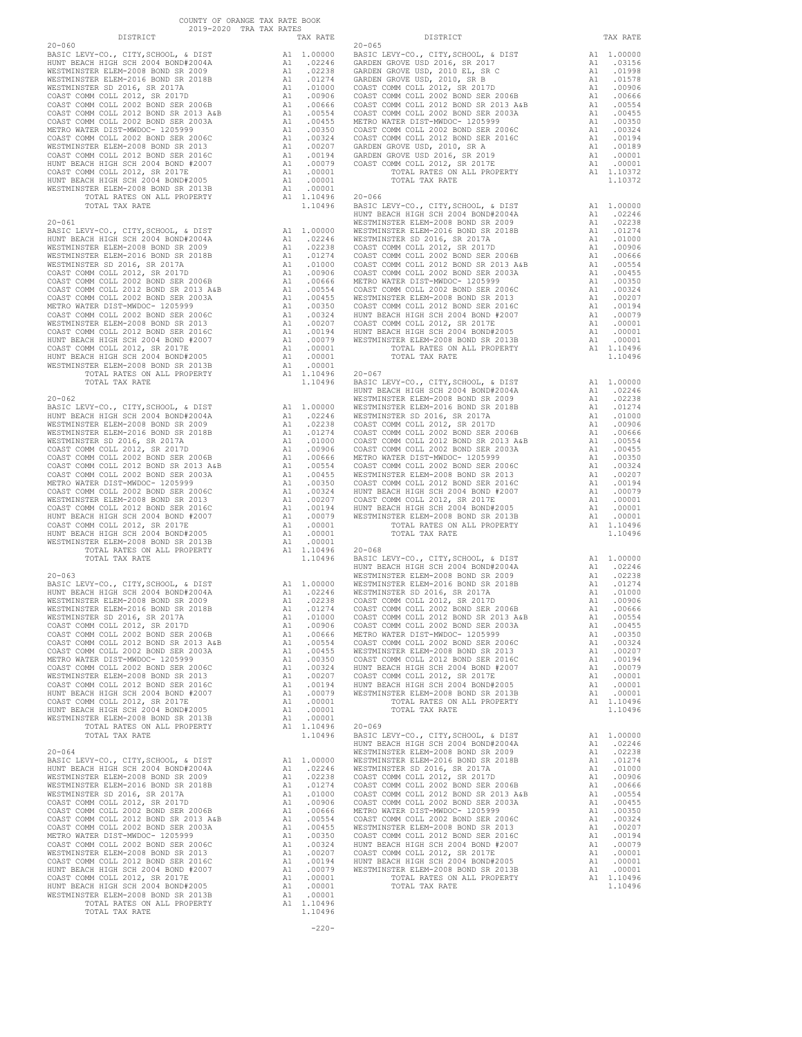COUNTY OF ORANGE TAX RATE BOOK
2019-2020 TRA TAX RATES

### 20-060

| DISTRICT | | TAX RATE |
|---|---|---|
| BASIC LEVY-CO., CITY,SCHOOL, & DIST | A1 | 1.00000 |
| HUNT BEACH HIGH SCH 2004 BOND#2004A | A1 | .02246 |
| WESTMINSTER ELEM-2008 BOND SR 2009 | A1 | .02238 |
| WESTMINSTER ELEM-2016 BOND SR 2018B | A1 | .01274 |
| WESTMINSTER SD 2016, SR 2017A | A1 | .01000 |
| COAST COMM COLL 2012, SR 2017D | A1 | .00906 |
| COAST COMM COLL 2002 BOND SER 2006B | A1 | .00666 |
| COAST COMM COLL 2012 BOND SR 2013 A&B | A1 | .00554 |
| COAST COMM COLL 2002 BOND SER 2003A | A1 | .00455 |
| METRO WATER DIST-MWDOC- 1205999 | A1 | .00350 |
| COAST COMM COLL 2002 BOND SER 2006C | A1 | .00324 |
| WESTMINSTER ELEM-2008 BOND SR 2013 | A1 | .00207 |
| COAST COMM COLL 2012 BOND SER 2016C | A1 | .00194 |
| HUNT BEACH HIGH SCH 2004 BOND #2007 | A1 | .00079 |
| COAST COMM COLL 2012, SR 2017E | A1 | .00001 |
| HUNT BEACH HIGH SCH 2004 BOND#2005 | A1 | .00001 |
| WESTMINSTER ELEM-2008 BOND SR 2013B | A1 | .00001 |
| TOTAL RATES ON ALL PROPERTY | A1 | 1.10496 |
| TOTAL TAX RATE | | 1.10496 |

### 20-061

| DISTRICT | | TAX RATE |
|---|---|---|
| BASIC LEVY-CO., CITY,SCHOOL, & DIST | A1 | 1.00000 |
| HUNT BEACH HIGH SCH 2004 BOND#2004A | A1 | .02246 |
| WESTMINSTER ELEM-2008 BOND SR 2009 | A1 | .02238 |
| WESTMINSTER ELEM-2016 BOND SR 2018B | A1 | .01274 |
| WESTMINSTER SD 2016, SR 2017A | A1 | .01000 |
| COAST COMM COLL 2012, SR 2017D | A1 | .00906 |
| COAST COMM COLL 2002 BOND SER 2006B | A1 | .00666 |
| COAST COMM COLL 2012 BOND SR 2013 A&B | A1 | .00554 |
| COAST COMM COLL 2002 BOND SER 2003A | A1 | .00455 |
| METRO WATER DIST-MWDOC- 1205999 | A1 | .00350 |
| COAST COMM COLL 2002 BOND SER 2006C | A1 | .00324 |
| WESTMINSTER ELEM-2008 BOND SR 2013 | A1 | .00207 |
| COAST COMM COLL 2012 BOND SER 2016C | A1 | .00194 |
| HUNT BEACH HIGH SCH 2004 BOND #2007 | A1 | .00079 |
| COAST COMM COLL 2012, SR 2017E | A1 | .00001 |
| HUNT BEACH HIGH SCH 2004 BOND#2005 | A1 | .00001 |
| WESTMINSTER ELEM-2008 BOND SR 2013B | A1 | .00001 |
| TOTAL RATES ON ALL PROPERTY | A1 | 1.10496 |
| TOTAL TAX RATE | | 1.10496 |

### 20-062

| DISTRICT | | TAX RATE |
|---|---|---|
| BASIC LEVY-CO., CITY,SCHOOL, & DIST | A1 | 1.00000 |
| HUNT BEACH HIGH SCH 2004 BOND#2004A | A1 | .02246 |
| WESTMINSTER ELEM-2008 BOND SR 2009 | A1 | .02238 |
| WESTMINSTER ELEM-2016 BOND SR 2018B | A1 | .01274 |
| WESTMINSTER SD 2016, SR 2017A | A1 | .01000 |
| COAST COMM COLL 2012, SR 2017D | A1 | .00906 |
| COAST COMM COLL 2002 BOND SER 2006B | A1 | .00666 |
| COAST COMM COLL 2012 BOND SR 2013 A&B | A1 | .00554 |
| COAST COMM COLL 2002 BOND SER 2003A | A1 | .00455 |
| METRO WATER DIST-MWDOC- 1205999 | A1 | .00350 |
| COAST COMM COLL 2002 BOND SER 2006C | A1 | .00324 |
| WESTMINSTER ELEM-2008 BOND SR 2013 | A1 | .00207 |
| COAST COMM COLL 2012 BOND SER 2016C | A1 | .00194 |
| HUNT BEACH HIGH SCH 2004 BOND #2007 | A1 | .00079 |
| COAST COMM COLL 2012, SR 2017E | A1 | .00001 |
| HUNT BEACH HIGH SCH 2004 BOND#2005 | A1 | .00001 |
| WESTMINSTER ELEM-2008 BOND SR 2013B | A1 | .00001 |
| TOTAL RATES ON ALL PROPERTY | A1 | 1.10496 |
| TOTAL TAX RATE | | 1.10496 |

### 20-063

| DISTRICT | | TAX RATE |
|---|---|---|
| BASIC LEVY-CO., CITY,SCHOOL, & DIST | A1 | 1.00000 |
| HUNT BEACH HIGH SCH 2004 BOND#2004A | A1 | .02246 |
| WESTMINSTER ELEM-2008 BOND SR 2009 | A1 | .02238 |
| WESTMINSTER ELEM-2016 BOND SR 2018B | A1 | .01274 |
| WESTMINSTER SD 2016, SR 2017A | A1 | .01000 |
| COAST COMM COLL 2012, SR 2017D | A1 | .00906 |
| COAST COMM COLL 2002 BOND SER 2006B | A1 | .00666 |
| COAST COMM COLL 2012 BOND SR 2013 A&B | A1 | .00554 |
| COAST COMM COLL 2002 BOND SER 2003A | A1 | .00455 |
| METRO WATER DIST-MWDOC- 1205999 | A1 | .00350 |
| COAST COMM COLL 2002 BOND SER 2006C | A1 | .00324 |
| WESTMINSTER ELEM-2008 BOND SR 2013 | A1 | .00207 |
| COAST COMM COLL 2012 BOND SER 2016C | A1 | .00194 |
| HUNT BEACH HIGH SCH 2004 BOND #2007 | A1 | .00079 |
| COAST COMM COLL 2012, SR 2017E | A1 | .00001 |
| HUNT BEACH HIGH SCH 2004 BOND#2005 | A1 | .00001 |
| WESTMINSTER ELEM-2008 BOND SR 2013B | A1 | .00001 |
| TOTAL RATES ON ALL PROPERTY | A1 | 1.10496 |
| TOTAL TAX RATE | | 1.10496 |

### 20-064

| DISTRICT | | TAX RATE |
|---|---|---|
| BASIC LEVY-CO., CITY,SCHOOL, & DIST | A1 | 1.00000 |
| HUNT BEACH HIGH SCH 2004 BOND#2004A | A1 | .02246 |
| WESTMINSTER ELEM-2008 BOND SR 2009 | A1 | .02238 |
| WESTMINSTER ELEM-2016 BOND SR 2018B | A1 | .01274 |
| WESTMINSTER SD 2016, SR 2017A | A1 | .01000 |
| COAST COMM COLL 2012, SR 2017D | A1 | .00906 |
| COAST COMM COLL 2002 BOND SER 2006B | A1 | .00666 |
| COAST COMM COLL 2012 BOND SR 2013 A&B | A1 | .00554 |
| COAST COMM COLL 2002 BOND SER 2003A | A1 | .00455 |
| METRO WATER DIST-MWDOC- 1205999 | A1 | .00350 |
| COAST COMM COLL 2002 BOND SER 2006C | A1 | .00324 |
| WESTMINSTER ELEM-2008 BOND SR 2013 | A1 | .00207 |
| COAST COMM COLL 2012 BOND SER 2016C | A1 | .00194 |
| HUNT BEACH HIGH SCH 2004 BOND #2007 | A1 | .00079 |
| COAST COMM COLL 2012, SR 2017E | A1 | .00001 |
| HUNT BEACH HIGH SCH 2004 BOND#2005 | A1 | .00001 |
| WESTMINSTER ELEM-2008 BOND SR 2013B | A1 | .00001 |
| TOTAL RATES ON ALL PROPERTY | A1 | 1.10496 |
| TOTAL TAX RATE | | 1.10496 |

### 20-065

| DISTRICT | | TAX RATE |
|---|---|---|
| BASIC LEVY-CO., CITY,SCHOOL, & DIST | A1 | 1.00000 |
| GARDEN GROVE USD 2016, SR 2017 | A1 | .03156 |
| GARDEN GROVE USD, 2010 EL, SR C | A1 | .01998 |
| GARDEN GROVE USD, 2010, SR B | A1 | .01578 |
| COAST COMM COLL 2012, SR 2017D | A1 | .00906 |
| COAST COMM COLL 2002 BOND SER 2006B | A1 | .00666 |
| COAST COMM COLL 2012 BOND SR 2013 A&B | A1 | .00554 |
| COAST COMM COLL 2002 BOND SER 2003A | A1 | .00455 |
| METRO WATER DIST-MWDOC- 1205999 | A1 | .00350 |
| COAST COMM COLL 2002 BOND SER 2006C | A1 | .00324 |
| COAST COMM COLL 2012 BOND SER 2016C | A1 | .00194 |
| GARDEN GROVE USD, 2010, SR A | A1 | .00189 |
| GARDEN GROVE USD 2016, SR 2019 | A1 | .00001 |
| COAST COMM COLL 2012, SR 2017E | A1 | .00001 |
| TOTAL RATES ON ALL PROPERTY | A1 | 1.10372 |
| TOTAL TAX RATE | | 1.10372 |

### 20-066

| DISTRICT | | TAX RATE |
|---|---|---|
| BASIC LEVY-CO., CITY,SCHOOL, & DIST | A1 | 1.00000 |
| HUNT BEACH HIGH SCH 2004 BOND#2004A | A1 | .02246 |
| WESTMINSTER ELEM-2008 BOND SR 2009 | A1 | .02238 |
| WESTMINSTER ELEM-2016 BOND SR 2018B | A1 | .01274 |
| WESTMINSTER SD 2016, SR 2017A | A1 | .01000 |
| COAST COMM COLL 2012, SR 2017D | A1 | .00906 |
| COAST COMM COLL 2002 BOND SER 2006B | A1 | .00666 |
| COAST COMM COLL 2012 BOND SR 2013 A&B | A1 | .00554 |
| COAST COMM COLL 2002 BOND SER 2003A | A1 | .00455 |
| METRO WATER DIST-MWDOC- 1205999 | A1 | .00350 |
| COAST COMM COLL 2002 BOND SER 2006C | A1 | .00324 |
| WESTMINSTER ELEM-2008 BOND SR 2013 | A1 | .00207 |
| COAST COMM COLL 2012 BOND SER 2016C | A1 | .00194 |
| HUNT BEACH HIGH SCH 2004 BOND #2007 | A1 | .00079 |
| COAST COMM COLL 2012, SR 2017E | A1 | .00001 |
| HUNT BEACH HIGH SCH 2004 BOND#2005 | A1 | .00001 |
| WESTMINSTER ELEM-2008 BOND SR 2013B | A1 | .00001 |
| TOTAL RATES ON ALL PROPERTY | A1 | 1.10496 |
| TOTAL TAX RATE | | 1.10496 |

### 20-067

| DISTRICT | | TAX RATE |
|---|---|---|
| BASIC LEVY-CO., CITY,SCHOOL, & DIST | A1 | 1.00000 |
| HUNT BEACH HIGH SCH 2004 BOND#2004A | A1 | .02246 |
| WESTMINSTER ELEM-2008 BOND SR 2009 | A1 | .02238 |
| WESTMINSTER ELEM-2016 BOND SR 2018B | A1 | .01274 |
| WESTMINSTER SD 2016, SR 2017A | A1 | .01000 |
| COAST COMM COLL 2012, SR 2017D | A1 | .00906 |
| COAST COMM COLL 2002 BOND SER 2006B | A1 | .00666 |
| COAST COMM COLL 2012 BOND SR 2013 A&B | A1 | .00554 |
| COAST COMM COLL 2002 BOND SER 2003A | A1 | .00455 |
| METRO WATER DIST-MWDOC- 1205999 | A1 | .00350 |
| COAST COMM COLL 2002 BOND SER 2006C | A1 | .00324 |
| WESTMINSTER ELEM-2008 BOND SR 2013 | A1 | .00207 |
| COAST COMM COLL 2012 BOND SER 2016C | A1 | .00194 |
| HUNT BEACH HIGH SCH 2004 BOND #2007 | A1 | .00079 |
| COAST COMM COLL 2012, SR 2017E | A1 | .00001 |
| HUNT BEACH HIGH SCH 2004 BOND#2005 | A1 | .00001 |
| WESTMINSTER ELEM-2008 BOND SR 2013B | A1 | .00001 |
| TOTAL RATES ON ALL PROPERTY | A1 | 1.10496 |
| TOTAL TAX RATE | | 1.10496 |

### 20-068

| DISTRICT | | TAX RATE |
|---|---|---|
| BASIC LEVY-CO., CITY,SCHOOL, & DIST | A1 | 1.00000 |
| HUNT BEACH HIGH SCH 2004 BOND#2004A | A1 | .02246 |
| WESTMINSTER ELEM-2008 BOND SR 2009 | A1 | .02238 |
| WESTMINSTER ELEM-2016 BOND SR 2018B | A1 | .01274 |
| WESTMINSTER SD 2016, SR 2017A | A1 | .01000 |
| COAST COMM COLL 2012, SR 2017D | A1 | .00906 |
| COAST COMM COLL 2002 BOND SER 2006B | A1 | .00666 |
| COAST COMM COLL 2012 BOND SR 2013 A&B | A1 | .00554 |
| COAST COMM COLL 2002 BOND SER 2003A | A1 | .00455 |
| METRO WATER DIST-MWDOC- 1205999 | A1 | .00350 |
| COAST COMM COLL 2002 BOND SER 2006C | A1 | .00324 |
| WESTMINSTER ELEM-2008 BOND SR 2013 | A1 | .00207 |
| COAST COMM COLL 2012 BOND SER 2016C | A1 | .00194 |
| HUNT BEACH HIGH SCH 2004 BOND #2007 | A1 | .00079 |
| COAST COMM COLL 2012, SR 2017E | A1 | .00001 |
| HUNT BEACH HIGH SCH 2004 BOND#2005 | A1 | .00001 |
| WESTMINSTER ELEM-2008 BOND SR 2013B | A1 | .00001 |
| TOTAL RATES ON ALL PROPERTY | A1 | 1.10496 |
| TOTAL TAX RATE | | 1.10496 |

### 20-069

| DISTRICT | | TAX RATE |
|---|---|---|
| BASIC LEVY-CO., CITY,SCHOOL, & DIST | A1 | 1.00000 |
| HUNT BEACH HIGH SCH 2004 BOND#2004A | A1 | .02246 |
| WESTMINSTER ELEM-2008 BOND SR 2009 | A1 | .02238 |
| WESTMINSTER ELEM-2016 BOND SR 2018B | A1 | .01274 |
| WESTMINSTER SD 2016, SR 2017A | A1 | .01000 |
| COAST COMM COLL 2012, SR 2017D | A1 | .00906 |
| COAST COMM COLL 2002 BOND SER 2006B | A1 | .00666 |
| COAST COMM COLL 2012 BOND SR 2013 A&B | A1 | .00554 |
| COAST COMM COLL 2002 BOND SER 2003A | A1 | .00455 |
| METRO WATER DIST-MWDOC- 1205999 | A1 | .00350 |
| COAST COMM COLL 2002 BOND SER 2006C | A1 | .00324 |
| WESTMINSTER ELEM-2008 BOND SR 2013 | A1 | .00207 |
| COAST COMM COLL 2012 BOND SER 2016C | A1 | .00194 |
| HUNT BEACH HIGH SCH 2004 BOND #2007 | A1 | .00079 |
| COAST COMM COLL 2012, SR 2017E | A1 | .00001 |
| HUNT BEACH HIGH SCH 2004 BOND#2005 | A1 | .00001 |
| WESTMINSTER ELEM-2008 BOND SR 2013B | A1 | .00001 |
| TOTAL RATES ON ALL PROPERTY | A1 | 1.10496 |
| TOTAL TAX RATE | | 1.10496 |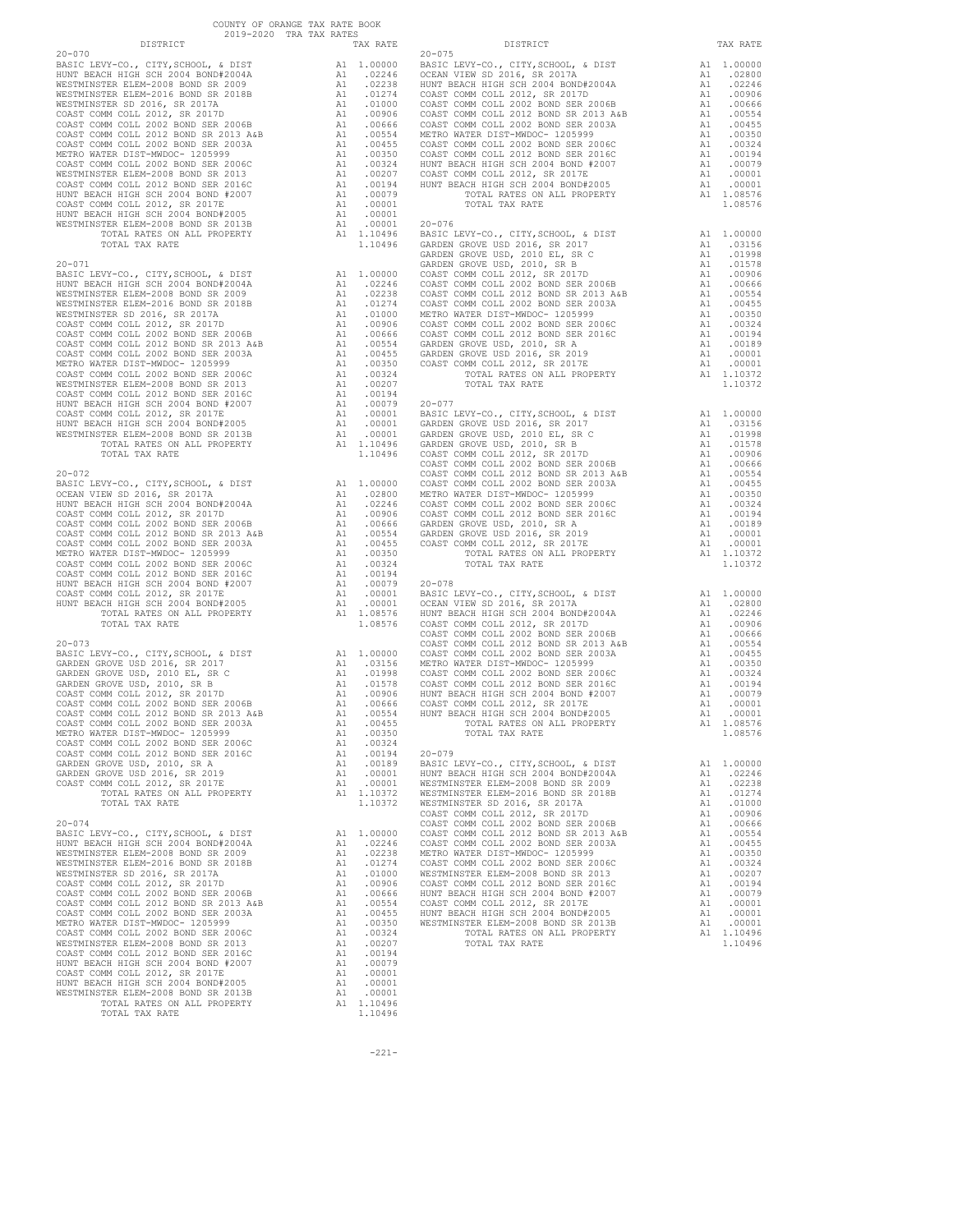COUNTY OF ORANGE TAX RATE BOOK
2019-2020 TRA TAX RATES

| DISTRICT | | TAX RATE |
|---|---|---|
| **20-070** | | |
| BASIC LEVY-CO., CITY,SCHOOL, & DIST | A1 | 1.00000 |
| HUNT BEACH HIGH SCH 2004 BOND#2004A | A1 | .02246 |
| WESTMINSTER ELEM-2008 BOND SR 2009 | A1 | .02238 |
| WESTMINSTER ELEM-2016 BOND SR 2018B | A1 | .01274 |
| WESTMINSTER SD 2016, SR 2017A | A1 | .01000 |
| COAST COMM COLL 2012, SR 2017D | A1 | .00906 |
| COAST COMM COLL 2002 BOND SER 2006B | A1 | .00666 |
| COAST COMM COLL 2012 BOND SR 2013 A&B | A1 | .00554 |
| COAST COMM COLL 2002 BOND SER 2003A | A1 | .00455 |
| METRO WATER DIST-MWDOC- 1205999 | A1 | .00350 |
| COAST COMM COLL 2002 BOND SER 2006C | A1 | .00324 |
| WESTMINSTER ELEM-2008 BOND SR 2013 | A1 | .00207 |
| COAST COMM COLL 2012 BOND SER 2016C | A1 | .00194 |
| HUNT BEACH HIGH SCH 2004 BOND #2007 | A1 | .00079 |
| COAST COMM COLL 2012, SR 2017E | A1 | .00001 |
| HUNT BEACH HIGH SCH 2004 BOND#2005 | A1 | .00001 |
| WESTMINSTER ELEM-2008 BOND SR 2013B | A1 | .00001 |
| TOTAL RATES ON ALL PROPERTY | A1 | 1.10496 |
| TOTAL TAX RATE | | 1.10496 |
| **20-071** | | |
| BASIC LEVY-CO., CITY,SCHOOL, & DIST | A1 | 1.00000 |
| HUNT BEACH HIGH SCH 2004 BOND#2004A | A1 | .02246 |
| WESTMINSTER ELEM-2008 BOND SR 2009 | A1 | .02238 |
| WESTMINSTER ELEM-2016 BOND SR 2018B | A1 | .01274 |
| WESTMINSTER SD 2016, SR 2017A | A1 | .01000 |
| COAST COMM COLL 2012, SR 2017D | A1 | .00906 |
| COAST COMM COLL 2002 BOND SER 2006B | A1 | .00666 |
| COAST COMM COLL 2012 BOND SR 2013 A&B | A1 | .00554 |
| COAST COMM COLL 2002 BOND SER 2003A | A1 | .00455 |
| METRO WATER DIST-MWDOC- 1205999 | A1 | .00350 |
| COAST COMM COLL 2002 BOND SER 2006C | A1 | .00324 |
| WESTMINSTER ELEM-2008 BOND SR 2013 | A1 | .00207 |
| COAST COMM COLL 2012 BOND SER 2016C | A1 | .00194 |
| HUNT BEACH HIGH SCH 2004 BOND #2007 | A1 | .00079 |
| COAST COMM COLL 2012, SR 2017E | A1 | .00001 |
| HUNT BEACH HIGH SCH 2004 BOND#2005 | A1 | .00001 |
| WESTMINSTER ELEM-2008 BOND SR 2013B | A1 | .00001 |
| TOTAL RATES ON ALL PROPERTY | A1 | 1.10496 |
| TOTAL TAX RATE | | 1.10496 |
| **20-072** | | |
| BASIC LEVY-CO., CITY,SCHOOL, & DIST | A1 | 1.00000 |
| OCEAN VIEW SD 2016, SR 2017A | A1 | .02800 |
| HUNT BEACH HIGH SCH 2004 BOND#2004A | A1 | .02246 |
| COAST COMM COLL 2012, SR 2017D | A1 | .00906 |
| COAST COMM COLL 2002 BOND SER 2006B | A1 | .00666 |
| COAST COMM COLL 2012 BOND SR 2013 A&B | A1 | .00554 |
| COAST COMM COLL 2002 BOND SER 2003A | A1 | .00455 |
| METRO WATER DIST-MWDOC- 1205999 | A1 | .00350 |
| COAST COMM COLL 2002 BOND SER 2006C | A1 | .00324 |
| COAST COMM COLL 2012 BOND SER 2016C | A1 | .00194 |
| HUNT BEACH HIGH SCH 2004 BOND #2007 | A1 | .00079 |
| COAST COMM COLL 2012, SR 2017E | A1 | .00001 |
| HUNT BEACH HIGH SCH 2004 BOND#2005 | A1 | .00001 |
| TOTAL RATES ON ALL PROPERTY | A1 | 1.08576 |
| TOTAL TAX RATE | | 1.08576 |
| **20-073** | | |
| BASIC LEVY-CO., CITY,SCHOOL, & DIST | A1 | 1.00000 |
| GARDEN GROVE USD 2016, SR 2017 | A1 | .03156 |
| GARDEN GROVE USD, 2010 EL, SR C | A1 | .01998 |
| GARDEN GROVE USD, 2010, SR B | A1 | .01578 |
| COAST COMM COLL 2012, SR 2017D | A1 | .00906 |
| COAST COMM COLL 2002 BOND SER 2006B | A1 | .00666 |
| COAST COMM COLL 2012 BOND SR 2013 A&B | A1 | .00554 |
| COAST COMM COLL 2002 BOND SER 2003A | A1 | .00455 |
| METRO WATER DIST-MWDOC- 1205999 | A1 | .00350 |
| COAST COMM COLL 2002 BOND SER 2006C | A1 | .00324 |
| COAST COMM COLL 2012 BOND SER 2016C | A1 | .00194 |
| GARDEN GROVE USD, 2010, SR A | A1 | .00189 |
| GARDEN GROVE USD 2016, SR 2019 | A1 | .00001 |
| COAST COMM COLL 2012, SR 2017E | A1 | .00001 |
| TOTAL RATES ON ALL PROPERTY | A1 | 1.10372 |
| TOTAL TAX RATE | | 1.10372 |
| **20-074** | | |
| BASIC LEVY-CO., CITY,SCHOOL, & DIST | A1 | 1.00000 |
| HUNT BEACH HIGH SCH 2004 BOND#2004A | A1 | .02246 |
| WESTMINSTER ELEM-2008 BOND SR 2009 | A1 | .02238 |
| WESTMINSTER ELEM-2016 BOND SR 2018B | A1 | .01274 |
| WESTMINSTER SD 2016, SR 2017A | A1 | .01000 |
| COAST COMM COLL 2012, SR 2017D | A1 | .00906 |
| COAST COMM COLL 2002 BOND SER 2006B | A1 | .00666 |
| COAST COMM COLL 2012 BOND SR 2013 A&B | A1 | .00554 |
| COAST COMM COLL 2002 BOND SER 2003A | A1 | .00455 |
| METRO WATER DIST-MWDOC- 1205999 | A1 | .00350 |
| COAST COMM COLL 2002 BOND SER 2006C | A1 | .00324 |
| WESTMINSTER ELEM-2008 BOND SR 2013 | A1 | .00207 |
| COAST COMM COLL 2012 BOND SER 2016C | A1 | .00194 |
| HUNT BEACH HIGH SCH 2004 BOND #2007 | A1 | .00079 |
| COAST COMM COLL 2012, SR 2017E | A1 | .00001 |
| HUNT BEACH HIGH SCH 2004 BOND#2005 | A1 | .00001 |
| WESTMINSTER ELEM-2008 BOND SR 2013B | A1 | .00001 |
| TOTAL RATES ON ALL PROPERTY | A1 | 1.10496 |
| TOTAL TAX RATE | | 1.10496 |
| **20-075** | | |
| BASIC LEVY-CO., CITY,SCHOOL, & DIST | A1 | 1.00000 |
| OCEAN VIEW SD 2016, SR 2017A | A1 | .02800 |
| HUNT BEACH HIGH SCH 2004 BOND#2004A | A1 | .02246 |
| COAST COMM COLL 2012, SR 2017D | A1 | .00906 |
| COAST COMM COLL 2002 BOND SER 2006B | A1 | .00666 |
| COAST COMM COLL 2012 BOND SR 2013 A&B | A1 | .00554 |
| COAST COMM COLL 2002 BOND SER 2003A | A1 | .00455 |
| METRO WATER DIST-MWDOC- 1205999 | A1 | .00350 |
| COAST COMM COLL 2002 BOND SER 2006C | A1 | .00324 |
| COAST COMM COLL 2012 BOND SER 2016C | A1 | .00194 |
| HUNT BEACH HIGH SCH 2004 BOND #2007 | A1 | .00079 |
| COAST COMM COLL 2012, SR 2017E | A1 | .00001 |
| HUNT BEACH HIGH SCH 2004 BOND#2005 | A1 | .00001 |
| TOTAL RATES ON ALL PROPERTY | A1 | 1.08576 |
| TOTAL TAX RATE | | 1.08576 |
| **20-076** | | |
| BASIC LEVY-CO., CITY,SCHOOL, & DIST | A1 | 1.00000 |
| GARDEN GROVE USD 2016, SR 2017 | A1 | .03156 |
| GARDEN GROVE USD, 2010 EL, SR C | A1 | .01998 |
| GARDEN GROVE USD, 2010, SR B | A1 | .01578 |
| COAST COMM COLL 2012, SR 2017D | A1 | .00906 |
| COAST COMM COLL 2002 BOND SER 2006B | A1 | .00666 |
| COAST COMM COLL 2012 BOND SR 2013 A&B | A1 | .00554 |
| COAST COMM COLL 2002 BOND SER 2003A | A1 | .00455 |
| METRO WATER DIST-MWDOC- 1205999 | A1 | .00350 |
| COAST COMM COLL 2002 BOND SER 2006C | A1 | .00324 |
| COAST COMM COLL 2012 BOND SER 2016C | A1 | .00194 |
| GARDEN GROVE USD, 2010, SR A | A1 | .00189 |
| GARDEN GROVE USD 2016, SR 2019 | A1 | .00001 |
| COAST COMM COLL 2012, SR 2017E | A1 | .00001 |
| TOTAL RATES ON ALL PROPERTY | A1 | 1.10372 |
| TOTAL TAX RATE | | 1.10372 |
| **20-077** | | |
| BASIC LEVY-CO., CITY,SCHOOL, & DIST | A1 | 1.00000 |
| GARDEN GROVE USD 2016, SR 2017 | A1 | .03156 |
| GARDEN GROVE USD, 2010 EL, SR C | A1 | .01998 |
| GARDEN GROVE USD, 2010, SR B | A1 | .01578 |
| COAST COMM COLL 2012, SR 2017D | A1 | .00906 |
| COAST COMM COLL 2002 BOND SER 2006B | A1 | .00666 |
| COAST COMM COLL 2012 BOND SR 2013 A&B | A1 | .00554 |
| COAST COMM COLL 2002 BOND SER 2003A | A1 | .00455 |
| METRO WATER DIST-MWDOC- 1205999 | A1 | .00350 |
| COAST COMM COLL 2002 BOND SER 2006C | A1 | .00324 |
| COAST COMM COLL 2012 BOND SER 2016C | A1 | .00194 |
| GARDEN GROVE USD, 2010, SR A | A1 | .00189 |
| GARDEN GROVE USD 2016, SR 2019 | A1 | .00001 |
| COAST COMM COLL 2012, SR 2017E | A1 | .00001 |
| TOTAL RATES ON ALL PROPERTY | A1 | 1.10372 |
| TOTAL TAX RATE | | 1.10372 |
| **20-078** | | |
| BASIC LEVY-CO., CITY,SCHOOL, & DIST | A1 | 1.00000 |
| OCEAN VIEW SD 2016, SR 2017A | A1 | .02800 |
| HUNT BEACH HIGH SCH 2004 BOND#2004A | A1 | .02246 |
| COAST COMM COLL 2012, SR 2017D | A1 | .00906 |
| COAST COMM COLL 2002 BOND SER 2006B | A1 | .00666 |
| COAST COMM COLL 2012 BOND SR 2013 A&B | A1 | .00554 |
| COAST COMM COLL 2002 BOND SER 2003A | A1 | .00455 |
| METRO WATER DIST-MWDOC- 1205999 | A1 | .00350 |
| COAST COMM COLL 2002 BOND SER 2006C | A1 | .00324 |
| COAST COMM COLL 2012 BOND SER 2016C | A1 | .00194 |
| HUNT BEACH HIGH SCH 2004 BOND #2007 | A1 | .00079 |
| COAST COMM COLL 2012, SR 2017E | A1 | .00001 |
| HUNT BEACH HIGH SCH 2004 BOND#2005 | A1 | .00001 |
| TOTAL RATES ON ALL PROPERTY | A1 | 1.08576 |
| TOTAL TAX RATE | | 1.08576 |
| **20-079** | | |
| BASIC LEVY-CO., CITY,SCHOOL, & DIST | A1 | 1.00000 |
| HUNT BEACH HIGH SCH 2004 BOND#2004A | A1 | .02246 |
| WESTMINSTER ELEM-2008 BOND SR 2009 | A1 | .02238 |
| WESTMINSTER ELEM-2016 BOND SR 2018B | A1 | .01274 |
| WESTMINSTER SD 2016, SR 2017A | A1 | .01000 |
| COAST COMM COLL 2012, SR 2017D | A1 | .00906 |
| COAST COMM COLL 2002 BOND SER 2006B | A1 | .00666 |
| COAST COMM COLL 2012 BOND SR 2013 A&B | A1 | .00554 |
| COAST COMM COLL 2002 BOND SER 2003A | A1 | .00455 |
| METRO WATER DIST-MWDOC- 1205999 | A1 | .00350 |
| COAST COMM COLL 2002 BOND SER 2006C | A1 | .00324 |
| WESTMINSTER ELEM-2008 BOND SR 2013 | A1 | .00207 |
| COAST COMM COLL 2012 BOND SER 2016C | A1 | .00194 |
| HUNT BEACH HIGH SCH 2004 BOND #2007 | A1 | .00079 |
| COAST COMM COLL 2012, SR 2017E | A1 | .00001 |
| HUNT BEACH HIGH SCH 2004 BOND#2005 | A1 | .00001 |
| WESTMINSTER ELEM-2008 BOND SR 2013B | A1 | .00001 |
| TOTAL RATES ON ALL PROPERTY | A1 | 1.10496 |
| TOTAL TAX RATE | | 1.10496 |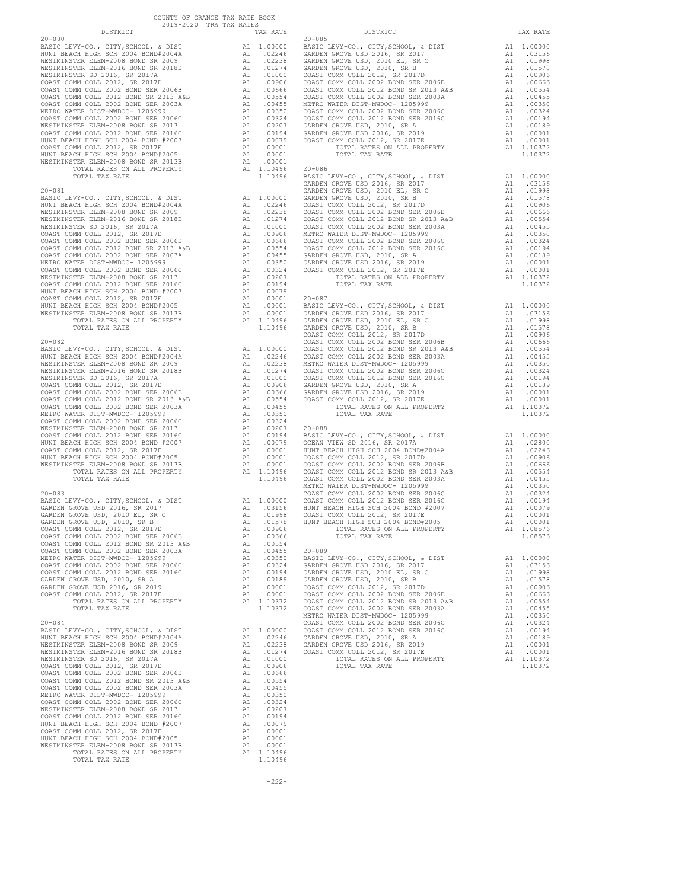COUNTY OF ORANGE TAX RATE BOOK
2019-2020 TRA TAX RATES

**20-080**

| DISTRICT | | TAX RATE |
|---|---|---|
| BASIC LEVY-CO., CITY,SCHOOL, & DIST | A1 | 1.00000 |
| HUNT BEACH HIGH SCH 2004 BOND#2004A | A1 | .02246 |
| WESTMINSTER ELEM-2008 BOND SR 2009 | A1 | .02238 |
| WESTMINSTER ELEM-2016 BOND SR 2018B | A1 | .01274 |
| WESTMINSTER SD 2016, SR 2017A | A1 | .01000 |
| COAST COMM COLL 2012, SR 2017D | A1 | .00906 |
| COAST COMM COLL 2002 BOND SER 2006B | A1 | .00666 |
| COAST COMM COLL 2012 BOND SR 2013 A&B | A1 | .00554 |
| COAST COMM COLL 2002 BOND SER 2003A | A1 | .00455 |
| METRO WATER DIST-MWDOC- 1205999 | A1 | .00350 |
| COAST COMM COLL 2002 BOND SER 2006C | A1 | .00324 |
| WESTMINSTER ELEM-2008 BOND SR 2013 | A1 | .00207 |
| COAST COMM COLL 2012 BOND SER 2016C | A1 | .00194 |
| HUNT BEACH HIGH SCH 2004 BOND #2007 | A1 | .00079 |
| COAST COMM COLL 2012, SR 2017E | A1 | .00001 |
| HUNT BEACH HIGH SCH 2004 BOND#2005 | A1 | .00001 |
| WESTMINSTER ELEM-2008 BOND SR 2013B | A1 | .00001 |
| TOTAL RATES ON ALL PROPERTY | A1 | 1.10496 |
| TOTAL TAX RATE | | 1.10496 |

**20-081**

| DISTRICT | | TAX RATE |
|---|---|---|
| BASIC LEVY-CO., CITY,SCHOOL, & DIST | A1 | 1.00000 |
| HUNT BEACH HIGH SCH 2004 BOND#2004A | A1 | .02246 |
| WESTMINSTER ELEM-2008 BOND SR 2009 | A1 | .02238 |
| WESTMINSTER ELEM-2016 BOND SR 2018B | A1 | .01274 |
| WESTMINSTER SD 2016, SR 2017A | A1 | .01000 |
| COAST COMM COLL 2012, SR 2017D | A1 | .00906 |
| COAST COMM COLL 2002 BOND SER 2006B | A1 | .00666 |
| COAST COMM COLL 2012 BOND SR 2013 A&B | A1 | .00554 |
| COAST COMM COLL 2002 BOND SER 2003A | A1 | .00455 |
| METRO WATER DIST-MWDOC- 1205999 | A1 | .00350 |
| COAST COMM COLL 2002 BOND SER 2006C | A1 | .00324 |
| WESTMINSTER ELEM-2008 BOND SR 2013 | A1 | .00207 |
| COAST COMM COLL 2012 BOND SER 2016C | A1 | .00194 |
| HUNT BEACH HIGH SCH 2004 BOND #2007 | A1 | .00079 |
| COAST COMM COLL 2012, SR 2017E | A1 | .00001 |
| HUNT BEACH HIGH SCH 2004 BOND#2005 | A1 | .00001 |
| WESTMINSTER ELEM-2008 BOND SR 2013B | A1 | .00001 |
| TOTAL RATES ON ALL PROPERTY | A1 | 1.10496 |
| TOTAL TAX RATE | | 1.10496 |

**20-082**

| DISTRICT | | TAX RATE |
|---|---|---|
| BASIC LEVY-CO., CITY,SCHOOL, & DIST | A1 | 1.00000 |
| HUNT BEACH HIGH SCH 2004 BOND#2004A | A1 | .02246 |
| WESTMINSTER ELEM-2008 BOND SR 2009 | A1 | .02238 |
| WESTMINSTER ELEM-2016 BOND SR 2018B | A1 | .01274 |
| WESTMINSTER SD 2016, SR 2017A | A1 | .01000 |
| COAST COMM COLL 2012, SR 2017D | A1 | .00906 |
| COAST COMM COLL 2002 BOND SER 2006B | A1 | .00666 |
| COAST COMM COLL 2012 BOND SR 2013 A&B | A1 | .00554 |
| COAST COMM COLL 2002 BOND SER 2003A | A1 | .00455 |
| METRO WATER DIST-MWDOC- 1205999 | A1 | .00350 |
| COAST COMM COLL 2002 BOND SER 2006C | A1 | .00324 |
| WESTMINSTER ELEM-2008 BOND SR 2013 | A1 | .00207 |
| COAST COMM COLL 2012 BOND SER 2016C | A1 | .00194 |
| HUNT BEACH HIGH SCH 2004 BOND #2007 | A1 | .00079 |
| COAST COMM COLL 2012, SR 2017E | A1 | .00001 |
| HUNT BEACH HIGH SCH 2004 BOND#2005 | A1 | .00001 |
| WESTMINSTER ELEM-2008 BOND SR 2013B | A1 | .00001 |
| TOTAL RATES ON ALL PROPERTY | A1 | 1.10496 |
| TOTAL TAX RATE | | 1.10496 |

**20-083**

| DISTRICT | | TAX RATE |
|---|---|---|
| BASIC LEVY-CO., CITY,SCHOOL, & DIST | A1 | 1.00000 |
| GARDEN GROVE USD 2016, SR 2017 | A1 | .03156 |
| GARDEN GROVE USD, 2010 EL, SR C | A1 | .01998 |
| GARDEN GROVE USD, 2010, SR B | A1 | .01578 |
| COAST COMM COLL 2012, SR 2017D | A1 | .00906 |
| COAST COMM COLL 2002 BOND SER 2006B | A1 | .00666 |
| COAST COMM COLL 2012 BOND SR 2013 A&B | A1 | .00554 |
| COAST COMM COLL 2002 BOND SER 2003A | A1 | .00455 |
| METRO WATER DIST-MWDOC- 1205999 | A1 | .00350 |
| COAST COMM COLL 2002 BOND SER 2006C | A1 | .00324 |
| COAST COMM COLL 2012 BOND SER 2016C | A1 | .00194 |
| GARDEN GROVE USD, 2010, SR A | A1 | .00189 |
| GARDEN GROVE USD 2016, SR 2019 | A1 | .00001 |
| COAST COMM COLL 2012, SR 2017E | A1 | .00001 |
| TOTAL RATES ON ALL PROPERTY | A1 | 1.10372 |
| TOTAL TAX RATE | | 1.10372 |

**20-084**

| DISTRICT | | TAX RATE |
|---|---|---|
| BASIC LEVY-CO., CITY,SCHOOL, & DIST | A1 | 1.00000 |
| HUNT BEACH HIGH SCH 2004 BOND#2004A | A1 | .02246 |
| WESTMINSTER ELEM-2008 BOND SR 2009 | A1 | .02238 |
| WESTMINSTER ELEM-2016 BOND SR 2018B | A1 | .01274 |
| WESTMINSTER SD 2016, SR 2017A | A1 | .01000 |
| COAST COMM COLL 2012, SR 2017D | A1 | .00906 |
| COAST COMM COLL 2002 BOND SER 2006B | A1 | .00666 |
| COAST COMM COLL 2012 BOND SR 2013 A&B | A1 | .00554 |
| COAST COMM COLL 2002 BOND SER 2003A | A1 | .00455 |
| METRO WATER DIST-MWDOC- 1205999 | A1 | .00350 |
| COAST COMM COLL 2002 BOND SER 2006C | A1 | .00324 |
| WESTMINSTER ELEM-2008 BOND SR 2013 | A1 | .00207 |
| COAST COMM COLL 2012 BOND SER 2016C | A1 | .00194 |
| HUNT BEACH HIGH SCH 2004 BOND #2007 | A1 | .00079 |
| COAST COMM COLL 2012, SR 2017E | A1 | .00001 |
| HUNT BEACH HIGH SCH 2004 BOND#2005 | A1 | .00001 |
| WESTMINSTER ELEM-2008 BOND SR 2013B | A1 | .00001 |
| TOTAL RATES ON ALL PROPERTY | A1 | 1.10496 |
| TOTAL TAX RATE | | 1.10496 |

**20-085**

| DISTRICT | | TAX RATE |
|---|---|---|
| BASIC LEVY-CO., CITY,SCHOOL, & DIST | A1 | 1.00000 |
| GARDEN GROVE USD 2016, SR 2017 | A1 | .03156 |
| GARDEN GROVE USD, 2010 EL, SR C | A1 | .01998 |
| GARDEN GROVE USD, 2010, SR B | A1 | .01578 |
| COAST COMM COLL 2012, SR 2017D | A1 | .00906 |
| COAST COMM COLL 2002 BOND SER 2006B | A1 | .00666 |
| COAST COMM COLL 2012 BOND SR 2013 A&B | A1 | .00554 |
| COAST COMM COLL 2002 BOND SER 2003A | A1 | .00455 |
| METRO WATER DIST-MWDOC- 1205999 | A1 | .00350 |
| COAST COMM COLL 2002 BOND SER 2006C | A1 | .00324 |
| COAST COMM COLL 2012 BOND SER 2016C | A1 | .00194 |
| GARDEN GROVE USD, 2010, SR A | A1 | .00189 |
| GARDEN GROVE USD 2016, SR 2019 | A1 | .00001 |
| COAST COMM COLL 2012, SR 2017E | A1 | .00001 |
| TOTAL RATES ON ALL PROPERTY | A1 | 1.10372 |
| TOTAL TAX RATE | | 1.10372 |

**20-086**

| DISTRICT | | TAX RATE |
|---|---|---|
| BASIC LEVY-CO., CITY,SCHOOL, & DIST | A1 | 1.00000 |
| GARDEN GROVE USD 2016, SR 2017 | A1 | .03156 |
| GARDEN GROVE USD, 2010 EL, SR C | A1 | .01998 |
| GARDEN GROVE USD, 2010, SR B | A1 | .01578 |
| COAST COMM COLL 2012, SR 2017D | A1 | .00906 |
| COAST COMM COLL 2002 BOND SER 2006B | A1 | .00666 |
| COAST COMM COLL 2012 BOND SR 2013 A&B | A1 | .00554 |
| COAST COMM COLL 2002 BOND SER 2003A | A1 | .00455 |
| METRO WATER DIST-MWDOC- 1205999 | A1 | .00350 |
| COAST COMM COLL 2002 BOND SER 2006C | A1 | .00324 |
| COAST COMM COLL 2012 BOND SER 2016C | A1 | .00194 |
| GARDEN GROVE USD, 2010, SR A | A1 | .00189 |
| GARDEN GROVE USD 2016, SR 2019 | A1 | .00001 |
| COAST COMM COLL 2012, SR 2017E | A1 | .00001 |
| TOTAL RATES ON ALL PROPERTY | A1 | 1.10372 |
| TOTAL TAX RATE | | 1.10372 |

**20-087**

| DISTRICT | | TAX RATE |
|---|---|---|
| BASIC LEVY-CO., CITY,SCHOOL, & DIST | A1 | 1.00000 |
| GARDEN GROVE USD 2016, SR 2017 | A1 | .03156 |
| GARDEN GROVE USD, 2010 EL, SR C | A1 | .01998 |
| GARDEN GROVE USD, 2010, SR B | A1 | .01578 |
| COAST COMM COLL 2012, SR 2017D | A1 | .00906 |
| COAST COMM COLL 2002 BOND SER 2006B | A1 | .00666 |
| COAST COMM COLL 2012 BOND SR 2013 A&B | A1 | .00554 |
| COAST COMM COLL 2002 BOND SER 2003A | A1 | .00455 |
| METRO WATER DIST-MWDOC- 1205999 | A1 | .00350 |
| COAST COMM COLL 2002 BOND SER 2006C | A1 | .00324 |
| COAST COMM COLL 2012 BOND SER 2016C | A1 | .00194 |
| GARDEN GROVE USD, 2010, SR A | A1 | .00189 |
| GARDEN GROVE USD 2016, SR 2019 | A1 | .00001 |
| COAST COMM COLL 2012, SR 2017E | A1 | .00001 |
| TOTAL RATES ON ALL PROPERTY | A1 | 1.10372 |
| TOTAL TAX RATE | | 1.10372 |

**20-088**

| DISTRICT | | TAX RATE |
|---|---|---|
| BASIC LEVY-CO., CITY,SCHOOL, & DIST | A1 | 1.00000 |
| OCEAN VIEW SD 2016, SR 2017A | A1 | .02800 |
| HUNT BEACH HIGH SCH 2004 BOND#2004A | A1 | .02246 |
| COAST COMM COLL 2012, SR 2017D | A1 | .00906 |
| COAST COMM COLL 2002 BOND SER 2006B | A1 | .00666 |
| COAST COMM COLL 2012 BOND SR 2013 A&B | A1 | .00554 |
| COAST COMM COLL 2002 BOND SER 2003A | A1 | .00455 |
| METRO WATER DIST-MWDOC- 1205999 | A1 | .00350 |
| COAST COMM COLL 2002 BOND SER 2006C | A1 | .00324 |
| COAST COMM COLL 2012 BOND SER 2016C | A1 | .00194 |
| HUNT BEACH HIGH SCH 2004 BOND #2007 | A1 | .00079 |
| COAST COMM COLL 2012, SR 2017E | A1 | .00001 |
| HUNT BEACH HIGH SCH 2004 BOND#2005 | A1 | .00001 |
| TOTAL RATES ON ALL PROPERTY | A1 | 1.08576 |
| TOTAL TAX RATE | | 1.08576 |

**20-089**

| DISTRICT | | TAX RATE |
|---|---|---|
| BASIC LEVY-CO., CITY,SCHOOL, & DIST | A1 | 1.00000 |
| GARDEN GROVE USD 2016, SR 2017 | A1 | .03156 |
| GARDEN GROVE USD, 2010 EL, SR C | A1 | .01998 |
| GARDEN GROVE USD, 2010, SR B | A1 | .01578 |
| COAST COMM COLL 2012, SR 2017D | A1 | .00906 |
| COAST COMM COLL 2002 BOND SER 2006B | A1 | .00666 |
| COAST COMM COLL 2012 BOND SR 2013 A&B | A1 | .00554 |
| COAST COMM COLL 2002 BOND SER 2003A | A1 | .00455 |
| METRO WATER DIST-MWDOC- 1205999 | A1 | .00350 |
| COAST COMM COLL 2002 BOND SER 2006C | A1 | .00324 |
| COAST COMM COLL 2012 BOND SER 2016C | A1 | .00194 |
| GARDEN GROVE USD, 2010, SR A | A1 | .00189 |
| GARDEN GROVE USD 2016, SR 2019 | A1 | .00001 |
| COAST COMM COLL 2012, SR 2017E | A1 | .00001 |
| TOTAL RATES ON ALL PROPERTY | A1 | 1.10372 |
| TOTAL TAX RATE | | 1.10372 |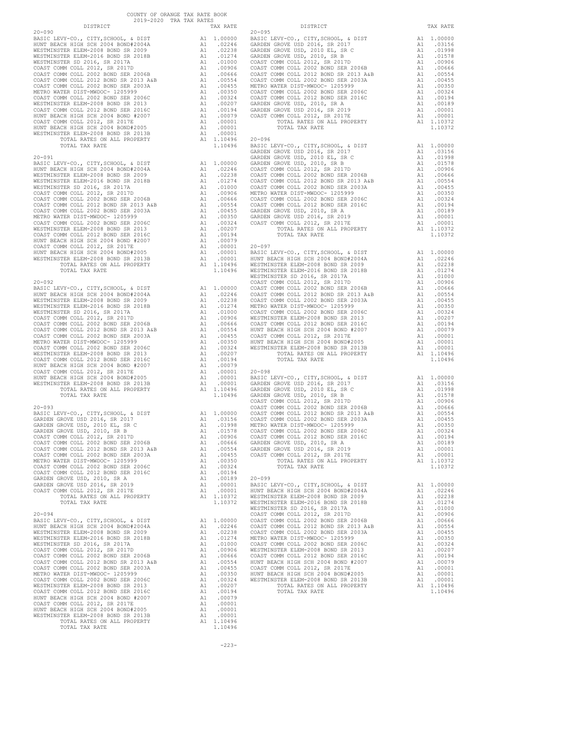COUNTY OF ORANGE TAX RATE BOOK
2019-2020 TRA TAX RATES

| DISTRICT | | TAX RATE |
|---|---|---|
| **20-090** | | |
| BASIC LEVY-CO., CITY,SCHOOL, & DIST | A1 | 1.00000 |
| HUNT BEACH HIGH SCH 2004 BOND#2004A | A1 | .02246 |
| WESTMINSTER ELEM-2008 BOND SR 2009 | A1 | .02238 |
| WESTMINSTER ELEM-2016 BOND SR 2018B | A1 | .01274 |
| WESTMINSTER SD 2016, SR 2017A | A1 | .01000 |
| COAST COMM COLL 2012, SR 2017D | A1 | .00906 |
| COAST COMM COLL 2002 BOND SER 2006B | A1 | .00666 |
| COAST COMM COLL 2012 BOND SR 2013 A&B | A1 | .00554 |
| COAST COMM COLL 2002 BOND SER 2003A | A1 | .00455 |
| METRO WATER DIST-MWDOC- 1205999 | A1 | .00350 |
| COAST COMM COLL 2002 BOND SER 2006C | A1 | .00324 |
| WESTMINSTER ELEM-2008 BOND SR 2013 | A1 | .00207 |
| COAST COMM COLL 2012 BOND SER 2016C | A1 | .00194 |
| HUNT BEACH HIGH SCH 2004 BOND #2007 | A1 | .00079 |
| COAST COMM COLL 2012, SR 2017E | A1 | .00001 |
| HUNT BEACH HIGH SCH 2004 BOND#2005 | A1 | .00001 |
| WESTMINSTER ELEM-2008 BOND SR 2013B | A1 | .00001 |
| TOTAL RATES ON ALL PROPERTY | A1 | 1.10496 |
| TOTAL TAX RATE | | 1.10496 |
| **20-091** | | |
| BASIC LEVY-CO., CITY,SCHOOL, & DIST | A1 | 1.00000 |
| HUNT BEACH HIGH SCH 2004 BOND#2004A | A1 | .02246 |
| WESTMINSTER ELEM-2008 BOND SR 2009 | A1 | .02238 |
| WESTMINSTER ELEM-2016 BOND SR 2018B | A1 | .01274 |
| WESTMINSTER SD 2016, SR 2017A | A1 | .01000 |
| COAST COMM COLL 2012, SR 2017D | A1 | .00906 |
| COAST COMM COLL 2002 BOND SER 2006B | A1 | .00666 |
| COAST COMM COLL 2012 BOND SR 2013 A&B | A1 | .00554 |
| COAST COMM COLL 2002 BOND SER 2003A | A1 | .00455 |
| METRO WATER DIST-MWDOC- 1205999 | A1 | .00350 |
| COAST COMM COLL 2002 BOND SER 2006C | A1 | .00324 |
| WESTMINSTER ELEM-2008 BOND SR 2013 | A1 | .00207 |
| COAST COMM COLL 2012 BOND SER 2016C | A1 | .00194 |
| HUNT BEACH HIGH SCH 2004 BOND #2007 | A1 | .00079 |
| COAST COMM COLL 2012, SR 2017E | A1 | .00001 |
| HUNT BEACH HIGH SCH 2004 BOND#2005 | A1 | .00001 |
| WESTMINSTER ELEM-2008 BOND SR 2013B | A1 | .00001 |
| TOTAL RATES ON ALL PROPERTY | A1 | 1.10496 |
| TOTAL TAX RATE | | 1.10496 |
| **20-092** | | |
| BASIC LEVY-CO., CITY,SCHOOL, & DIST | A1 | 1.00000 |
| HUNT BEACH HIGH SCH 2004 BOND#2004A | A1 | .02246 |
| WESTMINSTER ELEM-2008 BOND SR 2009 | A1 | .02238 |
| WESTMINSTER ELEM-2016 BOND SR 2018B | A1 | .01274 |
| WESTMINSTER SD 2016, SR 2017A | A1 | .01000 |
| COAST COMM COLL 2012, SR 2017D | A1 | .00906 |
| COAST COMM COLL 2002 BOND SER 2006B | A1 | .00666 |
| COAST COMM COLL 2012 BOND SR 2013 A&B | A1 | .00554 |
| COAST COMM COLL 2002 BOND SER 2003A | A1 | .00455 |
| METRO WATER DIST-MWDOC- 1205999 | A1 | .00350 |
| COAST COMM COLL 2002 BOND SER 2006C | A1 | .00324 |
| WESTMINSTER ELEM-2008 BOND SR 2013 | A1 | .00207 |
| COAST COMM COLL 2012 BOND SER 2016C | A1 | .00194 |
| HUNT BEACH HIGH SCH 2004 BOND #2007 | A1 | .00079 |
| COAST COMM COLL 2012, SR 2017E | A1 | .00001 |
| HUNT BEACH HIGH SCH 2004 BOND#2005 | A1 | .00001 |
| WESTMINSTER ELEM-2008 BOND SR 2013B | A1 | .00001 |
| TOTAL RATES ON ALL PROPERTY | A1 | 1.10496 |
| TOTAL TAX RATE | | 1.10496 |
| **20-093** | | |
| BASIC LEVY-CO., CITY,SCHOOL, & DIST | A1 | 1.00000 |
| GARDEN GROVE USD 2016, SR 2017 | A1 | .03156 |
| GARDEN GROVE USD, 2010 EL, SR C | A1 | .01998 |
| GARDEN GROVE USD, 2010, SR B | A1 | .01578 |
| COAST COMM COLL 2012, SR 2017D | A1 | .00906 |
| COAST COMM COLL 2002 BOND SER 2006B | A1 | .00666 |
| COAST COMM COLL 2012 BOND SR 2013 A&B | A1 | .00554 |
| COAST COMM COLL 2002 BOND SER 2003A | A1 | .00455 |
| METRO WATER DIST-MWDOC- 1205999 | A1 | .00350 |
| COAST COMM COLL 2002 BOND SER 2006C | A1 | .00324 |
| COAST COMM COLL 2012 BOND SER 2016C | A1 | .00194 |
| GARDEN GROVE USD, 2010, SR A | A1 | .00189 |
| GARDEN GROVE USD 2016, SR 2019 | A1 | .00001 |
| COAST COMM COLL 2012, SR 2017E | A1 | .00001 |
| TOTAL RATES ON ALL PROPERTY | A1 | 1.10372 |
| TOTAL TAX RATE | | 1.10372 |
| **20-094** | | |
| BASIC LEVY-CO., CITY,SCHOOL, & DIST | A1 | 1.00000 |
| HUNT BEACH HIGH SCH 2004 BOND#2004A | A1 | .02246 |
| WESTMINSTER ELEM-2008 BOND SR 2009 | A1 | .02238 |
| WESTMINSTER ELEM-2016 BOND SR 2018B | A1 | .01274 |
| WESTMINSTER SD 2016, SR 2017A | A1 | .01000 |
| COAST COMM COLL 2012, SR 2017D | A1 | .00906 |
| COAST COMM COLL 2002 BOND SER 2006B | A1 | .00666 |
| COAST COMM COLL 2012 BOND SR 2013 A&B | A1 | .00554 |
| COAST COMM COLL 2002 BOND SER 2003A | A1 | .00455 |
| METRO WATER DIST-MWDOC- 1205999 | A1 | .00350 |
| COAST COMM COLL 2002 BOND SER 2006C | A1 | .00324 |
| WESTMINSTER ELEM-2008 BOND SR 2013 | A1 | .00207 |
| COAST COMM COLL 2012 BOND SER 2016C | A1 | .00194 |
| HUNT BEACH HIGH SCH 2004 BOND #2007 | A1 | .00079 |
| COAST COMM COLL 2012, SR 2017E | A1 | .00001 |
| HUNT BEACH HIGH SCH 2004 BOND#2005 | A1 | .00001 |
| WESTMINSTER ELEM-2008 BOND SR 2013B | A1 | .00001 |
| TOTAL RATES ON ALL PROPERTY | A1 | 1.10496 |
| TOTAL TAX RATE | | 1.10496 |
| **20-095** | | |
| BASIC LEVY-CO., CITY,SCHOOL, & DIST | A1 | 1.00000 |
| GARDEN GROVE USD 2016, SR 2017 | A1 | .03156 |
| GARDEN GROVE USD, 2010 EL, SR C | A1 | .01998 |
| GARDEN GROVE USD, 2010, SR B | A1 | .01578 |
| COAST COMM COLL 2012, SR 2017D | A1 | .00906 |
| COAST COMM COLL 2002 BOND SER 2006B | A1 | .00666 |
| COAST COMM COLL 2012 BOND SR 2013 A&B | A1 | .00554 |
| COAST COMM COLL 2002 BOND SER 2003A | A1 | .00455 |
| METRO WATER DIST-MWDOC- 1205999 | A1 | .00350 |
| COAST COMM COLL 2002 BOND SER 2006C | A1 | .00324 |
| COAST COMM COLL 2012 BOND SER 2016C | A1 | .00194 |
| GARDEN GROVE USD, 2010, SR A | A1 | .00189 |
| GARDEN GROVE USD 2016, SR 2019 | A1 | .00001 |
| COAST COMM COLL 2012, SR 2017E | A1 | .00001 |
| TOTAL RATES ON ALL PROPERTY | A1 | 1.10372 |
| TOTAL TAX RATE | | 1.10372 |
| **20-096** | | |
| BASIC LEVY-CO., CITY,SCHOOL, & DIST | A1 | 1.00000 |
| GARDEN GROVE USD 2016, SR 2017 | A1 | .03156 |
| GARDEN GROVE USD, 2010 EL, SR C | A1 | .01998 |
| GARDEN GROVE USD, 2010, SR B | A1 | .01578 |
| COAST COMM COLL 2012, SR 2017D | A1 | .00906 |
| COAST COMM COLL 2002 BOND SER 2006B | A1 | .00666 |
| COAST COMM COLL 2012 BOND SR 2013 A&B | A1 | .00554 |
| COAST COMM COLL 2002 BOND SER 2003A | A1 | .00455 |
| METRO WATER DIST-MWDOC- 1205999 | A1 | .00350 |
| COAST COMM COLL 2002 BOND SER 2006C | A1 | .00324 |
| COAST COMM COLL 2012 BOND SER 2016C | A1 | .00194 |
| GARDEN GROVE USD, 2010, SR A | A1 | .00189 |
| GARDEN GROVE USD 2016, SR 2019 | A1 | .00001 |
| COAST COMM COLL 2012, SR 2017E | A1 | .00001 |
| TOTAL RATES ON ALL PROPERTY | A1 | 1.10372 |
| TOTAL TAX RATE | | 1.10372 |
| **20-097** | | |
| BASIC LEVY-CO., CITY,SCHOOL, & DIST | A1 | 1.00000 |
| HUNT BEACH HIGH SCH 2004 BOND#2004A | A1 | .02246 |
| WESTMINSTER ELEM-2008 BOND SR 2009 | A1 | .02238 |
| WESTMINSTER ELEM-2016 BOND SR 2018B | A1 | .01274 |
| WESTMINSTER SD 2016, SR 2017A | A1 | .01000 |
| COAST COMM COLL 2012, SR 2017D | A1 | .00906 |
| COAST COMM COLL 2002 BOND SER 2006B | A1 | .00666 |
| COAST COMM COLL 2012 BOND SR 2013 A&B | A1 | .00554 |
| COAST COMM COLL 2002 BOND SER 2003A | A1 | .00455 |
| METRO WATER DIST-MWDOC- 1205999 | A1 | .00350 |
| COAST COMM COLL 2002 BOND SER 2006C | A1 | .00324 |
| WESTMINSTER ELEM-2008 BOND SR 2013 | A1 | .00207 |
| COAST COMM COLL 2012 BOND SER 2016C | A1 | .00194 |
| HUNT BEACH HIGH SCH 2004 BOND #2007 | A1 | .00079 |
| COAST COMM COLL 2012, SR 2017E | A1 | .00001 |
| HUNT BEACH HIGH SCH 2004 BOND#2005 | A1 | .00001 |
| WESTMINSTER ELEM-2008 BOND SR 2013B | A1 | .00001 |
| TOTAL RATES ON ALL PROPERTY | A1 | 1.10496 |
| TOTAL TAX RATE | | 1.10496 |
| **20-098** | | |
| BASIC LEVY-CO., CITY,SCHOOL, & DIST | A1 | 1.00000 |
| GARDEN GROVE USD 2016, SR 2017 | A1 | .03156 |
| GARDEN GROVE USD, 2010 EL, SR C | A1 | .01998 |
| GARDEN GROVE USD, 2010, SR B | A1 | .01578 |
| COAST COMM COLL 2012, SR 2017D | A1 | .00906 |
| COAST COMM COLL 2002 BOND SER 2006B | A1 | .00666 |
| COAST COMM COLL 2012 BOND SR 2013 A&B | A1 | .00554 |
| COAST COMM COLL 2002 BOND SER 2003A | A1 | .00455 |
| METRO WATER DIST-MWDOC- 1205999 | A1 | .00350 |
| COAST COMM COLL 2002 BOND SER 2006C | A1 | .00324 |
| COAST COMM COLL 2012 BOND SER 2016C | A1 | .00194 |
| GARDEN GROVE USD, 2010, SR A | A1 | .00189 |
| GARDEN GROVE USD 2016, SR 2019 | A1 | .00001 |
| COAST COMM COLL 2012, SR 2017E | A1 | .00001 |
| TOTAL RATES ON ALL PROPERTY | A1 | 1.10372 |
| TOTAL TAX RATE | | 1.10372 |
| **20-099** | | |
| BASIC LEVY-CO., CITY,SCHOOL, & DIST | A1 | 1.00000 |
| HUNT BEACH HIGH SCH 2004 BOND#2004A | A1 | .02246 |
| WESTMINSTER ELEM-2008 BOND SR 2009 | A1 | .02238 |
| WESTMINSTER ELEM-2016 BOND SR 2018B | A1 | .01274 |
| WESTMINSTER SD 2016, SR 2017A | A1 | .01000 |
| COAST COMM COLL 2012, SR 2017D | A1 | .00906 |
| COAST COMM COLL 2002 BOND SER 2006B | A1 | .00666 |
| COAST COMM COLL 2012 BOND SR 2013 A&B | A1 | .00554 |
| COAST COMM COLL 2002 BOND SER 2003A | A1 | .00455 |
| METRO WATER DIST-MWDOC- 1205999 | A1 | .00350 |
| COAST COMM COLL 2002 BOND SER 2006C | A1 | .00324 |
| WESTMINSTER ELEM-2008 BOND SR 2013 | A1 | .00207 |
| COAST COMM COLL 2012 BOND SER 2016C | A1 | .00194 |
| HUNT BEACH HIGH SCH 2004 BOND #2007 | A1 | .00079 |
| COAST COMM COLL 2012, SR 2017E | A1 | .00001 |
| HUNT BEACH HIGH SCH 2004 BOND#2005 | A1 | .00001 |
| WESTMINSTER ELEM-2008 BOND SR 2013B | A1 | .00001 |
| TOTAL RATES ON ALL PROPERTY | A1 | 1.10496 |
| TOTAL TAX RATE | | 1.10496 |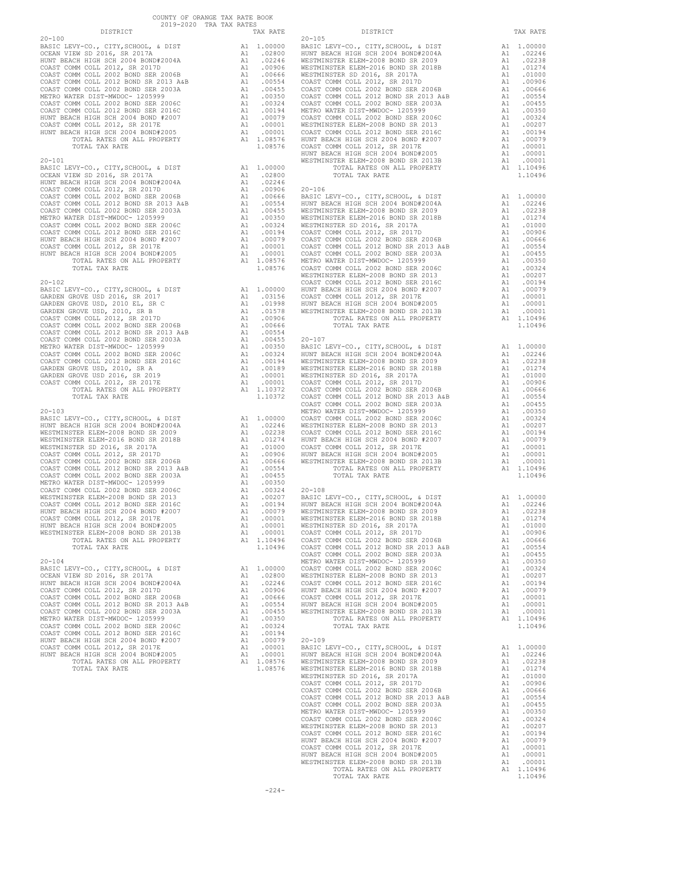COUNTY OF ORANGE TAX RATE BOOK
2019-2020 TRA TAX RATES

| DISTRICT | | TAX RATE |
|---|---|---|
| **20-100** | | |
| BASIC LEVY-CO., CITY,SCHOOL, & DIST | A1 | 1.00000 |
| OCEAN VIEW SD 2016, SR 2017A | A1 | .02800 |
| HUNT BEACH HIGH SCH 2004 BOND#2004A | A1 | .02246 |
| COAST COMM COLL 2012, SR 2017D | A1 | .00906 |
| COAST COMM COLL 2002 BOND SER 2006B | A1 | .00666 |
| COAST COMM COLL 2012 BOND SR 2013 A&B | A1 | .00554 |
| COAST COMM COLL 2002 BOND SER 2003A | A1 | .00455 |
| METRO WATER DIST-MWDOC- 1205999 | A1 | .00350 |
| COAST COMM COLL 2002 BOND SER 2006C | A1 | .00324 |
| COAST COMM COLL 2012 BOND SER 2016C | A1 | .00194 |
| HUNT BEACH HIGH SCH 2004 BOND #2007 | A1 | .00079 |
| COAST COMM COLL 2012, SR 2017E | A1 | .00001 |
| HUNT BEACH HIGH SCH 2004 BOND#2005 | A1 | .00001 |
| TOTAL RATES ON ALL PROPERTY | A1 | 1.08576 |
| TOTAL TAX RATE | | 1.08576 |
| **20-101** | | |
| BASIC LEVY-CO., CITY,SCHOOL, & DIST | A1 | 1.00000 |
| OCEAN VIEW SD 2016, SR 2017A | A1 | .02800 |
| HUNT BEACH HIGH SCH 2004 BOND#2004A | A1 | .02246 |
| COAST COMM COLL 2012, SR 2017D | A1 | .00906 |
| COAST COMM COLL 2002 BOND SER 2006B | A1 | .00666 |
| COAST COMM COLL 2012 BOND SR 2013 A&B | A1 | .00554 |
| COAST COMM COLL 2002 BOND SER 2003A | A1 | .00455 |
| METRO WATER DIST-MWDOC- 1205999 | A1 | .00350 |
| COAST COMM COLL 2002 BOND SER 2006C | A1 | .00324 |
| COAST COMM COLL 2012 BOND SER 2016C | A1 | .00194 |
| HUNT BEACH HIGH SCH 2004 BOND #2007 | A1 | .00079 |
| COAST COMM COLL 2012, SR 2017E | A1 | .00001 |
| HUNT BEACH HIGH SCH 2004 BOND#2005 | A1 | .00001 |
| TOTAL RATES ON ALL PROPERTY | A1 | 1.08576 |
| TOTAL TAX RATE | | 1.08576 |
| **20-102** | | |
| BASIC LEVY-CO., CITY,SCHOOL, & DIST | A1 | 1.00000 |
| GARDEN GROVE USD 2016, SR 2017 | A1 | .03156 |
| GARDEN GROVE USD, 2010 EL, SR C | A1 | .01998 |
| GARDEN GROVE USD, 2010, SR B | A1 | .01578 |
| COAST COMM COLL 2012, SR 2017D | A1 | .00906 |
| COAST COMM COLL 2002 BOND SER 2006B | A1 | .00666 |
| COAST COMM COLL 2012 BOND SR 2013 A&B | A1 | .00554 |
| COAST COMM COLL 2002 BOND SER 2003A | A1 | .00455 |
| METRO WATER DIST-MWDOC- 1205999 | A1 | .00350 |
| COAST COMM COLL 2002 BOND SER 2006C | A1 | .00324 |
| COAST COMM COLL 2012 BOND SER 2016C | A1 | .00194 |
| GARDEN GROVE USD, 2010, SR A | A1 | .00189 |
| GARDEN GROVE USD 2016, SR 2019 | A1 | .00001 |
| COAST COMM COLL 2012, SR 2017E | A1 | .00001 |
| TOTAL RATES ON ALL PROPERTY | A1 | 1.10372 |
| TOTAL TAX RATE | | 1.10372 |
| **20-103** | | |
| BASIC LEVY-CO., CITY,SCHOOL, & DIST | A1 | 1.00000 |
| HUNT BEACH HIGH SCH 2004 BOND#2004A | A1 | .02246 |
| WESTMINSTER ELEM-2008 BOND SR 2009 | A1 | .02238 |
| WESTMINSTER ELEM-2016 BOND SR 2018B | A1 | .01274 |
| WESTMINSTER SD 2016, SR 2017A | A1 | .01000 |
| COAST COMM COLL 2012, SR 2017D | A1 | .00906 |
| COAST COMM COLL 2002 BOND SER 2006B | A1 | .00666 |
| COAST COMM COLL 2012 BOND SR 2013 A&B | A1 | .00554 |
| COAST COMM COLL 2002 BOND SER 2003A | A1 | .00455 |
| METRO WATER DIST-MWDOC- 1205999 | A1 | .00350 |
| COAST COMM COLL 2002 BOND SER 2006C | A1 | .00324 |
| WESTMINSTER ELEM-2008 BOND SR 2013 | A1 | .00207 |
| COAST COMM COLL 2012 BOND SER 2016C | A1 | .00194 |
| HUNT BEACH HIGH SCH 2004 BOND #2007 | A1 | .00079 |
| COAST COMM COLL 2012, SR 2017E | A1 | .00001 |
| HUNT BEACH HIGH SCH 2004 BOND#2005 | A1 | .00001 |
| WESTMINSTER ELEM-2008 BOND SR 2013B | A1 | .00001 |
| TOTAL RATES ON ALL PROPERTY | A1 | 1.10496 |
| TOTAL TAX RATE | | 1.10496 |
| **20-104** | | |
| BASIC LEVY-CO., CITY,SCHOOL, & DIST | A1 | 1.00000 |
| OCEAN VIEW SD 2016, SR 2017A | A1 | .02800 |
| HUNT BEACH HIGH SCH 2004 BOND#2004A | A1 | .02246 |
| COAST COMM COLL 2012, SR 2017D | A1 | .00906 |
| COAST COMM COLL 2002 BOND SER 2006B | A1 | .00666 |
| COAST COMM COLL 2012 BOND SR 2013 A&B | A1 | .00554 |
| COAST COMM COLL 2002 BOND SER 2003A | A1 | .00455 |
| METRO WATER DIST-MWDOC- 1205999 | A1 | .00350 |
| COAST COMM COLL 2002 BOND SER 2006C | A1 | .00324 |
| COAST COMM COLL 2012 BOND SER 2016C | A1 | .00194 |
| HUNT BEACH HIGH SCH 2004 BOND #2007 | A1 | .00079 |
| COAST COMM COLL 2012, SR 2017E | A1 | .00001 |
| HUNT BEACH HIGH SCH 2004 BOND#2005 | A1 | .00001 |
| TOTAL RATES ON ALL PROPERTY | A1 | 1.08576 |
| TOTAL TAX RATE | | 1.08576 |
| **20-105** | | |
| BASIC LEVY-CO., CITY,SCHOOL, & DIST | A1 | 1.00000 |
| HUNT BEACH HIGH SCH 2004 BOND#2004A | A1 | .02246 |
| WESTMINSTER ELEM-2008 BOND SR 2009 | A1 | .02238 |
| WESTMINSTER ELEM-2016 BOND SR 2018B | A1 | .01274 |
| WESTMINSTER SD 2016, SR 2017A | A1 | .01000 |
| COAST COMM COLL 2012, SR 2017D | A1 | .00906 |
| COAST COMM COLL 2002 BOND SER 2006B | A1 | .00666 |
| COAST COMM COLL 2012 BOND SR 2013 A&B | A1 | .00554 |
| COAST COMM COLL 2002 BOND SER 2003A | A1 | .00455 |
| METRO WATER DIST-MWDOC- 1205999 | A1 | .00350 |
| COAST COMM COLL 2002 BOND SER 2006C | A1 | .00324 |
| WESTMINSTER ELEM-2008 BOND SR 2013 | A1 | .00207 |
| COAST COMM COLL 2012 BOND SER 2016C | A1 | .00194 |
| HUNT BEACH HIGH SCH 2004 BOND #2007 | A1 | .00079 |
| COAST COMM COLL 2012, SR 2017E | A1 | .00001 |
| HUNT BEACH HIGH SCH 2004 BOND#2005 | A1 | .00001 |
| WESTMINSTER ELEM-2008 BOND SR 2013B | A1 | .00001 |
| TOTAL RATES ON ALL PROPERTY | A1 | 1.10496 |
| TOTAL TAX RATE | | 1.10496 |
| **20-106** | | |
| BASIC LEVY-CO., CITY,SCHOOL, & DIST | A1 | 1.00000 |
| HUNT BEACH HIGH SCH 2004 BOND#2004A | A1 | .02246 |
| WESTMINSTER ELEM-2008 BOND SR 2009 | A1 | .02238 |
| WESTMINSTER ELEM-2016 BOND SR 2018B | A1 | .01274 |
| WESTMINSTER SD 2016, SR 2017A | A1 | .01000 |
| COAST COMM COLL 2012, SR 2017D | A1 | .00906 |
| COAST COMM COLL 2002 BOND SER 2006B | A1 | .00666 |
| COAST COMM COLL 2012 BOND SR 2013 A&B | A1 | .00554 |
| COAST COMM COLL 2002 BOND SER 2003A | A1 | .00455 |
| METRO WATER DIST-MWDOC- 1205999 | A1 | .00350 |
| COAST COMM COLL 2002 BOND SER 2006C | A1 | .00324 |
| WESTMINSTER ELEM-2008 BOND SR 2013 | A1 | .00207 |
| COAST COMM COLL 2012 BOND SER 2016C | A1 | .00194 |
| HUNT BEACH HIGH SCH 2004 BOND #2007 | A1 | .00079 |
| COAST COMM COLL 2012, SR 2017E | A1 | .00001 |
| HUNT BEACH HIGH SCH 2004 BOND#2005 | A1 | .00001 |
| WESTMINSTER ELEM-2008 BOND SR 2013B | A1 | .00001 |
| TOTAL RATES ON ALL PROPERTY | A1 | 1.10496 |
| TOTAL TAX RATE | | 1.10496 |
| **20-107** | | |
| BASIC LEVY-CO., CITY,SCHOOL, & DIST | A1 | 1.00000 |
| HUNT BEACH HIGH SCH 2004 BOND#2004A | A1 | .02246 |
| WESTMINSTER ELEM-2008 BOND SR 2009 | A1 | .02238 |
| WESTMINSTER ELEM-2016 BOND SR 2018B | A1 | .01274 |
| WESTMINSTER SD 2016, SR 2017A | A1 | .01000 |
| COAST COMM COLL 2012, SR 2017D | A1 | .00906 |
| COAST COMM COLL 2002 BOND SER 2006B | A1 | .00666 |
| COAST COMM COLL 2012 BOND SR 2013 A&B | A1 | .00554 |
| COAST COMM COLL 2002 BOND SER 2003A | A1 | .00455 |
| METRO WATER DIST-MWDOC- 1205999 | A1 | .00350 |
| COAST COMM COLL 2002 BOND SER 2006C | A1 | .00324 |
| WESTMINSTER ELEM-2008 BOND SR 2013 | A1 | .00207 |
| COAST COMM COLL 2012 BOND SER 2016C | A1 | .00194 |
| HUNT BEACH HIGH SCH 2004 BOND #2007 | A1 | .00079 |
| COAST COMM COLL 2012, SR 2017E | A1 | .00001 |
| HUNT BEACH HIGH SCH 2004 BOND#2005 | A1 | .00001 |
| WESTMINSTER ELEM-2008 BOND SR 2013B | A1 | .00001 |
| TOTAL RATES ON ALL PROPERTY | A1 | 1.10496 |
| TOTAL TAX RATE | | 1.10496 |
| **20-108** | | |
| BASIC LEVY-CO., CITY,SCHOOL, & DIST | A1 | 1.00000 |
| HUNT BEACH HIGH SCH 2004 BOND#2004A | A1 | .02246 |
| WESTMINSTER ELEM-2008 BOND SR 2009 | A1 | .02238 |
| WESTMINSTER ELEM-2016 BOND SR 2018B | A1 | .01274 |
| WESTMINSTER SD 2016, SR 2017A | A1 | .01000 |
| COAST COMM COLL 2012, SR 2017D | A1 | .00906 |
| COAST COMM COLL 2002 BOND SER 2006B | A1 | .00666 |
| COAST COMM COLL 2012 BOND SR 2013 A&B | A1 | .00554 |
| COAST COMM COLL 2002 BOND SER 2003A | A1 | .00455 |
| METRO WATER DIST-MWDOC- 1205999 | A1 | .00350 |
| COAST COMM COLL 2002 BOND SER 2006C | A1 | .00324 |
| WESTMINSTER ELEM-2008 BOND SR 2013 | A1 | .00207 |
| COAST COMM COLL 2012 BOND SER 2016C | A1 | .00194 |
| HUNT BEACH HIGH SCH 2004 BOND #2007 | A1 | .00079 |
| COAST COMM COLL 2012, SR 2017E | A1 | .00001 |
| HUNT BEACH HIGH SCH 2004 BOND#2005 | A1 | .00001 |
| WESTMINSTER ELEM-2008 BOND SR 2013B | A1 | .00001 |
| TOTAL RATES ON ALL PROPERTY | A1 | 1.10496 |
| TOTAL TAX RATE | | 1.10496 |
| **20-109** | | |
| BASIC LEVY-CO., CITY,SCHOOL, & DIST | A1 | 1.00000 |
| HUNT BEACH HIGH SCH 2004 BOND#2004A | A1 | .02246 |
| WESTMINSTER ELEM-2008 BOND SR 2009 | A1 | .02238 |
| WESTMINSTER ELEM-2016 BOND SR 2018B | A1 | .01274 |
| WESTMINSTER SD 2016, SR 2017A | A1 | .01000 |
| COAST COMM COLL 2012, SR 2017D | A1 | .00906 |
| COAST COMM COLL 2002 BOND SER 2006B | A1 | .00666 |
| COAST COMM COLL 2012 BOND SR 2013 A&B | A1 | .00554 |
| COAST COMM COLL 2002 BOND SER 2003A | A1 | .00455 |
| METRO WATER DIST-MWDOC- 1205999 | A1 | .00350 |
| COAST COMM COLL 2002 BOND SER 2006C | A1 | .00324 |
| WESTMINSTER ELEM-2008 BOND SR 2013 | A1 | .00207 |
| COAST COMM COLL 2012 BOND SER 2016C | A1 | .00194 |
| HUNT BEACH HIGH SCH 2004 BOND #2007 | A1 | .00079 |
| COAST COMM COLL 2012, SR 2017E | A1 | .00001 |
| HUNT BEACH HIGH SCH 2004 BOND#2005 | A1 | .00001 |
| WESTMINSTER ELEM-2008 BOND SR 2013B | A1 | .00001 |
| TOTAL RATES ON ALL PROPERTY | A1 | 1.10496 |
| TOTAL TAX RATE | | 1.10496 |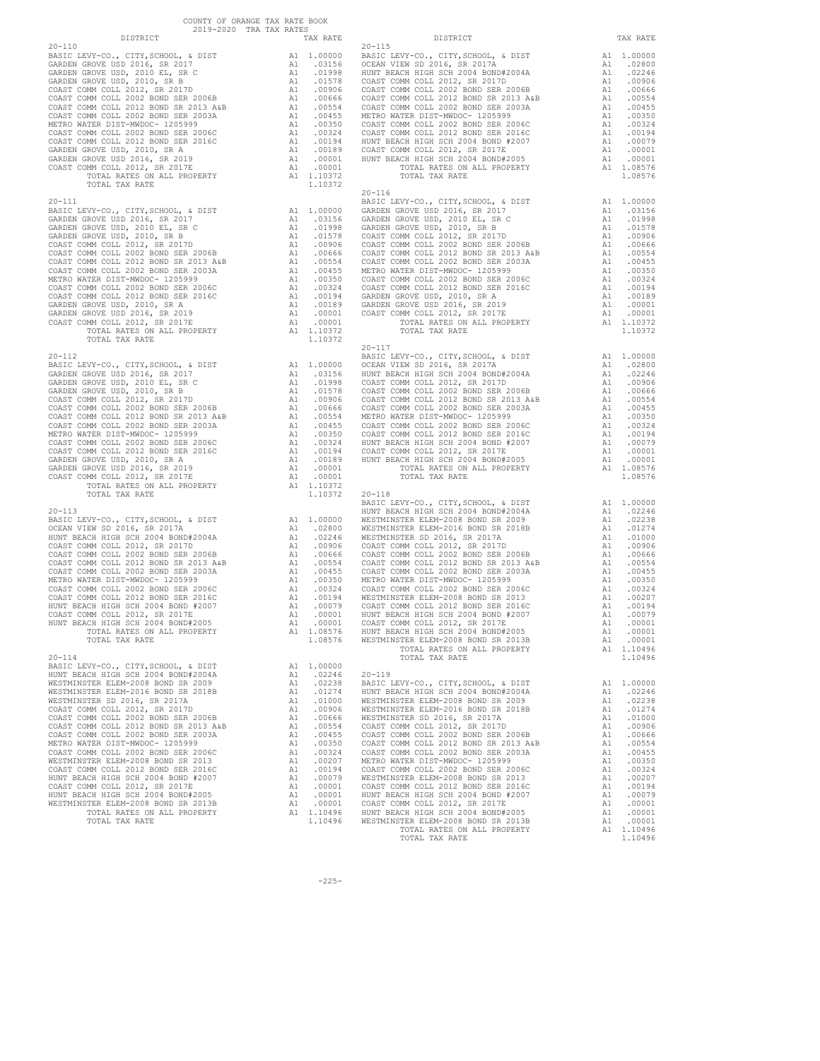COUNTY OF ORANGE TAX RATE BOOK
2019-2020 TRA TAX RATES

| DISTRICT | | TAX RATE |
|---|---|---|
| **20-110** | | |
| BASIC LEVY-CO., CITY,SCHOOL, & DIST | A1 | 1.00000 |
| GARDEN GROVE USD 2016, SR 2017 | A1 | .03156 |
| GARDEN GROVE USD, 2010 EL, SR C | A1 | .01998 |
| GARDEN GROVE USD, 2010, SR B | A1 | .01578 |
| COAST COMM COLL 2012, SR 2017D | A1 | .00906 |
| COAST COMM COLL 2002 BOND SER 2006B | A1 | .00666 |
| COAST COMM COLL 2012 BOND SR 2013 A&B | A1 | .00554 |
| COAST COMM COLL 2002 BOND SER 2003A | A1 | .00455 |
| METRO WATER DIST-MWDOC- 1205999 | A1 | .00350 |
| COAST COMM COLL 2002 BOND SER 2006C | A1 | .00324 |
| COAST COMM COLL 2012 BOND SER 2016C | A1 | .00194 |
| GARDEN GROVE USD, 2010, SR A | A1 | .00189 |
| GARDEN GROVE USD 2016, SR 2019 | A1 | .00001 |
| COAST COMM COLL 2012, SR 2017E | A1 | .00001 |
| TOTAL RATES ON ALL PROPERTY | A1 | 1.10372 |
| TOTAL TAX RATE | | 1.10372 |
| **20-111** | | |
| BASIC LEVY-CO., CITY,SCHOOL, & DIST | A1 | 1.00000 |
| GARDEN GROVE USD 2016, SR 2017 | A1 | .03156 |
| GARDEN GROVE USD, 2010 EL, SR C | A1 | .01998 |
| GARDEN GROVE USD, 2010, SR B | A1 | .01578 |
| COAST COMM COLL 2012, SR 2017D | A1 | .00906 |
| COAST COMM COLL 2002 BOND SER 2006B | A1 | .00666 |
| COAST COMM COLL 2012 BOND SR 2013 A&B | A1 | .00554 |
| COAST COMM COLL 2002 BOND SER 2003A | A1 | .00455 |
| METRO WATER DIST-MWDOC- 1205999 | A1 | .00350 |
| COAST COMM COLL 2002 BOND SER 2006C | A1 | .00324 |
| COAST COMM COLL 2012 BOND SER 2016C | A1 | .00194 |
| GARDEN GROVE USD, 2010, SR A | A1 | .00189 |
| GARDEN GROVE USD 2016, SR 2019 | A1 | .00001 |
| COAST COMM COLL 2012, SR 2017E | A1 | .00001 |
| TOTAL RATES ON ALL PROPERTY | A1 | 1.10372 |
| TOTAL TAX RATE | | 1.10372 |
| **20-112** | | |
| BASIC LEVY-CO., CITY,SCHOOL, & DIST | A1 | 1.00000 |
| GARDEN GROVE USD 2016, SR 2017 | A1 | .03156 |
| GARDEN GROVE USD, 2010 EL, SR C | A1 | .01998 |
| GARDEN GROVE USD, 2010, SR B | A1 | .01578 |
| COAST COMM COLL 2012, SR 2017D | A1 | .00906 |
| COAST COMM COLL 2002 BOND SER 2006B | A1 | .00666 |
| COAST COMM COLL 2012 BOND SR 2013 A&B | A1 | .00554 |
| COAST COMM COLL 2002 BOND SER 2003A | A1 | .00455 |
| METRO WATER DIST-MWDOC- 1205999 | A1 | .00350 |
| COAST COMM COLL 2002 BOND SER 2006C | A1 | .00324 |
| COAST COMM COLL 2012 BOND SER 2016C | A1 | .00194 |
| GARDEN GROVE USD, 2010, SR A | A1 | .00189 |
| GARDEN GROVE USD 2016, SR 2019 | A1 | .00001 |
| COAST COMM COLL 2012, SR 2017E | A1 | .00001 |
| TOTAL RATES ON ALL PROPERTY | A1 | 1.10372 |
| TOTAL TAX RATE | | 1.10372 |
| **20-113** | | |
| BASIC LEVY-CO., CITY,SCHOOL, & DIST | A1 | 1.00000 |
| OCEAN VIEW SD 2016, SR 2017A | A1 | .02800 |
| HUNT BEACH HIGH SCH 2004 BOND#2004A | A1 | .02246 |
| COAST COMM COLL 2012, SR 2017D | A1 | .00906 |
| COAST COMM COLL 2002 BOND SER 2006B | A1 | .00666 |
| COAST COMM COLL 2012 BOND SR 2013 A&B | A1 | .00554 |
| COAST COMM COLL 2002 BOND SER 2003A | A1 | .00455 |
| METRO WATER DIST-MWDOC- 1205999 | A1 | .00350 |
| COAST COMM COLL 2002 BOND SER 2006C | A1 | .00324 |
| COAST COMM COLL 2012 BOND SER 2016C | A1 | .00194 |
| HUNT BEACH HIGH SCH 2004 BOND #2007 | A1 | .00079 |
| COAST COMM COLL 2012, SR 2017E | A1 | .00001 |
| HUNT BEACH HIGH SCH 2004 BOND#2005 | A1 | .00001 |
| TOTAL RATES ON ALL PROPERTY | A1 | 1.08576 |
| TOTAL TAX RATE | | 1.08576 |
| **20-114** | | |
| BASIC LEVY-CO., CITY,SCHOOL, & DIST | A1 | 1.00000 |
| HUNT BEACH HIGH SCH 2004 BOND#2004A | A1 | .02246 |
| WESTMINSTER ELEM-2008 BOND SR 2009 | A1 | .02238 |
| WESTMINSTER ELEM-2016 BOND SR 2018B | A1 | .01274 |
| WESTMINSTER SD 2016, SR 2017A | A1 | .01000 |
| COAST COMM COLL 2012, SR 2017D | A1 | .00906 |
| COAST COMM COLL 2002 BOND SER 2006B | A1 | .00666 |
| COAST COMM COLL 2012 BOND SR 2013 A&B | A1 | .00554 |
| COAST COMM COLL 2002 BOND SER 2003A | A1 | .00455 |
| METRO WATER DIST-MWDOC- 1205999 | A1 | .00350 |
| COAST COMM COLL 2002 BOND SER 2006C | A1 | .00324 |
| WESTMINSTER ELEM-2008 BOND SR 2013 | A1 | .00207 |
| COAST COMM COLL 2012 BOND SER 2016C | A1 | .00194 |
| HUNT BEACH HIGH SCH 2004 BOND #2007 | A1 | .00079 |
| COAST COMM COLL 2012, SR 2017E | A1 | .00001 |
| HUNT BEACH HIGH SCH 2004 BOND#2005 | A1 | .00001 |
| WESTMINSTER ELEM-2008 BOND SR 2013B | A1 | .00001 |
| TOTAL RATES ON ALL PROPERTY | A1 | 1.10496 |
| TOTAL TAX RATE | | 1.10496 |
| **20-115** | | |
| BASIC LEVY-CO., CITY,SCHOOL, & DIST | A1 | 1.00000 |
| OCEAN VIEW SD 2016, SR 2017A | A1 | .02800 |
| HUNT BEACH HIGH SCH 2004 BOND#2004A | A1 | .02246 |
| COAST COMM COLL 2012, SR 2017D | A1 | .00906 |
| COAST COMM COLL 2002 BOND SER 2006B | A1 | .00666 |
| COAST COMM COLL 2012 BOND SR 2013 A&B | A1 | .00554 |
| COAST COMM COLL 2002 BOND SER 2003A | A1 | .00455 |
| METRO WATER DIST-MWDOC- 1205999 | A1 | .00350 |
| COAST COMM COLL 2002 BOND SER 2006C | A1 | .00324 |
| COAST COMM COLL 2012 BOND SER 2016C | A1 | .00194 |
| HUNT BEACH HIGH SCH 2004 BOND #2007 | A1 | .00079 |
| COAST COMM COLL 2012, SR 2017E | A1 | .00001 |
| HUNT BEACH HIGH SCH 2004 BOND#2005 | A1 | .00001 |
| TOTAL RATES ON ALL PROPERTY | A1 | 1.08576 |
| TOTAL TAX RATE | | 1.08576 |
| **20-116** | | |
| BASIC LEVY-CO., CITY,SCHOOL, & DIST | A1 | 1.00000 |
| GARDEN GROVE USD 2016, SR 2017 | A1 | .03156 |
| GARDEN GROVE USD, 2010 EL, SR C | A1 | .01998 |
| GARDEN GROVE USD, 2010, SR B | A1 | .01578 |
| COAST COMM COLL 2012, SR 2017D | A1 | .00906 |
| COAST COMM COLL 2002 BOND SER 2006B | A1 | .00666 |
| COAST COMM COLL 2012 BOND SR 2013 A&B | A1 | .00554 |
| COAST COMM COLL 2002 BOND SER 2003A | A1 | .00455 |
| METRO WATER DIST-MWDOC- 1205999 | A1 | .00350 |
| COAST COMM COLL 2002 BOND SER 2006C | A1 | .00324 |
| COAST COMM COLL 2012 BOND SER 2016C | A1 | .00194 |
| GARDEN GROVE USD, 2010, SR A | A1 | .00189 |
| GARDEN GROVE USD 2016, SR 2019 | A1 | .00001 |
| COAST COMM COLL 2012, SR 2017E | A1 | .00001 |
| TOTAL RATES ON ALL PROPERTY | A1 | 1.10372 |
| TOTAL TAX RATE | | 1.10372 |
| **20-117** | | |
| BASIC LEVY-CO., CITY,SCHOOL, & DIST | A1 | 1.00000 |
| OCEAN VIEW SD 2016, SR 2017A | A1 | .02800 |
| HUNT BEACH HIGH SCH 2004 BOND#2004A | A1 | .02246 |
| COAST COMM COLL 2012, SR 2017D | A1 | .00906 |
| COAST COMM COLL 2002 BOND SER 2006B | A1 | .00666 |
| COAST COMM COLL 2012 BOND SR 2013 A&B | A1 | .00554 |
| COAST COMM COLL 2002 BOND SER 2003A | A1 | .00455 |
| METRO WATER DIST-MWDOC- 1205999 | A1 | .00350 |
| COAST COMM COLL 2002 BOND SER 2006C | A1 | .00324 |
| COAST COMM COLL 2012 BOND SER 2016C | A1 | .00194 |
| HUNT BEACH HIGH SCH 2004 BOND #2007 | A1 | .00079 |
| COAST COMM COLL 2012, SR 2017E | A1 | .00001 |
| HUNT BEACH HIGH SCH 2004 BOND#2005 | A1 | .00001 |
| TOTAL RATES ON ALL PROPERTY | A1 | 1.08576 |
| TOTAL TAX RATE | | 1.08576 |
| **20-118** | | |
| BASIC LEVY-CO., CITY,SCHOOL, & DIST | A1 | 1.00000 |
| HUNT BEACH HIGH SCH 2004 BOND#2004A | A1 | .02246 |
| WESTMINSTER ELEM-2008 BOND SR 2009 | A1 | .02238 |
| WESTMINSTER ELEM-2016 BOND SR 2018B | A1 | .01274 |
| WESTMINSTER SD 2016, SR 2017A | A1 | .01000 |
| COAST COMM COLL 2012, SR 2017D | A1 | .00906 |
| COAST COMM COLL 2002 BOND SER 2006B | A1 | .00666 |
| COAST COMM COLL 2012 BOND SR 2013 A&B | A1 | .00554 |
| COAST COMM COLL 2002 BOND SER 2003A | A1 | .00455 |
| METRO WATER DIST-MWDOC- 1205999 | A1 | .00350 |
| COAST COMM COLL 2002 BOND SER 2006C | A1 | .00324 |
| WESTMINSTER ELEM-2008 BOND SR 2013 | A1 | .00207 |
| COAST COMM COLL 2012 BOND SER 2016C | A1 | .00194 |
| HUNT BEACH HIGH SCH 2004 BOND #2007 | A1 | .00079 |
| COAST COMM COLL 2012, SR 2017E | A1 | .00001 |
| HUNT BEACH HIGH SCH 2004 BOND#2005 | A1 | .00001 |
| WESTMINSTER ELEM-2008 BOND SR 2013B | A1 | .00001 |
| TOTAL RATES ON ALL PROPERTY | A1 | 1.10496 |
| TOTAL TAX RATE | | 1.10496 |
| **20-119** | | |
| BASIC LEVY-CO., CITY,SCHOOL, & DIST | A1 | 1.00000 |
| HUNT BEACH HIGH SCH 2004 BOND#2004A | A1 | .02246 |
| WESTMINSTER ELEM-2008 BOND SR 2009 | A1 | .02238 |
| WESTMINSTER ELEM-2016 BOND SR 2018B | A1 | .01274 |
| WESTMINSTER SD 2016, SR 2017A | A1 | .01000 |
| COAST COMM COLL 2012, SR 2017D | A1 | .00906 |
| COAST COMM COLL 2002 BOND SER 2006B | A1 | .00666 |
| COAST COMM COLL 2012 BOND SR 2013 A&B | A1 | .00554 |
| COAST COMM COLL 2002 BOND SER 2003A | A1 | .00455 |
| METRO WATER DIST-MWDOC- 1205999 | A1 | .00350 |
| COAST COMM COLL 2002 BOND SER 2006C | A1 | .00324 |
| WESTMINSTER ELEM-2008 BOND SR 2013 | A1 | .00207 |
| COAST COMM COLL 2012 BOND SER 2016C | A1 | .00194 |
| HUNT BEACH HIGH SCH 2004 BOND #2007 | A1 | .00079 |
| COAST COMM COLL 2012, SR 2017E | A1 | .00001 |
| HUNT BEACH HIGH SCH 2004 BOND#2005 | A1 | .00001 |
| WESTMINSTER ELEM-2008 BOND SR 2013B | A1 | .00001 |
| TOTAL RATES ON ALL PROPERTY | A1 | 1.10496 |
| TOTAL TAX RATE | | 1.10496 |